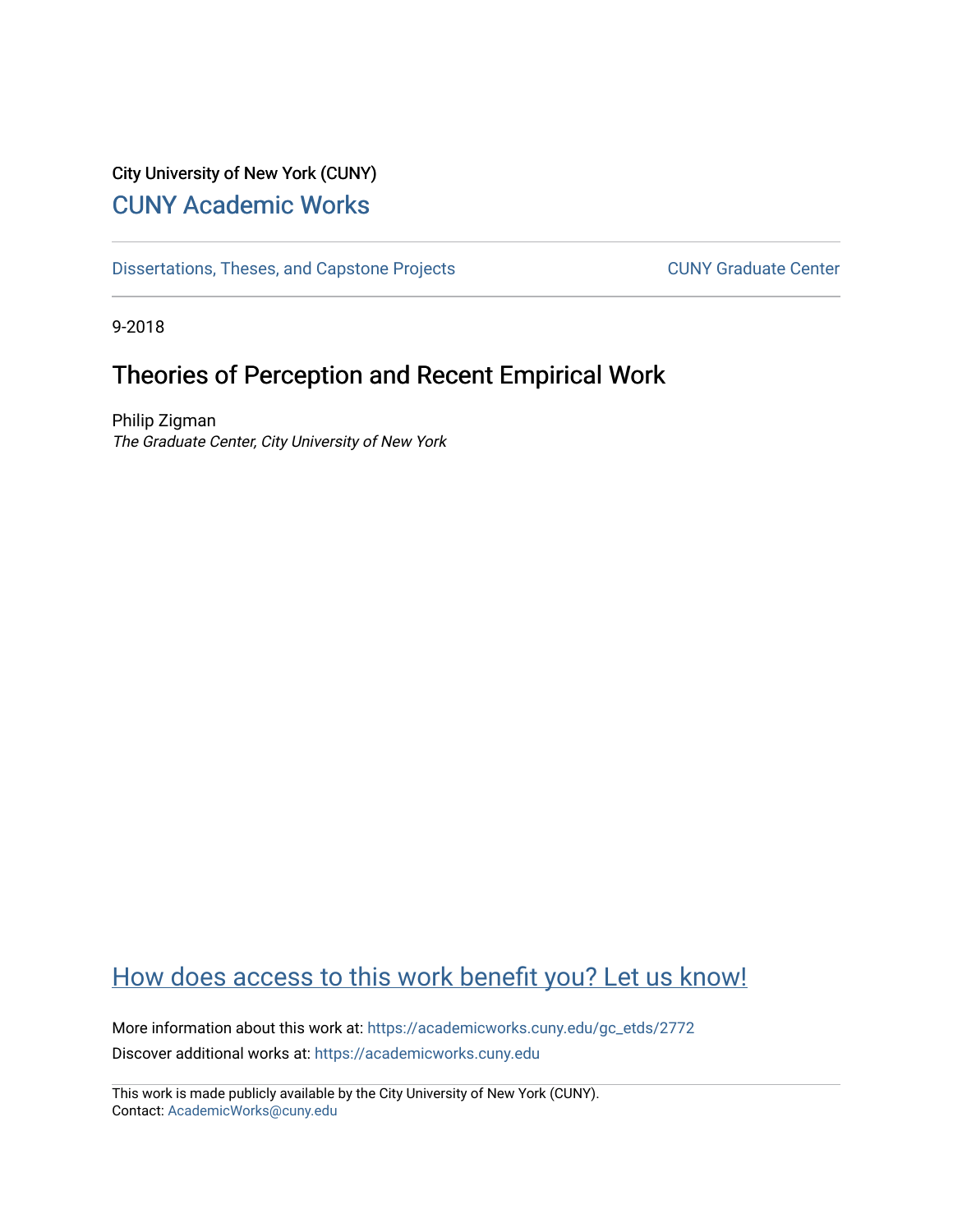City University of New York (CUNY)

## CUNY Academic Works

Dissertations, Theses, and Capstone Projects

CUNY Graduate Center

9-2018

# Theories of Perception and Recent Empirical Work

Philip Zigman

*The Graduate Center, City University of New York*

How does access to this work benefit you? Let us know!

More information about this work at: https://academicworks.cuny.edu/gc_etds/2772

Discover additional works at: https://academicworks.cuny.edu

This work is made publicly available by the City University of New York (CUNY).
Contact: AcademicWorks@cuny.edu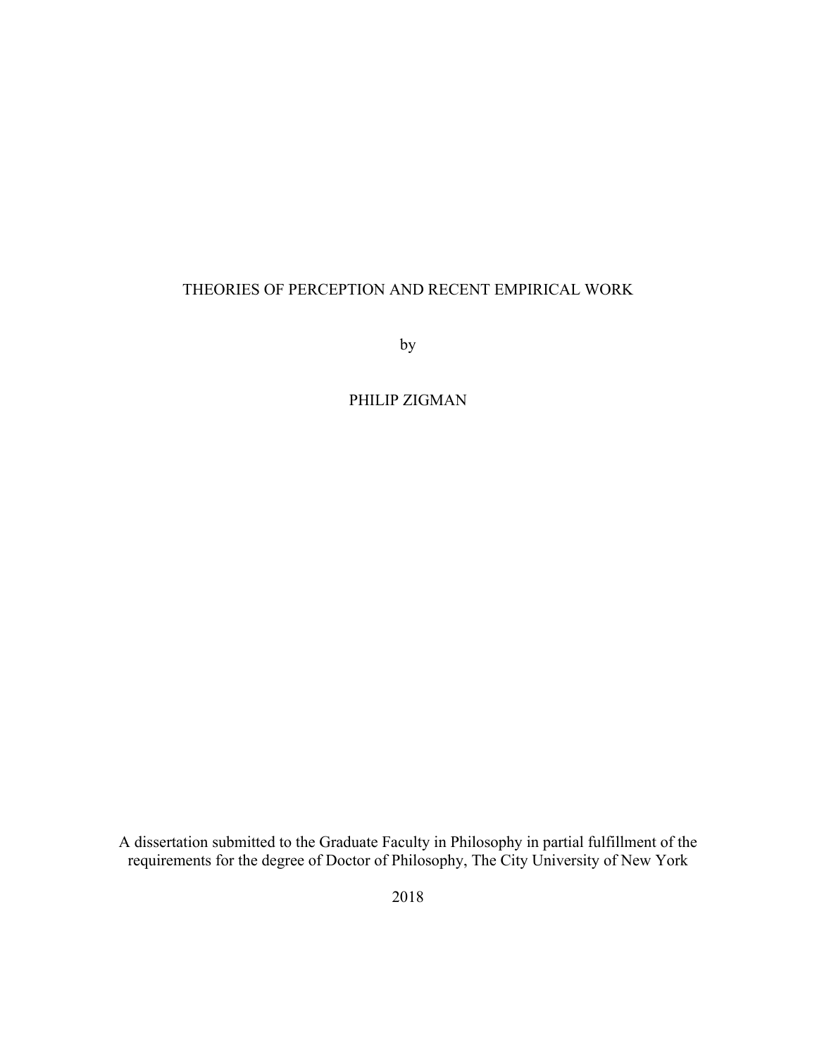# THEORIES OF PERCEPTION AND RECENT EMPIRICAL WORK

by

PHILIP ZIGMAN

A dissertation submitted to the Graduate Faculty in Philosophy in partial fulfillment of the requirements for the degree of Doctor of Philosophy, The City University of New York

2018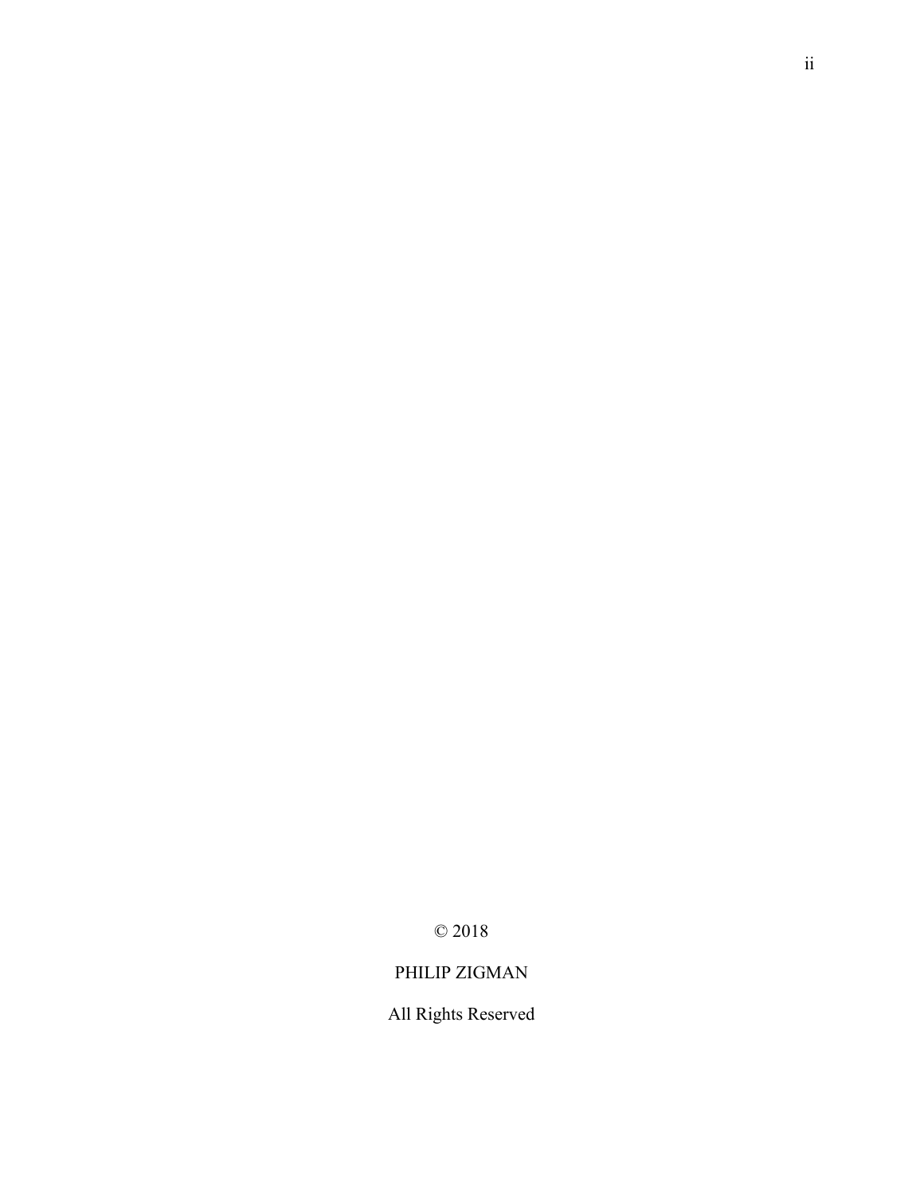© 2018

PHILIP ZIGMAN

All Rights Reserved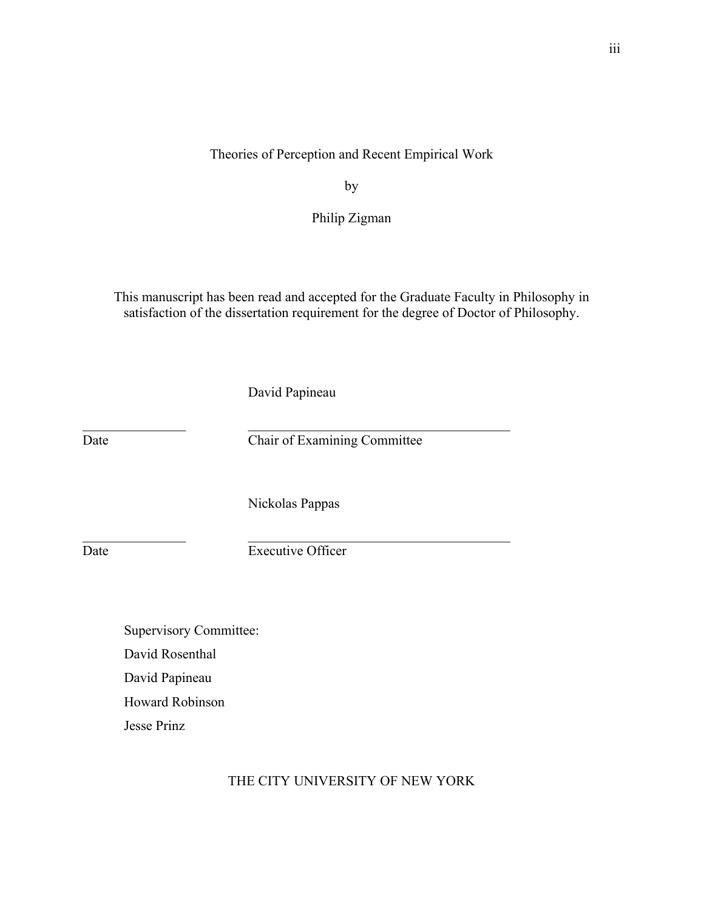Theories of Perception and Recent Empirical Work

by

Philip Zigman

This manuscript has been read and accepted for the Graduate Faculty in Philosophy in satisfaction of the dissertation requirement for the degree of Doctor of Philosophy.

David Papineau

_______________ _______________________________________

Date Chair of Examining Committee

Nickolas Pappas

_______________ _______________________________________

Date Executive Officer

Supervisory Committee:

David Rosenthal

David Papineau

Howard Robinson

Jesse Prinz

THE CITY UNIVERSITY OF NEW YORK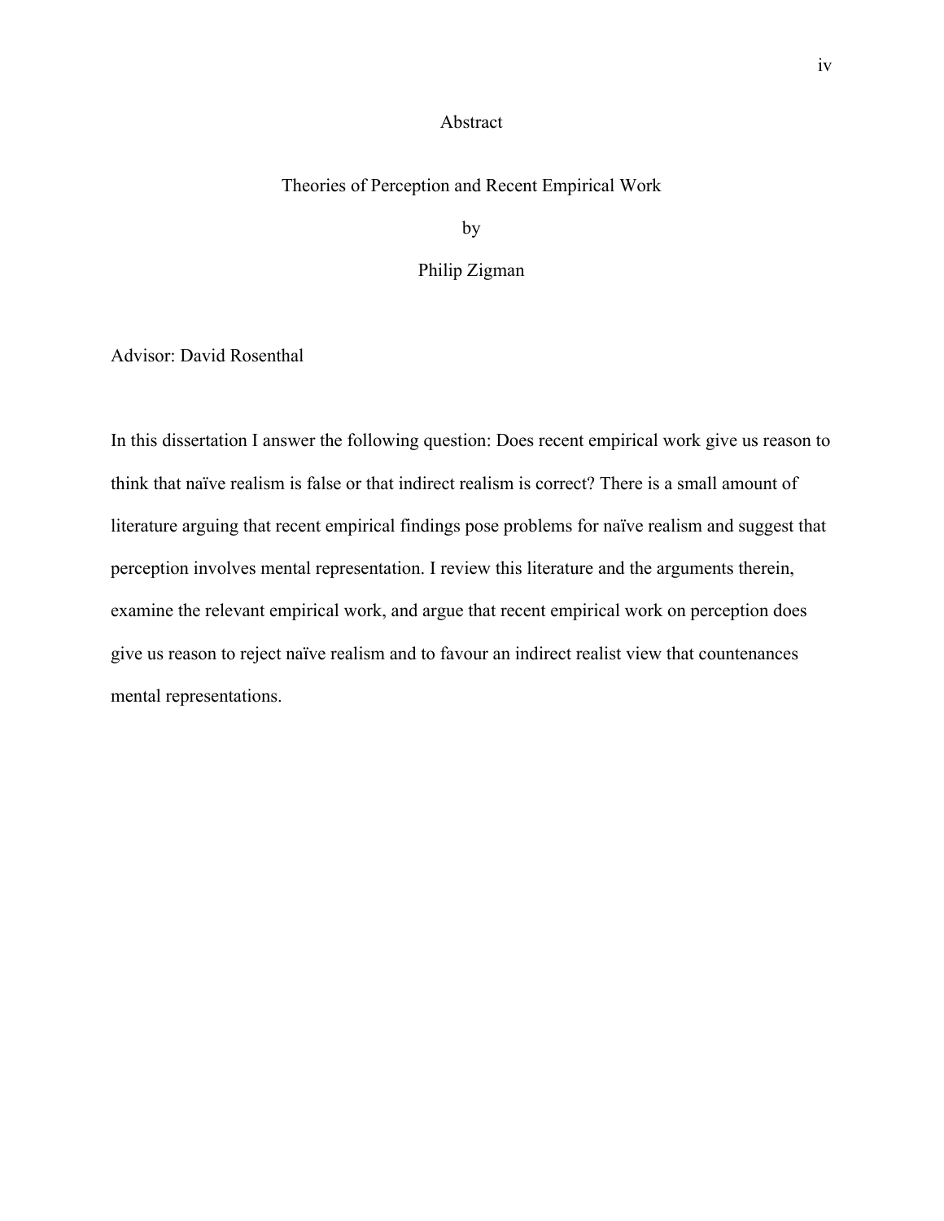# Abstract

Theories of Perception and Recent Empirical Work

by

Philip Zigman

Advisor: David Rosenthal

In this dissertation I answer the following question: Does recent empirical work give us reason to think that naïve realism is false or that indirect realism is correct? There is a small amount of literature arguing that recent empirical findings pose problems for naïve realism and suggest that perception involves mental representation. I review this literature and the arguments therein, examine the relevant empirical work, and argue that recent empirical work on perception does give us reason to reject naïve realism and to favour an indirect realist view that countenances mental representations.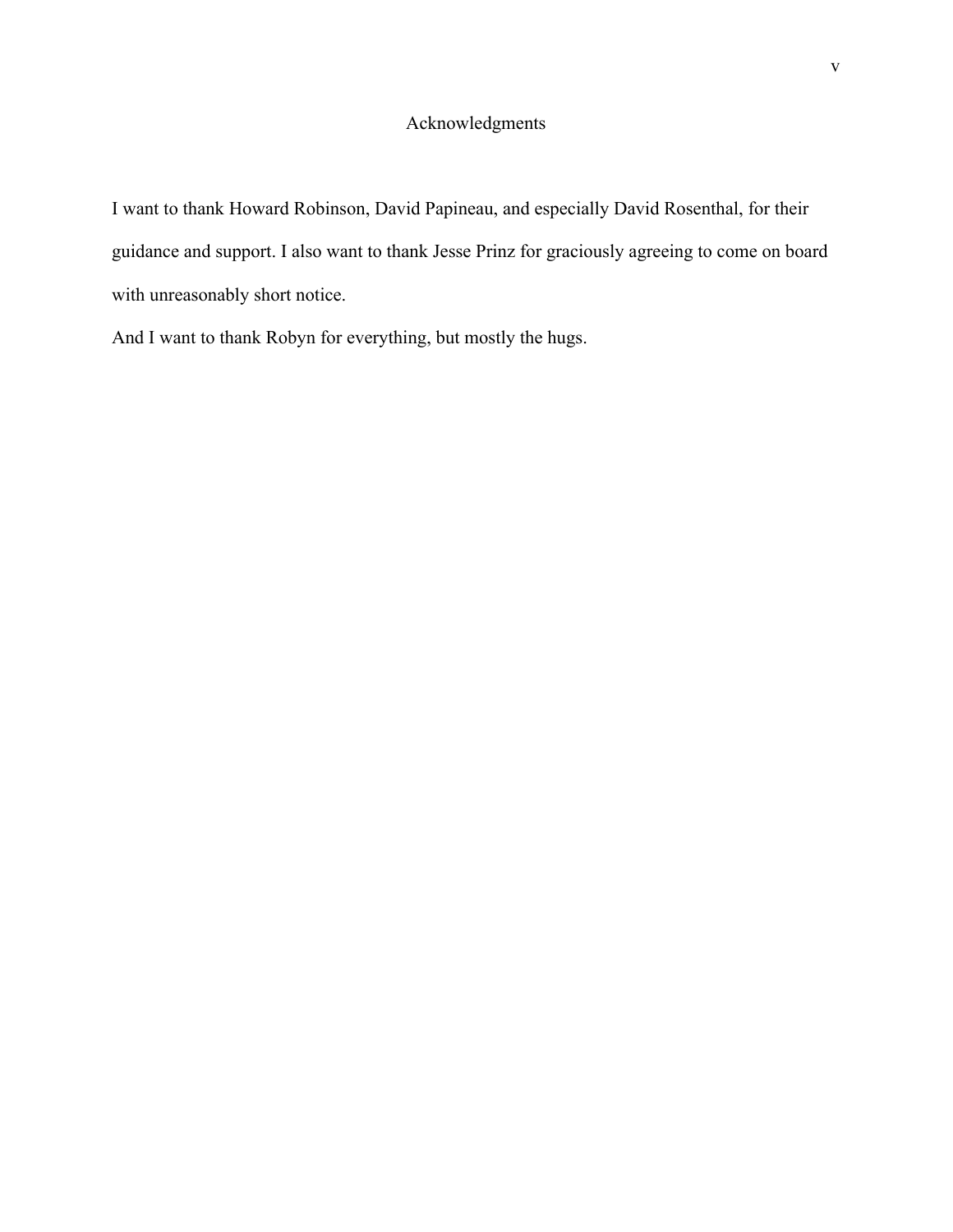# Acknowledgments

I want to thank Howard Robinson, David Papineau, and especially David Rosenthal, for their guidance and support. I also want to thank Jesse Prinz for graciously agreeing to come on board with unreasonably short notice.

And I want to thank Robyn for everything, but mostly the hugs.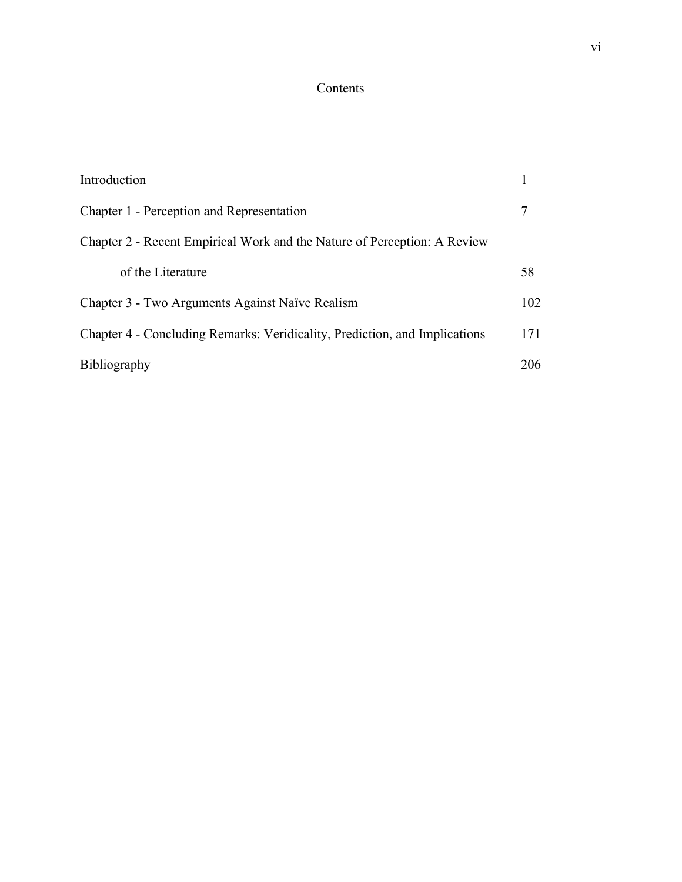# Contents

| | |
|---|---|
| Introduction | 1 |
| Chapter 1 - Perception and Representation | 7 |
| Chapter 2 - Recent Empirical Work and the Nature of Perception: A Review of the Literature | 58 |
| Chapter 3 - Two Arguments Against Naïve Realism | 102 |
| Chapter 4 - Concluding Remarks: Veridicality, Prediction, and Implications | 171 |
| Bibliography | 206 |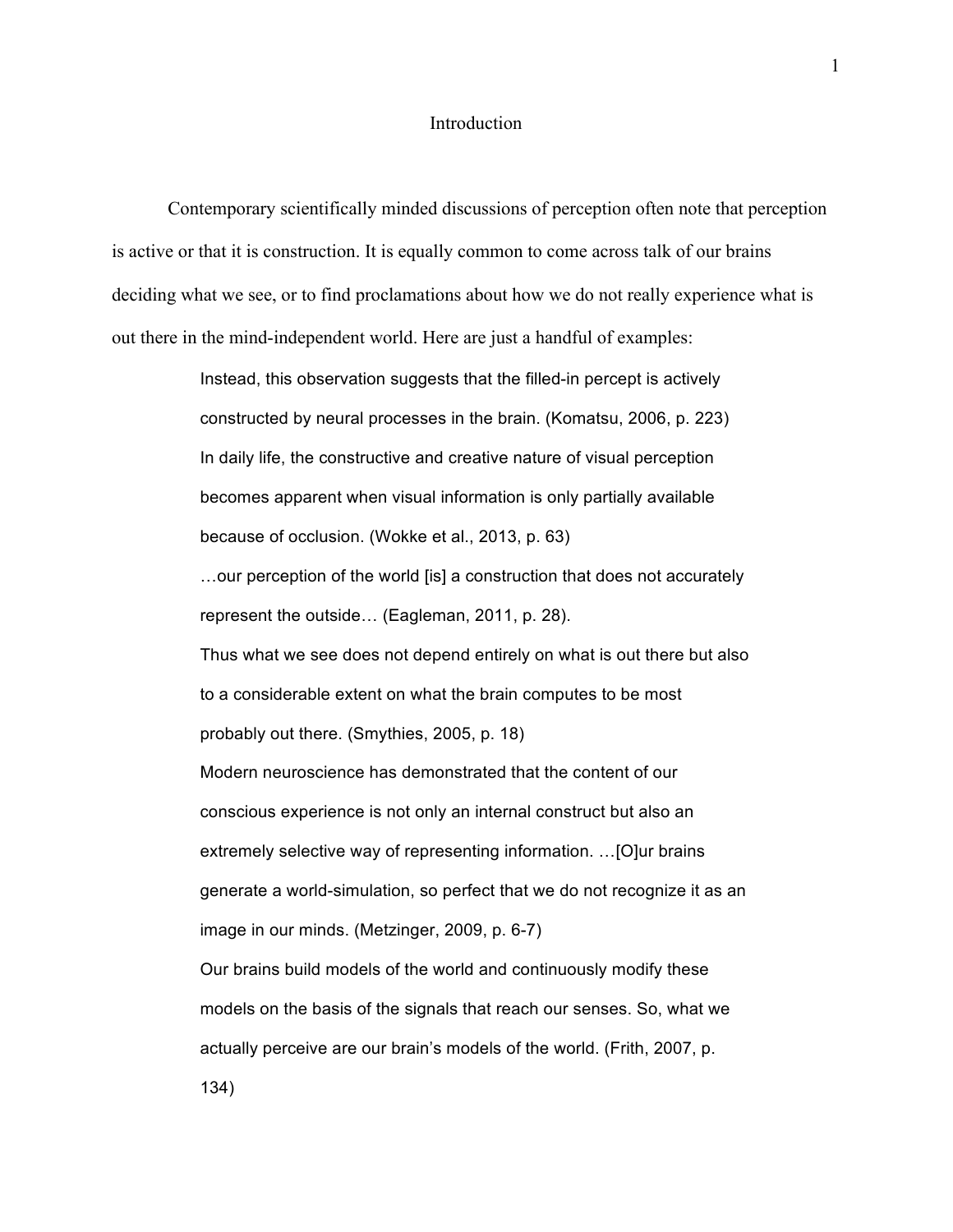# Introduction

Contemporary scientifically minded discussions of perception often note that perception is active or that it is construction. It is equally common to come across talk of our brains deciding what we see, or to find proclamations about how we do not really experience what is out there in the mind-independent world. Here are just a handful of examples:

> Instead, this observation suggests that the filled-in percept is actively constructed by neural processes in the brain. (Komatsu, 2006, p. 223)
>
> In daily life, the constructive and creative nature of visual perception becomes apparent when visual information is only partially available because of occlusion. (Wokke et al., 2013, p. 63)
>
> …our perception of the world [is] a construction that does not accurately represent the outside… (Eagleman, 2011, p. 28).
>
> Thus what we see does not depend entirely on what is out there but also to a considerable extent on what the brain computes to be most probably out there. (Smythies, 2005, p. 18)
>
> Modern neuroscience has demonstrated that the content of our conscious experience is not only an internal construct but also an extremely selective way of representing information. …[O]ur brains generate a world-simulation, so perfect that we do not recognize it as an image in our minds. (Metzinger, 2009, p. 6-7)
>
> Our brains build models of the world and continuously modify these models on the basis of the signals that reach our senses. So, what we actually perceive are our brain's models of the world. (Frith, 2007, p. 134)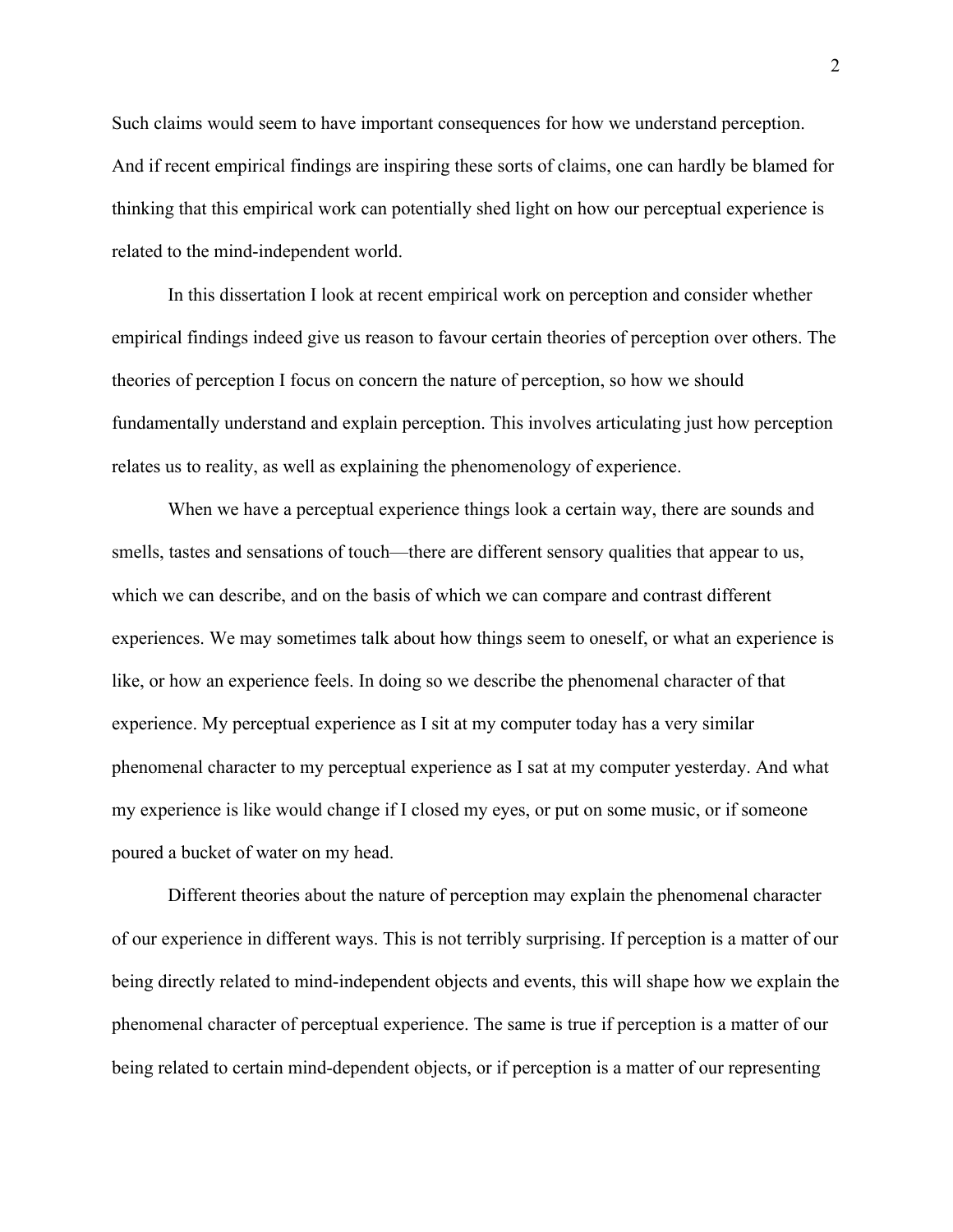Such claims would seem to have important consequences for how we understand perception. And if recent empirical findings are inspiring these sorts of claims, one can hardly be blamed for thinking that this empirical work can potentially shed light on how our perceptual experience is related to the mind-independent world.

In this dissertation I look at recent empirical work on perception and consider whether empirical findings indeed give us reason to favour certain theories of perception over others. The theories of perception I focus on concern the nature of perception, so how we should fundamentally understand and explain perception. This involves articulating just how perception relates us to reality, as well as explaining the phenomenology of experience.

When we have a perceptual experience things look a certain way, there are sounds and smells, tastes and sensations of touch—there are different sensory qualities that appear to us, which we can describe, and on the basis of which we can compare and contrast different experiences. We may sometimes talk about how things seem to oneself, or what an experience is like, or how an experience feels. In doing so we describe the phenomenal character of that experience. My perceptual experience as I sit at my computer today has a very similar phenomenal character to my perceptual experience as I sat at my computer yesterday. And what my experience is like would change if I closed my eyes, or put on some music, or if someone poured a bucket of water on my head.

Different theories about the nature of perception may explain the phenomenal character of our experience in different ways. This is not terribly surprising. If perception is a matter of our being directly related to mind-independent objects and events, this will shape how we explain the phenomenal character of perceptual experience. The same is true if perception is a matter of our being related to certain mind-dependent objects, or if perception is a matter of our representing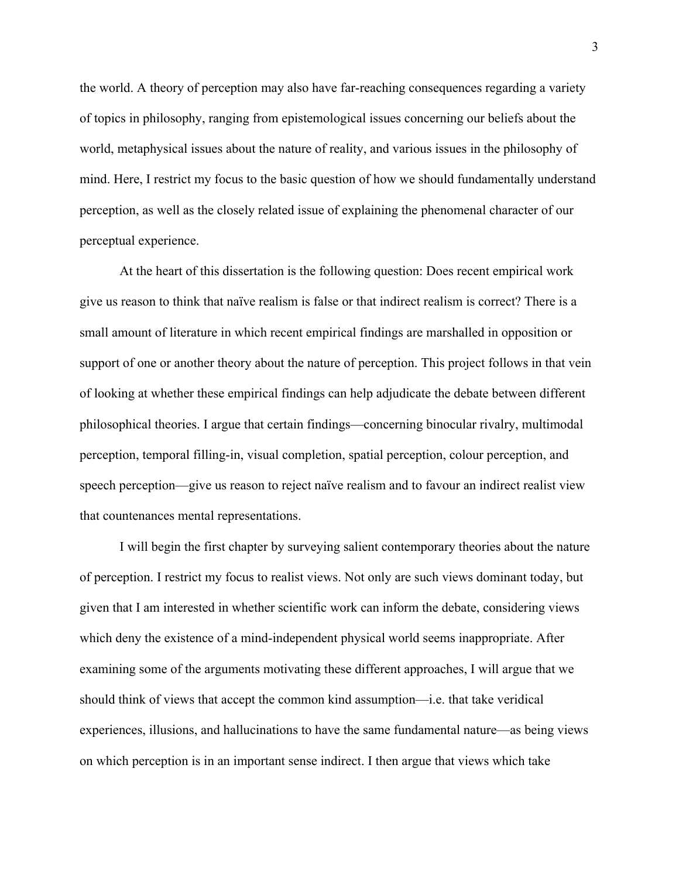the world. A theory of perception may also have far-reaching consequences regarding a variety of topics in philosophy, ranging from epistemological issues concerning our beliefs about the world, metaphysical issues about the nature of reality, and various issues in the philosophy of mind. Here, I restrict my focus to the basic question of how we should fundamentally understand perception, as well as the closely related issue of explaining the phenomenal character of our perceptual experience.

At the heart of this dissertation is the following question: Does recent empirical work give us reason to think that naïve realism is false or that indirect realism is correct? There is a small amount of literature in which recent empirical findings are marshalled in opposition or support of one or another theory about the nature of perception. This project follows in that vein of looking at whether these empirical findings can help adjudicate the debate between different philosophical theories. I argue that certain findings—concerning binocular rivalry, multimodal perception, temporal filling-in, visual completion, spatial perception, colour perception, and speech perception—give us reason to reject naïve realism and to favour an indirect realist view that countenances mental representations.

I will begin the first chapter by surveying salient contemporary theories about the nature of perception. I restrict my focus to realist views. Not only are such views dominant today, but given that I am interested in whether scientific work can inform the debate, considering views which deny the existence of a mind-independent physical world seems inappropriate. After examining some of the arguments motivating these different approaches, I will argue that we should think of views that accept the common kind assumption—i.e. that take veridical experiences, illusions, and hallucinations to have the same fundamental nature—as being views on which perception is in an important sense indirect. I then argue that views which take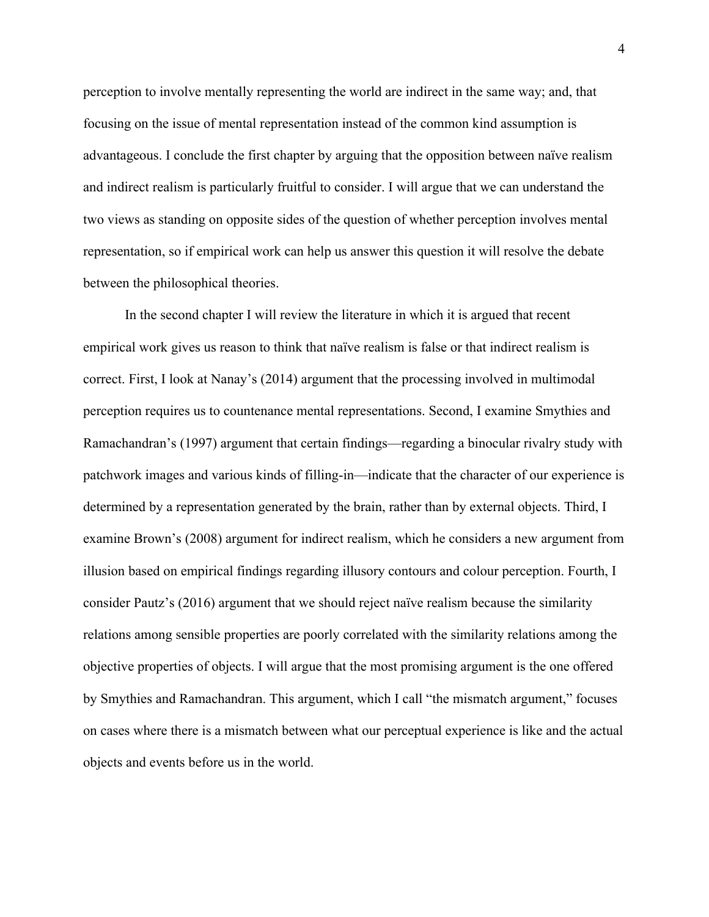perception to involve mentally representing the world are indirect in the same way; and, that focusing on the issue of mental representation instead of the common kind assumption is advantageous. I conclude the first chapter by arguing that the opposition between naïve realism and indirect realism is particularly fruitful to consider. I will argue that we can understand the two views as standing on opposite sides of the question of whether perception involves mental representation, so if empirical work can help us answer this question it will resolve the debate between the philosophical theories.

In the second chapter I will review the literature in which it is argued that recent empirical work gives us reason to think that naïve realism is false or that indirect realism is correct. First, I look at Nanay's (2014) argument that the processing involved in multimodal perception requires us to countenance mental representations. Second, I examine Smythies and Ramachandran's (1997) argument that certain findings—regarding a binocular rivalry study with patchwork images and various kinds of filling-in—indicate that the character of our experience is determined by a representation generated by the brain, rather than by external objects. Third, I examine Brown's (2008) argument for indirect realism, which he considers a new argument from illusion based on empirical findings regarding illusory contours and colour perception. Fourth, I consider Pautz's (2016) argument that we should reject naïve realism because the similarity relations among sensible properties are poorly correlated with the similarity relations among the objective properties of objects. I will argue that the most promising argument is the one offered by Smythies and Ramachandran. This argument, which I call "the mismatch argument," focuses on cases where there is a mismatch between what our perceptual experience is like and the actual objects and events before us in the world.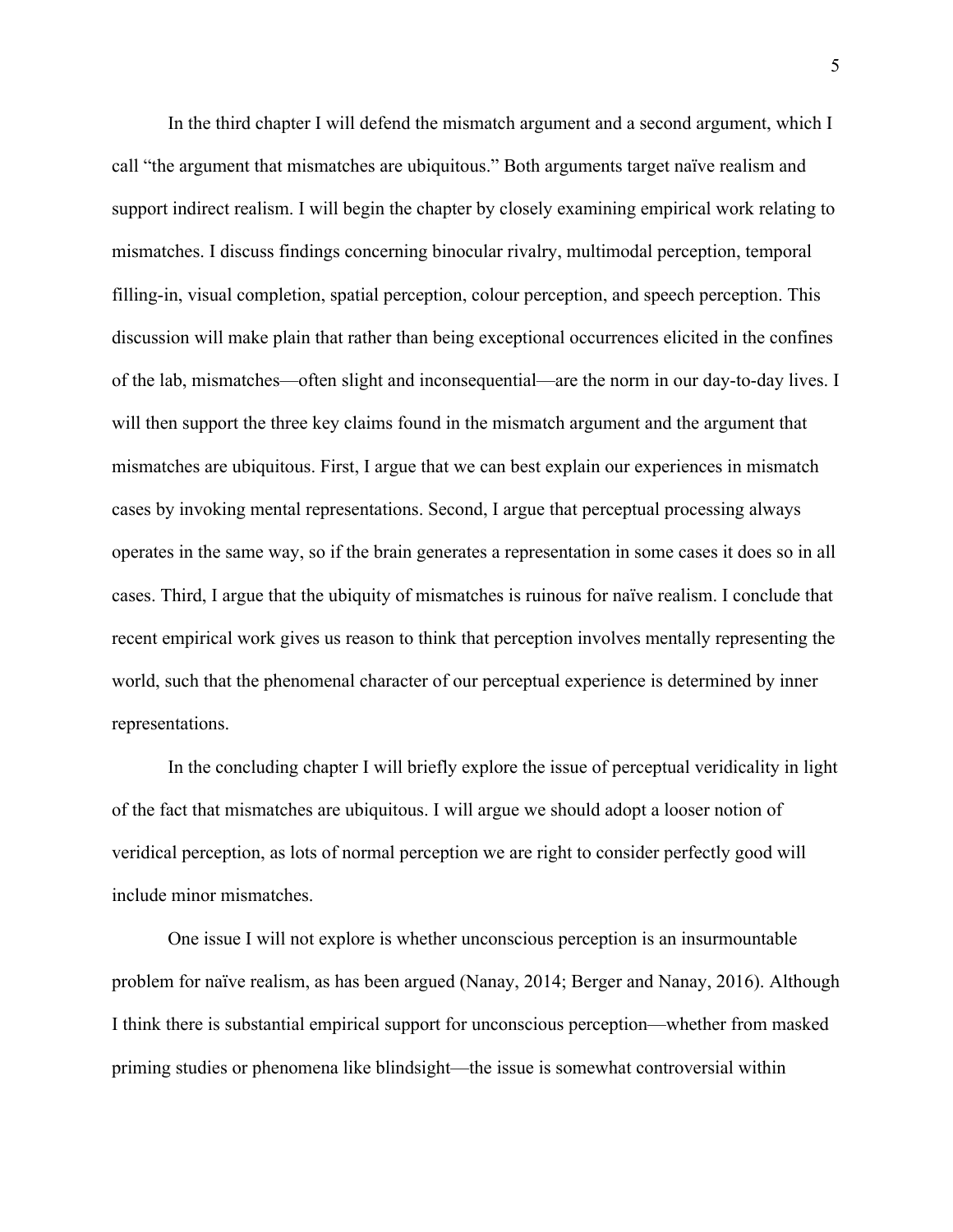In the third chapter I will defend the mismatch argument and a second argument, which I call "the argument that mismatches are ubiquitous." Both arguments target naïve realism and support indirect realism. I will begin the chapter by closely examining empirical work relating to mismatches. I discuss findings concerning binocular rivalry, multimodal perception, temporal filling-in, visual completion, spatial perception, colour perception, and speech perception. This discussion will make plain that rather than being exceptional occurrences elicited in the confines of the lab, mismatches—often slight and inconsequential—are the norm in our day-to-day lives. I will then support the three key claims found in the mismatch argument and the argument that mismatches are ubiquitous. First, I argue that we can best explain our experiences in mismatch cases by invoking mental representations. Second, I argue that perceptual processing always operates in the same way, so if the brain generates a representation in some cases it does so in all cases. Third, I argue that the ubiquity of mismatches is ruinous for naïve realism. I conclude that recent empirical work gives us reason to think that perception involves mentally representing the world, such that the phenomenal character of our perceptual experience is determined by inner representations.

In the concluding chapter I will briefly explore the issue of perceptual veridicality in light of the fact that mismatches are ubiquitous. I will argue we should adopt a looser notion of veridical perception, as lots of normal perception we are right to consider perfectly good will include minor mismatches.

One issue I will not explore is whether unconscious perception is an insurmountable problem for naïve realism, as has been argued (Nanay, 2014; Berger and Nanay, 2016). Although I think there is substantial empirical support for unconscious perception—whether from masked priming studies or phenomena like blindsight—the issue is somewhat controversial within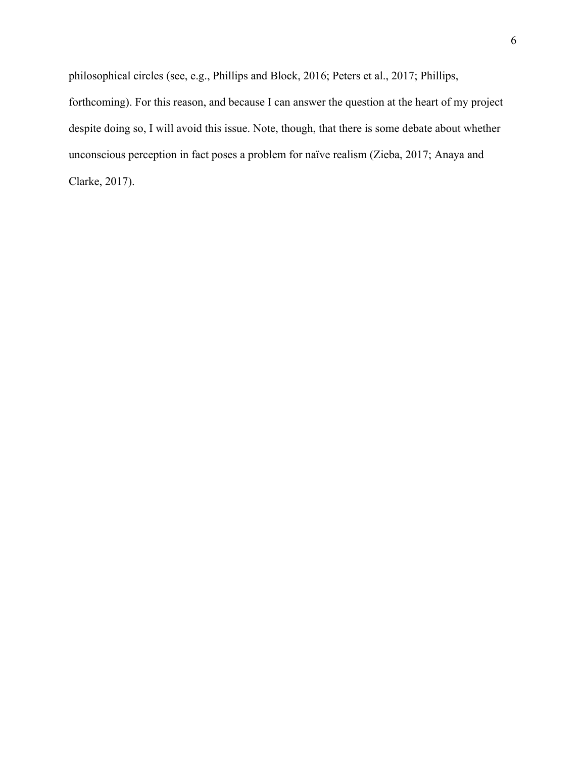philosophical circles (see, e.g., Phillips and Block, 2016; Peters et al., 2017; Phillips, forthcoming). For this reason, and because I can answer the question at the heart of my project despite doing so, I will avoid this issue. Note, though, that there is some debate about whether unconscious perception in fact poses a problem for naïve realism (Zieba, 2017; Anaya and Clarke, 2017).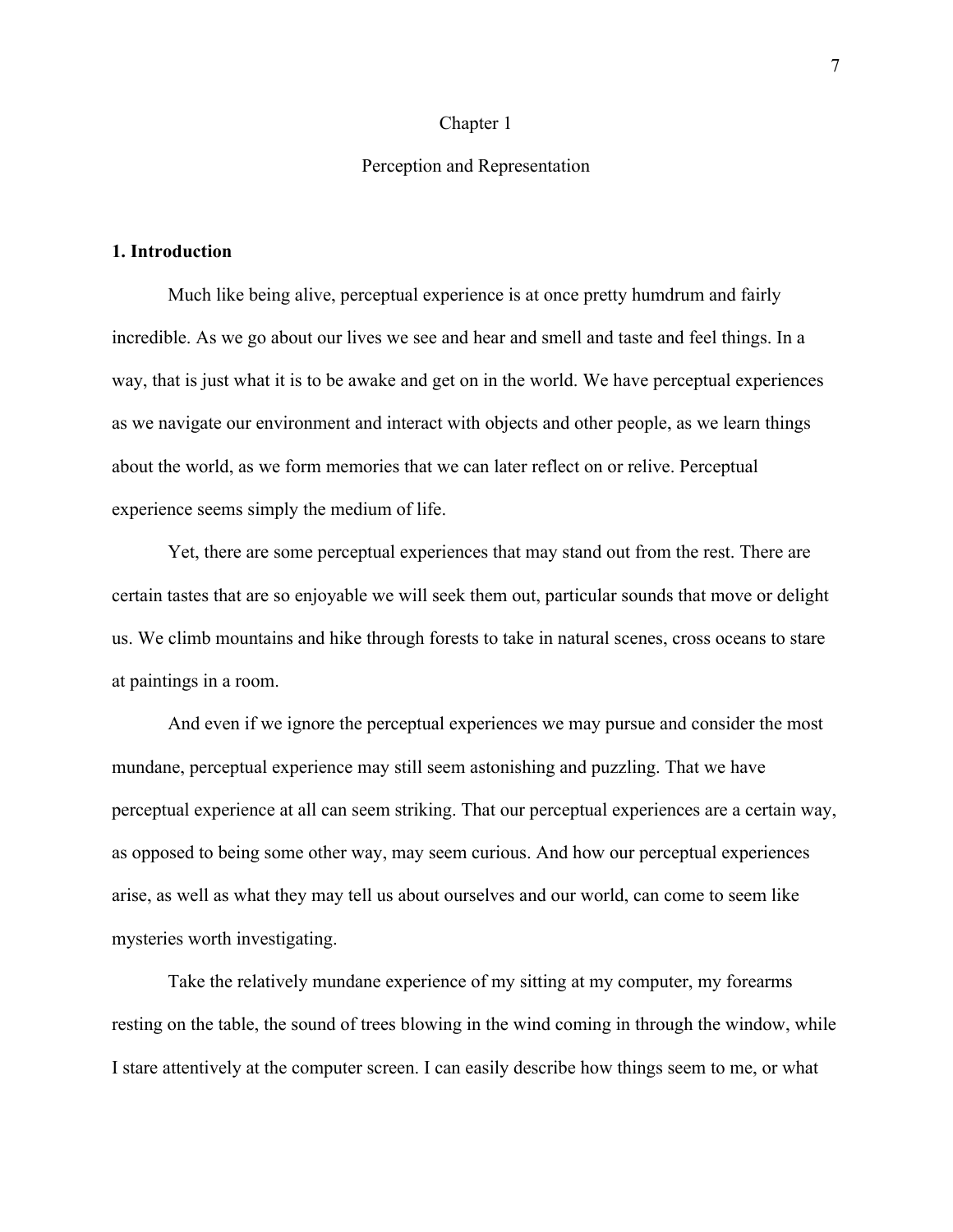# Chapter 1

# Perception and Representation

## 1. Introduction

Much like being alive, perceptual experience is at once pretty humdrum and fairly incredible. As we go about our lives we see and hear and smell and taste and feel things. In a way, that is just what it is to be awake and get on in the world. We have perceptual experiences as we navigate our environment and interact with objects and other people, as we learn things about the world, as we form memories that we can later reflect on or relive. Perceptual experience seems simply the medium of life.

Yet, there are some perceptual experiences that may stand out from the rest. There are certain tastes that are so enjoyable we will seek them out, particular sounds that move or delight us. We climb mountains and hike through forests to take in natural scenes, cross oceans to stare at paintings in a room.

And even if we ignore the perceptual experiences we may pursue and consider the most mundane, perceptual experience may still seem astonishing and puzzling. That we have perceptual experience at all can seem striking. That our perceptual experiences are a certain way, as opposed to being some other way, may seem curious. And how our perceptual experiences arise, as well as what they may tell us about ourselves and our world, can come to seem like mysteries worth investigating.

Take the relatively mundane experience of my sitting at my computer, my forearms resting on the table, the sound of trees blowing in the wind coming in through the window, while I stare attentively at the computer screen. I can easily describe how things seem to me, or what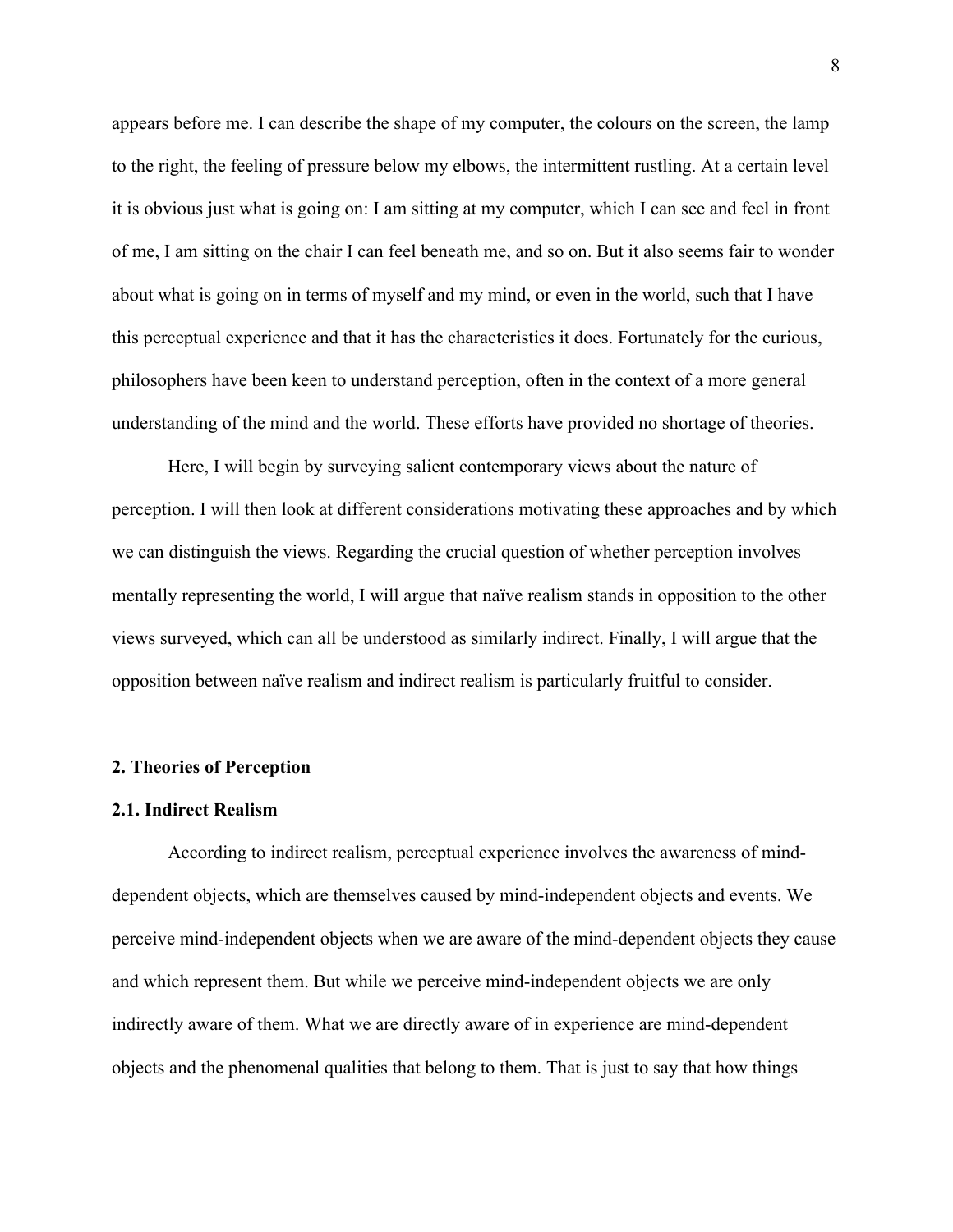appears before me. I can describe the shape of my computer, the colours on the screen, the lamp to the right, the feeling of pressure below my elbows, the intermittent rustling. At a certain level it is obvious just what is going on: I am sitting at my computer, which I can see and feel in front of me, I am sitting on the chair I can feel beneath me, and so on. But it also seems fair to wonder about what is going on in terms of myself and my mind, or even in the world, such that I have this perceptual experience and that it has the characteristics it does. Fortunately for the curious, philosophers have been keen to understand perception, often in the context of a more general understanding of the mind and the world. These efforts have provided no shortage of theories.

Here, I will begin by surveying salient contemporary views about the nature of perception. I will then look at different considerations motivating these approaches and by which we can distinguish the views. Regarding the crucial question of whether perception involves mentally representing the world, I will argue that naïve realism stands in opposition to the other views surveyed, which can all be understood as similarly indirect. Finally, I will argue that the opposition between naïve realism and indirect realism is particularly fruitful to consider.

## 2. Theories of Perception

### 2.1. Indirect Realism

According to indirect realism, perceptual experience involves the awareness of mind-dependent objects, which are themselves caused by mind-independent objects and events. We perceive mind-independent objects when we are aware of the mind-dependent objects they cause and which represent them. But while we perceive mind-independent objects we are only indirectly aware of them. What we are directly aware of in experience are mind-dependent objects and the phenomenal qualities that belong to them. That is just to say that how things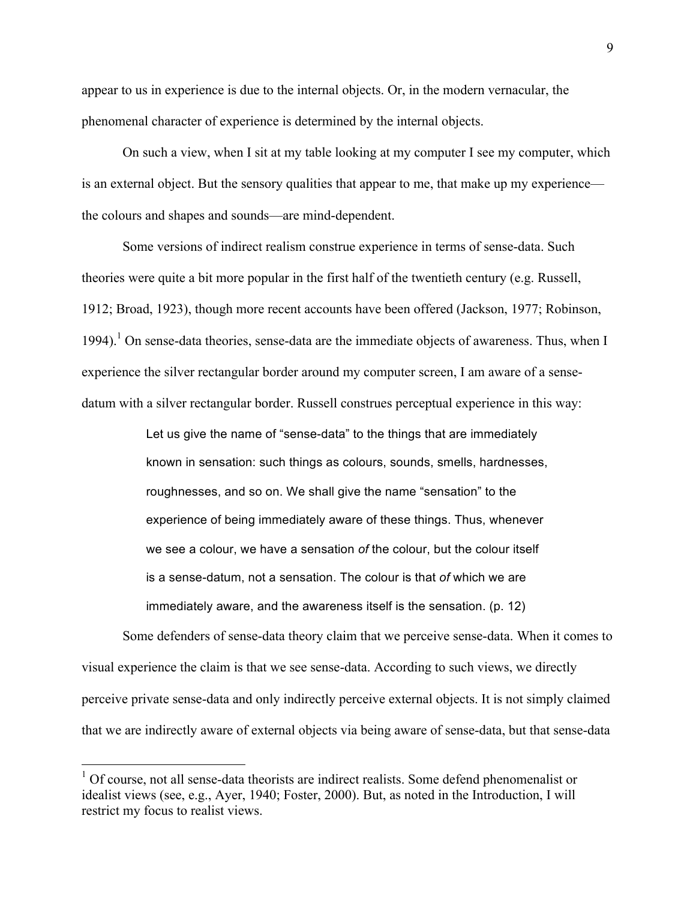appear to us in experience is due to the internal objects. Or, in the modern vernacular, the phenomenal character of experience is determined by the internal objects.

On such a view, when I sit at my table looking at my computer I see my computer, which is an external object. But the sensory qualities that appear to me, that make up my experience—the colours and shapes and sounds—are mind-dependent.

Some versions of indirect realism construe experience in terms of sense-data. Such theories were quite a bit more popular in the first half of the twentieth century (e.g. Russell, 1912; Broad, 1923), though more recent accounts have been offered (Jackson, 1977; Robinson, 1994).[1] On sense-data theories, sense-data are the immediate objects of awareness. Thus, when I experience the silver rectangular border around my computer screen, I am aware of a sense-datum with a silver rectangular border. Russell construes perceptual experience in this way:

> Let us give the name of "sense-data" to the things that are immediately known in sensation: such things as colours, sounds, smells, hardnesses, roughnesses, and so on. We shall give the name "sensation" to the experience of being immediately aware of these things. Thus, whenever we see a colour, we have a sensation *of* the colour, but the colour itself is a sense-datum, not a sensation. The colour is that *of* which we are immediately aware, and the awareness itself is the sensation. (p. 12)

Some defenders of sense-data theory claim that we perceive sense-data. When it comes to visual experience the claim is that we see sense-data. According to such views, we directly perceive private sense-data and only indirectly perceive external objects. It is not simply claimed that we are indirectly aware of external objects via being aware of sense-data, but that sense-data

[1] Of course, not all sense-data theorists are indirect realists. Some defend phenomenalist or idealist views (see, e.g., Ayer, 1940; Foster, 2000). But, as noted in the Introduction, I will restrict my focus to realist views.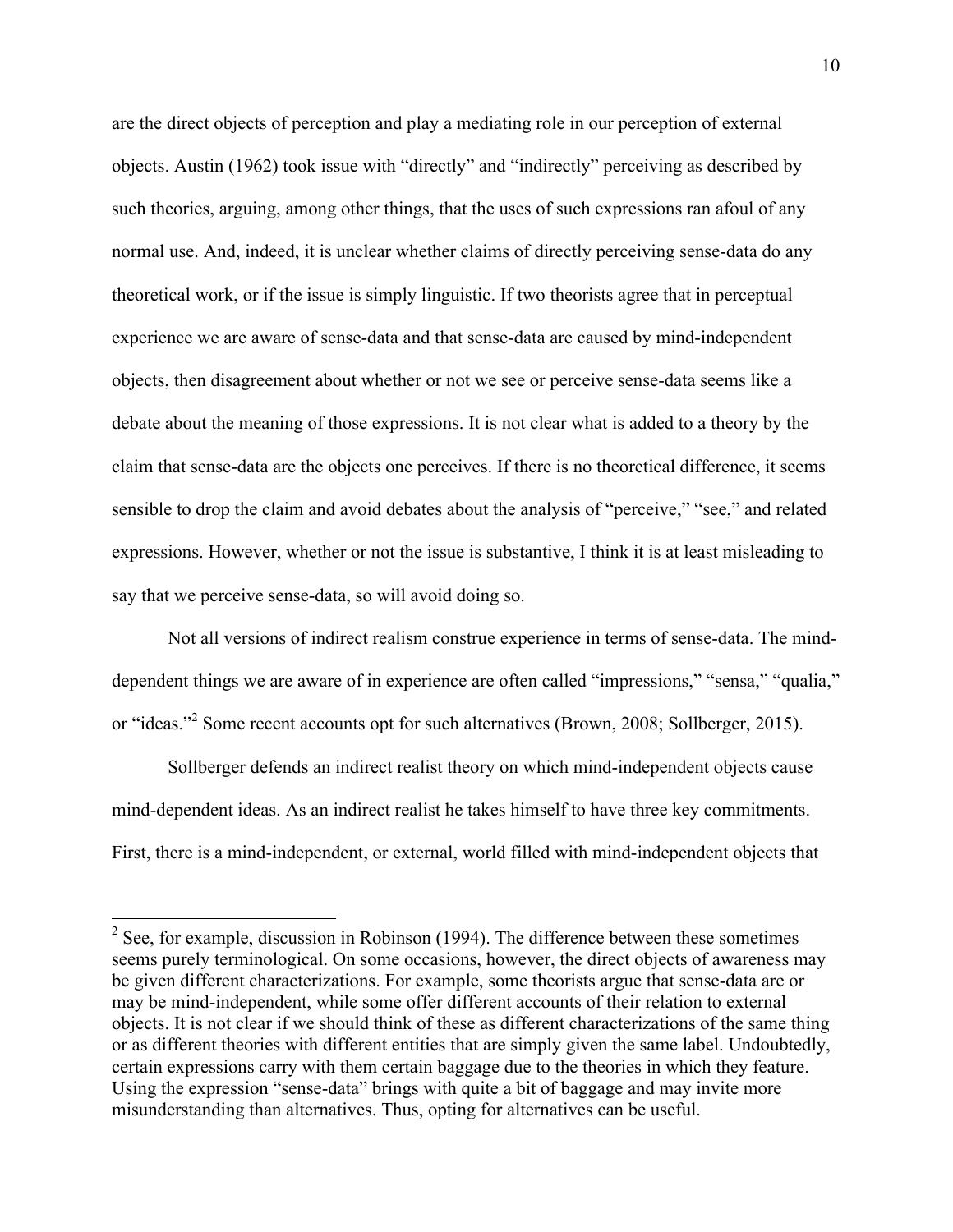are the direct objects of perception and play a mediating role in our perception of external objects. Austin (1962) took issue with "directly" and "indirectly" perceiving as described by such theories, arguing, among other things, that the uses of such expressions ran afoul of any normal use. And, indeed, it is unclear whether claims of directly perceiving sense-data do any theoretical work, or if the issue is simply linguistic. If two theorists agree that in perceptual experience we are aware of sense-data and that sense-data are caused by mind-independent objects, then disagreement about whether or not we see or perceive sense-data seems like a debate about the meaning of those expressions. It is not clear what is added to a theory by the claim that sense-data are the objects one perceives. If there is no theoretical difference, it seems sensible to drop the claim and avoid debates about the analysis of "perceive," "see," and related expressions. However, whether or not the issue is substantive, I think it is at least misleading to say that we perceive sense-data, so will avoid doing so.

Not all versions of indirect realism construe experience in terms of sense-data. The mind-dependent things we are aware of in experience are often called "impressions," "sensa," "qualia," or "ideas."[2] Some recent accounts opt for such alternatives (Brown, 2008; Sollberger, 2015).

Sollberger defends an indirect realist theory on which mind-independent objects cause mind-dependent ideas. As an indirect realist he takes himself to have three key commitments. First, there is a mind-independent, or external, world filled with mind-independent objects that

---

[2] See, for example, discussion in Robinson (1994). The difference between these sometimes seems purely terminological. On some occasions, however, the direct objects of awareness may be given different characterizations. For example, some theorists argue that sense-data are or may be mind-independent, while some offer different accounts of their relation to external objects. It is not clear if we should think of these as different characterizations of the same thing or as different theories with different entities that are simply given the same label. Undoubtedly, certain expressions carry with them certain baggage due to the theories in which they feature. Using the expression "sense-data" brings with quite a bit of baggage and may invite more misunderstanding than alternatives. Thus, opting for alternatives can be useful.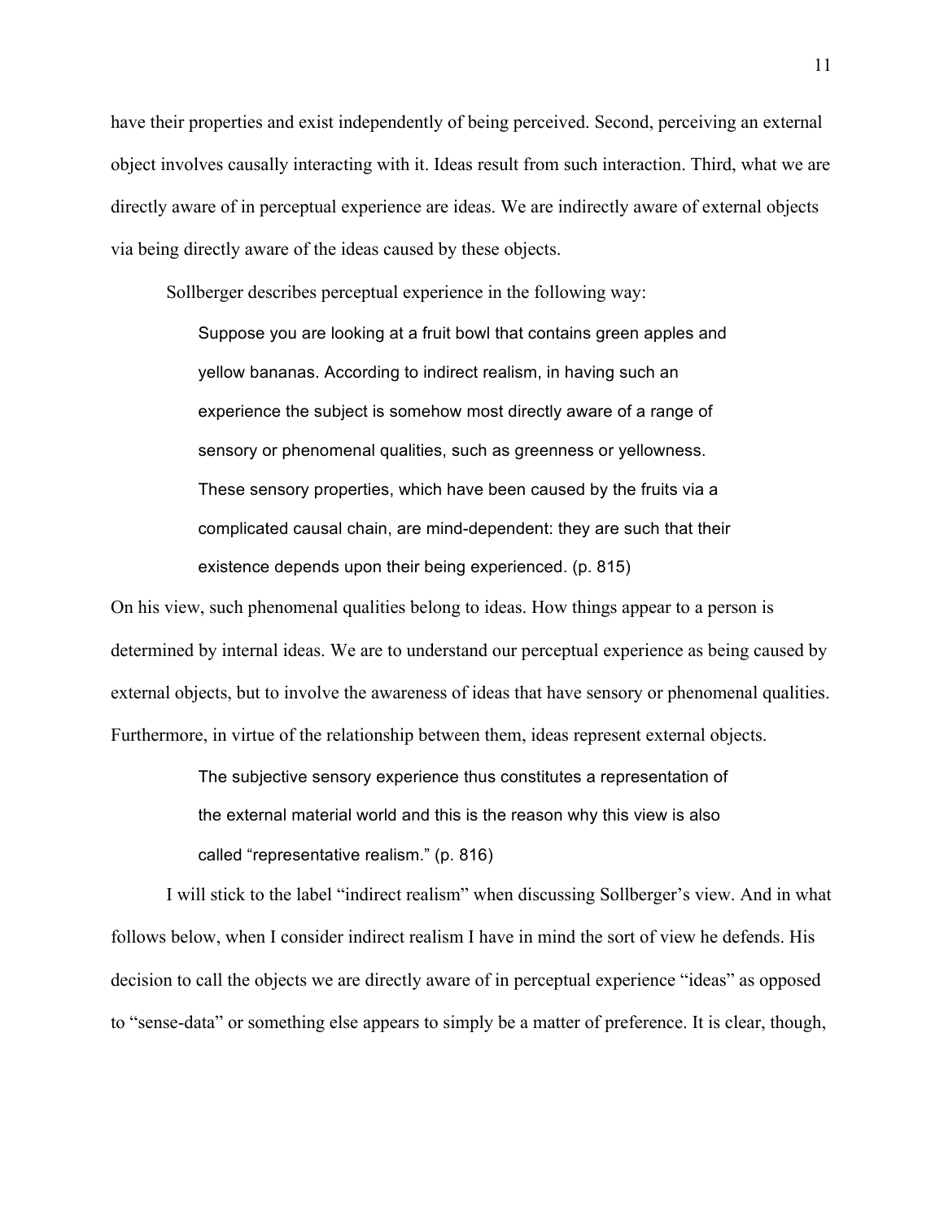have their properties and exist independently of being perceived. Second, perceiving an external object involves causally interacting with it. Ideas result from such interaction. Third, what we are directly aware of in perceptual experience are ideas. We are indirectly aware of external objects via being directly aware of the ideas caused by these objects.

Sollberger describes perceptual experience in the following way:

> Suppose you are looking at a fruit bowl that contains green apples and yellow bananas. According to indirect realism, in having such an experience the subject is somehow most directly aware of a range of sensory or phenomenal qualities, such as greenness or yellowness. These sensory properties, which have been caused by the fruits via a complicated causal chain, are mind-dependent: they are such that their existence depends upon their being experienced. (p. 815)

On his view, such phenomenal qualities belong to ideas. How things appear to a person is determined by internal ideas. We are to understand our perceptual experience as being caused by external objects, but to involve the awareness of ideas that have sensory or phenomenal qualities. Furthermore, in virtue of the relationship between them, ideas represent external objects.

> The subjective sensory experience thus constitutes a representation of the external material world and this is the reason why this view is also called "representative realism." (p. 816)

I will stick to the label "indirect realism" when discussing Sollberger's view. And in what follows below, when I consider indirect realism I have in mind the sort of view he defends. His decision to call the objects we are directly aware of in perceptual experience "ideas" as opposed to "sense-data" or something else appears to simply be a matter of preference. It is clear, though,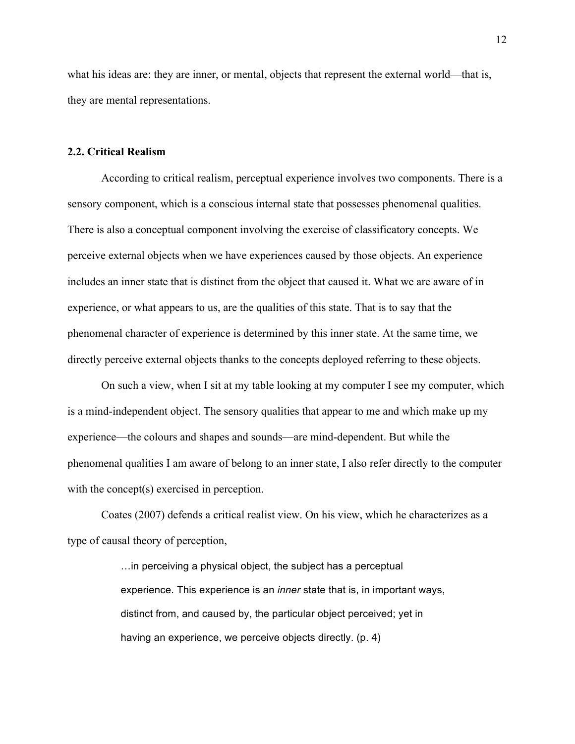what his ideas are: they are inner, or mental, objects that represent the external world—that is, they are mental representations.

### 2.2. Critical Realism

According to critical realism, perceptual experience involves two components. There is a sensory component, which is a conscious internal state that possesses phenomenal qualities. There is also a conceptual component involving the exercise of classificatory concepts. We perceive external objects when we have experiences caused by those objects. An experience includes an inner state that is distinct from the object that caused it. What we are aware of in experience, or what appears to us, are the qualities of this state. That is to say that the phenomenal character of experience is determined by this inner state. At the same time, we directly perceive external objects thanks to the concepts deployed referring to these objects.

On such a view, when I sit at my table looking at my computer I see my computer, which is a mind-independent object. The sensory qualities that appear to me and which make up my experience—the colours and shapes and sounds—are mind-dependent. But while the phenomenal qualities I am aware of belong to an inner state, I also refer directly to the computer with the concept(s) exercised in perception.

Coates (2007) defends a critical realist view. On his view, which he characterizes as a type of causal theory of perception,

> …in perceiving a physical object, the subject has a perceptual experience. This experience is an *inner* state that is, in important ways, distinct from, and caused by, the particular object perceived; yet in having an experience, we perceive objects directly. (p. 4)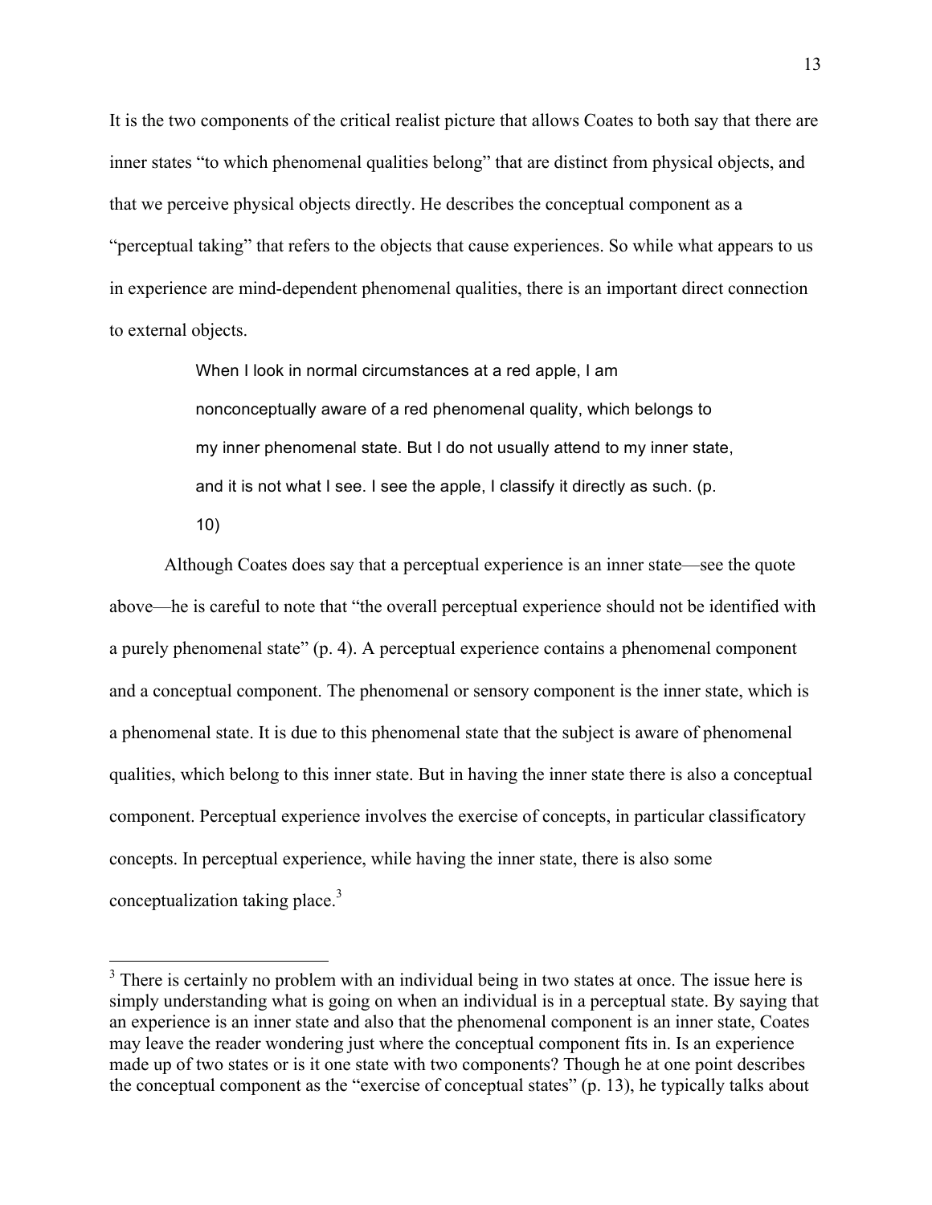It is the two components of the critical realist picture that allows Coates to both say that there are inner states "to which phenomenal qualities belong" that are distinct from physical objects, and that we perceive physical objects directly. He describes the conceptual component as a "perceptual taking" that refers to the objects that cause experiences. So while what appears to us in experience are mind-dependent phenomenal qualities, there is an important direct connection to external objects.

> When I look in normal circumstances at a red apple, I am nonconceptually aware of a red phenomenal quality, which belongs to my inner phenomenal state. But I do not usually attend to my inner state, and it is not what I see. I see the apple, I classify it directly as such. (p. 10)

Although Coates does say that a perceptual experience is an inner state—see the quote above—he is careful to note that "the overall perceptual experience should not be identified with a purely phenomenal state" (p. 4). A perceptual experience contains a phenomenal component and a conceptual component. The phenomenal or sensory component is the inner state, which is a phenomenal state. It is due to this phenomenal state that the subject is aware of phenomenal qualities, which belong to this inner state. But in having the inner state there is also a conceptual component. Perceptual experience involves the exercise of concepts, in particular classificatory concepts. In perceptual experience, while having the inner state, there is also some conceptualization taking place.[3]

[3] There is certainly no problem with an individual being in two states at once. The issue here is simply understanding what is going on when an individual is in a perceptual state. By saying that an experience is an inner state and also that the phenomenal component is an inner state, Coates may leave the reader wondering just where the conceptual component fits in. Is an experience made up of two states or is it one state with two components? Though he at one point describes the conceptual component as the "exercise of conceptual states" (p. 13), he typically talks about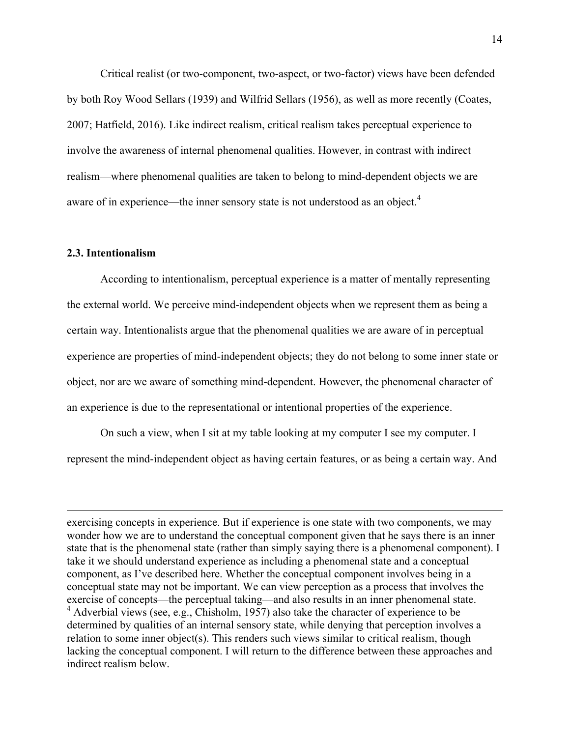Critical realist (or two-component, two-aspect, or two-factor) views have been defended by both Roy Wood Sellars (1939) and Wilfrid Sellars (1956), as well as more recently (Coates, 2007; Hatfield, 2016). Like indirect realism, critical realism takes perceptual experience to involve the awareness of internal phenomenal qualities. However, in contrast with indirect realism—where phenomenal qualities are taken to belong to mind-dependent objects we are aware of in experience—the inner sensory state is not understood as an object.[4]

### 2.3. Intentionalism

According to intentionalism, perceptual experience is a matter of mentally representing the external world. We perceive mind-independent objects when we represent them as being a certain way. Intentionalists argue that the phenomenal qualities we are aware of in perceptual experience are properties of mind-independent objects; they do not belong to some inner state or object, nor are we aware of something mind-dependent. However, the phenomenal character of an experience is due to the representational or intentional properties of the experience.

On such a view, when I sit at my table looking at my computer I see my computer. I represent the mind-independent object as having certain features, or as being a certain way. And

---

exercising concepts in experience. But if experience is one state with two components, we may wonder how we are to understand the conceptual component given that he says there is an inner state that is the phenomenal state (rather than simply saying there is a phenomenal component). I take it we should understand experience as including a phenomenal state and a conceptual component, as I've described here. Whether the conceptual component involves being in a conceptual state may not be important. We can view perception as a process that involves the exercise of concepts—the perceptual taking—and also results in an inner phenomenal state.

[4] Adverbial views (see, e.g., Chisholm, 1957) also take the character of experience to be determined by qualities of an internal sensory state, while denying that perception involves a relation to some inner object(s). This renders such views similar to critical realism, though lacking the conceptual component. I will return to the difference between these approaches and indirect realism below.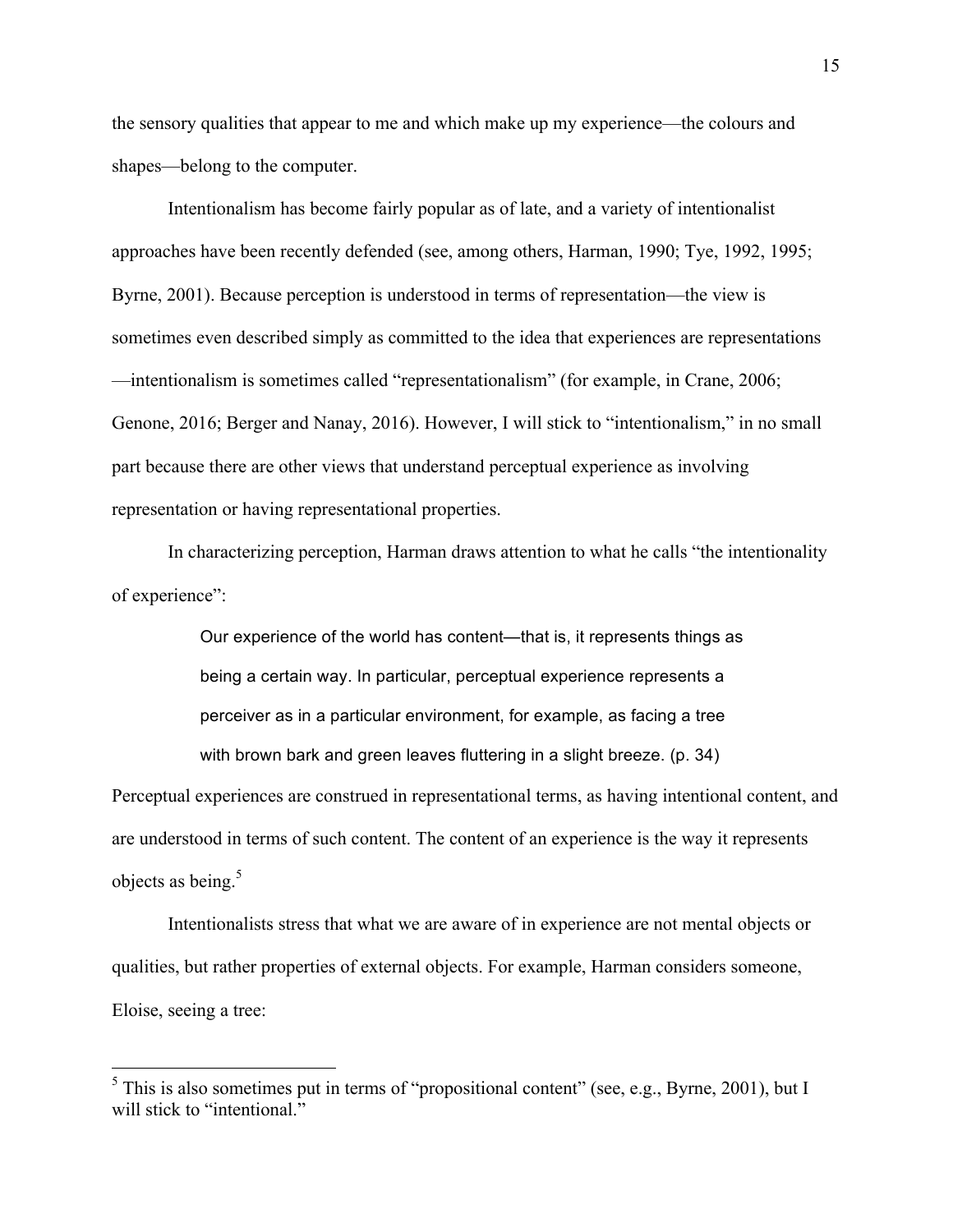the sensory qualities that appear to me and which make up my experience—the colours and shapes—belong to the computer.

Intentionalism has become fairly popular as of late, and a variety of intentionalist approaches have been recently defended (see, among others, Harman, 1990; Tye, 1992, 1995; Byrne, 2001). Because perception is understood in terms of representation—the view is sometimes even described simply as committed to the idea that experiences are representations—intentionalism is sometimes called "representationalism" (for example, in Crane, 2006; Genone, 2016; Berger and Nanay, 2016). However, I will stick to "intentionalism," in no small part because there are other views that understand perceptual experience as involving representation or having representational properties.

In characterizing perception, Harman draws attention to what he calls "the intentionality of experience":

> Our experience of the world has content—that is, it represents things as being a certain way. In particular, perceptual experience represents a perceiver as in a particular environment, for example, as facing a tree with brown bark and green leaves fluttering in a slight breeze. (p. 34)

Perceptual experiences are construed in representational terms, as having intentional content, and are understood in terms of such content. The content of an experience is the way it represents objects as being.[5]

Intentionalists stress that what we are aware of in experience are not mental objects or qualities, but rather properties of external objects. For example, Harman considers someone, Eloise, seeing a tree:

[5] This is also sometimes put in terms of "propositional content" (see, e.g., Byrne, 2001), but I will stick to "intentional."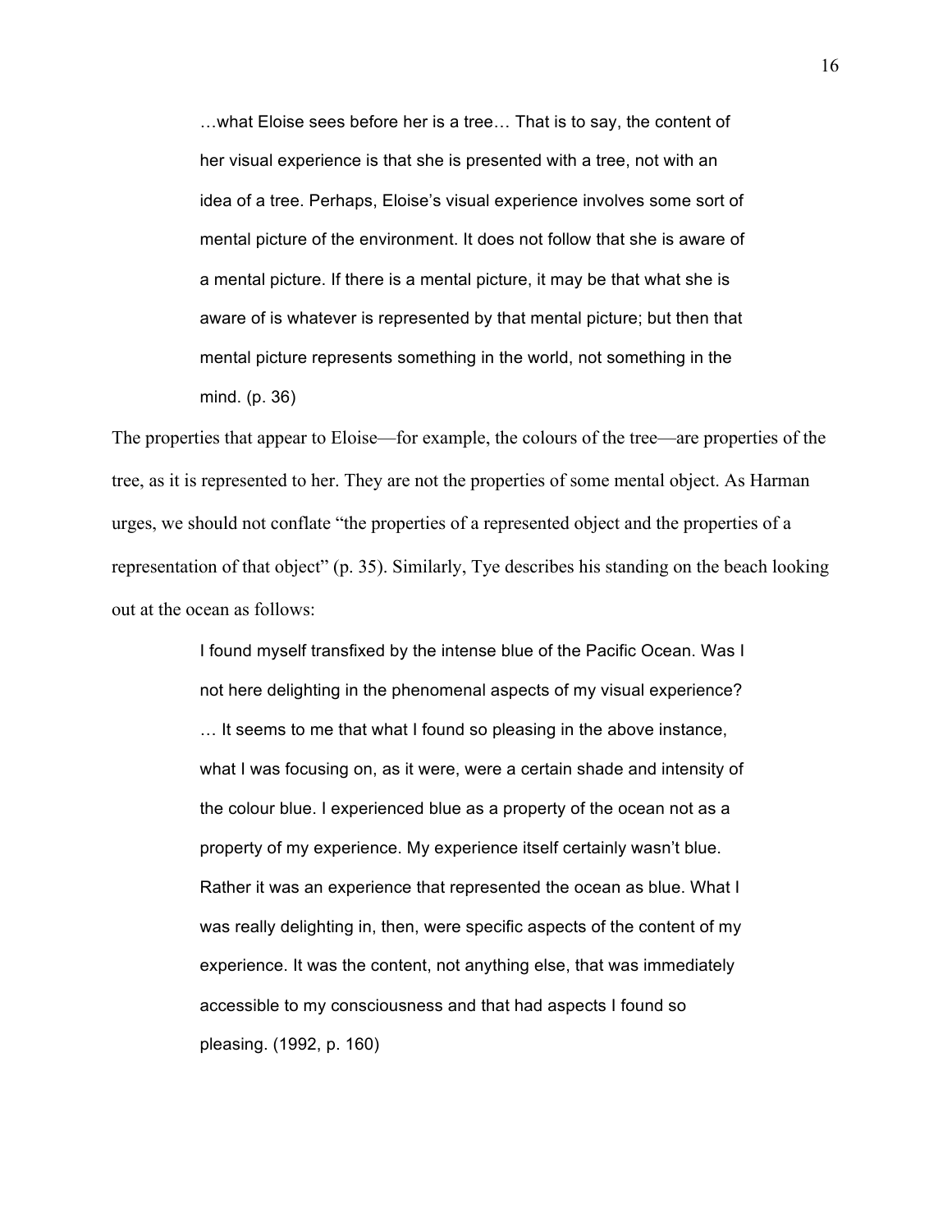> …what Eloise sees before her is a tree… That is to say, the content of her visual experience is that she is presented with a tree, not with an idea of a tree. Perhaps, Eloise's visual experience involves some sort of mental picture of the environment. It does not follow that she is aware of a mental picture. If there is a mental picture, it may be that what she is aware of is whatever is represented by that mental picture; but then that mental picture represents something in the world, not something in the mind. (p. 36)

The properties that appear to Eloise—for example, the colours of the tree—are properties of the tree, as it is represented to her. They are not the properties of some mental object. As Harman urges, we should not conflate "the properties of a represented object and the properties of a representation of that object" (p. 35). Similarly, Tye describes his standing on the beach looking out at the ocean as follows:

> I found myself transfixed by the intense blue of the Pacific Ocean. Was I not here delighting in the phenomenal aspects of my visual experience? … It seems to me that what I found so pleasing in the above instance, what I was focusing on, as it were, were a certain shade and intensity of the colour blue. I experienced blue as a property of the ocean not as a property of my experience. My experience itself certainly wasn't blue. Rather it was an experience that represented the ocean as blue. What I was really delighting in, then, were specific aspects of the content of my experience. It was the content, not anything else, that was immediately accessible to my consciousness and that had aspects I found so pleasing. (1992, p. 160)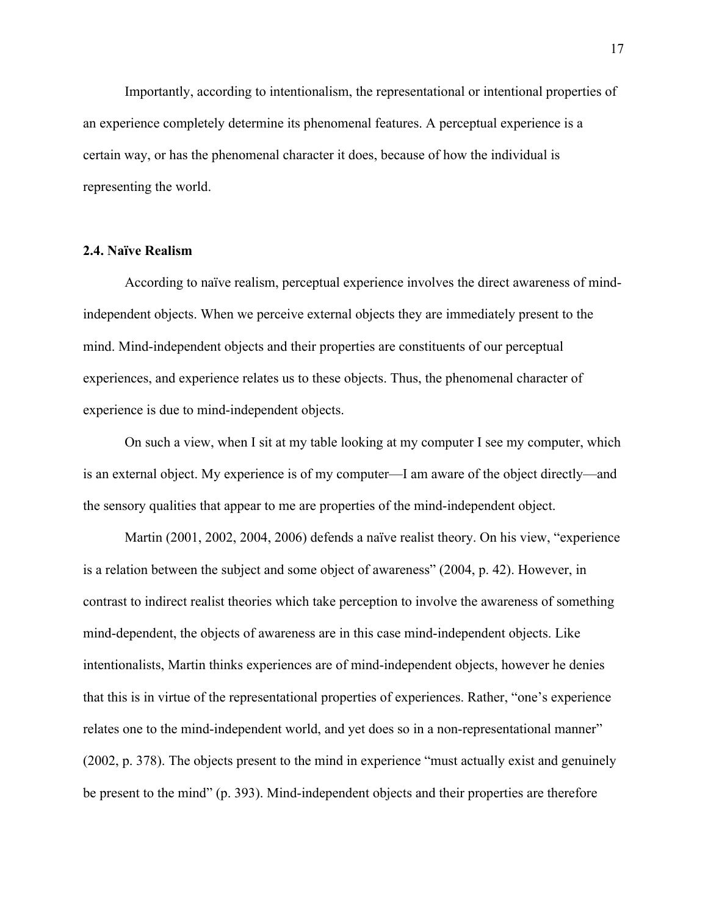Importantly, according to intentionalism, the representational or intentional properties of an experience completely determine its phenomenal features. A perceptual experience is a certain way, or has the phenomenal character it does, because of how the individual is representing the world.

### 2.4. Naïve Realism

According to naïve realism, perceptual experience involves the direct awareness of mind-independent objects. When we perceive external objects they are immediately present to the mind. Mind-independent objects and their properties are constituents of our perceptual experiences, and experience relates us to these objects. Thus, the phenomenal character of experience is due to mind-independent objects.

On such a view, when I sit at my table looking at my computer I see my computer, which is an external object. My experience is of my computer—I am aware of the object directly—and the sensory qualities that appear to me are properties of the mind-independent object.

Martin (2001, 2002, 2004, 2006) defends a naïve realist theory. On his view, "experience is a relation between the subject and some object of awareness" (2004, p. 42). However, in contrast to indirect realist theories which take perception to involve the awareness of something mind-dependent, the objects of awareness are in this case mind-independent objects. Like intentionalists, Martin thinks experiences are of mind-independent objects, however he denies that this is in virtue of the representational properties of experiences. Rather, "one's experience relates one to the mind-independent world, and yet does so in a non-representational manner" (2002, p. 378). The objects present to the mind in experience "must actually exist and genuinely be present to the mind" (p. 393). Mind-independent objects and their properties are therefore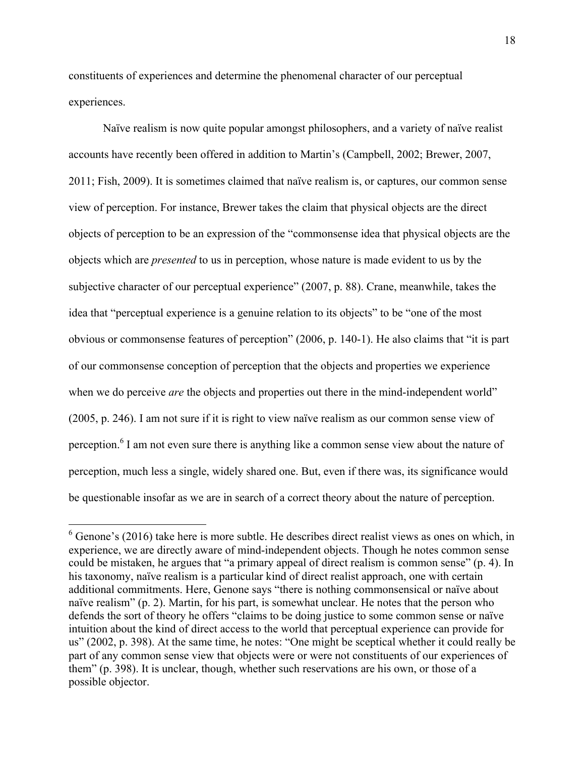constituents of experiences and determine the phenomenal character of our perceptual experiences.

Naïve realism is now quite popular amongst philosophers, and a variety of naïve realist accounts have recently been offered in addition to Martin's (Campbell, 2002; Brewer, 2007, 2011; Fish, 2009). It is sometimes claimed that naïve realism is, or captures, our common sense view of perception. For instance, Brewer takes the claim that physical objects are the direct objects of perception to be an expression of the "commonsense idea that physical objects are the objects which are *presented* to us in perception, whose nature is made evident to us by the subjective character of our perceptual experience" (2007, p. 88). Crane, meanwhile, takes the idea that "perceptual experience is a genuine relation to its objects" to be "one of the most obvious or commonsense features of perception" (2006, p. 140-1). He also claims that "it is part of our commonsense conception of perception that the objects and properties we experience when we do perceive *are* the objects and properties out there in the mind-independent world" (2005, p. 246). I am not sure if it is right to view naïve realism as our common sense view of perception.[6] I am not even sure there is anything like a common sense view about the nature of perception, much less a single, widely shared one. But, even if there was, its significance would be questionable insofar as we are in search of a correct theory about the nature of perception.

---

[6] Genone's (2016) take here is more subtle. He describes direct realist views as ones on which, in experience, we are directly aware of mind-independent objects. Though he notes common sense could be mistaken, he argues that "a primary appeal of direct realism is common sense" (p. 4). In his taxonomy, naïve realism is a particular kind of direct realist approach, one with certain additional commitments. Here, Genone says "there is nothing commonsensical or naïve about naïve realism" (p. 2). Martin, for his part, is somewhat unclear. He notes that the person who defends the sort of theory he offers "claims to be doing justice to some common sense or naïve intuition about the kind of direct access to the world that perceptual experience can provide for us" (2002, p. 398). At the same time, he notes: "One might be sceptical whether it could really be part of any common sense view that objects were or were not constituents of our experiences of them" (p. 398). It is unclear, though, whether such reservations are his own, or those of a possible objector.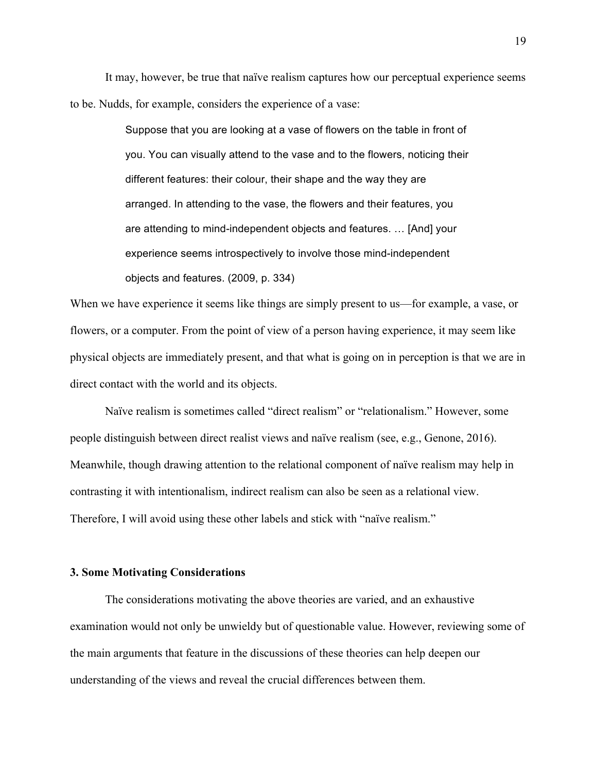It may, however, be true that naïve realism captures how our perceptual experience seems to be. Nudds, for example, considers the experience of a vase:

> Suppose that you are looking at a vase of flowers on the table in front of you. You can visually attend to the vase and to the flowers, noticing their different features: their colour, their shape and the way they are arranged. In attending to the vase, the flowers and their features, you are attending to mind-independent objects and features. … [And] your experience seems introspectively to involve those mind-independent objects and features. (2009, p. 334)

When we have experience it seems like things are simply present to us—for example, a vase, or flowers, or a computer. From the point of view of a person having experience, it may seem like physical objects are immediately present, and that what is going on in perception is that we are in direct contact with the world and its objects.

Naïve realism is sometimes called "direct realism" or "relationalism." However, some people distinguish between direct realist views and naïve realism (see, e.g., Genone, 2016). Meanwhile, though drawing attention to the relational component of naïve realism may help in contrasting it with intentionalism, indirect realism can also be seen as a relational view. Therefore, I will avoid using these other labels and stick with "naïve realism."

### 3. Some Motivating Considerations

The considerations motivating the above theories are varied, and an exhaustive examination would not only be unwieldy but of questionable value. However, reviewing some of the main arguments that feature in the discussions of these theories can help deepen our understanding of the views and reveal the crucial differences between them.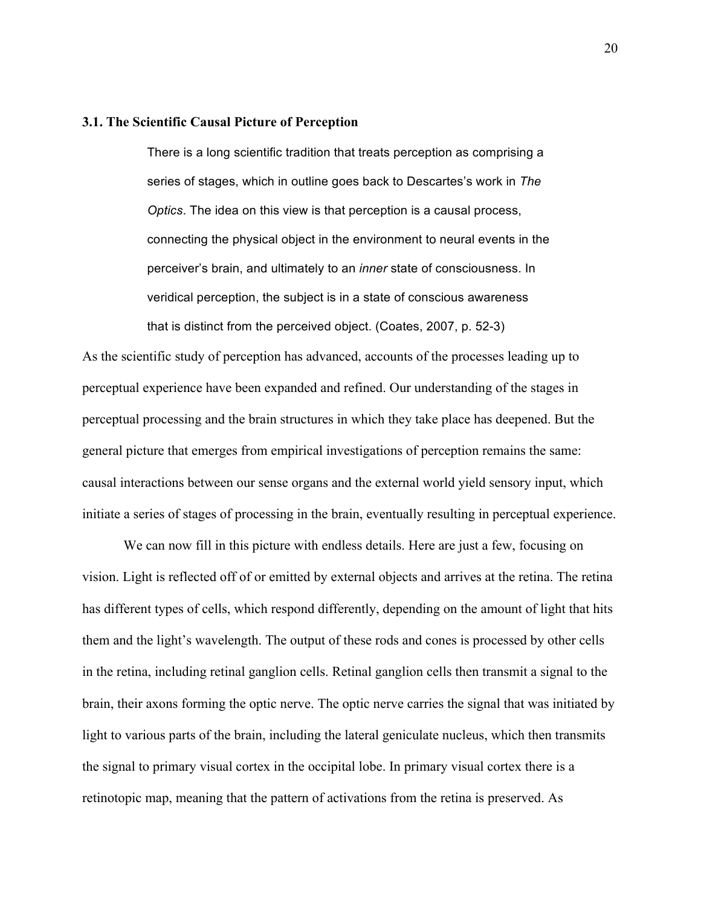### 3.1. The Scientific Causal Picture of Perception

> There is a long scientific tradition that treats perception as comprising a series of stages, which in outline goes back to Descartes's work in *The Optics*. The idea on this view is that perception is a causal process, connecting the physical object in the environment to neural events in the perceiver's brain, and ultimately to an *inner* state of consciousness. In veridical perception, the subject is in a state of conscious awareness that is distinct from the perceived object. (Coates, 2007, p. 52-3)

As the scientific study of perception has advanced, accounts of the processes leading up to perceptual experience have been expanded and refined. Our understanding of the stages in perceptual processing and the brain structures in which they take place has deepened. But the general picture that emerges from empirical investigations of perception remains the same: causal interactions between our sense organs and the external world yield sensory input, which initiate a series of stages of processing in the brain, eventually resulting in perceptual experience.

We can now fill in this picture with endless details. Here are just a few, focusing on vision. Light is reflected off of or emitted by external objects and arrives at the retina. The retina has different types of cells, which respond differently, depending on the amount of light that hits them and the light's wavelength. The output of these rods and cones is processed by other cells in the retina, including retinal ganglion cells. Retinal ganglion cells then transmit a signal to the brain, their axons forming the optic nerve. The optic nerve carries the signal that was initiated by light to various parts of the brain, including the lateral geniculate nucleus, which then transmits the signal to primary visual cortex in the occipital lobe. In primary visual cortex there is a retinotopic map, meaning that the pattern of activations from the retina is preserved. As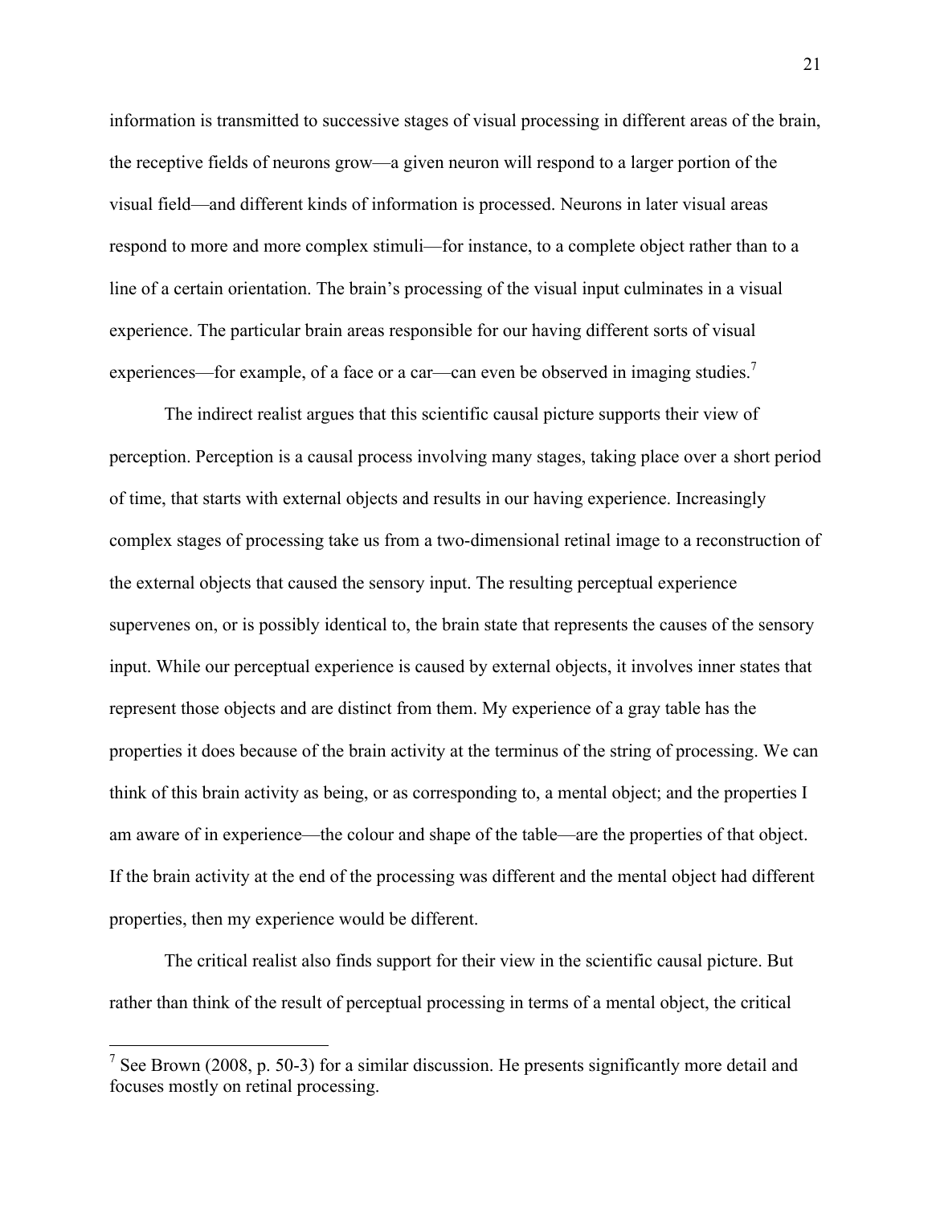information is transmitted to successive stages of visual processing in different areas of the brain, the receptive fields of neurons grow—a given neuron will respond to a larger portion of the visual field—and different kinds of information is processed. Neurons in later visual areas respond to more and more complex stimuli—for instance, to a complete object rather than to a line of a certain orientation. The brain's processing of the visual input culminates in a visual experience. The particular brain areas responsible for our having different sorts of visual experiences—for example, of a face or a car—can even be observed in imaging studies.[7]

The indirect realist argues that this scientific causal picture supports their view of perception. Perception is a causal process involving many stages, taking place over a short period of time, that starts with external objects and results in our having experience. Increasingly complex stages of processing take us from a two-dimensional retinal image to a reconstruction of the external objects that caused the sensory input. The resulting perceptual experience supervenes on, or is possibly identical to, the brain state that represents the causes of the sensory input. While our perceptual experience is caused by external objects, it involves inner states that represent those objects and are distinct from them. My experience of a gray table has the properties it does because of the brain activity at the terminus of the string of processing. We can think of this brain activity as being, or as corresponding to, a mental object; and the properties I am aware of in experience—the colour and shape of the table—are the properties of that object. If the brain activity at the end of the processing was different and the mental object had different properties, then my experience would be different.

The critical realist also finds support for their view in the scientific causal picture. But rather than think of the result of perceptual processing in terms of a mental object, the critical

[7] See Brown (2008, p. 50-3) for a similar discussion. He presents significantly more detail and focuses mostly on retinal processing.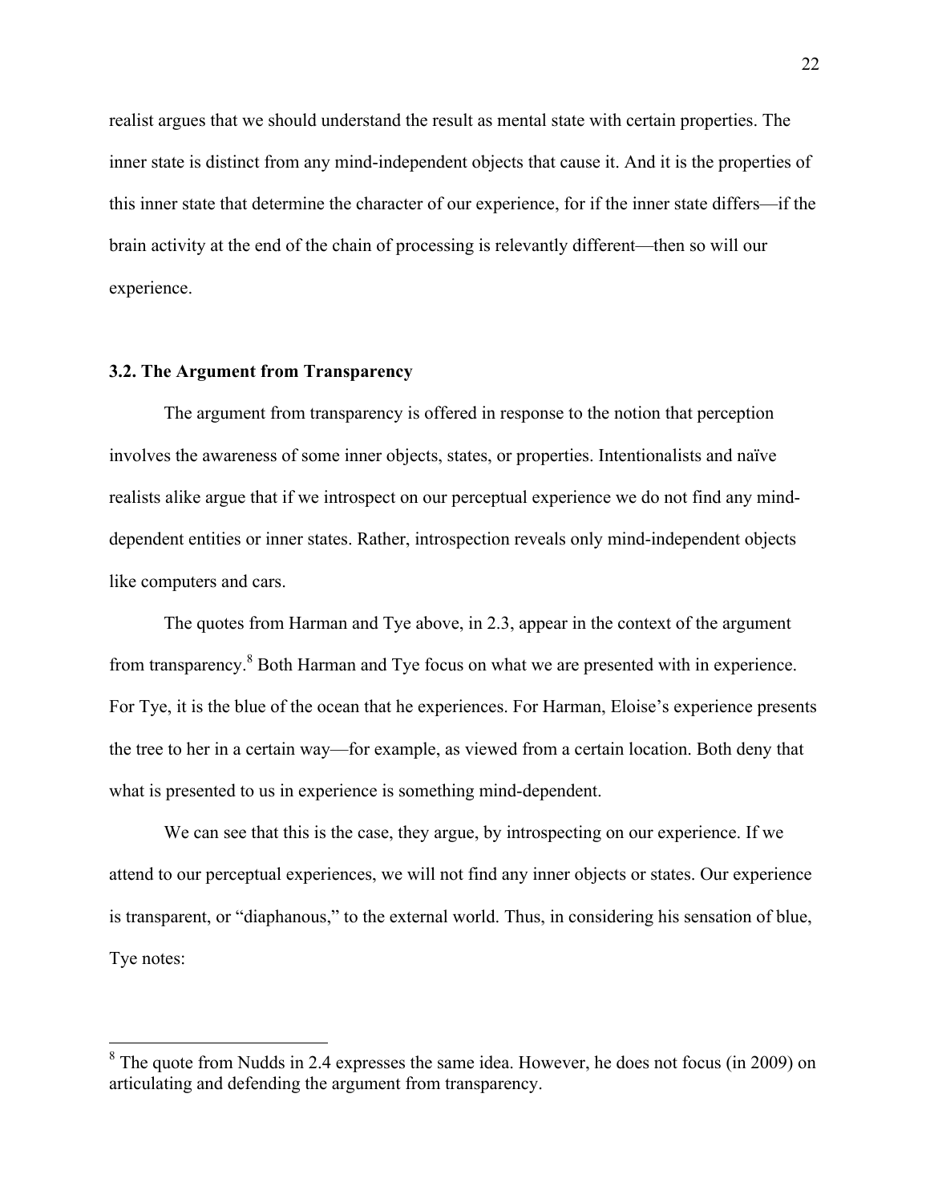realist argues that we should understand the result as mental state with certain properties. The inner state is distinct from any mind-independent objects that cause it. And it is the properties of this inner state that determine the character of our experience, for if the inner state differs—if the brain activity at the end of the chain of processing is relevantly different—then so will our experience.

### 3.2. The Argument from Transparency

The argument from transparency is offered in response to the notion that perception involves the awareness of some inner objects, states, or properties. Intentionalists and naïve realists alike argue that if we introspect on our perceptual experience we do not find any mind-dependent entities or inner states. Rather, introspection reveals only mind-independent objects like computers and cars.

The quotes from Harman and Tye above, in 2.3, appear in the context of the argument from transparency.[8] Both Harman and Tye focus on what we are presented with in experience. For Tye, it is the blue of the ocean that he experiences. For Harman, Eloise's experience presents the tree to her in a certain way—for example, as viewed from a certain location. Both deny that what is presented to us in experience is something mind-dependent.

We can see that this is the case, they argue, by introspecting on our experience. If we attend to our perceptual experiences, we will not find any inner objects or states. Our experience is transparent, or "diaphanous," to the external world. Thus, in considering his sensation of blue, Tye notes:

---

[8] The quote from Nudds in 2.4 expresses the same idea. However, he does not focus (in 2009) on articulating and defending the argument from transparency.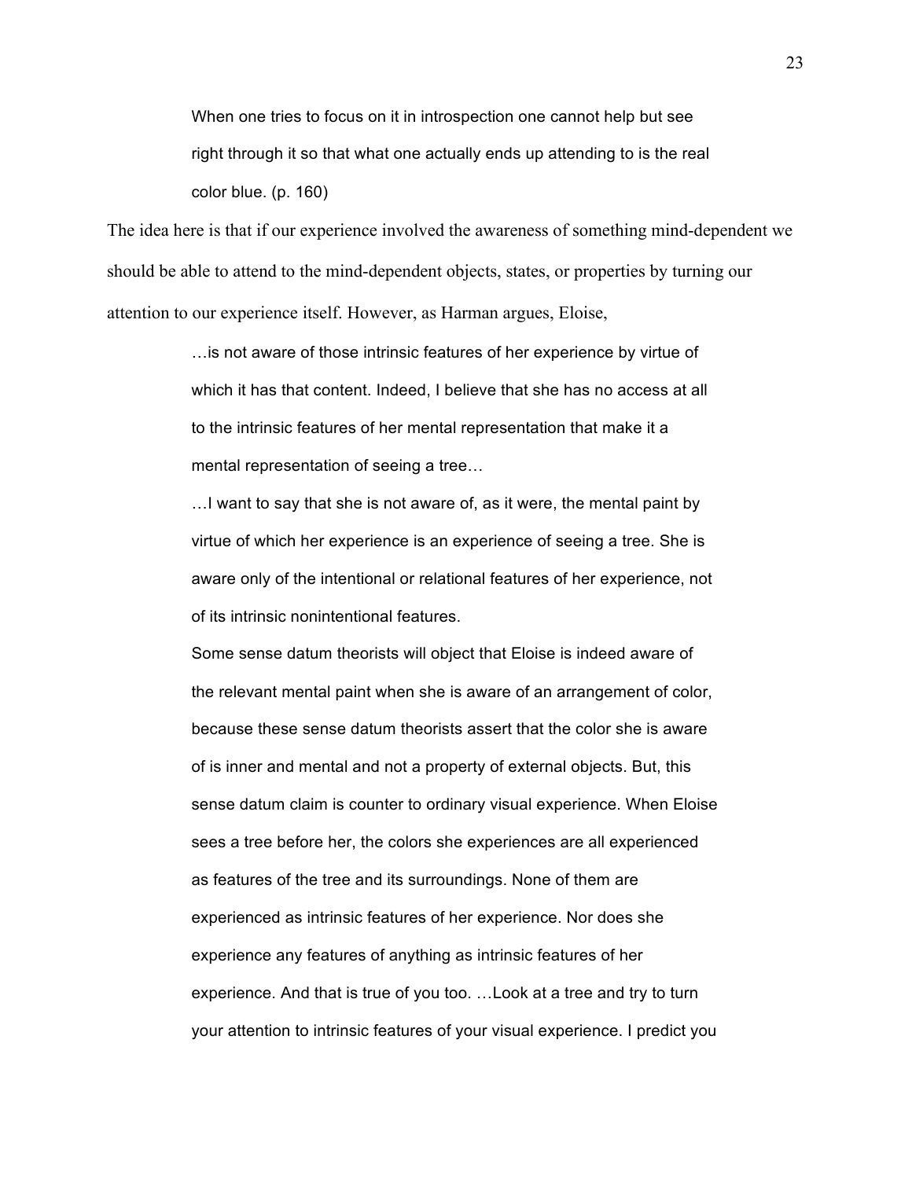> When one tries to focus on it in introspection one cannot help but see right through it so that what one actually ends up attending to is the real color blue. (p. 160)

The idea here is that if our experience involved the awareness of something mind-dependent we should be able to attend to the mind-dependent objects, states, or properties by turning our attention to our experience itself. However, as Harman argues, Eloise,

> …is not aware of those intrinsic features of her experience by virtue of which it has that content. Indeed, I believe that she has no access at all to the intrinsic features of her mental representation that make it a mental representation of seeing a tree…
>
> …I want to say that she is not aware of, as it were, the mental paint by virtue of which her experience is an experience of seeing a tree. She is aware only of the intentional or relational features of her experience, not of its intrinsic nonintentional features.
>
> Some sense datum theorists will object that Eloise is indeed aware of the relevant mental paint when she is aware of an arrangement of color, because these sense datum theorists assert that the color she is aware of is inner and mental and not a property of external objects. But, this sense datum claim is counter to ordinary visual experience. When Eloise sees a tree before her, the colors she experiences are all experienced as features of the tree and its surroundings. None of them are experienced as intrinsic features of her experience. Nor does she experience any features of anything as intrinsic features of her experience. And that is true of you too. …Look at a tree and try to turn your attention to intrinsic features of your visual experience. I predict you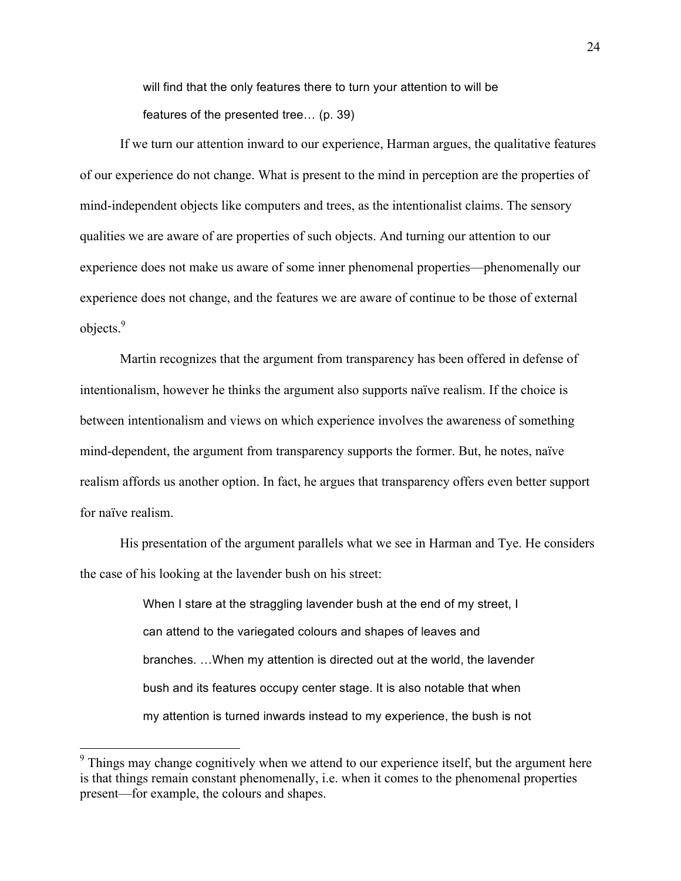> will find that the only features there to turn your attention to will be features of the presented tree… (p. 39)

If we turn our attention inward to our experience, Harman argues, the qualitative features of our experience do not change. What is present to the mind in perception are the properties of mind-independent objects like computers and trees, as the intentionalist claims. The sensory qualities we are aware of are properties of such objects. And turning our attention to our experience does not make us aware of some inner phenomenal properties—phenomenally our experience does not change, and the features we are aware of continue to be those of external objects.[9]

Martin recognizes that the argument from transparency has been offered in defense of intentionalism, however he thinks the argument also supports naïve realism. If the choice is between intentionalism and views on which experience involves the awareness of something mind-dependent, the argument from transparency supports the former. But, he notes, naïve realism affords us another option. In fact, he argues that transparency offers even better support for naïve realism.

His presentation of the argument parallels what we see in Harman and Tye. He considers the case of his looking at the lavender bush on his street:

> When I stare at the straggling lavender bush at the end of my street, I can attend to the variegated colours and shapes of leaves and branches. …When my attention is directed out at the world, the lavender bush and its features occupy center stage. It is also notable that when my attention is turned inwards instead to my experience, the bush is not

[9] Things may change cognitively when we attend to our experience itself, but the argument here is that things remain constant phenomenally, i.e. when it comes to the phenomenal properties present—for example, the colours and shapes.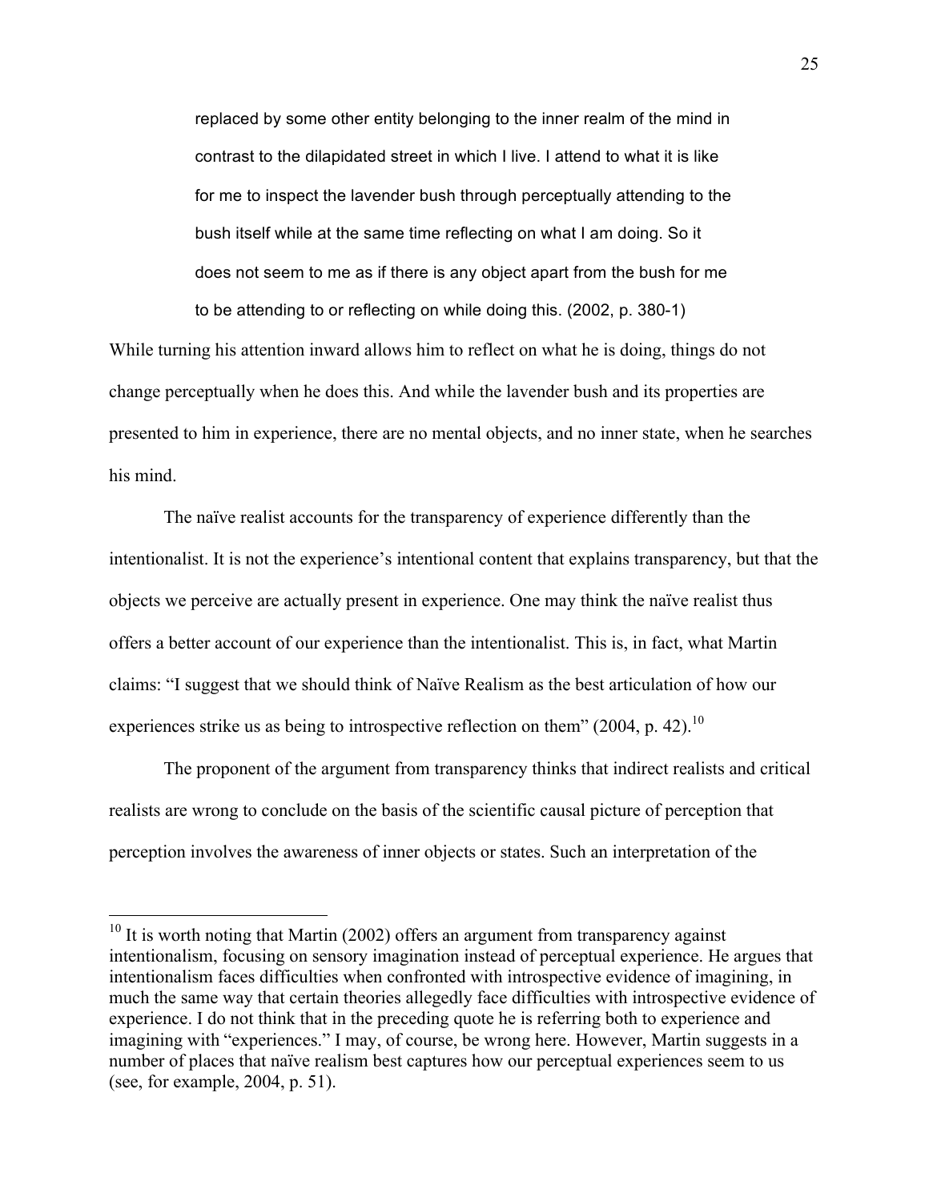> replaced by some other entity belonging to the inner realm of the mind in contrast to the dilapidated street in which I live. I attend to what it is like for me to inspect the lavender bush through perceptually attending to the bush itself while at the same time reflecting on what I am doing. So it does not seem to me as if there is any object apart from the bush for me to be attending to or reflecting on while doing this. (2002, p. 380-1)

While turning his attention inward allows him to reflect on what he is doing, things do not change perceptually when he does this. And while the lavender bush and its properties are presented to him in experience, there are no mental objects, and no inner state, when he searches his mind.

The naïve realist accounts for the transparency of experience differently than the intentionalist. It is not the experience's intentional content that explains transparency, but that the objects we perceive are actually present in experience. One may think the naïve realist thus offers a better account of our experience than the intentionalist. This is, in fact, what Martin claims: "I suggest that we should think of Naïve Realism as the best articulation of how our experiences strike us as being to introspective reflection on them" (2004, p. 42).[10]

The proponent of the argument from transparency thinks that indirect realists and critical realists are wrong to conclude on the basis of the scientific causal picture of perception that perception involves the awareness of inner objects or states. Such an interpretation of the

---

[10] It is worth noting that Martin (2002) offers an argument from transparency against intentionalism, focusing on sensory imagination instead of perceptual experience. He argues that intentionalism faces difficulties when confronted with introspective evidence of imagining, in much the same way that certain theories allegedly face difficulties with introspective evidence of experience. I do not think that in the preceding quote he is referring both to experience and imagining with "experiences." I may, of course, be wrong here. However, Martin suggests in a number of places that naïve realism best captures how our perceptual experiences seem to us (see, for example, 2004, p. 51).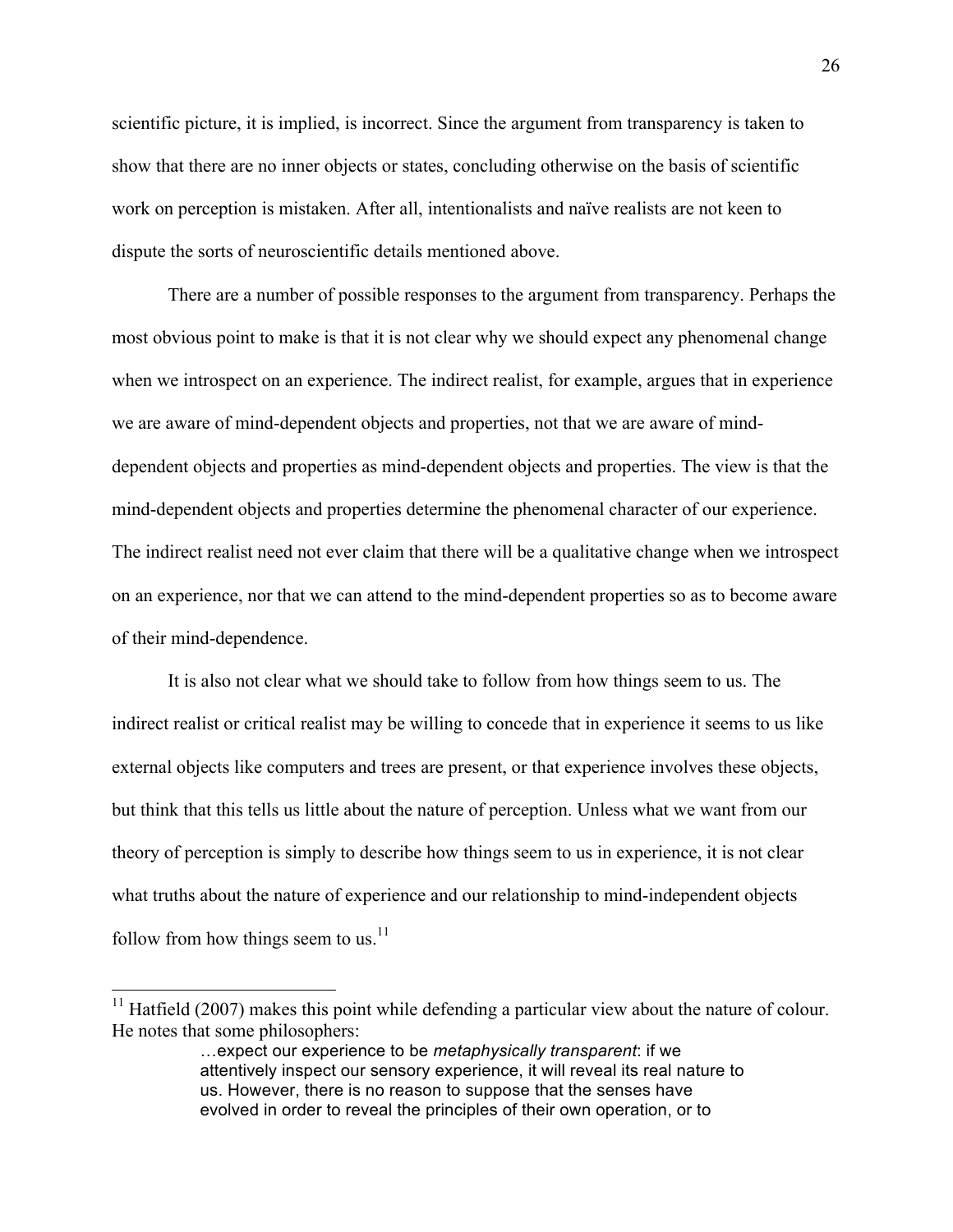scientific picture, it is implied, is incorrect. Since the argument from transparency is taken to show that there are no inner objects or states, concluding otherwise on the basis of scientific work on perception is mistaken. After all, intentionalists and naïve realists are not keen to dispute the sorts of neuroscientific details mentioned above.

There are a number of possible responses to the argument from transparency. Perhaps the most obvious point to make is that it is not clear why we should expect any phenomenal change when we introspect on an experience. The indirect realist, for example, argues that in experience we are aware of mind-dependent objects and properties, not that we are aware of mind-dependent objects and properties as mind-dependent objects and properties. The view is that the mind-dependent objects and properties determine the phenomenal character of our experience. The indirect realist need not ever claim that there will be a qualitative change when we introspect on an experience, nor that we can attend to the mind-dependent properties so as to become aware of their mind-dependence.

It is also not clear what we should take to follow from how things seem to us. The indirect realist or critical realist may be willing to concede that in experience it seems to us like external objects like computers and trees are present, or that experience involves these objects, but think that this tells us little about the nature of perception. Unless what we want from our theory of perception is simply to describe how things seem to us in experience, it is not clear what truths about the nature of experience and our relationship to mind-independent objects follow from how things seem to us.[11]

---

[11] Hatfield (2007) makes this point while defending a particular view about the nature of colour. He notes that some philosophers:

> …expect our experience to be *metaphysically transparent*: if we attentively inspect our sensory experience, it will reveal its real nature to us. However, there is no reason to suppose that the senses have evolved in order to reveal the principles of their own operation, or to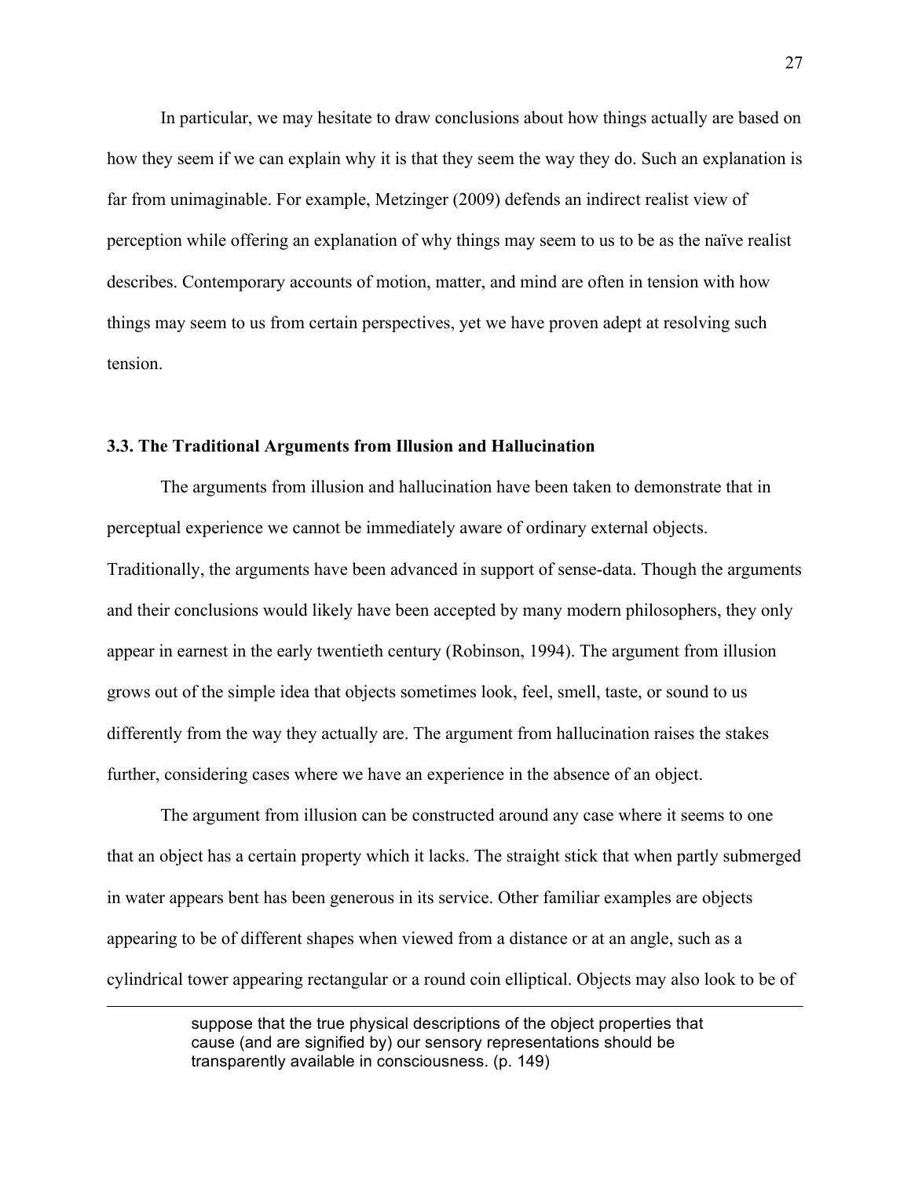In particular, we may hesitate to draw conclusions about how things actually are based on how they seem if we can explain why it is that they seem the way they do. Such an explanation is far from unimaginable. For example, Metzinger (2009) defends an indirect realist view of perception while offering an explanation of why things may seem to us to be as the naïve realist describes. Contemporary accounts of motion, matter, and mind are often in tension with how things may seem to us from certain perspectives, yet we have proven adept at resolving such tension.

### 3.3. The Traditional Arguments from Illusion and Hallucination

The arguments from illusion and hallucination have been taken to demonstrate that in perceptual experience we cannot be immediately aware of ordinary external objects. Traditionally, the arguments have been advanced in support of sense-data. Though the arguments and their conclusions would likely have been accepted by many modern philosophers, they only appear in earnest in the early twentieth century (Robinson, 1994). The argument from illusion grows out of the simple idea that objects sometimes look, feel, smell, taste, or sound to us differently from the way they actually are. The argument from hallucination raises the stakes further, considering cases where we have an experience in the absence of an object.

The argument from illusion can be constructed around any case where it seems to one that an object has a certain property which it lacks. The straight stick that when partly submerged in water appears bent has been generous in its service. Other familiar examples are objects appearing to be of different shapes when viewed from a distance or at an angle, such as a cylindrical tower appearing rectangular or a round coin elliptical. Objects may also look to be of

---

suppose that the true physical descriptions of the object properties that cause (and are signified by) our sensory representations should be transparently available in consciousness. (p. 149)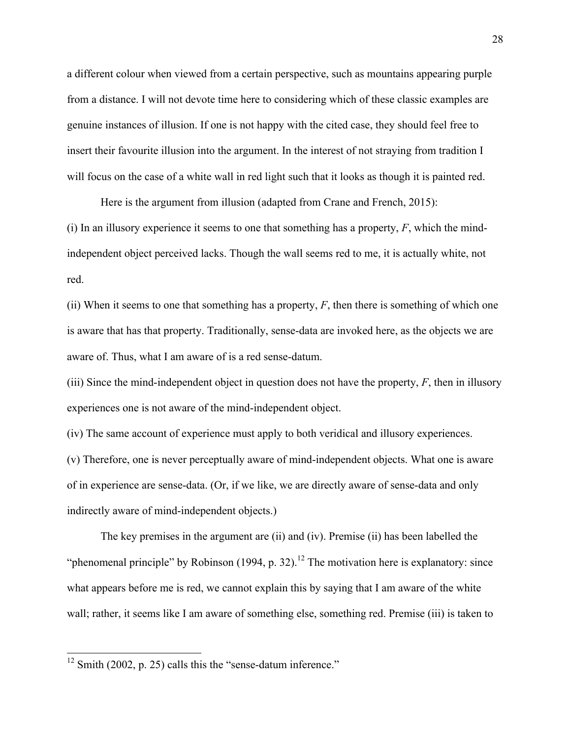a different colour when viewed from a certain perspective, such as mountains appearing purple from a distance. I will not devote time here to considering which of these classic examples are genuine instances of illusion. If one is not happy with the cited case, they should feel free to insert their favourite illusion into the argument. In the interest of not straying from tradition I will focus on the case of a white wall in red light such that it looks as though it is painted red.

Here is the argument from illusion (adapted from Crane and French, 2015):

(i) In an illusory experience it seems to one that something has a property, *F*, which the mind-independent object perceived lacks. Though the wall seems red to me, it is actually white, not red.

(ii) When it seems to one that something has a property, *F*, then there is something of which one is aware that has that property. Traditionally, sense-data are invoked here, as the objects we are aware of. Thus, what I am aware of is a red sense-datum.

(iii) Since the mind-independent object in question does not have the property, *F*, then in illusory experiences one is not aware of the mind-independent object.

(iv) The same account of experience must apply to both veridical and illusory experiences.

(v) Therefore, one is never perceptually aware of mind-independent objects. What one is aware of in experience are sense-data. (Or, if we like, we are directly aware of sense-data and only indirectly aware of mind-independent objects.)

The key premises in the argument are (ii) and (iv). Premise (ii) has been labelled the "phenomenal principle" by Robinson (1994, p. 32).[12] The motivation here is explanatory: since what appears before me is red, we cannot explain this by saying that I am aware of the white wall; rather, it seems like I am aware of something else, something red. Premise (iii) is taken to

[12] Smith (2002, p. 25) calls this the "sense-datum inference."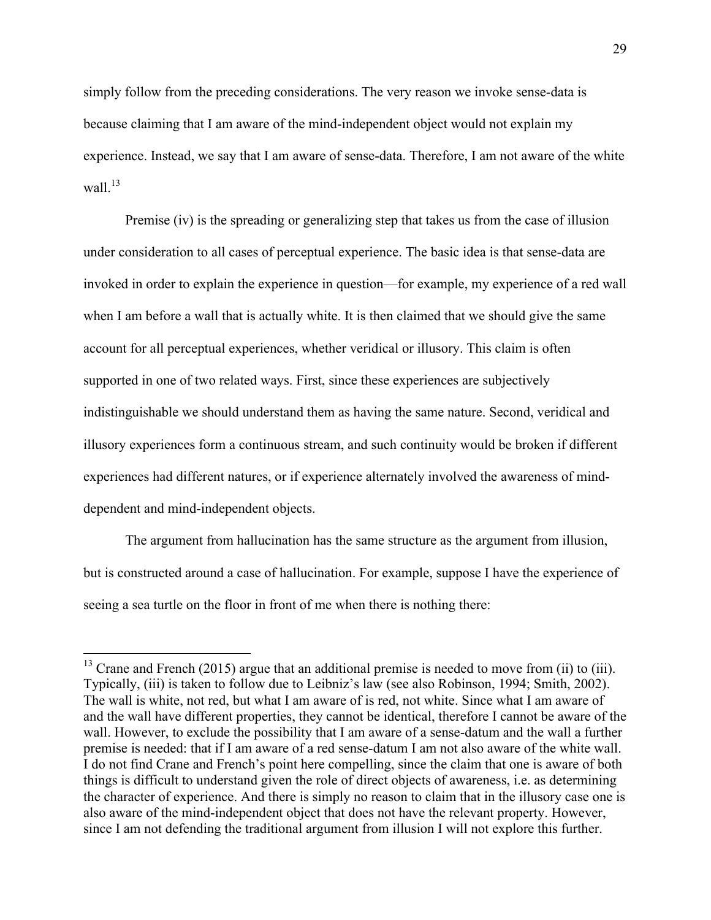simply follow from the preceding considerations. The very reason we invoke sense-data is because claiming that I am aware of the mind-independent object would not explain my experience. Instead, we say that I am aware of sense-data. Therefore, I am not aware of the white wall.[13]

Premise (iv) is the spreading or generalizing step that takes us from the case of illusion under consideration to all cases of perceptual experience. The basic idea is that sense-data are invoked in order to explain the experience in question—for example, my experience of a red wall when I am before a wall that is actually white. It is then claimed that we should give the same account for all perceptual experiences, whether veridical or illusory. This claim is often supported in one of two related ways. First, since these experiences are subjectively indistinguishable we should understand them as having the same nature. Second, veridical and illusory experiences form a continuous stream, and such continuity would be broken if different experiences had different natures, or if experience alternately involved the awareness of mind-dependent and mind-independent objects.

The argument from hallucination has the same structure as the argument from illusion, but is constructed around a case of hallucination. For example, suppose I have the experience of seeing a sea turtle on the floor in front of me when there is nothing there:

[13] Crane and French (2015) argue that an additional premise is needed to move from (ii) to (iii). Typically, (iii) is taken to follow due to Leibniz's law (see also Robinson, 1994; Smith, 2002). The wall is white, not red, but what I am aware of is red, not white. Since what I am aware of and the wall have different properties, they cannot be identical, therefore I cannot be aware of the wall. However, to exclude the possibility that I am aware of a sense-datum and the wall a further premise is needed: that if I am aware of a red sense-datum I am not also aware of the white wall. I do not find Crane and French's point here compelling, since the claim that one is aware of both things is difficult to understand given the role of direct objects of awareness, i.e. as determining the character of experience. And there is simply no reason to claim that in the illusory case one is also aware of the mind-independent object that does not have the relevant property. However, since I am not defending the traditional argument from illusion I will not explore this further.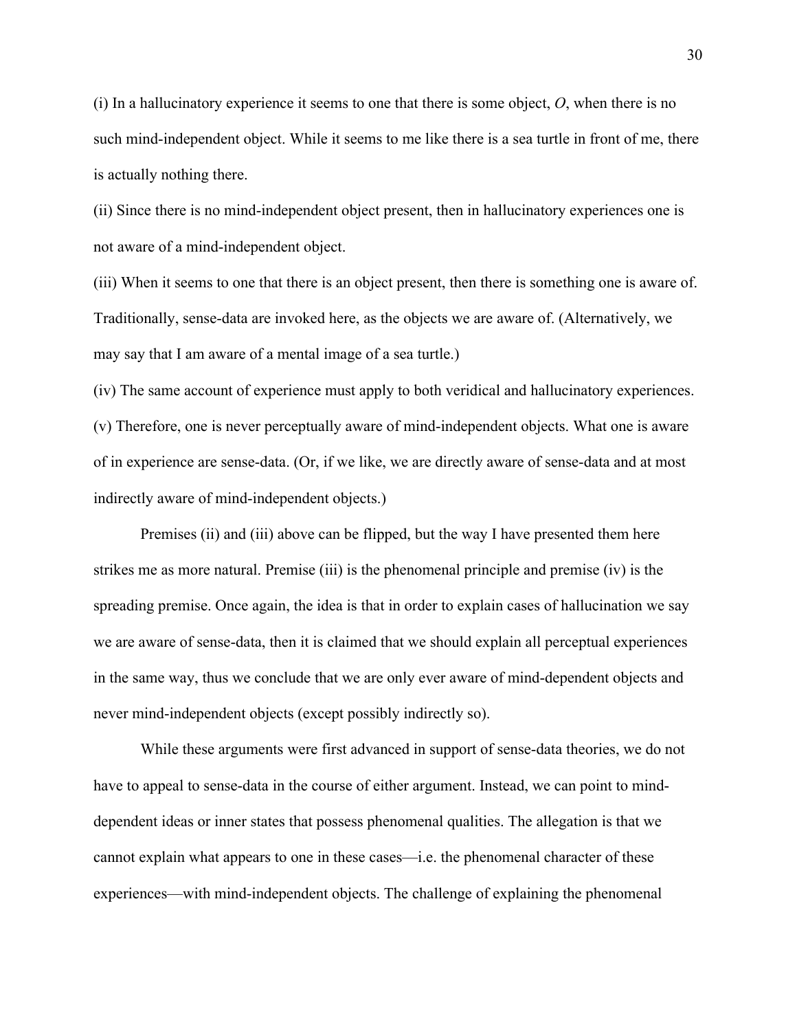(i) In a hallucinatory experience it seems to one that there is some object, *O*, when there is no such mind-independent object. While it seems to me like there is a sea turtle in front of me, there is actually nothing there.

(ii) Since there is no mind-independent object present, then in hallucinatory experiences one is not aware of a mind-independent object.

(iii) When it seems to one that there is an object present, then there is something one is aware of. Traditionally, sense-data are invoked here, as the objects we are aware of. (Alternatively, we may say that I am aware of a mental image of a sea turtle.)

(iv) The same account of experience must apply to both veridical and hallucinatory experiences.

(v) Therefore, one is never perceptually aware of mind-independent objects. What one is aware of in experience are sense-data. (Or, if we like, we are directly aware of sense-data and at most indirectly aware of mind-independent objects.)

Premises (ii) and (iii) above can be flipped, but the way I have presented them here strikes me as more natural. Premise (iii) is the phenomenal principle and premise (iv) is the spreading premise. Once again, the idea is that in order to explain cases of hallucination we say we are aware of sense-data, then it is claimed that we should explain all perceptual experiences in the same way, thus we conclude that we are only ever aware of mind-dependent objects and never mind-independent objects (except possibly indirectly so).

While these arguments were first advanced in support of sense-data theories, we do not have to appeal to sense-data in the course of either argument. Instead, we can point to mind-dependent ideas or inner states that possess phenomenal qualities. The allegation is that we cannot explain what appears to one in these cases—i.e. the phenomenal character of these experiences—with mind-independent objects. The challenge of explaining the phenomenal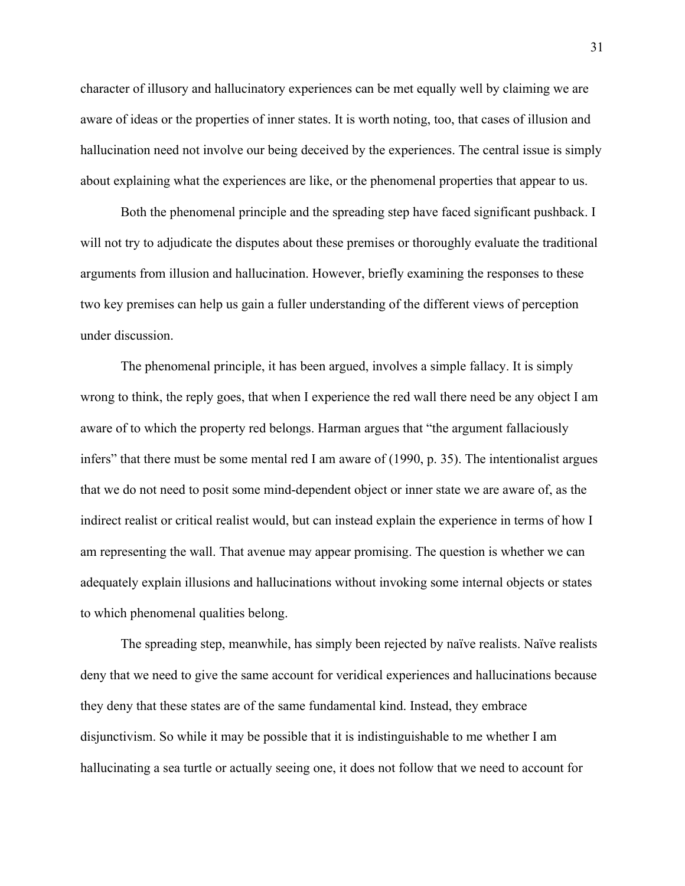character of illusory and hallucinatory experiences can be met equally well by claiming we are aware of ideas or the properties of inner states. It is worth noting, too, that cases of illusion and hallucination need not involve our being deceived by the experiences. The central issue is simply about explaining what the experiences are like, or the phenomenal properties that appear to us.

Both the phenomenal principle and the spreading step have faced significant pushback. I will not try to adjudicate the disputes about these premises or thoroughly evaluate the traditional arguments from illusion and hallucination. However, briefly examining the responses to these two key premises can help us gain a fuller understanding of the different views of perception under discussion.

The phenomenal principle, it has been argued, involves a simple fallacy. It is simply wrong to think, the reply goes, that when I experience the red wall there need be any object I am aware of to which the property red belongs. Harman argues that "the argument fallaciously infers" that there must be some mental red I am aware of (1990, p. 35). The intentionalist argues that we do not need to posit some mind-dependent object or inner state we are aware of, as the indirect realist or critical realist would, but can instead explain the experience in terms of how I am representing the wall. That avenue may appear promising. The question is whether we can adequately explain illusions and hallucinations without invoking some internal objects or states to which phenomenal qualities belong.

The spreading step, meanwhile, has simply been rejected by naïve realists. Naïve realists deny that we need to give the same account for veridical experiences and hallucinations because they deny that these states are of the same fundamental kind. Instead, they embrace disjunctivism. So while it may be possible that it is indistinguishable to me whether I am hallucinating a sea turtle or actually seeing one, it does not follow that we need to account for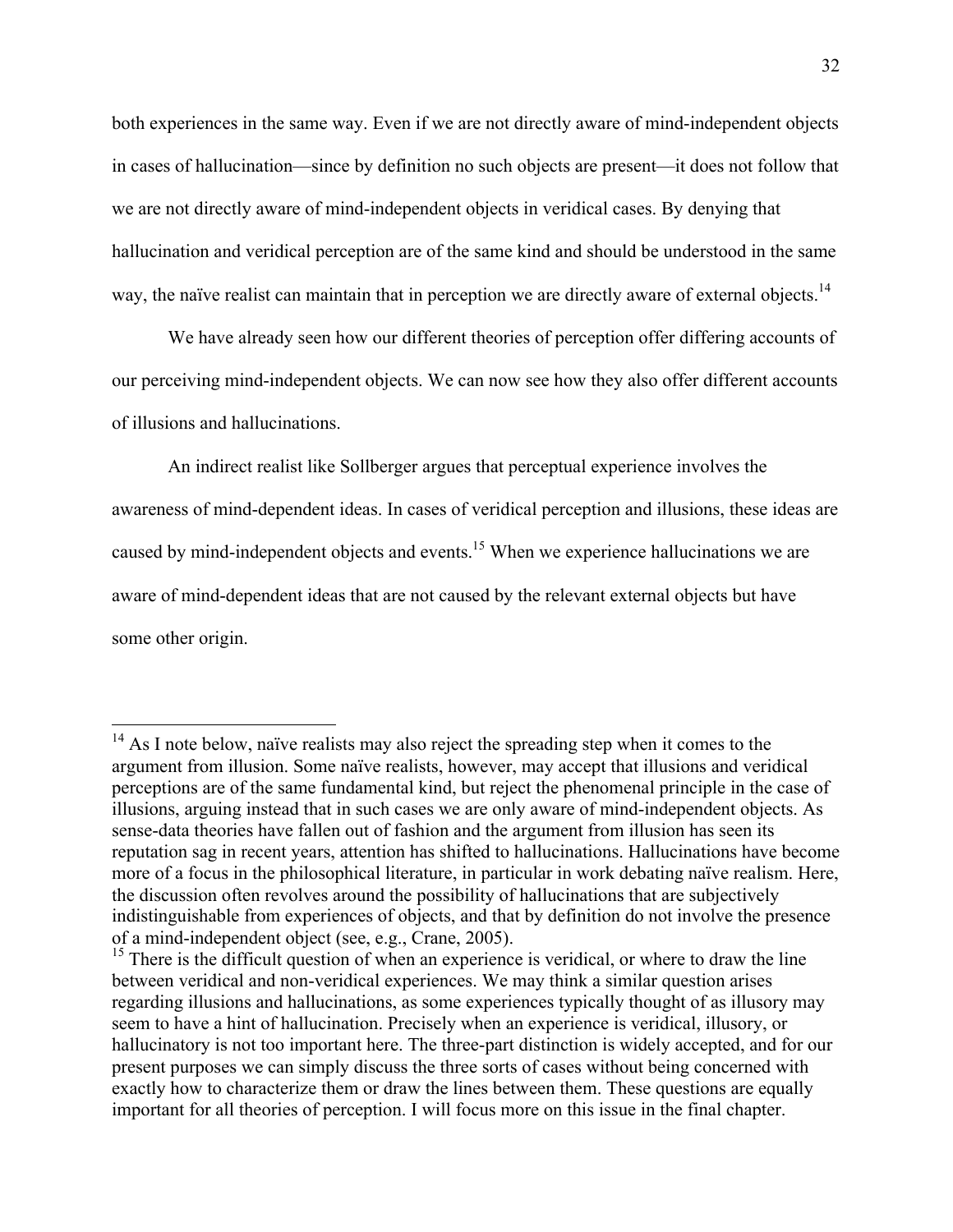both experiences in the same way. Even if we are not directly aware of mind-independent objects in cases of hallucination—since by definition no such objects are present—it does not follow that we are not directly aware of mind-independent objects in veridical cases. By denying that hallucination and veridical perception are of the same kind and should be understood in the same way, the naïve realist can maintain that in perception we are directly aware of external objects.[14]

We have already seen how our different theories of perception offer differing accounts of our perceiving mind-independent objects. We can now see how they also offer different accounts of illusions and hallucinations.

An indirect realist like Sollberger argues that perceptual experience involves the awareness of mind-dependent ideas. In cases of veridical perception and illusions, these ideas are caused by mind-independent objects and events.[15] When we experience hallucinations we are aware of mind-dependent ideas that are not caused by the relevant external objects but have some other origin.

---

[14] As I note below, naïve realists may also reject the spreading step when it comes to the argument from illusion. Some naïve realists, however, may accept that illusions and veridical perceptions are of the same fundamental kind, but reject the phenomenal principle in the case of illusions, arguing instead that in such cases we are only aware of mind-independent objects. As sense-data theories have fallen out of fashion and the argument from illusion has seen its reputation sag in recent years, attention has shifted to hallucinations. Hallucinations have become more of a focus in the philosophical literature, in particular in work debating naïve realism. Here, the discussion often revolves around the possibility of hallucinations that are subjectively indistinguishable from experiences of objects, and that by definition do not involve the presence of a mind-independent object (see, e.g., Crane, 2005).

[15] There is the difficult question of when an experience is veridical, or where to draw the line between veridical and non-veridical experiences. We may think a similar question arises regarding illusions and hallucinations, as some experiences typically thought of as illusory may seem to have a hint of hallucination. Precisely when an experience is veridical, illusory, or hallucinatory is not too important here. The three-part distinction is widely accepted, and for our present purposes we can simply discuss the three sorts of cases without being concerned with exactly how to characterize them or draw the lines between them. These questions are equally important for all theories of perception. I will focus more on this issue in the final chapter.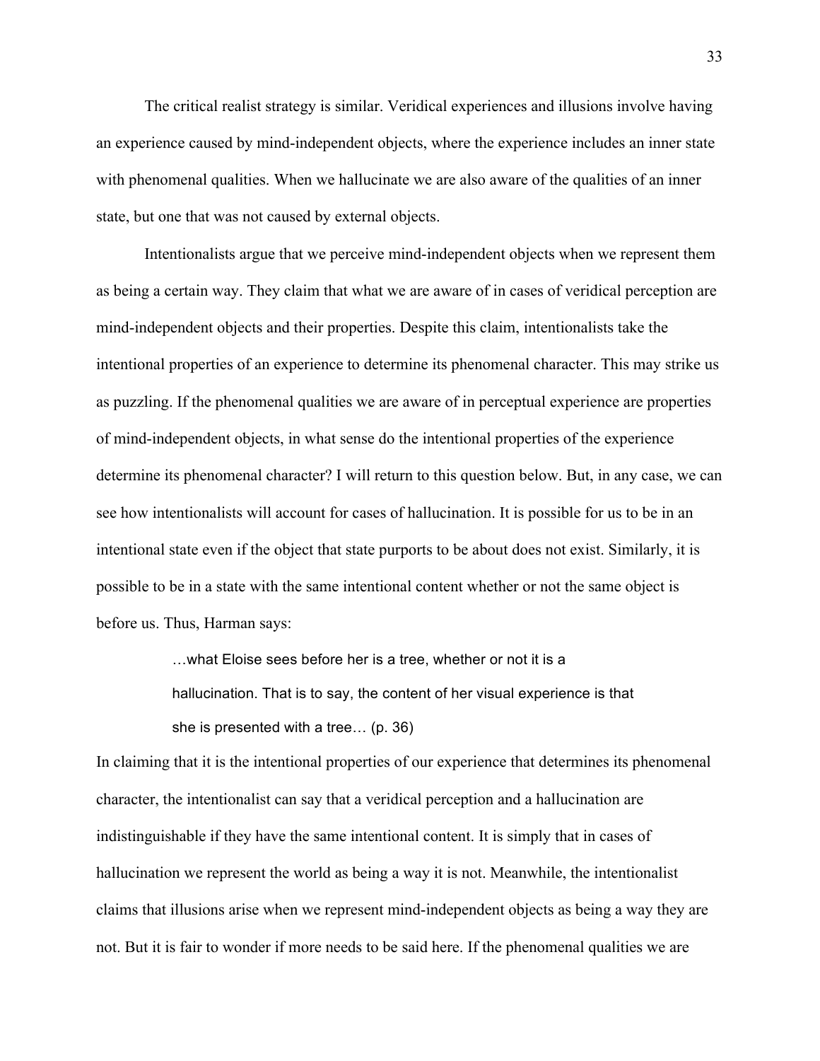The critical realist strategy is similar. Veridical experiences and illusions involve having an experience caused by mind-independent objects, where the experience includes an inner state with phenomenal qualities. When we hallucinate we are also aware of the qualities of an inner state, but one that was not caused by external objects.

Intentionalists argue that we perceive mind-independent objects when we represent them as being a certain way. They claim that what we are aware of in cases of veridical perception are mind-independent objects and their properties. Despite this claim, intentionalists take the intentional properties of an experience to determine its phenomenal character. This may strike us as puzzling. If the phenomenal qualities we are aware of in perceptual experience are properties of mind-independent objects, in what sense do the intentional properties of the experience determine its phenomenal character? I will return to this question below. But, in any case, we can see how intentionalists will account for cases of hallucination. It is possible for us to be in an intentional state even if the object that state purports to be about does not exist. Similarly, it is possible to be in a state with the same intentional content whether or not the same object is before us. Thus, Harman says:

> …what Eloise sees before her is a tree, whether or not it is a hallucination. That is to say, the content of her visual experience is that she is presented with a tree… (p. 36)

In claiming that it is the intentional properties of our experience that determines its phenomenal character, the intentionalist can say that a veridical perception and a hallucination are indistinguishable if they have the same intentional content. It is simply that in cases of hallucination we represent the world as being a way it is not. Meanwhile, the intentionalist claims that illusions arise when we represent mind-independent objects as being a way they are not. But it is fair to wonder if more needs to be said here. If the phenomenal qualities we are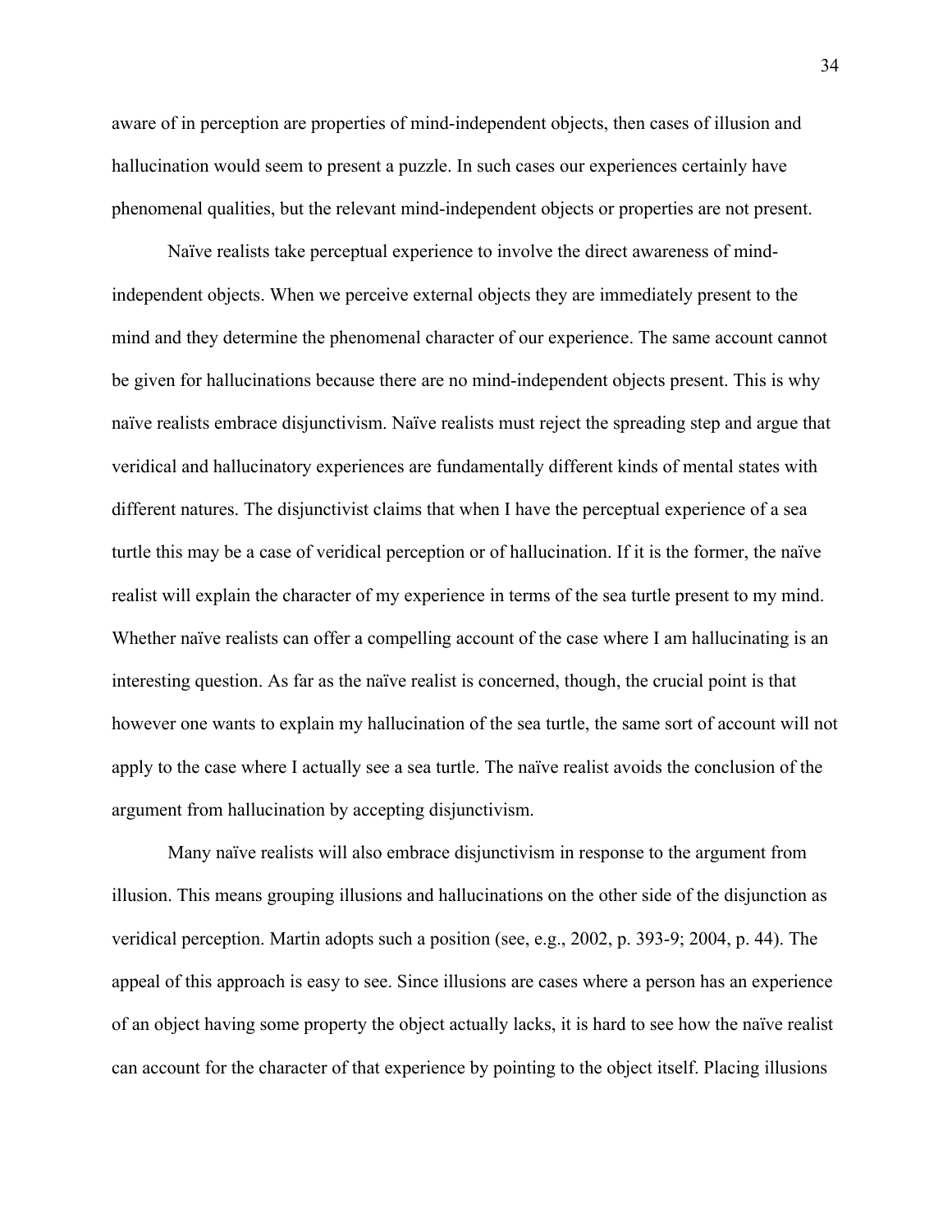aware of in perception are properties of mind-independent objects, then cases of illusion and hallucination would seem to present a puzzle. In such cases our experiences certainly have phenomenal qualities, but the relevant mind-independent objects or properties are not present.

Naïve realists take perceptual experience to involve the direct awareness of mind-independent objects. When we perceive external objects they are immediately present to the mind and they determine the phenomenal character of our experience. The same account cannot be given for hallucinations because there are no mind-independent objects present. This is why naïve realists embrace disjunctivism. Naïve realists must reject the spreading step and argue that veridical and hallucinatory experiences are fundamentally different kinds of mental states with different natures. The disjunctivist claims that when I have the perceptual experience of a sea turtle this may be a case of veridical perception or of hallucination. If it is the former, the naïve realist will explain the character of my experience in terms of the sea turtle present to my mind. Whether naïve realists can offer a compelling account of the case where I am hallucinating is an interesting question. As far as the naïve realist is concerned, though, the crucial point is that however one wants to explain my hallucination of the sea turtle, the same sort of account will not apply to the case where I actually see a sea turtle. The naïve realist avoids the conclusion of the argument from hallucination by accepting disjunctivism.

Many naïve realists will also embrace disjunctivism in response to the argument from illusion. This means grouping illusions and hallucinations on the other side of the disjunction as veridical perception. Martin adopts such a position (see, e.g., 2002, p. 393-9; 2004, p. 44). The appeal of this approach is easy to see. Since illusions are cases where a person has an experience of an object having some property the object actually lacks, it is hard to see how the naïve realist can account for the character of that experience by pointing to the object itself. Placing illusions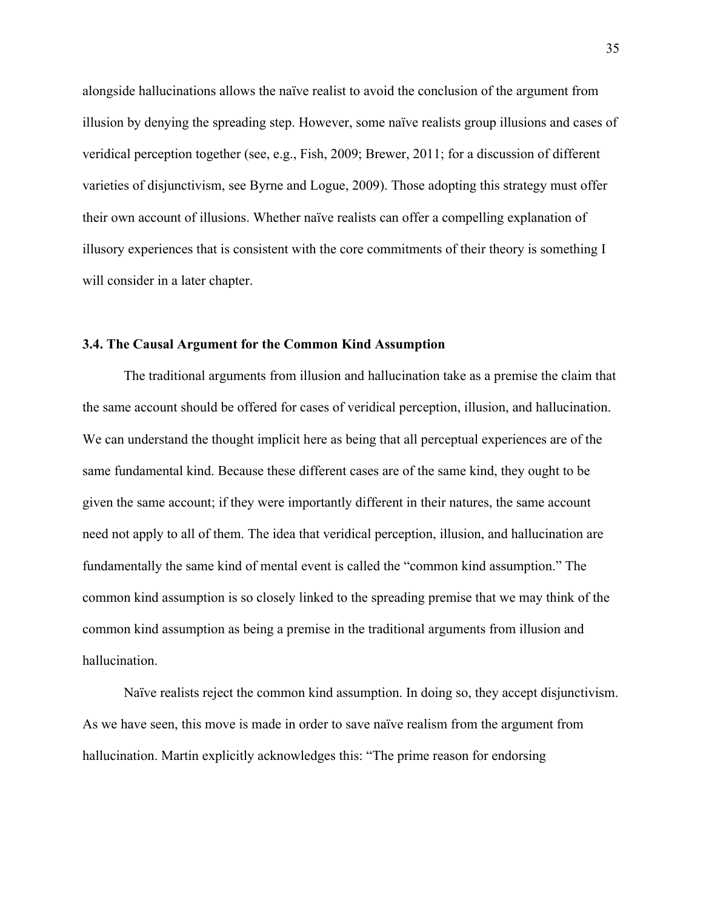alongside hallucinations allows the naïve realist to avoid the conclusion of the argument from illusion by denying the spreading step. However, some naïve realists group illusions and cases of veridical perception together (see, e.g., Fish, 2009; Brewer, 2011; for a discussion of different varieties of disjunctivism, see Byrne and Logue, 2009). Those adopting this strategy must offer their own account of illusions. Whether naïve realists can offer a compelling explanation of illusory experiences that is consistent with the core commitments of their theory is something I will consider in a later chapter.

### 3.4. The Causal Argument for the Common Kind Assumption

The traditional arguments from illusion and hallucination take as a premise the claim that the same account should be offered for cases of veridical perception, illusion, and hallucination. We can understand the thought implicit here as being that all perceptual experiences are of the same fundamental kind. Because these different cases are of the same kind, they ought to be given the same account; if they were importantly different in their natures, the same account need not apply to all of them. The idea that veridical perception, illusion, and hallucination are fundamentally the same kind of mental event is called the "common kind assumption." The common kind assumption is so closely linked to the spreading premise that we may think of the common kind assumption as being a premise in the traditional arguments from illusion and hallucination.

Naïve realists reject the common kind assumption. In doing so, they accept disjunctivism. As we have seen, this move is made in order to save naïve realism from the argument from hallucination. Martin explicitly acknowledges this: "The prime reason for endorsing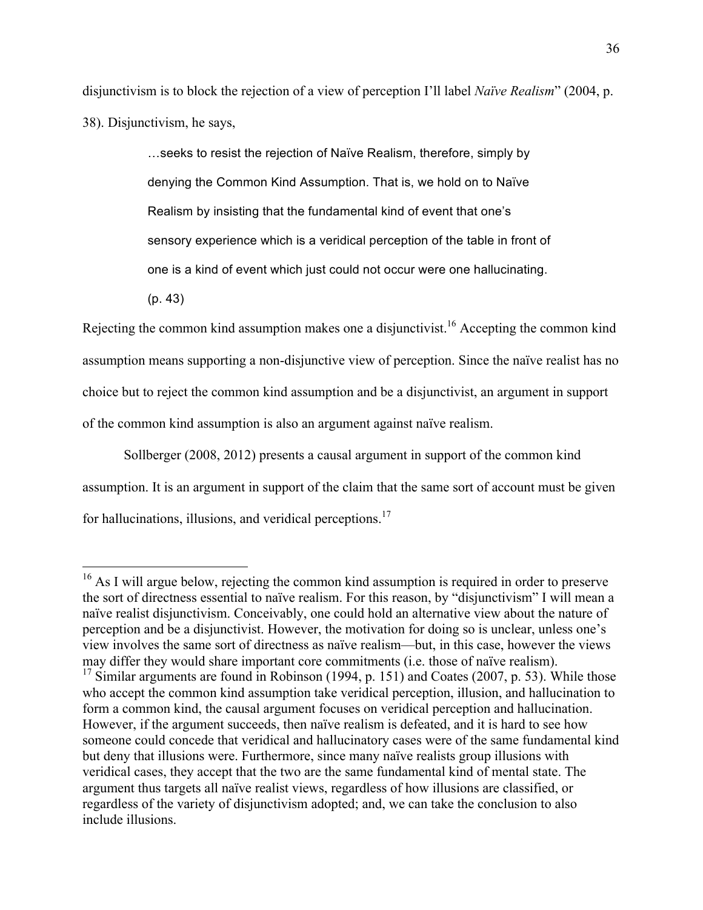disjunctivism is to block the rejection of a view of perception I'll label *Naïve Realism*" (2004, p. 38). Disjunctivism, he says,

> …seeks to resist the rejection of Naïve Realism, therefore, simply by denying the Common Kind Assumption. That is, we hold on to Naïve Realism by insisting that the fundamental kind of event that one's sensory experience which is a veridical perception of the table in front of one is a kind of event which just could not occur were one hallucinating. (p. 43)

Rejecting the common kind assumption makes one a disjunctivist.[16] Accepting the common kind assumption means supporting a non-disjunctive view of perception. Since the naïve realist has no choice but to reject the common kind assumption and be a disjunctivist, an argument in support of the common kind assumption is also an argument against naïve realism.

Sollberger (2008, 2012) presents a causal argument in support of the common kind assumption. It is an argument in support of the claim that the same sort of account must be given for hallucinations, illusions, and veridical perceptions.[17]

---

[16] As I will argue below, rejecting the common kind assumption is required in order to preserve the sort of directness essential to naïve realism. For this reason, by "disjunctivism" I will mean a naïve realist disjunctivism. Conceivably, one could hold an alternative view about the nature of perception and be a disjunctivist. However, the motivation for doing so is unclear, unless one's view involves the same sort of directness as naïve realism—but, in this case, however the views may differ they would share important core commitments (i.e. those of naïve realism).

[17] Similar arguments are found in Robinson (1994, p. 151) and Coates (2007, p. 53). While those who accept the common kind assumption take veridical perception, illusion, and hallucination to form a common kind, the causal argument focuses on veridical perception and hallucination. However, if the argument succeeds, then naïve realism is defeated, and it is hard to see how someone could concede that veridical and hallucinatory cases were of the same fundamental kind but deny that illusions were. Furthermore, since many naïve realists group illusions with veridical cases, they accept that the two are the same fundamental kind of mental state. The argument thus targets all naïve realist views, regardless of how illusions are classified, or regardless of the variety of disjunctivism adopted; and, we can take the conclusion to also include illusions.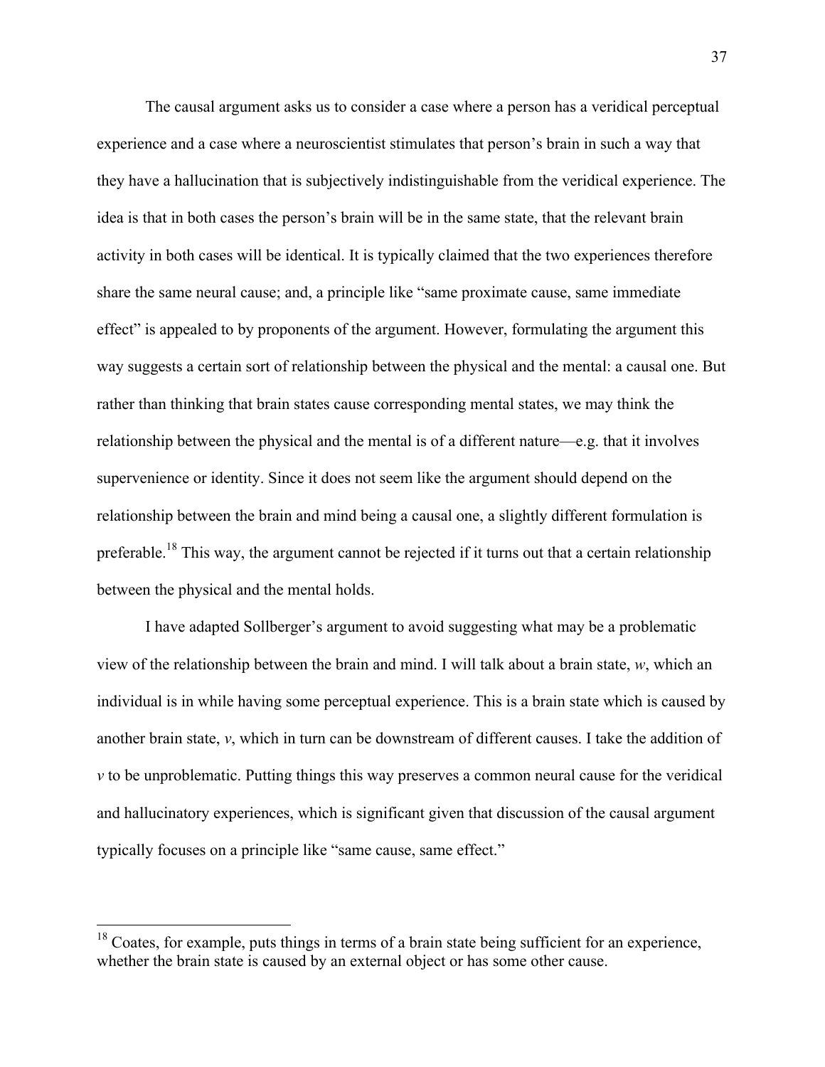The causal argument asks us to consider a case where a person has a veridical perceptual experience and a case where a neuroscientist stimulates that person's brain in such a way that they have a hallucination that is subjectively indistinguishable from the veridical experience. The idea is that in both cases the person's brain will be in the same state, that the relevant brain activity in both cases will be identical. It is typically claimed that the two experiences therefore share the same neural cause; and, a principle like "same proximate cause, same immediate effect" is appealed to by proponents of the argument. However, formulating the argument this way suggests a certain sort of relationship between the physical and the mental: a causal one. But rather than thinking that brain states cause corresponding mental states, we may think the relationship between the physical and the mental is of a different nature—e.g. that it involves supervenience or identity. Since it does not seem like the argument should depend on the relationship between the brain and mind being a causal one, a slightly different formulation is preferable.[18] This way, the argument cannot be rejected if it turns out that a certain relationship between the physical and the mental holds.

I have adapted Sollberger's argument to avoid suggesting what may be a problematic view of the relationship between the brain and mind. I will talk about a brain state, *w*, which an individual is in while having some perceptual experience. This is a brain state which is caused by another brain state, *v*, which in turn can be downstream of different causes. I take the addition of *v* to be unproblematic. Putting things this way preserves a common neural cause for the veridical and hallucinatory experiences, which is significant given that discussion of the causal argument typically focuses on a principle like "same cause, same effect."

---

[18] Coates, for example, puts things in terms of a brain state being sufficient for an experience, whether the brain state is caused by an external object or has some other cause.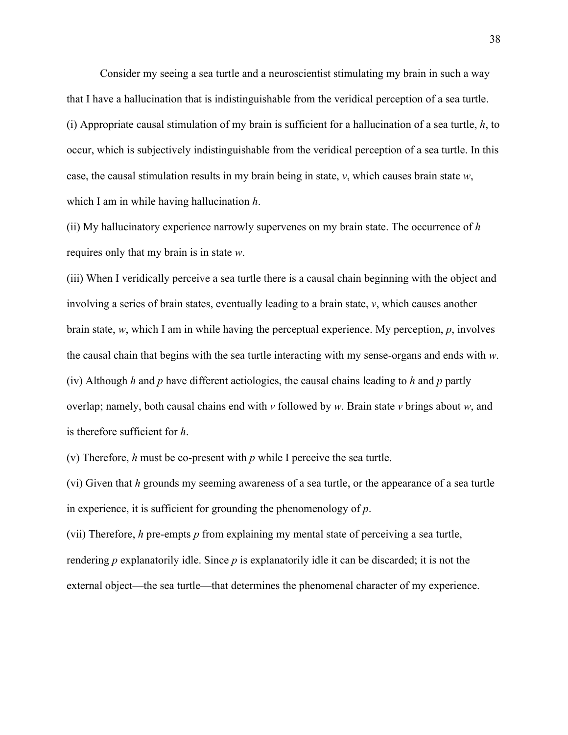Consider my seeing a sea turtle and a neuroscientist stimulating my brain in such a way that I have a hallucination that is indistinguishable from the veridical perception of a sea turtle.

(i) Appropriate causal stimulation of my brain is sufficient for a hallucination of a sea turtle, *h*, to occur, which is subjectively indistinguishable from the veridical perception of a sea turtle. In this case, the causal stimulation results in my brain being in state, *v*, which causes brain state *w*, which I am in while having hallucination *h*.

(ii) My hallucinatory experience narrowly supervenes on my brain state. The occurrence of *h* requires only that my brain is in state *w*.

(iii) When I veridically perceive a sea turtle there is a causal chain beginning with the object and involving a series of brain states, eventually leading to a brain state, *v*, which causes another brain state, *w*, which I am in while having the perceptual experience. My perception, *p*, involves the causal chain that begins with the sea turtle interacting with my sense-organs and ends with *w*.

(iv) Although *h* and *p* have different aetiologies, the causal chains leading to *h* and *p* partly overlap; namely, both causal chains end with *v* followed by *w*. Brain state *v* brings about *w*, and is therefore sufficient for *h*.

(v) Therefore, *h* must be co-present with *p* while I perceive the sea turtle.

(vi) Given that *h* grounds my seeming awareness of a sea turtle, or the appearance of a sea turtle in experience, it is sufficient for grounding the phenomenology of *p*.

(vii) Therefore, *h* pre-empts *p* from explaining my mental state of perceiving a sea turtle, rendering *p* explanatorily idle. Since *p* is explanatorily idle it can be discarded; it is not the external object—the sea turtle—that determines the phenomenal character of my experience.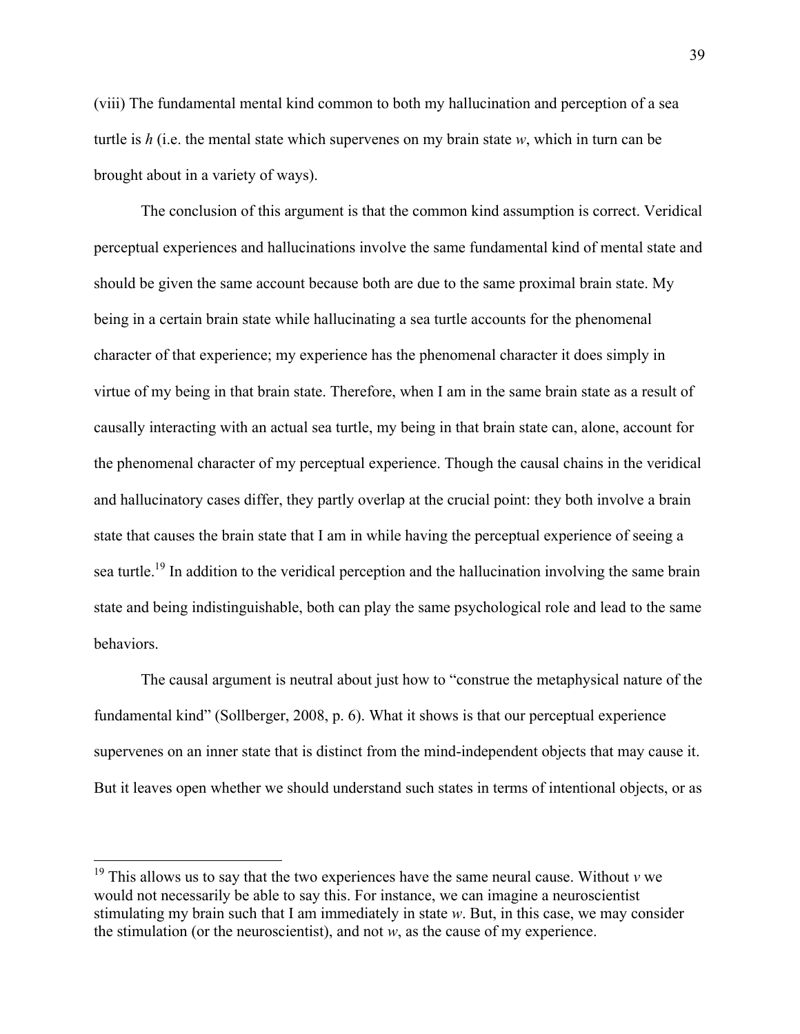(viii) The fundamental mental kind common to both my hallucination and perception of a sea turtle is *h* (i.e. the mental state which supervenes on my brain state *w*, which in turn can be brought about in a variety of ways).

The conclusion of this argument is that the common kind assumption is correct. Veridical perceptual experiences and hallucinations involve the same fundamental kind of mental state and should be given the same account because both are due to the same proximal brain state. My being in a certain brain state while hallucinating a sea turtle accounts for the phenomenal character of that experience; my experience has the phenomenal character it does simply in virtue of my being in that brain state. Therefore, when I am in the same brain state as a result of causally interacting with an actual sea turtle, my being in that brain state can, alone, account for the phenomenal character of my perceptual experience. Though the causal chains in the veridical and hallucinatory cases differ, they partly overlap at the crucial point: they both involve a brain state that causes the brain state that I am in while having the perceptual experience of seeing a sea turtle.[19] In addition to the veridical perception and the hallucination involving the same brain state and being indistinguishable, both can play the same psychological role and lead to the same behaviors.

The causal argument is neutral about just how to "construe the metaphysical nature of the fundamental kind" (Sollberger, 2008, p. 6). What it shows is that our perceptual experience supervenes on an inner state that is distinct from the mind-independent objects that may cause it. But it leaves open whether we should understand such states in terms of intentional objects, or as

[19] This allows us to say that the two experiences have the same neural cause. Without *v* we would not necessarily be able to say this. For instance, we can imagine a neuroscientist stimulating my brain such that I am immediately in state *w*. But, in this case, we may consider the stimulation (or the neuroscientist), and not *w*, as the cause of my experience.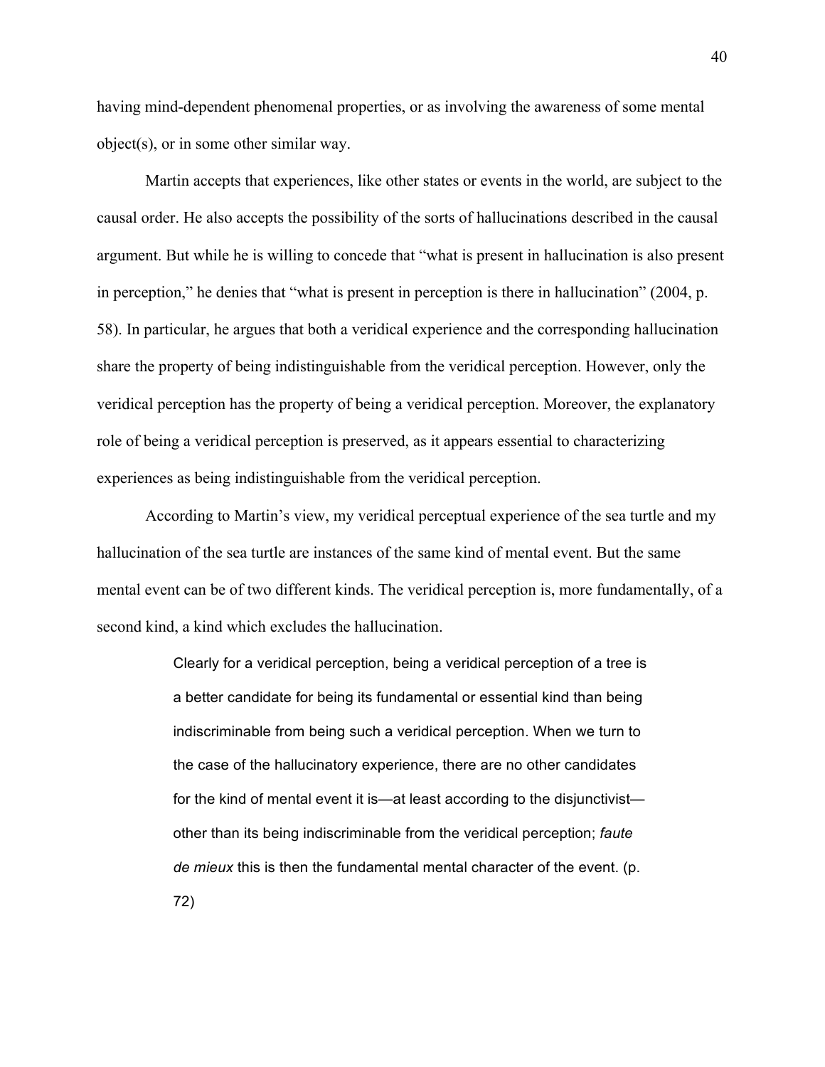having mind-dependent phenomenal properties, or as involving the awareness of some mental object(s), or in some other similar way.

Martin accepts that experiences, like other states or events in the world, are subject to the causal order. He also accepts the possibility of the sorts of hallucinations described in the causal argument. But while he is willing to concede that "what is present in hallucination is also present in perception," he denies that "what is present in perception is there in hallucination" (2004, p. 58). In particular, he argues that both a veridical experience and the corresponding hallucination share the property of being indistinguishable from the veridical perception. However, only the veridical perception has the property of being a veridical perception. Moreover, the explanatory role of being a veridical perception is preserved, as it appears essential to characterizing experiences as being indistinguishable from the veridical perception.

According to Martin's view, my veridical perceptual experience of the sea turtle and my hallucination of the sea turtle are instances of the same kind of mental event. But the same mental event can be of two different kinds. The veridical perception is, more fundamentally, of a second kind, a kind which excludes the hallucination.

> Clearly for a veridical perception, being a veridical perception of a tree is a better candidate for being its fundamental or essential kind than being indiscriminable from being such a veridical perception. When we turn to the case of the hallucinatory experience, there are no other candidates for the kind of mental event it is—at least according to the disjunctivist—other than its being indiscriminable from the veridical perception; *faute de mieux* this is then the fundamental mental character of the event. (p. 72)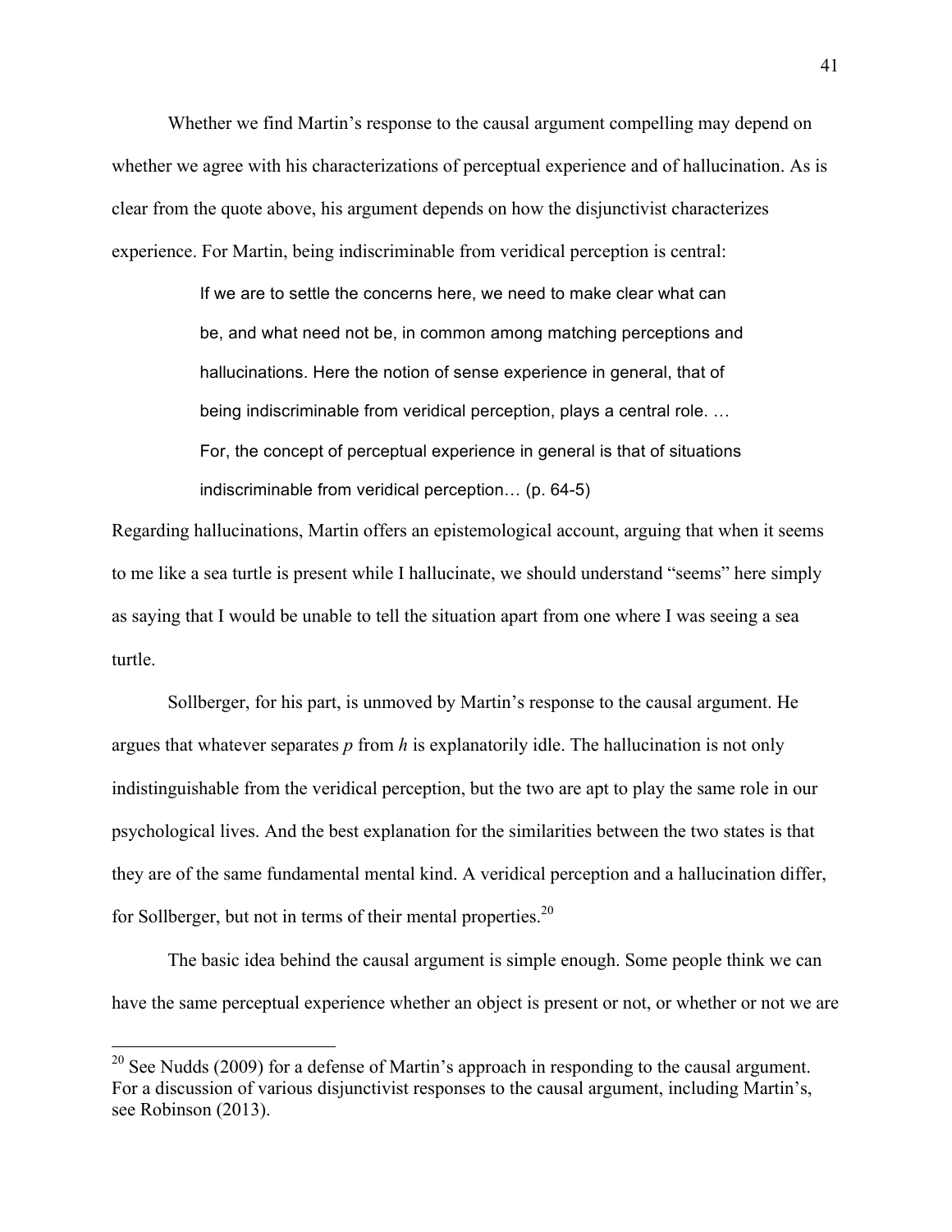Whether we find Martin's response to the causal argument compelling may depend on whether we agree with his characterizations of perceptual experience and of hallucination. As is clear from the quote above, his argument depends on how the disjunctivist characterizes experience. For Martin, being indiscriminable from veridical perception is central:

> If we are to settle the concerns here, we need to make clear what can be, and what need not be, in common among matching perceptions and hallucinations. Here the notion of sense experience in general, that of being indiscriminable from veridical perception, plays a central role. … For, the concept of perceptual experience in general is that of situations indiscriminable from veridical perception… (p. 64-5)

Regarding hallucinations, Martin offers an epistemological account, arguing that when it seems to me like a sea turtle is present while I hallucinate, we should understand "seems" here simply as saying that I would be unable to tell the situation apart from one where I was seeing a sea turtle.

Sollberger, for his part, is unmoved by Martin's response to the causal argument. He argues that whatever separates *p* from *h* is explanatorily idle. The hallucination is not only indistinguishable from the veridical perception, but the two are apt to play the same role in our psychological lives. And the best explanation for the similarities between the two states is that they are of the same fundamental mental kind. A veridical perception and a hallucination differ, for Sollberger, but not in terms of their mental properties.[20]

The basic idea behind the causal argument is simple enough. Some people think we can have the same perceptual experience whether an object is present or not, or whether or not we are

[20] See Nudds (2009) for a defense of Martin's approach in responding to the causal argument. For a discussion of various disjunctivist responses to the causal argument, including Martin's, see Robinson (2013).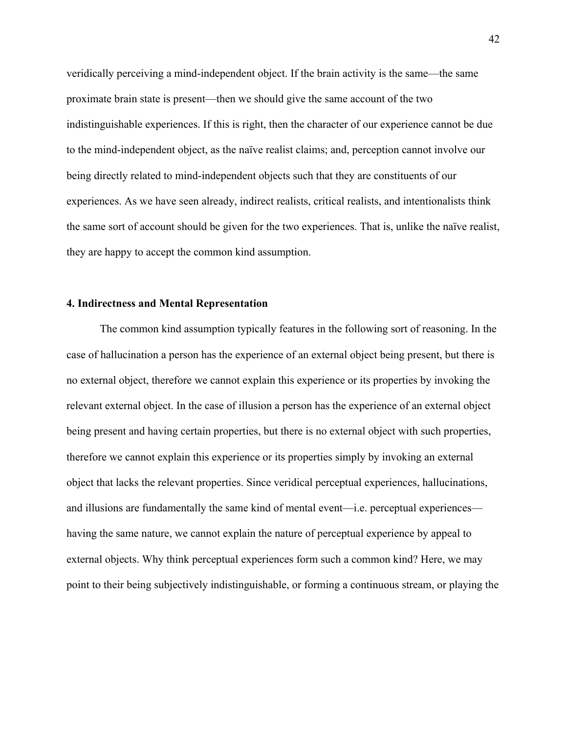veridically perceiving a mind-independent object. If the brain activity is the same—the same proximate brain state is present—then we should give the same account of the two indistinguishable experiences. If this is right, then the character of our experience cannot be due to the mind-independent object, as the naïve realist claims; and, perception cannot involve our being directly related to mind-independent objects such that they are constituents of our experiences. As we have seen already, indirect realists, critical realists, and intentionalists think the same sort of account should be given for the two experiences. That is, unlike the naïve realist, they are happy to accept the common kind assumption.

### 4. Indirectness and Mental Representation

The common kind assumption typically features in the following sort of reasoning. In the case of hallucination a person has the experience of an external object being present, but there is no external object, therefore we cannot explain this experience or its properties by invoking the relevant external object. In the case of illusion a person has the experience of an external object being present and having certain properties, but there is no external object with such properties, therefore we cannot explain this experience or its properties simply by invoking an external object that lacks the relevant properties. Since veridical perceptual experiences, hallucinations, and illusions are fundamentally the same kind of mental event—i.e. perceptual experiences—having the same nature, we cannot explain the nature of perceptual experience by appeal to external objects. Why think perceptual experiences form such a common kind? Here, we may point to their being subjectively indistinguishable, or forming a continuous stream, or playing the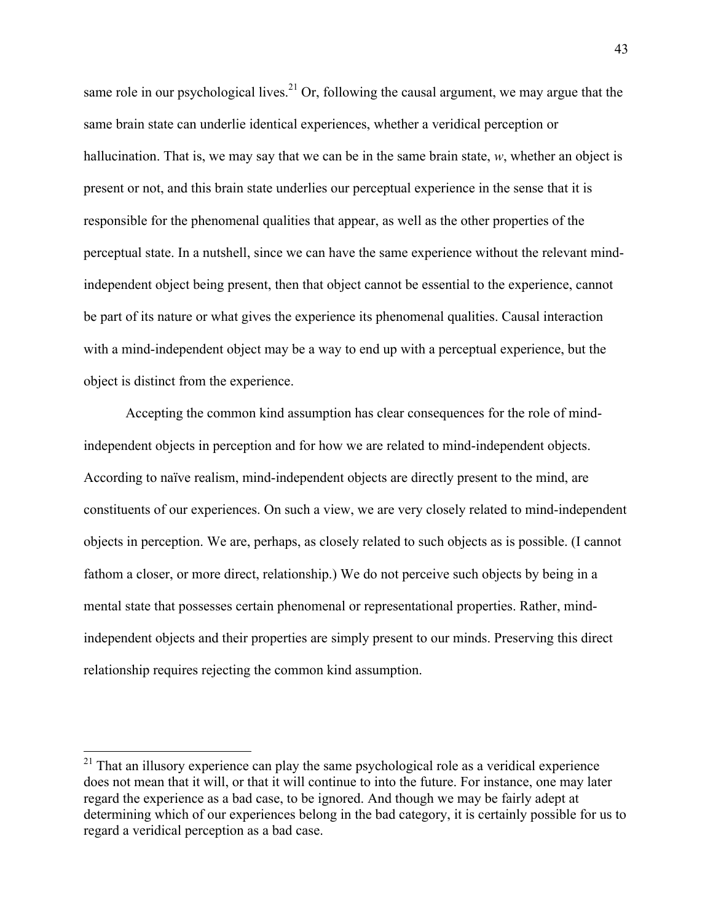same role in our psychological lives.[21] Or, following the causal argument, we may argue that the same brain state can underlie identical experiences, whether a veridical perception or hallucination. That is, we may say that we can be in the same brain state, *w*, whether an object is present or not, and this brain state underlies our perceptual experience in the sense that it is responsible for the phenomenal qualities that appear, as well as the other properties of the perceptual state. In a nutshell, since we can have the same experience without the relevant mind-independent object being present, then that object cannot be essential to the experience, cannot be part of its nature or what gives the experience its phenomenal qualities. Causal interaction with a mind-independent object may be a way to end up with a perceptual experience, but the object is distinct from the experience.

Accepting the common kind assumption has clear consequences for the role of mind-independent objects in perception and for how we are related to mind-independent objects. According to naïve realism, mind-independent objects are directly present to the mind, are constituents of our experiences. On such a view, we are very closely related to mind-independent objects in perception. We are, perhaps, as closely related to such objects as is possible. (I cannot fathom a closer, or more direct, relationship.) We do not perceive such objects by being in a mental state that possesses certain phenomenal or representational properties. Rather, mind-independent objects and their properties are simply present to our minds. Preserving this direct relationship requires rejecting the common kind assumption.

[21] That an illusory experience can play the same psychological role as a veridical experience does not mean that it will, or that it will continue to into the future. For instance, one may later regard the experience as a bad case, to be ignored. And though we may be fairly adept at determining which of our experiences belong in the bad category, it is certainly possible for us to regard a veridical perception as a bad case.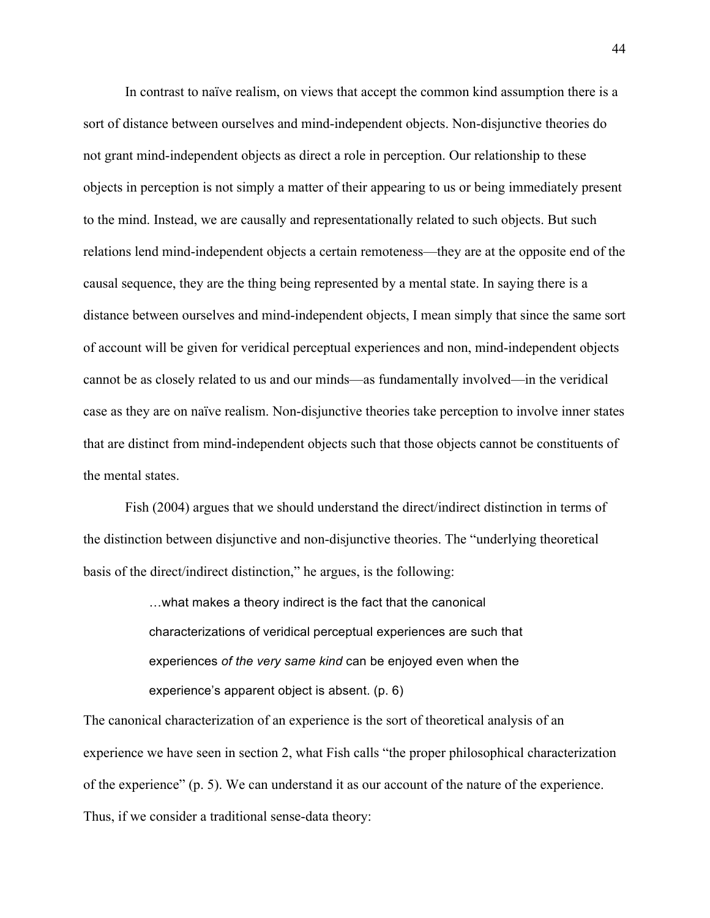In contrast to naïve realism, on views that accept the common kind assumption there is a sort of distance between ourselves and mind-independent objects. Non-disjunctive theories do not grant mind-independent objects as direct a role in perception. Our relationship to these objects in perception is not simply a matter of their appearing to us or being immediately present to the mind. Instead, we are causally and representationally related to such objects. But such relations lend mind-independent objects a certain remoteness—they are at the opposite end of the causal sequence, they are the thing being represented by a mental state. In saying there is a distance between ourselves and mind-independent objects, I mean simply that since the same sort of account will be given for veridical perceptual experiences and non, mind-independent objects cannot be as closely related to us and our minds—as fundamentally involved—in the veridical case as they are on naïve realism. Non-disjunctive theories take perception to involve inner states that are distinct from mind-independent objects such that those objects cannot be constituents of the mental states.

Fish (2004) argues that we should understand the direct/indirect distinction in terms of the distinction between disjunctive and non-disjunctive theories. The "underlying theoretical basis of the direct/indirect distinction," he argues, is the following:

> …what makes a theory indirect is the fact that the canonical characterizations of veridical perceptual experiences are such that experiences *of the very same kind* can be enjoyed even when the experience's apparent object is absent. (p. 6)

The canonical characterization of an experience is the sort of theoretical analysis of an experience we have seen in section 2, what Fish calls "the proper philosophical characterization of the experience" (p. 5). We can understand it as our account of the nature of the experience. Thus, if we consider a traditional sense-data theory: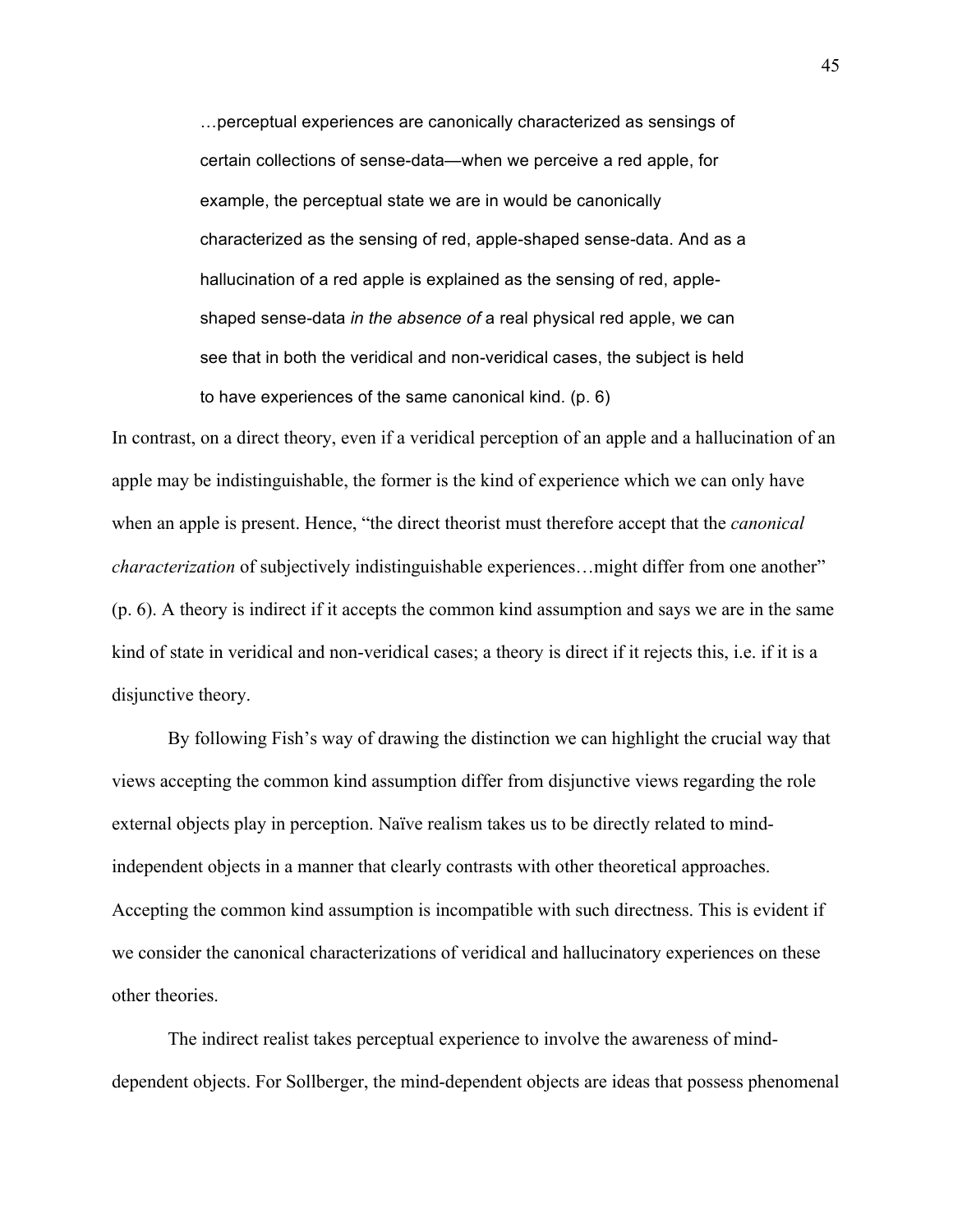> …perceptual experiences are canonically characterized as sensings of certain collections of sense-data—when we perceive a red apple, for example, the perceptual state we are in would be canonically characterized as the sensing of red, apple-shaped sense-data. And as a hallucination of a red apple is explained as the sensing of red, apple-shaped sense-data *in the absence of* a real physical red apple, we can see that in both the veridical and non-veridical cases, the subject is held to have experiences of the same canonical kind. (p. 6)

In contrast, on a direct theory, even if a veridical perception of an apple and a hallucination of an apple may be indistinguishable, the former is the kind of experience which we can only have when an apple is present. Hence, "the direct theorist must therefore accept that the *canonical characterization* of subjectively indistinguishable experiences…might differ from one another" (p. 6). A theory is indirect if it accepts the common kind assumption and says we are in the same kind of state in veridical and non-veridical cases; a theory is direct if it rejects this, i.e. if it is a disjunctive theory.

By following Fish's way of drawing the distinction we can highlight the crucial way that views accepting the common kind assumption differ from disjunctive views regarding the role external objects play in perception. Naïve realism takes us to be directly related to mind-independent objects in a manner that clearly contrasts with other theoretical approaches. Accepting the common kind assumption is incompatible with such directness. This is evident if we consider the canonical characterizations of veridical and hallucinatory experiences on these other theories.

The indirect realist takes perceptual experience to involve the awareness of mind-dependent objects. For Sollberger, the mind-dependent objects are ideas that possess phenomenal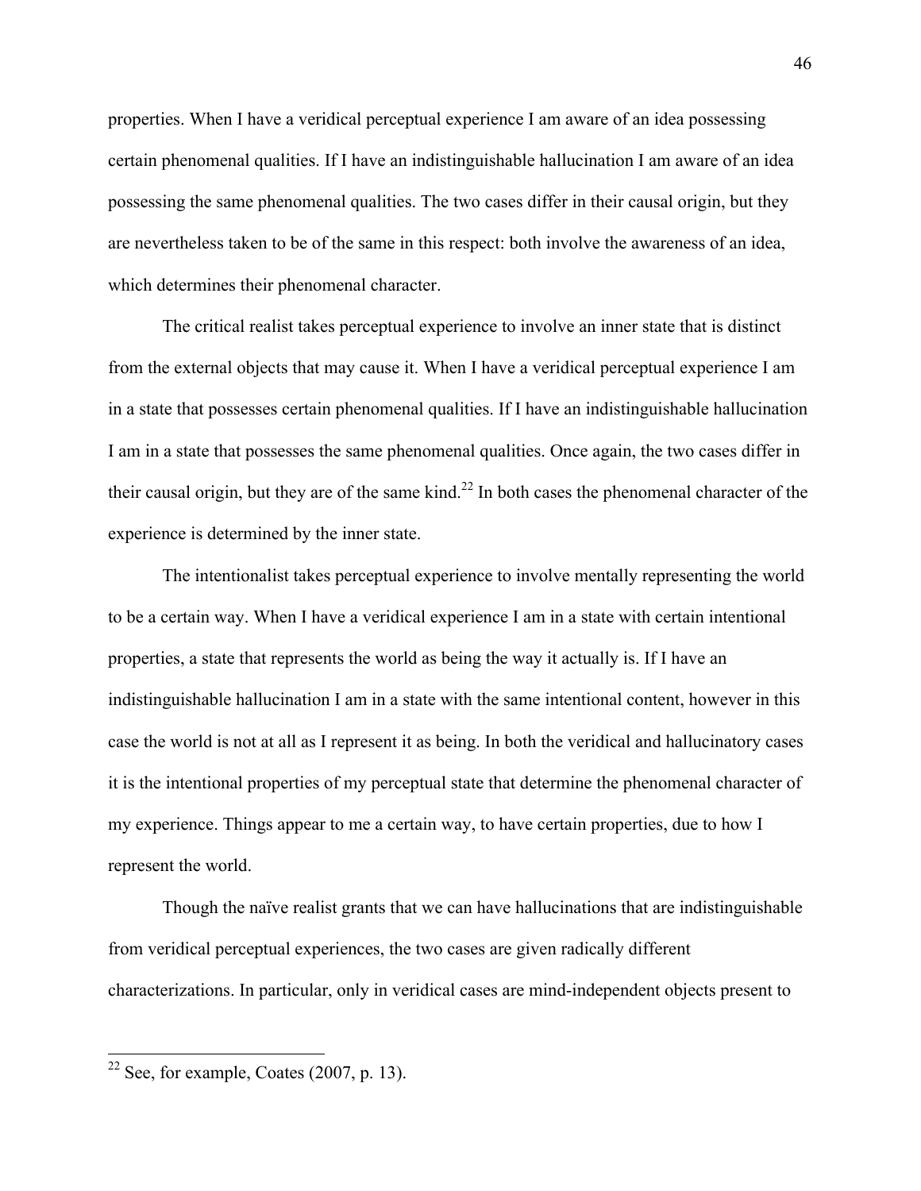properties. When I have a veridical perceptual experience I am aware of an idea possessing certain phenomenal qualities. If I have an indistinguishable hallucination I am aware of an idea possessing the same phenomenal qualities. The two cases differ in their causal origin, but they are nevertheless taken to be of the same in this respect: both involve the awareness of an idea, which determines their phenomenal character.

The critical realist takes perceptual experience to involve an inner state that is distinct from the external objects that may cause it. When I have a veridical perceptual experience I am in a state that possesses certain phenomenal qualities. If I have an indistinguishable hallucination I am in a state that possesses the same phenomenal qualities. Once again, the two cases differ in their causal origin, but they are of the same kind.[22] In both cases the phenomenal character of the experience is determined by the inner state.

The intentionalist takes perceptual experience to involve mentally representing the world to be a certain way. When I have a veridical experience I am in a state with certain intentional properties, a state that represents the world as being the way it actually is. If I have an indistinguishable hallucination I am in a state with the same intentional content, however in this case the world is not at all as I represent it as being. In both the veridical and hallucinatory cases it is the intentional properties of my perceptual state that determine the phenomenal character of my experience. Things appear to me a certain way, to have certain properties, due to how I represent the world.

Though the naïve realist grants that we can have hallucinations that are indistinguishable from veridical perceptual experiences, the two cases are given radically different characterizations. In particular, only in veridical cases are mind-independent objects present to

[22] See, for example, Coates (2007, p. 13).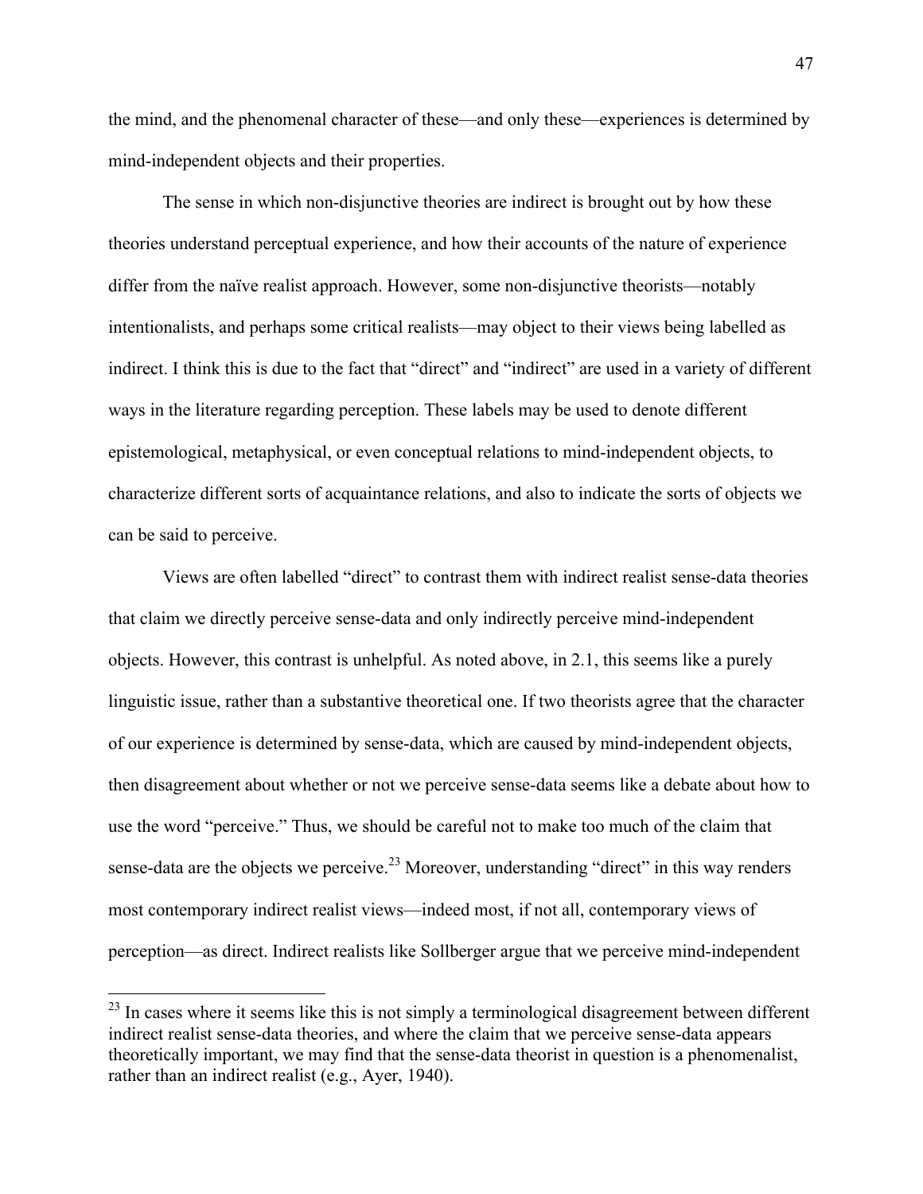the mind, and the phenomenal character of these—and only these—experiences is determined by mind-independent objects and their properties.

The sense in which non-disjunctive theories are indirect is brought out by how these theories understand perceptual experience, and how their accounts of the nature of experience differ from the naïve realist approach. However, some non-disjunctive theorists—notably intentionalists, and perhaps some critical realists—may object to their views being labelled as indirect. I think this is due to the fact that "direct" and "indirect" are used in a variety of different ways in the literature regarding perception. These labels may be used to denote different epistemological, metaphysical, or even conceptual relations to mind-independent objects, to characterize different sorts of acquaintance relations, and also to indicate the sorts of objects we can be said to perceive.

Views are often labelled "direct" to contrast them with indirect realist sense-data theories that claim we directly perceive sense-data and only indirectly perceive mind-independent objects. However, this contrast is unhelpful. As noted above, in 2.1, this seems like a purely linguistic issue, rather than a substantive theoretical one. If two theorists agree that the character of our experience is determined by sense-data, which are caused by mind-independent objects, then disagreement about whether or not we perceive sense-data seems like a debate about how to use the word "perceive." Thus, we should be careful not to make too much of the claim that sense-data are the objects we perceive.[23] Moreover, understanding "direct" in this way renders most contemporary indirect realist views—indeed most, if not all, contemporary views of perception—as direct. Indirect realists like Sollberger argue that we perceive mind-independent

[23] In cases where it seems like this is not simply a terminological disagreement between different indirect realist sense-data theories, and where the claim that we perceive sense-data appears theoretically important, we may find that the sense-data theorist in question is a phenomenalist, rather than an indirect realist (e.g., Ayer, 1940).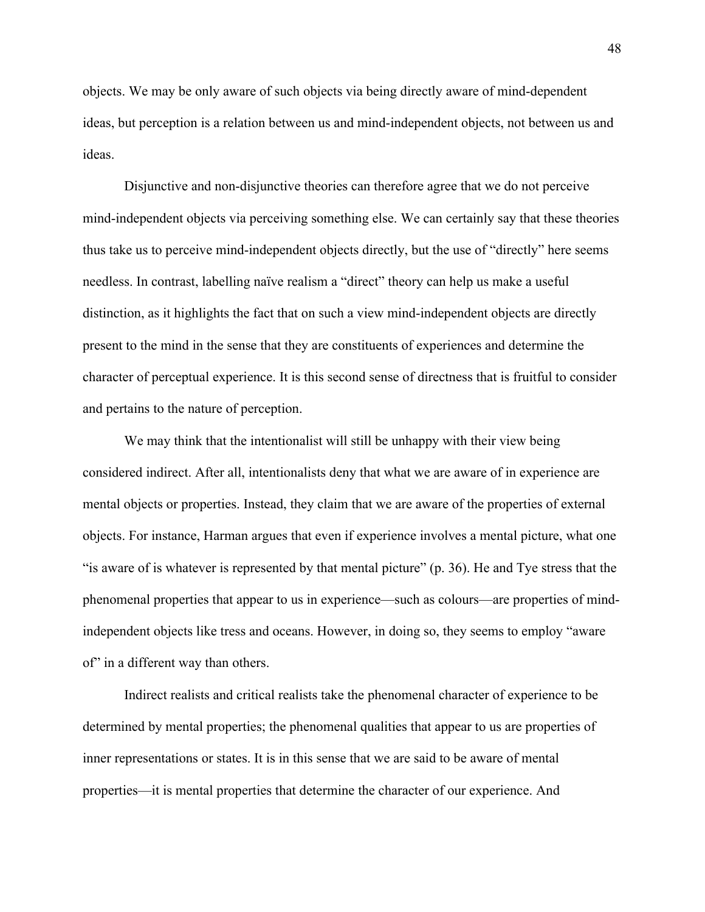objects. We may be only aware of such objects via being directly aware of mind-dependent ideas, but perception is a relation between us and mind-independent objects, not between us and ideas.

Disjunctive and non-disjunctive theories can therefore agree that we do not perceive mind-independent objects via perceiving something else. We can certainly say that these theories thus take us to perceive mind-independent objects directly, but the use of "directly" here seems needless. In contrast, labelling naïve realism a "direct" theory can help us make a useful distinction, as it highlights the fact that on such a view mind-independent objects are directly present to the mind in the sense that they are constituents of experiences and determine the character of perceptual experience. It is this second sense of directness that is fruitful to consider and pertains to the nature of perception.

We may think that the intentionalist will still be unhappy with their view being considered indirect. After all, intentionalists deny that what we are aware of in experience are mental objects or properties. Instead, they claim that we are aware of the properties of external objects. For instance, Harman argues that even if experience involves a mental picture, what one "is aware of is whatever is represented by that mental picture" (p. 36). He and Tye stress that the phenomenal properties that appear to us in experience—such as colours—are properties of mind-independent objects like tress and oceans. However, in doing so, they seems to employ "aware of" in a different way than others.

Indirect realists and critical realists take the phenomenal character of experience to be determined by mental properties; the phenomenal qualities that appear to us are properties of inner representations or states. It is in this sense that we are said to be aware of mental properties—it is mental properties that determine the character of our experience. And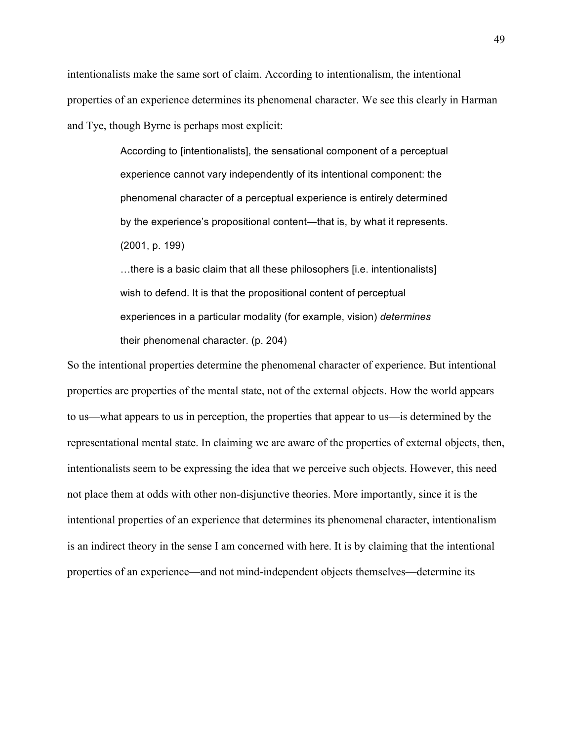intentionalists make the same sort of claim. According to intentionalism, the intentional properties of an experience determines its phenomenal character. We see this clearly in Harman and Tye, though Byrne is perhaps most explicit:

> According to [intentionalists], the sensational component of a perceptual experience cannot vary independently of its intentional component: the phenomenal character of a perceptual experience is entirely determined by the experience's propositional content—that is, by what it represents. (2001, p. 199)
>
> …there is a basic claim that all these philosophers [i.e. intentionalists] wish to defend. It is that the propositional content of perceptual experiences in a particular modality (for example, vision) *determines* their phenomenal character. (p. 204)

So the intentional properties determine the phenomenal character of experience. But intentional properties are properties of the mental state, not of the external objects. How the world appears to us—what appears to us in perception, the properties that appear to us—is determined by the representational mental state. In claiming we are aware of the properties of external objects, then, intentionalists seem to be expressing the idea that we perceive such objects. However, this need not place them at odds with other non-disjunctive theories. More importantly, since it is the intentional properties of an experience that determines its phenomenal character, intentionalism is an indirect theory in the sense I am concerned with here. It is by claiming that the intentional properties of an experience—and not mind-independent objects themselves—determine its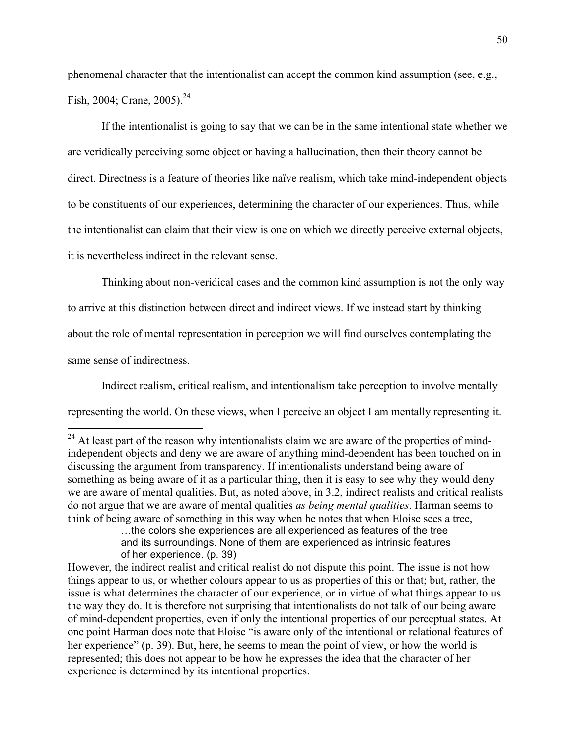phenomenal character that the intentionalist can accept the common kind assumption (see, e.g., Fish, 2004; Crane, 2005).[24]

If the intentionalist is going to say that we can be in the same intentional state whether we are veridically perceiving some object or having a hallucination, then their theory cannot be direct. Directness is a feature of theories like naïve realism, which take mind-independent objects to be constituents of our experiences, determining the character of our experiences. Thus, while the intentionalist can claim that their view is one on which we directly perceive external objects, it is nevertheless indirect in the relevant sense.

Thinking about non-veridical cases and the common kind assumption is not the only way to arrive at this distinction between direct and indirect views. If we instead start by thinking about the role of mental representation in perception we will find ourselves contemplating the same sense of indirectness.

Indirect realism, critical realism, and intentionalism take perception to involve mentally representing the world. On these views, when I perceive an object I am mentally representing it.

---

[24] At least part of the reason why intentionalists claim we are aware of the properties of mind-independent objects and deny we are aware of anything mind-dependent has been touched on in discussing the argument from transparency. If intentionalists understand being aware of something as being aware of it as a particular thing, then it is easy to see why they would deny we are aware of mental qualities. But, as noted above, in 3.2, indirect realists and critical realists do not argue that we are aware of mental qualities *as being mental qualities*. Harman seems to think of being aware of something in this way when he notes that when Eloise sees a tree,

> …the colors she experiences are all experienced as features of the tree and its surroundings. None of them are experienced as intrinsic features of her experience. (p. 39)

However, the indirect realist and critical realist do not dispute this point. The issue is not how things appear to us, or whether colours appear to us as properties of this or that; but, rather, the issue is what determines the character of our experience, or in virtue of what things appear to us the way they do. It is therefore not surprising that intentionalists do not talk of our being aware of mind-dependent properties, even if only the intentional properties of our perceptual states. At one point Harman does note that Eloise "is aware only of the intentional or relational features of her experience" (p. 39). But, here, he seems to mean the point of view, or how the world is represented; this does not appear to be how he expresses the idea that the character of her experience is determined by its intentional properties.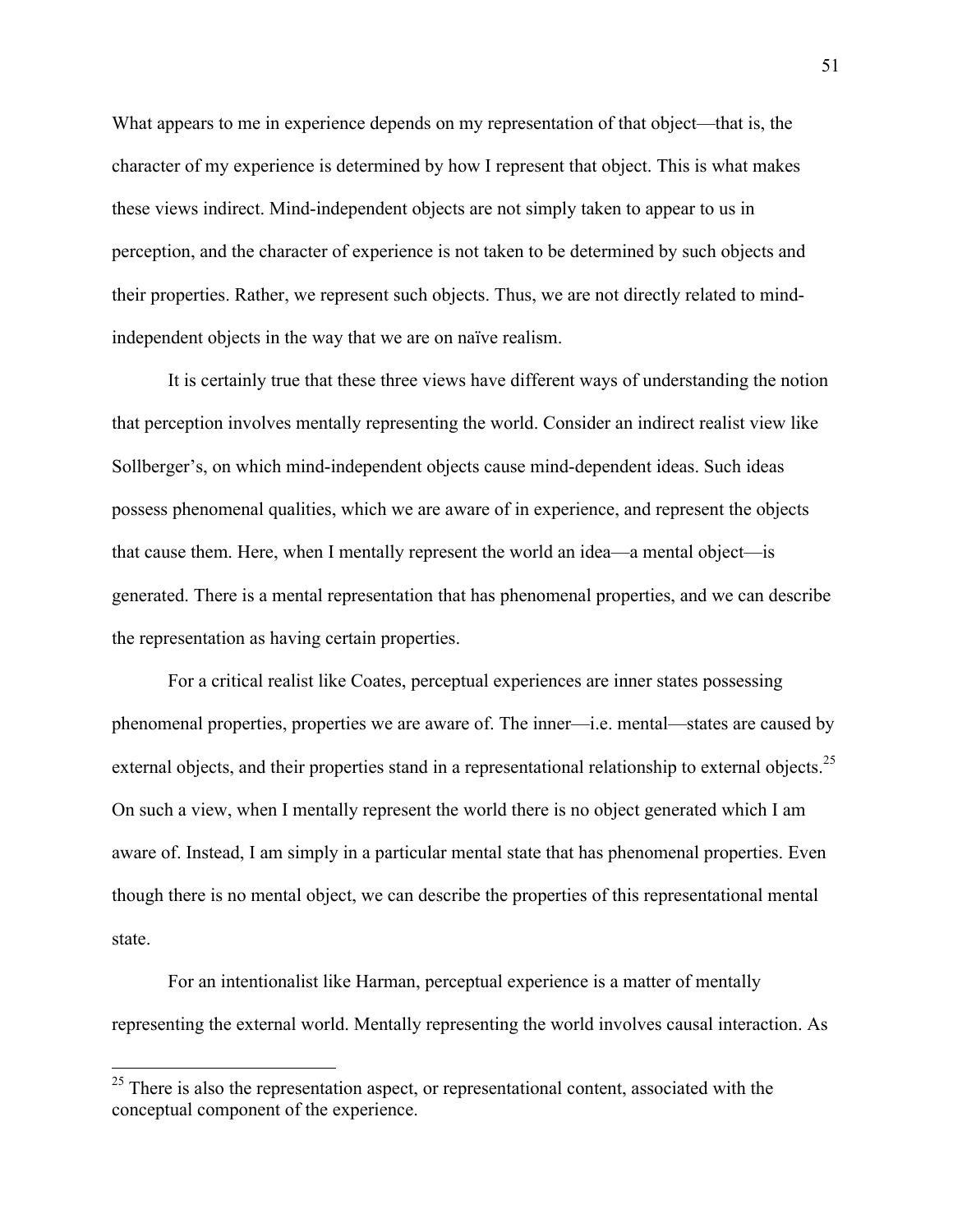What appears to me in experience depends on my representation of that object—that is, the character of my experience is determined by how I represent that object. This is what makes these views indirect. Mind-independent objects are not simply taken to appear to us in perception, and the character of experience is not taken to be determined by such objects and their properties. Rather, we represent such objects. Thus, we are not directly related to mind-independent objects in the way that we are on naïve realism.

It is certainly true that these three views have different ways of understanding the notion that perception involves mentally representing the world. Consider an indirect realist view like Sollberger's, on which mind-independent objects cause mind-dependent ideas. Such ideas possess phenomenal qualities, which we are aware of in experience, and represent the objects that cause them. Here, when I mentally represent the world an idea—a mental object—is generated. There is a mental representation that has phenomenal properties, and we can describe the representation as having certain properties.

For a critical realist like Coates, perceptual experiences are inner states possessing phenomenal properties, properties we are aware of. The inner—i.e. mental—states are caused by external objects, and their properties stand in a representational relationship to external objects.[25] On such a view, when I mentally represent the world there is no object generated which I am aware of. Instead, I am simply in a particular mental state that has phenomenal properties. Even though there is no mental object, we can describe the properties of this representational mental state.

For an intentionalist like Harman, perceptual experience is a matter of mentally representing the external world. Mentally representing the world involves causal interaction. As

[25] There is also the representation aspect, or representational content, associated with the conceptual component of the experience.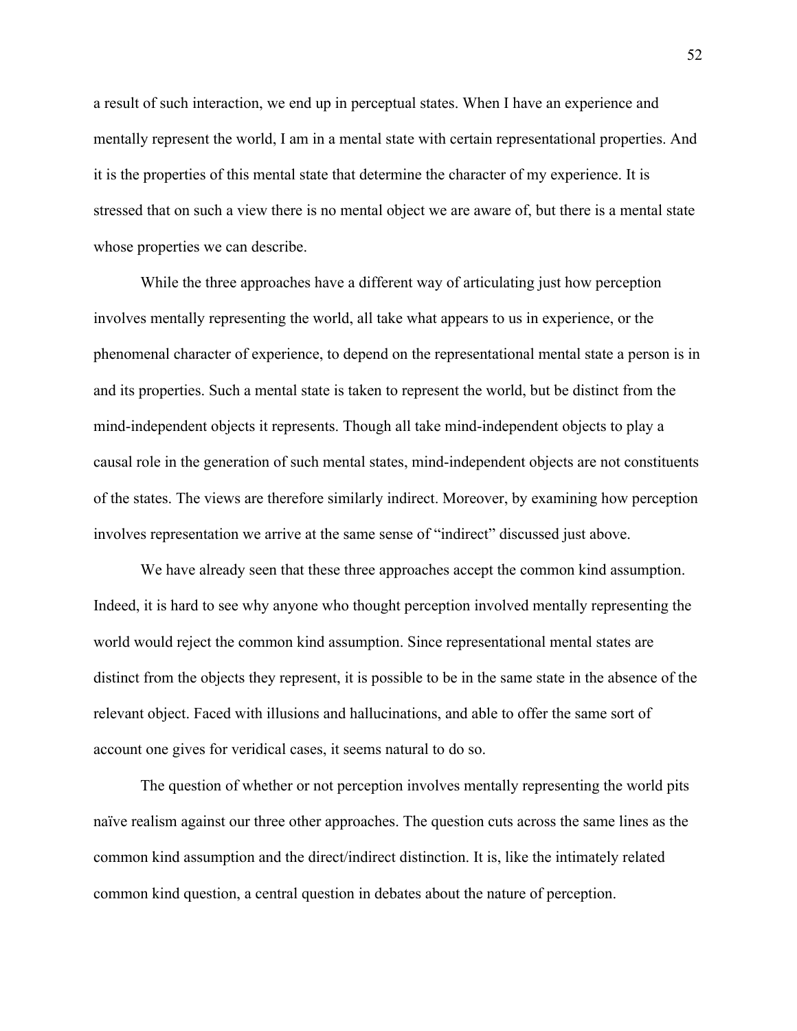a result of such interaction, we end up in perceptual states. When I have an experience and mentally represent the world, I am in a mental state with certain representational properties. And it is the properties of this mental state that determine the character of my experience. It is stressed that on such a view there is no mental object we are aware of, but there is a mental state whose properties we can describe.

While the three approaches have a different way of articulating just how perception involves mentally representing the world, all take what appears to us in experience, or the phenomenal character of experience, to depend on the representational mental state a person is in and its properties. Such a mental state is taken to represent the world, but be distinct from the mind-independent objects it represents. Though all take mind-independent objects to play a causal role in the generation of such mental states, mind-independent objects are not constituents of the states. The views are therefore similarly indirect. Moreover, by examining how perception involves representation we arrive at the same sense of "indirect" discussed just above.

We have already seen that these three approaches accept the common kind assumption. Indeed, it is hard to see why anyone who thought perception involved mentally representing the world would reject the common kind assumption. Since representational mental states are distinct from the objects they represent, it is possible to be in the same state in the absence of the relevant object. Faced with illusions and hallucinations, and able to offer the same sort of account one gives for veridical cases, it seems natural to do so.

The question of whether or not perception involves mentally representing the world pits naïve realism against our three other approaches. The question cuts across the same lines as the common kind assumption and the direct/indirect distinction. It is, like the intimately related common kind question, a central question in debates about the nature of perception.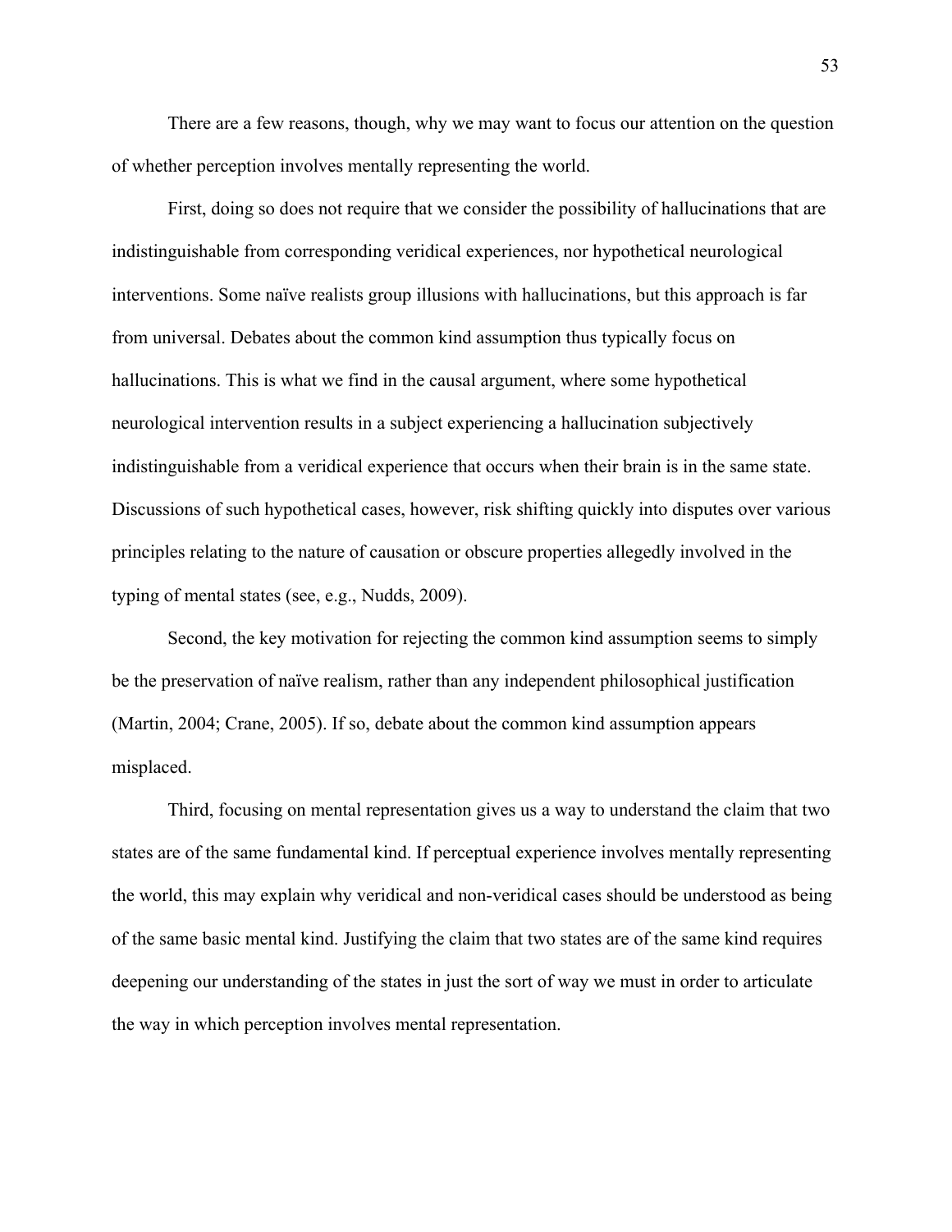There are a few reasons, though, why we may want to focus our attention on the question of whether perception involves mentally representing the world.

First, doing so does not require that we consider the possibility of hallucinations that are indistinguishable from corresponding veridical experiences, nor hypothetical neurological interventions. Some naïve realists group illusions with hallucinations, but this approach is far from universal. Debates about the common kind assumption thus typically focus on hallucinations. This is what we find in the causal argument, where some hypothetical neurological intervention results in a subject experiencing a hallucination subjectively indistinguishable from a veridical experience that occurs when their brain is in the same state. Discussions of such hypothetical cases, however, risk shifting quickly into disputes over various principles relating to the nature of causation or obscure properties allegedly involved in the typing of mental states (see, e.g., Nudds, 2009).

Second, the key motivation for rejecting the common kind assumption seems to simply be the preservation of naïve realism, rather than any independent philosophical justification (Martin, 2004; Crane, 2005). If so, debate about the common kind assumption appears misplaced.

Third, focusing on mental representation gives us a way to understand the claim that two states are of the same fundamental kind. If perceptual experience involves mentally representing the world, this may explain why veridical and non-veridical cases should be understood as being of the same basic mental kind. Justifying the claim that two states are of the same kind requires deepening our understanding of the states in just the sort of way we must in order to articulate the way in which perception involves mental representation.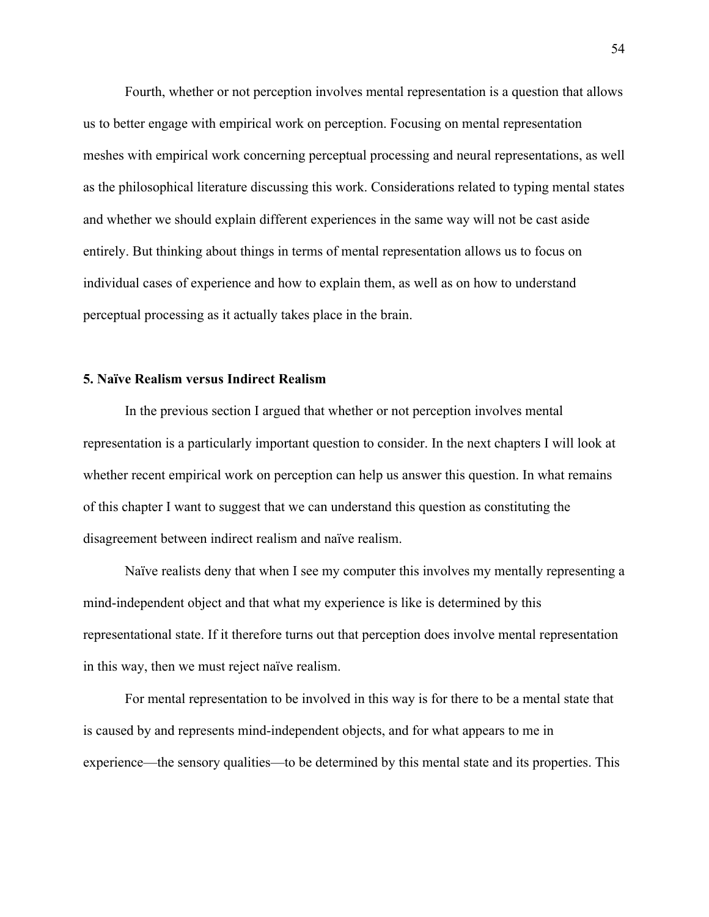Fourth, whether or not perception involves mental representation is a question that allows us to better engage with empirical work on perception. Focusing on mental representation meshes with empirical work concerning perceptual processing and neural representations, as well as the philosophical literature discussing this work. Considerations related to typing mental states and whether we should explain different experiences in the same way will not be cast aside entirely. But thinking about things in terms of mental representation allows us to focus on individual cases of experience and how to explain them, as well as on how to understand perceptual processing as it actually takes place in the brain.

## 5. Naïve Realism versus Indirect Realism

In the previous section I argued that whether or not perception involves mental representation is a particularly important question to consider. In the next chapters I will look at whether recent empirical work on perception can help us answer this question. In what remains of this chapter I want to suggest that we can understand this question as constituting the disagreement between indirect realism and naïve realism.

Naïve realists deny that when I see my computer this involves my mentally representing a mind-independent object and that what my experience is like is determined by this representational state. If it therefore turns out that perception does involve mental representation in this way, then we must reject naïve realism.

For mental representation to be involved in this way is for there to be a mental state that is caused by and represents mind-independent objects, and for what appears to me in experience—the sensory qualities—to be determined by this mental state and its properties. This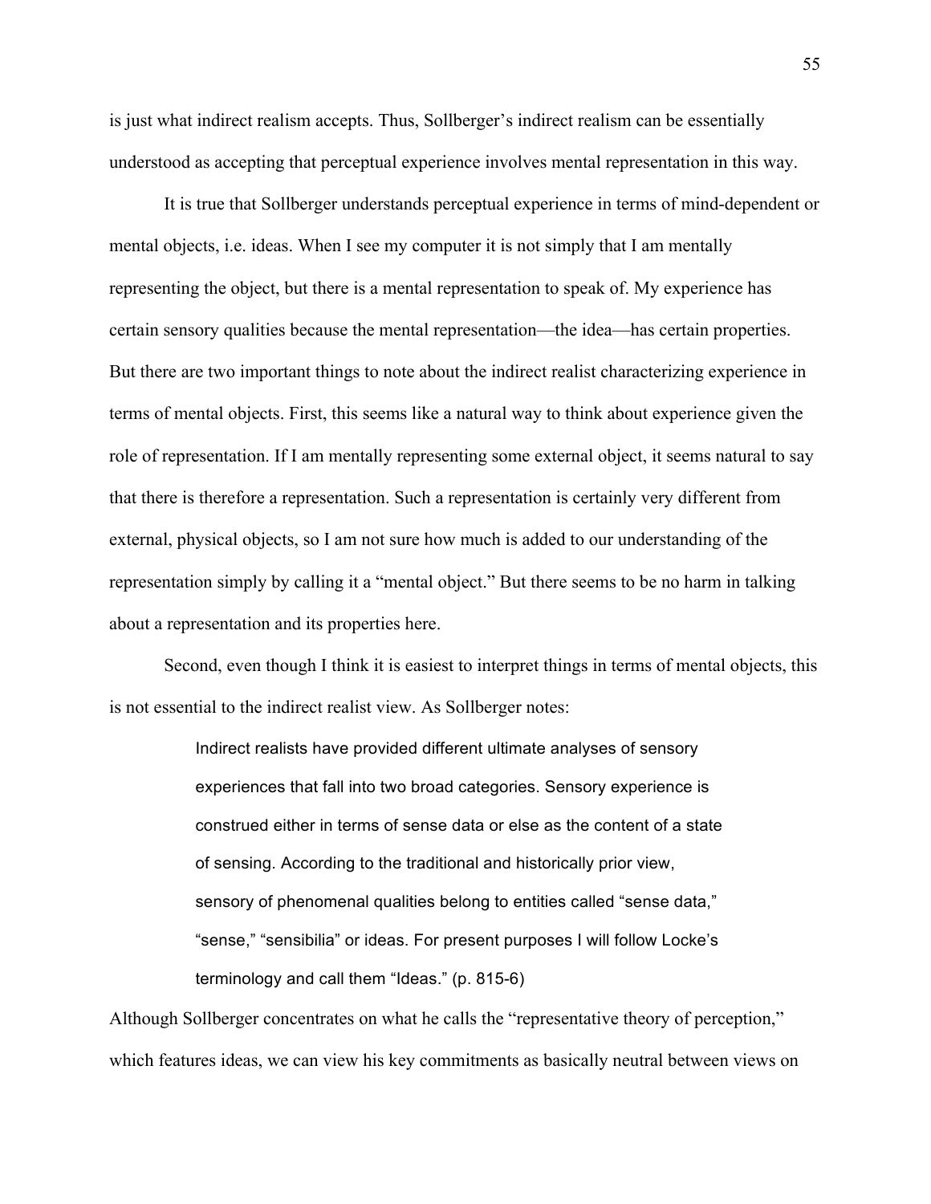is just what indirect realism accepts. Thus, Sollberger's indirect realism can be essentially understood as accepting that perceptual experience involves mental representation in this way.

It is true that Sollberger understands perceptual experience in terms of mind-dependent or mental objects, i.e. ideas. When I see my computer it is not simply that I am mentally representing the object, but there is a mental representation to speak of. My experience has certain sensory qualities because the mental representation—the idea—has certain properties. But there are two important things to note about the indirect realist characterizing experience in terms of mental objects. First, this seems like a natural way to think about experience given the role of representation. If I am mentally representing some external object, it seems natural to say that there is therefore a representation. Such a representation is certainly very different from external, physical objects, so I am not sure how much is added to our understanding of the representation simply by calling it a "mental object." But there seems to be no harm in talking about a representation and its properties here.

Second, even though I think it is easiest to interpret things in terms of mental objects, this is not essential to the indirect realist view. As Sollberger notes:

> Indirect realists have provided different ultimate analyses of sensory experiences that fall into two broad categories. Sensory experience is construed either in terms of sense data or else as the content of a state of sensing. According to the traditional and historically prior view, sensory of phenomenal qualities belong to entities called "sense data," "sense," "sensibilia" or ideas. For present purposes I will follow Locke's terminology and call them "Ideas." (p. 815-6)

Although Sollberger concentrates on what he calls the "representative theory of perception," which features ideas, we can view his key commitments as basically neutral between views on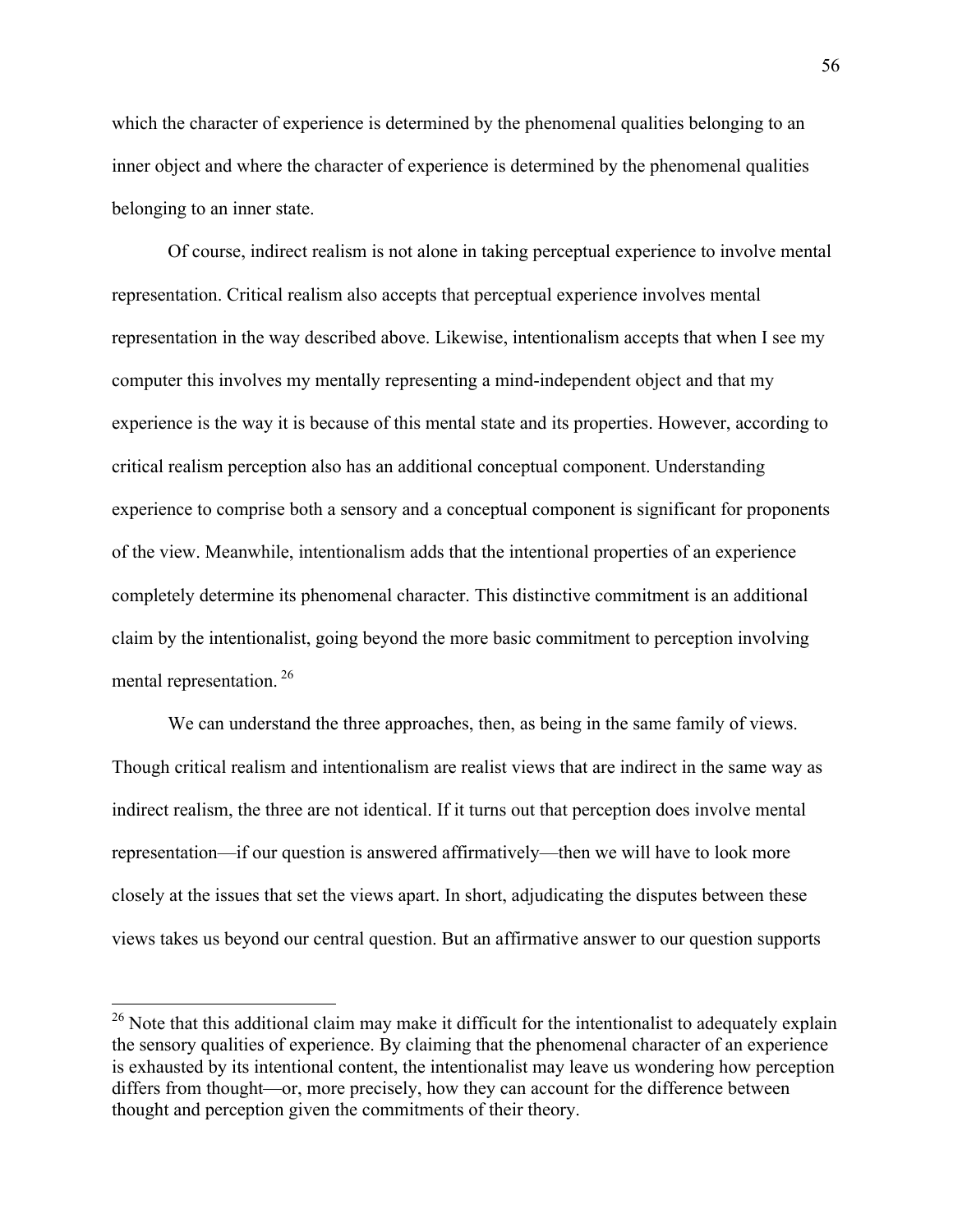which the character of experience is determined by the phenomenal qualities belonging to an inner object and where the character of experience is determined by the phenomenal qualities belonging to an inner state.

Of course, indirect realism is not alone in taking perceptual experience to involve mental representation. Critical realism also accepts that perceptual experience involves mental representation in the way described above. Likewise, intentionalism accepts that when I see my computer this involves my mentally representing a mind-independent object and that my experience is the way it is because of this mental state and its properties. However, according to critical realism perception also has an additional conceptual component. Understanding experience to comprise both a sensory and a conceptual component is significant for proponents of the view. Meanwhile, intentionalism adds that the intentional properties of an experience completely determine its phenomenal character. This distinctive commitment is an additional claim by the intentionalist, going beyond the more basic commitment to perception involving mental representation. [26]

We can understand the three approaches, then, as being in the same family of views. Though critical realism and intentionalism are realist views that are indirect in the same way as indirect realism, the three are not identical. If it turns out that perception does involve mental representation—if our question is answered affirmatively—then we will have to look more closely at the issues that set the views apart. In short, adjudicating the disputes between these views takes us beyond our central question. But an affirmative answer to our question supports

[26] Note that this additional claim may make it difficult for the intentionalist to adequately explain the sensory qualities of experience. By claiming that the phenomenal character of an experience is exhausted by its intentional content, the intentionalist may leave us wondering how perception differs from thought—or, more precisely, how they can account for the difference between thought and perception given the commitments of their theory.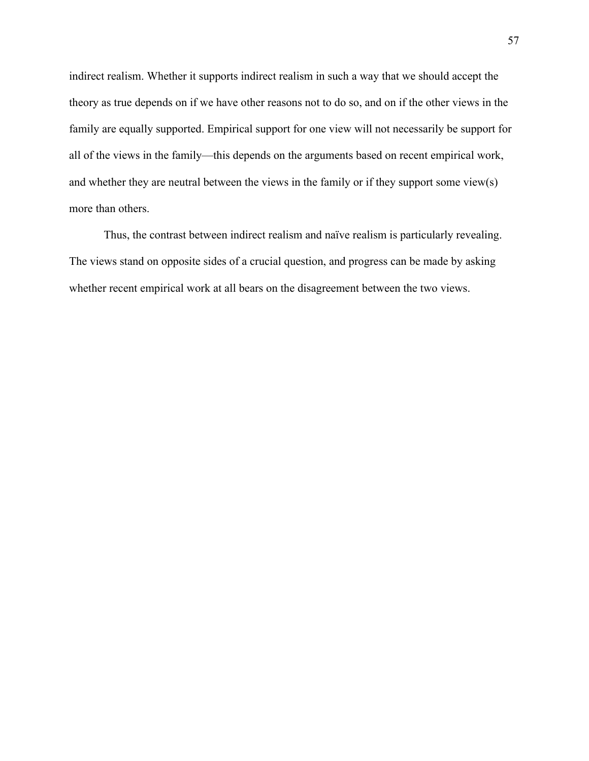indirect realism. Whether it supports indirect realism in such a way that we should accept the theory as true depends on if we have other reasons not to do so, and on if the other views in the family are equally supported. Empirical support for one view will not necessarily be support for all of the views in the family—this depends on the arguments based on recent empirical work, and whether they are neutral between the views in the family or if they support some view(s) more than others.

Thus, the contrast between indirect realism and naïve realism is particularly revealing. The views stand on opposite sides of a crucial question, and progress can be made by asking whether recent empirical work at all bears on the disagreement between the two views.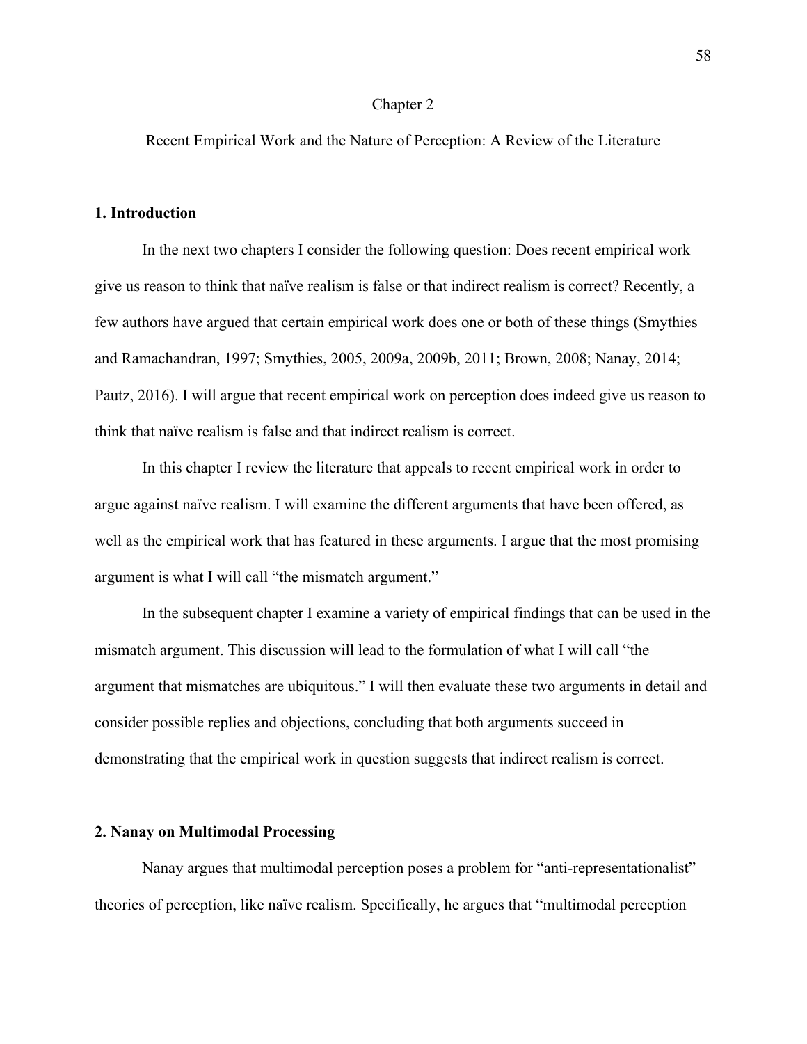# Chapter 2

## Recent Empirical Work and the Nature of Perception: A Review of the Literature

### 1. Introduction

In the next two chapters I consider the following question: Does recent empirical work give us reason to think that naïve realism is false or that indirect realism is correct? Recently, a few authors have argued that certain empirical work does one or both of these things (Smythies and Ramachandran, 1997; Smythies, 2005, 2009a, 2009b, 2011; Brown, 2008; Nanay, 2014; Pautz, 2016). I will argue that recent empirical work on perception does indeed give us reason to think that naïve realism is false and that indirect realism is correct.

In this chapter I review the literature that appeals to recent empirical work in order to argue against naïve realism. I will examine the different arguments that have been offered, as well as the empirical work that has featured in these arguments. I argue that the most promising argument is what I will call "the mismatch argument."

In the subsequent chapter I examine a variety of empirical findings that can be used in the mismatch argument. This discussion will lead to the formulation of what I will call "the argument that mismatches are ubiquitous." I will then evaluate these two arguments in detail and consider possible replies and objections, concluding that both arguments succeed in demonstrating that the empirical work in question suggests that indirect realism is correct.

### 2. Nanay on Multimodal Processing

Nanay argues that multimodal perception poses a problem for "anti-representationalist" theories of perception, like naïve realism. Specifically, he argues that "multimodal perception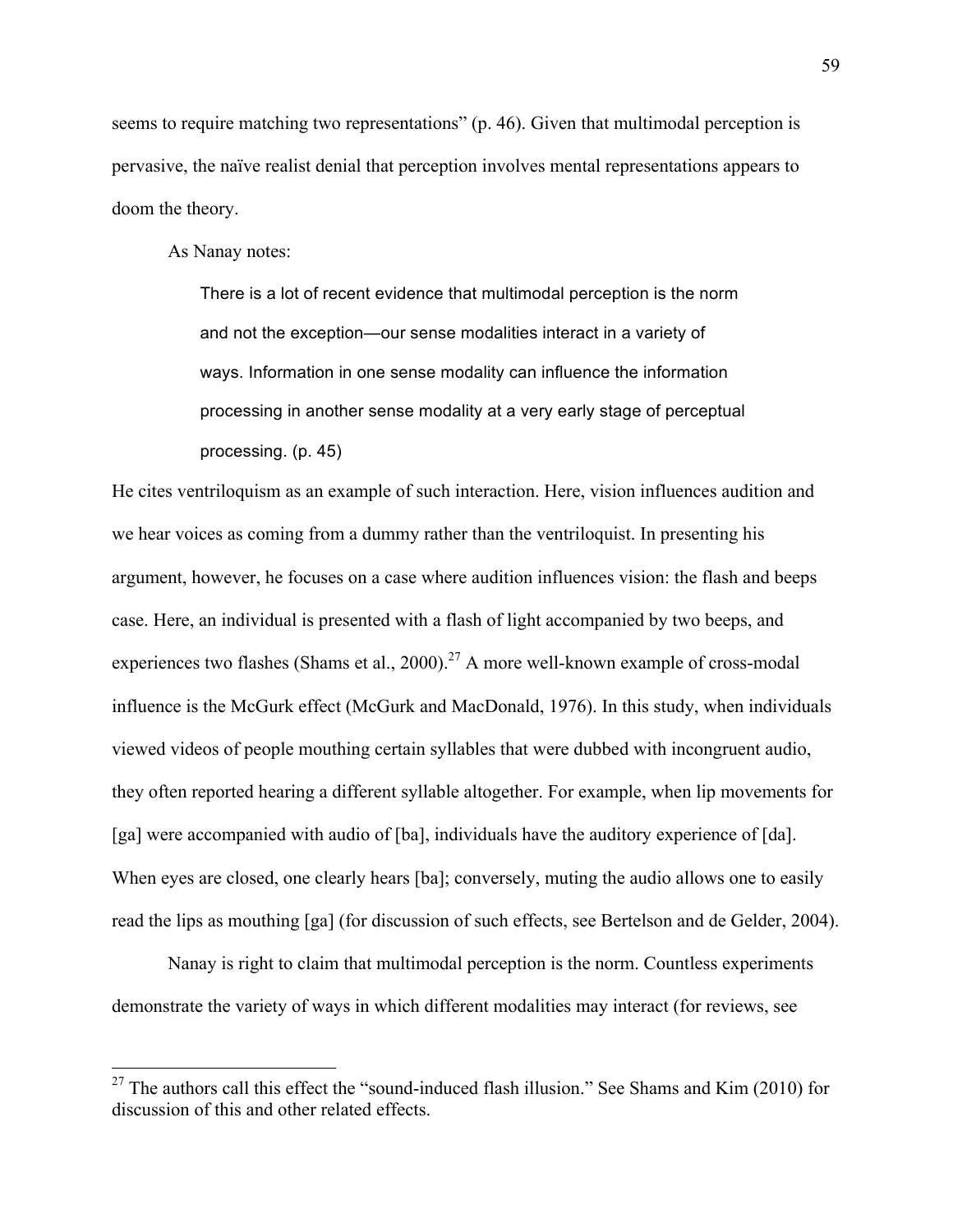seems to require matching two representations" (p. 46). Given that multimodal perception is pervasive, the naïve realist denial that perception involves mental representations appears to doom the theory.

As Nanay notes:

> There is a lot of recent evidence that multimodal perception is the norm and not the exception—our sense modalities interact in a variety of ways. Information in one sense modality can influence the information processing in another sense modality at a very early stage of perceptual processing. (p. 45)

He cites ventriloquism as an example of such interaction. Here, vision influences audition and we hear voices as coming from a dummy rather than the ventriloquist. In presenting his argument, however, he focuses on a case where audition influences vision: the flash and beeps case. Here, an individual is presented with a flash of light accompanied by two beeps, and experiences two flashes (Shams et al., 2000).[27] A more well-known example of cross-modal influence is the McGurk effect (McGurk and MacDonald, 1976). In this study, when individuals viewed videos of people mouthing certain syllables that were dubbed with incongruent audio, they often reported hearing a different syllable altogether. For example, when lip movements for [ga] were accompanied with audio of [ba], individuals have the auditory experience of [da]. When eyes are closed, one clearly hears [ba]; conversely, muting the audio allows one to easily read the lips as mouthing [ga] (for discussion of such effects, see Bertelson and de Gelder, 2004).

Nanay is right to claim that multimodal perception is the norm. Countless experiments demonstrate the variety of ways in which different modalities may interact (for reviews, see

---

[27] The authors call this effect the "sound-induced flash illusion." See Shams and Kim (2010) for discussion of this and other related effects.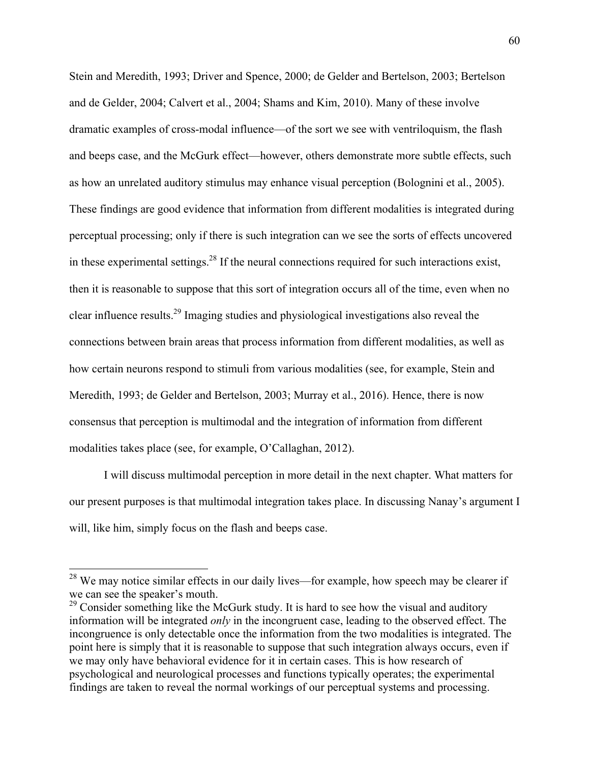Stein and Meredith, 1993; Driver and Spence, 2000; de Gelder and Bertelson, 2003; Bertelson and de Gelder, 2004; Calvert et al., 2004; Shams and Kim, 2010). Many of these involve dramatic examples of cross-modal influence—of the sort we see with ventriloquism, the flash and beeps case, and the McGurk effect—however, others demonstrate more subtle effects, such as how an unrelated auditory stimulus may enhance visual perception (Bolognini et al., 2005). These findings are good evidence that information from different modalities is integrated during perceptual processing; only if there is such integration can we see the sorts of effects uncovered in these experimental settings.[28] If the neural connections required for such interactions exist, then it is reasonable to suppose that this sort of integration occurs all of the time, even when no clear influence results.[29] Imaging studies and physiological investigations also reveal the connections between brain areas that process information from different modalities, as well as how certain neurons respond to stimuli from various modalities (see, for example, Stein and Meredith, 1993; de Gelder and Bertelson, 2003; Murray et al., 2016). Hence, there is now consensus that perception is multimodal and the integration of information from different modalities takes place (see, for example, O'Callaghan, 2012).

I will discuss multimodal perception in more detail in the next chapter. What matters for our present purposes is that multimodal integration takes place. In discussing Nanay's argument I will, like him, simply focus on the flash and beeps case.

---

[28] We may notice similar effects in our daily lives—for example, how speech may be clearer if we can see the speaker's mouth.

[29] Consider something like the McGurk study. It is hard to see how the visual and auditory information will be integrated *only* in the incongruent case, leading to the observed effect. The incongruence is only detectable once the information from the two modalities is integrated. The point here is simply that it is reasonable to suppose that such integration always occurs, even if we may only have behavioral evidence for it in certain cases. This is how research of psychological and neurological processes and functions typically operates; the experimental findings are taken to reveal the normal workings of our perceptual systems and processing.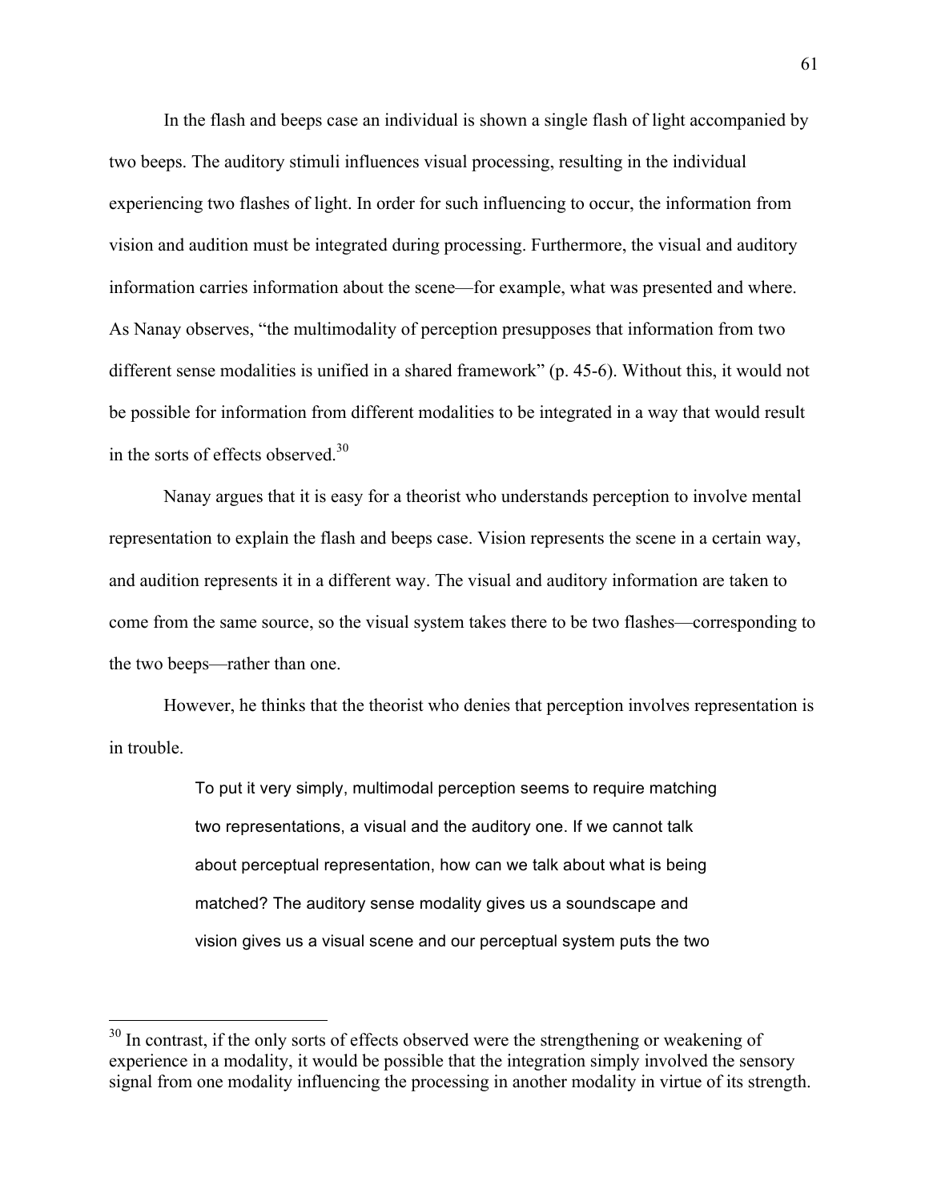In the flash and beeps case an individual is shown a single flash of light accompanied by two beeps. The auditory stimuli influences visual processing, resulting in the individual experiencing two flashes of light. In order for such influencing to occur, the information from vision and audition must be integrated during processing. Furthermore, the visual and auditory information carries information about the scene—for example, what was presented and where. As Nanay observes, "the multimodality of perception presupposes that information from two different sense modalities is unified in a shared framework" (p. 45-6). Without this, it would not be possible for information from different modalities to be integrated in a way that would result in the sorts of effects observed.[30]

Nanay argues that it is easy for a theorist who understands perception to involve mental representation to explain the flash and beeps case. Vision represents the scene in a certain way, and audition represents it in a different way. The visual and auditory information are taken to come from the same source, so the visual system takes there to be two flashes—corresponding to the two beeps—rather than one.

However, he thinks that the theorist who denies that perception involves representation is in trouble.

> To put it very simply, multimodal perception seems to require matching two representations, a visual and the auditory one. If we cannot talk about perceptual representation, how can we talk about what is being matched? The auditory sense modality gives us a soundscape and vision gives us a visual scene and our perceptual system puts the two

---

[30] In contrast, if the only sorts of effects observed were the strengthening or weakening of experience in a modality, it would be possible that the integration simply involved the sensory signal from one modality influencing the processing in another modality in virtue of its strength.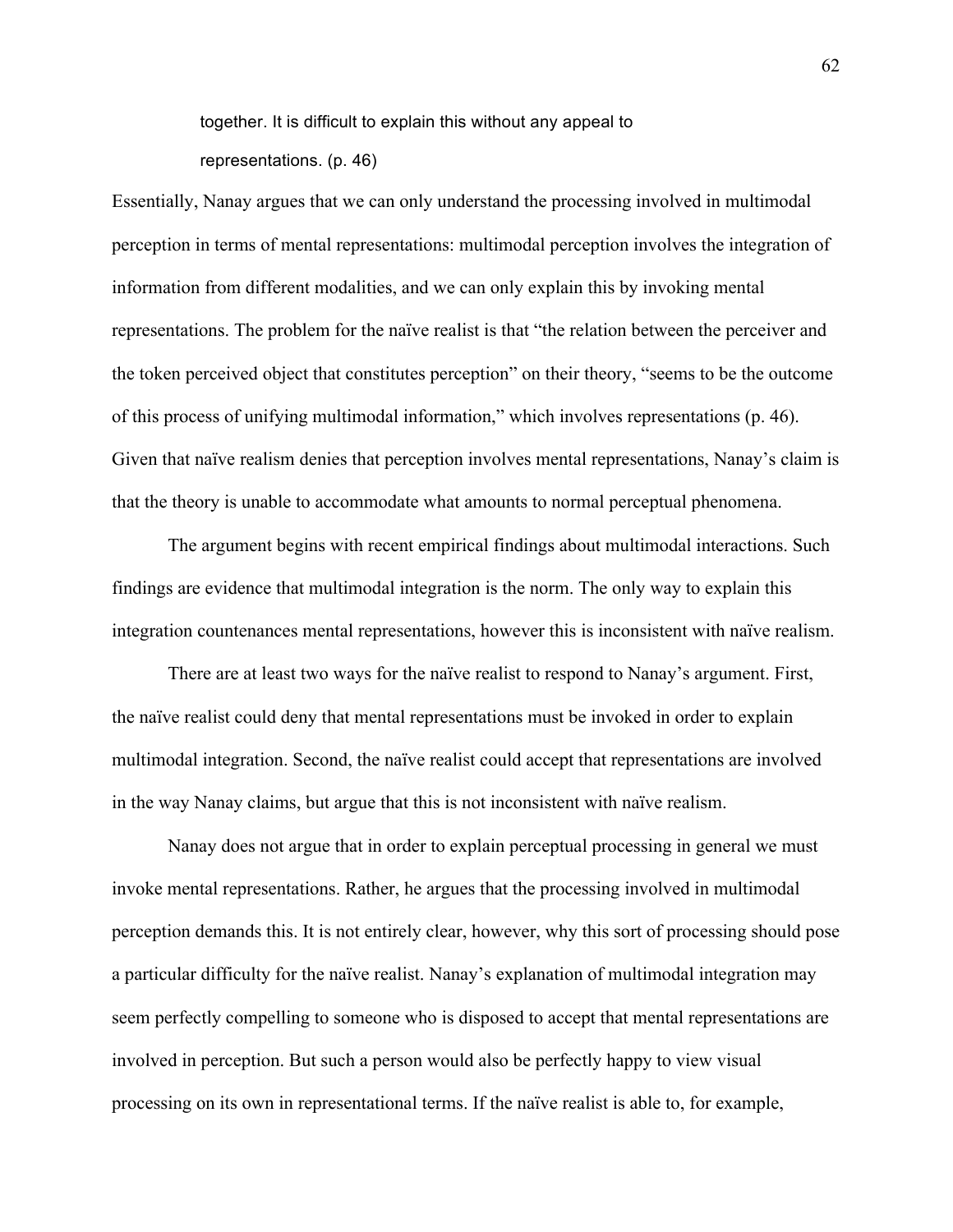> together. It is difficult to explain this without any appeal to representations. (p. 46)

Essentially, Nanay argues that we can only understand the processing involved in multimodal perception in terms of mental representations: multimodal perception involves the integration of information from different modalities, and we can only explain this by invoking mental representations. The problem for the naïve realist is that "the relation between the perceiver and the token perceived object that constitutes perception" on their theory, "seems to be the outcome of this process of unifying multimodal information," which involves representations (p. 46). Given that naïve realism denies that perception involves mental representations, Nanay's claim is that the theory is unable to accommodate what amounts to normal perceptual phenomena.

The argument begins with recent empirical findings about multimodal interactions. Such findings are evidence that multimodal integration is the norm. The only way to explain this integration countenances mental representations, however this is inconsistent with naïve realism.

There are at least two ways for the naïve realist to respond to Nanay's argument. First, the naïve realist could deny that mental representations must be invoked in order to explain multimodal integration. Second, the naïve realist could accept that representations are involved in the way Nanay claims, but argue that this is not inconsistent with naïve realism.

Nanay does not argue that in order to explain perceptual processing in general we must invoke mental representations. Rather, he argues that the processing involved in multimodal perception demands this. It is not entirely clear, however, why this sort of processing should pose a particular difficulty for the naïve realist. Nanay's explanation of multimodal integration may seem perfectly compelling to someone who is disposed to accept that mental representations are involved in perception. But such a person would also be perfectly happy to view visual processing on its own in representational terms. If the naïve realist is able to, for example,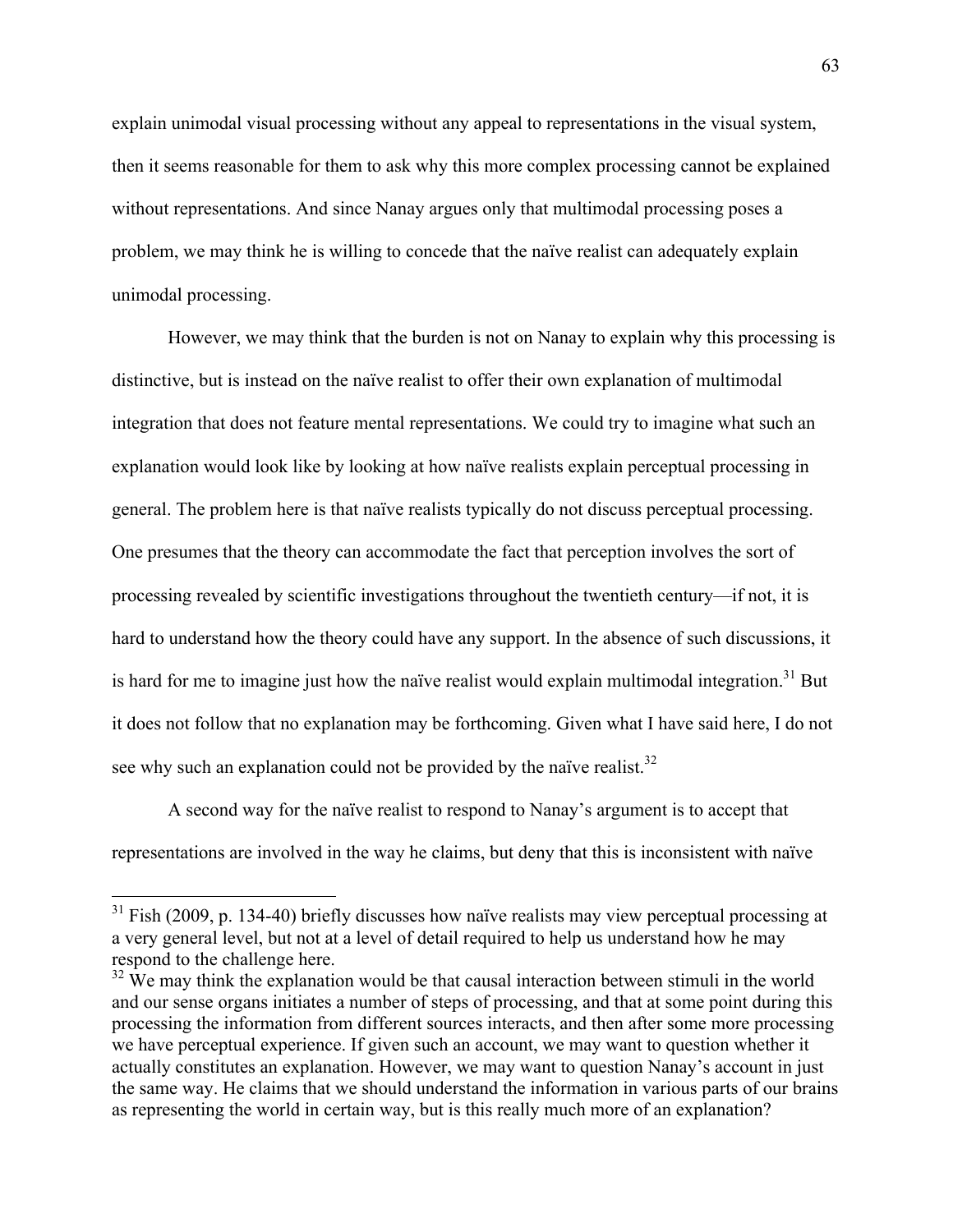explain unimodal visual processing without any appeal to representations in the visual system, then it seems reasonable for them to ask why this more complex processing cannot be explained without representations. And since Nanay argues only that multimodal processing poses a problem, we may think he is willing to concede that the naïve realist can adequately explain unimodal processing.

However, we may think that the burden is not on Nanay to explain why this processing is distinctive, but is instead on the naïve realist to offer their own explanation of multimodal integration that does not feature mental representations. We could try to imagine what such an explanation would look like by looking at how naïve realists explain perceptual processing in general. The problem here is that naïve realists typically do not discuss perceptual processing. One presumes that the theory can accommodate the fact that perception involves the sort of processing revealed by scientific investigations throughout the twentieth century—if not, it is hard to understand how the theory could have any support. In the absence of such discussions, it is hard for me to imagine just how the naïve realist would explain multimodal integration.[31] But it does not follow that no explanation may be forthcoming. Given what I have said here, I do not see why such an explanation could not be provided by the naïve realist.[32]

A second way for the naïve realist to respond to Nanay's argument is to accept that representations are involved in the way he claims, but deny that this is inconsistent with naïve

---

[31] Fish (2009, p. 134-40) briefly discusses how naïve realists may view perceptual processing at a very general level, but not at a level of detail required to help us understand how he may respond to the challenge here.

[32] We may think the explanation would be that causal interaction between stimuli in the world and our sense organs initiates a number of steps of processing, and that at some point during this processing the information from different sources interacts, and then after some more processing we have perceptual experience. If given such an account, we may want to question whether it actually constitutes an explanation. However, we may want to question Nanay's account in just the same way. He claims that we should understand the information in various parts of our brains as representing the world in certain way, but is this really much more of an explanation?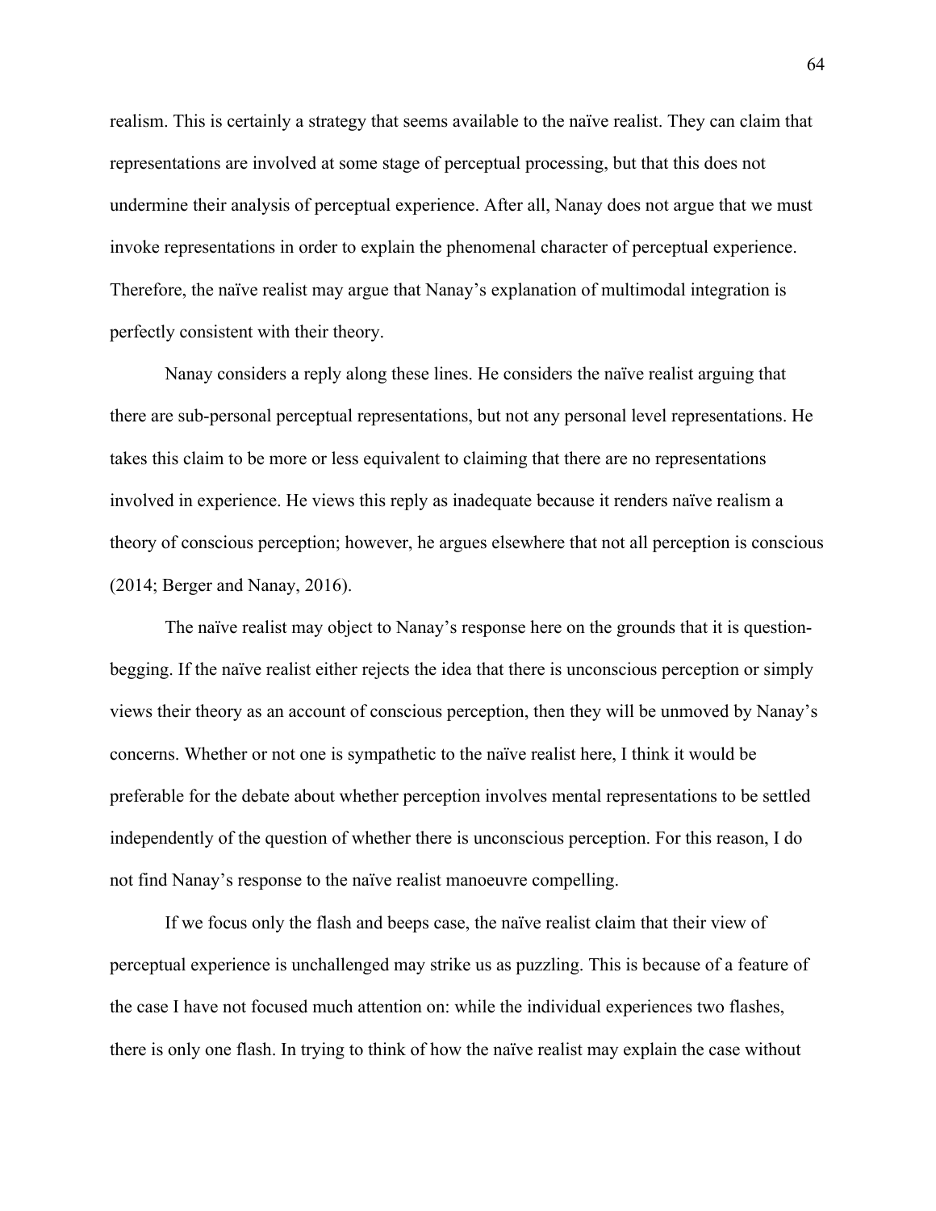realism. This is certainly a strategy that seems available to the naïve realist. They can claim that representations are involved at some stage of perceptual processing, but that this does not undermine their analysis of perceptual experience. After all, Nanay does not argue that we must invoke representations in order to explain the phenomenal character of perceptual experience. Therefore, the naïve realist may argue that Nanay's explanation of multimodal integration is perfectly consistent with their theory.

Nanay considers a reply along these lines. He considers the naïve realist arguing that there are sub-personal perceptual representations, but not any personal level representations. He takes this claim to be more or less equivalent to claiming that there are no representations involved in experience. He views this reply as inadequate because it renders naïve realism a theory of conscious perception; however, he argues elsewhere that not all perception is conscious (2014; Berger and Nanay, 2016).

The naïve realist may object to Nanay's response here on the grounds that it is question-begging. If the naïve realist either rejects the idea that there is unconscious perception or simply views their theory as an account of conscious perception, then they will be unmoved by Nanay's concerns. Whether or not one is sympathetic to the naïve realist here, I think it would be preferable for the debate about whether perception involves mental representations to be settled independently of the question of whether there is unconscious perception. For this reason, I do not find Nanay's response to the naïve realist manoeuvre compelling.

If we focus only the flash and beeps case, the naïve realist claim that their view of perceptual experience is unchallenged may strike us as puzzling. This is because of a feature of the case I have not focused much attention on: while the individual experiences two flashes, there is only one flash. In trying to think of how the naïve realist may explain the case without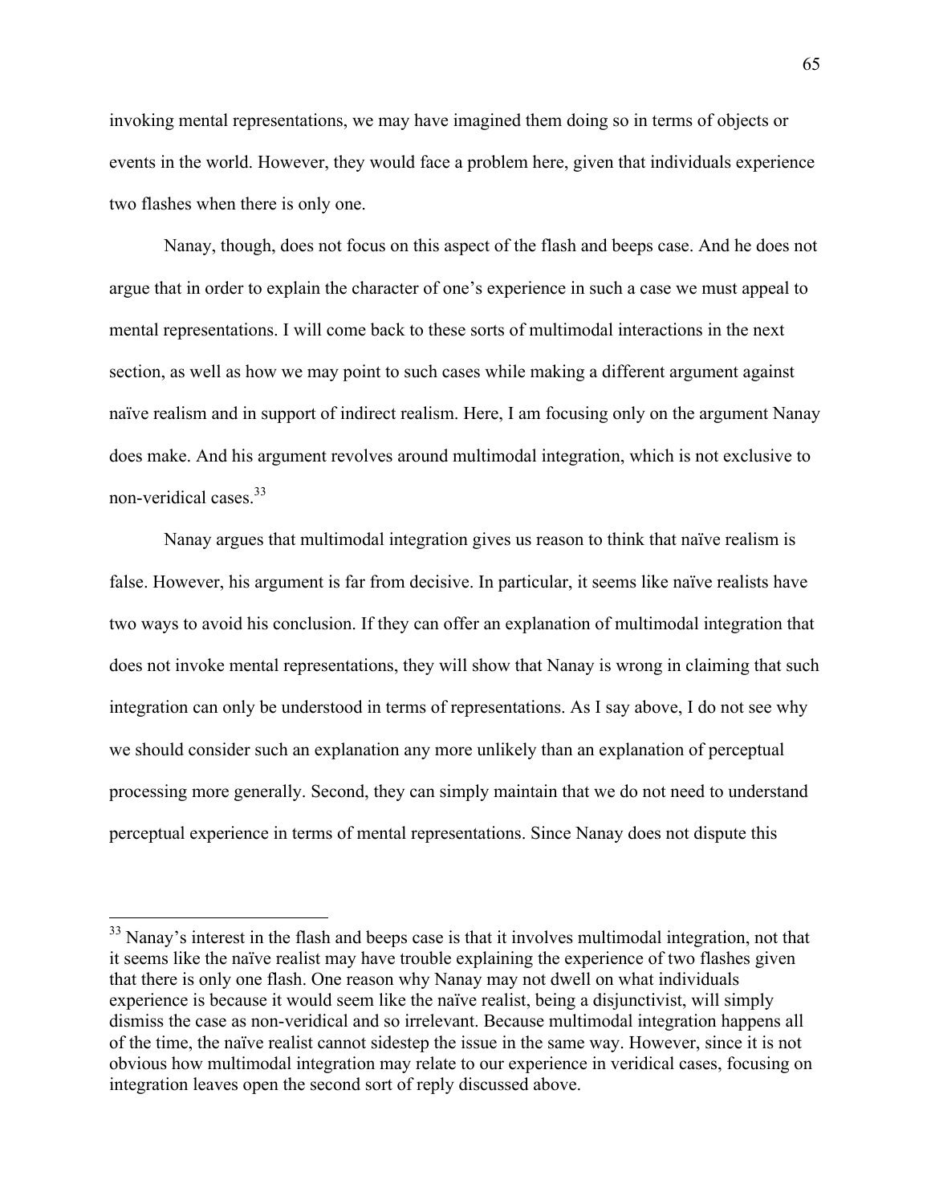invoking mental representations, we may have imagined them doing so in terms of objects or events in the world. However, they would face a problem here, given that individuals experience two flashes when there is only one.

Nanay, though, does not focus on this aspect of the flash and beeps case. And he does not argue that in order to explain the character of one's experience in such a case we must appeal to mental representations. I will come back to these sorts of multimodal interactions in the next section, as well as how we may point to such cases while making a different argument against naïve realism and in support of indirect realism. Here, I am focusing only on the argument Nanay does make. And his argument revolves around multimodal integration, which is not exclusive to non-veridical cases.[33]

Nanay argues that multimodal integration gives us reason to think that naïve realism is false. However, his argument is far from decisive. In particular, it seems like naïve realists have two ways to avoid his conclusion. If they can offer an explanation of multimodal integration that does not invoke mental representations, they will show that Nanay is wrong in claiming that such integration can only be understood in terms of representations. As I say above, I do not see why we should consider such an explanation any more unlikely than an explanation of perceptual processing more generally. Second, they can simply maintain that we do not need to understand perceptual experience in terms of mental representations. Since Nanay does not dispute this

[33] Nanay's interest in the flash and beeps case is that it involves multimodal integration, not that it seems like the naïve realist may have trouble explaining the experience of two flashes given that there is only one flash. One reason why Nanay may not dwell on what individuals experience is because it would seem like the naïve realist, being a disjunctivist, will simply dismiss the case as non-veridical and so irrelevant. Because multimodal integration happens all of the time, the naïve realist cannot sidestep the issue in the same way. However, since it is not obvious how multimodal integration may relate to our experience in veridical cases, focusing on integration leaves open the second sort of reply discussed above.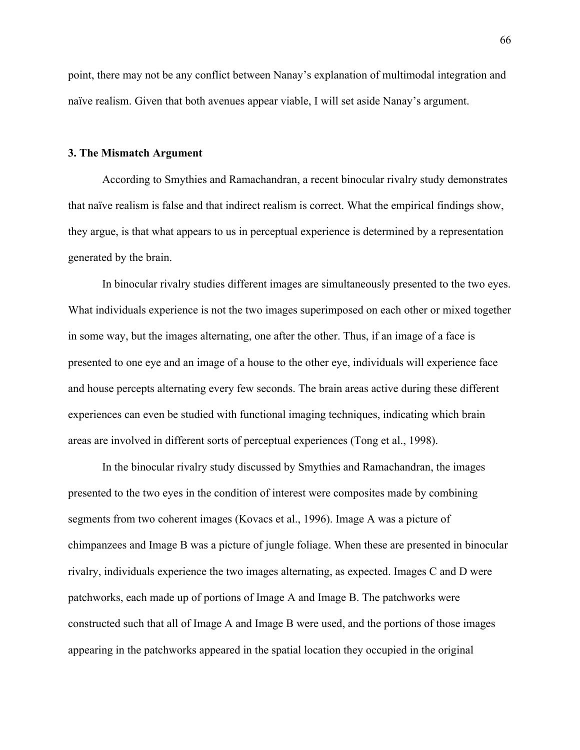point, there may not be any conflict between Nanay's explanation of multimodal integration and naïve realism. Given that both avenues appear viable, I will set aside Nanay's argument.

### 3. The Mismatch Argument

According to Smythies and Ramachandran, a recent binocular rivalry study demonstrates that naïve realism is false and that indirect realism is correct. What the empirical findings show, they argue, is that what appears to us in perceptual experience is determined by a representation generated by the brain.

In binocular rivalry studies different images are simultaneously presented to the two eyes. What individuals experience is not the two images superimposed on each other or mixed together in some way, but the images alternating, one after the other. Thus, if an image of a face is presented to one eye and an image of a house to the other eye, individuals will experience face and house percepts alternating every few seconds. The brain areas active during these different experiences can even be studied with functional imaging techniques, indicating which brain areas are involved in different sorts of perceptual experiences (Tong et al., 1998).

In the binocular rivalry study discussed by Smythies and Ramachandran, the images presented to the two eyes in the condition of interest were composites made by combining segments from two coherent images (Kovacs et al., 1996). Image A was a picture of chimpanzees and Image B was a picture of jungle foliage. When these are presented in binocular rivalry, individuals experience the two images alternating, as expected. Images C and D were patchworks, each made up of portions of Image A and Image B. The patchworks were constructed such that all of Image A and Image B were used, and the portions of those images appearing in the patchworks appeared in the spatial location they occupied in the original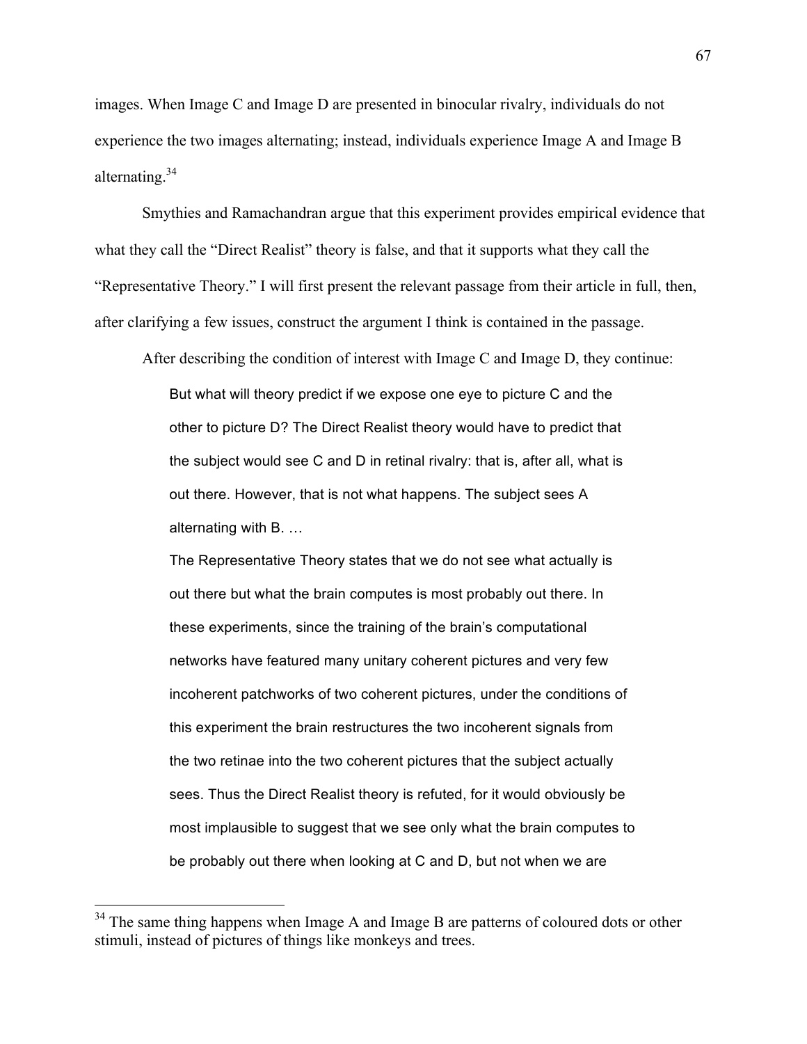images. When Image C and Image D are presented in binocular rivalry, individuals do not experience the two images alternating; instead, individuals experience Image A and Image B alternating.[34]

Smythies and Ramachandran argue that this experiment provides empirical evidence that what they call the "Direct Realist" theory is false, and that it supports what they call the "Representative Theory." I will first present the relevant passage from their article in full, then, after clarifying a few issues, construct the argument I think is contained in the passage.

After describing the condition of interest with Image C and Image D, they continue:

> But what will theory predict if we expose one eye to picture C and the other to picture D? The Direct Realist theory would have to predict that the subject would see C and D in retinal rivalry: that is, after all, what is out there. However, that is not what happens. The subject sees A alternating with B. …
>
> The Representative Theory states that we do not see what actually is out there but what the brain computes is most probably out there. In these experiments, since the training of the brain's computational networks have featured many unitary coherent pictures and very few incoherent patchworks of two coherent pictures, under the conditions of this experiment the brain restructures the two incoherent signals from the two retinae into the two coherent pictures that the subject actually sees. Thus the Direct Realist theory is refuted, for it would obviously be most implausible to suggest that we see only what the brain computes to be probably out there when looking at C and D, but not when we are

[34] The same thing happens when Image A and Image B are patterns of coloured dots or other stimuli, instead of pictures of things like monkeys and trees.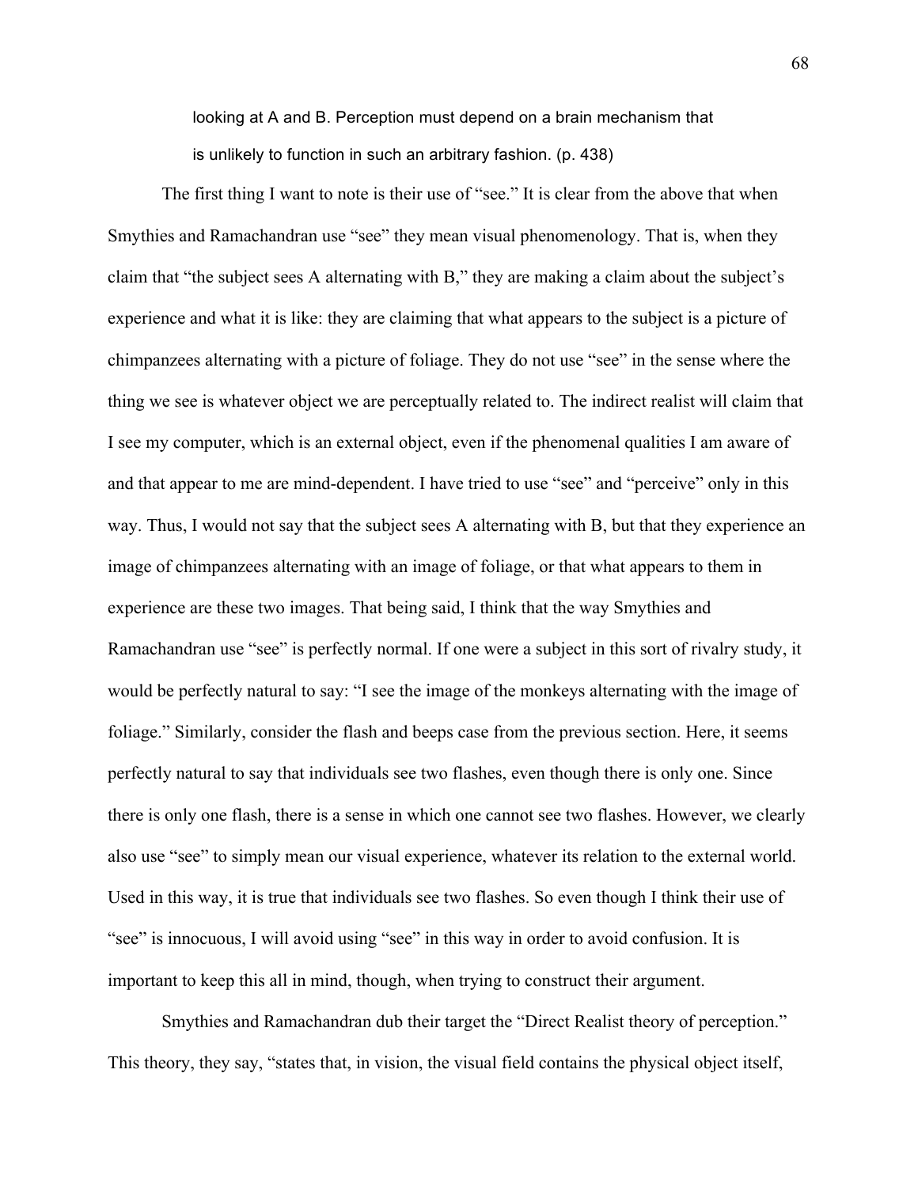> looking at A and B. Perception must depend on a brain mechanism that is unlikely to function in such an arbitrary fashion. (p. 438)

The first thing I want to note is their use of "see." It is clear from the above that when Smythies and Ramachandran use "see" they mean visual phenomenology. That is, when they claim that "the subject sees A alternating with B," they are making a claim about the subject's experience and what it is like: they are claiming that what appears to the subject is a picture of chimpanzees alternating with a picture of foliage. They do not use "see" in the sense where the thing we see is whatever object we are perceptually related to. The indirect realist will claim that I see my computer, which is an external object, even if the phenomenal qualities I am aware of and that appear to me are mind-dependent. I have tried to use "see" and "perceive" only in this way. Thus, I would not say that the subject sees A alternating with B, but that they experience an image of chimpanzees alternating with an image of foliage, or that what appears to them in experience are these two images. That being said, I think that the way Smythies and Ramachandran use "see" is perfectly normal. If one were a subject in this sort of rivalry study, it would be perfectly natural to say: "I see the image of the monkeys alternating with the image of foliage." Similarly, consider the flash and beeps case from the previous section. Here, it seems perfectly natural to say that individuals see two flashes, even though there is only one. Since there is only one flash, there is a sense in which one cannot see two flashes. However, we clearly also use "see" to simply mean our visual experience, whatever its relation to the external world. Used in this way, it is true that individuals see two flashes. So even though I think their use of "see" is innocuous, I will avoid using "see" in this way in order to avoid confusion. It is important to keep this all in mind, though, when trying to construct their argument.

Smythies and Ramachandran dub their target the "Direct Realist theory of perception." This theory, they say, "states that, in vision, the visual field contains the physical object itself,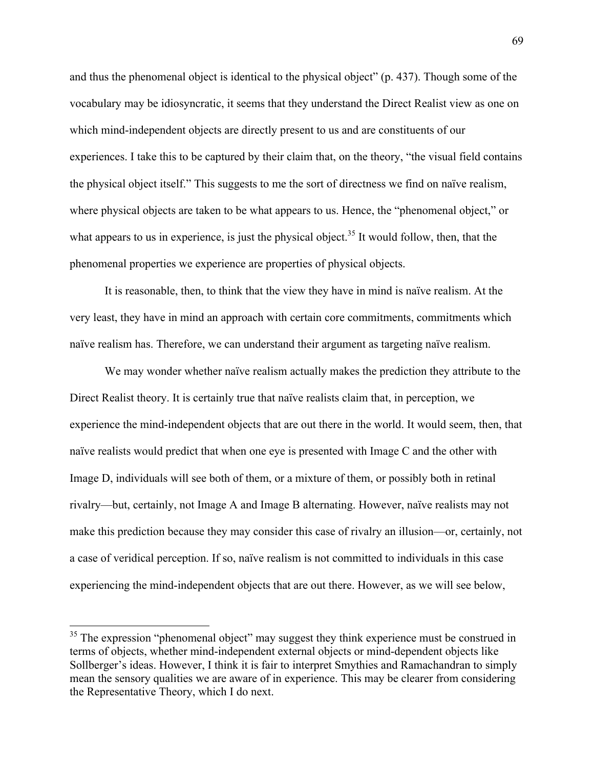and thus the phenomenal object is identical to the physical object" (p. 437). Though some of the vocabulary may be idiosyncratic, it seems that they understand the Direct Realist view as one on which mind-independent objects are directly present to us and are constituents of our experiences. I take this to be captured by their claim that, on the theory, "the visual field contains the physical object itself." This suggests to me the sort of directness we find on naïve realism, where physical objects are taken to be what appears to us. Hence, the "phenomenal object," or what appears to us in experience, is just the physical object.[35] It would follow, then, that the phenomenal properties we experience are properties of physical objects.

It is reasonable, then, to think that the view they have in mind is naïve realism. At the very least, they have in mind an approach with certain core commitments, commitments which naïve realism has. Therefore, we can understand their argument as targeting naïve realism.

We may wonder whether naïve realism actually makes the prediction they attribute to the Direct Realist theory. It is certainly true that naïve realists claim that, in perception, we experience the mind-independent objects that are out there in the world. It would seem, then, that naïve realists would predict that when one eye is presented with Image C and the other with Image D, individuals will see both of them, or a mixture of them, or possibly both in retinal rivalry—but, certainly, not Image A and Image B alternating. However, naïve realists may not make this prediction because they may consider this case of rivalry an illusion—or, certainly, not a case of veridical perception. If so, naïve realism is not committed to individuals in this case experiencing the mind-independent objects that are out there. However, as we will see below,

[35] The expression "phenomenal object" may suggest they think experience must be construed in terms of objects, whether mind-independent external objects or mind-dependent objects like Sollberger's ideas. However, I think it is fair to interpret Smythies and Ramachandran to simply mean the sensory qualities we are aware of in experience. This may be clearer from considering the Representative Theory, which I do next.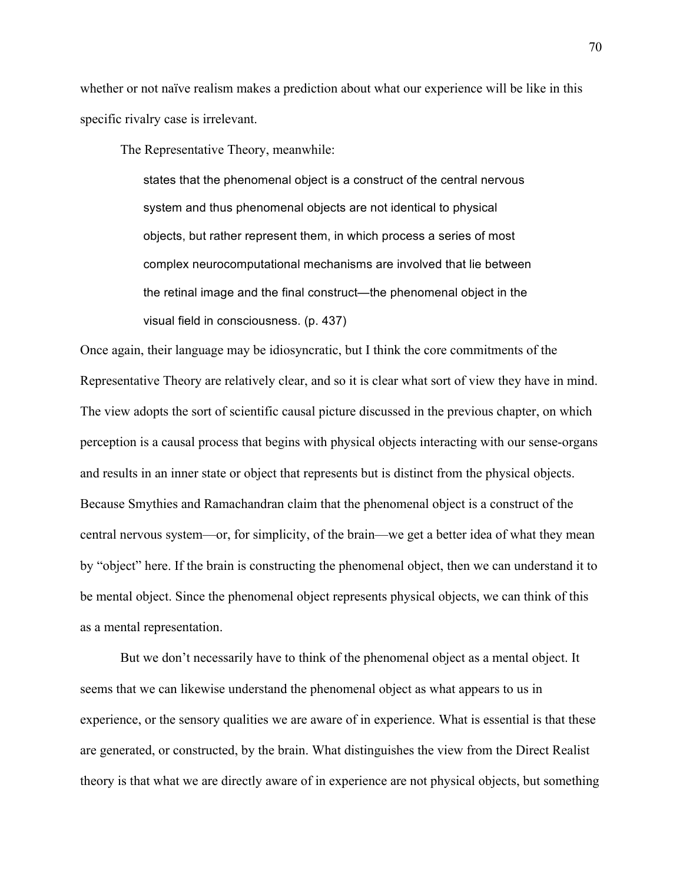whether or not naïve realism makes a prediction about what our experience will be like in this specific rivalry case is irrelevant.

The Representative Theory, meanwhile:

> states that the phenomenal object is a construct of the central nervous system and thus phenomenal objects are not identical to physical objects, but rather represent them, in which process a series of most complex neurocomputational mechanisms are involved that lie between the retinal image and the final construct—the phenomenal object in the visual field in consciousness. (p. 437)

Once again, their language may be idiosyncratic, but I think the core commitments of the Representative Theory are relatively clear, and so it is clear what sort of view they have in mind. The view adopts the sort of scientific causal picture discussed in the previous chapter, on which perception is a causal process that begins with physical objects interacting with our sense-organs and results in an inner state or object that represents but is distinct from the physical objects. Because Smythies and Ramachandran claim that the phenomenal object is a construct of the central nervous system—or, for simplicity, of the brain—we get a better idea of what they mean by "object" here. If the brain is constructing the phenomenal object, then we can understand it to be mental object. Since the phenomenal object represents physical objects, we can think of this as a mental representation.

But we don't necessarily have to think of the phenomenal object as a mental object. It seems that we can likewise understand the phenomenal object as what appears to us in experience, or the sensory qualities we are aware of in experience. What is essential is that these are generated, or constructed, by the brain. What distinguishes the view from the Direct Realist theory is that what we are directly aware of in experience are not physical objects, but something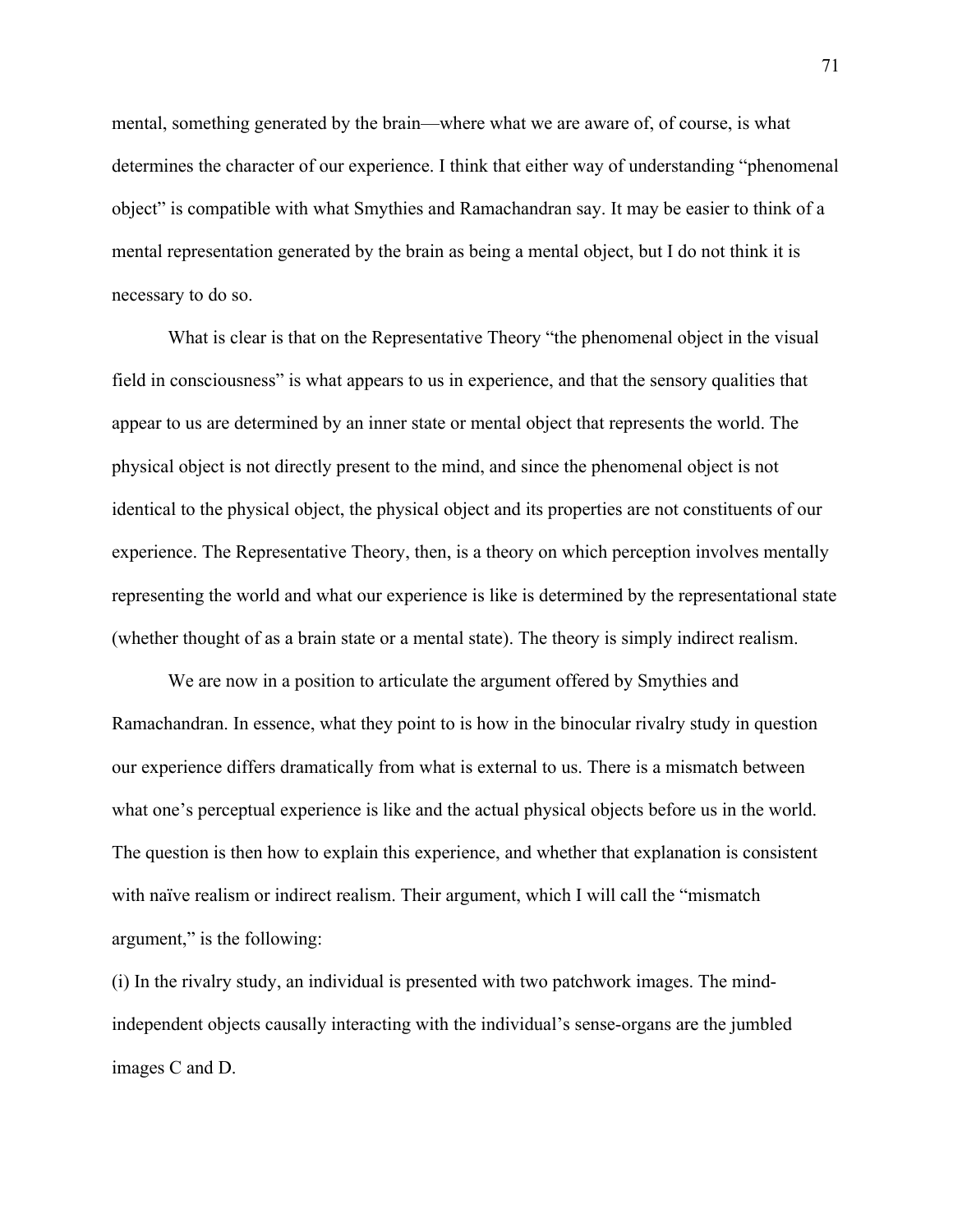mental, something generated by the brain—where what we are aware of, of course, is what determines the character of our experience. I think that either way of understanding "phenomenal object" is compatible with what Smythies and Ramachandran say. It may be easier to think of a mental representation generated by the brain as being a mental object, but I do not think it is necessary to do so.

What is clear is that on the Representative Theory "the phenomenal object in the visual field in consciousness" is what appears to us in experience, and that the sensory qualities that appear to us are determined by an inner state or mental object that represents the world. The physical object is not directly present to the mind, and since the phenomenal object is not identical to the physical object, the physical object and its properties are not constituents of our experience. The Representative Theory, then, is a theory on which perception involves mentally representing the world and what our experience is like is determined by the representational state (whether thought of as a brain state or a mental state). The theory is simply indirect realism.

We are now in a position to articulate the argument offered by Smythies and Ramachandran. In essence, what they point to is how in the binocular rivalry study in question our experience differs dramatically from what is external to us. There is a mismatch between what one's perceptual experience is like and the actual physical objects before us in the world. The question is then how to explain this experience, and whether that explanation is consistent with naïve realism or indirect realism. Their argument, which I will call the "mismatch argument," is the following:

(i) In the rivalry study, an individual is presented with two patchwork images. The mind-independent objects causally interacting with the individual's sense-organs are the jumbled images C and D.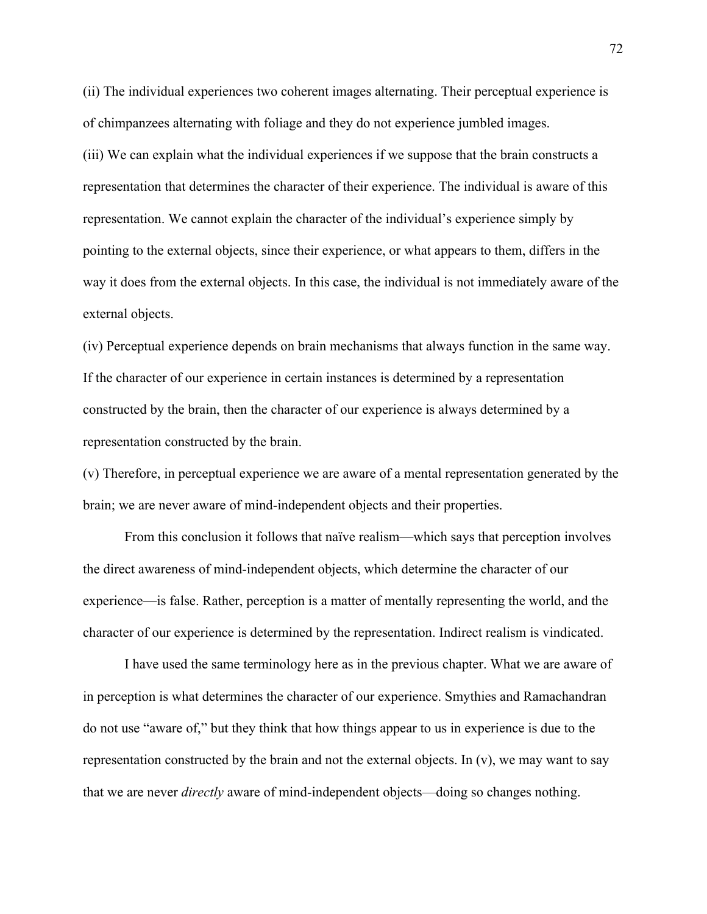(ii) The individual experiences two coherent images alternating. Their perceptual experience is of chimpanzees alternating with foliage and they do not experience jumbled images.

(iii) We can explain what the individual experiences if we suppose that the brain constructs a representation that determines the character of their experience. The individual is aware of this representation. We cannot explain the character of the individual's experience simply by pointing to the external objects, since their experience, or what appears to them, differs in the way it does from the external objects. In this case, the individual is not immediately aware of the external objects.

(iv) Perceptual experience depends on brain mechanisms that always function in the same way. If the character of our experience in certain instances is determined by a representation constructed by the brain, then the character of our experience is always determined by a representation constructed by the brain.

(v) Therefore, in perceptual experience we are aware of a mental representation generated by the brain; we are never aware of mind-independent objects and their properties.

From this conclusion it follows that naïve realism—which says that perception involves the direct awareness of mind-independent objects, which determine the character of our experience—is false. Rather, perception is a matter of mentally representing the world, and the character of our experience is determined by the representation. Indirect realism is vindicated.

I have used the same terminology here as in the previous chapter. What we are aware of in perception is what determines the character of our experience. Smythies and Ramachandran do not use "aware of," but they think that how things appear to us in experience is due to the representation constructed by the brain and not the external objects. In (v), we may want to say that we are never *directly* aware of mind-independent objects—doing so changes nothing.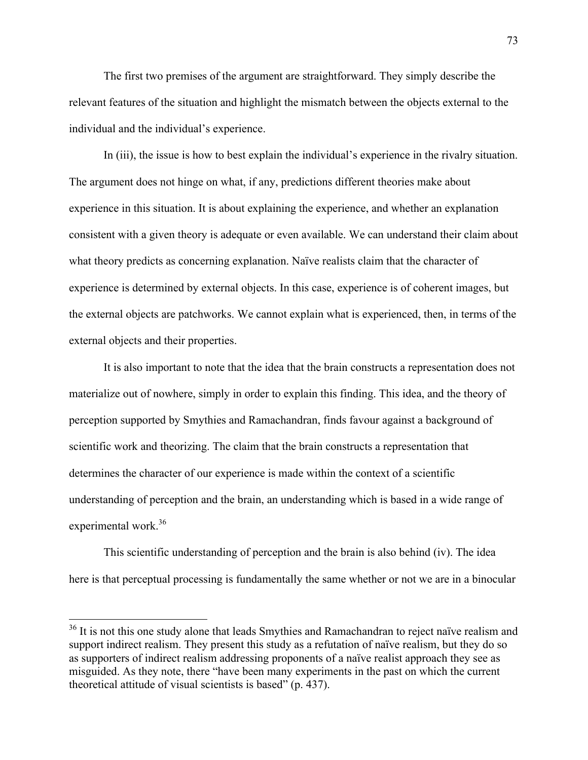The first two premises of the argument are straightforward. They simply describe the relevant features of the situation and highlight the mismatch between the objects external to the individual and the individual's experience.

In (iii), the issue is how to best explain the individual's experience in the rivalry situation. The argument does not hinge on what, if any, predictions different theories make about experience in this situation. It is about explaining the experience, and whether an explanation consistent with a given theory is adequate or even available. We can understand their claim about what theory predicts as concerning explanation. Naïve realists claim that the character of experience is determined by external objects. In this case, experience is of coherent images, but the external objects are patchworks. We cannot explain what is experienced, then, in terms of the external objects and their properties.

It is also important to note that the idea that the brain constructs a representation does not materialize out of nowhere, simply in order to explain this finding. This idea, and the theory of perception supported by Smythies and Ramachandran, finds favour against a background of scientific work and theorizing. The claim that the brain constructs a representation that determines the character of our experience is made within the context of a scientific understanding of perception and the brain, an understanding which is based in a wide range of experimental work.[36]

This scientific understanding of perception and the brain is also behind (iv). The idea here is that perceptual processing is fundamentally the same whether or not we are in a binocular

---

[36] It is not this one study alone that leads Smythies and Ramachandran to reject naïve realism and support indirect realism. They present this study as a refutation of naïve realism, but they do so as supporters of indirect realism addressing proponents of a naïve realist approach they see as misguided. As they note, there "have been many experiments in the past on which the current theoretical attitude of visual scientists is based" (p. 437).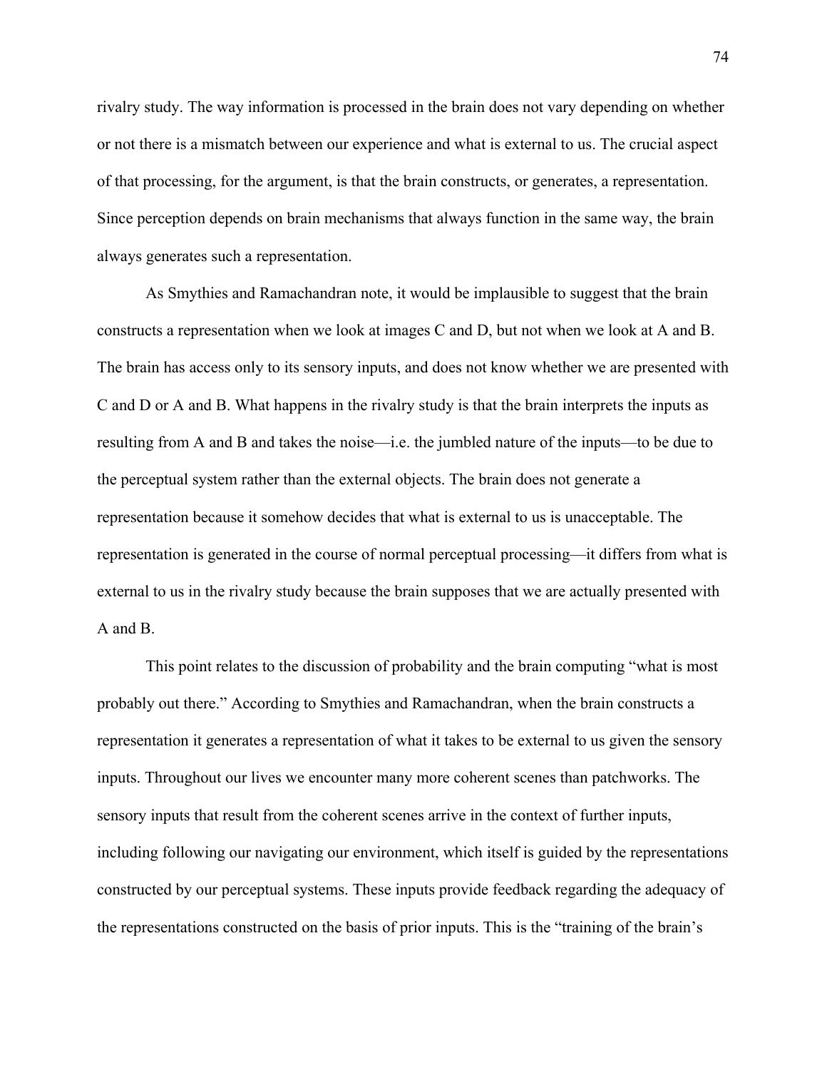rivalry study. The way information is processed in the brain does not vary depending on whether or not there is a mismatch between our experience and what is external to us. The crucial aspect of that processing, for the argument, is that the brain constructs, or generates, a representation. Since perception depends on brain mechanisms that always function in the same way, the brain always generates such a representation.

As Smythies and Ramachandran note, it would be implausible to suggest that the brain constructs a representation when we look at images C and D, but not when we look at A and B. The brain has access only to its sensory inputs, and does not know whether we are presented with C and D or A and B. What happens in the rivalry study is that the brain interprets the inputs as resulting from A and B and takes the noise—i.e. the jumbled nature of the inputs—to be due to the perceptual system rather than the external objects. The brain does not generate a representation because it somehow decides that what is external to us is unacceptable. The representation is generated in the course of normal perceptual processing—it differs from what is external to us in the rivalry study because the brain supposes that we are actually presented with A and B.

This point relates to the discussion of probability and the brain computing "what is most probably out there." According to Smythies and Ramachandran, when the brain constructs a representation it generates a representation of what it takes to be external to us given the sensory inputs. Throughout our lives we encounter many more coherent scenes than patchworks. The sensory inputs that result from the coherent scenes arrive in the context of further inputs, including following our navigating our environment, which itself is guided by the representations constructed by our perceptual systems. These inputs provide feedback regarding the adequacy of the representations constructed on the basis of prior inputs. This is the "training of the brain's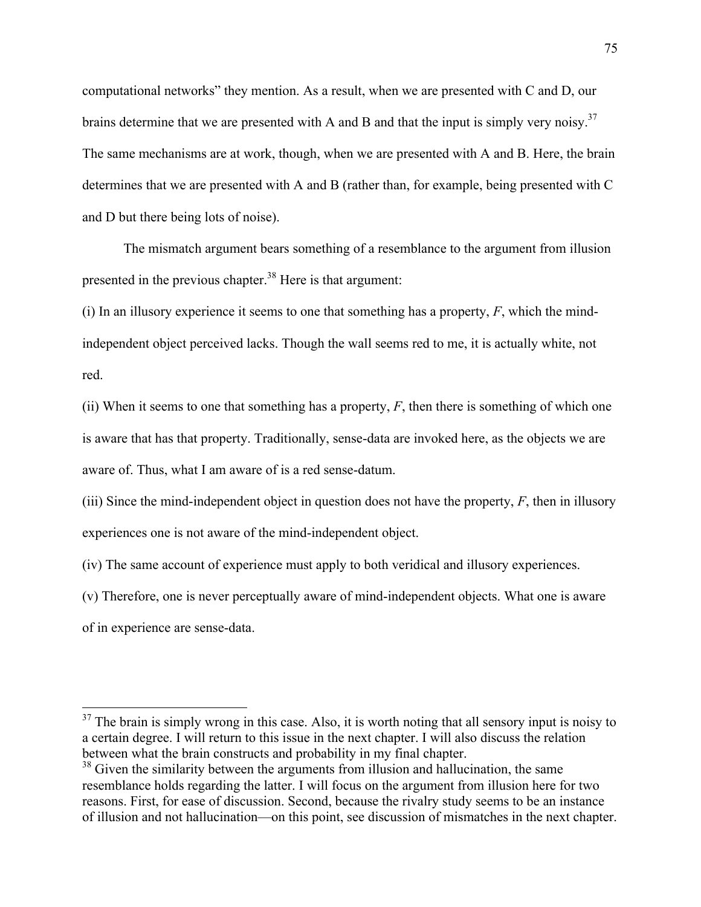computational networks" they mention. As a result, when we are presented with C and D, our brains determine that we are presented with A and B and that the input is simply very noisy.[37] The same mechanisms are at work, though, when we are presented with A and B. Here, the brain determines that we are presented with A and B (rather than, for example, being presented with C and D but there being lots of noise).

The mismatch argument bears something of a resemblance to the argument from illusion presented in the previous chapter.[38] Here is that argument:

(i) In an illusory experience it seems to one that something has a property, *F*, which the mind-independent object perceived lacks. Though the wall seems red to me, it is actually white, not red.

(ii) When it seems to one that something has a property, *F*, then there is something of which one is aware that has that property. Traditionally, sense-data are invoked here, as the objects we are aware of. Thus, what I am aware of is a red sense-datum.

(iii) Since the mind-independent object in question does not have the property, *F*, then in illusory experiences one is not aware of the mind-independent object.

(iv) The same account of experience must apply to both veridical and illusory experiences.

(v) Therefore, one is never perceptually aware of mind-independent objects. What one is aware of in experience are sense-data.

---

[37] The brain is simply wrong in this case. Also, it is worth noting that all sensory input is noisy to a certain degree. I will return to this issue in the next chapter. I will also discuss the relation between what the brain constructs and probability in my final chapter.

[38] Given the similarity between the arguments from illusion and hallucination, the same resemblance holds regarding the latter. I will focus on the argument from illusion here for two reasons. First, for ease of discussion. Second, because the rivalry study seems to be an instance of illusion and not hallucination—on this point, see discussion of mismatches in the next chapter.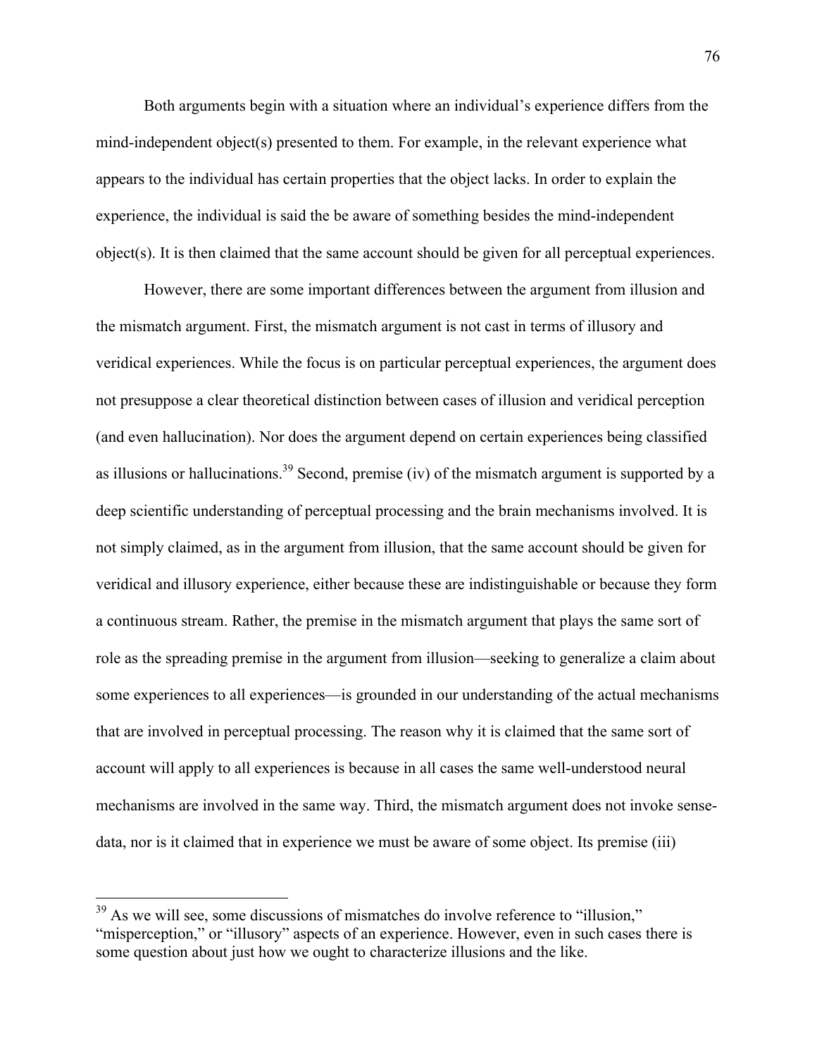Both arguments begin with a situation where an individual's experience differs from the mind-independent object(s) presented to them. For example, in the relevant experience what appears to the individual has certain properties that the object lacks. In order to explain the experience, the individual is said the be aware of something besides the mind-independent object(s). It is then claimed that the same account should be given for all perceptual experiences.

However, there are some important differences between the argument from illusion and the mismatch argument. First, the mismatch argument is not cast in terms of illusory and veridical experiences. While the focus is on particular perceptual experiences, the argument does not presuppose a clear theoretical distinction between cases of illusion and veridical perception (and even hallucination). Nor does the argument depend on certain experiences being classified as illusions or hallucinations.[39] Second, premise (iv) of the mismatch argument is supported by a deep scientific understanding of perceptual processing and the brain mechanisms involved. It is not simply claimed, as in the argument from illusion, that the same account should be given for veridical and illusory experience, either because these are indistinguishable or because they form a continuous stream. Rather, the premise in the mismatch argument that plays the same sort of role as the spreading premise in the argument from illusion—seeking to generalize a claim about some experiences to all experiences—is grounded in our understanding of the actual mechanisms that are involved in perceptual processing. The reason why it is claimed that the same sort of account will apply to all experiences is because in all cases the same well-understood neural mechanisms are involved in the same way. Third, the mismatch argument does not invoke sense-data, nor is it claimed that in experience we must be aware of some object. Its premise (iii)

[39] As we will see, some discussions of mismatches do involve reference to "illusion," "misperception," or "illusory" aspects of an experience. However, even in such cases there is some question about just how we ought to characterize illusions and the like.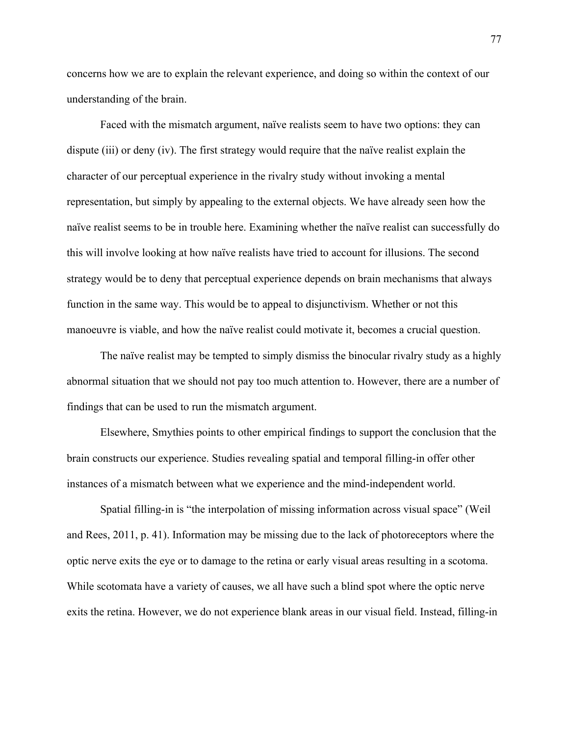concerns how we are to explain the relevant experience, and doing so within the context of our understanding of the brain.

Faced with the mismatch argument, naïve realists seem to have two options: they can dispute (iii) or deny (iv). The first strategy would require that the naïve realist explain the character of our perceptual experience in the rivalry study without invoking a mental representation, but simply by appealing to the external objects. We have already seen how the naïve realist seems to be in trouble here. Examining whether the naïve realist can successfully do this will involve looking at how naïve realists have tried to account for illusions. The second strategy would be to deny that perceptual experience depends on brain mechanisms that always function in the same way. This would be to appeal to disjunctivism. Whether or not this manoeuvre is viable, and how the naïve realist could motivate it, becomes a crucial question.

The naïve realist may be tempted to simply dismiss the binocular rivalry study as a highly abnormal situation that we should not pay too much attention to. However, there are a number of findings that can be used to run the mismatch argument.

Elsewhere, Smythies points to other empirical findings to support the conclusion that the brain constructs our experience. Studies revealing spatial and temporal filling-in offer other instances of a mismatch between what we experience and the mind-independent world.

Spatial filling-in is "the interpolation of missing information across visual space" (Weil and Rees, 2011, p. 41). Information may be missing due to the lack of photoreceptors where the optic nerve exits the eye or to damage to the retina or early visual areas resulting in a scotoma. While scotomata have a variety of causes, we all have such a blind spot where the optic nerve exits the retina. However, we do not experience blank areas in our visual field. Instead, filling-in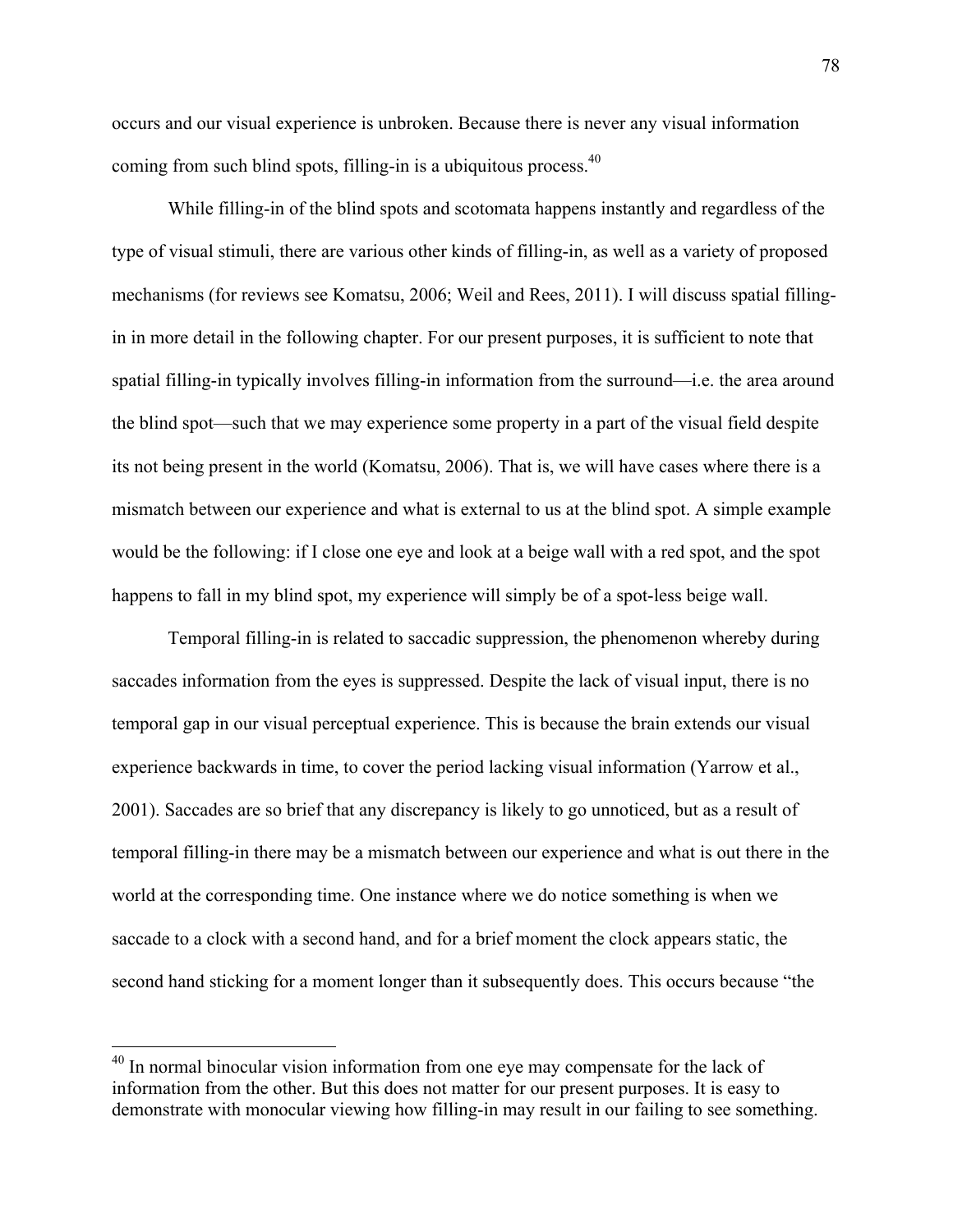occurs and our visual experience is unbroken. Because there is never any visual information coming from such blind spots, filling-in is a ubiquitous process.[40]

While filling-in of the blind spots and scotomata happens instantly and regardless of the type of visual stimuli, there are various other kinds of filling-in, as well as a variety of proposed mechanisms (for reviews see Komatsu, 2006; Weil and Rees, 2011). I will discuss spatial filling-in in more detail in the following chapter. For our present purposes, it is sufficient to note that spatial filling-in typically involves filling-in information from the surround—i.e. the area around the blind spot—such that we may experience some property in a part of the visual field despite its not being present in the world (Komatsu, 2006). That is, we will have cases where there is a mismatch between our experience and what is external to us at the blind spot. A simple example would be the following: if I close one eye and look at a beige wall with a red spot, and the spot happens to fall in my blind spot, my experience will simply be of a spot-less beige wall.

Temporal filling-in is related to saccadic suppression, the phenomenon whereby during saccades information from the eyes is suppressed. Despite the lack of visual input, there is no temporal gap in our visual perceptual experience. This is because the brain extends our visual experience backwards in time, to cover the period lacking visual information (Yarrow et al., 2001). Saccades are so brief that any discrepancy is likely to go unnoticed, but as a result of temporal filling-in there may be a mismatch between our experience and what is out there in the world at the corresponding time. One instance where we do notice something is when we saccade to a clock with a second hand, and for a brief moment the clock appears static, the second hand sticking for a moment longer than it subsequently does. This occurs because "the

[40] In normal binocular vision information from one eye may compensate for the lack of information from the other. But this does not matter for our present purposes. It is easy to demonstrate with monocular viewing how filling-in may result in our failing to see something.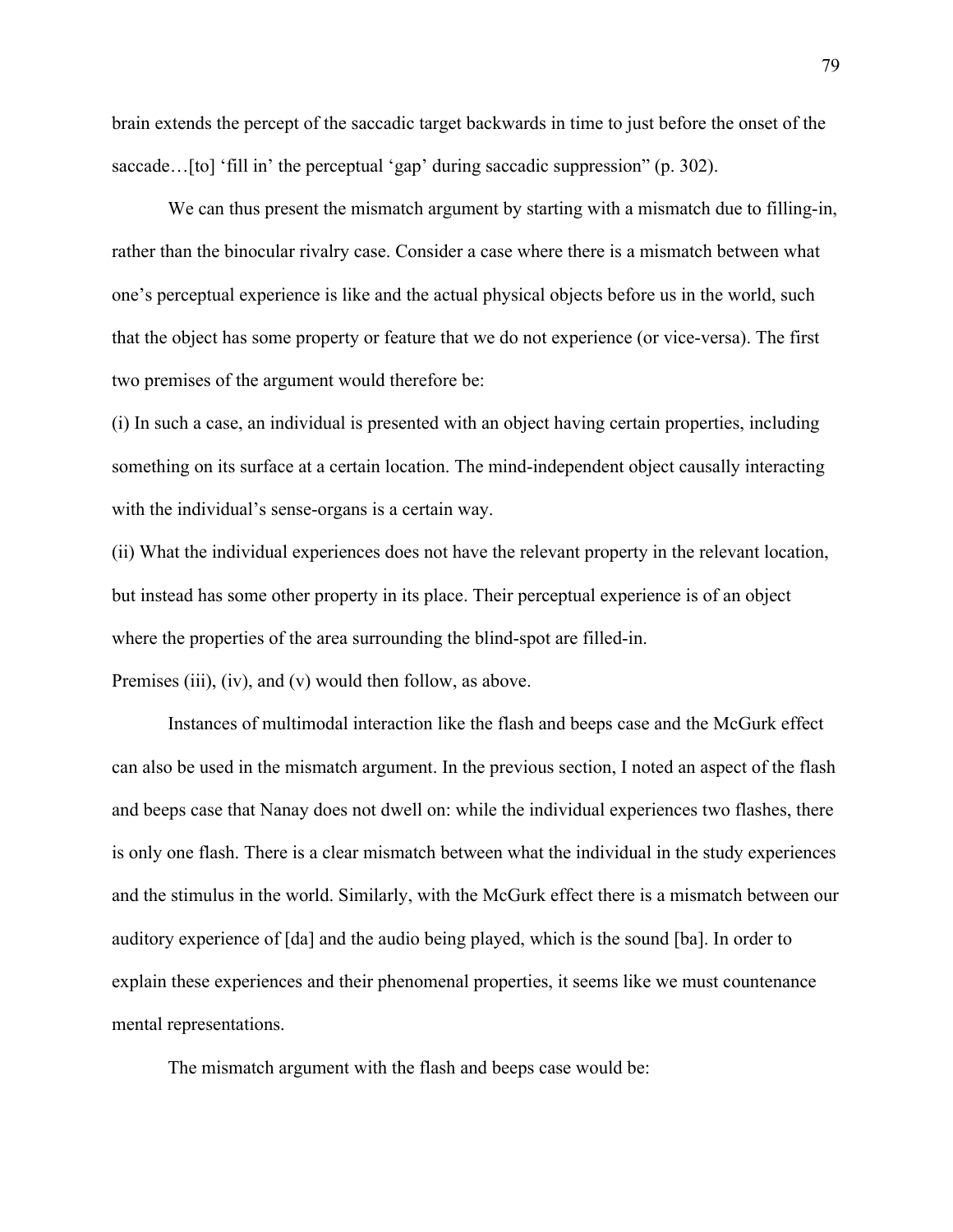brain extends the percept of the saccadic target backwards in time to just before the onset of the saccade…[to] 'fill in' the perceptual 'gap' during saccadic suppression" (p. 302).

We can thus present the mismatch argument by starting with a mismatch due to filling-in, rather than the binocular rivalry case. Consider a case where there is a mismatch between what one's perceptual experience is like and the actual physical objects before us in the world, such that the object has some property or feature that we do not experience (or vice-versa). The first two premises of the argument would therefore be:

(i) In such a case, an individual is presented with an object having certain properties, including something on its surface at a certain location. The mind-independent object causally interacting with the individual's sense-organs is a certain way.

(ii) What the individual experiences does not have the relevant property in the relevant location, but instead has some other property in its place. Their perceptual experience is of an object where the properties of the area surrounding the blind-spot are filled-in.

Premises (iii), (iv), and (v) would then follow, as above.

Instances of multimodal interaction like the flash and beeps case and the McGurk effect can also be used in the mismatch argument. In the previous section, I noted an aspect of the flash and beeps case that Nanay does not dwell on: while the individual experiences two flashes, there is only one flash. There is a clear mismatch between what the individual in the study experiences and the stimulus in the world. Similarly, with the McGurk effect there is a mismatch between our auditory experience of [da] and the audio being played, which is the sound [ba]. In order to explain these experiences and their phenomenal properties, it seems like we must countenance mental representations.

The mismatch argument with the flash and beeps case would be: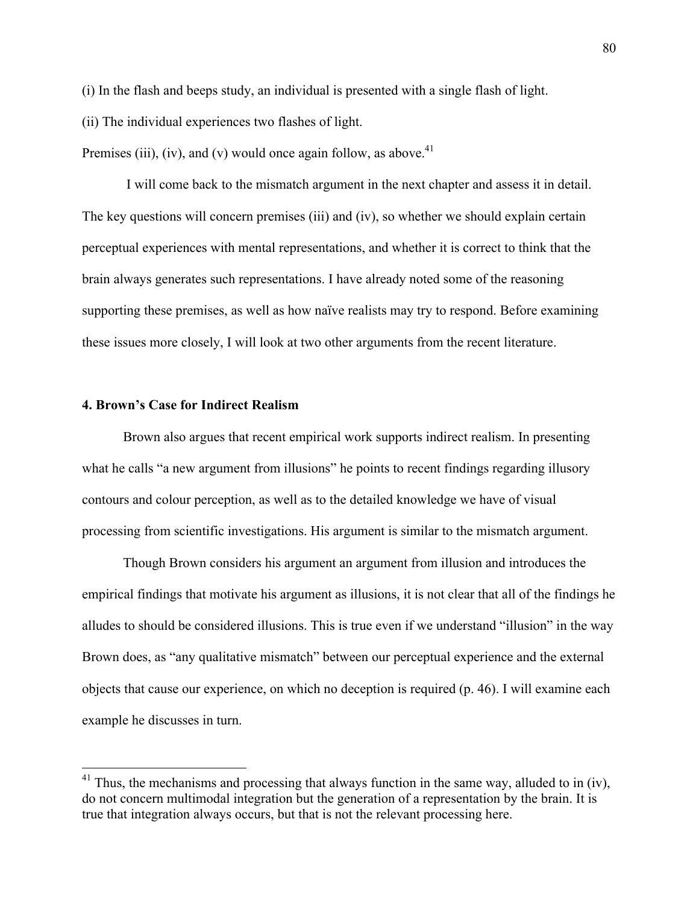(i) In the flash and beeps study, an individual is presented with a single flash of light.

(ii) The individual experiences two flashes of light.

Premises (iii), (iv), and (v) would once again follow, as above.[41]

I will come back to the mismatch argument in the next chapter and assess it in detail. The key questions will concern premises (iii) and (iv), so whether we should explain certain perceptual experiences with mental representations, and whether it is correct to think that the brain always generates such representations. I have already noted some of the reasoning supporting these premises, as well as how naïve realists may try to respond. Before examining these issues more closely, I will look at two other arguments from the recent literature.

### 4. Brown's Case for Indirect Realism

Brown also argues that recent empirical work supports indirect realism. In presenting what he calls "a new argument from illusions" he points to recent findings regarding illusory contours and colour perception, as well as to the detailed knowledge we have of visual processing from scientific investigations. His argument is similar to the mismatch argument.

Though Brown considers his argument an argument from illusion and introduces the empirical findings that motivate his argument as illusions, it is not clear that all of the findings he alludes to should be considered illusions. This is true even if we understand "illusion" in the way Brown does, as "any qualitative mismatch" between our perceptual experience and the external objects that cause our experience, on which no deception is required (p. 46). I will examine each example he discusses in turn.

---

[41] Thus, the mechanisms and processing that always function in the same way, alluded to in (iv), do not concern multimodal integration but the generation of a representation by the brain. It is true that integration always occurs, but that is not the relevant processing here.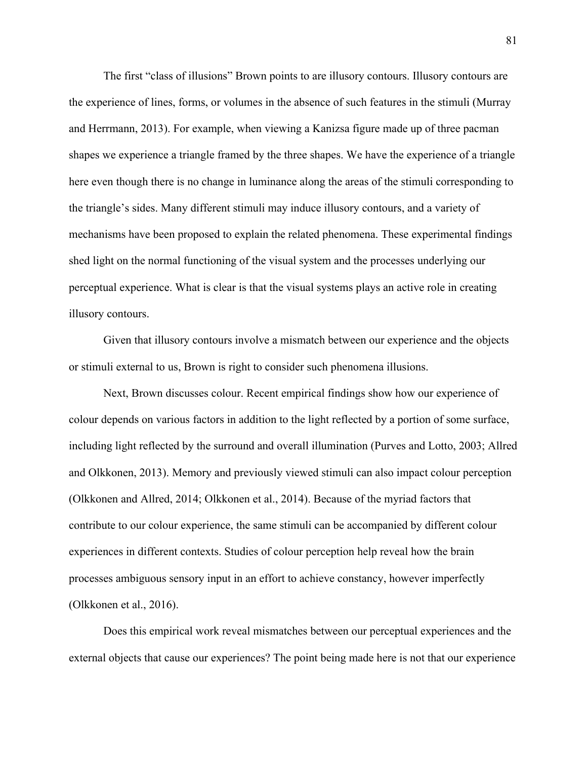The first "class of illusions" Brown points to are illusory contours. Illusory contours are the experience of lines, forms, or volumes in the absence of such features in the stimuli (Murray and Herrmann, 2013). For example, when viewing a Kanizsa figure made up of three pacman shapes we experience a triangle framed by the three shapes. We have the experience of a triangle here even though there is no change in luminance along the areas of the stimuli corresponding to the triangle's sides. Many different stimuli may induce illusory contours, and a variety of mechanisms have been proposed to explain the related phenomena. These experimental findings shed light on the normal functioning of the visual system and the processes underlying our perceptual experience. What is clear is that the visual systems plays an active role in creating illusory contours.

Given that illusory contours involve a mismatch between our experience and the objects or stimuli external to us, Brown is right to consider such phenomena illusions.

Next, Brown discusses colour. Recent empirical findings show how our experience of colour depends on various factors in addition to the light reflected by a portion of some surface, including light reflected by the surround and overall illumination (Purves and Lotto, 2003; Allred and Olkkonen, 2013). Memory and previously viewed stimuli can also impact colour perception (Olkkonen and Allred, 2014; Olkkonen et al., 2014). Because of the myriad factors that contribute to our colour experience, the same stimuli can be accompanied by different colour experiences in different contexts. Studies of colour perception help reveal how the brain processes ambiguous sensory input in an effort to achieve constancy, however imperfectly (Olkkonen et al., 2016).

Does this empirical work reveal mismatches between our perceptual experiences and the external objects that cause our experiences? The point being made here is not that our experience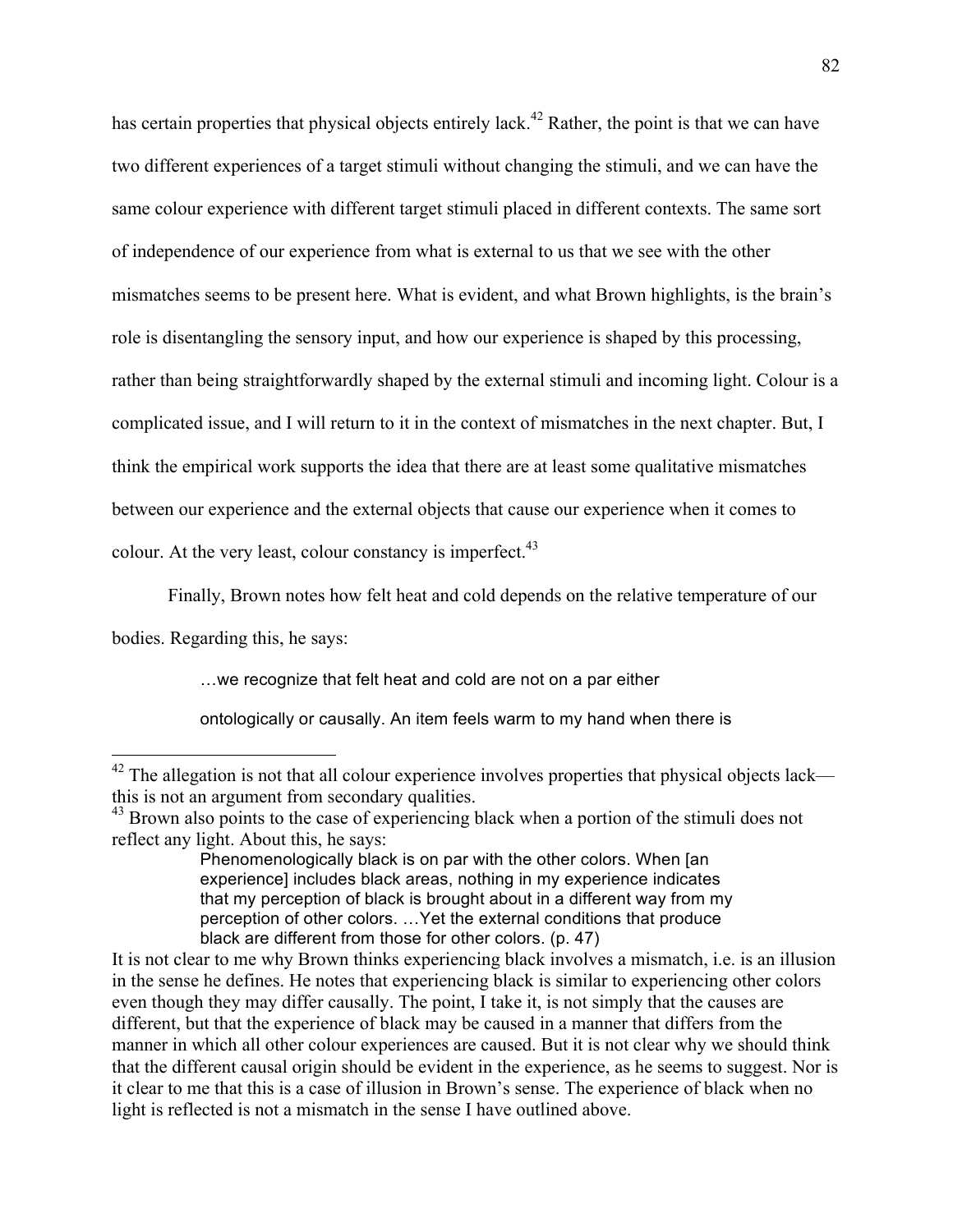has certain properties that physical objects entirely lack.[42] Rather, the point is that we can have two different experiences of a target stimuli without changing the stimuli, and we can have the same colour experience with different target stimuli placed in different contexts. The same sort of independence of our experience from what is external to us that we see with the other mismatches seems to be present here. What is evident, and what Brown highlights, is the brain's role is disentangling the sensory input, and how our experience is shaped by this processing, rather than being straightforwardly shaped by the external stimuli and incoming light. Colour is a complicated issue, and I will return to it in the context of mismatches in the next chapter. But, I think the empirical work supports the idea that there are at least some qualitative mismatches between our experience and the external objects that cause our experience when it comes to colour. At the very least, colour constancy is imperfect.[43]

Finally, Brown notes how felt heat and cold depends on the relative temperature of our bodies. Regarding this, he says:

> …we recognize that felt heat and cold are not on a par either ontologically or causally. An item feels warm to my hand when there is

[42] The allegation is not that all colour experience involves properties that physical objects lack—this is not an argument from secondary qualities.

[43] Brown also points to the case of experiencing black when a portion of the stimuli does not reflect any light. About this, he says:

> Phenomenologically black is on par with the other colors. When [an experience] includes black areas, nothing in my experience indicates that my perception of black is brought about in a different way from my perception of other colors. …Yet the external conditions that produce black are different from those for other colors. (p. 47)

It is not clear to me why Brown thinks experiencing black involves a mismatch, i.e. is an illusion in the sense he defines. He notes that experiencing black is similar to experiencing other colors even though they may differ causally. The point, I take it, is not simply that the causes are different, but that the experience of black may be caused in a manner that differs from the manner in which all other colour experiences are caused. But it is not clear why we should think that the different causal origin should be evident in the experience, as he seems to suggest. Nor is it clear to me that this is a case of illusion in Brown's sense. The experience of black when no light is reflected is not a mismatch in the sense I have outlined above.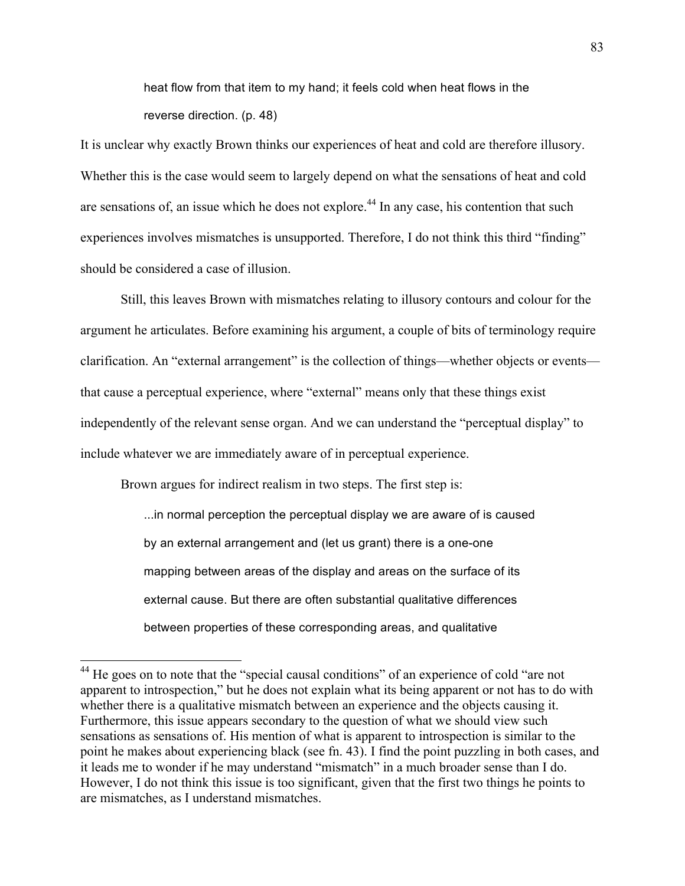> heat flow from that item to my hand; it feels cold when heat flows in the reverse direction. (p. 48)

It is unclear why exactly Brown thinks our experiences of heat and cold are therefore illusory. Whether this is the case would seem to largely depend on what the sensations of heat and cold are sensations of, an issue which he does not explore.[44] In any case, his contention that such experiences involves mismatches is unsupported. Therefore, I do not think this third "finding" should be considered a case of illusion.

Still, this leaves Brown with mismatches relating to illusory contours and colour for the argument he articulates. Before examining his argument, a couple of bits of terminology require clarification. An "external arrangement" is the collection of things—whether objects or events—that cause a perceptual experience, where "external" means only that these things exist independently of the relevant sense organ. And we can understand the "perceptual display" to include whatever we are immediately aware of in perceptual experience.

Brown argues for indirect realism in two steps. The first step is:

> ...in normal perception the perceptual display we are aware of is caused by an external arrangement and (let us grant) there is a one-one mapping between areas of the display and areas on the surface of its external cause. But there are often substantial qualitative differences between properties of these corresponding areas, and qualitative

[44] He goes on to note that the "special causal conditions" of an experience of cold "are not apparent to introspection," but he does not explain what its being apparent or not has to do with whether there is a qualitative mismatch between an experience and the objects causing it. Furthermore, this issue appears secondary to the question of what we should view such sensations as sensations of. His mention of what is apparent to introspection is similar to the point he makes about experiencing black (see fn. 43). I find the point puzzling in both cases, and it leads me to wonder if he may understand "mismatch" in a much broader sense than I do. However, I do not think this issue is too significant, given that the first two things he points to are mismatches, as I understand mismatches.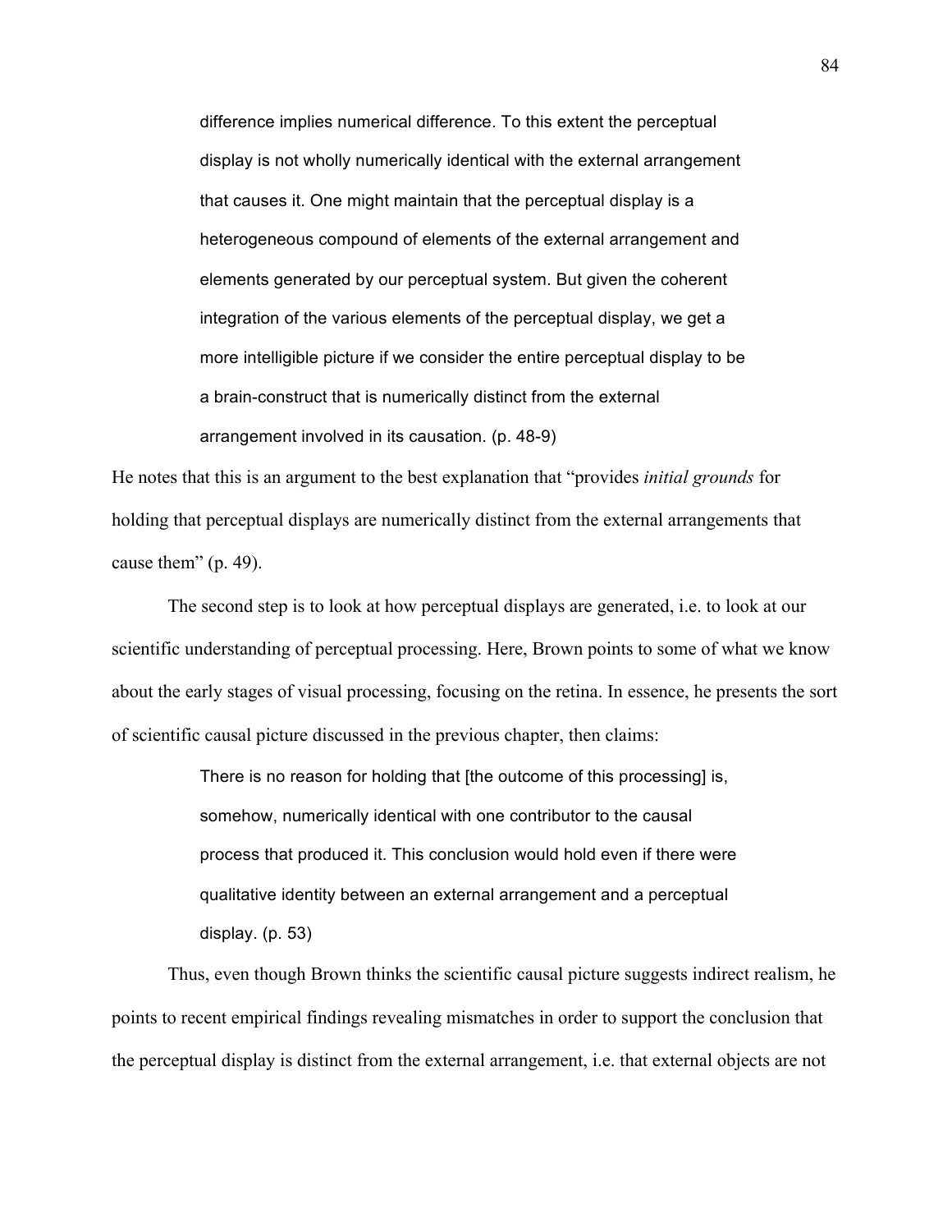> difference implies numerical difference. To this extent the perceptual display is not wholly numerically identical with the external arrangement that causes it. One might maintain that the perceptual display is a heterogeneous compound of elements of the external arrangement and elements generated by our perceptual system. But given the coherent integration of the various elements of the perceptual display, we get a more intelligible picture if we consider the entire perceptual display to be a brain-construct that is numerically distinct from the external arrangement involved in its causation. (p. 48-9)

He notes that this is an argument to the best explanation that "provides *initial grounds* for holding that perceptual displays are numerically distinct from the external arrangements that cause them" (p. 49).

The second step is to look at how perceptual displays are generated, i.e. to look at our scientific understanding of perceptual processing. Here, Brown points to some of what we know about the early stages of visual processing, focusing on the retina. In essence, he presents the sort of scientific causal picture discussed in the previous chapter, then claims:

> There is no reason for holding that [the outcome of this processing] is, somehow, numerically identical with one contributor to the causal process that produced it. This conclusion would hold even if there were qualitative identity between an external arrangement and a perceptual display. (p. 53)

Thus, even though Brown thinks the scientific causal picture suggests indirect realism, he points to recent empirical findings revealing mismatches in order to support the conclusion that the perceptual display is distinct from the external arrangement, i.e. that external objects are not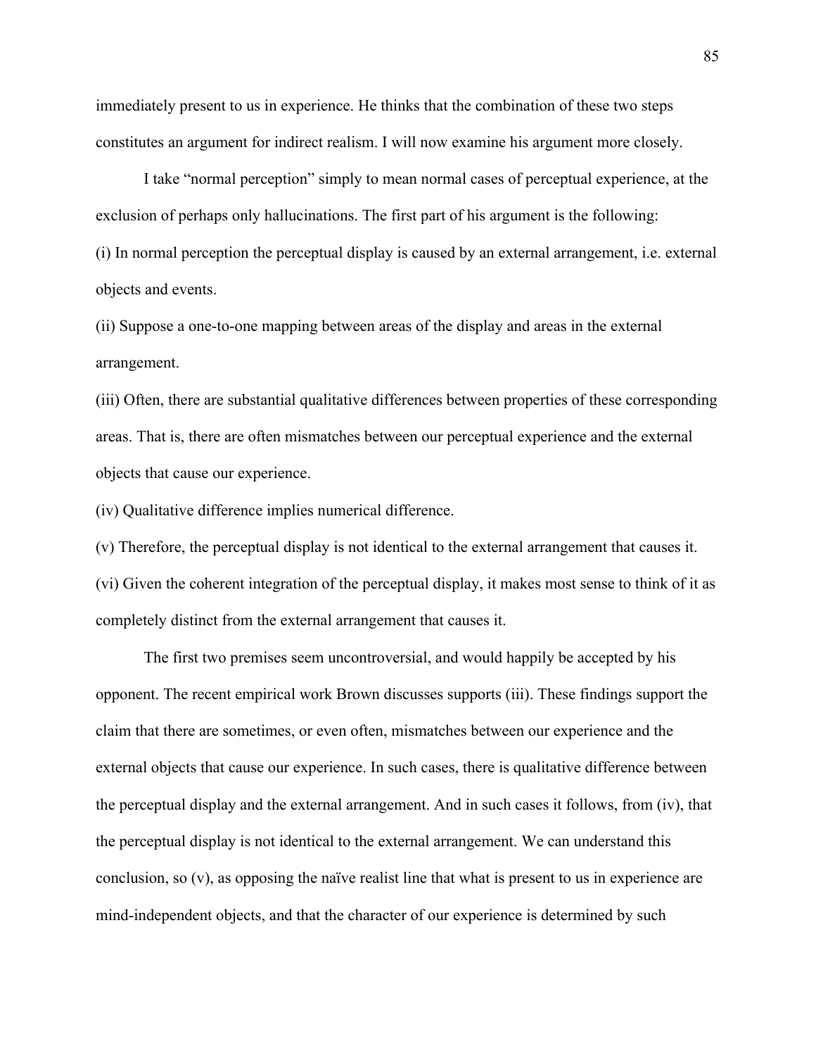immediately present to us in experience. He thinks that the combination of these two steps constitutes an argument for indirect realism. I will now examine his argument more closely.

I take "normal perception" simply to mean normal cases of perceptual experience, at the exclusion of perhaps only hallucinations. The first part of his argument is the following:

(i) In normal perception the perceptual display is caused by an external arrangement, i.e. external objects and events.

(ii) Suppose a one-to-one mapping between areas of the display and areas in the external arrangement.

(iii) Often, there are substantial qualitative differences between properties of these corresponding areas. That is, there are often mismatches between our perceptual experience and the external objects that cause our experience.

(iv) Qualitative difference implies numerical difference.

(v) Therefore, the perceptual display is not identical to the external arrangement that causes it.

(vi) Given the coherent integration of the perceptual display, it makes most sense to think of it as completely distinct from the external arrangement that causes it.

The first two premises seem uncontroversial, and would happily be accepted by his opponent. The recent empirical work Brown discusses supports (iii). These findings support the claim that there are sometimes, or even often, mismatches between our experience and the external objects that cause our experience. In such cases, there is qualitative difference between the perceptual display and the external arrangement. And in such cases it follows, from (iv), that the perceptual display is not identical to the external arrangement. We can understand this conclusion, so (v), as opposing the naïve realist line that what is present to us in experience are mind-independent objects, and that the character of our experience is determined by such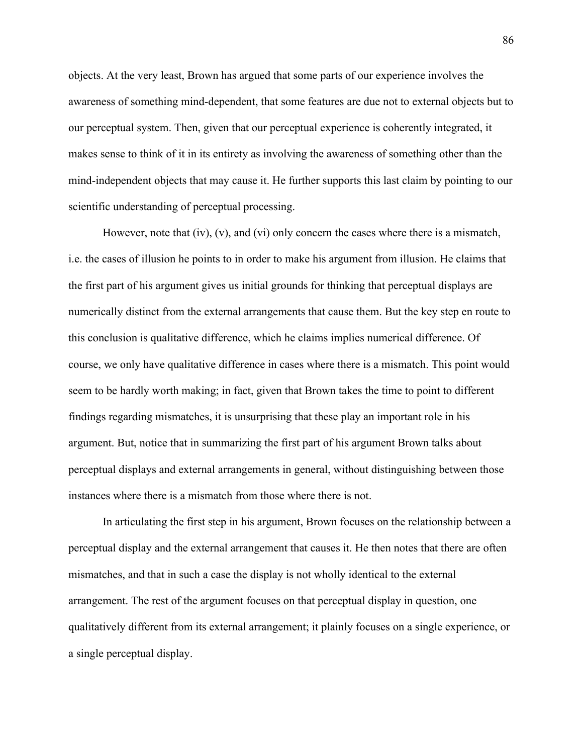objects. At the very least, Brown has argued that some parts of our experience involves the awareness of something mind-dependent, that some features are due not to external objects but to our perceptual system. Then, given that our perceptual experience is coherently integrated, it makes sense to think of it in its entirety as involving the awareness of something other than the mind-independent objects that may cause it. He further supports this last claim by pointing to our scientific understanding of perceptual processing.

However, note that (iv), (v), and (vi) only concern the cases where there is a mismatch, i.e. the cases of illusion he points to in order to make his argument from illusion. He claims that the first part of his argument gives us initial grounds for thinking that perceptual displays are numerically distinct from the external arrangements that cause them. But the key step en route to this conclusion is qualitative difference, which he claims implies numerical difference. Of course, we only have qualitative difference in cases where there is a mismatch. This point would seem to be hardly worth making; in fact, given that Brown takes the time to point to different findings regarding mismatches, it is unsurprising that these play an important role in his argument. But, notice that in summarizing the first part of his argument Brown talks about perceptual displays and external arrangements in general, without distinguishing between those instances where there is a mismatch from those where there is not.

In articulating the first step in his argument, Brown focuses on the relationship between a perceptual display and the external arrangement that causes it. He then notes that there are often mismatches, and that in such a case the display is not wholly identical to the external arrangement. The rest of the argument focuses on that perceptual display in question, one qualitatively different from its external arrangement; it plainly focuses on a single experience, or a single perceptual display.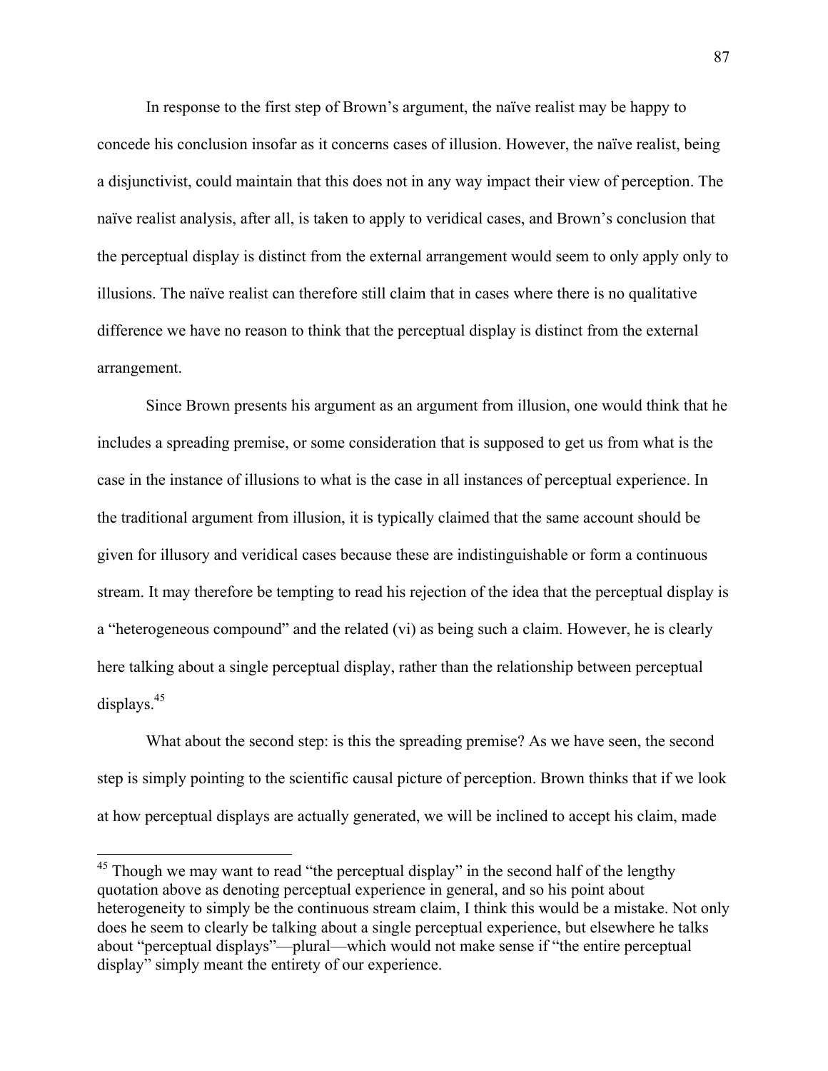In response to the first step of Brown's argument, the naïve realist may be happy to concede his conclusion insofar as it concerns cases of illusion. However, the naïve realist, being a disjunctivist, could maintain that this does not in any way impact their view of perception. The naïve realist analysis, after all, is taken to apply to veridical cases, and Brown's conclusion that the perceptual display is distinct from the external arrangement would seem to only apply only to illusions. The naïve realist can therefore still claim that in cases where there is no qualitative difference we have no reason to think that the perceptual display is distinct from the external arrangement.

Since Brown presents his argument as an argument from illusion, one would think that he includes a spreading premise, or some consideration that is supposed to get us from what is the case in the instance of illusions to what is the case in all instances of perceptual experience. In the traditional argument from illusion, it is typically claimed that the same account should be given for illusory and veridical cases because these are indistinguishable or form a continuous stream. It may therefore be tempting to read his rejection of the idea that the perceptual display is a "heterogeneous compound" and the related (vi) as being such a claim. However, he is clearly here talking about a single perceptual display, rather than the relationship between perceptual displays.[45]

What about the second step: is this the spreading premise? As we have seen, the second step is simply pointing to the scientific causal picture of perception. Brown thinks that if we look at how perceptual displays are actually generated, we will be inclined to accept his claim, made

---

[45] Though we may want to read "the perceptual display" in the second half of the lengthy quotation above as denoting perceptual experience in general, and so his point about heterogeneity to simply be the continuous stream claim, I think this would be a mistake. Not only does he seem to clearly be talking about a single perceptual experience, but elsewhere he talks about "perceptual displays"—plural—which would not make sense if "the entire perceptual display" simply meant the entirety of our experience.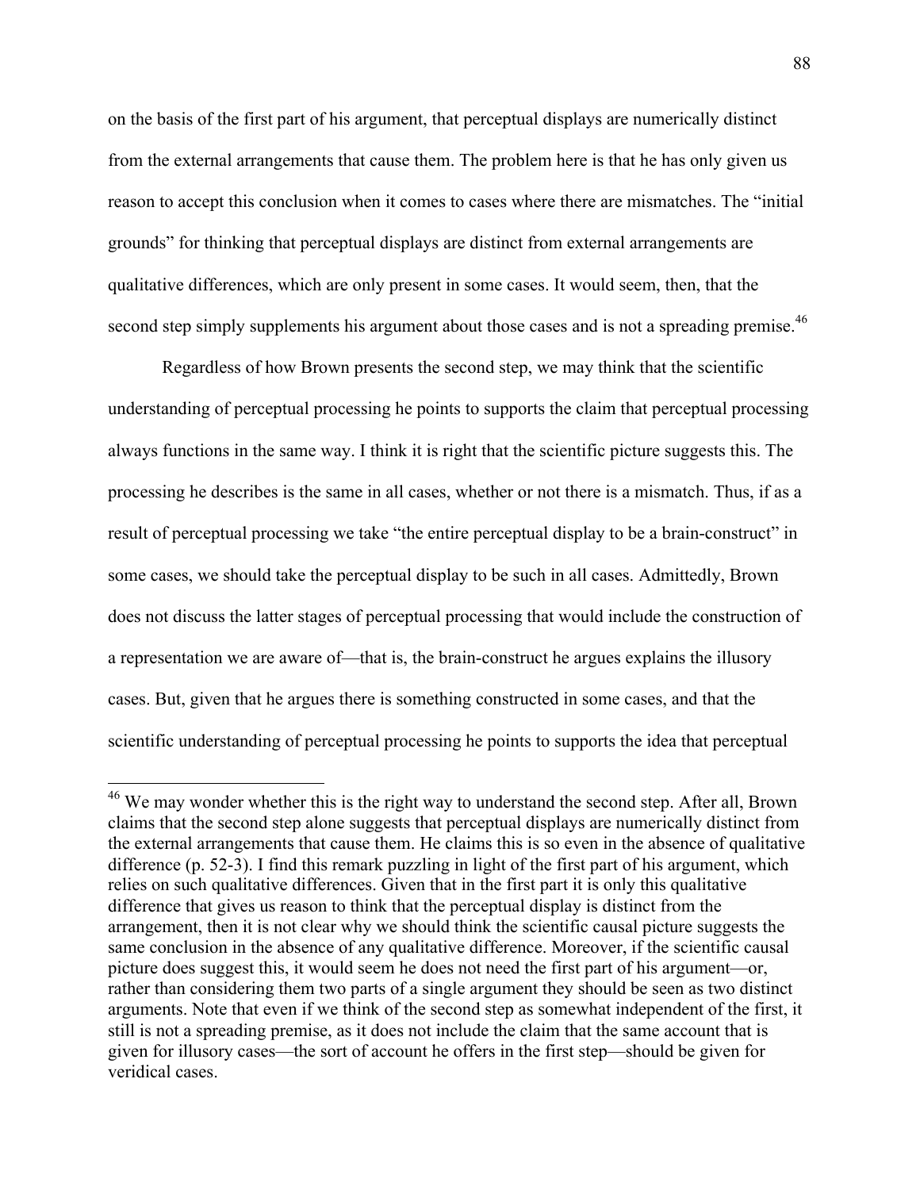on the basis of the first part of his argument, that perceptual displays are numerically distinct from the external arrangements that cause them. The problem here is that he has only given us reason to accept this conclusion when it comes to cases where there are mismatches. The "initial grounds" for thinking that perceptual displays are distinct from external arrangements are qualitative differences, which are only present in some cases. It would seem, then, that the second step simply supplements his argument about those cases and is not a spreading premise.[46]

Regardless of how Brown presents the second step, we may think that the scientific understanding of perceptual processing he points to supports the claim that perceptual processing always functions in the same way. I think it is right that the scientific picture suggests this. The processing he describes is the same in all cases, whether or not there is a mismatch. Thus, if as a result of perceptual processing we take "the entire perceptual display to be a brain-construct" in some cases, we should take the perceptual display to be such in all cases. Admittedly, Brown does not discuss the latter stages of perceptual processing that would include the construction of a representation we are aware of—that is, the brain-construct he argues explains the illusory cases. But, given that he argues there is something constructed in some cases, and that the scientific understanding of perceptual processing he points to supports the idea that perceptual

[46] We may wonder whether this is the right way to understand the second step. After all, Brown claims that the second step alone suggests that perceptual displays are numerically distinct from the external arrangements that cause them. He claims this is so even in the absence of qualitative difference (p. 52-3). I find this remark puzzling in light of the first part of his argument, which relies on such qualitative differences. Given that in the first part it is only this qualitative difference that gives us reason to think that the perceptual display is distinct from the arrangement, then it is not clear why we should think the scientific causal picture suggests the same conclusion in the absence of any qualitative difference. Moreover, if the scientific causal picture does suggest this, it would seem he does not need the first part of his argument—or, rather than considering them two parts of a single argument they should be seen as two distinct arguments. Note that even if we think of the second step as somewhat independent of the first, it still is not a spreading premise, as it does not include the claim that the same account that is given for illusory cases—the sort of account he offers in the first step—should be given for veridical cases.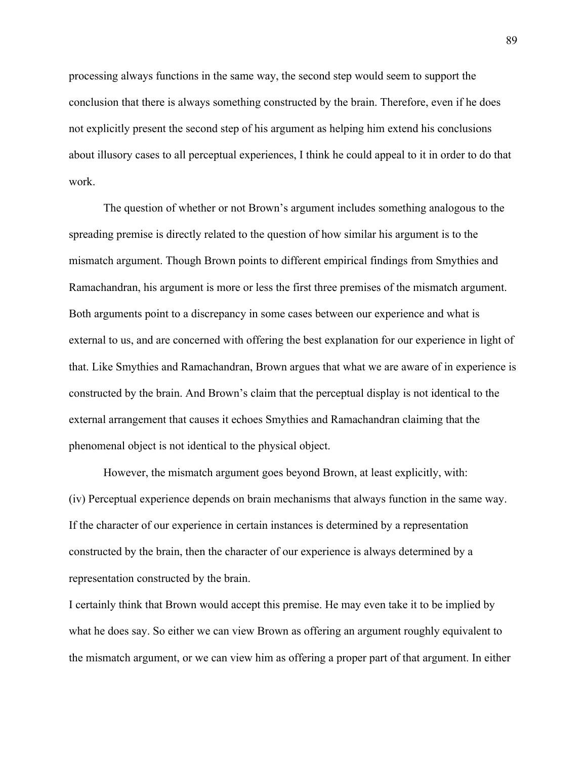processing always functions in the same way, the second step would seem to support the conclusion that there is always something constructed by the brain. Therefore, even if he does not explicitly present the second step of his argument as helping him extend his conclusions about illusory cases to all perceptual experiences, I think he could appeal to it in order to do that work.

The question of whether or not Brown's argument includes something analogous to the spreading premise is directly related to the question of how similar his argument is to the mismatch argument. Though Brown points to different empirical findings from Smythies and Ramachandran, his argument is more or less the first three premises of the mismatch argument. Both arguments point to a discrepancy in some cases between our experience and what is external to us, and are concerned with offering the best explanation for our experience in light of that. Like Smythies and Ramachandran, Brown argues that what we are aware of in experience is constructed by the brain. And Brown's claim that the perceptual display is not identical to the external arrangement that causes it echoes Smythies and Ramachandran claiming that the phenomenal object is not identical to the physical object.

However, the mismatch argument goes beyond Brown, at least explicitly, with:

(iv) Perceptual experience depends on brain mechanisms that always function in the same way. If the character of our experience in certain instances is determined by a representation constructed by the brain, then the character of our experience is always determined by a representation constructed by the brain.

I certainly think that Brown would accept this premise. He may even take it to be implied by what he does say. So either we can view Brown as offering an argument roughly equivalent to the mismatch argument, or we can view him as offering a proper part of that argument. In either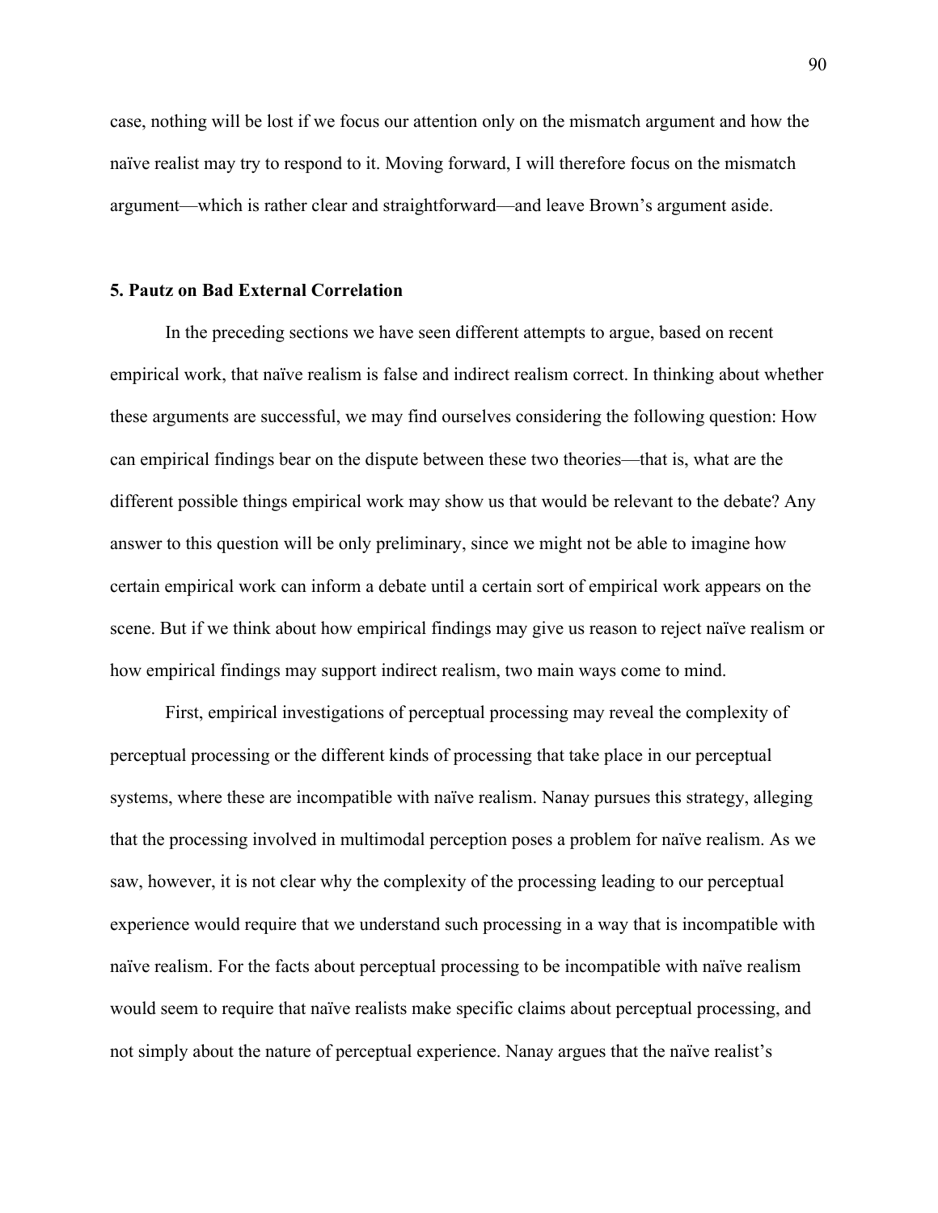case, nothing will be lost if we focus our attention only on the mismatch argument and how the naïve realist may try to respond to it. Moving forward, I will therefore focus on the mismatch argument—which is rather clear and straightforward—and leave Brown's argument aside.

## 5. Pautz on Bad External Correlation

In the preceding sections we have seen different attempts to argue, based on recent empirical work, that naïve realism is false and indirect realism correct. In thinking about whether these arguments are successful, we may find ourselves considering the following question: How can empirical findings bear on the dispute between these two theories—that is, what are the different possible things empirical work may show us that would be relevant to the debate? Any answer to this question will be only preliminary, since we might not be able to imagine how certain empirical work can inform a debate until a certain sort of empirical work appears on the scene. But if we think about how empirical findings may give us reason to reject naïve realism or how empirical findings may support indirect realism, two main ways come to mind.

First, empirical investigations of perceptual processing may reveal the complexity of perceptual processing or the different kinds of processing that take place in our perceptual systems, where these are incompatible with naïve realism. Nanay pursues this strategy, alleging that the processing involved in multimodal perception poses a problem for naïve realism. As we saw, however, it is not clear why the complexity of the processing leading to our perceptual experience would require that we understand such processing in a way that is incompatible with naïve realism. For the facts about perceptual processing to be incompatible with naïve realism would seem to require that naïve realists make specific claims about perceptual processing, and not simply about the nature of perceptual experience. Nanay argues that the naïve realist's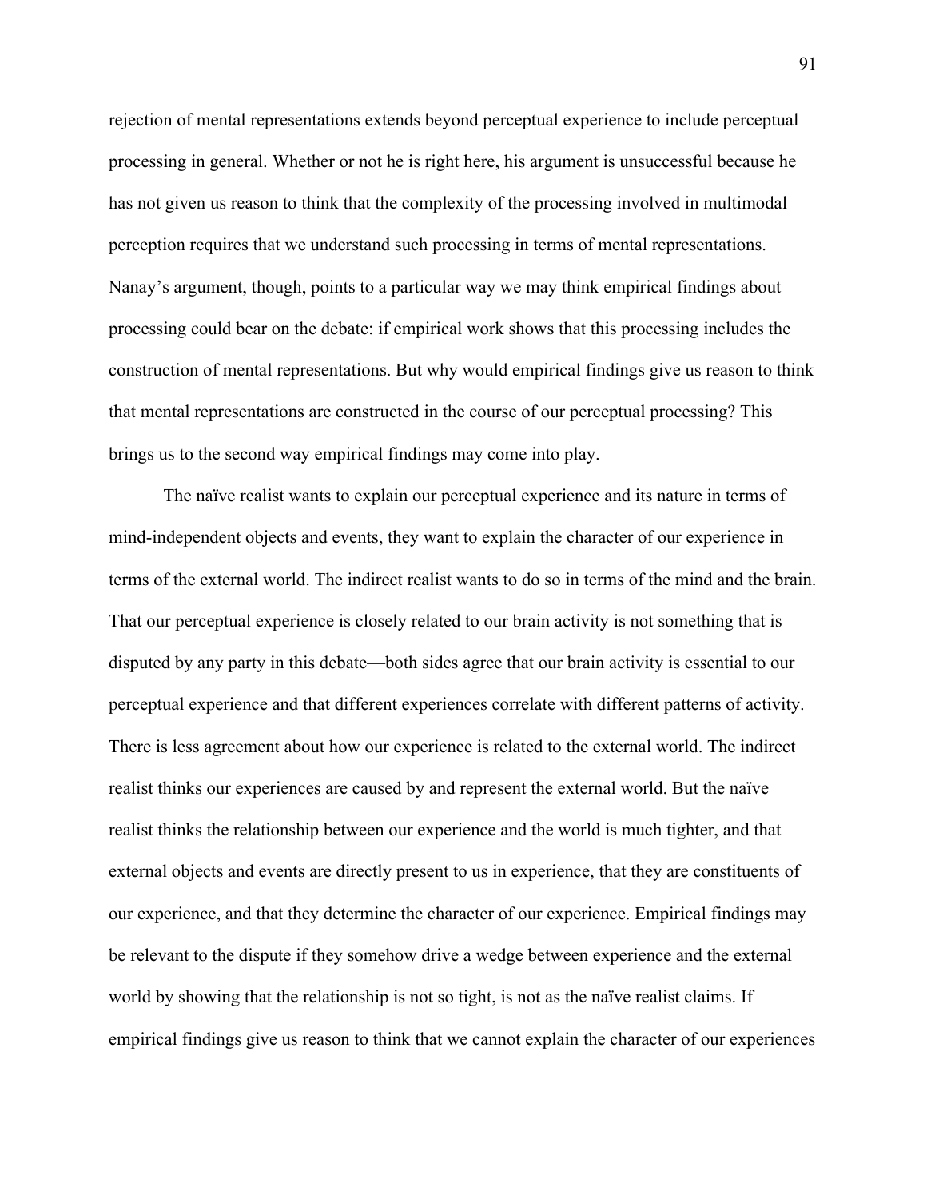rejection of mental representations extends beyond perceptual experience to include perceptual processing in general. Whether or not he is right here, his argument is unsuccessful because he has not given us reason to think that the complexity of the processing involved in multimodal perception requires that we understand such processing in terms of mental representations. Nanay's argument, though, points to a particular way we may think empirical findings about processing could bear on the debate: if empirical work shows that this processing includes the construction of mental representations. But why would empirical findings give us reason to think that mental representations are constructed in the course of our perceptual processing? This brings us to the second way empirical findings may come into play.

The naïve realist wants to explain our perceptual experience and its nature in terms of mind-independent objects and events, they want to explain the character of our experience in terms of the external world. The indirect realist wants to do so in terms of the mind and the brain. That our perceptual experience is closely related to our brain activity is not something that is disputed by any party in this debate—both sides agree that our brain activity is essential to our perceptual experience and that different experiences correlate with different patterns of activity. There is less agreement about how our experience is related to the external world. The indirect realist thinks our experiences are caused by and represent the external world. But the naïve realist thinks the relationship between our experience and the world is much tighter, and that external objects and events are directly present to us in experience, that they are constituents of our experience, and that they determine the character of our experience. Empirical findings may be relevant to the dispute if they somehow drive a wedge between experience and the external world by showing that the relationship is not so tight, is not as the naïve realist claims. If empirical findings give us reason to think that we cannot explain the character of our experiences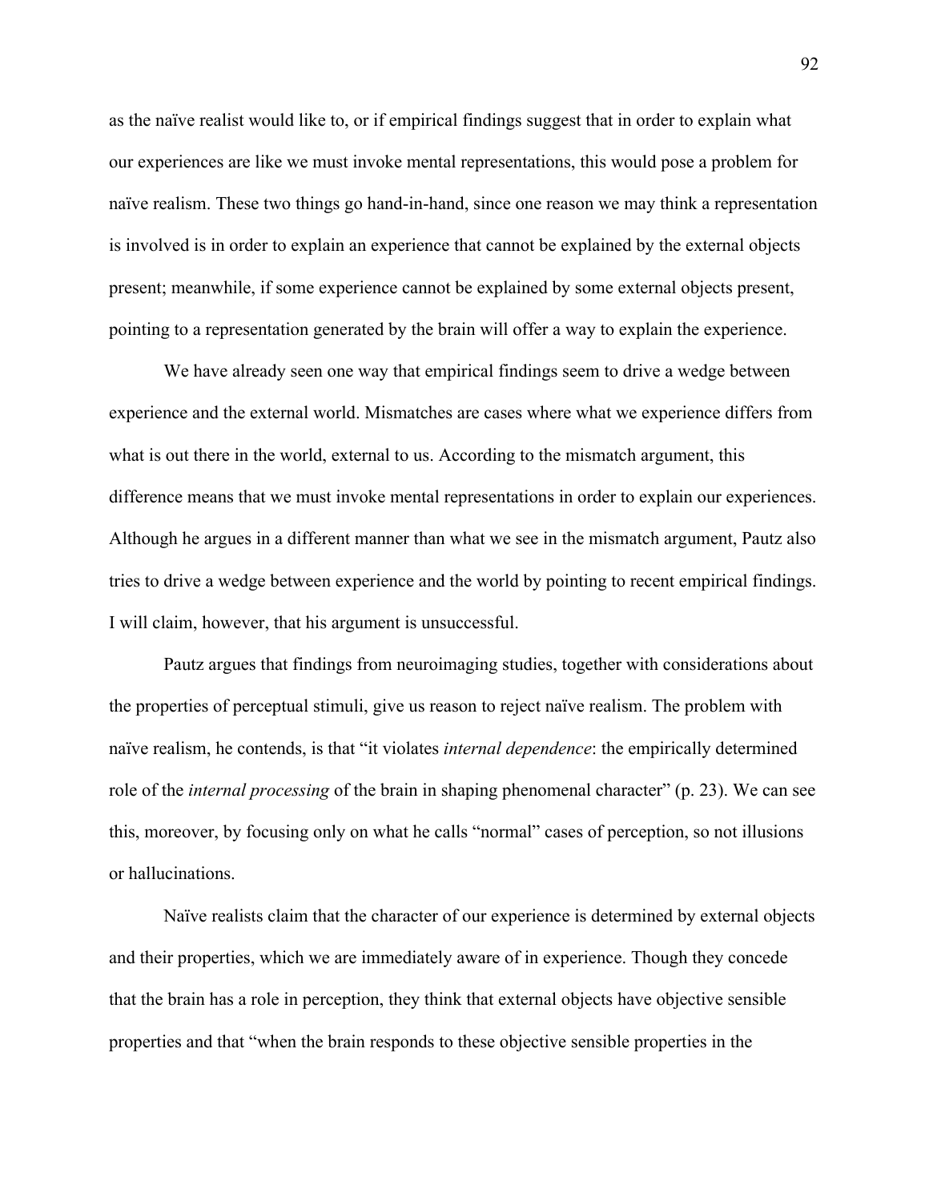as the naïve realist would like to, or if empirical findings suggest that in order to explain what our experiences are like we must invoke mental representations, this would pose a problem for naïve realism. These two things go hand-in-hand, since one reason we may think a representation is involved is in order to explain an experience that cannot be explained by the external objects present; meanwhile, if some experience cannot be explained by some external objects present, pointing to a representation generated by the brain will offer a way to explain the experience.

We have already seen one way that empirical findings seem to drive a wedge between experience and the external world. Mismatches are cases where what we experience differs from what is out there in the world, external to us. According to the mismatch argument, this difference means that we must invoke mental representations in order to explain our experiences. Although he argues in a different manner than what we see in the mismatch argument, Pautz also tries to drive a wedge between experience and the world by pointing to recent empirical findings. I will claim, however, that his argument is unsuccessful.

Pautz argues that findings from neuroimaging studies, together with considerations about the properties of perceptual stimuli, give us reason to reject naïve realism. The problem with naïve realism, he contends, is that "it violates *internal dependence*: the empirically determined role of the *internal processing* of the brain in shaping phenomenal character" (p. 23). We can see this, moreover, by focusing only on what he calls "normal" cases of perception, so not illusions or hallucinations.

Naïve realists claim that the character of our experience is determined by external objects and their properties, which we are immediately aware of in experience. Though they concede that the brain has a role in perception, they think that external objects have objective sensible properties and that "when the brain responds to these objective sensible properties in the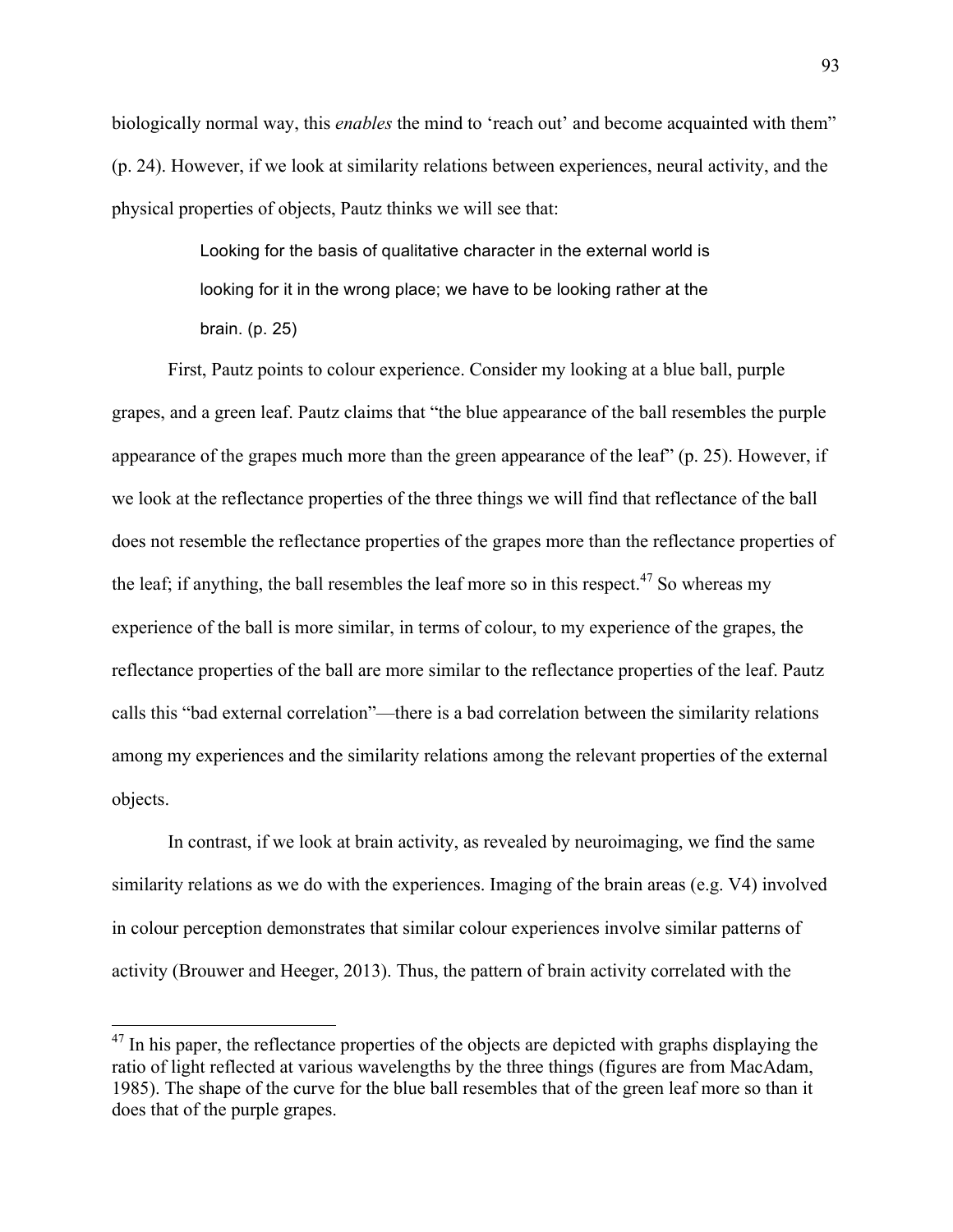biologically normal way, this *enables* the mind to 'reach out' and become acquainted with them" (p. 24). However, if we look at similarity relations between experiences, neural activity, and the physical properties of objects, Pautz thinks we will see that:

> Looking for the basis of qualitative character in the external world is looking for it in the wrong place; we have to be looking rather at the brain. (p. 25)

First, Pautz points to colour experience. Consider my looking at a blue ball, purple grapes, and a green leaf. Pautz claims that "the blue appearance of the ball resembles the purple appearance of the grapes much more than the green appearance of the leaf" (p. 25). However, if we look at the reflectance properties of the three things we will find that reflectance of the ball does not resemble the reflectance properties of the grapes more than the reflectance properties of the leaf; if anything, the ball resembles the leaf more so in this respect.[47] So whereas my experience of the ball is more similar, in terms of colour, to my experience of the grapes, the reflectance properties of the ball are more similar to the reflectance properties of the leaf. Pautz calls this "bad external correlation"—there is a bad correlation between the similarity relations among my experiences and the similarity relations among the relevant properties of the external objects.

In contrast, if we look at brain activity, as revealed by neuroimaging, we find the same similarity relations as we do with the experiences. Imaging of the brain areas (e.g. V4) involved in colour perception demonstrates that similar colour experiences involve similar patterns of activity (Brouwer and Heeger, 2013). Thus, the pattern of brain activity correlated with the

---

[47] In his paper, the reflectance properties of the objects are depicted with graphs displaying the ratio of light reflected at various wavelengths by the three things (figures are from MacAdam, 1985). The shape of the curve for the blue ball resembles that of the green leaf more so than it does that of the purple grapes.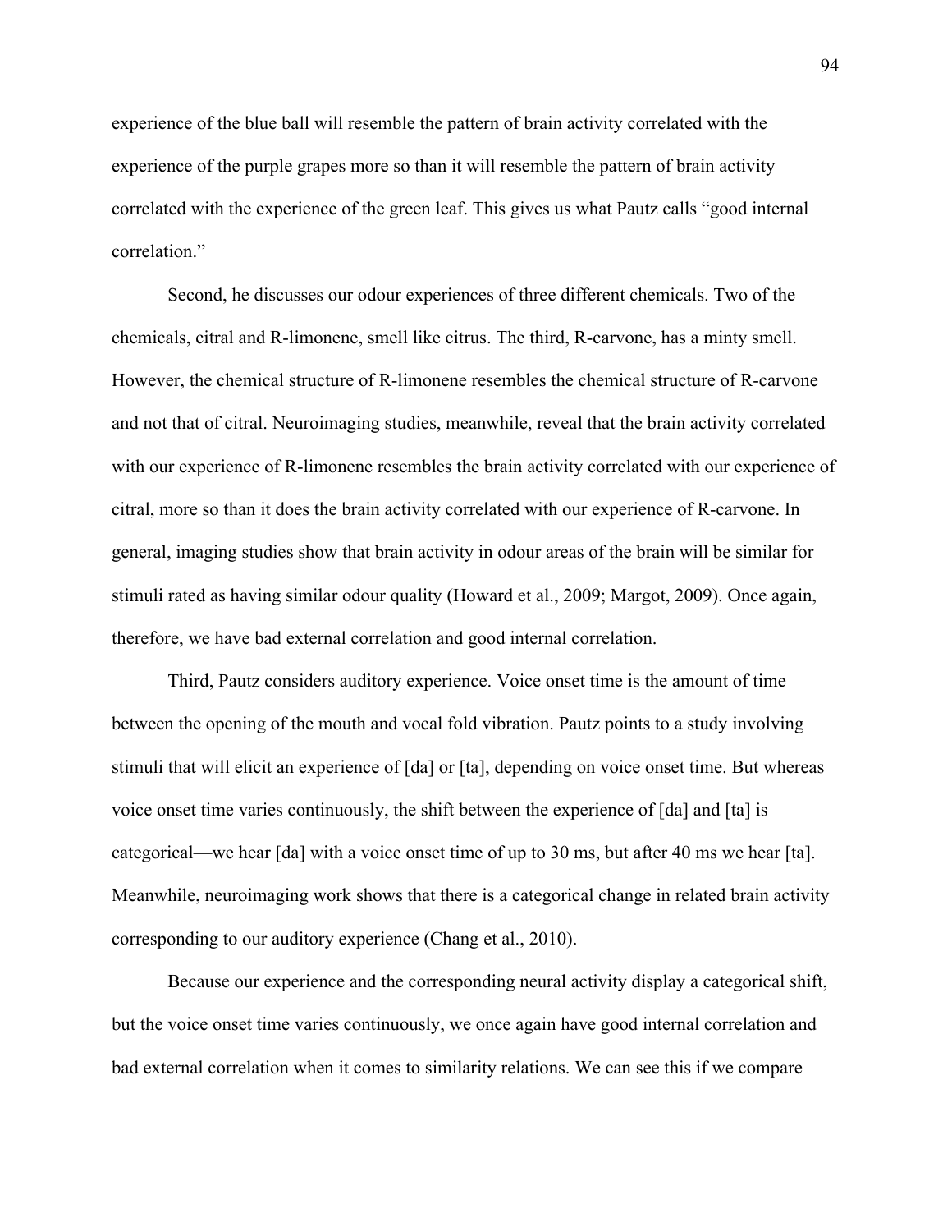experience of the blue ball will resemble the pattern of brain activity correlated with the experience of the purple grapes more so than it will resemble the pattern of brain activity correlated with the experience of the green leaf. This gives us what Pautz calls "good internal correlation."

Second, he discusses our odour experiences of three different chemicals. Two of the chemicals, citral and R-limonene, smell like citrus. The third, R-carvone, has a minty smell. However, the chemical structure of R-limonene resembles the chemical structure of R-carvone and not that of citral. Neuroimaging studies, meanwhile, reveal that the brain activity correlated with our experience of R-limonene resembles the brain activity correlated with our experience of citral, more so than it does the brain activity correlated with our experience of R-carvone. In general, imaging studies show that brain activity in odour areas of the brain will be similar for stimuli rated as having similar odour quality (Howard et al., 2009; Margot, 2009). Once again, therefore, we have bad external correlation and good internal correlation.

Third, Pautz considers auditory experience. Voice onset time is the amount of time between the opening of the mouth and vocal fold vibration. Pautz points to a study involving stimuli that will elicit an experience of [da] or [ta], depending on voice onset time. But whereas voice onset time varies continuously, the shift between the experience of [da] and [ta] is categorical—we hear [da] with a voice onset time of up to 30 ms, but after 40 ms we hear [ta]. Meanwhile, neuroimaging work shows that there is a categorical change in related brain activity corresponding to our auditory experience (Chang et al., 2010).

Because our experience and the corresponding neural activity display a categorical shift, but the voice onset time varies continuously, we once again have good internal correlation and bad external correlation when it comes to similarity relations. We can see this if we compare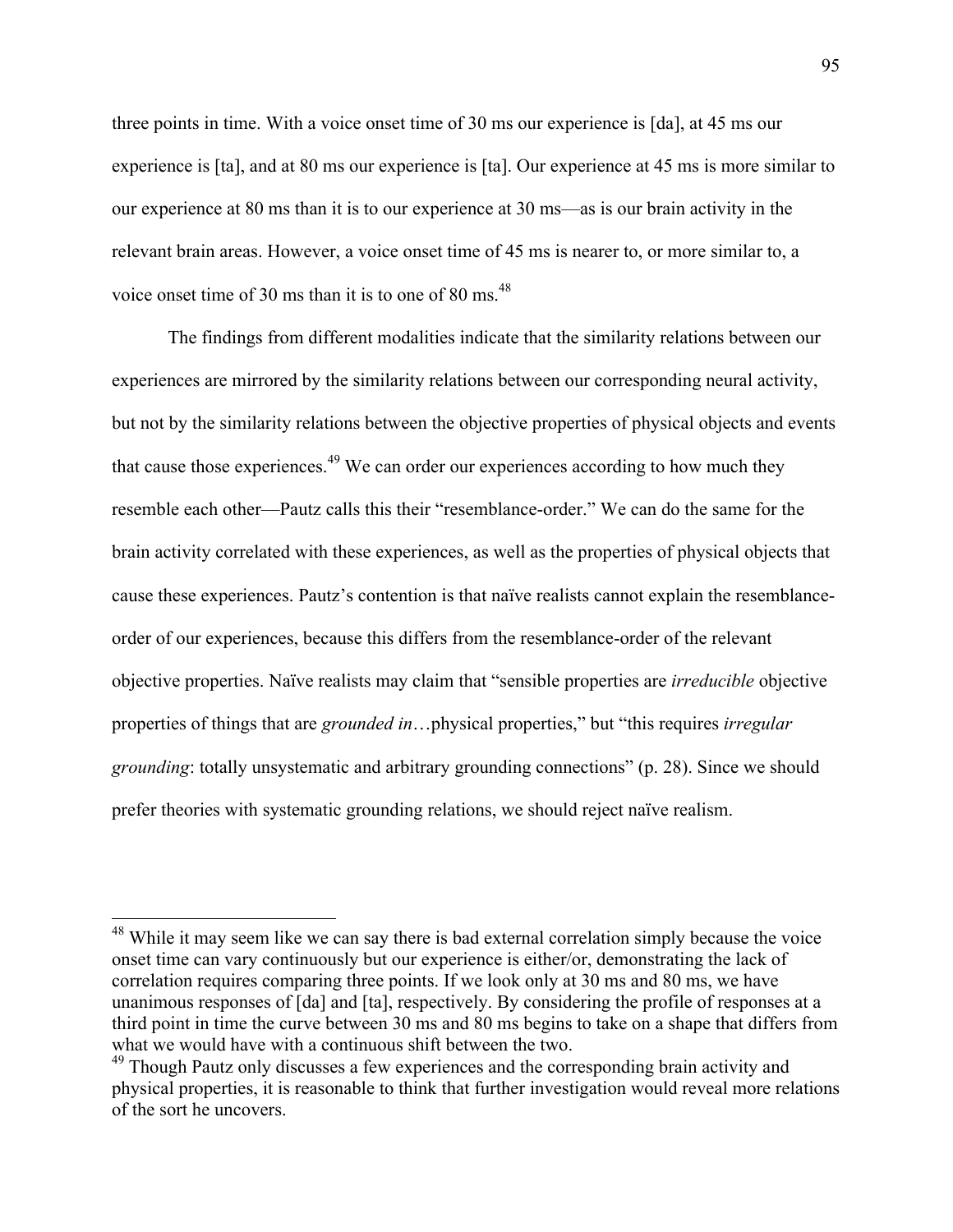three points in time. With a voice onset time of 30 ms our experience is [da], at 45 ms our experience is [ta], and at 80 ms our experience is [ta]. Our experience at 45 ms is more similar to our experience at 80 ms than it is to our experience at 30 ms—as is our brain activity in the relevant brain areas. However, a voice onset time of 45 ms is nearer to, or more similar to, a voice onset time of 30 ms than it is to one of 80 ms.[48]

The findings from different modalities indicate that the similarity relations between our experiences are mirrored by the similarity relations between our corresponding neural activity, but not by the similarity relations between the objective properties of physical objects and events that cause those experiences.[49] We can order our experiences according to how much they resemble each other—Pautz calls this their "resemblance-order." We can do the same for the brain activity correlated with these experiences, as well as the properties of physical objects that cause these experiences. Pautz's contention is that naïve realists cannot explain the resemblance-order of our experiences, because this differs from the resemblance-order of the relevant objective properties. Naïve realists may claim that "sensible properties are *irreducible* objective properties of things that are *grounded in*…physical properties," but "this requires *irregular grounding*: totally unsystematic and arbitrary grounding connections" (p. 28). Since we should prefer theories with systematic grounding relations, we should reject naïve realism.

---

[48] While it may seem like we can say there is bad external correlation simply because the voice onset time can vary continuously but our experience is either/or, demonstrating the lack of correlation requires comparing three points. If we look only at 30 ms and 80 ms, we have unanimous responses of [da] and [ta], respectively. By considering the profile of responses at a third point in time the curve between 30 ms and 80 ms begins to take on a shape that differs from what we would have with a continuous shift between the two.

[49] Though Pautz only discusses a few experiences and the corresponding brain activity and physical properties, it is reasonable to think that further investigation would reveal more relations of the sort he uncovers.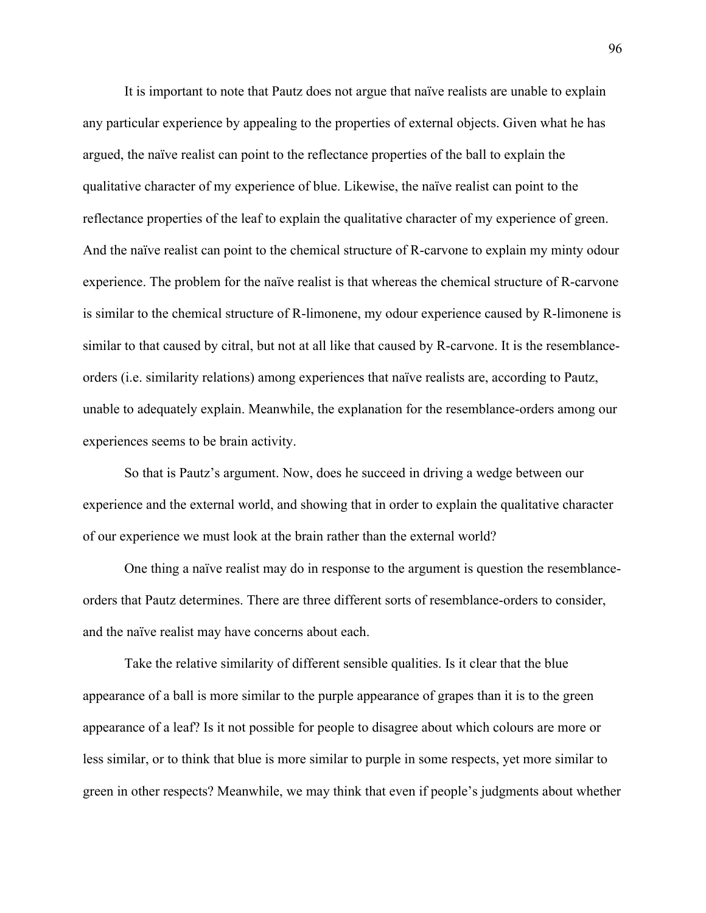It is important to note that Pautz does not argue that naïve realists are unable to explain any particular experience by appealing to the properties of external objects. Given what he has argued, the naïve realist can point to the reflectance properties of the ball to explain the qualitative character of my experience of blue. Likewise, the naïve realist can point to the reflectance properties of the leaf to explain the qualitative character of my experience of green. And the naïve realist can point to the chemical structure of R-carvone to explain my minty odour experience. The problem for the naïve realist is that whereas the chemical structure of R-carvone is similar to the chemical structure of R-limonene, my odour experience caused by R-limonene is similar to that caused by citral, but not at all like that caused by R-carvone. It is the resemblance-orders (i.e. similarity relations) among experiences that naïve realists are, according to Pautz, unable to adequately explain. Meanwhile, the explanation for the resemblance-orders among our experiences seems to be brain activity.

So that is Pautz's argument. Now, does he succeed in driving a wedge between our experience and the external world, and showing that in order to explain the qualitative character of our experience we must look at the brain rather than the external world?

One thing a naïve realist may do in response to the argument is question the resemblance-orders that Pautz determines. There are three different sorts of resemblance-orders to consider, and the naïve realist may have concerns about each.

Take the relative similarity of different sensible qualities. Is it clear that the blue appearance of a ball is more similar to the purple appearance of grapes than it is to the green appearance of a leaf? Is it not possible for people to disagree about which colours are more or less similar, or to think that blue is more similar to purple in some respects, yet more similar to green in other respects? Meanwhile, we may think that even if people's judgments about whether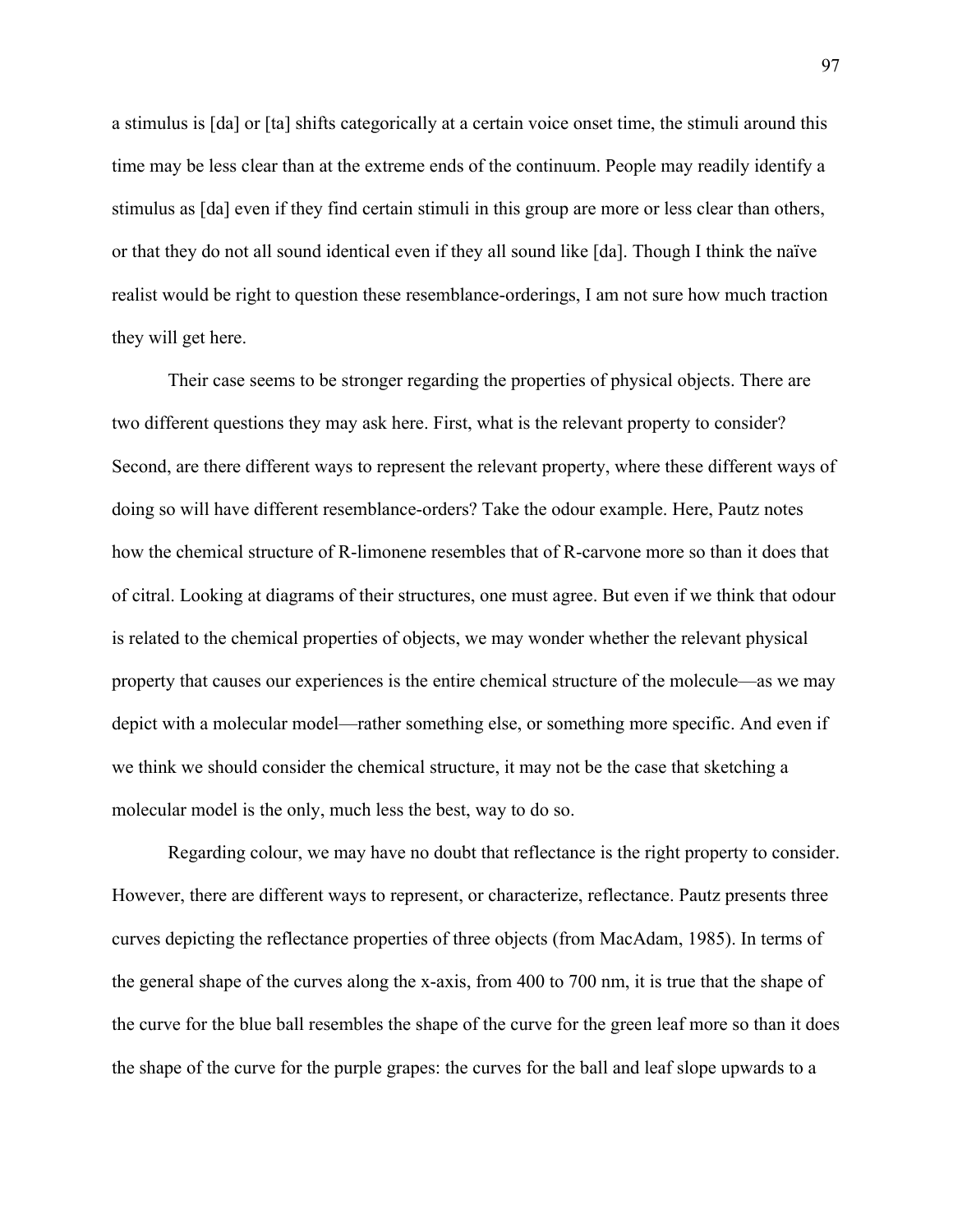a stimulus is [da] or [ta] shifts categorically at a certain voice onset time, the stimuli around this time may be less clear than at the extreme ends of the continuum. People may readily identify a stimulus as [da] even if they find certain stimuli in this group are more or less clear than others, or that they do not all sound identical even if they all sound like [da]. Though I think the naïve realist would be right to question these resemblance-orderings, I am not sure how much traction they will get here.

Their case seems to be stronger regarding the properties of physical objects. There are two different questions they may ask here. First, what is the relevant property to consider? Second, are there different ways to represent the relevant property, where these different ways of doing so will have different resemblance-orders? Take the odour example. Here, Pautz notes how the chemical structure of R-limonene resembles that of R-carvone more so than it does that of citral. Looking at diagrams of their structures, one must agree. But even if we think that odour is related to the chemical properties of objects, we may wonder whether the relevant physical property that causes our experiences is the entire chemical structure of the molecule—as we may depict with a molecular model—rather something else, or something more specific. And even if we think we should consider the chemical structure, it may not be the case that sketching a molecular model is the only, much less the best, way to do so.

Regarding colour, we may have no doubt that reflectance is the right property to consider. However, there are different ways to represent, or characterize, reflectance. Pautz presents three curves depicting the reflectance properties of three objects (from MacAdam, 1985). In terms of the general shape of the curves along the x-axis, from 400 to 700 nm, it is true that the shape of the curve for the blue ball resembles the shape of the curve for the green leaf more so than it does the shape of the curve for the purple grapes: the curves for the ball and leaf slope upwards to a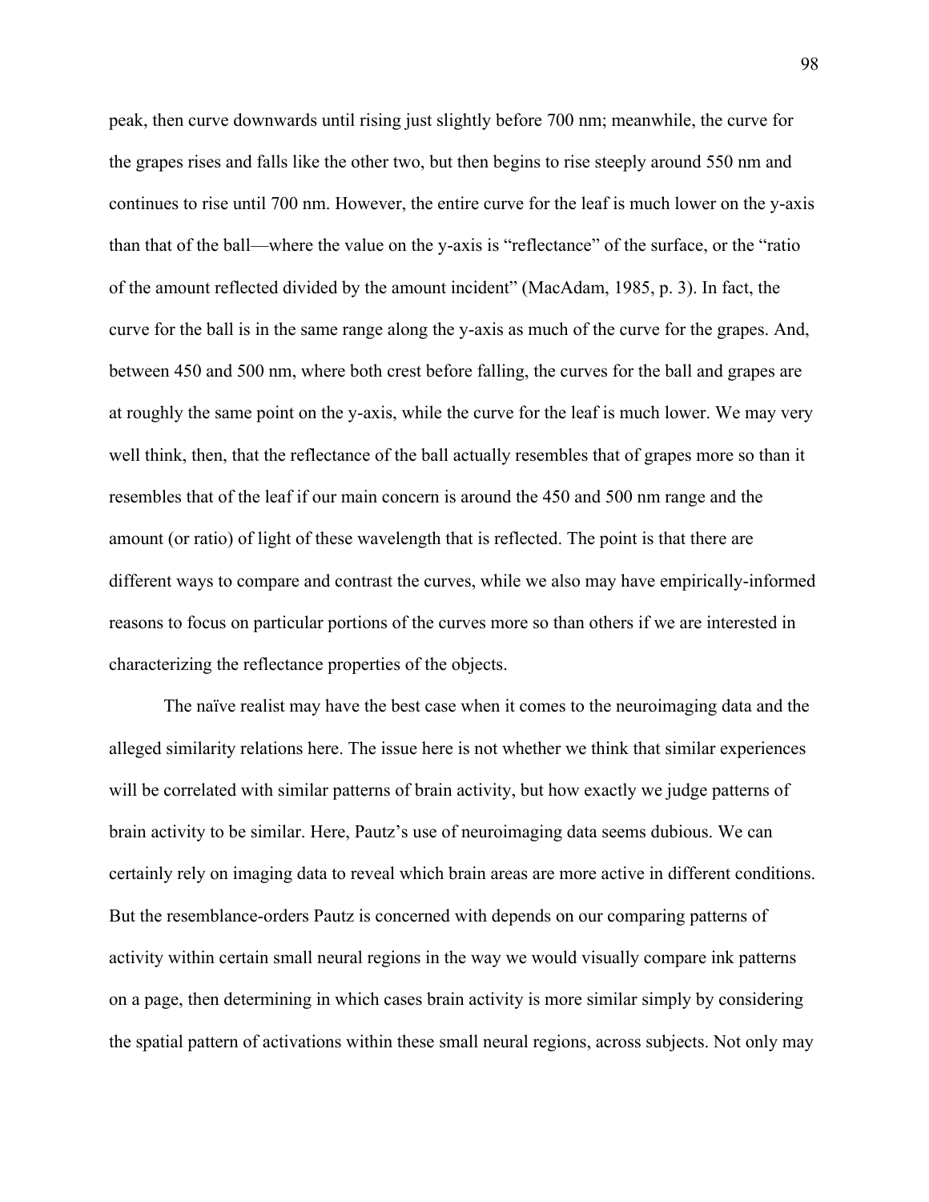peak, then curve downwards until rising just slightly before 700 nm; meanwhile, the curve for the grapes rises and falls like the other two, but then begins to rise steeply around 550 nm and continues to rise until 700 nm. However, the entire curve for the leaf is much lower on the y-axis than that of the ball—where the value on the y-axis is "reflectance" of the surface, or the "ratio of the amount reflected divided by the amount incident" (MacAdam, 1985, p. 3). In fact, the curve for the ball is in the same range along the y-axis as much of the curve for the grapes. And, between 450 and 500 nm, where both crest before falling, the curves for the ball and grapes are at roughly the same point on the y-axis, while the curve for the leaf is much lower. We may very well think, then, that the reflectance of the ball actually resembles that of grapes more so than it resembles that of the leaf if our main concern is around the 450 and 500 nm range and the amount (or ratio) of light of these wavelength that is reflected. The point is that there are different ways to compare and contrast the curves, while we also may have empirically-informed reasons to focus on particular portions of the curves more so than others if we are interested in characterizing the reflectance properties of the objects.

The naïve realist may have the best case when it comes to the neuroimaging data and the alleged similarity relations here. The issue here is not whether we think that similar experiences will be correlated with similar patterns of brain activity, but how exactly we judge patterns of brain activity to be similar. Here, Pautz's use of neuroimaging data seems dubious. We can certainly rely on imaging data to reveal which brain areas are more active in different conditions. But the resemblance-orders Pautz is concerned with depends on our comparing patterns of activity within certain small neural regions in the way we would visually compare ink patterns on a page, then determining in which cases brain activity is more similar simply by considering the spatial pattern of activations within these small neural regions, across subjects. Not only may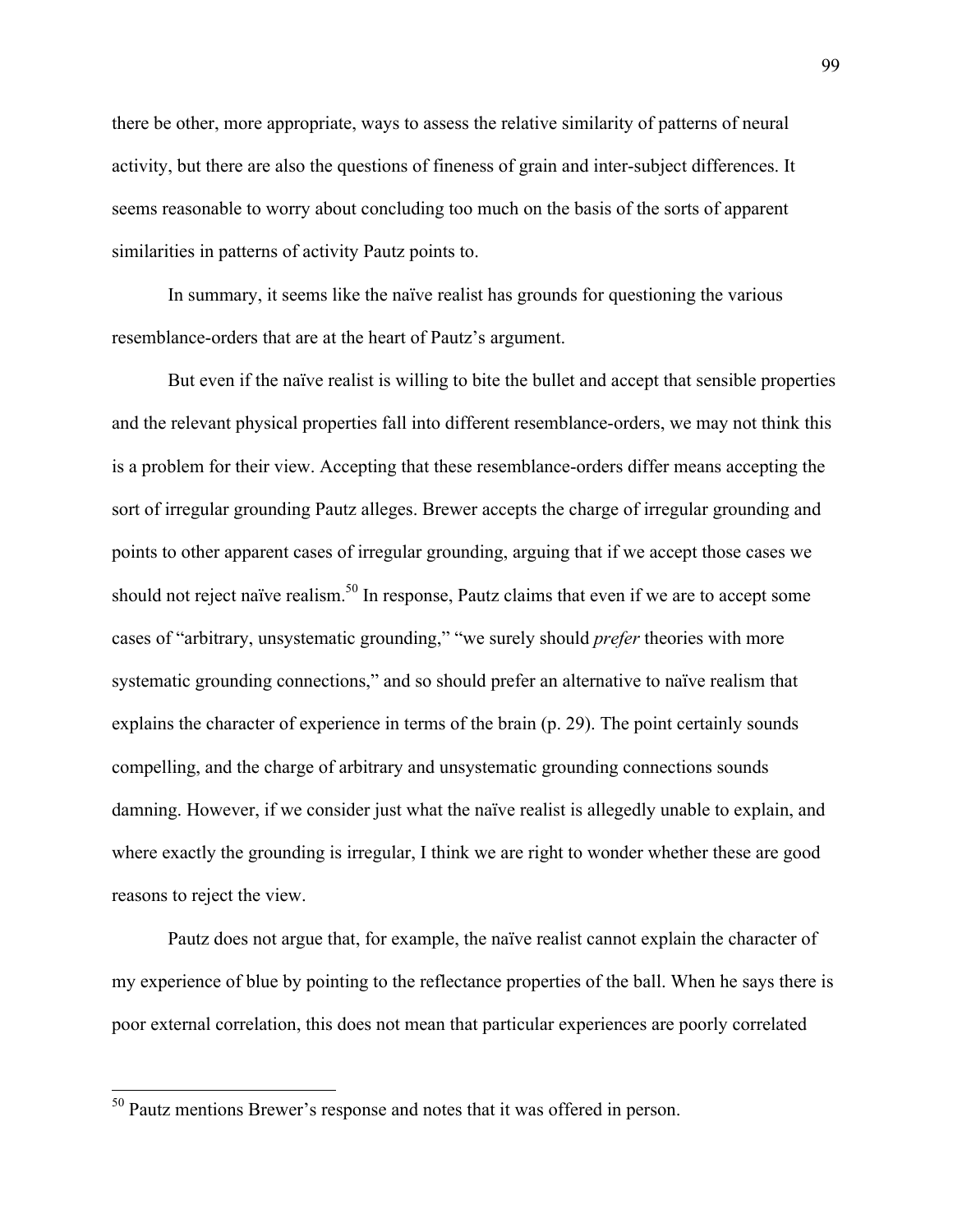there be other, more appropriate, ways to assess the relative similarity of patterns of neural activity, but there are also the questions of fineness of grain and inter-subject differences. It seems reasonable to worry about concluding too much on the basis of the sorts of apparent similarities in patterns of activity Pautz points to.

In summary, it seems like the naïve realist has grounds for questioning the various resemblance-orders that are at the heart of Pautz's argument.

But even if the naïve realist is willing to bite the bullet and accept that sensible properties and the relevant physical properties fall into different resemblance-orders, we may not think this is a problem for their view. Accepting that these resemblance-orders differ means accepting the sort of irregular grounding Pautz alleges. Brewer accepts the charge of irregular grounding and points to other apparent cases of irregular grounding, arguing that if we accept those cases we should not reject naïve realism.[50] In response, Pautz claims that even if we are to accept some cases of "arbitrary, unsystematic grounding," "we surely should *prefer* theories with more systematic grounding connections," and so should prefer an alternative to naïve realism that explains the character of experience in terms of the brain (p. 29). The point certainly sounds compelling, and the charge of arbitrary and unsystematic grounding connections sounds damning. However, if we consider just what the naïve realist is allegedly unable to explain, and where exactly the grounding is irregular, I think we are right to wonder whether these are good reasons to reject the view.

Pautz does not argue that, for example, the naïve realist cannot explain the character of my experience of blue by pointing to the reflectance properties of the ball. When he says there is poor external correlation, this does not mean that particular experiences are poorly correlated

[50] Pautz mentions Brewer's response and notes that it was offered in person.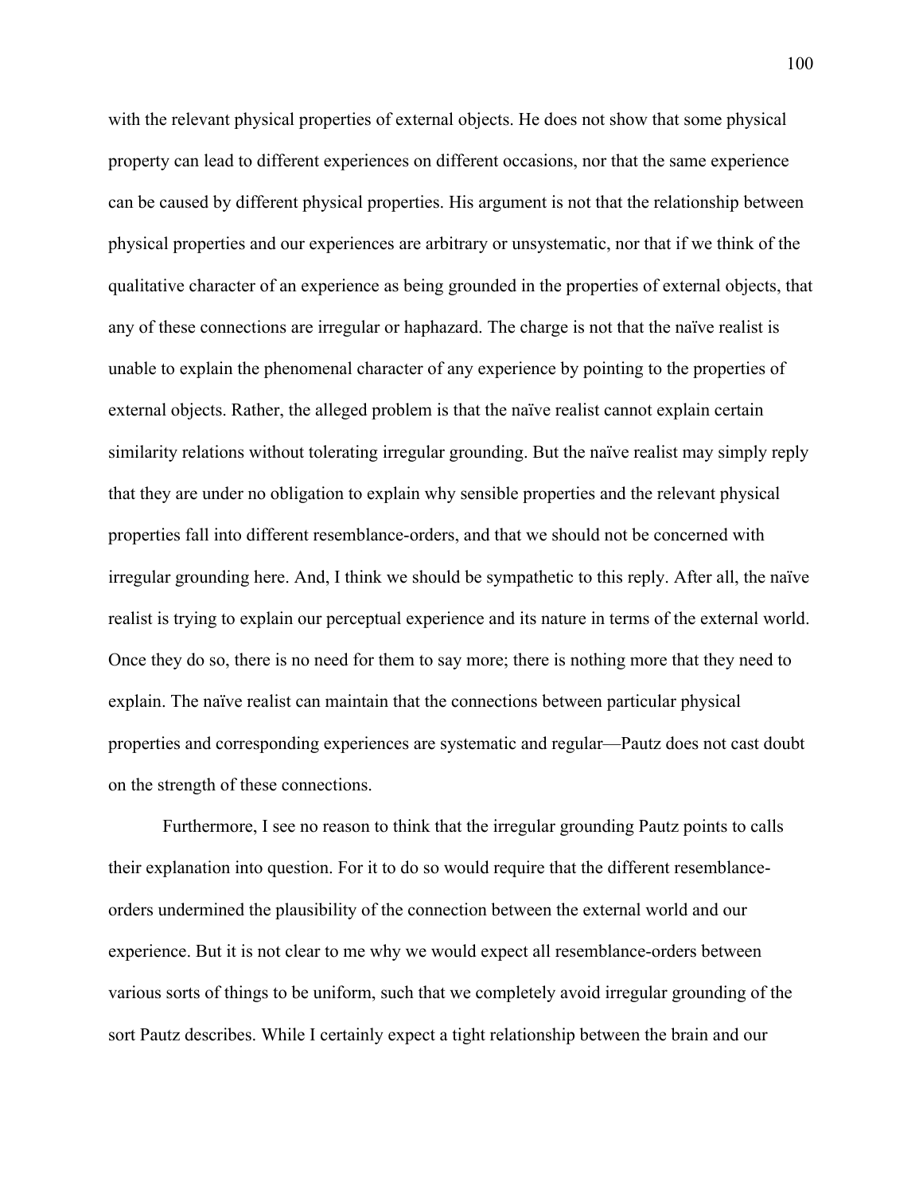with the relevant physical properties of external objects. He does not show that some physical property can lead to different experiences on different occasions, nor that the same experience can be caused by different physical properties. His argument is not that the relationship between physical properties and our experiences are arbitrary or unsystematic, nor that if we think of the qualitative character of an experience as being grounded in the properties of external objects, that any of these connections are irregular or haphazard. The charge is not that the naïve realist is unable to explain the phenomenal character of any experience by pointing to the properties of external objects. Rather, the alleged problem is that the naïve realist cannot explain certain similarity relations without tolerating irregular grounding. But the naïve realist may simply reply that they are under no obligation to explain why sensible properties and the relevant physical properties fall into different resemblance-orders, and that we should not be concerned with irregular grounding here. And, I think we should be sympathetic to this reply. After all, the naïve realist is trying to explain our perceptual experience and its nature in terms of the external world. Once they do so, there is no need for them to say more; there is nothing more that they need to explain. The naïve realist can maintain that the connections between particular physical properties and corresponding experiences are systematic and regular—Pautz does not cast doubt on the strength of these connections.

Furthermore, I see no reason to think that the irregular grounding Pautz points to calls their explanation into question. For it to do so would require that the different resemblance-orders undermined the plausibility of the connection between the external world and our experience. But it is not clear to me why we would expect all resemblance-orders between various sorts of things to be uniform, such that we completely avoid irregular grounding of the sort Pautz describes. While I certainly expect a tight relationship between the brain and our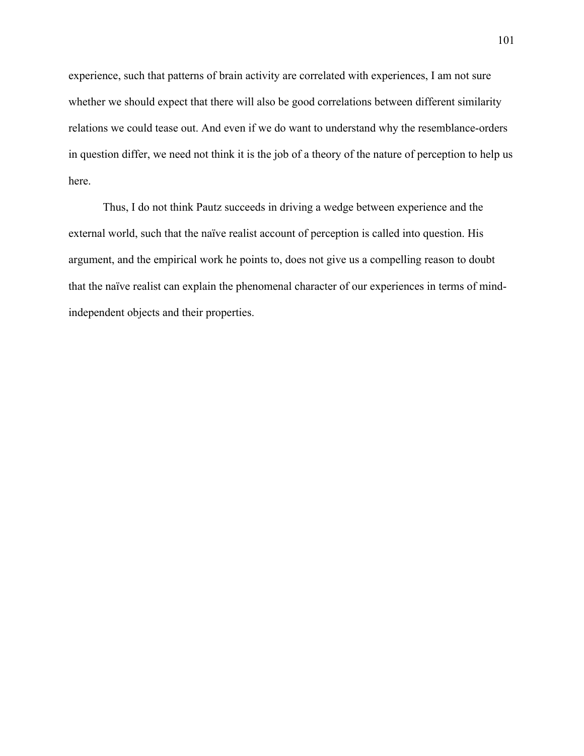experience, such that patterns of brain activity are correlated with experiences, I am not sure whether we should expect that there will also be good correlations between different similarity relations we could tease out. And even if we do want to understand why the resemblance-orders in question differ, we need not think it is the job of a theory of the nature of perception to help us here.

Thus, I do not think Pautz succeeds in driving a wedge between experience and the external world, such that the naïve realist account of perception is called into question. His argument, and the empirical work he points to, does not give us a compelling reason to doubt that the naïve realist can explain the phenomenal character of our experiences in terms of mind-independent objects and their properties.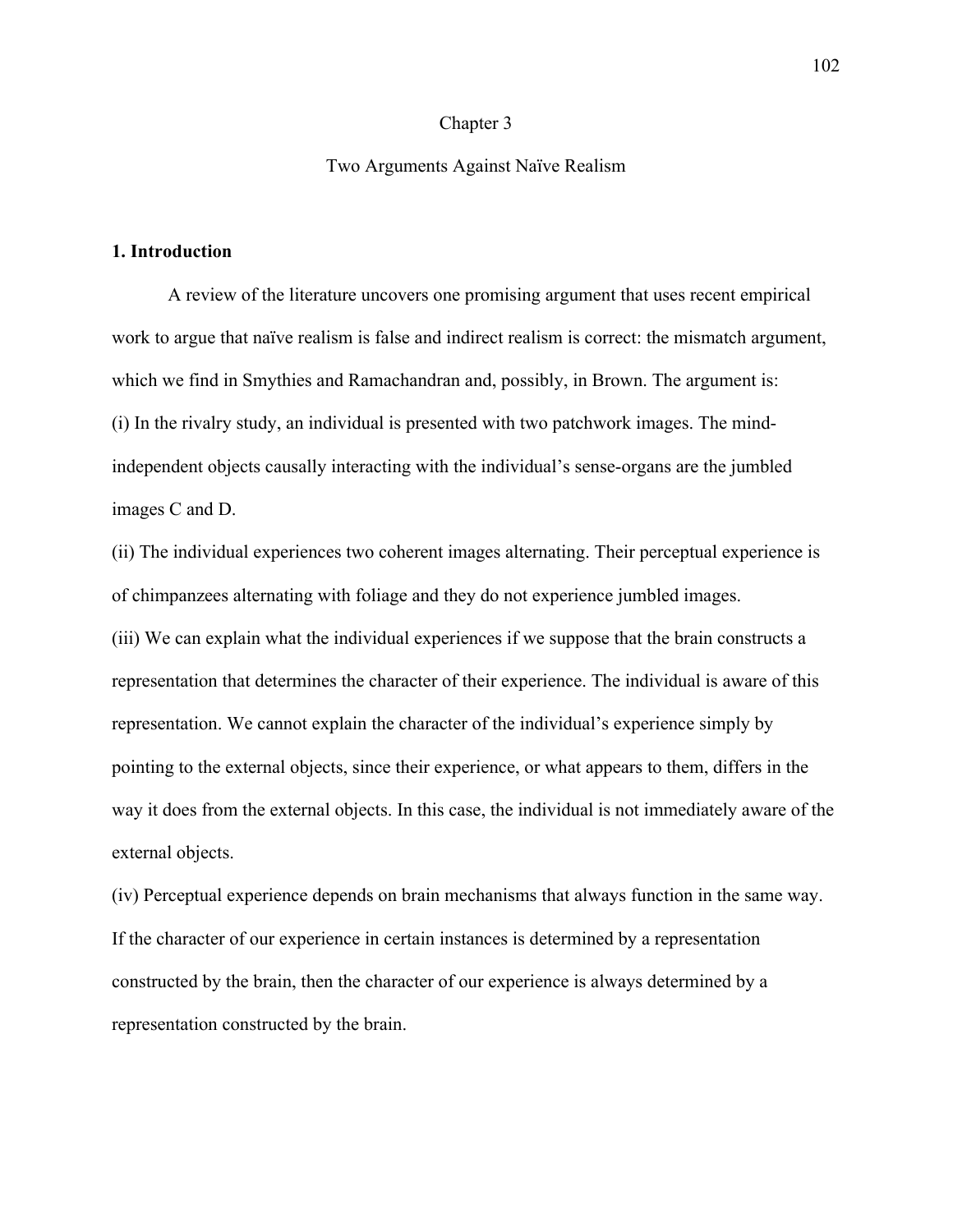# Chapter 3

# Two Arguments Against Naïve Realism

## 1. Introduction

A review of the literature uncovers one promising argument that uses recent empirical work to argue that naïve realism is false and indirect realism is correct: the mismatch argument, which we find in Smythies and Ramachandran and, possibly, in Brown. The argument is:

(i) In the rivalry study, an individual is presented with two patchwork images. The mind-independent objects causally interacting with the individual's sense-organs are the jumbled images C and D.

(ii) The individual experiences two coherent images alternating. Their perceptual experience is of chimpanzees alternating with foliage and they do not experience jumbled images.

(iii) We can explain what the individual experiences if we suppose that the brain constructs a representation that determines the character of their experience. The individual is aware of this representation. We cannot explain the character of the individual's experience simply by pointing to the external objects, since their experience, or what appears to them, differs in the way it does from the external objects. In this case, the individual is not immediately aware of the external objects.

(iv) Perceptual experience depends on brain mechanisms that always function in the same way. If the character of our experience in certain instances is determined by a representation constructed by the brain, then the character of our experience is always determined by a representation constructed by the brain.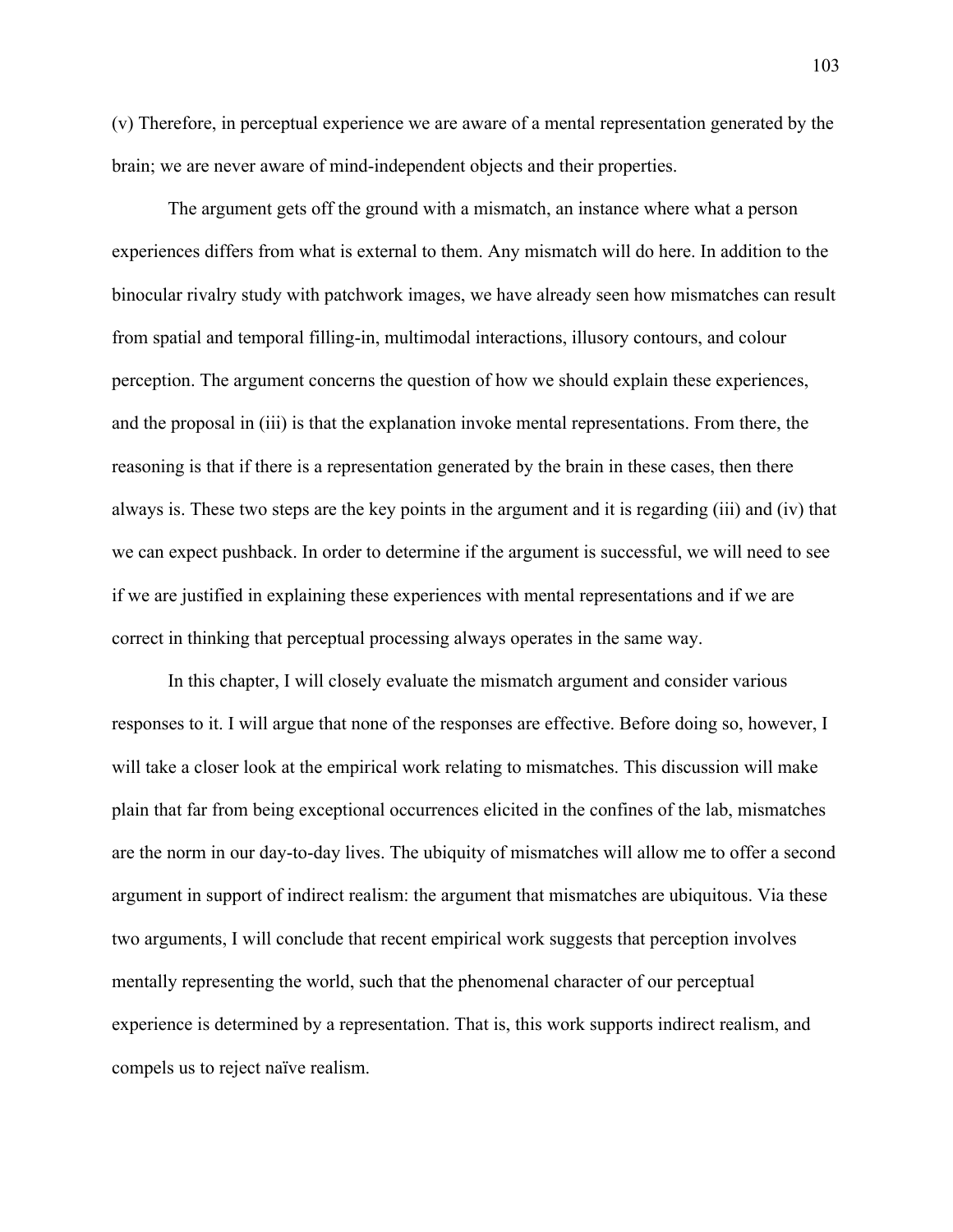(v) Therefore, in perceptual experience we are aware of a mental representation generated by the brain; we are never aware of mind-independent objects and their properties.

The argument gets off the ground with a mismatch, an instance where what a person experiences differs from what is external to them. Any mismatch will do here. In addition to the binocular rivalry study with patchwork images, we have already seen how mismatches can result from spatial and temporal filling-in, multimodal interactions, illusory contours, and colour perception. The argument concerns the question of how we should explain these experiences, and the proposal in (iii) is that the explanation invoke mental representations. From there, the reasoning is that if there is a representation generated by the brain in these cases, then there always is. These two steps are the key points in the argument and it is regarding (iii) and (iv) that we can expect pushback. In order to determine if the argument is successful, we will need to see if we are justified in explaining these experiences with mental representations and if we are correct in thinking that perceptual processing always operates in the same way.

In this chapter, I will closely evaluate the mismatch argument and consider various responses to it. I will argue that none of the responses are effective. Before doing so, however, I will take a closer look at the empirical work relating to mismatches. This discussion will make plain that far from being exceptional occurrences elicited in the confines of the lab, mismatches are the norm in our day-to-day lives. The ubiquity of mismatches will allow me to offer a second argument in support of indirect realism: the argument that mismatches are ubiquitous. Via these two arguments, I will conclude that recent empirical work suggests that perception involves mentally representing the world, such that the phenomenal character of our perceptual experience is determined by a representation. That is, this work supports indirect realism, and compels us to reject naïve realism.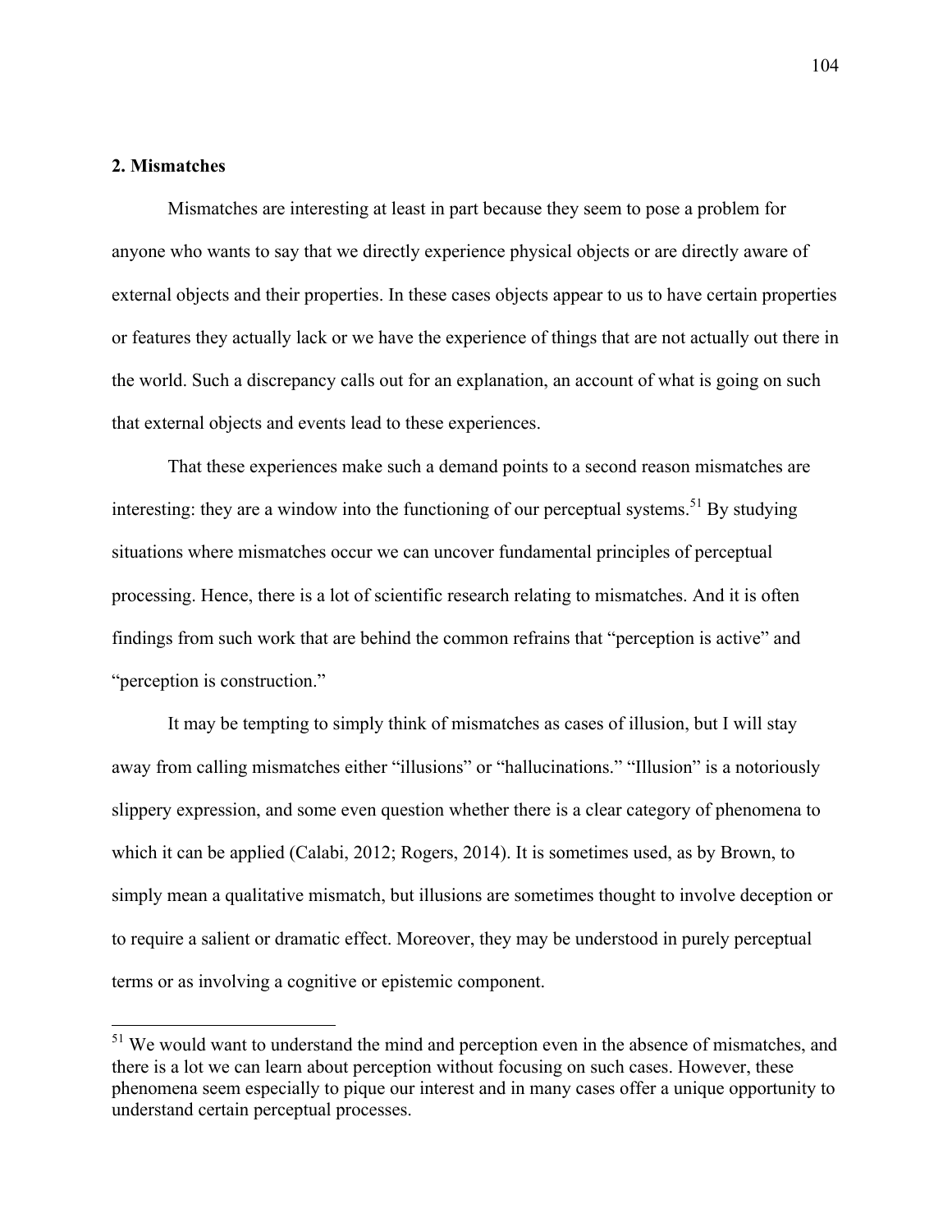## 2. Mismatches

Mismatches are interesting at least in part because they seem to pose a problem for anyone who wants to say that we directly experience physical objects or are directly aware of external objects and their properties. In these cases objects appear to us to have certain properties or features they actually lack or we have the experience of things that are not actually out there in the world. Such a discrepancy calls out for an explanation, an account of what is going on such that external objects and events lead to these experiences.

That these experiences make such a demand points to a second reason mismatches are interesting: they are a window into the functioning of our perceptual systems.[51] By studying situations where mismatches occur we can uncover fundamental principles of perceptual processing. Hence, there is a lot of scientific research relating to mismatches. And it is often findings from such work that are behind the common refrains that "perception is active" and "perception is construction."

It may be tempting to simply think of mismatches as cases of illusion, but I will stay away from calling mismatches either "illusions" or "hallucinations." "Illusion" is a notoriously slippery expression, and some even question whether there is a clear category of phenomena to which it can be applied (Calabi, 2012; Rogers, 2014). It is sometimes used, as by Brown, to simply mean a qualitative mismatch, but illusions are sometimes thought to involve deception or to require a salient or dramatic effect. Moreover, they may be understood in purely perceptual terms or as involving a cognitive or epistemic component.

[51] We would want to understand the mind and perception even in the absence of mismatches, and there is a lot we can learn about perception without focusing on such cases. However, these phenomena seem especially to pique our interest and in many cases offer a unique opportunity to understand certain perceptual processes.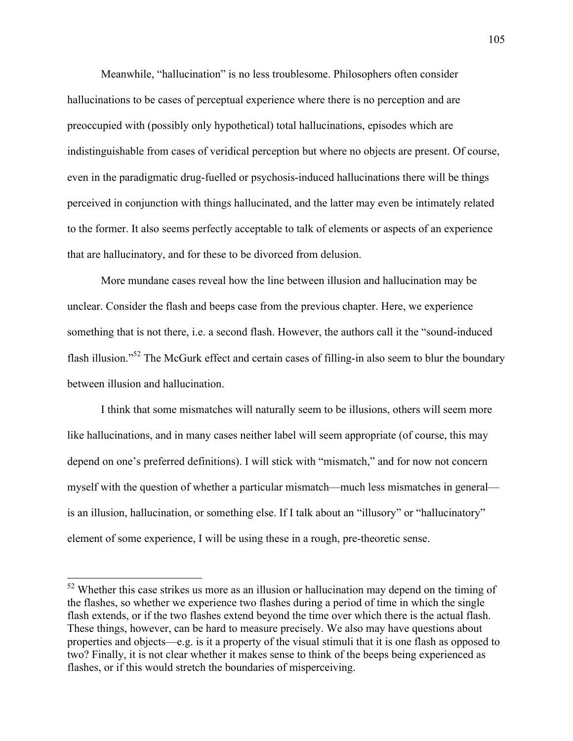Meanwhile, "hallucination" is no less troublesome. Philosophers often consider hallucinations to be cases of perceptual experience where there is no perception and are preoccupied with (possibly only hypothetical) total hallucinations, episodes which are indistinguishable from cases of veridical perception but where no objects are present. Of course, even in the paradigmatic drug-fuelled or psychosis-induced hallucinations there will be things perceived in conjunction with things hallucinated, and the latter may even be intimately related to the former. It also seems perfectly acceptable to talk of elements or aspects of an experience that are hallucinatory, and for these to be divorced from delusion.

More mundane cases reveal how the line between illusion and hallucination may be unclear. Consider the flash and beeps case from the previous chapter. Here, we experience something that is not there, i.e. a second flash. However, the authors call it the "sound-induced flash illusion."[52] The McGurk effect and certain cases of filling-in also seem to blur the boundary between illusion and hallucination.

I think that some mismatches will naturally seem to be illusions, others will seem more like hallucinations, and in many cases neither label will seem appropriate (of course, this may depend on one's preferred definitions). I will stick with "mismatch," and for now not concern myself with the question of whether a particular mismatch—much less mismatches in general—is an illusion, hallucination, or something else. If I talk about an "illusory" or "hallucinatory" element of some experience, I will be using these in a rough, pre-theoretic sense.

---

[52] Whether this case strikes us more as an illusion or hallucination may depend on the timing of the flashes, so whether we experience two flashes during a period of time in which the single flash extends, or if the two flashes extend beyond the time over which there is the actual flash. These things, however, can be hard to measure precisely. We also may have questions about properties and objects—e.g. is it a property of the visual stimuli that it is one flash as opposed to two? Finally, it is not clear whether it makes sense to think of the beeps being experienced as flashes, or if this would stretch the boundaries of misperceiving.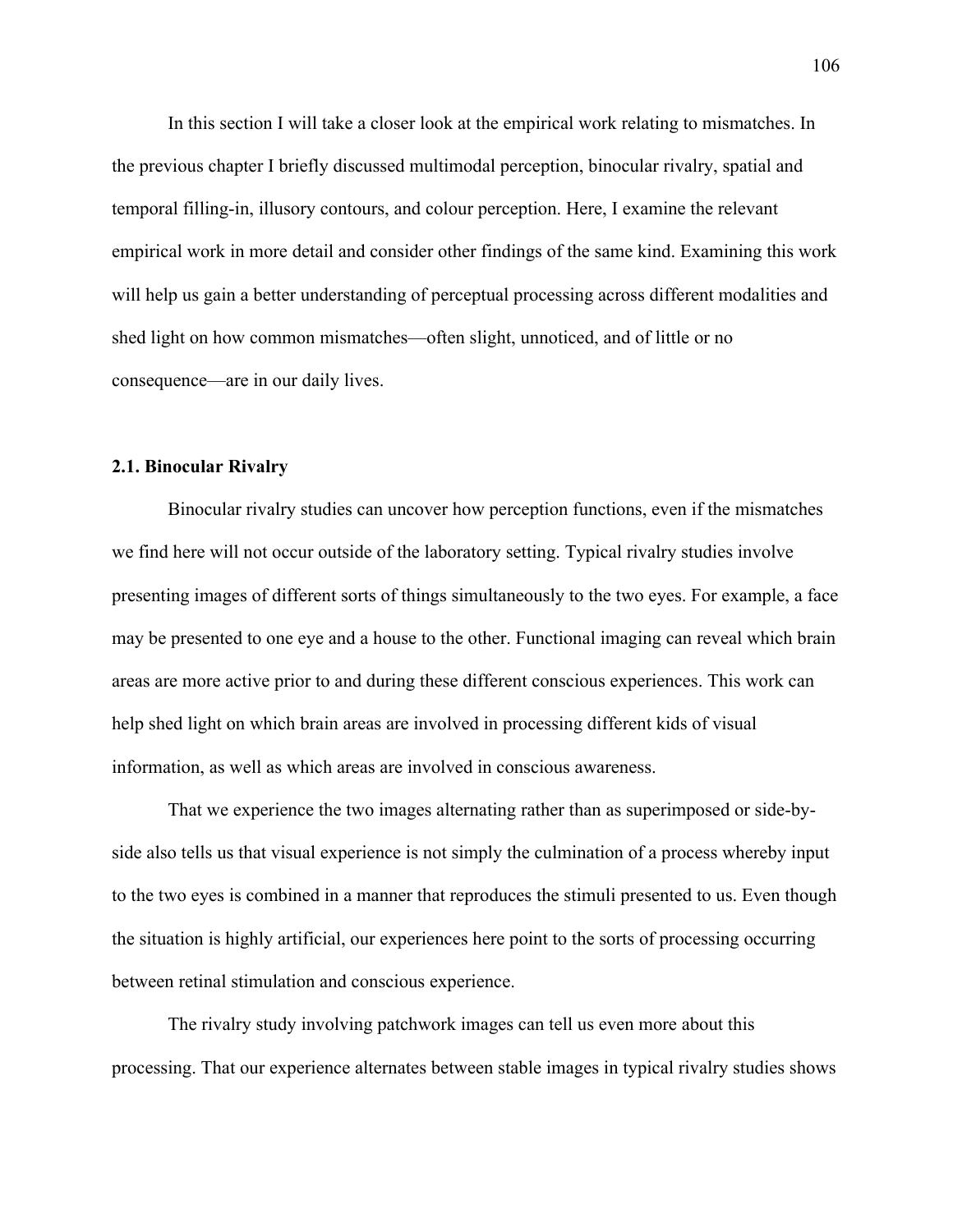In this section I will take a closer look at the empirical work relating to mismatches. In the previous chapter I briefly discussed multimodal perception, binocular rivalry, spatial and temporal filling-in, illusory contours, and colour perception. Here, I examine the relevant empirical work in more detail and consider other findings of the same kind. Examining this work will help us gain a better understanding of perceptual processing across different modalities and shed light on how common mismatches—often slight, unnoticed, and of little or no consequence—are in our daily lives.

### 2.1. Binocular Rivalry

Binocular rivalry studies can uncover how perception functions, even if the mismatches we find here will not occur outside of the laboratory setting. Typical rivalry studies involve presenting images of different sorts of things simultaneously to the two eyes. For example, a face may be presented to one eye and a house to the other. Functional imaging can reveal which brain areas are more active prior to and during these different conscious experiences. This work can help shed light on which brain areas are involved in processing different kids of visual information, as well as which areas are involved in conscious awareness.

That we experience the two images alternating rather than as superimposed or side-by-side also tells us that visual experience is not simply the culmination of a process whereby input to the two eyes is combined in a manner that reproduces the stimuli presented to us. Even though the situation is highly artificial, our experiences here point to the sorts of processing occurring between retinal stimulation and conscious experience.

The rivalry study involving patchwork images can tell us even more about this processing. That our experience alternates between stable images in typical rivalry studies shows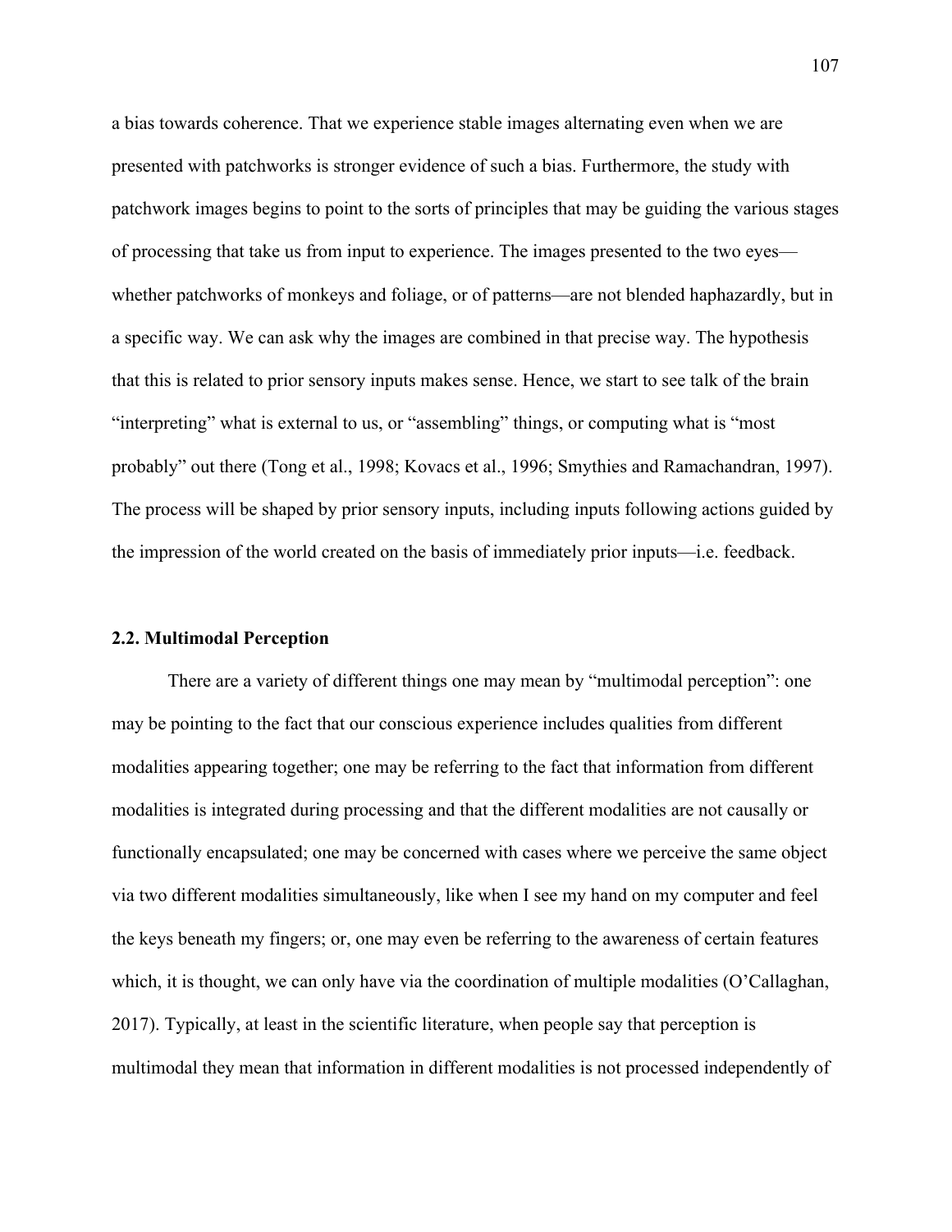a bias towards coherence. That we experience stable images alternating even when we are presented with patchworks is stronger evidence of such a bias. Furthermore, the study with patchwork images begins to point to the sorts of principles that may be guiding the various stages of processing that take us from input to experience. The images presented to the two eyes—whether patchworks of monkeys and foliage, or of patterns—are not blended haphazardly, but in a specific way. We can ask why the images are combined in that precise way. The hypothesis that this is related to prior sensory inputs makes sense. Hence, we start to see talk of the brain "interpreting" what is external to us, or "assembling" things, or computing what is "most probably" out there (Tong et al., 1998; Kovacs et al., 1996; Smythies and Ramachandran, 1997). The process will be shaped by prior sensory inputs, including inputs following actions guided by the impression of the world created on the basis of immediately prior inputs—i.e. feedback.

## 2.2. Multimodal Perception

There are a variety of different things one may mean by "multimodal perception": one may be pointing to the fact that our conscious experience includes qualities from different modalities appearing together; one may be referring to the fact that information from different modalities is integrated during processing and that the different modalities are not causally or functionally encapsulated; one may be concerned with cases where we perceive the same object via two different modalities simultaneously, like when I see my hand on my computer and feel the keys beneath my fingers; or, one may even be referring to the awareness of certain features which, it is thought, we can only have via the coordination of multiple modalities (O'Callaghan, 2017). Typically, at least in the scientific literature, when people say that perception is multimodal they mean that information in different modalities is not processed independently of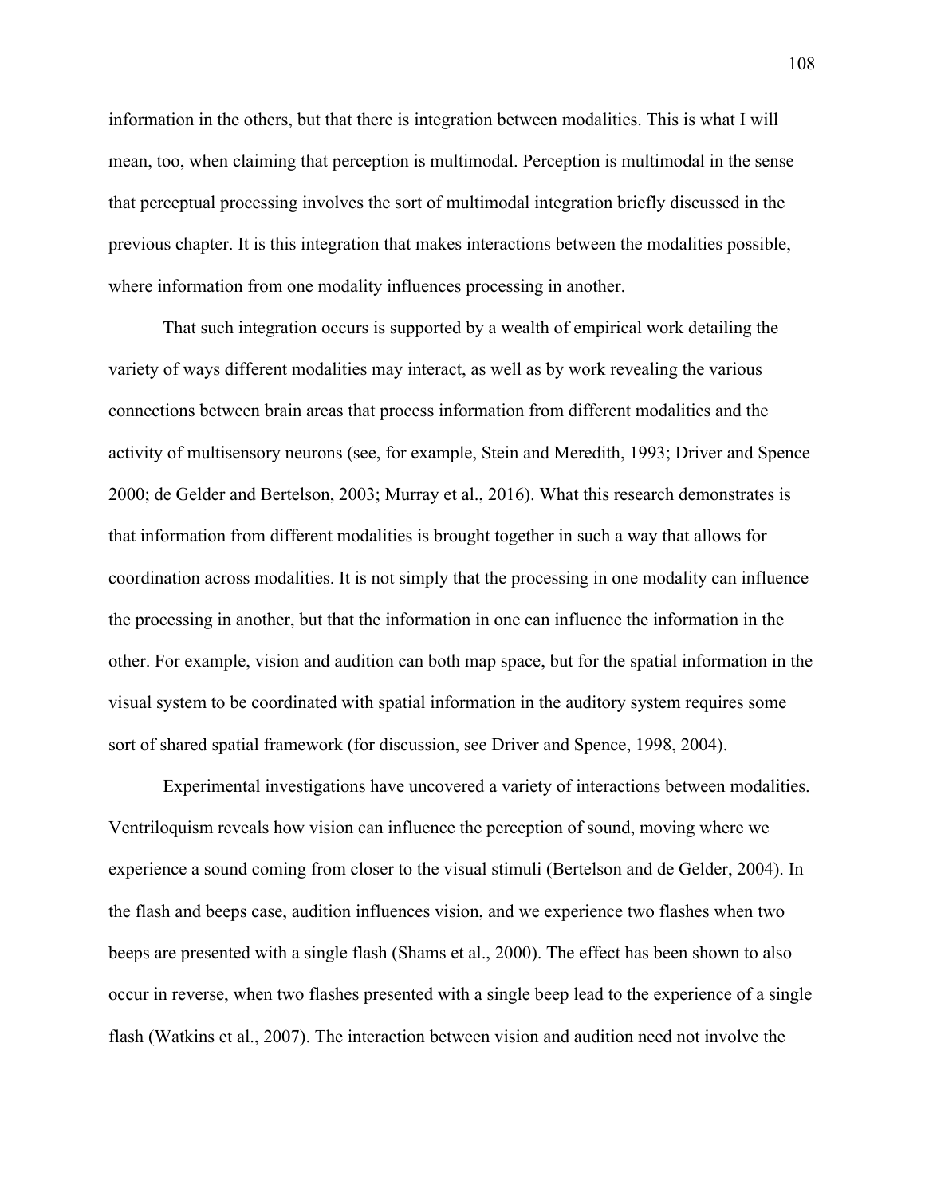information in the others, but that there is integration between modalities. This is what I will mean, too, when claiming that perception is multimodal. Perception is multimodal in the sense that perceptual processing involves the sort of multimodal integration briefly discussed in the previous chapter. It is this integration that makes interactions between the modalities possible, where information from one modality influences processing in another.

That such integration occurs is supported by a wealth of empirical work detailing the variety of ways different modalities may interact, as well as by work revealing the various connections between brain areas that process information from different modalities and the activity of multisensory neurons (see, for example, Stein and Meredith, 1993; Driver and Spence 2000; de Gelder and Bertelson, 2003; Murray et al., 2016). What this research demonstrates is that information from different modalities is brought together in such a way that allows for coordination across modalities. It is not simply that the processing in one modality can influence the processing in another, but that the information in one can influence the information in the other. For example, vision and audition can both map space, but for the spatial information in the visual system to be coordinated with spatial information in the auditory system requires some sort of shared spatial framework (for discussion, see Driver and Spence, 1998, 2004).

Experimental investigations have uncovered a variety of interactions between modalities. Ventriloquism reveals how vision can influence the perception of sound, moving where we experience a sound coming from closer to the visual stimuli (Bertelson and de Gelder, 2004). In the flash and beeps case, audition influences vision, and we experience two flashes when two beeps are presented with a single flash (Shams et al., 2000). The effect has been shown to also occur in reverse, when two flashes presented with a single beep lead to the experience of a single flash (Watkins et al., 2007). The interaction between vision and audition need not involve the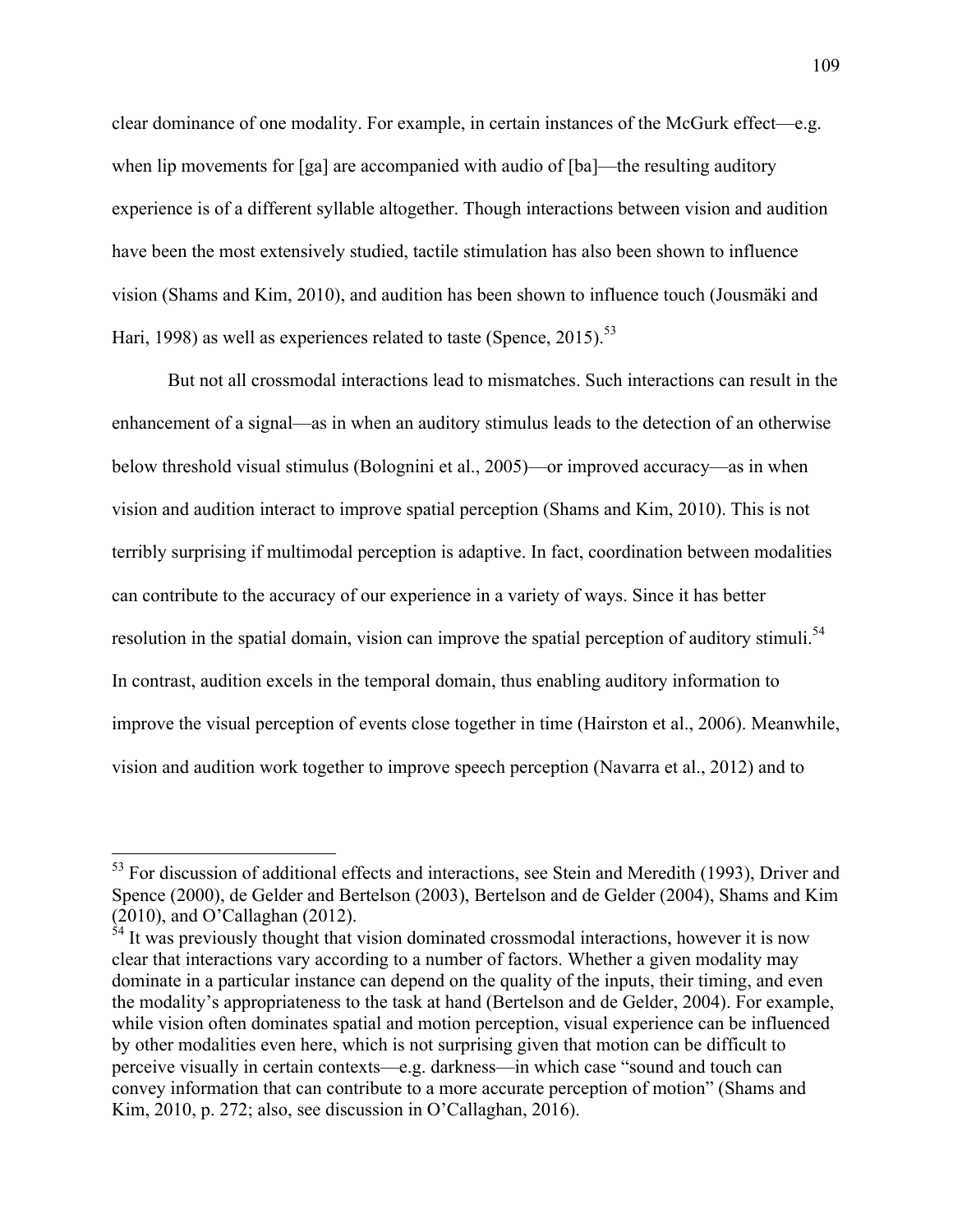clear dominance of one modality. For example, in certain instances of the McGurk effect—e.g. when lip movements for [ga] are accompanied with audio of [ba]—the resulting auditory experience is of a different syllable altogether. Though interactions between vision and audition have been the most extensively studied, tactile stimulation has also been shown to influence vision (Shams and Kim, 2010), and audition has been shown to influence touch (Jousmäki and Hari, 1998) as well as experiences related to taste (Spence, 2015).[53]

But not all crossmodal interactions lead to mismatches. Such interactions can result in the enhancement of a signal—as in when an auditory stimulus leads to the detection of an otherwise below threshold visual stimulus (Bolognini et al., 2005)—or improved accuracy—as in when vision and audition interact to improve spatial perception (Shams and Kim, 2010). This is not terribly surprising if multimodal perception is adaptive. In fact, coordination between modalities can contribute to the accuracy of our experience in a variety of ways. Since it has better resolution in the spatial domain, vision can improve the spatial perception of auditory stimuli.[54] In contrast, audition excels in the temporal domain, thus enabling auditory information to improve the visual perception of events close together in time (Hairston et al., 2006). Meanwhile, vision and audition work together to improve speech perception (Navarra et al., 2012) and to

---

[53] For discussion of additional effects and interactions, see Stein and Meredith (1993), Driver and Spence (2000), de Gelder and Bertelson (2003), Bertelson and de Gelder (2004), Shams and Kim (2010), and O'Callaghan (2012).

[54] It was previously thought that vision dominated crossmodal interactions, however it is now clear that interactions vary according to a number of factors. Whether a given modality may dominate in a particular instance can depend on the quality of the inputs, their timing, and even the modality's appropriateness to the task at hand (Bertelson and de Gelder, 2004). For example, while vision often dominates spatial and motion perception, visual experience can be influenced by other modalities even here, which is not surprising given that motion can be difficult to perceive visually in certain contexts—e.g. darkness—in which case "sound and touch can convey information that can contribute to a more accurate perception of motion" (Shams and Kim, 2010, p. 272; also, see discussion in O'Callaghan, 2016).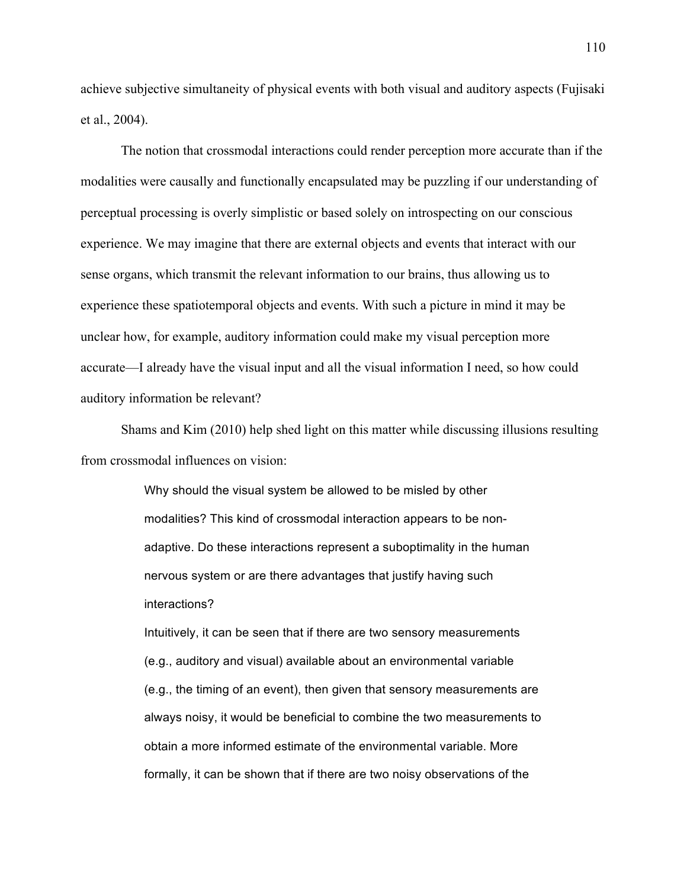achieve subjective simultaneity of physical events with both visual and auditory aspects (Fujisaki et al., 2004).

The notion that crossmodal interactions could render perception more accurate than if the modalities were causally and functionally encapsulated may be puzzling if our understanding of perceptual processing is overly simplistic or based solely on introspecting on our conscious experience. We may imagine that there are external objects and events that interact with our sense organs, which transmit the relevant information to our brains, thus allowing us to experience these spatiotemporal objects and events. With such a picture in mind it may be unclear how, for example, auditory information could make my visual perception more accurate—I already have the visual input and all the visual information I need, so how could auditory information be relevant?

Shams and Kim (2010) help shed light on this matter while discussing illusions resulting from crossmodal influences on vision:

> Why should the visual system be allowed to be misled by other modalities? This kind of crossmodal interaction appears to be non-adaptive. Do these interactions represent a suboptimality in the human nervous system or are there advantages that justify having such interactions?
>
> Intuitively, it can be seen that if there are two sensory measurements (e.g., auditory and visual) available about an environmental variable (e.g., the timing of an event), then given that sensory measurements are always noisy, it would be beneficial to combine the two measurements to obtain a more informed estimate of the environmental variable. More formally, it can be shown that if there are two noisy observations of the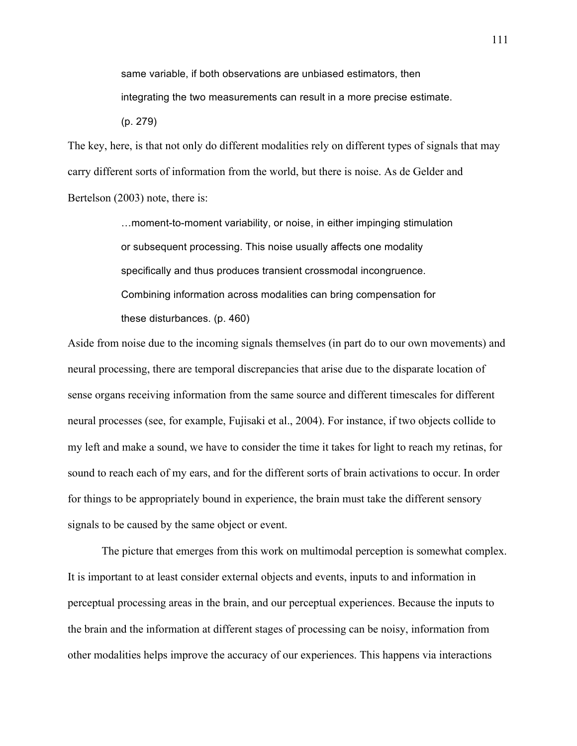> same variable, if both observations are unbiased estimators, then integrating the two measurements can result in a more precise estimate. (p. 279)

The key, here, is that not only do different modalities rely on different types of signals that may carry different sorts of information from the world, but there is noise. As de Gelder and Bertelson (2003) note, there is:

> …moment-to-moment variability, or noise, in either impinging stimulation or subsequent processing. This noise usually affects one modality specifically and thus produces transient crossmodal incongruence. Combining information across modalities can bring compensation for these disturbances. (p. 460)

Aside from noise due to the incoming signals themselves (in part do to our own movements) and neural processing, there are temporal discrepancies that arise due to the disparate location of sense organs receiving information from the same source and different timescales for different neural processes (see, for example, Fujisaki et al., 2004). For instance, if two objects collide to my left and make a sound, we have to consider the time it takes for light to reach my retinas, for sound to reach each of my ears, and for the different sorts of brain activations to occur. In order for things to be appropriately bound in experience, the brain must take the different sensory signals to be caused by the same object or event.

The picture that emerges from this work on multimodal perception is somewhat complex. It is important to at least consider external objects and events, inputs to and information in perceptual processing areas in the brain, and our perceptual experiences. Because the inputs to the brain and the information at different stages of processing can be noisy, information from other modalities helps improve the accuracy of our experiences. This happens via interactions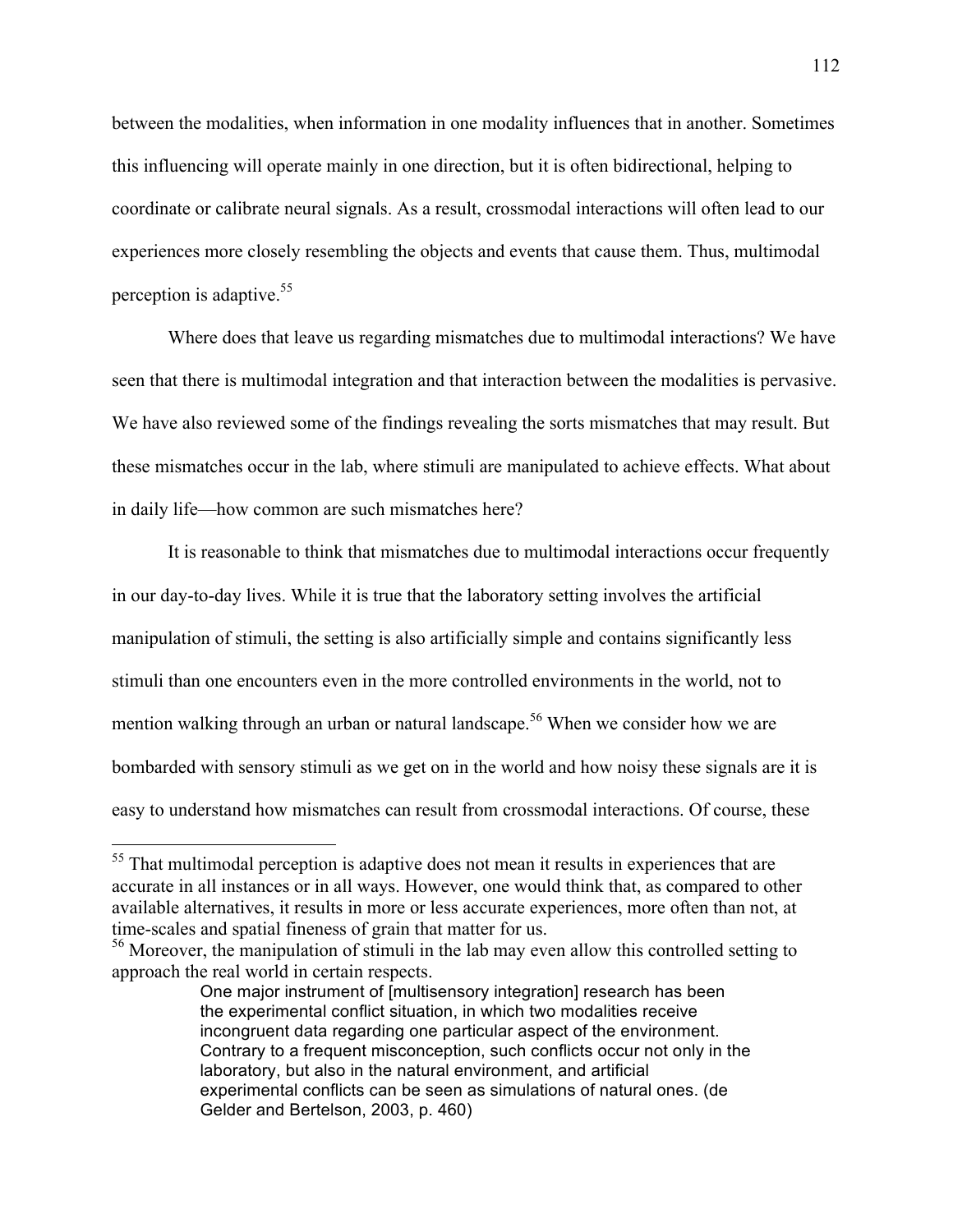between the modalities, when information in one modality influences that in another. Sometimes this influencing will operate mainly in one direction, but it is often bidirectional, helping to coordinate or calibrate neural signals. As a result, crossmodal interactions will often lead to our experiences more closely resembling the objects and events that cause them. Thus, multimodal perception is adaptive.[55]

Where does that leave us regarding mismatches due to multimodal interactions? We have seen that there is multimodal integration and that interaction between the modalities is pervasive. We have also reviewed some of the findings revealing the sorts mismatches that may result. But these mismatches occur in the lab, where stimuli are manipulated to achieve effects. What about in daily life—how common are such mismatches here?

It is reasonable to think that mismatches due to multimodal interactions occur frequently in our day-to-day lives. While it is true that the laboratory setting involves the artificial manipulation of stimuli, the setting is also artificially simple and contains significantly less stimuli than one encounters even in the more controlled environments in the world, not to mention walking through an urban or natural landscape.[56] When we consider how we are bombarded with sensory stimuli as we get on in the world and how noisy these signals are it is easy to understand how mismatches can result from crossmodal interactions. Of course, these

---

[55] That multimodal perception is adaptive does not mean it results in experiences that are accurate in all instances or in all ways. However, one would think that, as compared to other available alternatives, it results in more or less accurate experiences, more often than not, at time-scales and spatial fineness of grain that matter for us.

[56] Moreover, the manipulation of stimuli in the lab may even allow this controlled setting to approach the real world in certain respects.

> One major instrument of [multisensory integration] research has been the experimental conflict situation, in which two modalities receive incongruent data regarding one particular aspect of the environment. Contrary to a frequent misconception, such conflicts occur not only in the laboratory, but also in the natural environment, and artificial experimental conflicts can be seen as simulations of natural ones. (de Gelder and Bertelson, 2003, p. 460)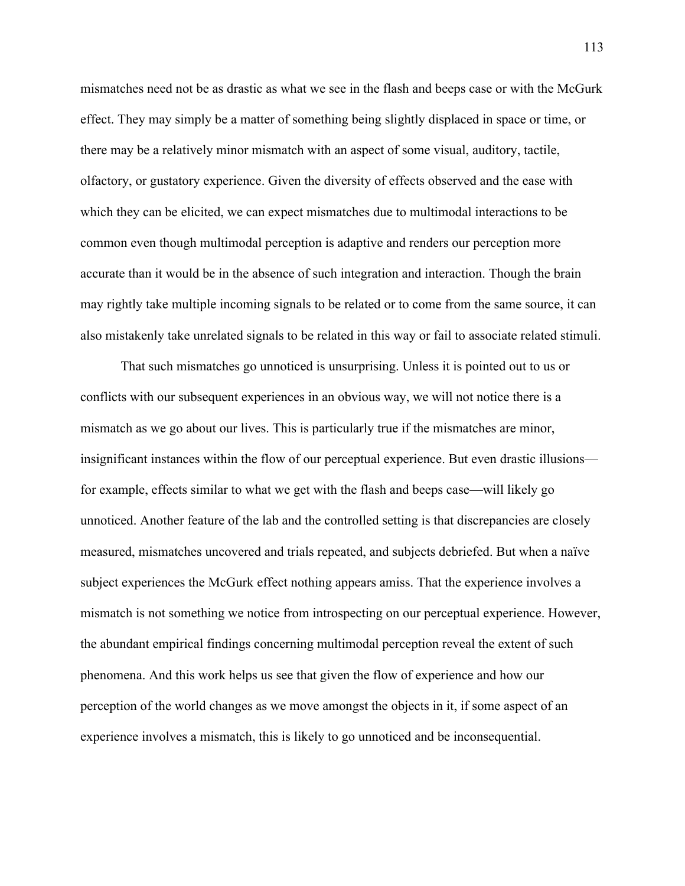mismatches need not be as drastic as what we see in the flash and beeps case or with the McGurk effect. They may simply be a matter of something being slightly displaced in space or time, or there may be a relatively minor mismatch with an aspect of some visual, auditory, tactile, olfactory, or gustatory experience. Given the diversity of effects observed and the ease with which they can be elicited, we can expect mismatches due to multimodal interactions to be common even though multimodal perception is adaptive and renders our perception more accurate than it would be in the absence of such integration and interaction. Though the brain may rightly take multiple incoming signals to be related or to come from the same source, it can also mistakenly take unrelated signals to be related in this way or fail to associate related stimuli.

That such mismatches go unnoticed is unsurprising. Unless it is pointed out to us or conflicts with our subsequent experiences in an obvious way, we will not notice there is a mismatch as we go about our lives. This is particularly true if the mismatches are minor, insignificant instances within the flow of our perceptual experience. But even drastic illusions—for example, effects similar to what we get with the flash and beeps case—will likely go unnoticed. Another feature of the lab and the controlled setting is that discrepancies are closely measured, mismatches uncovered and trials repeated, and subjects debriefed. But when a naïve subject experiences the McGurk effect nothing appears amiss. That the experience involves a mismatch is not something we notice from introspecting on our perceptual experience. However, the abundant empirical findings concerning multimodal perception reveal the extent of such phenomena. And this work helps us see that given the flow of experience and how our perception of the world changes as we move amongst the objects in it, if some aspect of an experience involves a mismatch, this is likely to go unnoticed and be inconsequential.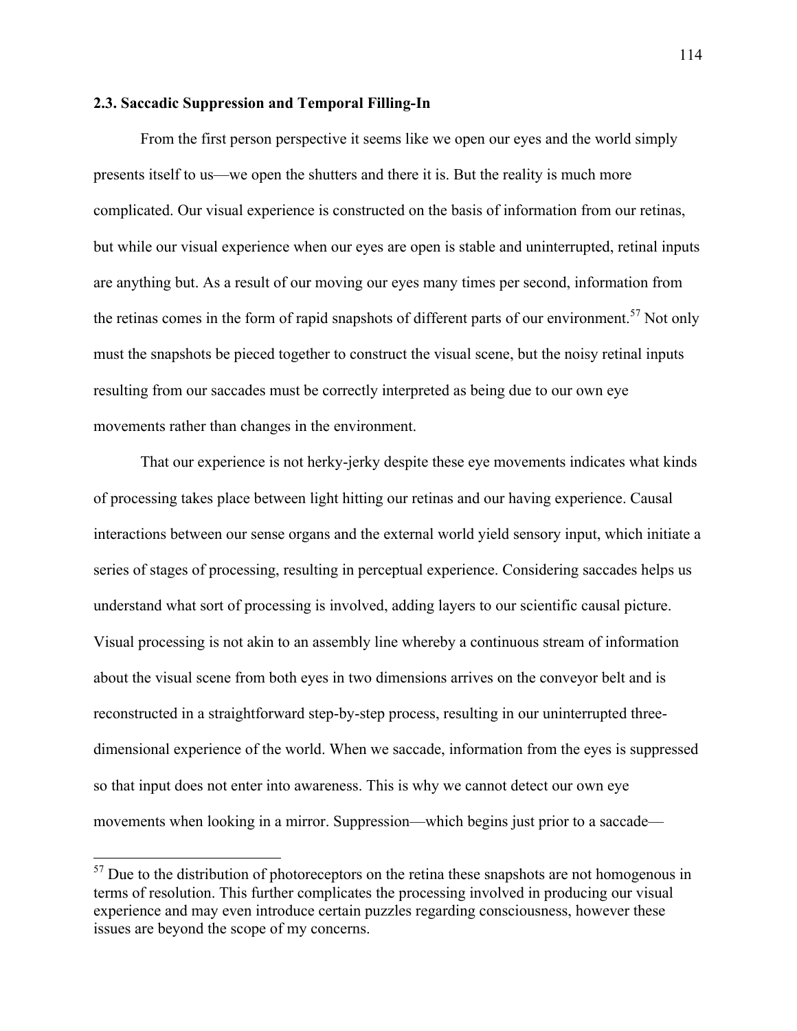### 2.3. Saccadic Suppression and Temporal Filling-In

From the first person perspective it seems like we open our eyes and the world simply presents itself to us—we open the shutters and there it is. But the reality is much more complicated. Our visual experience is constructed on the basis of information from our retinas, but while our visual experience when our eyes are open is stable and uninterrupted, retinal inputs are anything but. As a result of our moving our eyes many times per second, information from the retinas comes in the form of rapid snapshots of different parts of our environment.[57] Not only must the snapshots be pieced together to construct the visual scene, but the noisy retinal inputs resulting from our saccades must be correctly interpreted as being due to our own eye movements rather than changes in the environment.

That our experience is not herky-jerky despite these eye movements indicates what kinds of processing takes place between light hitting our retinas and our having experience. Causal interactions between our sense organs and the external world yield sensory input, which initiate a series of stages of processing, resulting in perceptual experience. Considering saccades helps us understand what sort of processing is involved, adding layers to our scientific causal picture. Visual processing is not akin to an assembly line whereby a continuous stream of information about the visual scene from both eyes in two dimensions arrives on the conveyor belt and is reconstructed in a straightforward step-by-step process, resulting in our uninterrupted three-dimensional experience of the world. When we saccade, information from the eyes is suppressed so that input does not enter into awareness. This is why we cannot detect our own eye movements when looking in a mirror. Suppression—which begins just prior to a saccade—

[57] Due to the distribution of photoreceptors on the retina these snapshots are not homogenous in terms of resolution. This further complicates the processing involved in producing our visual experience and may even introduce certain puzzles regarding consciousness, however these issues are beyond the scope of my concerns.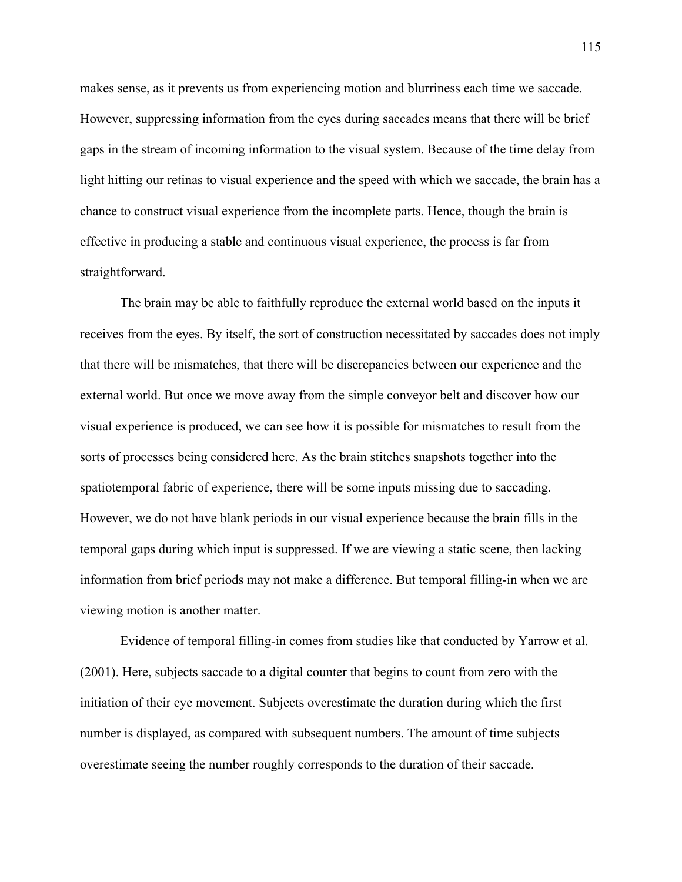makes sense, as it prevents us from experiencing motion and blurriness each time we saccade. However, suppressing information from the eyes during saccades means that there will be brief gaps in the stream of incoming information to the visual system. Because of the time delay from light hitting our retinas to visual experience and the speed with which we saccade, the brain has a chance to construct visual experience from the incomplete parts. Hence, though the brain is effective in producing a stable and continuous visual experience, the process is far from straightforward.

The brain may be able to faithfully reproduce the external world based on the inputs it receives from the eyes. By itself, the sort of construction necessitated by saccades does not imply that there will be mismatches, that there will be discrepancies between our experience and the external world. But once we move away from the simple conveyor belt and discover how our visual experience is produced, we can see how it is possible for mismatches to result from the sorts of processes being considered here. As the brain stitches snapshots together into the spatiotemporal fabric of experience, there will be some inputs missing due to saccading. However, we do not have blank periods in our visual experience because the brain fills in the temporal gaps during which input is suppressed. If we are viewing a static scene, then lacking information from brief periods may not make a difference. But temporal filling-in when we are viewing motion is another matter.

Evidence of temporal filling-in comes from studies like that conducted by Yarrow et al. (2001). Here, subjects saccade to a digital counter that begins to count from zero with the initiation of their eye movement. Subjects overestimate the duration during which the first number is displayed, as compared with subsequent numbers. The amount of time subjects overestimate seeing the number roughly corresponds to the duration of their saccade.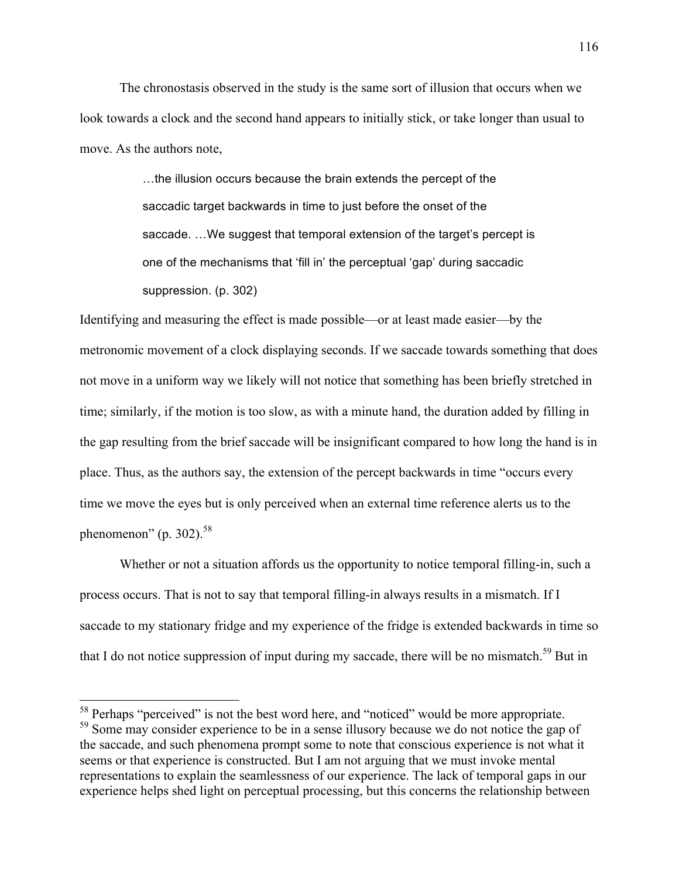The chronostasis observed in the study is the same sort of illusion that occurs when we look towards a clock and the second hand appears to initially stick, or take longer than usual to move. As the authors note,

> …the illusion occurs because the brain extends the percept of the saccadic target backwards in time to just before the onset of the saccade. …We suggest that temporal extension of the target's percept is one of the mechanisms that 'fill in' the perceptual 'gap' during saccadic suppression. (p. 302)

Identifying and measuring the effect is made possible—or at least made easier—by the metronomic movement of a clock displaying seconds. If we saccade towards something that does not move in a uniform way we likely will not notice that something has been briefly stretched in time; similarly, if the motion is too slow, as with a minute hand, the duration added by filling in the gap resulting from the brief saccade will be insignificant compared to how long the hand is in place. Thus, as the authors say, the extension of the percept backwards in time "occurs every time we move the eyes but is only perceived when an external time reference alerts us to the phenomenon" (p. 302).[58]

Whether or not a situation affords us the opportunity to notice temporal filling-in, such a process occurs. That is not to say that temporal filling-in always results in a mismatch. If I saccade to my stationary fridge and my experience of the fridge is extended backwards in time so that I do not notice suppression of input during my saccade, there will be no mismatch.[59] But in

[58] Perhaps "perceived" is not the best word here, and "noticed" would be more appropriate.

[59] Some may consider experience to be in a sense illusory because we do not notice the gap of the saccade, and such phenomena prompt some to note that conscious experience is not what it seems or that experience is constructed. But I am not arguing that we must invoke mental representations to explain the seamlessness of our experience. The lack of temporal gaps in our experience helps shed light on perceptual processing, but this concerns the relationship between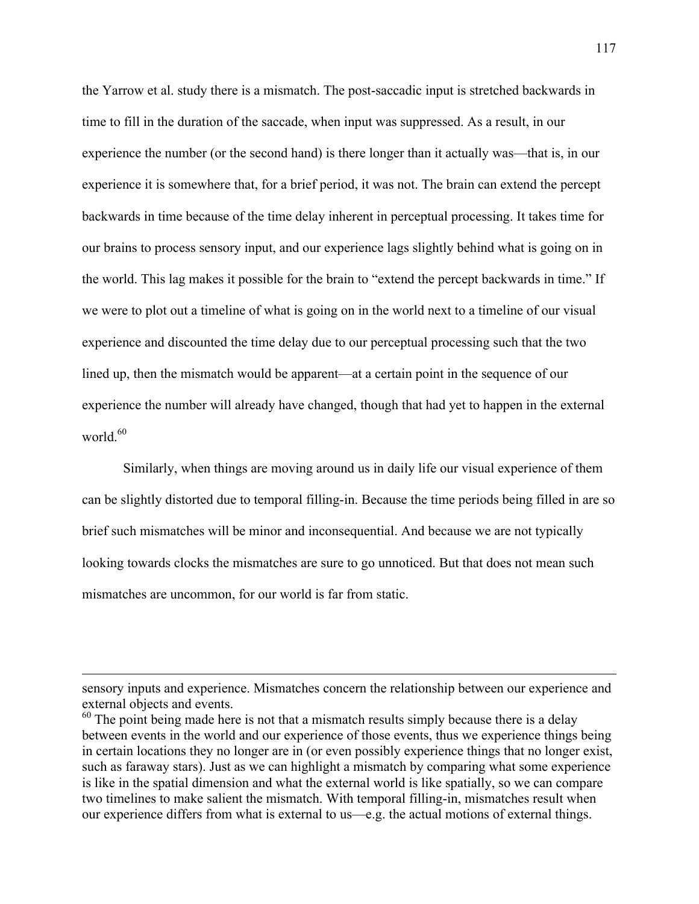the Yarrow et al. study there is a mismatch. The post-saccadic input is stretched backwards in time to fill in the duration of the saccade, when input was suppressed. As a result, in our experience the number (or the second hand) is there longer than it actually was—that is, in our experience it is somewhere that, for a brief period, it was not. The brain can extend the percept backwards in time because of the time delay inherent in perceptual processing. It takes time for our brains to process sensory input, and our experience lags slightly behind what is going on in the world. This lag makes it possible for the brain to "extend the percept backwards in time." If we were to plot out a timeline of what is going on in the world next to a timeline of our visual experience and discounted the time delay due to our perceptual processing such that the two lined up, then the mismatch would be apparent—at a certain point in the sequence of our experience the number will already have changed, though that had yet to happen in the external world.[60]

Similarly, when things are moving around us in daily life our visual experience of them can be slightly distorted due to temporal filling-in. Because the time periods being filled in are so brief such mismatches will be minor and inconsequential. And because we are not typically looking towards clocks the mismatches are sure to go unnoticed. But that does not mean such mismatches are uncommon, for our world is far from static.

---

sensory inputs and experience. Mismatches concern the relationship between our experience and external objects and events.

[60] The point being made here is not that a mismatch results simply because there is a delay between events in the world and our experience of those events, thus we experience things being in certain locations they no longer are in (or even possibly experience things that no longer exist, such as faraway stars). Just as we can highlight a mismatch by comparing what some experience is like in the spatial dimension and what the external world is like spatially, so we can compare two timelines to make salient the mismatch. With temporal filling-in, mismatches result when our experience differs from what is external to us—e.g. the actual motions of external things.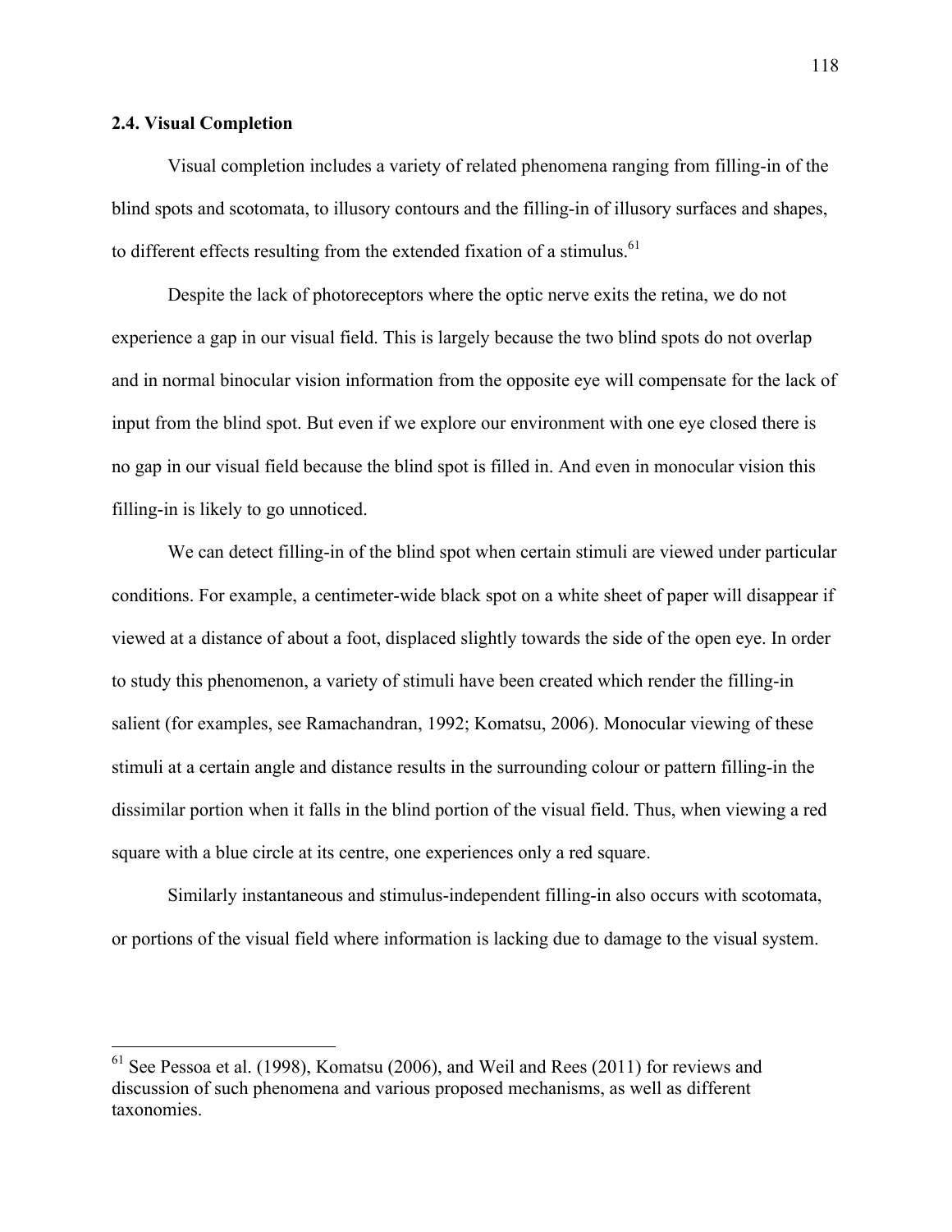## 2.4. Visual Completion

Visual completion includes a variety of related phenomena ranging from filling-in of the blind spots and scotomata, to illusory contours and the filling-in of illusory surfaces and shapes, to different effects resulting from the extended fixation of a stimulus.[61]

Despite the lack of photoreceptors where the optic nerve exits the retina, we do not experience a gap in our visual field. This is largely because the two blind spots do not overlap and in normal binocular vision information from the opposite eye will compensate for the lack of input from the blind spot. But even if we explore our environment with one eye closed there is no gap in our visual field because the blind spot is filled in. And even in monocular vision this filling-in is likely to go unnoticed.

We can detect filling-in of the blind spot when certain stimuli are viewed under particular conditions. For example, a centimeter-wide black spot on a white sheet of paper will disappear if viewed at a distance of about a foot, displaced slightly towards the side of the open eye. In order to study this phenomenon, a variety of stimuli have been created which render the filling-in salient (for examples, see Ramachandran, 1992; Komatsu, 2006). Monocular viewing of these stimuli at a certain angle and distance results in the surrounding colour or pattern filling-in the dissimilar portion when it falls in the blind portion of the visual field. Thus, when viewing a red square with a blue circle at its centre, one experiences only a red square.

Similarly instantaneous and stimulus-independent filling-in also occurs with scotomata, or portions of the visual field where information is lacking due to damage to the visual system.

[61] See Pessoa et al. (1998), Komatsu (2006), and Weil and Rees (2011) for reviews and discussion of such phenomena and various proposed mechanisms, as well as different taxonomies.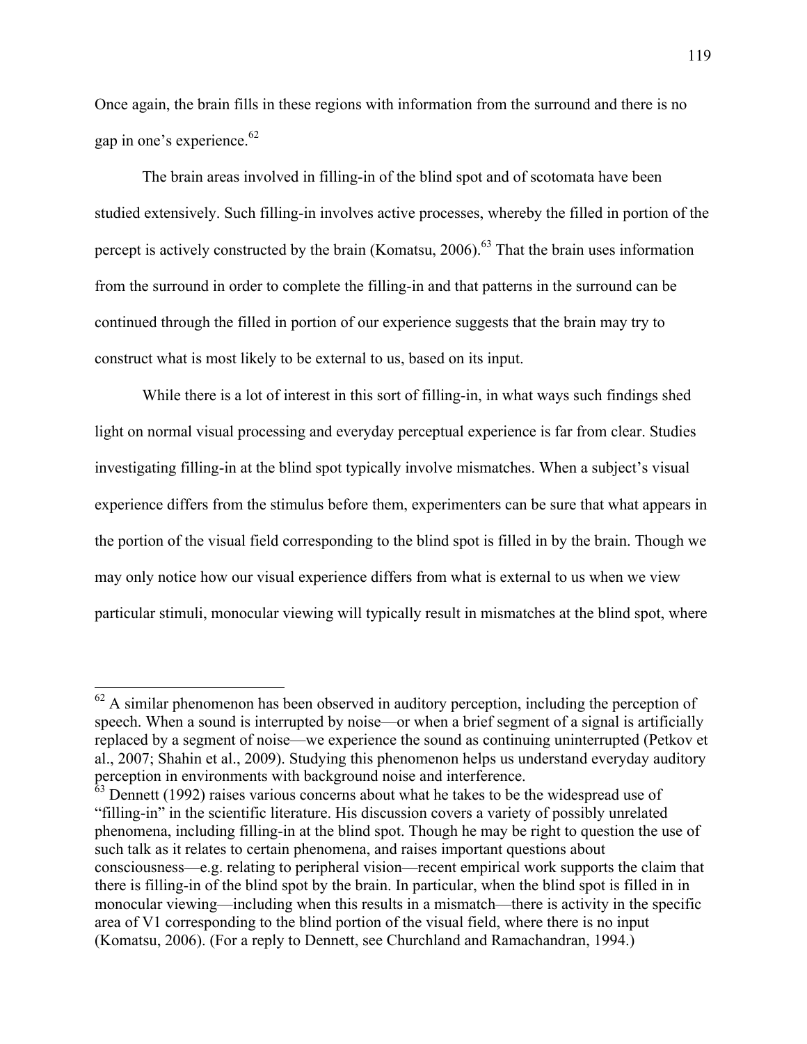Once again, the brain fills in these regions with information from the surround and there is no gap in one's experience.[62]

The brain areas involved in filling-in of the blind spot and of scotomata have been studied extensively. Such filling-in involves active processes, whereby the filled in portion of the percept is actively constructed by the brain (Komatsu, 2006).[63] That the brain uses information from the surround in order to complete the filling-in and that patterns in the surround can be continued through the filled in portion of our experience suggests that the brain may try to construct what is most likely to be external to us, based on its input.

While there is a lot of interest in this sort of filling-in, in what ways such findings shed light on normal visual processing and everyday perceptual experience is far from clear. Studies investigating filling-in at the blind spot typically involve mismatches. When a subject's visual experience differs from the stimulus before them, experimenters can be sure that what appears in the portion of the visual field corresponding to the blind spot is filled in by the brain. Though we may only notice how our visual experience differs from what is external to us when we view particular stimuli, monocular viewing will typically result in mismatches at the blind spot, where

---

[62] A similar phenomenon has been observed in auditory perception, including the perception of speech. When a sound is interrupted by noise—or when a brief segment of a signal is artificially replaced by a segment of noise—we experience the sound as continuing uninterrupted (Petkov et al., 2007; Shahin et al., 2009). Studying this phenomenon helps us understand everyday auditory perception in environments with background noise and interference.

[63] Dennett (1992) raises various concerns about what he takes to be the widespread use of "filling-in" in the scientific literature. His discussion covers a variety of possibly unrelated phenomena, including filling-in at the blind spot. Though he may be right to question the use of such talk as it relates to certain phenomena, and raises important questions about consciousness—e.g. relating to peripheral vision—recent empirical work supports the claim that there is filling-in of the blind spot by the brain. In particular, when the blind spot is filled in in monocular viewing—including when this results in a mismatch—there is activity in the specific area of V1 corresponding to the blind portion of the visual field, where there is no input (Komatsu, 2006). (For a reply to Dennett, see Churchland and Ramachandran, 1994.)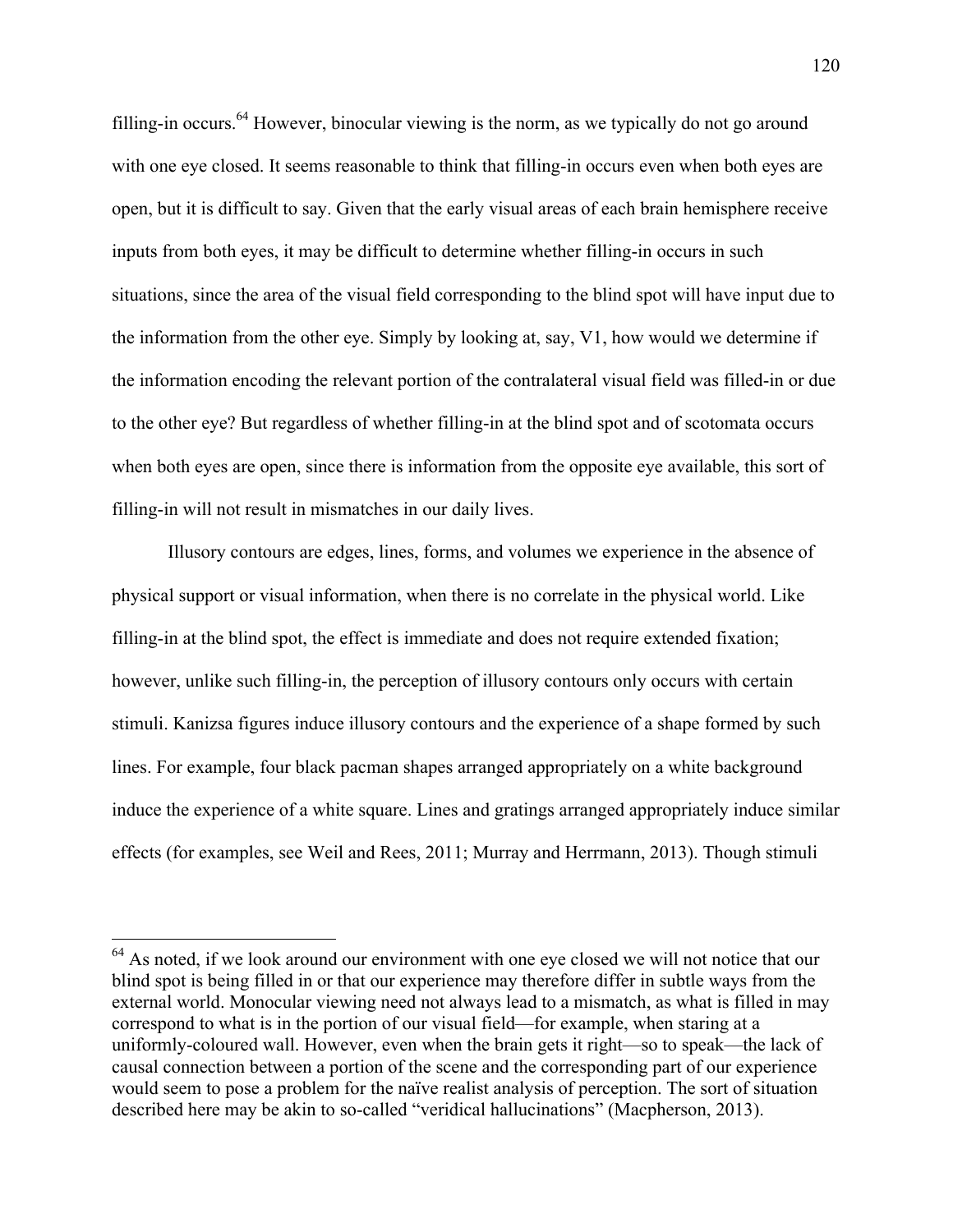filling-in occurs.[64] However, binocular viewing is the norm, as we typically do not go around with one eye closed. It seems reasonable to think that filling-in occurs even when both eyes are open, but it is difficult to say. Given that the early visual areas of each brain hemisphere receive inputs from both eyes, it may be difficult to determine whether filling-in occurs in such situations, since the area of the visual field corresponding to the blind spot will have input due to the information from the other eye. Simply by looking at, say, V1, how would we determine if the information encoding the relevant portion of the contralateral visual field was filled-in or due to the other eye? But regardless of whether filling-in at the blind spot and of scotomata occurs when both eyes are open, since there is information from the opposite eye available, this sort of filling-in will not result in mismatches in our daily lives.

Illusory contours are edges, lines, forms, and volumes we experience in the absence of physical support or visual information, when there is no correlate in the physical world. Like filling-in at the blind spot, the effect is immediate and does not require extended fixation; however, unlike such filling-in, the perception of illusory contours only occurs with certain stimuli. Kanizsa figures induce illusory contours and the experience of a shape formed by such lines. For example, four black pacman shapes arranged appropriately on a white background induce the experience of a white square. Lines and gratings arranged appropriately induce similar effects (for examples, see Weil and Rees, 2011; Murray and Herrmann, 2013). Though stimuli

---

[64] As noted, if we look around our environment with one eye closed we will not notice that our blind spot is being filled in or that our experience may therefore differ in subtle ways from the external world. Monocular viewing need not always lead to a mismatch, as what is filled in may correspond to what is in the portion of our visual field—for example, when staring at a uniformly-coloured wall. However, even when the brain gets it right—so to speak—the lack of causal connection between a portion of the scene and the corresponding part of our experience would seem to pose a problem for the naïve realist analysis of perception. The sort of situation described here may be akin to so-called "veridical hallucinations" (Macpherson, 2013).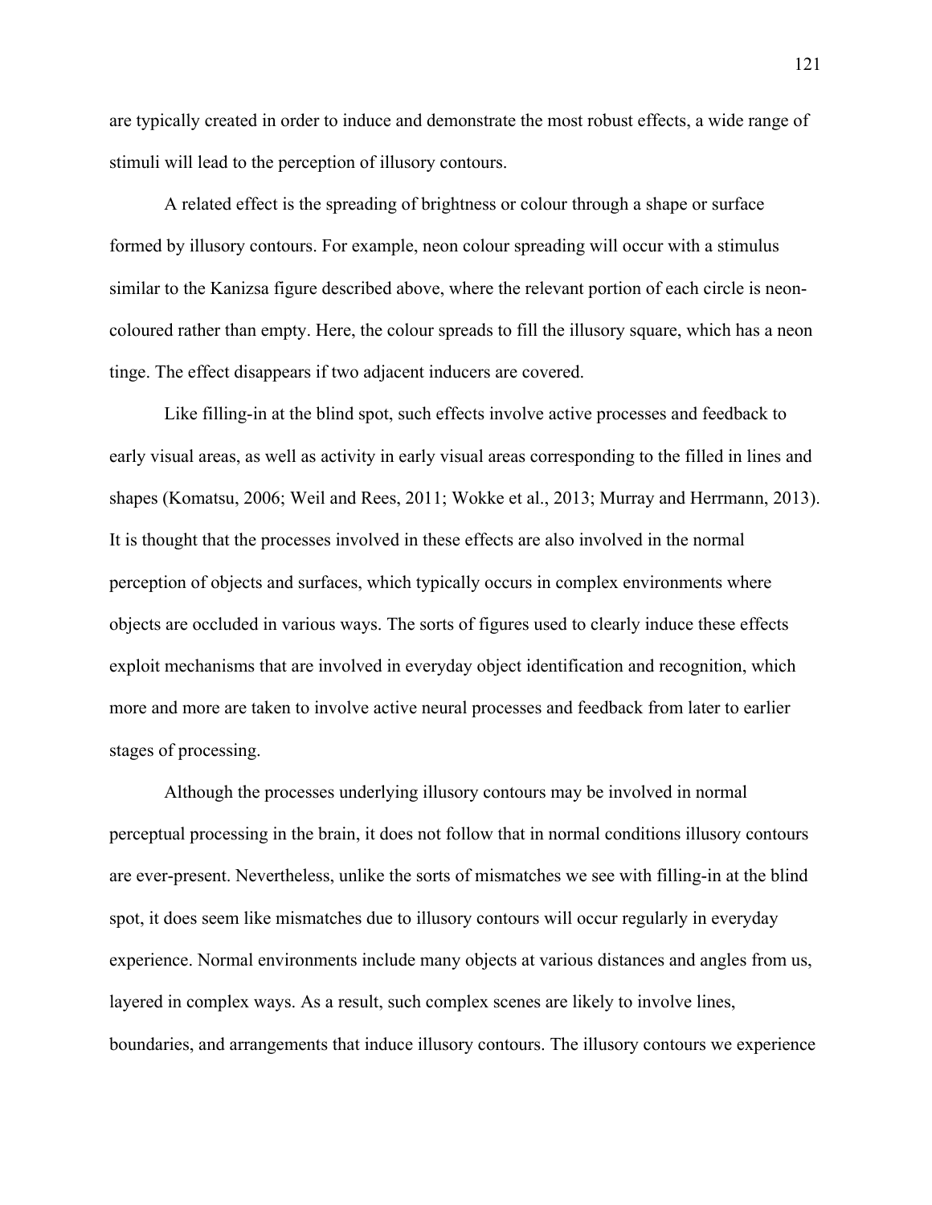are typically created in order to induce and demonstrate the most robust effects, a wide range of stimuli will lead to the perception of illusory contours.

A related effect is the spreading of brightness or colour through a shape or surface formed by illusory contours. For example, neon colour spreading will occur with a stimulus similar to the Kanizsa figure described above, where the relevant portion of each circle is neon-coloured rather than empty. Here, the colour spreads to fill the illusory square, which has a neon tinge. The effect disappears if two adjacent inducers are covered.

Like filling-in at the blind spot, such effects involve active processes and feedback to early visual areas, as well as activity in early visual areas corresponding to the filled in lines and shapes (Komatsu, 2006; Weil and Rees, 2011; Wokke et al., 2013; Murray and Herrmann, 2013). It is thought that the processes involved in these effects are also involved in the normal perception of objects and surfaces, which typically occurs in complex environments where objects are occluded in various ways. The sorts of figures used to clearly induce these effects exploit mechanisms that are involved in everyday object identification and recognition, which more and more are taken to involve active neural processes and feedback from later to earlier stages of processing.

Although the processes underlying illusory contours may be involved in normal perceptual processing in the brain, it does not follow that in normal conditions illusory contours are ever-present. Nevertheless, unlike the sorts of mismatches we see with filling-in at the blind spot, it does seem like mismatches due to illusory contours will occur regularly in everyday experience. Normal environments include many objects at various distances and angles from us, layered in complex ways. As a result, such complex scenes are likely to involve lines, boundaries, and arrangements that induce illusory contours. The illusory contours we experience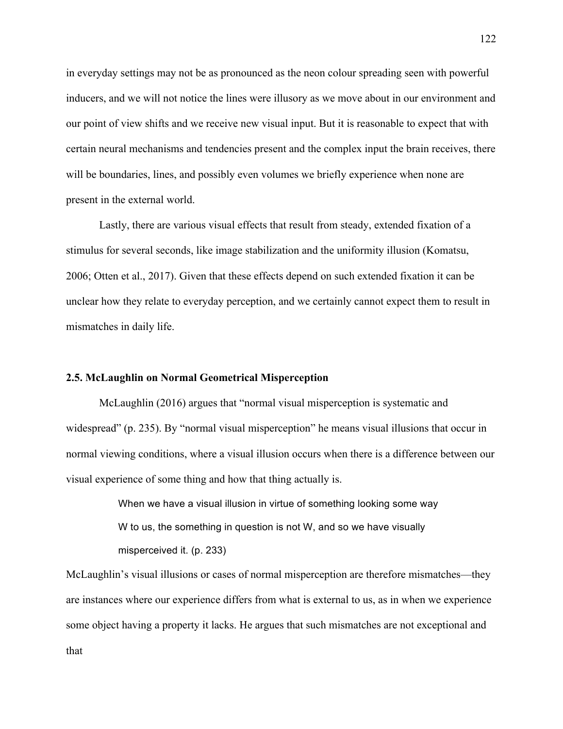in everyday settings may not be as pronounced as the neon colour spreading seen with powerful inducers, and we will not notice the lines were illusory as we move about in our environment and our point of view shifts and we receive new visual input. But it is reasonable to expect that with certain neural mechanisms and tendencies present and the complex input the brain receives, there will be boundaries, lines, and possibly even volumes we briefly experience when none are present in the external world.

Lastly, there are various visual effects that result from steady, extended fixation of a stimulus for several seconds, like image stabilization and the uniformity illusion (Komatsu, 2006; Otten et al., 2017). Given that these effects depend on such extended fixation it can be unclear how they relate to everyday perception, and we certainly cannot expect them to result in mismatches in daily life.

### 2.5. McLaughlin on Normal Geometrical Misperception

McLaughlin (2016) argues that "normal visual misperception is systematic and widespread" (p. 235). By "normal visual misperception" he means visual illusions that occur in normal viewing conditions, where a visual illusion occurs when there is a difference between our visual experience of some thing and how that thing actually is.

> When we have a visual illusion in virtue of something looking some way W to us, the something in question is not W, and so we have visually misperceived it. (p. 233)

McLaughlin's visual illusions or cases of normal misperception are therefore mismatches—they are instances where our experience differs from what is external to us, as in when we experience some object having a property it lacks. He argues that such mismatches are not exceptional and that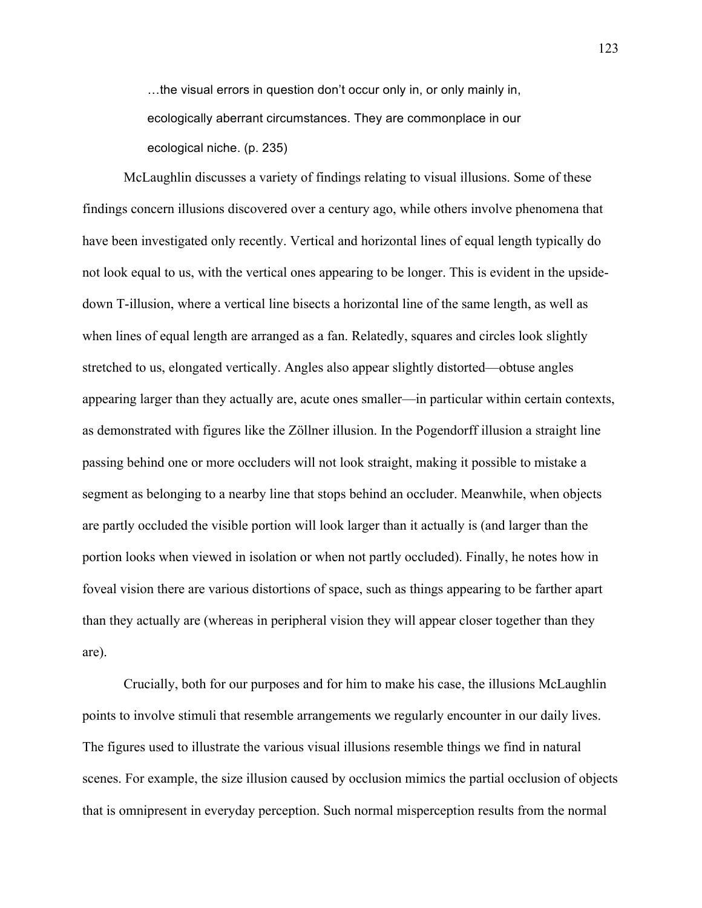> …the visual errors in question don't occur only in, or only mainly in, ecologically aberrant circumstances. They are commonplace in our ecological niche. (p. 235)

McLaughlin discusses a variety of findings relating to visual illusions. Some of these findings concern illusions discovered over a century ago, while others involve phenomena that have been investigated only recently. Vertical and horizontal lines of equal length typically do not look equal to us, with the vertical ones appearing to be longer. This is evident in the upside-down T-illusion, where a vertical line bisects a horizontal line of the same length, as well as when lines of equal length are arranged as a fan. Relatedly, squares and circles look slightly stretched to us, elongated vertically. Angles also appear slightly distorted—obtuse angles appearing larger than they actually are, acute ones smaller—in particular within certain contexts, as demonstrated with figures like the Zöllner illusion. In the Pogendorff illusion a straight line passing behind one or more occluders will not look straight, making it possible to mistake a segment as belonging to a nearby line that stops behind an occluder. Meanwhile, when objects are partly occluded the visible portion will look larger than it actually is (and larger than the portion looks when viewed in isolation or when not partly occluded). Finally, he notes how in foveal vision there are various distortions of space, such as things appearing to be farther apart than they actually are (whereas in peripheral vision they will appear closer together than they are).

Crucially, both for our purposes and for him to make his case, the illusions McLaughlin points to involve stimuli that resemble arrangements we regularly encounter in our daily lives. The figures used to illustrate the various visual illusions resemble things we find in natural scenes. For example, the size illusion caused by occlusion mimics the partial occlusion of objects that is omnipresent in everyday perception. Such normal misperception results from the normal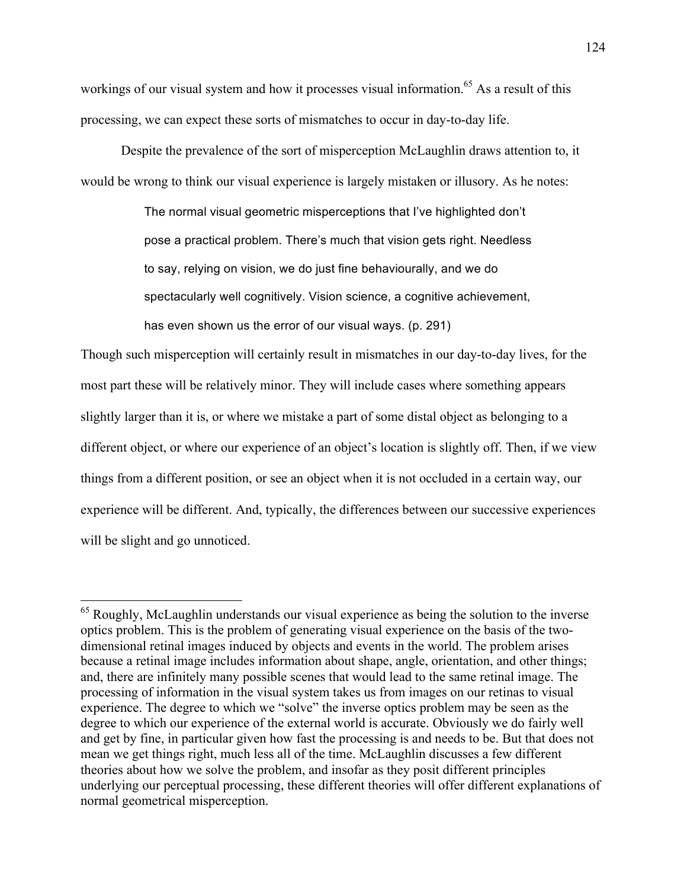workings of our visual system and how it processes visual information.[65] As a result of this processing, we can expect these sorts of mismatches to occur in day-to-day life.

Despite the prevalence of the sort of misperception McLaughlin draws attention to, it would be wrong to think our visual experience is largely mistaken or illusory. As he notes:

> The normal visual geometric misperceptions that I've highlighted don't pose a practical problem. There's much that vision gets right. Needless to say, relying on vision, we do just fine behaviourally, and we do spectacularly well cognitively. Vision science, a cognitive achievement, has even shown us the error of our visual ways. (p. 291)

Though such misperception will certainly result in mismatches in our day-to-day lives, for the most part these will be relatively minor. They will include cases where something appears slightly larger than it is, or where we mistake a part of some distal object as belonging to a different object, or where our experience of an object's location is slightly off. Then, if we view things from a different position, or see an object when it is not occluded in a certain way, our experience will be different. And, typically, the differences between our successive experiences will be slight and go unnoticed.

---

[65] Roughly, McLaughlin understands our visual experience as being the solution to the inverse optics problem. This is the problem of generating visual experience on the basis of the two-dimensional retinal images induced by objects and events in the world. The problem arises because a retinal image includes information about shape, angle, orientation, and other things; and, there are infinitely many possible scenes that would lead to the same retinal image. The processing of information in the visual system takes us from images on our retinas to visual experience. The degree to which we "solve" the inverse optics problem may be seen as the degree to which our experience of the external world is accurate. Obviously we do fairly well and get by fine, in particular given how fast the processing is and needs to be. But that does not mean we get things right, much less all of the time. McLaughlin discusses a few different theories about how we solve the problem, and insofar as they posit different principles underlying our perceptual processing, these different theories will offer different explanations of normal geometrical misperception.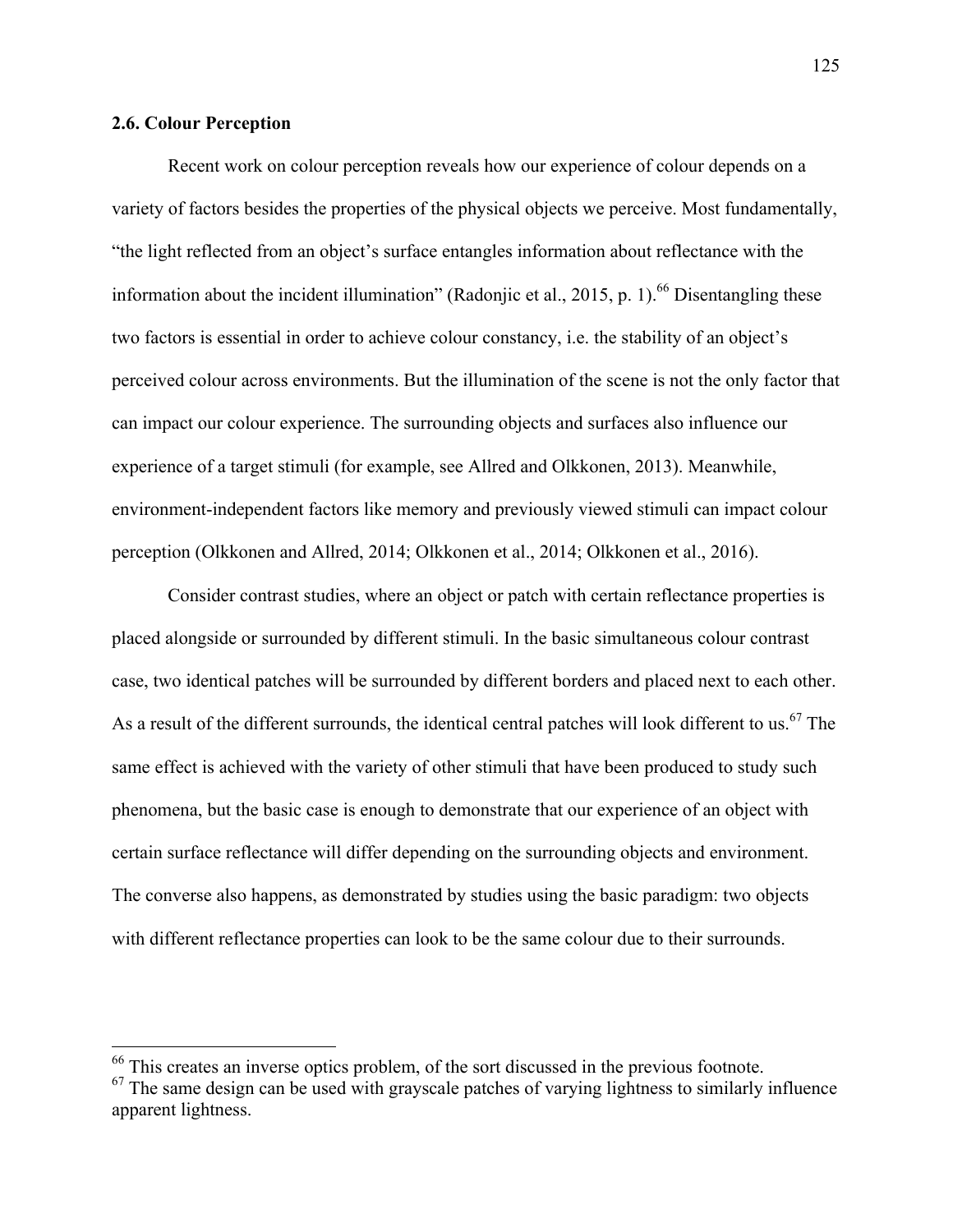## 2.6. Colour Perception

Recent work on colour perception reveals how our experience of colour depends on a variety of factors besides the properties of the physical objects we perceive. Most fundamentally, "the light reflected from an object's surface entangles information about reflectance with the information about the incident illumination" (Radonjic et al., 2015, p. 1).[66] Disentangling these two factors is essential in order to achieve colour constancy, i.e. the stability of an object's perceived colour across environments. But the illumination of the scene is not the only factor that can impact our colour experience. The surrounding objects and surfaces also influence our experience of a target stimuli (for example, see Allred and Olkkonen, 2013). Meanwhile, environment-independent factors like memory and previously viewed stimuli can impact colour perception (Olkkonen and Allred, 2014; Olkkonen et al., 2014; Olkkonen et al., 2016).

Consider contrast studies, where an object or patch with certain reflectance properties is placed alongside or surrounded by different stimuli. In the basic simultaneous colour contrast case, two identical patches will be surrounded by different borders and placed next to each other. As a result of the different surrounds, the identical central patches will look different to us.[67] The same effect is achieved with the variety of other stimuli that have been produced to study such phenomena, but the basic case is enough to demonstrate that our experience of an object with certain surface reflectance will differ depending on the surrounding objects and environment. The converse also happens, as demonstrated by studies using the basic paradigm: two objects with different reflectance properties can look to be the same colour due to their surrounds.

---

[66] This creates an inverse optics problem, of the sort discussed in the previous footnote.

[67] The same design can be used with grayscale patches of varying lightness to similarly influence apparent lightness.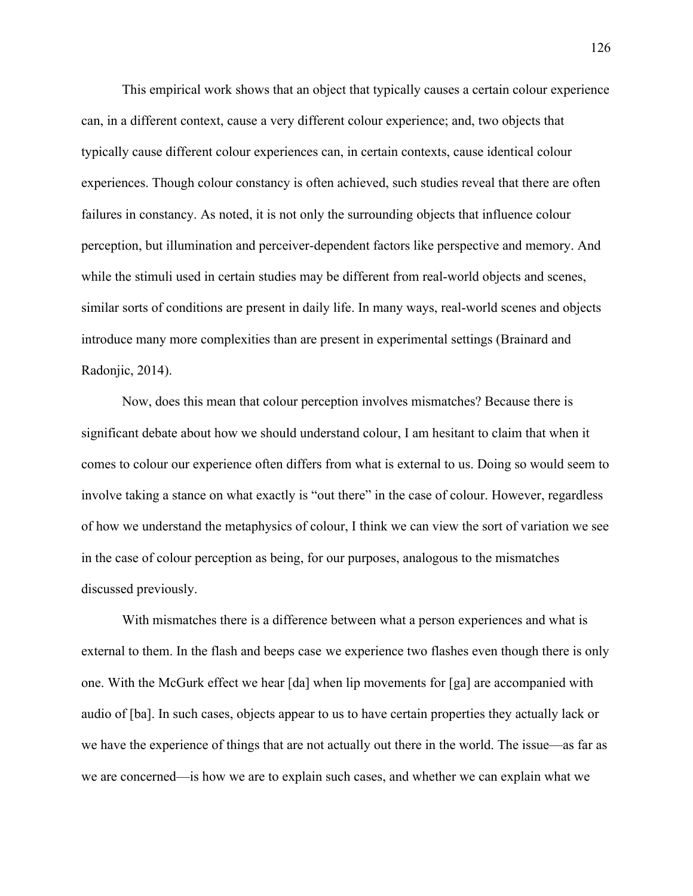This empirical work shows that an object that typically causes a certain colour experience can, in a different context, cause a very different colour experience; and, two objects that typically cause different colour experiences can, in certain contexts, cause identical colour experiences. Though colour constancy is often achieved, such studies reveal that there are often failures in constancy. As noted, it is not only the surrounding objects that influence colour perception, but illumination and perceiver-dependent factors like perspective and memory. And while the stimuli used in certain studies may be different from real-world objects and scenes, similar sorts of conditions are present in daily life. In many ways, real-world scenes and objects introduce many more complexities than are present in experimental settings (Brainard and Radonjic, 2014).

Now, does this mean that colour perception involves mismatches? Because there is significant debate about how we should understand colour, I am hesitant to claim that when it comes to colour our experience often differs from what is external to us. Doing so would seem to involve taking a stance on what exactly is "out there" in the case of colour. However, regardless of how we understand the metaphysics of colour, I think we can view the sort of variation we see in the case of colour perception as being, for our purposes, analogous to the mismatches discussed previously.

With mismatches there is a difference between what a person experiences and what is external to them. In the flash and beeps case we experience two flashes even though there is only one. With the McGurk effect we hear [da] when lip movements for [ga] are accompanied with audio of [ba]. In such cases, objects appear to us to have certain properties they actually lack or we have the experience of things that are not actually out there in the world. The issue—as far as we are concerned—is how we are to explain such cases, and whether we can explain what we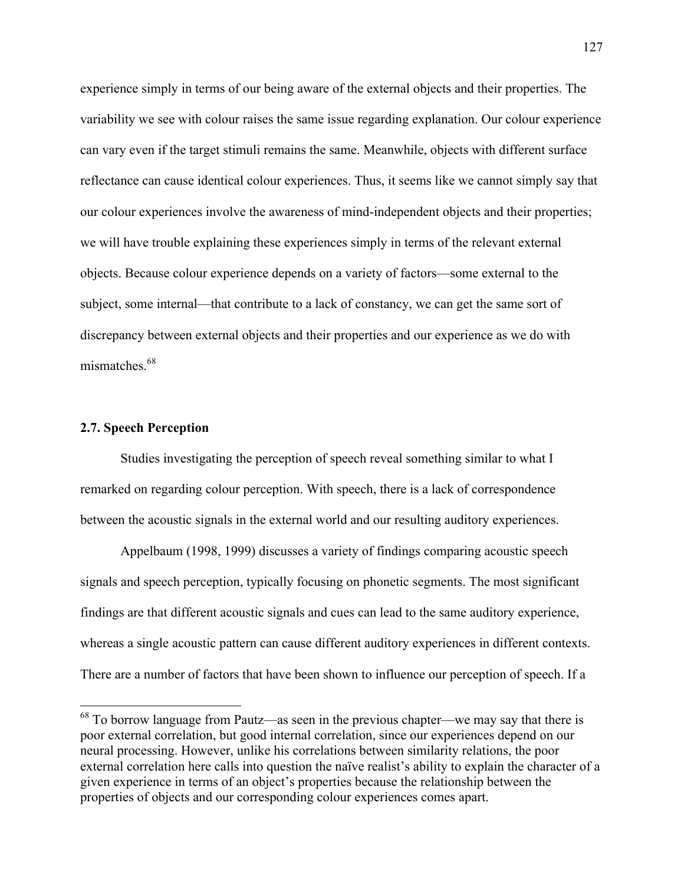experience simply in terms of our being aware of the external objects and their properties. The variability we see with colour raises the same issue regarding explanation. Our colour experience can vary even if the target stimuli remains the same. Meanwhile, objects with different surface reflectance can cause identical colour experiences. Thus, it seems like we cannot simply say that our colour experiences involve the awareness of mind-independent objects and their properties; we will have trouble explaining these experiences simply in terms of the relevant external objects. Because colour experience depends on a variety of factors—some external to the subject, some internal—that contribute to a lack of constancy, we can get the same sort of discrepancy between external objects and their properties and our experience as we do with mismatches.[68]

### 2.7. Speech Perception

Studies investigating the perception of speech reveal something similar to what I remarked on regarding colour perception. With speech, there is a lack of correspondence between the acoustic signals in the external world and our resulting auditory experiences.

Appelbaum (1998, 1999) discusses a variety of findings comparing acoustic speech signals and speech perception, typically focusing on phonetic segments. The most significant findings are that different acoustic signals and cues can lead to the same auditory experience, whereas a single acoustic pattern can cause different auditory experiences in different contexts. There are a number of factors that have been shown to influence our perception of speech. If a

[68] To borrow language from Pautz—as seen in the previous chapter—we may say that there is poor external correlation, but good internal correlation, since our experiences depend on our neural processing. However, unlike his correlations between similarity relations, the poor external correlation here calls into question the naïve realist's ability to explain the character of a given experience in terms of an object's properties because the relationship between the properties of objects and our corresponding colour experiences comes apart.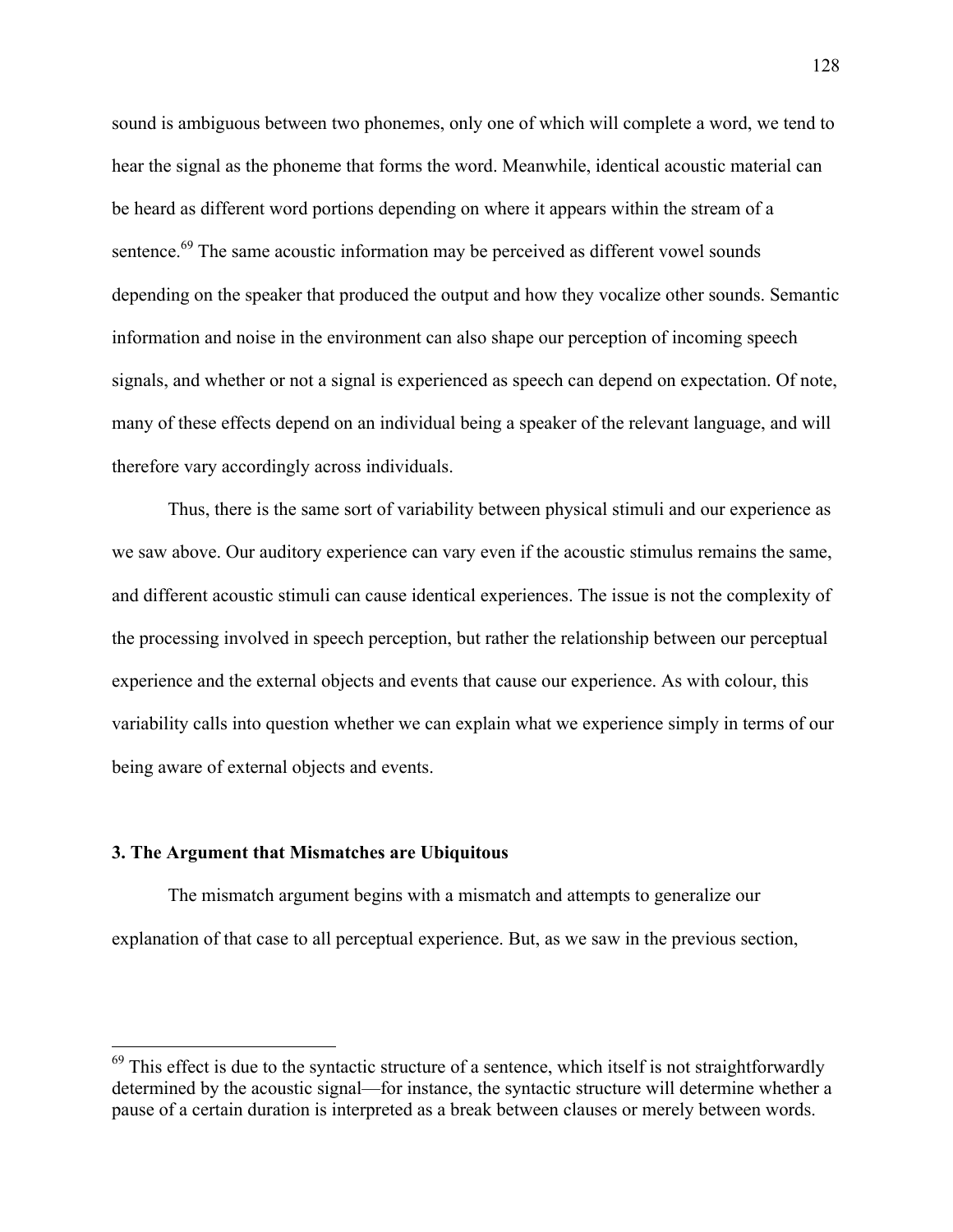sound is ambiguous between two phonemes, only one of which will complete a word, we tend to hear the signal as the phoneme that forms the word. Meanwhile, identical acoustic material can be heard as different word portions depending on where it appears within the stream of a sentence.[69] The same acoustic information may be perceived as different vowel sounds depending on the speaker that produced the output and how they vocalize other sounds. Semantic information and noise in the environment can also shape our perception of incoming speech signals, and whether or not a signal is experienced as speech can depend on expectation. Of note, many of these effects depend on an individual being a speaker of the relevant language, and will therefore vary accordingly across individuals.

Thus, there is the same sort of variability between physical stimuli and our experience as we saw above. Our auditory experience can vary even if the acoustic stimulus remains the same, and different acoustic stimuli can cause identical experiences. The issue is not the complexity of the processing involved in speech perception, but rather the relationship between our perceptual experience and the external objects and events that cause our experience. As with colour, this variability calls into question whether we can explain what we experience simply in terms of our being aware of external objects and events.

### 3. The Argument that Mismatches are Ubiquitous

The mismatch argument begins with a mismatch and attempts to generalize our explanation of that case to all perceptual experience. But, as we saw in the previous section,

---

[69] This effect is due to the syntactic structure of a sentence, which itself is not straightforwardly determined by the acoustic signal—for instance, the syntactic structure will determine whether a pause of a certain duration is interpreted as a break between clauses or merely between words.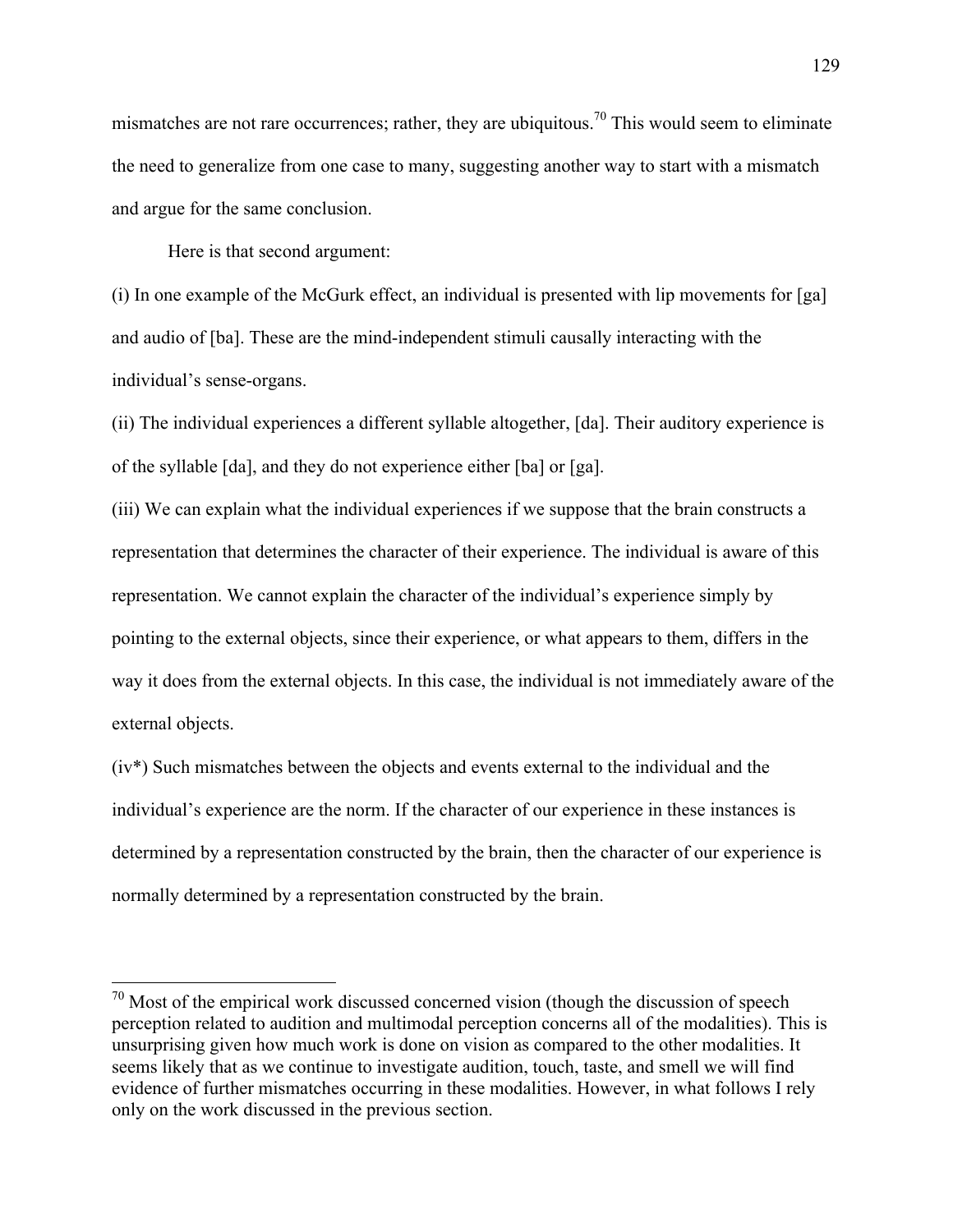mismatches are not rare occurrences; rather, they are ubiquitous.[70] This would seem to eliminate the need to generalize from one case to many, suggesting another way to start with a mismatch and argue for the same conclusion.

Here is that second argument:

(i) In one example of the McGurk effect, an individual is presented with lip movements for [ga] and audio of [ba]. These are the mind-independent stimuli causally interacting with the individual's sense-organs.

(ii) The individual experiences a different syllable altogether, [da]. Their auditory experience is of the syllable [da], and they do not experience either [ba] or [ga].

(iii) We can explain what the individual experiences if we suppose that the brain constructs a representation that determines the character of their experience. The individual is aware of this representation. We cannot explain the character of the individual's experience simply by pointing to the external objects, since their experience, or what appears to them, differs in the way it does from the external objects. In this case, the individual is not immediately aware of the external objects.

(iv*) Such mismatches between the objects and events external to the individual and the individual's experience are the norm. If the character of our experience in these instances is determined by a representation constructed by the brain, then the character of our experience is normally determined by a representation constructed by the brain.

---

[70] Most of the empirical work discussed concerned vision (though the discussion of speech perception related to audition and multimodal perception concerns all of the modalities). This is unsurprising given how much work is done on vision as compared to the other modalities. It seems likely that as we continue to investigate audition, touch, taste, and smell we will find evidence of further mismatches occurring in these modalities. However, in what follows I rely only on the work discussed in the previous section.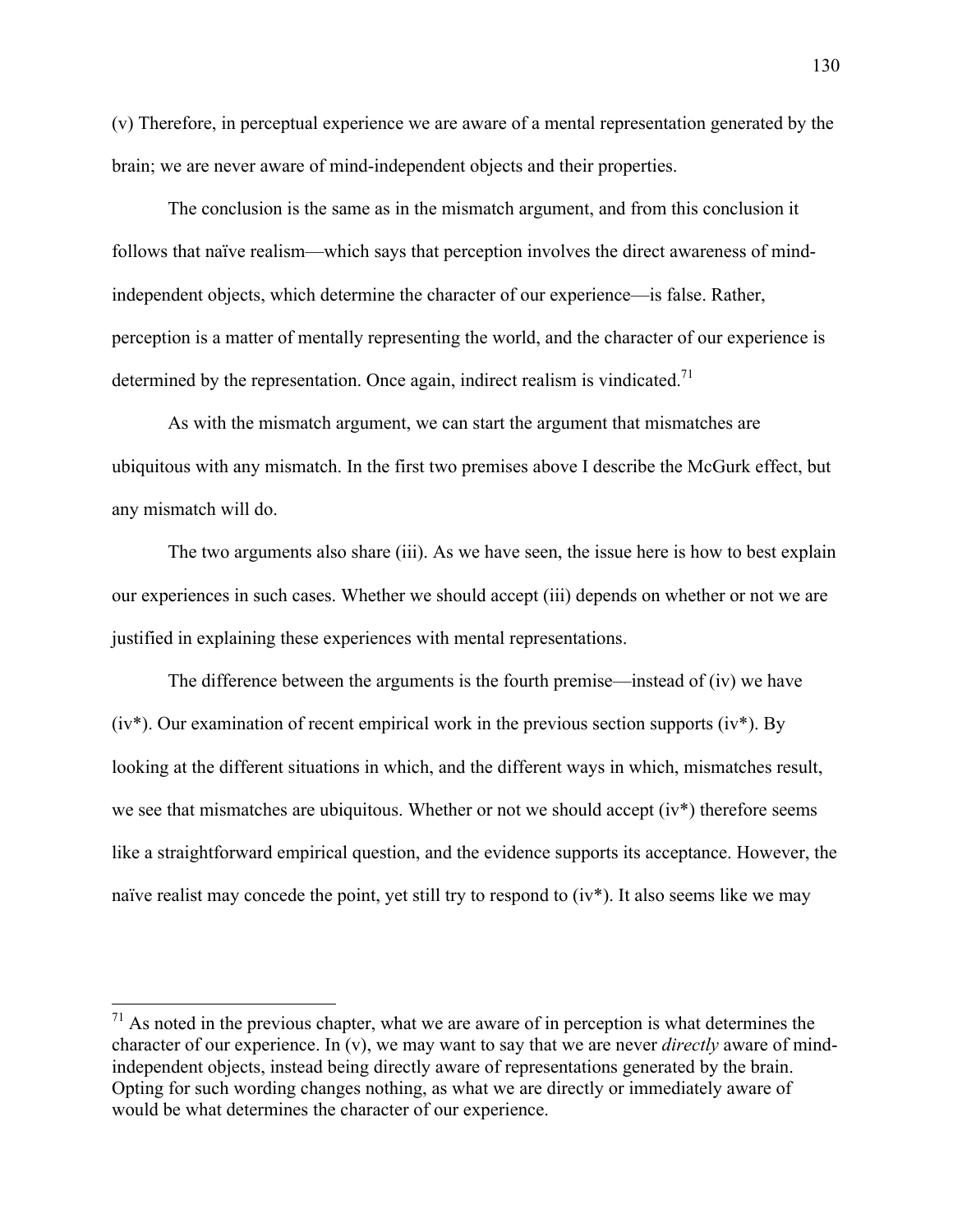(v) Therefore, in perceptual experience we are aware of a mental representation generated by the brain; we are never aware of mind-independent objects and their properties.

The conclusion is the same as in the mismatch argument, and from this conclusion it follows that naïve realism—which says that perception involves the direct awareness of mind-independent objects, which determine the character of our experience—is false. Rather, perception is a matter of mentally representing the world, and the character of our experience is determined by the representation. Once again, indirect realism is vindicated.[71]

As with the mismatch argument, we can start the argument that mismatches are ubiquitous with any mismatch. In the first two premises above I describe the McGurk effect, but any mismatch will do.

The two arguments also share (iii). As we have seen, the issue here is how to best explain our experiences in such cases. Whether we should accept (iii) depends on whether or not we are justified in explaining these experiences with mental representations.

The difference between the arguments is the fourth premise—instead of (iv) we have (iv*). Our examination of recent empirical work in the previous section supports (iv*). By looking at the different situations in which, and the different ways in which, mismatches result, we see that mismatches are ubiquitous. Whether or not we should accept (iv*) therefore seems like a straightforward empirical question, and the evidence supports its acceptance. However, the naïve realist may concede the point, yet still try to respond to (iv*). It also seems like we may

---

[71] As noted in the previous chapter, what we are aware of in perception is what determines the character of our experience. In (v), we may want to say that we are never *directly* aware of mind-independent objects, instead being directly aware of representations generated by the brain. Opting for such wording changes nothing, as what we are directly or immediately aware of would be what determines the character of our experience.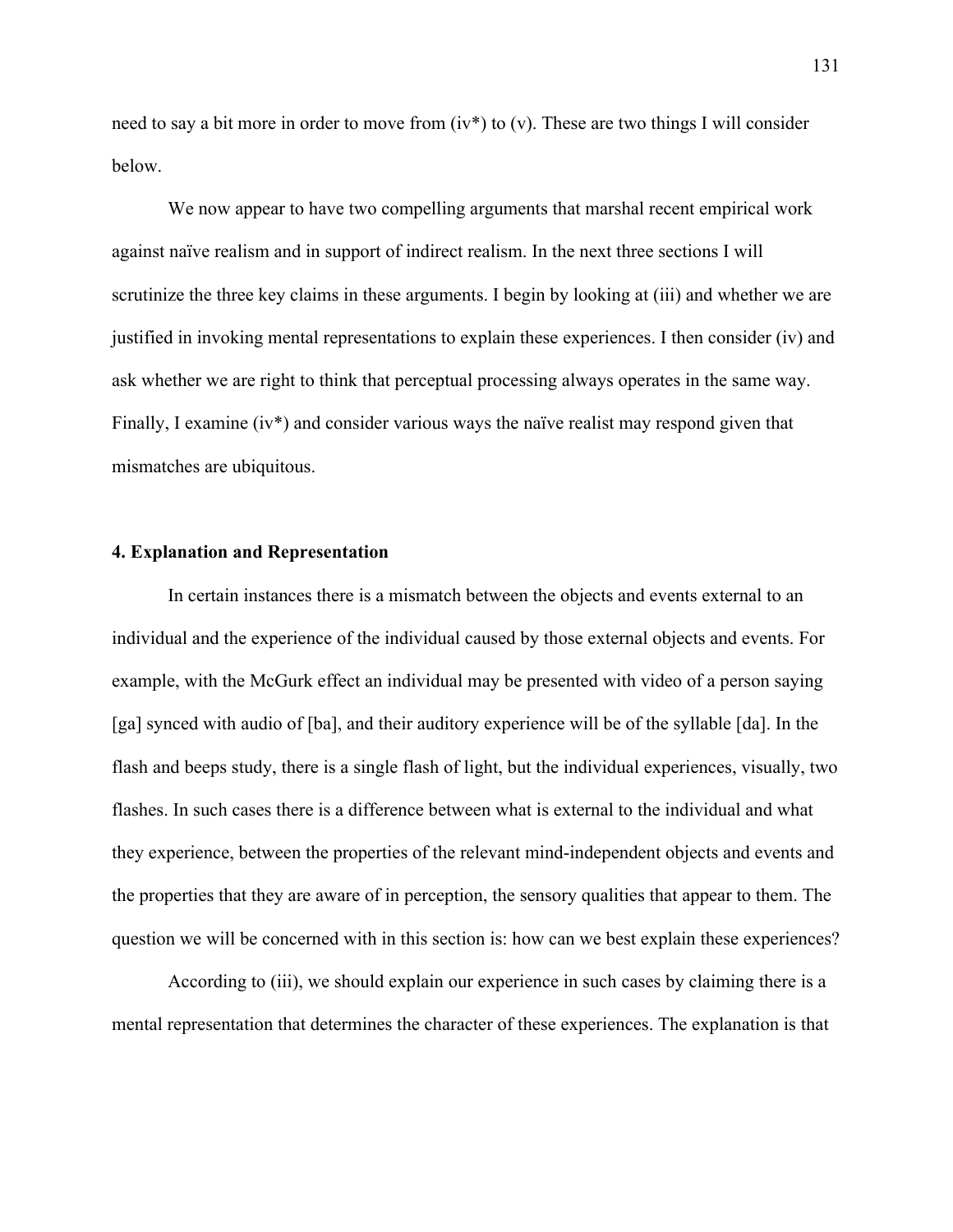need to say a bit more in order to move from (iv*) to (v). These are two things I will consider below.

We now appear to have two compelling arguments that marshal recent empirical work against naïve realism and in support of indirect realism. In the next three sections I will scrutinize the three key claims in these arguments. I begin by looking at (iii) and whether we are justified in invoking mental representations to explain these experiences. I then consider (iv) and ask whether we are right to think that perceptual processing always operates in the same way. Finally, I examine (iv*) and consider various ways the naïve realist may respond given that mismatches are ubiquitous.

## 4. Explanation and Representation

In certain instances there is a mismatch between the objects and events external to an individual and the experience of the individual caused by those external objects and events. For example, with the McGurk effect an individual may be presented with video of a person saying [ga] synced with audio of [ba], and their auditory experience will be of the syllable [da]. In the flash and beeps study, there is a single flash of light, but the individual experiences, visually, two flashes. In such cases there is a difference between what is external to the individual and what they experience, between the properties of the relevant mind-independent objects and events and the properties that they are aware of in perception, the sensory qualities that appear to them. The question we will be concerned with in this section is: how can we best explain these experiences?

According to (iii), we should explain our experience in such cases by claiming there is a mental representation that determines the character of these experiences. The explanation is that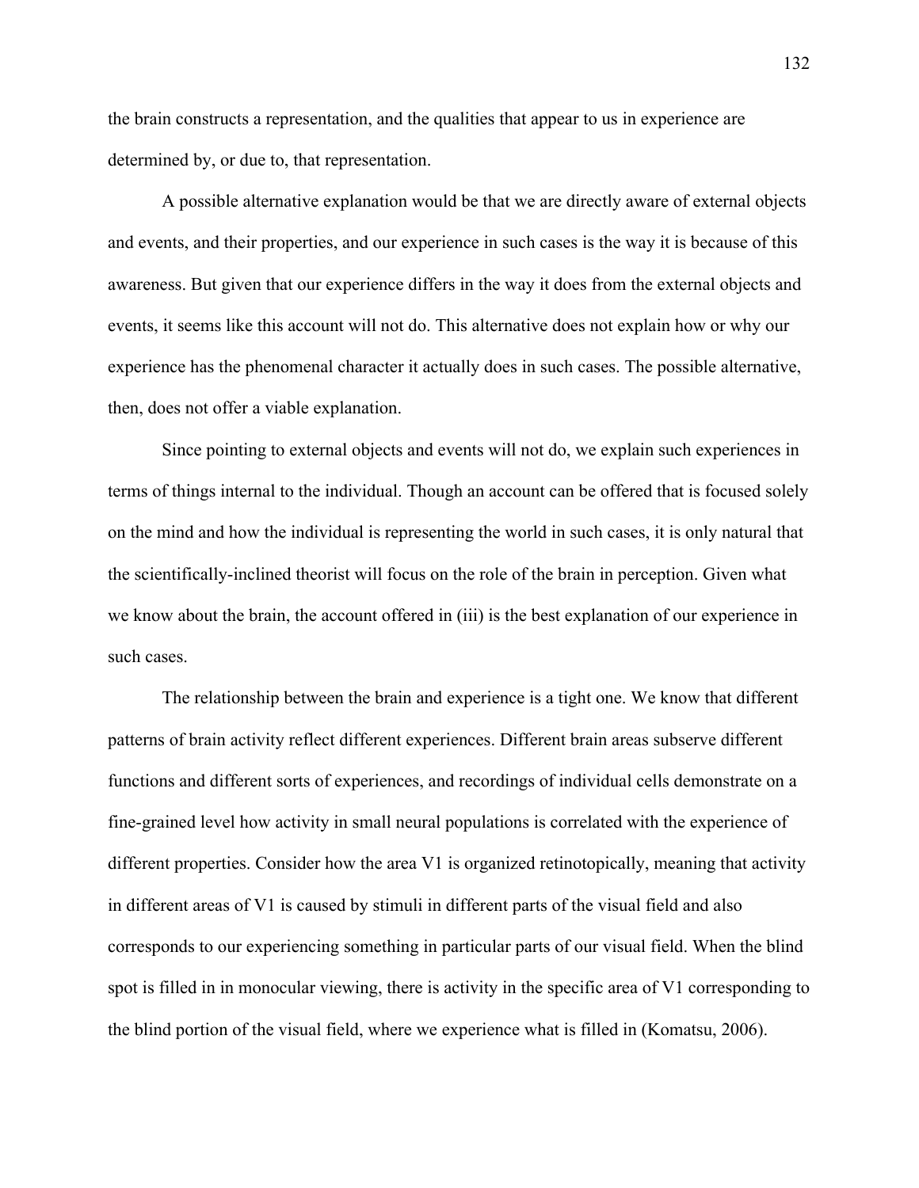the brain constructs a representation, and the qualities that appear to us in experience are determined by, or due to, that representation.

A possible alternative explanation would be that we are directly aware of external objects and events, and their properties, and our experience in such cases is the way it is because of this awareness. But given that our experience differs in the way it does from the external objects and events, it seems like this account will not do. This alternative does not explain how or why our experience has the phenomenal character it actually does in such cases. The possible alternative, then, does not offer a viable explanation.

Since pointing to external objects and events will not do, we explain such experiences in terms of things internal to the individual. Though an account can be offered that is focused solely on the mind and how the individual is representing the world in such cases, it is only natural that the scientifically-inclined theorist will focus on the role of the brain in perception. Given what we know about the brain, the account offered in (iii) is the best explanation of our experience in such cases.

The relationship between the brain and experience is a tight one. We know that different patterns of brain activity reflect different experiences. Different brain areas subserve different functions and different sorts of experiences, and recordings of individual cells demonstrate on a fine-grained level how activity in small neural populations is correlated with the experience of different properties. Consider how the area V1 is organized retinotopically, meaning that activity in different areas of V1 is caused by stimuli in different parts of the visual field and also corresponds to our experiencing something in particular parts of our visual field. When the blind spot is filled in in monocular viewing, there is activity in the specific area of V1 corresponding to the blind portion of the visual field, where we experience what is filled in (Komatsu, 2006).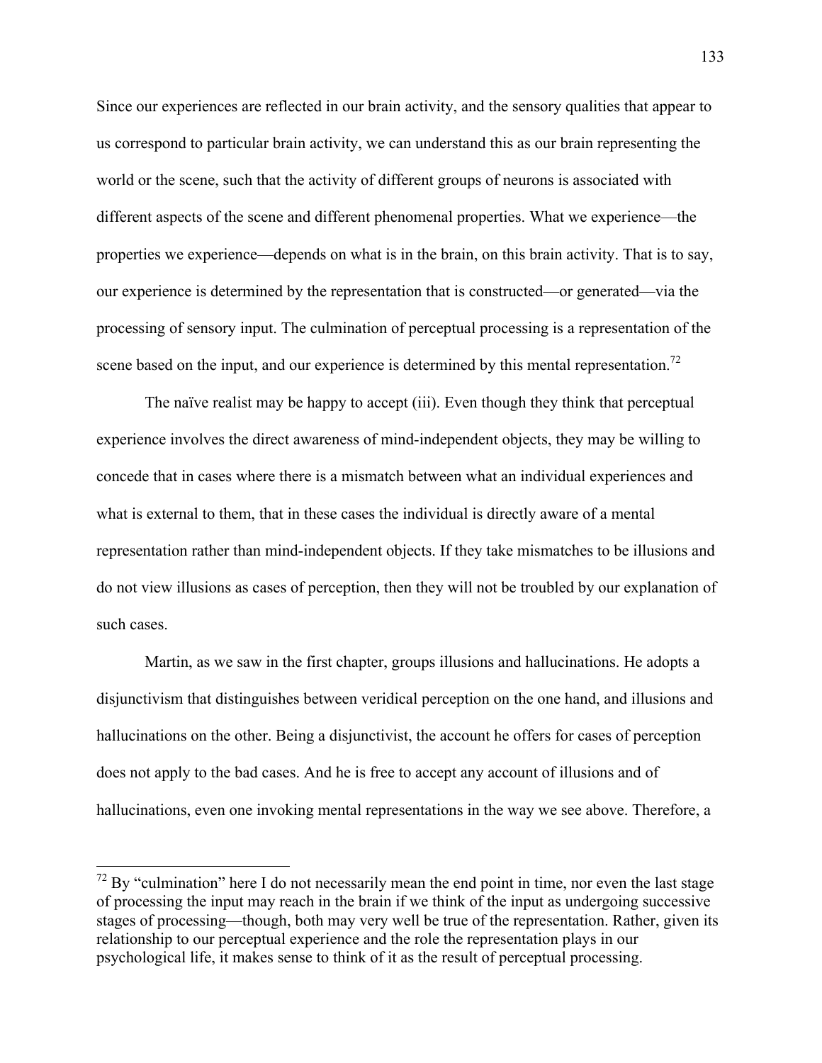Since our experiences are reflected in our brain activity, and the sensory qualities that appear to us correspond to particular brain activity, we can understand this as our brain representing the world or the scene, such that the activity of different groups of neurons is associated with different aspects of the scene and different phenomenal properties. What we experience—the properties we experience—depends on what is in the brain, on this brain activity. That is to say, our experience is determined by the representation that is constructed—or generated—via the processing of sensory input. The culmination of perceptual processing is a representation of the scene based on the input, and our experience is determined by this mental representation.[72]

The naïve realist may be happy to accept (iii). Even though they think that perceptual experience involves the direct awareness of mind-independent objects, they may be willing to concede that in cases where there is a mismatch between what an individual experiences and what is external to them, that in these cases the individual is directly aware of a mental representation rather than mind-independent objects. If they take mismatches to be illusions and do not view illusions as cases of perception, then they will not be troubled by our explanation of such cases.

Martin, as we saw in the first chapter, groups illusions and hallucinations. He adopts a disjunctivism that distinguishes between veridical perception on the one hand, and illusions and hallucinations on the other. Being a disjunctivist, the account he offers for cases of perception does not apply to the bad cases. And he is free to accept any account of illusions and of hallucinations, even one invoking mental representations in the way we see above. Therefore, a

[72] By "culmination" here I do not necessarily mean the end point in time, nor even the last stage of processing the input may reach in the brain if we think of the input as undergoing successive stages of processing—though, both may very well be true of the representation. Rather, given its relationship to our perceptual experience and the role the representation plays in our psychological life, it makes sense to think of it as the result of perceptual processing.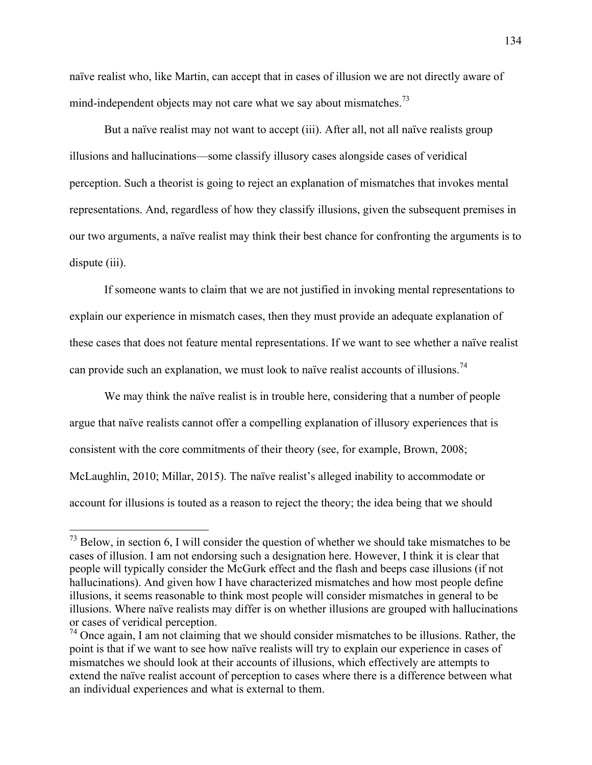naïve realist who, like Martin, can accept that in cases of illusion we are not directly aware of mind-independent objects may not care what we say about mismatches.[73]

But a naïve realist may not want to accept (iii). After all, not all naïve realists group illusions and hallucinations—some classify illusory cases alongside cases of veridical perception. Such a theorist is going to reject an explanation of mismatches that invokes mental representations. And, regardless of how they classify illusions, given the subsequent premises in our two arguments, a naïve realist may think their best chance for confronting the arguments is to dispute (iii).

If someone wants to claim that we are not justified in invoking mental representations to explain our experience in mismatch cases, then they must provide an adequate explanation of these cases that does not feature mental representations. If we want to see whether a naïve realist can provide such an explanation, we must look to naïve realist accounts of illusions.[74]

We may think the naïve realist is in trouble here, considering that a number of people argue that naïve realists cannot offer a compelling explanation of illusory experiences that is consistent with the core commitments of their theory (see, for example, Brown, 2008; McLaughlin, 2010; Millar, 2015). The naïve realist's alleged inability to accommodate or account for illusions is touted as a reason to reject the theory; the idea being that we should

[73] Below, in section 6, I will consider the question of whether we should take mismatches to be cases of illusion. I am not endorsing such a designation here. However, I think it is clear that people will typically consider the McGurk effect and the flash and beeps case illusions (if not hallucinations). And given how I have characterized mismatches and how most people define illusions, it seems reasonable to think most people will consider mismatches in general to be illusions. Where naïve realists may differ is on whether illusions are grouped with hallucinations or cases of veridical perception.

[74] Once again, I am not claiming that we should consider mismatches to be illusions. Rather, the point is that if we want to see how naïve realists will try to explain our experience in cases of mismatches we should look at their accounts of illusions, which effectively are attempts to extend the naïve realist account of perception to cases where there is a difference between what an individual experiences and what is external to them.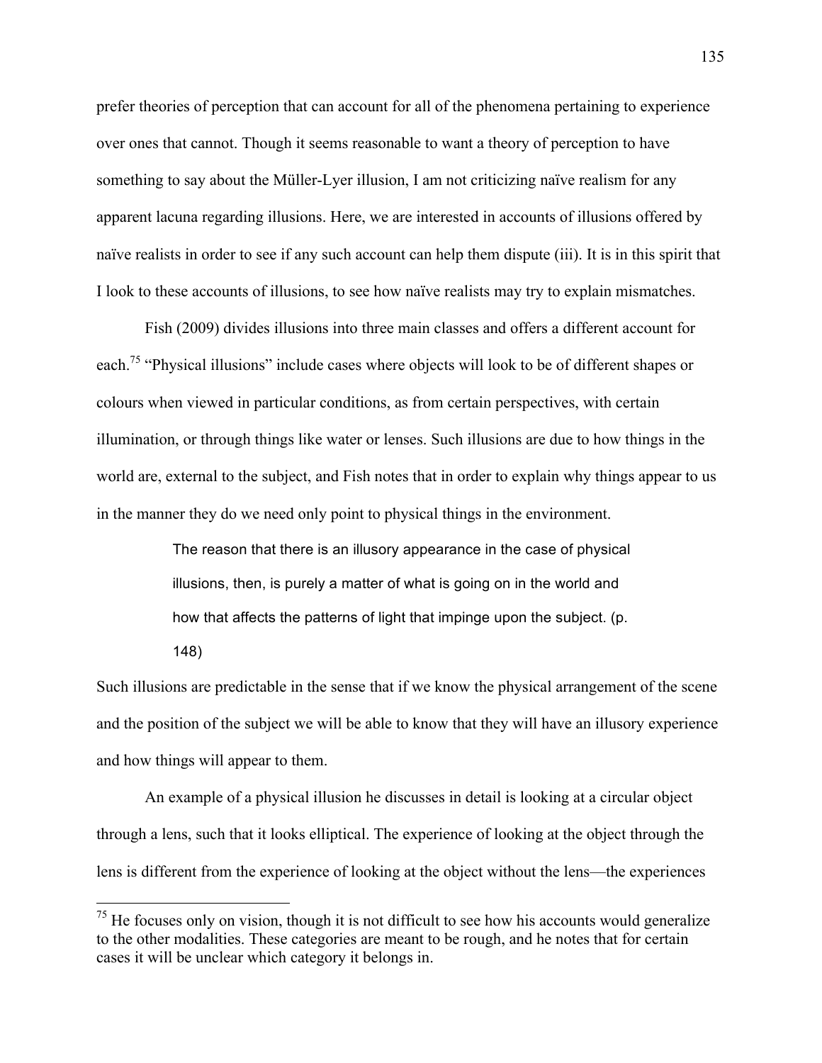prefer theories of perception that can account for all of the phenomena pertaining to experience over ones that cannot. Though it seems reasonable to want a theory of perception to have something to say about the Müller-Lyer illusion, I am not criticizing naïve realism for any apparent lacuna regarding illusions. Here, we are interested in accounts of illusions offered by naïve realists in order to see if any such account can help them dispute (iii). It is in this spirit that I look to these accounts of illusions, to see how naïve realists may try to explain mismatches.

Fish (2009) divides illusions into three main classes and offers a different account for each.[75] "Physical illusions" include cases where objects will look to be of different shapes or colours when viewed in particular conditions, as from certain perspectives, with certain illumination, or through things like water or lenses. Such illusions are due to how things in the world are, external to the subject, and Fish notes that in order to explain why things appear to us in the manner they do we need only point to physical things in the environment.

> The reason that there is an illusory appearance in the case of physical illusions, then, is purely a matter of what is going on in the world and how that affects the patterns of light that impinge upon the subject. (p. 148)

Such illusions are predictable in the sense that if we know the physical arrangement of the scene and the position of the subject we will be able to know that they will have an illusory experience and how things will appear to them.

An example of a physical illusion he discusses in detail is looking at a circular object through a lens, such that it looks elliptical. The experience of looking at the object through the lens is different from the experience of looking at the object without the lens—the experiences

[75] He focuses only on vision, though it is not difficult to see how his accounts would generalize to the other modalities. These categories are meant to be rough, and he notes that for certain cases it will be unclear which category it belongs in.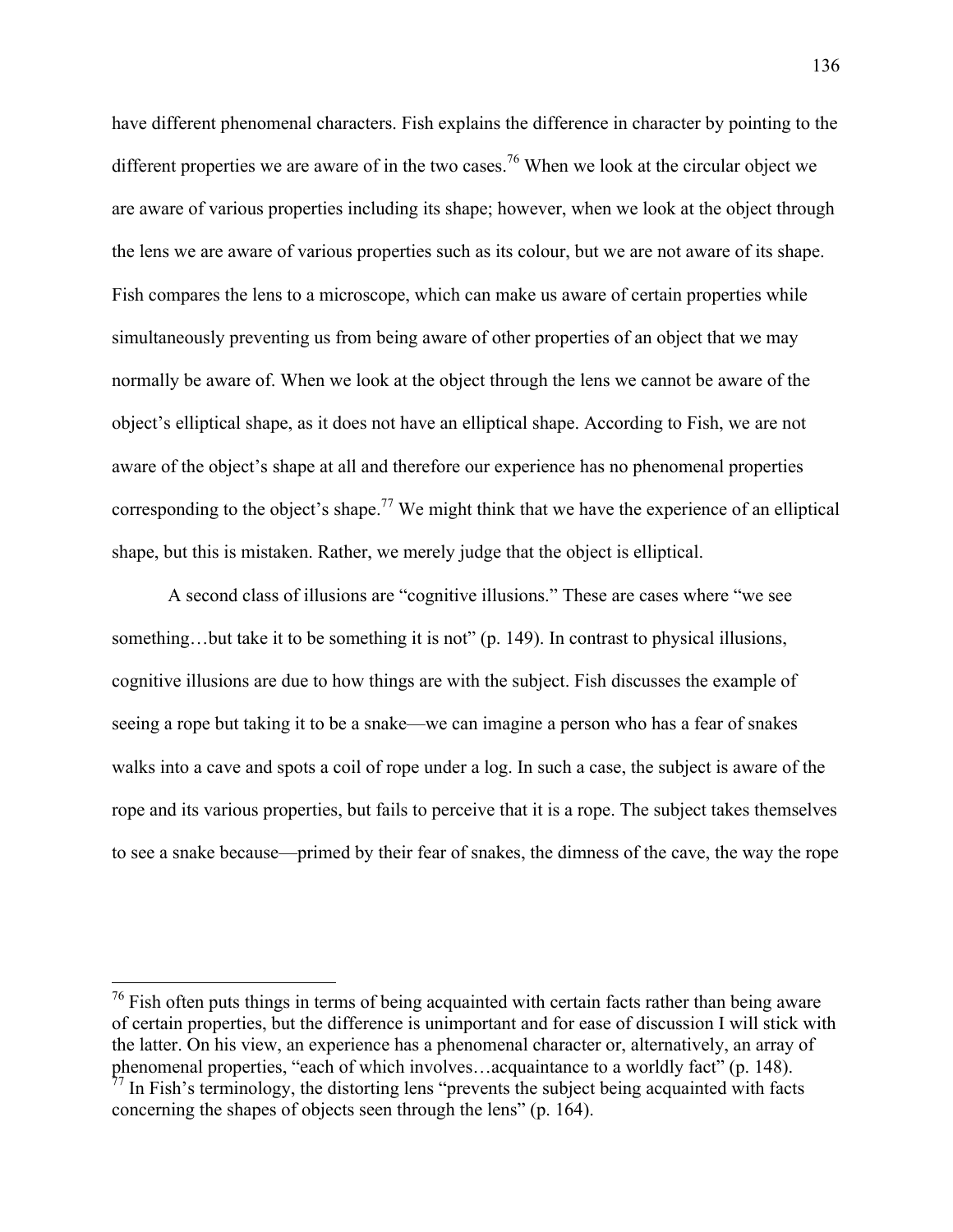have different phenomenal characters. Fish explains the difference in character by pointing to the different properties we are aware of in the two cases.[76] When we look at the circular object we are aware of various properties including its shape; however, when we look at the object through the lens we are aware of various properties such as its colour, but we are not aware of its shape. Fish compares the lens to a microscope, which can make us aware of certain properties while simultaneously preventing us from being aware of other properties of an object that we may normally be aware of. When we look at the object through the lens we cannot be aware of the object's elliptical shape, as it does not have an elliptical shape. According to Fish, we are not aware of the object's shape at all and therefore our experience has no phenomenal properties corresponding to the object's shape.[77] We might think that we have the experience of an elliptical shape, but this is mistaken. Rather, we merely judge that the object is elliptical.

A second class of illusions are "cognitive illusions." These are cases where "we see something…but take it to be something it is not" (p. 149). In contrast to physical illusions, cognitive illusions are due to how things are with the subject. Fish discusses the example of seeing a rope but taking it to be a snake—we can imagine a person who has a fear of snakes walks into a cave and spots a coil of rope under a log. In such a case, the subject is aware of the rope and its various properties, but fails to perceive that it is a rope. The subject takes themselves to see a snake because—primed by their fear of snakes, the dimness of the cave, the way the rope

---

[76] Fish often puts things in terms of being acquainted with certain facts rather than being aware of certain properties, but the difference is unimportant and for ease of discussion I will stick with the latter. On his view, an experience has a phenomenal character or, alternatively, an array of phenomenal properties, "each of which involves…acquaintance to a worldly fact" (p. 148).

[77] In Fish's terminology, the distorting lens "prevents the subject being acquainted with facts concerning the shapes of objects seen through the lens" (p. 164).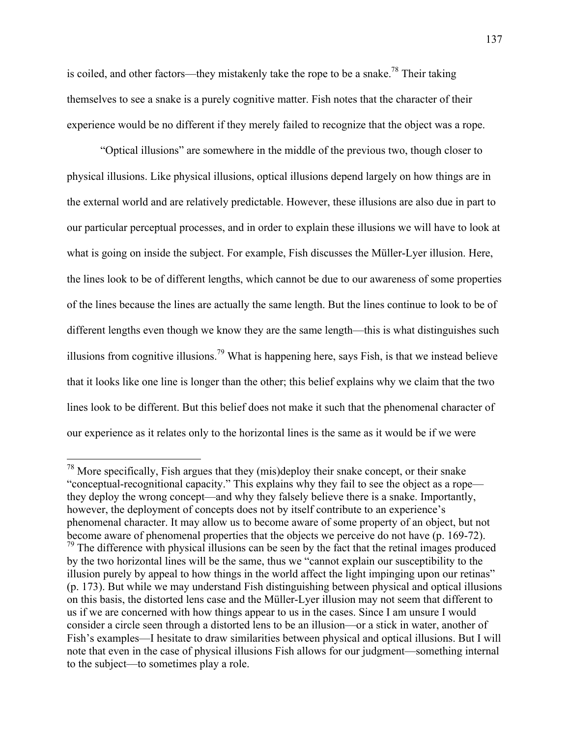is coiled, and other factors—they mistakenly take the rope to be a snake.[78] Their taking themselves to see a snake is a purely cognitive matter. Fish notes that the character of their experience would be no different if they merely failed to recognize that the object was a rope.

"Optical illusions" are somewhere in the middle of the previous two, though closer to physical illusions. Like physical illusions, optical illusions depend largely on how things are in the external world and are relatively predictable. However, these illusions are also due in part to our particular perceptual processes, and in order to explain these illusions we will have to look at what is going on inside the subject. For example, Fish discusses the Müller-Lyer illusion. Here, the lines look to be of different lengths, which cannot be due to our awareness of some properties of the lines because the lines are actually the same length. But the lines continue to look to be of different lengths even though we know they are the same length—this is what distinguishes such illusions from cognitive illusions.[79] What is happening here, says Fish, is that we instead believe that it looks like one line is longer than the other; this belief explains why we claim that the two lines look to be different. But this belief does not make it such that the phenomenal character of our experience as it relates only to the horizontal lines is the same as it would be if we were

---

[78] More specifically, Fish argues that they (mis)deploy their snake concept, or their snake "conceptual-recognitional capacity." This explains why they fail to see the object as a rope—they deploy the wrong concept—and why they falsely believe there is a snake. Importantly, however, the deployment of concepts does not by itself contribute to an experience's phenomenal character. It may allow us to become aware of some property of an object, but not become aware of phenomenal properties that the objects we perceive do not have (p. 169-72).

[79] The difference with physical illusions can be seen by the fact that the retinal images produced by the two horizontal lines will be the same, thus we "cannot explain our susceptibility to the illusion purely by appeal to how things in the world affect the light impinging upon our retinas" (p. 173). But while we may understand Fish distinguishing between physical and optical illusions on this basis, the distorted lens case and the Müller-Lyer illusion may not seem that different to us if we are concerned with how things appear to us in the cases. Since I am unsure I would consider a circle seen through a distorted lens to be an illusion—or a stick in water, another of Fish's examples—I hesitate to draw similarities between physical and optical illusions. But I will note that even in the case of physical illusions Fish allows for our judgment—something internal to the subject—to sometimes play a role.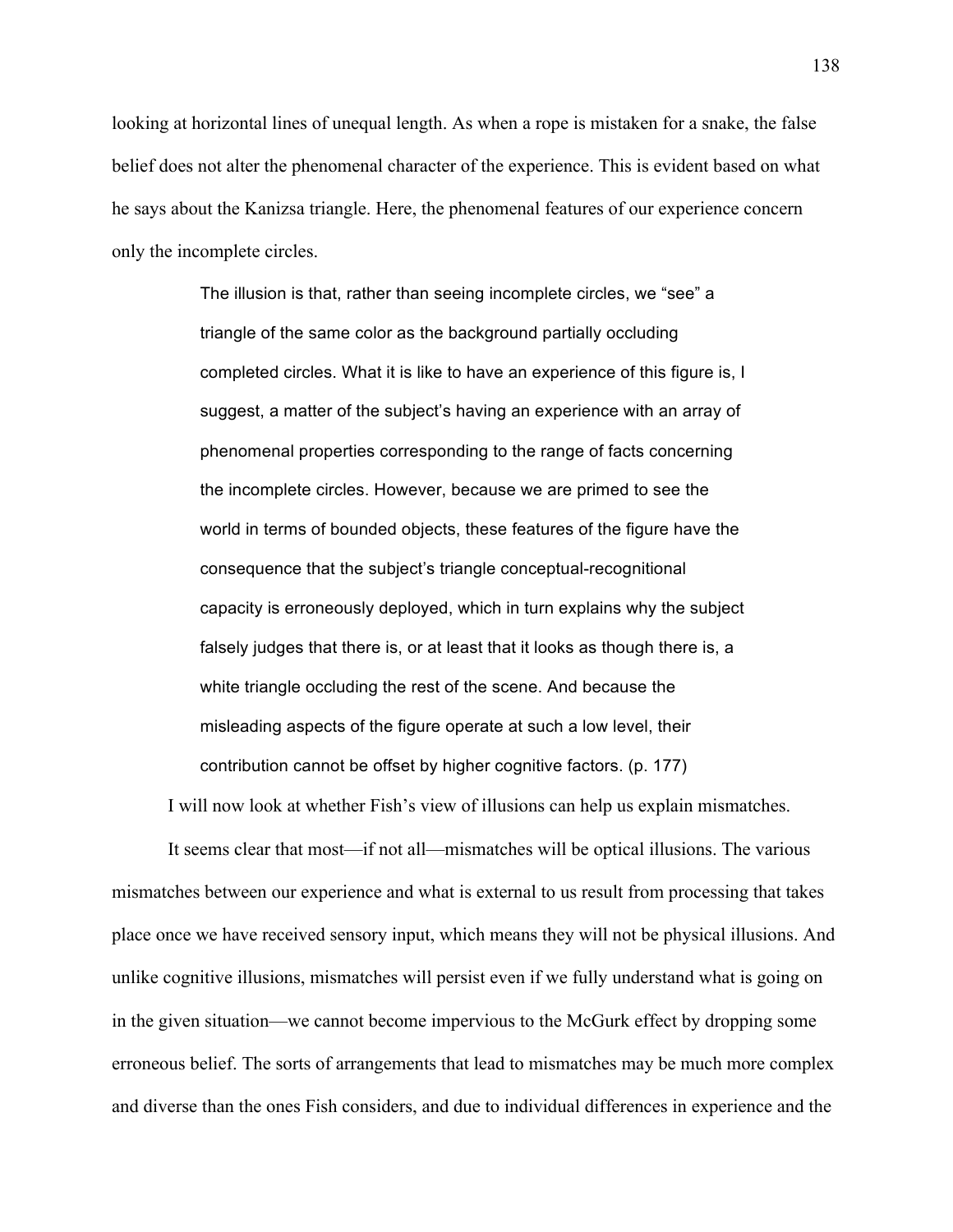looking at horizontal lines of unequal length. As when a rope is mistaken for a snake, the false belief does not alter the phenomenal character of the experience. This is evident based on what he says about the Kanizsa triangle. Here, the phenomenal features of our experience concern only the incomplete circles.

> The illusion is that, rather than seeing incomplete circles, we "see" a triangle of the same color as the background partially occluding completed circles. What it is like to have an experience of this figure is, I suggest, a matter of the subject's having an experience with an array of phenomenal properties corresponding to the range of facts concerning the incomplete circles. However, because we are primed to see the world in terms of bounded objects, these features of the figure have the consequence that the subject's triangle conceptual-recognitional capacity is erroneously deployed, which in turn explains why the subject falsely judges that there is, or at least that it looks as though there is, a white triangle occluding the rest of the scene. And because the misleading aspects of the figure operate at such a low level, their contribution cannot be offset by higher cognitive factors. (p. 177)

I will now look at whether Fish's view of illusions can help us explain mismatches.

It seems clear that most—if not all—mismatches will be optical illusions. The various mismatches between our experience and what is external to us result from processing that takes place once we have received sensory input, which means they will not be physical illusions. And unlike cognitive illusions, mismatches will persist even if we fully understand what is going on in the given situation—we cannot become impervious to the McGurk effect by dropping some erroneous belief. The sorts of arrangements that lead to mismatches may be much more complex and diverse than the ones Fish considers, and due to individual differences in experience and the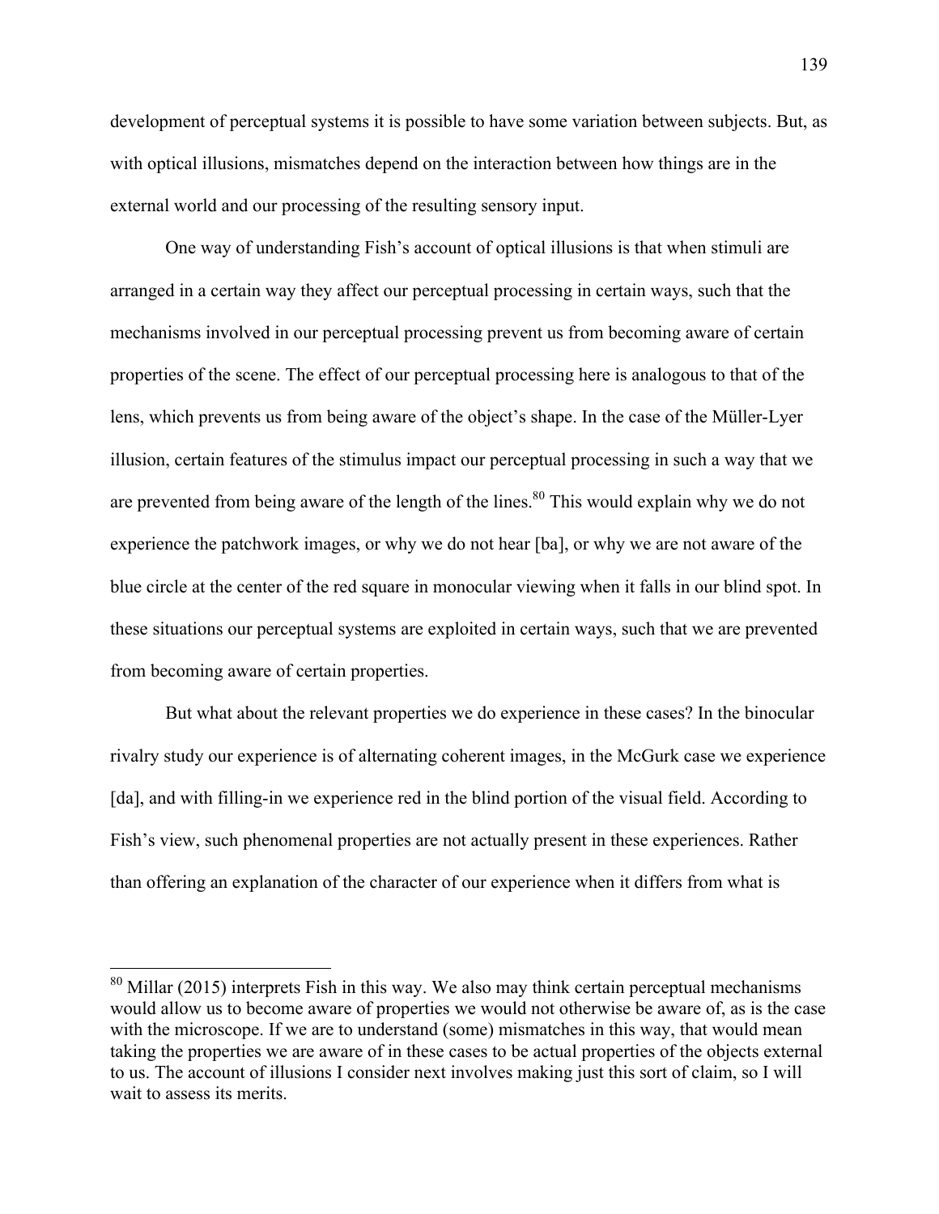development of perceptual systems it is possible to have some variation between subjects. But, as with optical illusions, mismatches depend on the interaction between how things are in the external world and our processing of the resulting sensory input.

One way of understanding Fish's account of optical illusions is that when stimuli are arranged in a certain way they affect our perceptual processing in certain ways, such that the mechanisms involved in our perceptual processing prevent us from becoming aware of certain properties of the scene. The effect of our perceptual processing here is analogous to that of the lens, which prevents us from being aware of the object's shape. In the case of the Müller-Lyer illusion, certain features of the stimulus impact our perceptual processing in such a way that we are prevented from being aware of the length of the lines.[80] This would explain why we do not experience the patchwork images, or why we do not hear [ba], or why we are not aware of the blue circle at the center of the red square in monocular viewing when it falls in our blind spot. In these situations our perceptual systems are exploited in certain ways, such that we are prevented from becoming aware of certain properties.

But what about the relevant properties we do experience in these cases? In the binocular rivalry study our experience is of alternating coherent images, in the McGurk case we experience [da], and with filling-in we experience red in the blind portion of the visual field. According to Fish's view, such phenomenal properties are not actually present in these experiences. Rather than offering an explanation of the character of our experience when it differs from what is

---

[80] Millar (2015) interprets Fish in this way. We also may think certain perceptual mechanisms would allow us to become aware of properties we would not otherwise be aware of, as is the case with the microscope. If we are to understand (some) mismatches in this way, that would mean taking the properties we are aware of in these cases to be actual properties of the objects external to us. The account of illusions I consider next involves making just this sort of claim, so I will wait to assess its merits.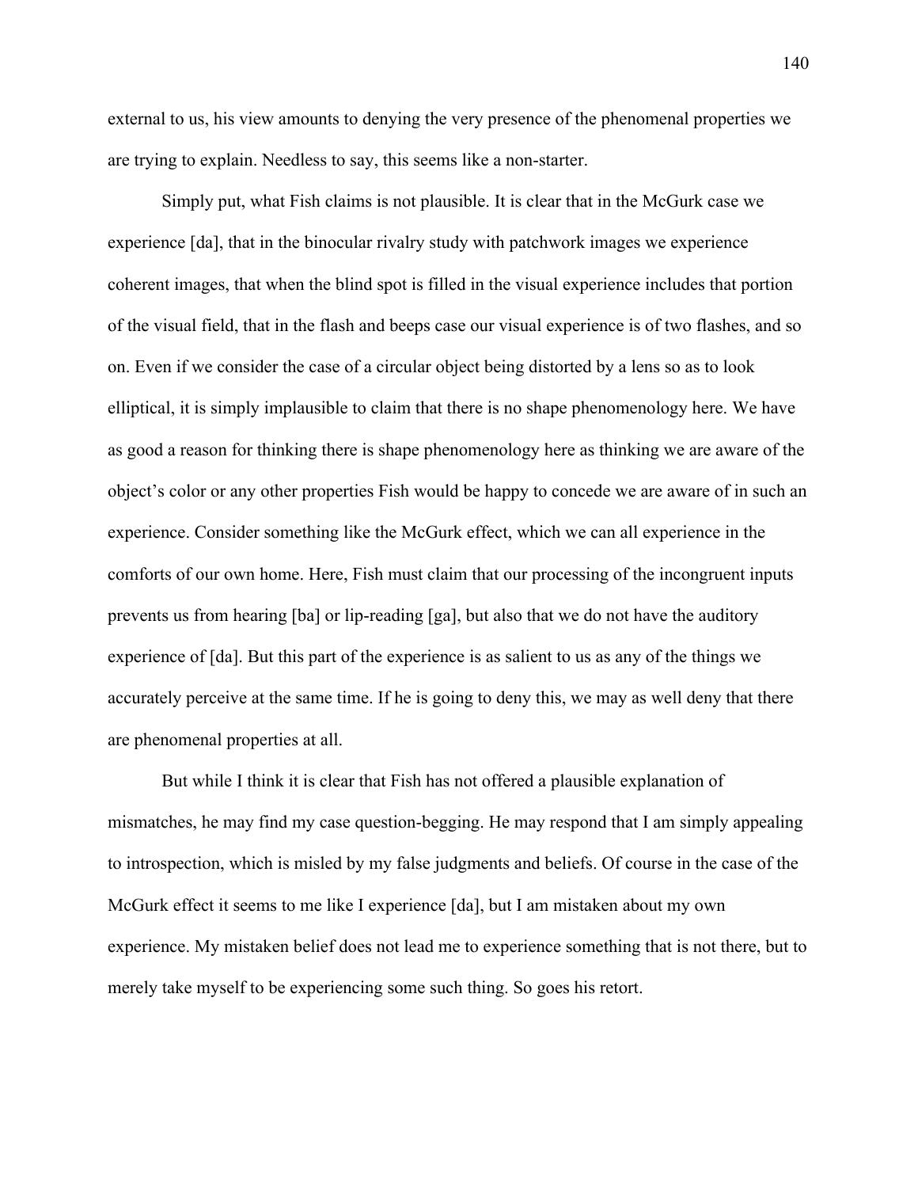external to us, his view amounts to denying the very presence of the phenomenal properties we are trying to explain. Needless to say, this seems like a non-starter.

Simply put, what Fish claims is not plausible. It is clear that in the McGurk case we experience [da], that in the binocular rivalry study with patchwork images we experience coherent images, that when the blind spot is filled in the visual experience includes that portion of the visual field, that in the flash and beeps case our visual experience is of two flashes, and so on. Even if we consider the case of a circular object being distorted by a lens so as to look elliptical, it is simply implausible to claim that there is no shape phenomenology here. We have as good a reason for thinking there is shape phenomenology here as thinking we are aware of the object's color or any other properties Fish would be happy to concede we are aware of in such an experience. Consider something like the McGurk effect, which we can all experience in the comforts of our own home. Here, Fish must claim that our processing of the incongruent inputs prevents us from hearing [ba] or lip-reading [ga], but also that we do not have the auditory experience of [da]. But this part of the experience is as salient to us as any of the things we accurately perceive at the same time. If he is going to deny this, we may as well deny that there are phenomenal properties at all.

But while I think it is clear that Fish has not offered a plausible explanation of mismatches, he may find my case question-begging. He may respond that I am simply appealing to introspection, which is misled by my false judgments and beliefs. Of course in the case of the McGurk effect it seems to me like I experience [da], but I am mistaken about my own experience. My mistaken belief does not lead me to experience something that is not there, but to merely take myself to be experiencing some such thing. So goes his retort.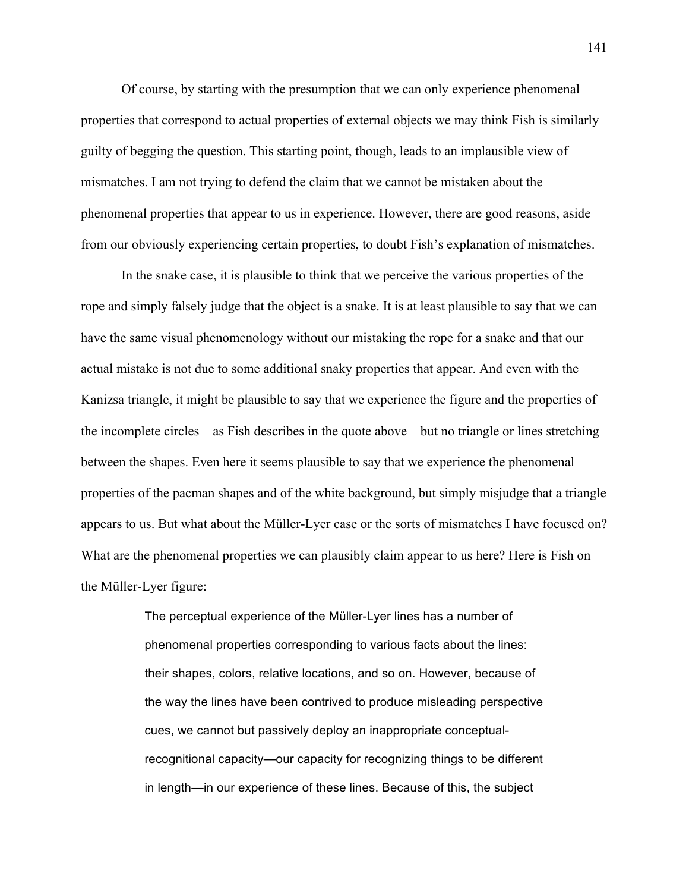Of course, by starting with the presumption that we can only experience phenomenal properties that correspond to actual properties of external objects we may think Fish is similarly guilty of begging the question. This starting point, though, leads to an implausible view of mismatches. I am not trying to defend the claim that we cannot be mistaken about the phenomenal properties that appear to us in experience. However, there are good reasons, aside from our obviously experiencing certain properties, to doubt Fish's explanation of mismatches.

In the snake case, it is plausible to think that we perceive the various properties of the rope and simply falsely judge that the object is a snake. It is at least plausible to say that we can have the same visual phenomenology without our mistaking the rope for a snake and that our actual mistake is not due to some additional snaky properties that appear. And even with the Kanizsa triangle, it might be plausible to say that we experience the figure and the properties of the incomplete circles—as Fish describes in the quote above—but no triangle or lines stretching between the shapes. Even here it seems plausible to say that we experience the phenomenal properties of the pacman shapes and of the white background, but simply misjudge that a triangle appears to us. But what about the Müller-Lyer case or the sorts of mismatches I have focused on? What are the phenomenal properties we can plausibly claim appear to us here? Here is Fish on the Müller-Lyer figure:

> The perceptual experience of the Müller-Lyer lines has a number of phenomenal properties corresponding to various facts about the lines: their shapes, colors, relative locations, and so on. However, because of the way the lines have been contrived to produce misleading perspective cues, we cannot but passively deploy an inappropriate conceptual-recognitional capacity—our capacity for recognizing things to be different in length—in our experience of these lines. Because of this, the subject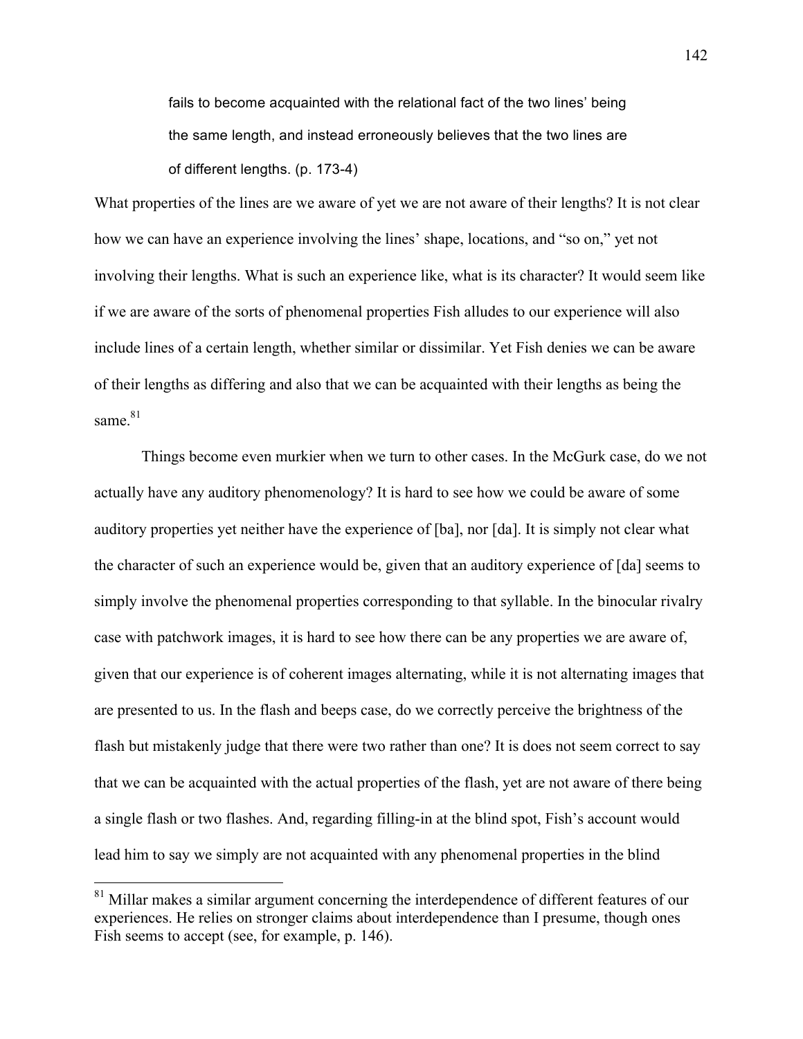> fails to become acquainted with the relational fact of the two lines' being the same length, and instead erroneously believes that the two lines are of different lengths. (p. 173-4)

What properties of the lines are we aware of yet we are not aware of their lengths? It is not clear how we can have an experience involving the lines' shape, locations, and "so on," yet not involving their lengths. What is such an experience like, what is its character? It would seem like if we are aware of the sorts of phenomenal properties Fish alludes to our experience will also include lines of a certain length, whether similar or dissimilar. Yet Fish denies we can be aware of their lengths as differing and also that we can be acquainted with their lengths as being the same.[81]

Things become even murkier when we turn to other cases. In the McGurk case, do we not actually have any auditory phenomenology? It is hard to see how we could be aware of some auditory properties yet neither have the experience of [ba], nor [da]. It is simply not clear what the character of such an experience would be, given that an auditory experience of [da] seems to simply involve the phenomenal properties corresponding to that syllable. In the binocular rivalry case with patchwork images, it is hard to see how there can be any properties we are aware of, given that our experience is of coherent images alternating, while it is not alternating images that are presented to us. In the flash and beeps case, do we correctly perceive the brightness of the flash but mistakenly judge that there were two rather than one? It is does not seem correct to say that we can be acquainted with the actual properties of the flash, yet are not aware of there being a single flash or two flashes. And, regarding filling-in at the blind spot, Fish's account would lead him to say we simply are not acquainted with any phenomenal properties in the blind

[81] Millar makes a similar argument concerning the interdependence of different features of our experiences. He relies on stronger claims about interdependence than I presume, though ones Fish seems to accept (see, for example, p. 146).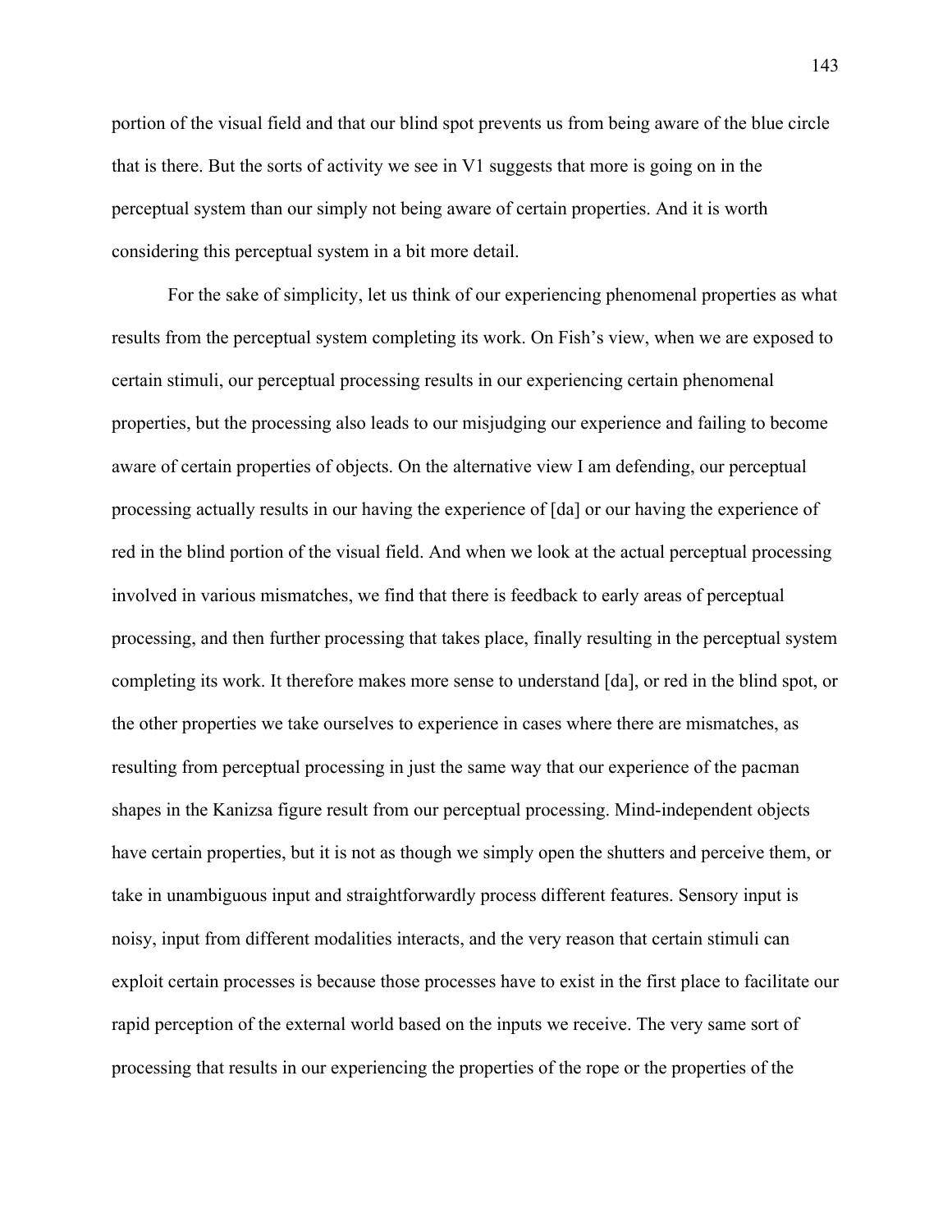portion of the visual field and that our blind spot prevents us from being aware of the blue circle that is there. But the sorts of activity we see in V1 suggests that more is going on in the perceptual system than our simply not being aware of certain properties. And it is worth considering this perceptual system in a bit more detail.

For the sake of simplicity, let us think of our experiencing phenomenal properties as what results from the perceptual system completing its work. On Fish's view, when we are exposed to certain stimuli, our perceptual processing results in our experiencing certain phenomenal properties, but the processing also leads to our misjudging our experience and failing to become aware of certain properties of objects. On the alternative view I am defending, our perceptual processing actually results in our having the experience of [da] or our having the experience of red in the blind portion of the visual field. And when we look at the actual perceptual processing involved in various mismatches, we find that there is feedback to early areas of perceptual processing, and then further processing that takes place, finally resulting in the perceptual system completing its work. It therefore makes more sense to understand [da], or red in the blind spot, or the other properties we take ourselves to experience in cases where there are mismatches, as resulting from perceptual processing in just the same way that our experience of the pacman shapes in the Kanizsa figure result from our perceptual processing. Mind-independent objects have certain properties, but it is not as though we simply open the shutters and perceive them, or take in unambiguous input and straightforwardly process different features. Sensory input is noisy, input from different modalities interacts, and the very reason that certain stimuli can exploit certain processes is because those processes have to exist in the first place to facilitate our rapid perception of the external world based on the inputs we receive. The very same sort of processing that results in our experiencing the properties of the rope or the properties of the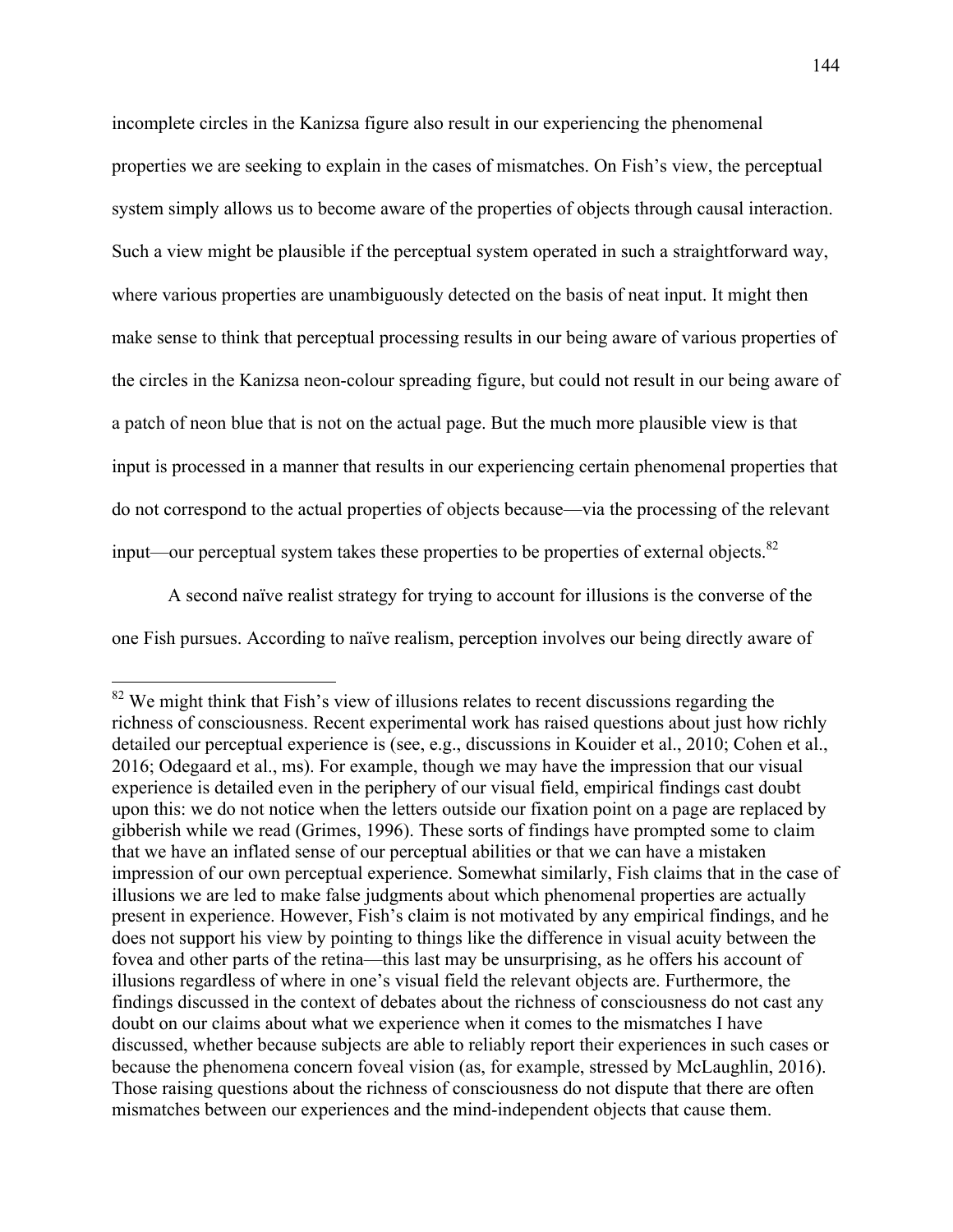incomplete circles in the Kanizsa figure also result in our experiencing the phenomenal properties we are seeking to explain in the cases of mismatches. On Fish's view, the perceptual system simply allows us to become aware of the properties of objects through causal interaction. Such a view might be plausible if the perceptual system operated in such a straightforward way, where various properties are unambiguously detected on the basis of neat input. It might then make sense to think that perceptual processing results in our being aware of various properties of the circles in the Kanizsa neon-colour spreading figure, but could not result in our being aware of a patch of neon blue that is not on the actual page. But the much more plausible view is that input is processed in a manner that results in our experiencing certain phenomenal properties that do not correspond to the actual properties of objects because—via the processing of the relevant input—our perceptual system takes these properties to be properties of external objects.[82]

A second naïve realist strategy for trying to account for illusions is the converse of the one Fish pursues. According to naïve realism, perception involves our being directly aware of

---

[82] We might think that Fish's view of illusions relates to recent discussions regarding the richness of consciousness. Recent experimental work has raised questions about just how richly detailed our perceptual experience is (see, e.g., discussions in Kouider et al., 2010; Cohen et al., 2016; Odegaard et al., ms). For example, though we may have the impression that our visual experience is detailed even in the periphery of our visual field, empirical findings cast doubt upon this: we do not notice when the letters outside our fixation point on a page are replaced by gibberish while we read (Grimes, 1996). These sorts of findings have prompted some to claim that we have an inflated sense of our perceptual abilities or that we can have a mistaken impression of our own perceptual experience. Somewhat similarly, Fish claims that in the case of illusions we are led to make false judgments about which phenomenal properties are actually present in experience. However, Fish's claim is not motivated by any empirical findings, and he does not support his view by pointing to things like the difference in visual acuity between the fovea and other parts of the retina—this last may be unsurprising, as he offers his account of illusions regardless of where in one's visual field the relevant objects are. Furthermore, the findings discussed in the context of debates about the richness of consciousness do not cast any doubt on our claims about what we experience when it comes to the mismatches I have discussed, whether because subjects are able to reliably report their experiences in such cases or because the phenomena concern foveal vision (as, for example, stressed by McLaughlin, 2016). Those raising questions about the richness of consciousness do not dispute that there are often mismatches between our experiences and the mind-independent objects that cause them.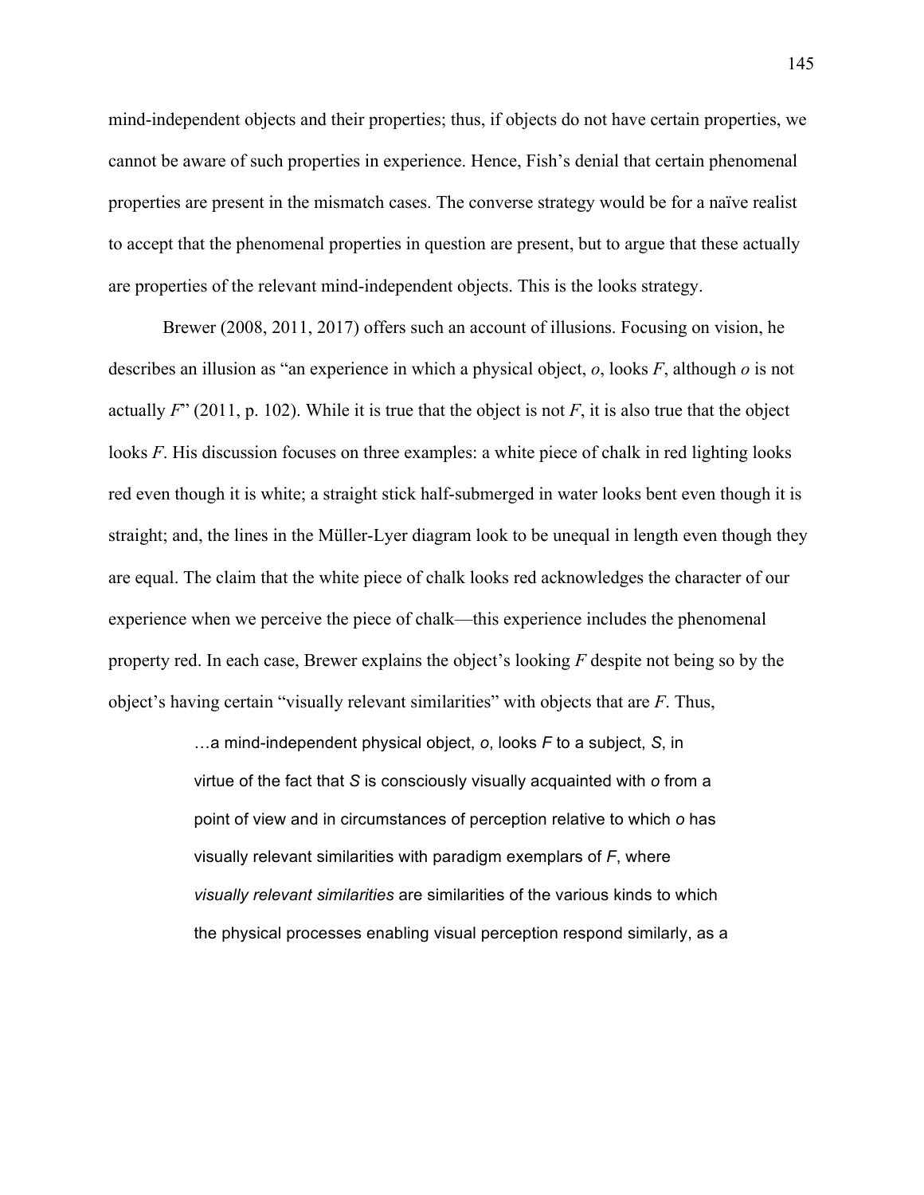mind-independent objects and their properties; thus, if objects do not have certain properties, we cannot be aware of such properties in experience. Hence, Fish's denial that certain phenomenal properties are present in the mismatch cases. The converse strategy would be for a naïve realist to accept that the phenomenal properties in question are present, but to argue that these actually are properties of the relevant mind-independent objects. This is the looks strategy.

Brewer (2008, 2011, 2017) offers such an account of illusions. Focusing on vision, he describes an illusion as "an experience in which a physical object, *o*, looks *F*, although *o* is not actually *F*" (2011, p. 102). While it is true that the object is not *F*, it is also true that the object looks *F*. His discussion focuses on three examples: a white piece of chalk in red lighting looks red even though it is white; a straight stick half-submerged in water looks bent even though it is straight; and, the lines in the Müller-Lyer diagram look to be unequal in length even though they are equal. The claim that the white piece of chalk looks red acknowledges the character of our experience when we perceive the piece of chalk—this experience includes the phenomenal property red. In each case, Brewer explains the object's looking *F* despite not being so by the object's having certain "visually relevant similarities" with objects that are *F*. Thus,

> …a mind-independent physical object, *o*, looks *F* to a subject, *S*, in virtue of the fact that *S* is consciously visually acquainted with *o* from a point of view and in circumstances of perception relative to which *o* has visually relevant similarities with paradigm exemplars of *F*, where *visually relevant similarities* are similarities of the various kinds to which the physical processes enabling visual perception respond similarly, as a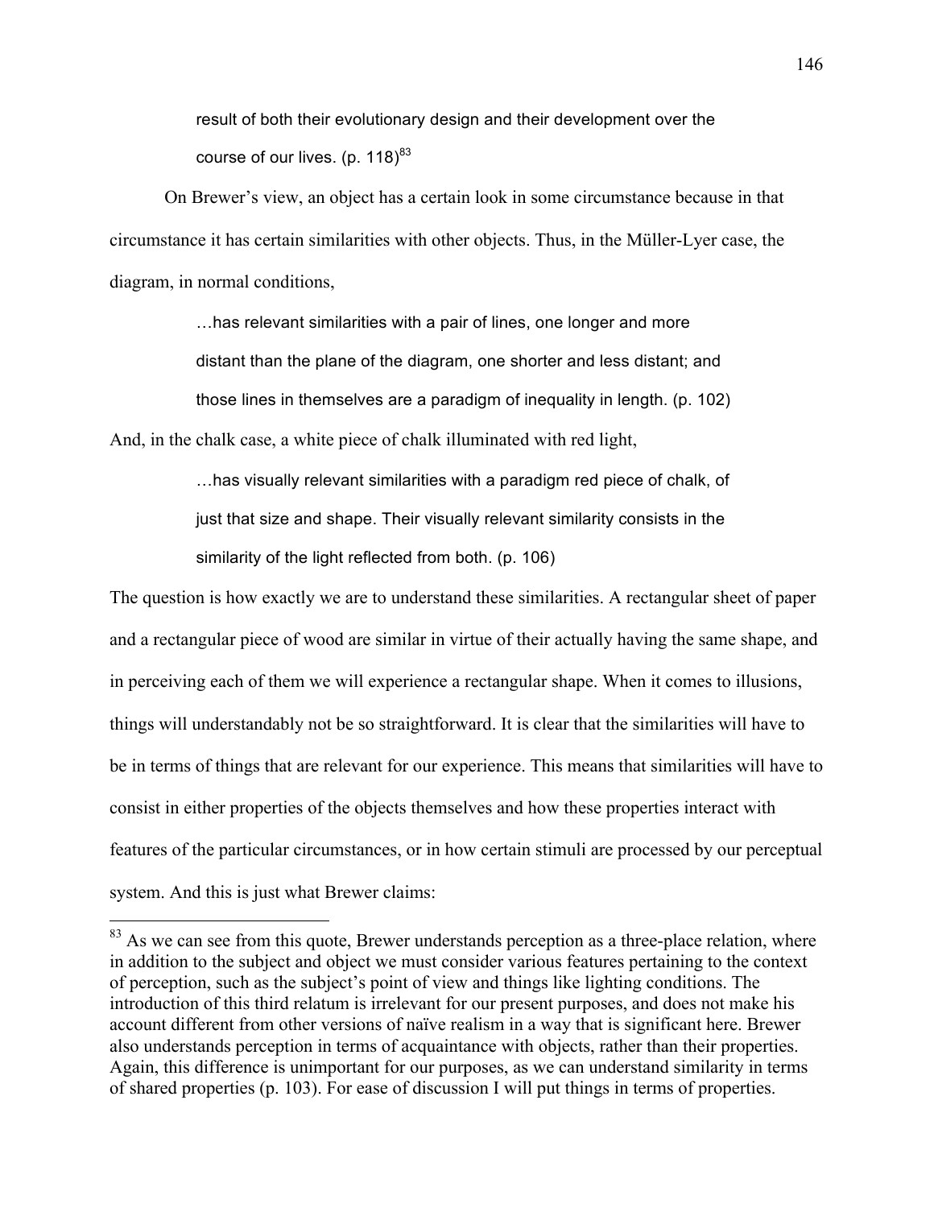> result of both their evolutionary design and their development over the course of our lives. (p. 118)[83]

On Brewer's view, an object has a certain look in some circumstance because in that circumstance it has certain similarities with other objects. Thus, in the Müller-Lyer case, the diagram, in normal conditions,

> …has relevant similarities with a pair of lines, one longer and more distant than the plane of the diagram, one shorter and less distant; and those lines in themselves are a paradigm of inequality in length. (p. 102)

And, in the chalk case, a white piece of chalk illuminated with red light,

> …has visually relevant similarities with a paradigm red piece of chalk, of just that size and shape. Their visually relevant similarity consists in the similarity of the light reflected from both. (p. 106)

The question is how exactly we are to understand these similarities. A rectangular sheet of paper and a rectangular piece of wood are similar in virtue of their actually having the same shape, and in perceiving each of them we will experience a rectangular shape. When it comes to illusions, things will understandably not be so straightforward. It is clear that the similarities will have to be in terms of things that are relevant for our experience. This means that similarities will have to consist in either properties of the objects themselves and how these properties interact with features of the particular circumstances, or in how certain stimuli are processed by our perceptual system. And this is just what Brewer claims:

---

[83] As we can see from this quote, Brewer understands perception as a three-place relation, where in addition to the subject and object we must consider various features pertaining to the context of perception, such as the subject's point of view and things like lighting conditions. The introduction of this third relatum is irrelevant for our present purposes, and does not make his account different from other versions of naïve realism in a way that is significant here. Brewer also understands perception in terms of acquaintance with objects, rather than their properties. Again, this difference is unimportant for our purposes, as we can understand similarity in terms of shared properties (p. 103). For ease of discussion I will put things in terms of properties.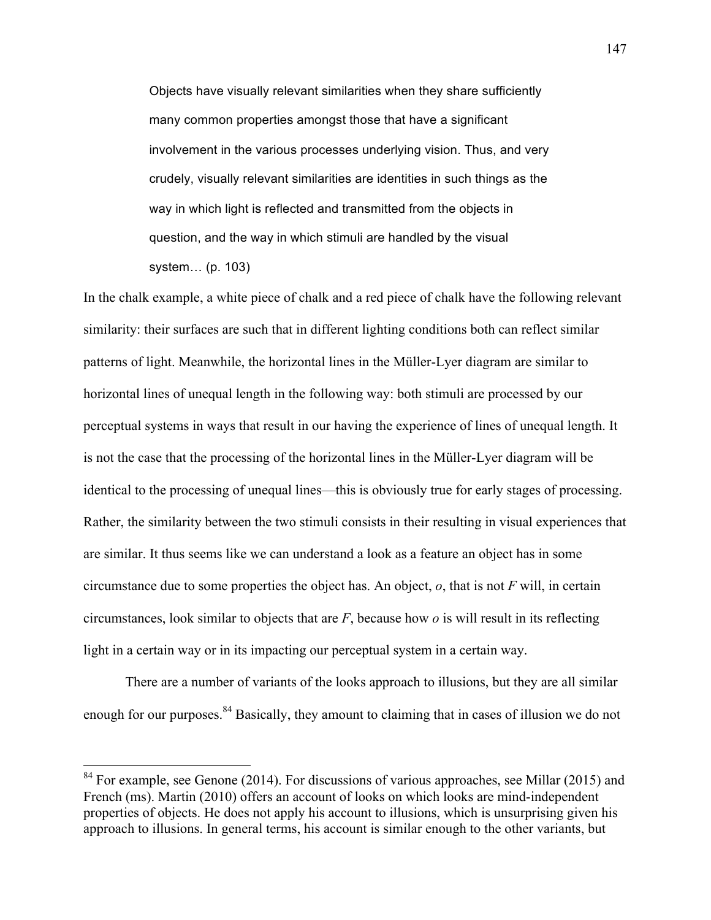> Objects have visually relevant similarities when they share sufficiently many common properties amongst those that have a significant involvement in the various processes underlying vision. Thus, and very crudely, visually relevant similarities are identities in such things as the way in which light is reflected and transmitted from the objects in question, and the way in which stimuli are handled by the visual system… (p. 103)

In the chalk example, a white piece of chalk and a red piece of chalk have the following relevant similarity: their surfaces are such that in different lighting conditions both can reflect similar patterns of light. Meanwhile, the horizontal lines in the Müller-Lyer diagram are similar to horizontal lines of unequal length in the following way: both stimuli are processed by our perceptual systems in ways that result in our having the experience of lines of unequal length. It is not the case that the processing of the horizontal lines in the Müller-Lyer diagram will be identical to the processing of unequal lines—this is obviously true for early stages of processing. Rather, the similarity between the two stimuli consists in their resulting in visual experiences that are similar. It thus seems like we can understand a look as a feature an object has in some circumstance due to some properties the object has. An object, *o*, that is not *F* will, in certain circumstances, look similar to objects that are *F*, because how *o* is will result in its reflecting light in a certain way or in its impacting our perceptual system in a certain way.

There are a number of variants of the looks approach to illusions, but they are all similar enough for our purposes.[84] Basically, they amount to claiming that in cases of illusion we do not

[84] For example, see Genone (2014). For discussions of various approaches, see Millar (2015) and French (ms). Martin (2010) offers an account of looks on which looks are mind-independent properties of objects. He does not apply his account to illusions, which is unsurprising given his approach to illusions. In general terms, his account is similar enough to the other variants, but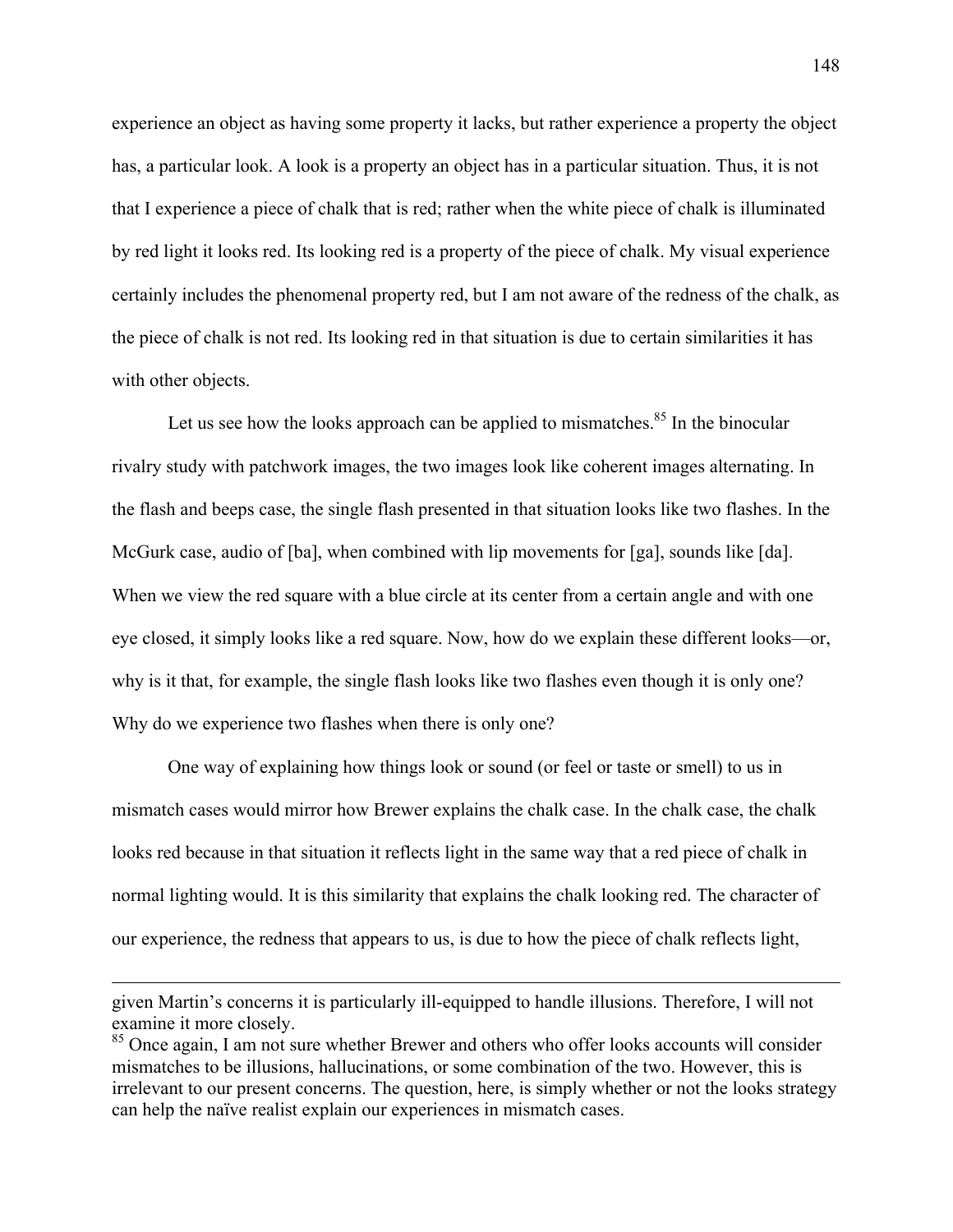experience an object as having some property it lacks, but rather experience a property the object has, a particular look. A look is a property an object has in a particular situation. Thus, it is not that I experience a piece of chalk that is red; rather when the white piece of chalk is illuminated by red light it looks red. Its looking red is a property of the piece of chalk. My visual experience certainly includes the phenomenal property red, but I am not aware of the redness of the chalk, as the piece of chalk is not red. Its looking red in that situation is due to certain similarities it has with other objects.

Let us see how the looks approach can be applied to mismatches.[85] In the binocular rivalry study with patchwork images, the two images look like coherent images alternating. In the flash and beeps case, the single flash presented in that situation looks like two flashes. In the McGurk case, audio of [ba], when combined with lip movements for [ga], sounds like [da]. When we view the red square with a blue circle at its center from a certain angle and with one eye closed, it simply looks like a red square. Now, how do we explain these different looks—or, why is it that, for example, the single flash looks like two flashes even though it is only one? Why do we experience two flashes when there is only one?

One way of explaining how things look or sound (or feel or taste or smell) to us in mismatch cases would mirror how Brewer explains the chalk case. In the chalk case, the chalk looks red because in that situation it reflects light in the same way that a red piece of chalk in normal lighting would. It is this similarity that explains the chalk looking red. The character of our experience, the redness that appears to us, is due to how the piece of chalk reflects light,

---

given Martin's concerns it is particularly ill-equipped to handle illusions. Therefore, I will not examine it more closely.

[85] Once again, I am not sure whether Brewer and others who offer looks accounts will consider mismatches to be illusions, hallucinations, or some combination of the two. However, this is irrelevant to our present concerns. The question, here, is simply whether or not the looks strategy can help the naïve realist explain our experiences in mismatch cases.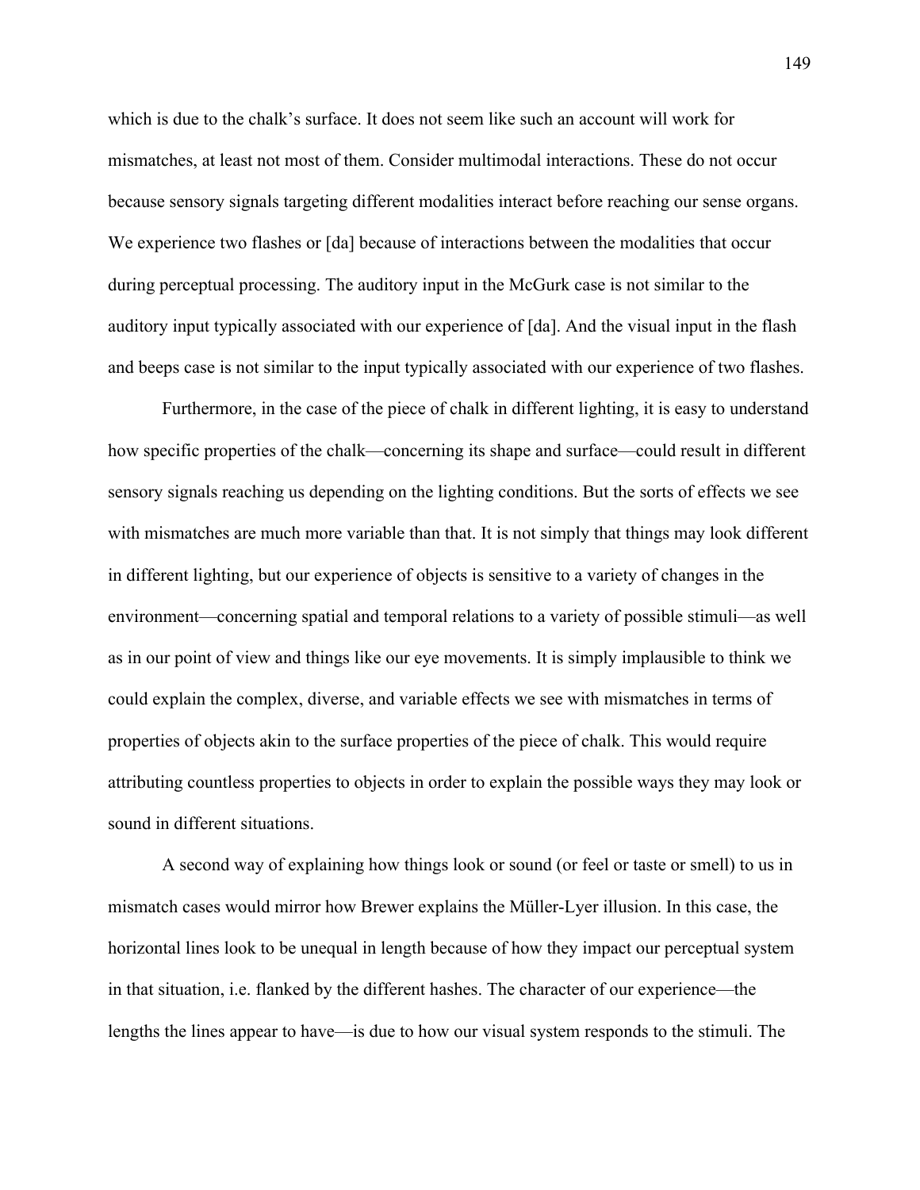which is due to the chalk's surface. It does not seem like such an account will work for mismatches, at least not most of them. Consider multimodal interactions. These do not occur because sensory signals targeting different modalities interact before reaching our sense organs. We experience two flashes or [da] because of interactions between the modalities that occur during perceptual processing. The auditory input in the McGurk case is not similar to the auditory input typically associated with our experience of [da]. And the visual input in the flash and beeps case is not similar to the input typically associated with our experience of two flashes.

Furthermore, in the case of the piece of chalk in different lighting, it is easy to understand how specific properties of the chalk—concerning its shape and surface—could result in different sensory signals reaching us depending on the lighting conditions. But the sorts of effects we see with mismatches are much more variable than that. It is not simply that things may look different in different lighting, but our experience of objects is sensitive to a variety of changes in the environment—concerning spatial and temporal relations to a variety of possible stimuli—as well as in our point of view and things like our eye movements. It is simply implausible to think we could explain the complex, diverse, and variable effects we see with mismatches in terms of properties of objects akin to the surface properties of the piece of chalk. This would require attributing countless properties to objects in order to explain the possible ways they may look or sound in different situations.

A second way of explaining how things look or sound (or feel or taste or smell) to us in mismatch cases would mirror how Brewer explains the Müller-Lyer illusion. In this case, the horizontal lines look to be unequal in length because of how they impact our perceptual system in that situation, i.e. flanked by the different hashes. The character of our experience—the lengths the lines appear to have—is due to how our visual system responds to the stimuli. The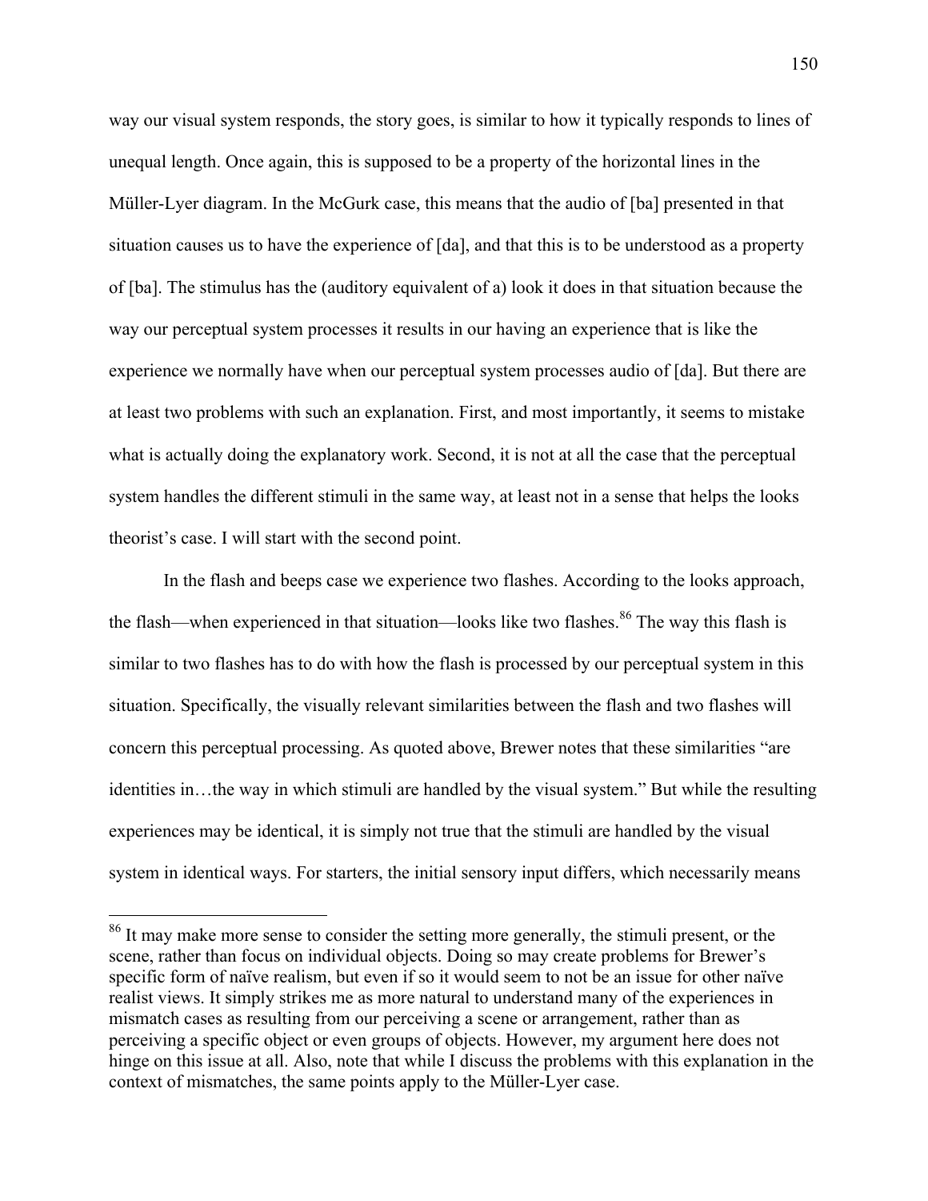way our visual system responds, the story goes, is similar to how it typically responds to lines of unequal length. Once again, this is supposed to be a property of the horizontal lines in the Müller-Lyer diagram. In the McGurk case, this means that the audio of [ba] presented in that situation causes us to have the experience of [da], and that this is to be understood as a property of [ba]. The stimulus has the (auditory equivalent of a) look it does in that situation because the way our perceptual system processes it results in our having an experience that is like the experience we normally have when our perceptual system processes audio of [da]. But there are at least two problems with such an explanation. First, and most importantly, it seems to mistake what is actually doing the explanatory work. Second, it is not at all the case that the perceptual system handles the different stimuli in the same way, at least not in a sense that helps the looks theorist's case. I will start with the second point.

In the flash and beeps case we experience two flashes. According to the looks approach, the flash—when experienced in that situation—looks like two flashes.[86] The way this flash is similar to two flashes has to do with how the flash is processed by our perceptual system in this situation. Specifically, the visually relevant similarities between the flash and two flashes will concern this perceptual processing. As quoted above, Brewer notes that these similarities "are identities in…the way in which stimuli are handled by the visual system." But while the resulting experiences may be identical, it is simply not true that the stimuli are handled by the visual system in identical ways. For starters, the initial sensory input differs, which necessarily means

[86] It may make more sense to consider the setting more generally, the stimuli present, or the scene, rather than focus on individual objects. Doing so may create problems for Brewer's specific form of naïve realism, but even if so it would seem to not be an issue for other naïve realist views. It simply strikes me as more natural to understand many of the experiences in mismatch cases as resulting from our perceiving a scene or arrangement, rather than as perceiving a specific object or even groups of objects. However, my argument here does not hinge on this issue at all. Also, note that while I discuss the problems with this explanation in the context of mismatches, the same points apply to the Müller-Lyer case.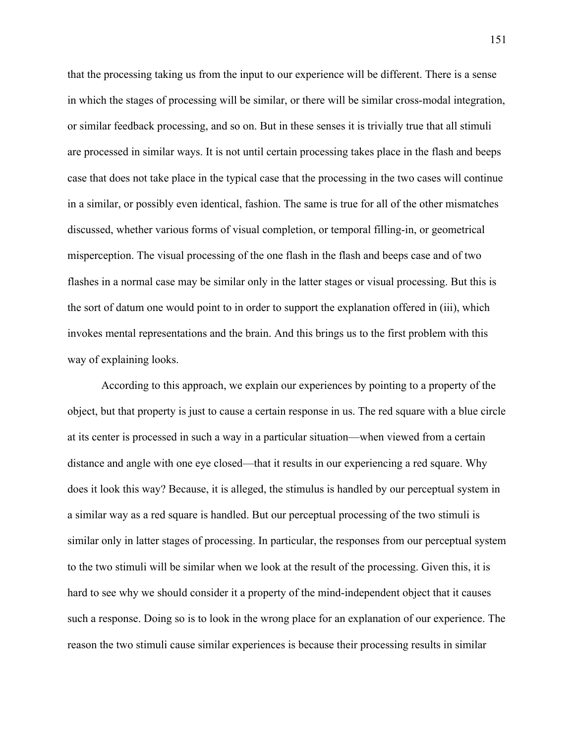that the processing taking us from the input to our experience will be different. There is a sense in which the stages of processing will be similar, or there will be similar cross-modal integration, or similar feedback processing, and so on. But in these senses it is trivially true that all stimuli are processed in similar ways. It is not until certain processing takes place in the flash and beeps case that does not take place in the typical case that the processing in the two cases will continue in a similar, or possibly even identical, fashion. The same is true for all of the other mismatches discussed, whether various forms of visual completion, or temporal filling-in, or geometrical misperception. The visual processing of the one flash in the flash and beeps case and of two flashes in a normal case may be similar only in the latter stages or visual processing. But this is the sort of datum one would point to in order to support the explanation offered in (iii), which invokes mental representations and the brain. And this brings us to the first problem with this way of explaining looks.

According to this approach, we explain our experiences by pointing to a property of the object, but that property is just to cause a certain response in us. The red square with a blue circle at its center is processed in such a way in a particular situation—when viewed from a certain distance and angle with one eye closed—that it results in our experiencing a red square. Why does it look this way? Because, it is alleged, the stimulus is handled by our perceptual system in a similar way as a red square is handled. But our perceptual processing of the two stimuli is similar only in latter stages of processing. In particular, the responses from our perceptual system to the two stimuli will be similar when we look at the result of the processing. Given this, it is hard to see why we should consider it a property of the mind-independent object that it causes such a response. Doing so is to look in the wrong place for an explanation of our experience. The reason the two stimuli cause similar experiences is because their processing results in similar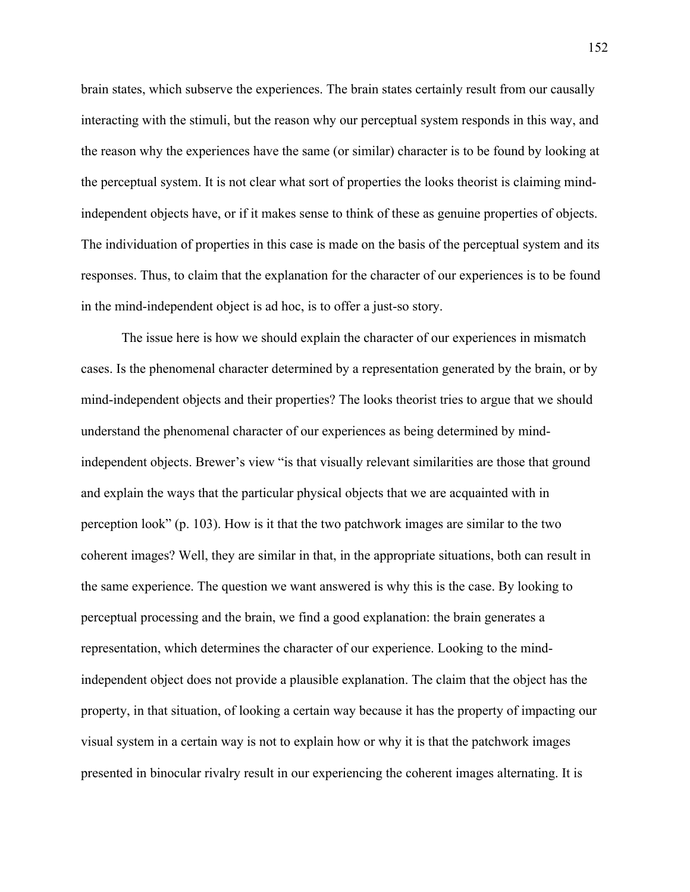brain states, which subserve the experiences. The brain states certainly result from our causally interacting with the stimuli, but the reason why our perceptual system responds in this way, and the reason why the experiences have the same (or similar) character is to be found by looking at the perceptual system. It is not clear what sort of properties the looks theorist is claiming mind-independent objects have, or if it makes sense to think of these as genuine properties of objects. The individuation of properties in this case is made on the basis of the perceptual system and its responses. Thus, to claim that the explanation for the character of our experiences is to be found in the mind-independent object is ad hoc, is to offer a just-so story.

The issue here is how we should explain the character of our experiences in mismatch cases. Is the phenomenal character determined by a representation generated by the brain, or by mind-independent objects and their properties? The looks theorist tries to argue that we should understand the phenomenal character of our experiences as being determined by mind-independent objects. Brewer's view "is that visually relevant similarities are those that ground and explain the ways that the particular physical objects that we are acquainted with in perception look" (p. 103). How is it that the two patchwork images are similar to the two coherent images? Well, they are similar in that, in the appropriate situations, both can result in the same experience. The question we want answered is why this is the case. By looking to perceptual processing and the brain, we find a good explanation: the brain generates a representation, which determines the character of our experience. Looking to the mind-independent object does not provide a plausible explanation. The claim that the object has the property, in that situation, of looking a certain way because it has the property of impacting our visual system in a certain way is not to explain how or why it is that the patchwork images presented in binocular rivalry result in our experiencing the coherent images alternating. It is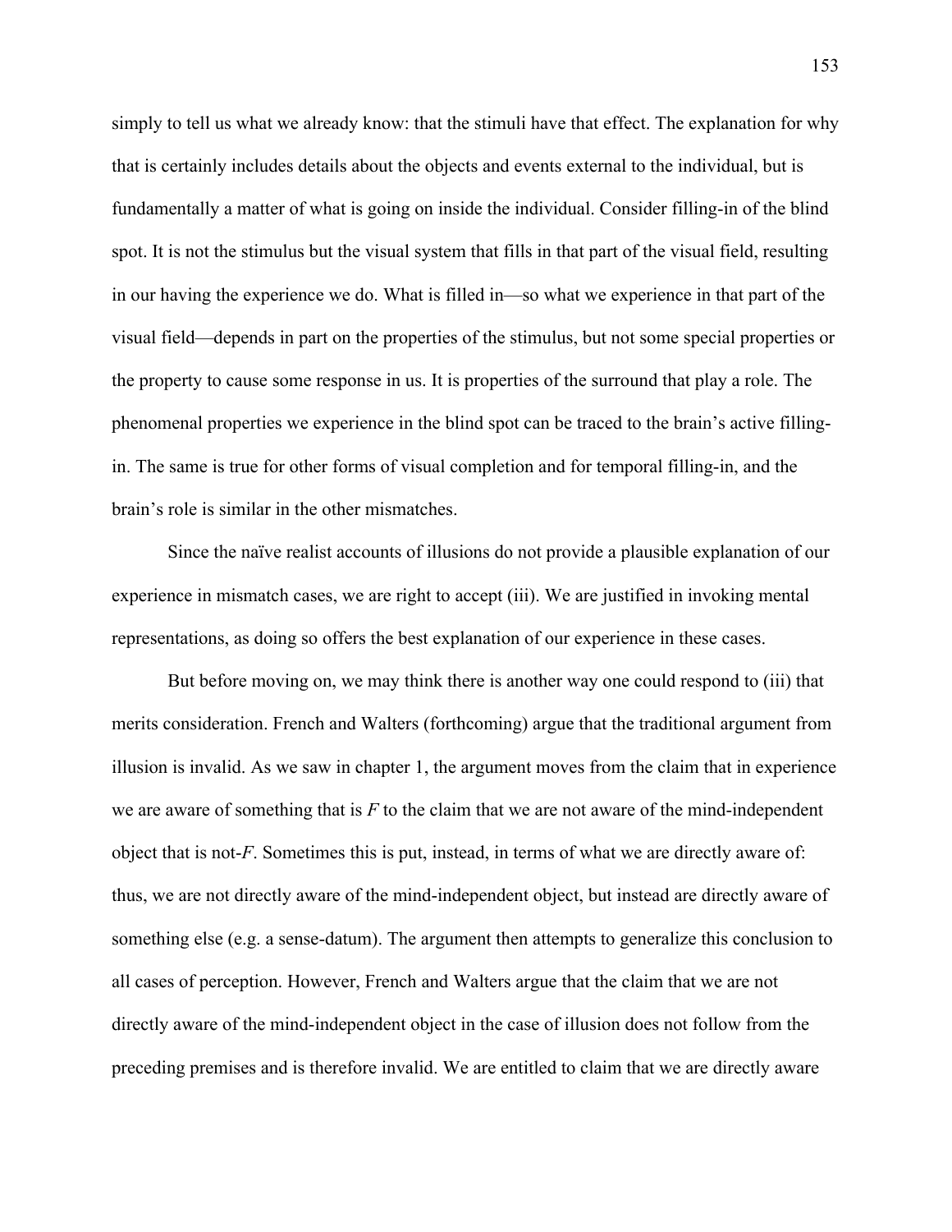simply to tell us what we already know: that the stimuli have that effect. The explanation for why that is certainly includes details about the objects and events external to the individual, but is fundamentally a matter of what is going on inside the individual. Consider filling-in of the blind spot. It is not the stimulus but the visual system that fills in that part of the visual field, resulting in our having the experience we do. What is filled in—so what we experience in that part of the visual field—depends in part on the properties of the stimulus, but not some special properties or the property to cause some response in us. It is properties of the surround that play a role. The phenomenal properties we experience in the blind spot can be traced to the brain's active filling-in. The same is true for other forms of visual completion and for temporal filling-in, and the brain's role is similar in the other mismatches.

Since the naïve realist accounts of illusions do not provide a plausible explanation of our experience in mismatch cases, we are right to accept (iii). We are justified in invoking mental representations, as doing so offers the best explanation of our experience in these cases.

But before moving on, we may think there is another way one could respond to (iii) that merits consideration. French and Walters (forthcoming) argue that the traditional argument from illusion is invalid. As we saw in chapter 1, the argument moves from the claim that in experience we are aware of something that is *F* to the claim that we are not aware of the mind-independent object that is not-*F*. Sometimes this is put, instead, in terms of what we are directly aware of: thus, we are not directly aware of the mind-independent object, but instead are directly aware of something else (e.g. a sense-datum). The argument then attempts to generalize this conclusion to all cases of perception. However, French and Walters argue that the claim that we are not directly aware of the mind-independent object in the case of illusion does not follow from the preceding premises and is therefore invalid. We are entitled to claim that we are directly aware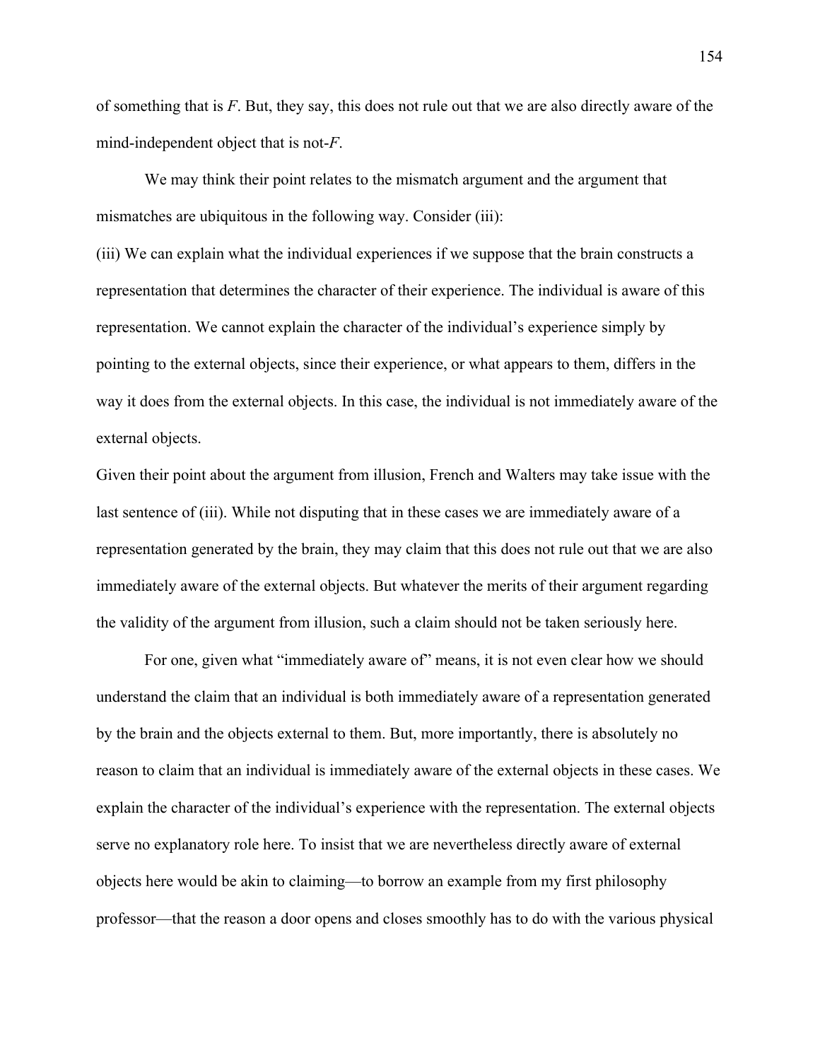of something that is *F*. But, they say, this does not rule out that we are also directly aware of the mind-independent object that is not-*F*.

We may think their point relates to the mismatch argument and the argument that mismatches are ubiquitous in the following way. Consider (iii):

(iii) We can explain what the individual experiences if we suppose that the brain constructs a representation that determines the character of their experience. The individual is aware of this representation. We cannot explain the character of the individual's experience simply by pointing to the external objects, since their experience, or what appears to them, differs in the way it does from the external objects. In this case, the individual is not immediately aware of the external objects.

Given their point about the argument from illusion, French and Walters may take issue with the last sentence of (iii). While not disputing that in these cases we are immediately aware of a representation generated by the brain, they may claim that this does not rule out that we are also immediately aware of the external objects. But whatever the merits of their argument regarding the validity of the argument from illusion, such a claim should not be taken seriously here.

For one, given what "immediately aware of" means, it is not even clear how we should understand the claim that an individual is both immediately aware of a representation generated by the brain and the objects external to them. But, more importantly, there is absolutely no reason to claim that an individual is immediately aware of the external objects in these cases. We explain the character of the individual's experience with the representation. The external objects serve no explanatory role here. To insist that we are nevertheless directly aware of external objects here would be akin to claiming—to borrow an example from my first philosophy professor—that the reason a door opens and closes smoothly has to do with the various physical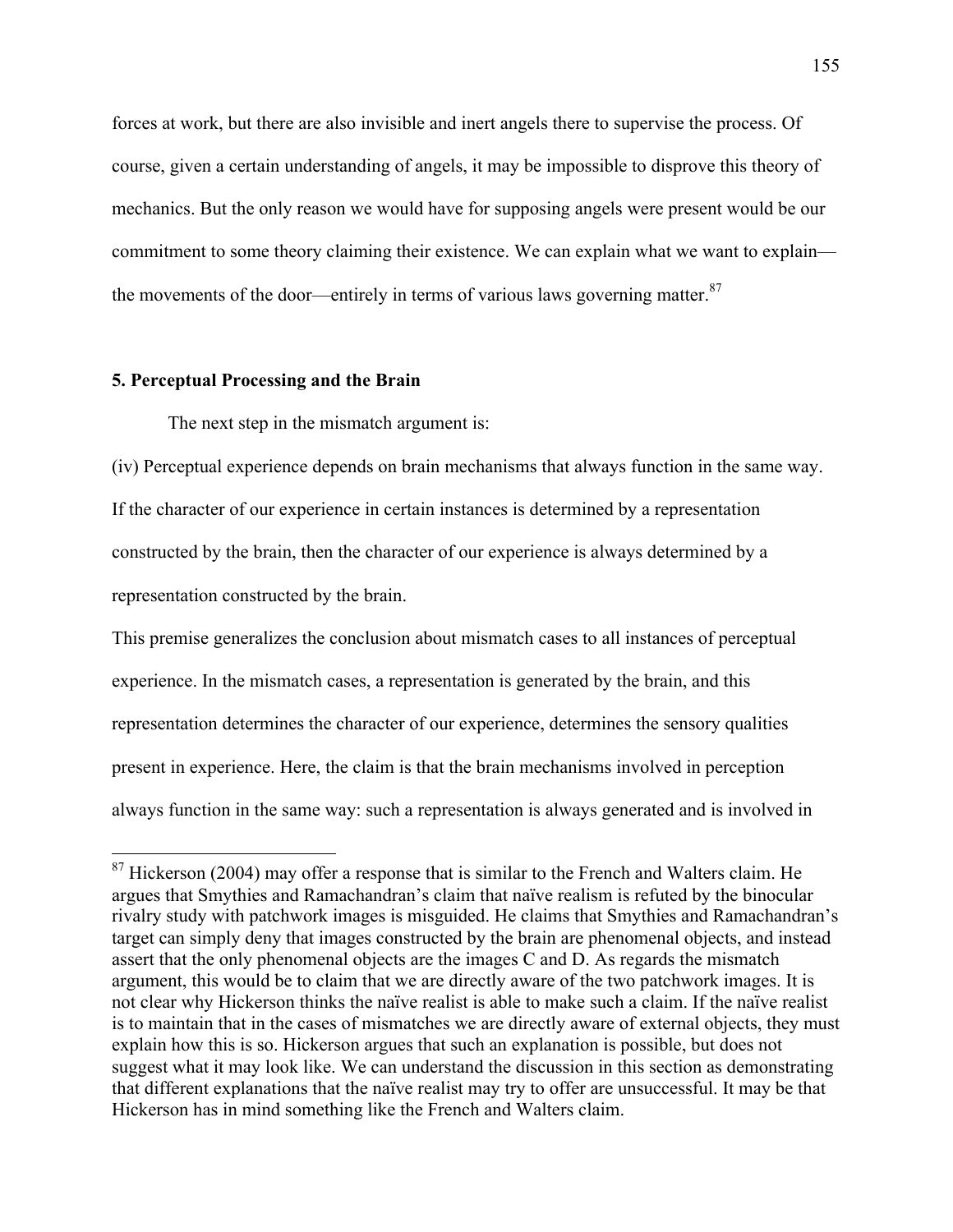forces at work, but there are also invisible and inert angels there to supervise the process. Of course, given a certain understanding of angels, it may be impossible to disprove this theory of mechanics. But the only reason we would have for supposing angels were present would be our commitment to some theory claiming their existence. We can explain what we want to explain—the movements of the door—entirely in terms of various laws governing matter.[87]

### 5. Perceptual Processing and the Brain

The next step in the mismatch argument is:

(iv) Perceptual experience depends on brain mechanisms that always function in the same way. If the character of our experience in certain instances is determined by a representation constructed by the brain, then the character of our experience is always determined by a representation constructed by the brain.

This premise generalizes the conclusion about mismatch cases to all instances of perceptual experience. In the mismatch cases, a representation is generated by the brain, and this representation determines the character of our experience, determines the sensory qualities present in experience. Here, the claim is that the brain mechanisms involved in perception always function in the same way: such a representation is always generated and is involved in

---

[87] Hickerson (2004) may offer a response that is similar to the French and Walters claim. He argues that Smythies and Ramachandran's claim that naïve realism is refuted by the binocular rivalry study with patchwork images is misguided. He claims that Smythies and Ramachandran's target can simply deny that images constructed by the brain are phenomenal objects, and instead assert that the only phenomenal objects are the images C and D. As regards the mismatch argument, this would be to claim that we are directly aware of the two patchwork images. It is not clear why Hickerson thinks the naïve realist is able to make such a claim. If the naïve realist is to maintain that in the cases of mismatches we are directly aware of external objects, they must explain how this is so. Hickerson argues that such an explanation is possible, but does not suggest what it may look like. We can understand the discussion in this section as demonstrating that different explanations that the naïve realist may try to offer are unsuccessful. It may be that Hickerson has in mind something like the French and Walters claim.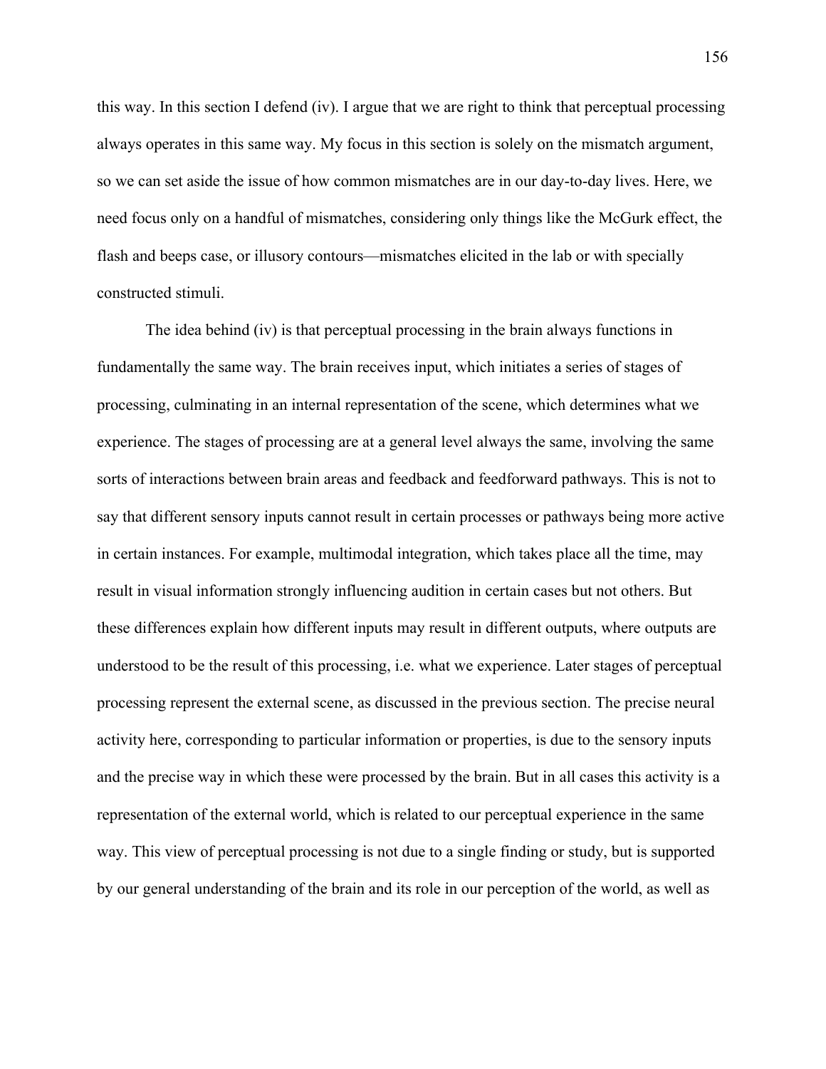this way. In this section I defend (iv). I argue that we are right to think that perceptual processing always operates in this same way. My focus in this section is solely on the mismatch argument, so we can set aside the issue of how common mismatches are in our day-to-day lives. Here, we need focus only on a handful of mismatches, considering only things like the McGurk effect, the flash and beeps case, or illusory contours—mismatches elicited in the lab or with specially constructed stimuli.

The idea behind (iv) is that perceptual processing in the brain always functions in fundamentally the same way. The brain receives input, which initiates a series of stages of processing, culminating in an internal representation of the scene, which determines what we experience. The stages of processing are at a general level always the same, involving the same sorts of interactions between brain areas and feedback and feedforward pathways. This is not to say that different sensory inputs cannot result in certain processes or pathways being more active in certain instances. For example, multimodal integration, which takes place all the time, may result in visual information strongly influencing audition in certain cases but not others. But these differences explain how different inputs may result in different outputs, where outputs are understood to be the result of this processing, i.e. what we experience. Later stages of perceptual processing represent the external scene, as discussed in the previous section. The precise neural activity here, corresponding to particular information or properties, is due to the sensory inputs and the precise way in which these were processed by the brain. But in all cases this activity is a representation of the external world, which is related to our perceptual experience in the same way. This view of perceptual processing is not due to a single finding or study, but is supported by our general understanding of the brain and its role in our perception of the world, as well as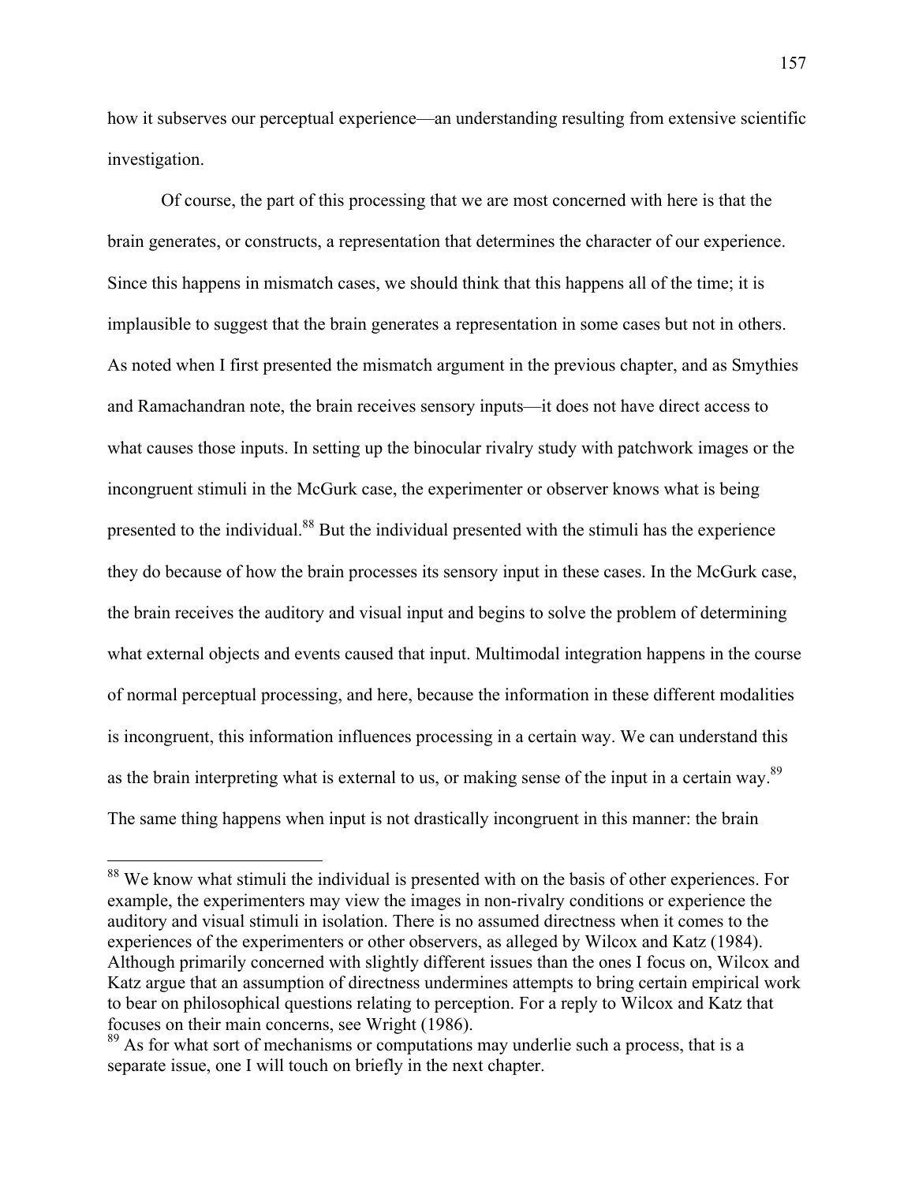how it subserves our perceptual experience—an understanding resulting from extensive scientific investigation.

Of course, the part of this processing that we are most concerned with here is that the brain generates, or constructs, a representation that determines the character of our experience. Since this happens in mismatch cases, we should think that this happens all of the time; it is implausible to suggest that the brain generates a representation in some cases but not in others. As noted when I first presented the mismatch argument in the previous chapter, and as Smythies and Ramachandran note, the brain receives sensory inputs—it does not have direct access to what causes those inputs. In setting up the binocular rivalry study with patchwork images or the incongruent stimuli in the McGurk case, the experimenter or observer knows what is being presented to the individual.[88] But the individual presented with the stimuli has the experience they do because of how the brain processes its sensory input in these cases. In the McGurk case, the brain receives the auditory and visual input and begins to solve the problem of determining what external objects and events caused that input. Multimodal integration happens in the course of normal perceptual processing, and here, because the information in these different modalities is incongruent, this information influences processing in a certain way. We can understand this as the brain interpreting what is external to us, or making sense of the input in a certain way.[89] The same thing happens when input is not drastically incongruent in this manner: the brain

---

[88] We know what stimuli the individual is presented with on the basis of other experiences. For example, the experimenters may view the images in non-rivalry conditions or experience the auditory and visual stimuli in isolation. There is no assumed directness when it comes to the experiences of the experimenters or other observers, as alleged by Wilcox and Katz (1984). Although primarily concerned with slightly different issues than the ones I focus on, Wilcox and Katz argue that an assumption of directness undermines attempts to bring certain empirical work to bear on philosophical questions relating to perception. For a reply to Wilcox and Katz that focuses on their main concerns, see Wright (1986).

[89] As for what sort of mechanisms or computations may underlie such a process, that is a separate issue, one I will touch on briefly in the next chapter.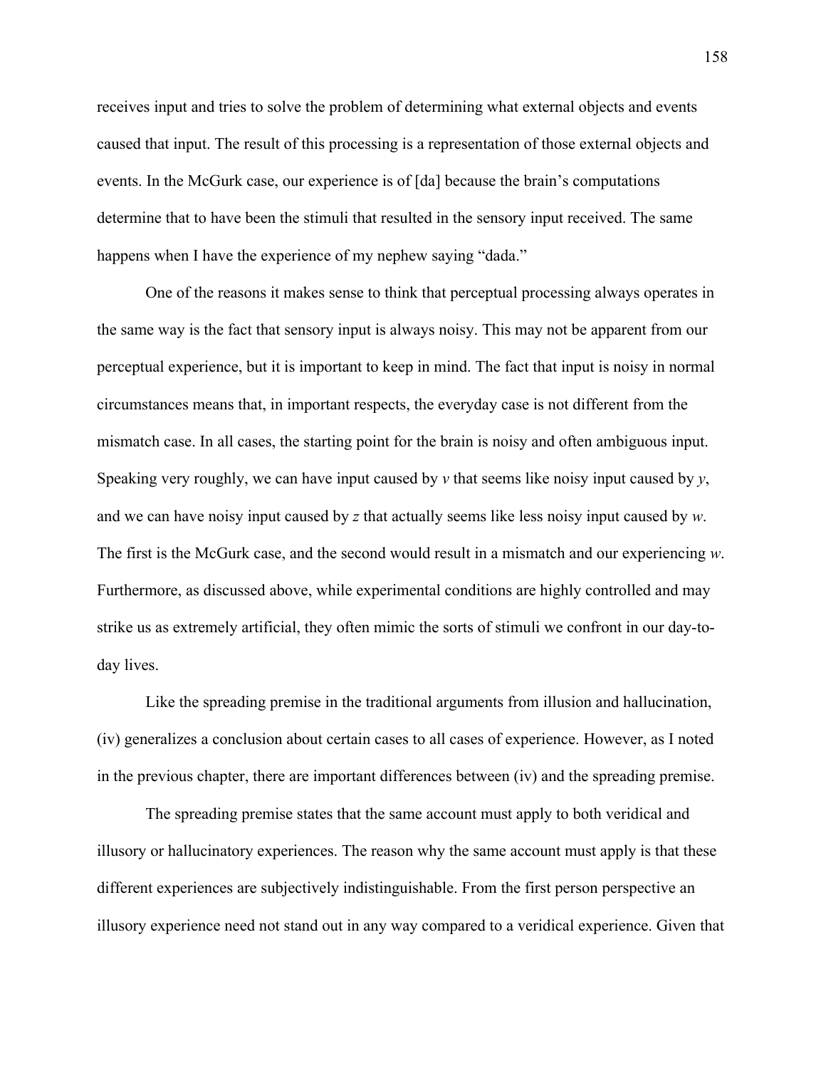receives input and tries to solve the problem of determining what external objects and events caused that input. The result of this processing is a representation of those external objects and events. In the McGurk case, our experience is of [da] because the brain's computations determine that to have been the stimuli that resulted in the sensory input received. The same happens when I have the experience of my nephew saying "dada."

One of the reasons it makes sense to think that perceptual processing always operates in the same way is the fact that sensory input is always noisy. This may not be apparent from our perceptual experience, but it is important to keep in mind. The fact that input is noisy in normal circumstances means that, in important respects, the everyday case is not different from the mismatch case. In all cases, the starting point for the brain is noisy and often ambiguous input. Speaking very roughly, we can have input caused by *v* that seems like noisy input caused by *y*, and we can have noisy input caused by *z* that actually seems like less noisy input caused by *w*. The first is the McGurk case, and the second would result in a mismatch and our experiencing *w*. Furthermore, as discussed above, while experimental conditions are highly controlled and may strike us as extremely artificial, they often mimic the sorts of stimuli we confront in our day-to-day lives.

Like the spreading premise in the traditional arguments from illusion and hallucination, (iv) generalizes a conclusion about certain cases to all cases of experience. However, as I noted in the previous chapter, there are important differences between (iv) and the spreading premise.

The spreading premise states that the same account must apply to both veridical and illusory or hallucinatory experiences. The reason why the same account must apply is that these different experiences are subjectively indistinguishable. From the first person perspective an illusory experience need not stand out in any way compared to a veridical experience. Given that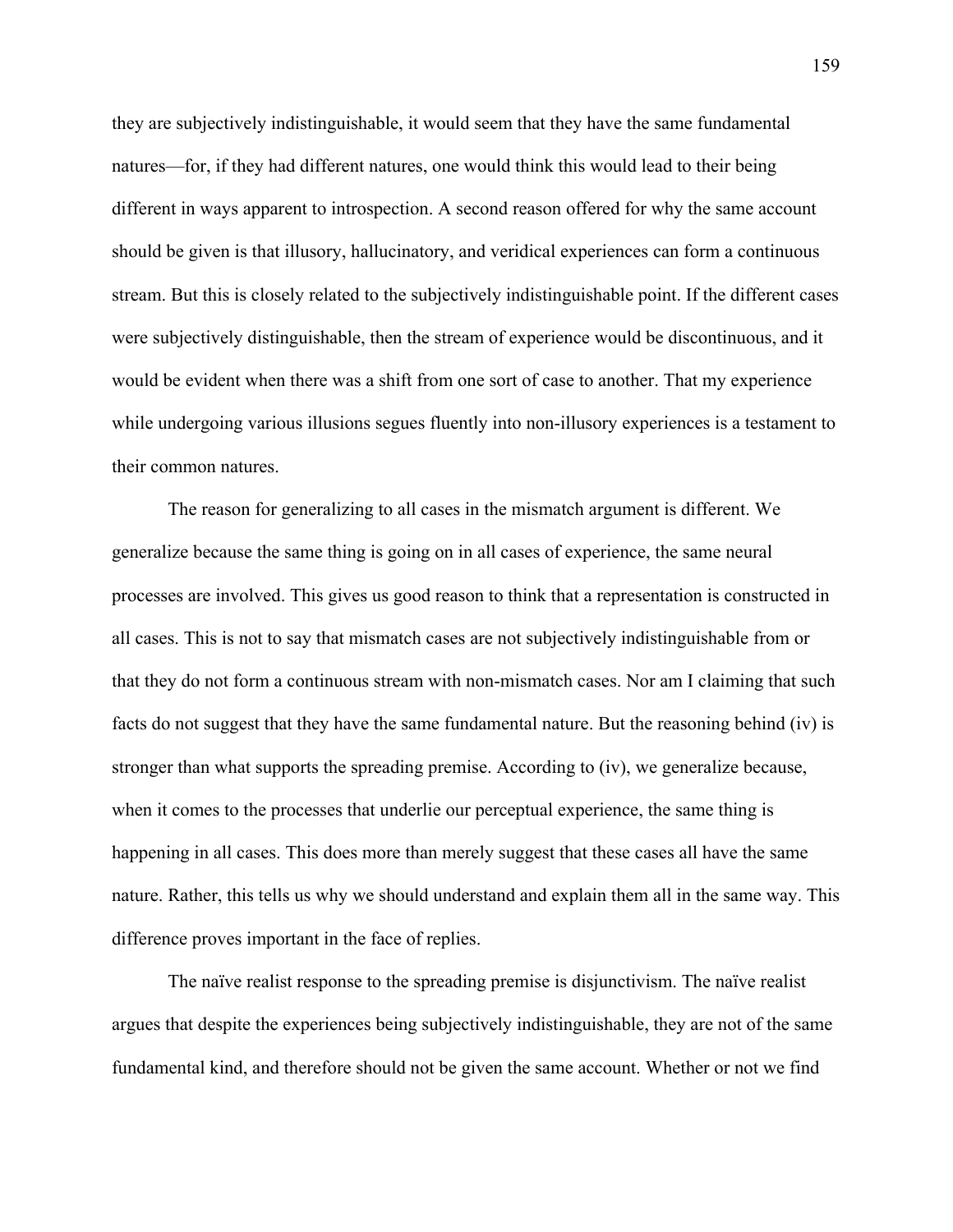they are subjectively indistinguishable, it would seem that they have the same fundamental natures—for, if they had different natures, one would think this would lead to their being different in ways apparent to introspection. A second reason offered for why the same account should be given is that illusory, hallucinatory, and veridical experiences can form a continuous stream. But this is closely related to the subjectively indistinguishable point. If the different cases were subjectively distinguishable, then the stream of experience would be discontinuous, and it would be evident when there was a shift from one sort of case to another. That my experience while undergoing various illusions segues fluently into non-illusory experiences is a testament to their common natures.

The reason for generalizing to all cases in the mismatch argument is different. We generalize because the same thing is going on in all cases of experience, the same neural processes are involved. This gives us good reason to think that a representation is constructed in all cases. This is not to say that mismatch cases are not subjectively indistinguishable from or that they do not form a continuous stream with non-mismatch cases. Nor am I claiming that such facts do not suggest that they have the same fundamental nature. But the reasoning behind (iv) is stronger than what supports the spreading premise. According to (iv), we generalize because, when it comes to the processes that underlie our perceptual experience, the same thing is happening in all cases. This does more than merely suggest that these cases all have the same nature. Rather, this tells us why we should understand and explain them all in the same way. This difference proves important in the face of replies.

The naïve realist response to the spreading premise is disjunctivism. The naïve realist argues that despite the experiences being subjectively indistinguishable, they are not of the same fundamental kind, and therefore should not be given the same account. Whether or not we find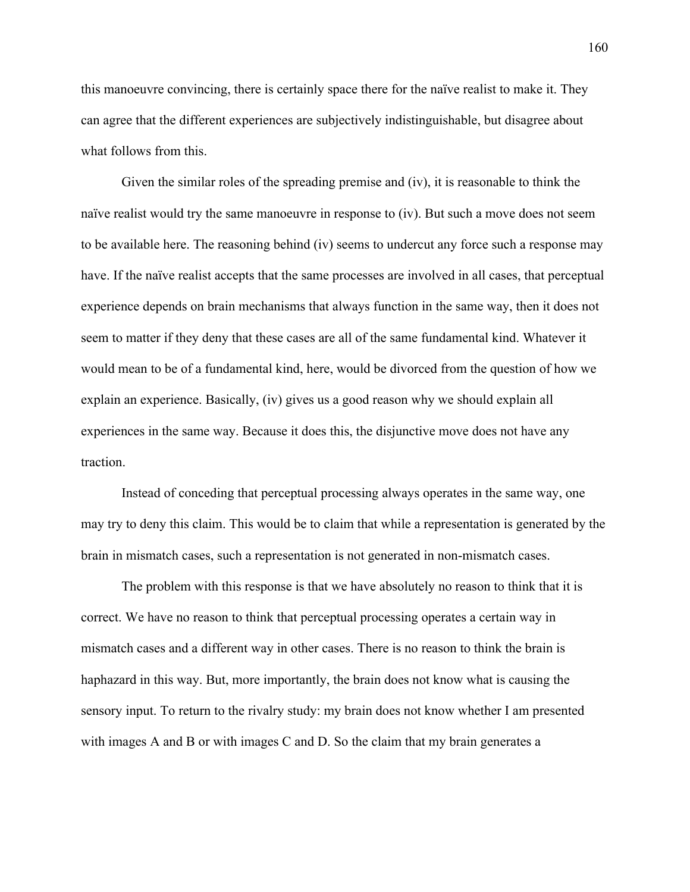this manoeuvre convincing, there is certainly space there for the naïve realist to make it. They can agree that the different experiences are subjectively indistinguishable, but disagree about what follows from this.

Given the similar roles of the spreading premise and (iv), it is reasonable to think the naïve realist would try the same manoeuvre in response to (iv). But such a move does not seem to be available here. The reasoning behind (iv) seems to undercut any force such a response may have. If the naïve realist accepts that the same processes are involved in all cases, that perceptual experience depends on brain mechanisms that always function in the same way, then it does not seem to matter if they deny that these cases are all of the same fundamental kind. Whatever it would mean to be of a fundamental kind, here, would be divorced from the question of how we explain an experience. Basically, (iv) gives us a good reason why we should explain all experiences in the same way. Because it does this, the disjunctive move does not have any traction.

Instead of conceding that perceptual processing always operates in the same way, one may try to deny this claim. This would be to claim that while a representation is generated by the brain in mismatch cases, such a representation is not generated in non-mismatch cases.

The problem with this response is that we have absolutely no reason to think that it is correct. We have no reason to think that perceptual processing operates a certain way in mismatch cases and a different way in other cases. There is no reason to think the brain is haphazard in this way. But, more importantly, the brain does not know what is causing the sensory input. To return to the rivalry study: my brain does not know whether I am presented with images A and B or with images C and D. So the claim that my brain generates a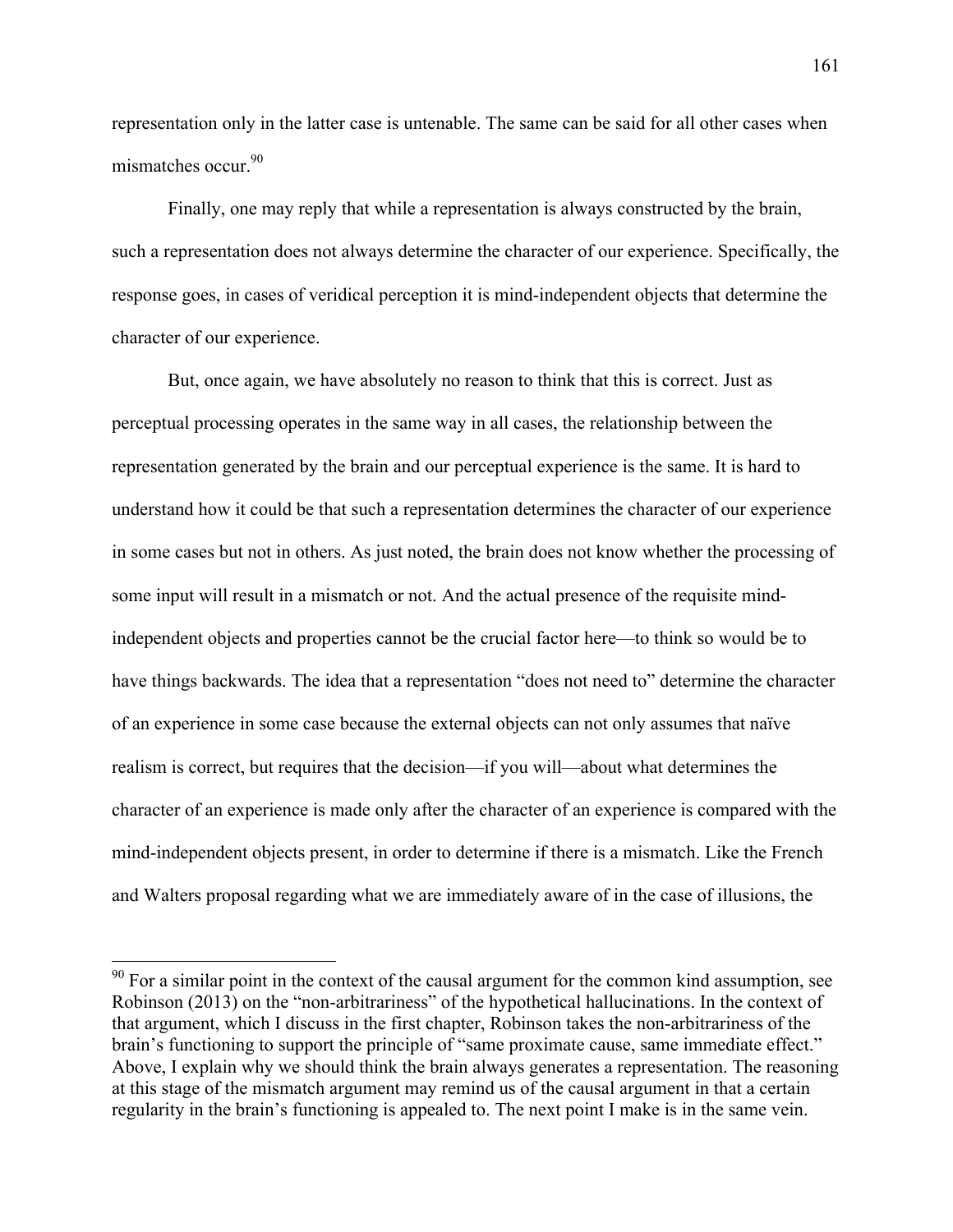representation only in the latter case is untenable. The same can be said for all other cases when mismatches occur.[90]

Finally, one may reply that while a representation is always constructed by the brain, such a representation does not always determine the character of our experience. Specifically, the response goes, in cases of veridical perception it is mind-independent objects that determine the character of our experience.

But, once again, we have absolutely no reason to think that this is correct. Just as perceptual processing operates in the same way in all cases, the relationship between the representation generated by the brain and our perceptual experience is the same. It is hard to understand how it could be that such a representation determines the character of our experience in some cases but not in others. As just noted, the brain does not know whether the processing of some input will result in a mismatch or not. And the actual presence of the requisite mind-independent objects and properties cannot be the crucial factor here—to think so would be to have things backwards. The idea that a representation "does not need to" determine the character of an experience in some case because the external objects can not only assumes that naïve realism is correct, but requires that the decision—if you will—about what determines the character of an experience is made only after the character of an experience is compared with the mind-independent objects present, in order to determine if there is a mismatch. Like the French and Walters proposal regarding what we are immediately aware of in the case of illusions, the

---

[90] For a similar point in the context of the causal argument for the common kind assumption, see Robinson (2013) on the "non-arbitrariness" of the hypothetical hallucinations. In the context of that argument, which I discuss in the first chapter, Robinson takes the non-arbitrariness of the brain's functioning to support the principle of "same proximate cause, same immediate effect." Above, I explain why we should think the brain always generates a representation. The reasoning at this stage of the mismatch argument may remind us of the causal argument in that a certain regularity in the brain's functioning is appealed to. The next point I make is in the same vein.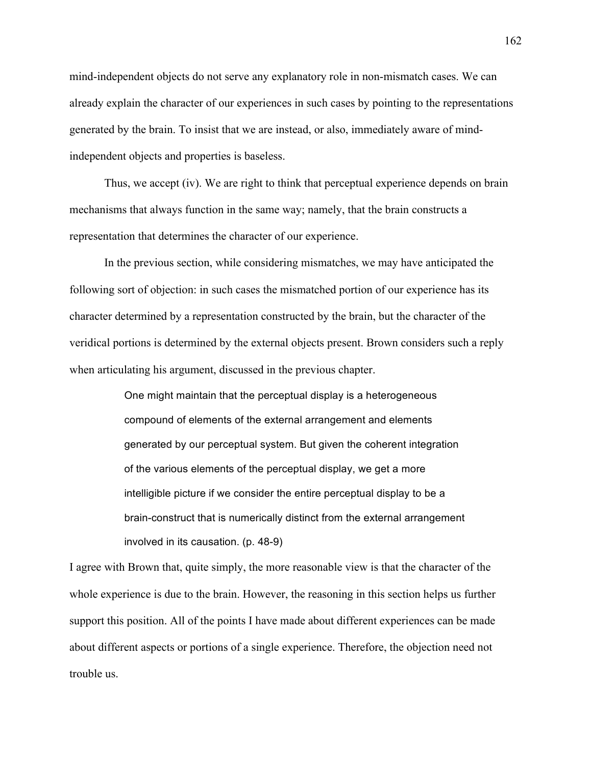mind-independent objects do not serve any explanatory role in non-mismatch cases. We can already explain the character of our experiences in such cases by pointing to the representations generated by the brain. To insist that we are instead, or also, immediately aware of mind-independent objects and properties is baseless.

Thus, we accept (iv). We are right to think that perceptual experience depends on brain mechanisms that always function in the same way; namely, that the brain constructs a representation that determines the character of our experience.

In the previous section, while considering mismatches, we may have anticipated the following sort of objection: in such cases the mismatched portion of our experience has its character determined by a representation constructed by the brain, but the character of the veridical portions is determined by the external objects present. Brown considers such a reply when articulating his argument, discussed in the previous chapter.

> One might maintain that the perceptual display is a heterogeneous compound of elements of the external arrangement and elements generated by our perceptual system. But given the coherent integration of the various elements of the perceptual display, we get a more intelligible picture if we consider the entire perceptual display to be a brain-construct that is numerically distinct from the external arrangement involved in its causation. (p. 48-9)

I agree with Brown that, quite simply, the more reasonable view is that the character of the whole experience is due to the brain. However, the reasoning in this section helps us further support this position. All of the points I have made about different experiences can be made about different aspects or portions of a single experience. Therefore, the objection need not trouble us.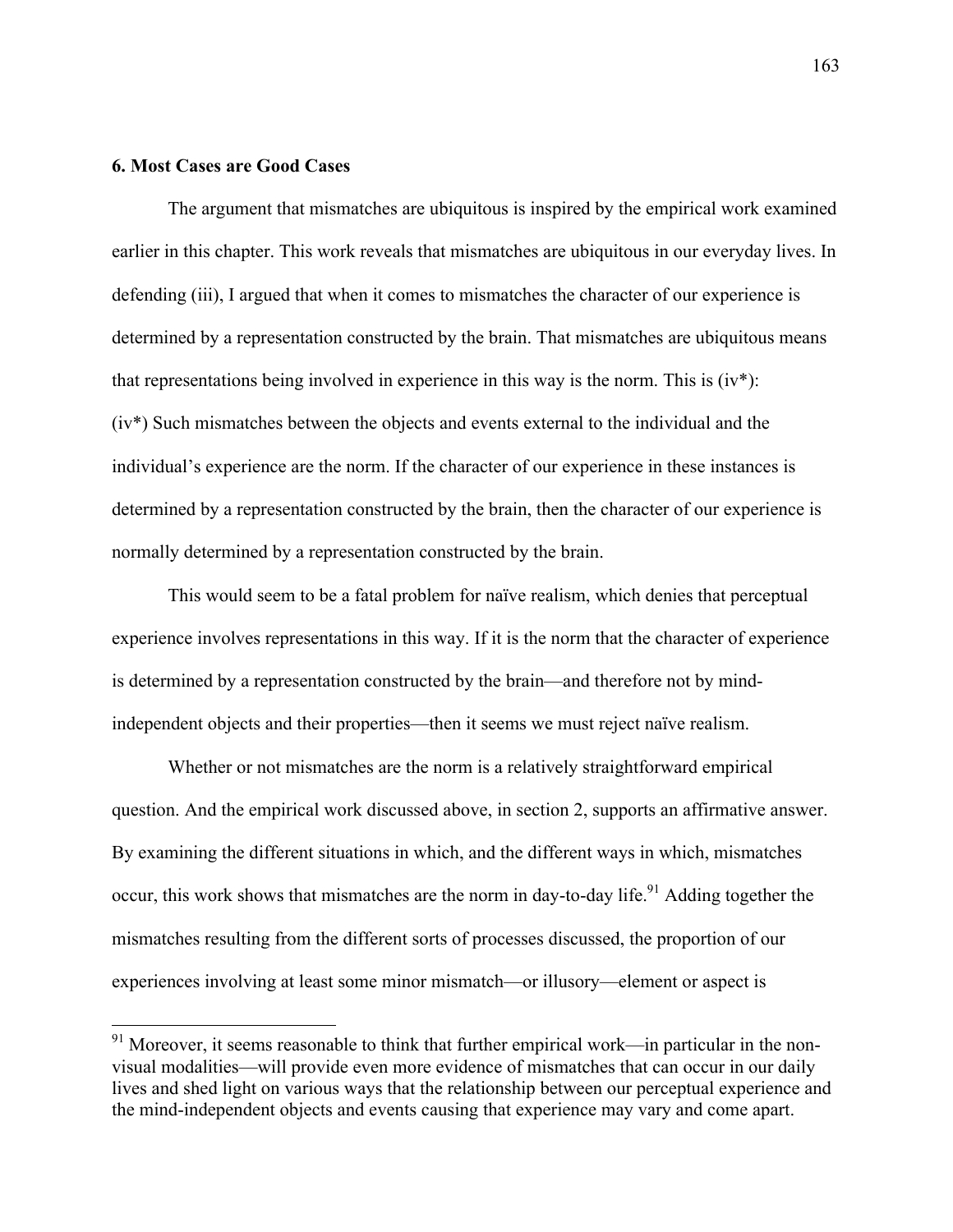**6. Most Cases are Good Cases**

The argument that mismatches are ubiquitous is inspired by the empirical work examined earlier in this chapter. This work reveals that mismatches are ubiquitous in our everyday lives. In defending (iii), I argued that when it comes to mismatches the character of our experience is determined by a representation constructed by the brain. That mismatches are ubiquitous means that representations being involved in experience in this way is the norm. This is (iv*):

(iv*) Such mismatches between the objects and events external to the individual and the individual's experience are the norm. If the character of our experience in these instances is determined by a representation constructed by the brain, then the character of our experience is normally determined by a representation constructed by the brain.

This would seem to be a fatal problem for naïve realism, which denies that perceptual experience involves representations in this way. If it is the norm that the character of experience is determined by a representation constructed by the brain—and therefore not by mind-independent objects and their properties—then it seems we must reject naïve realism.

Whether or not mismatches are the norm is a relatively straightforward empirical question. And the empirical work discussed above, in section 2, supports an affirmative answer. By examining the different situations in which, and the different ways in which, mismatches occur, this work shows that mismatches are the norm in day-to-day life.[91] Adding together the mismatches resulting from the different sorts of processes discussed, the proportion of our experiences involving at least some minor mismatch—or illusory—element or aspect is

[91] Moreover, it seems reasonable to think that further empirical work—in particular in the non-visual modalities—will provide even more evidence of mismatches that can occur in our daily lives and shed light on various ways that the relationship between our perceptual experience and the mind-independent objects and events causing that experience may vary and come apart.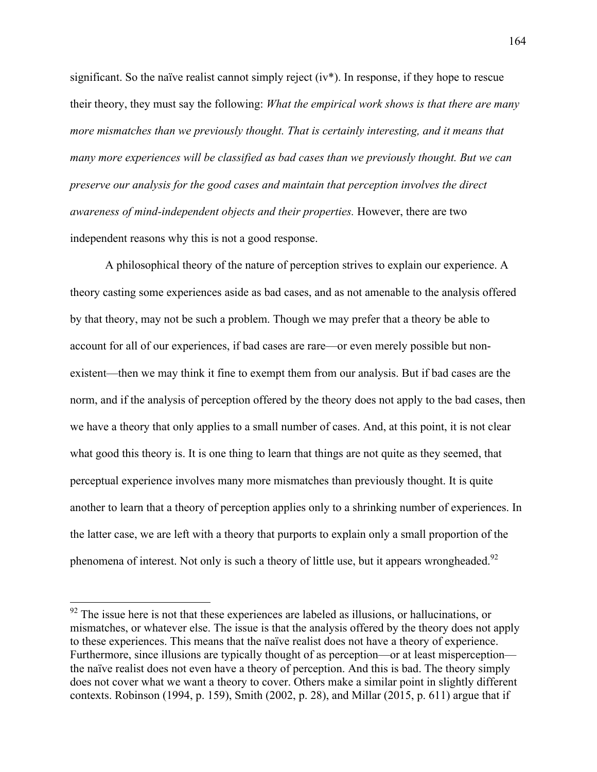significant. So the naïve realist cannot simply reject (iv*). In response, if they hope to rescue their theory, they must say the following: *What the empirical work shows is that there are many more mismatches than we previously thought. That is certainly interesting, and it means that many more experiences will be classified as bad cases than we previously thought. But we can preserve our analysis for the good cases and maintain that perception involves the direct awareness of mind-independent objects and their properties.* However, there are two independent reasons why this is not a good response.

A philosophical theory of the nature of perception strives to explain our experience. A theory casting some experiences aside as bad cases, and as not amenable to the analysis offered by that theory, may not be such a problem. Though we may prefer that a theory be able to account for all of our experiences, if bad cases are rare—or even merely possible but non-existent—then we may think it fine to exempt them from our analysis. But if bad cases are the norm, and if the analysis of perception offered by the theory does not apply to the bad cases, then we have a theory that only applies to a small number of cases. And, at this point, it is not clear what good this theory is. It is one thing to learn that things are not quite as they seemed, that perceptual experience involves many more mismatches than previously thought. It is quite another to learn that a theory of perception applies only to a shrinking number of experiences. In the latter case, we are left with a theory that purports to explain only a small proportion of the phenomena of interest. Not only is such a theory of little use, but it appears wrongheaded.[92]

---

[92] The issue here is not that these experiences are labeled as illusions, or hallucinations, or mismatches, or whatever else. The issue is that the analysis offered by the theory does not apply to these experiences. This means that the naïve realist does not have a theory of experience. Furthermore, since illusions are typically thought of as perception—or at least misperception—the naïve realist does not even have a theory of perception. And this is bad. The theory simply does not cover what we want a theory to cover. Others make a similar point in slightly different contexts. Robinson (1994, p. 159), Smith (2002, p. 28), and Millar (2015, p. 611) argue that if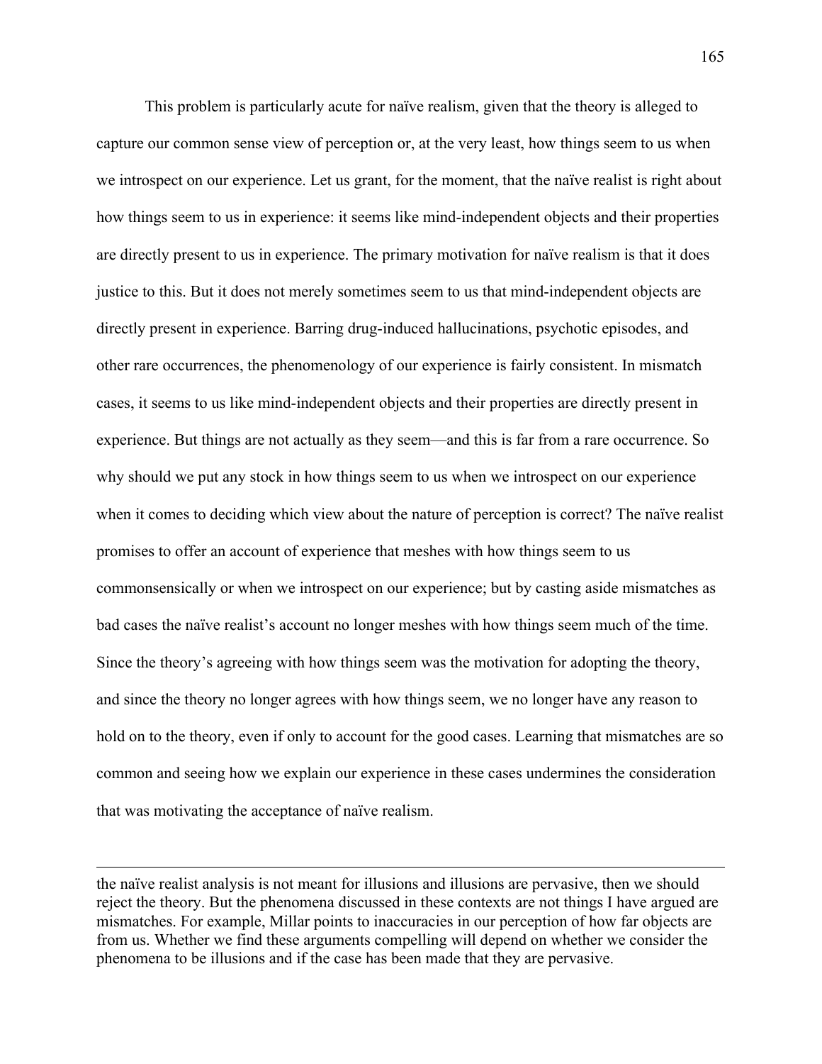This problem is particularly acute for naïve realism, given that the theory is alleged to capture our common sense view of perception or, at the very least, how things seem to us when we introspect on our experience. Let us grant, for the moment, that the naïve realist is right about how things seem to us in experience: it seems like mind-independent objects and their properties are directly present to us in experience. The primary motivation for naïve realism is that it does justice to this. But it does not merely sometimes seem to us that mind-independent objects are directly present in experience. Barring drug-induced hallucinations, psychotic episodes, and other rare occurrences, the phenomenology of our experience is fairly consistent. In mismatch cases, it seems to us like mind-independent objects and their properties are directly present in experience. But things are not actually as they seem—and this is far from a rare occurrence. So why should we put any stock in how things seem to us when we introspect on our experience when it comes to deciding which view about the nature of perception is correct? The naïve realist promises to offer an account of experience that meshes with how things seem to us commonsensically or when we introspect on our experience; but by casting aside mismatches as bad cases the naïve realist's account no longer meshes with how things seem much of the time. Since the theory's agreeing with how things seem was the motivation for adopting the theory, and since the theory no longer agrees with how things seem, we no longer have any reason to hold on to the theory, even if only to account for the good cases. Learning that mismatches are so common and seeing how we explain our experience in these cases undermines the consideration that was motivating the acceptance of naïve realism.

---

the naïve realist analysis is not meant for illusions and illusions are pervasive, then we should reject the theory. But the phenomena discussed in these contexts are not things I have argued are mismatches. For example, Millar points to inaccuracies in our perception of how far objects are from us. Whether we find these arguments compelling will depend on whether we consider the phenomena to be illusions and if the case has been made that they are pervasive.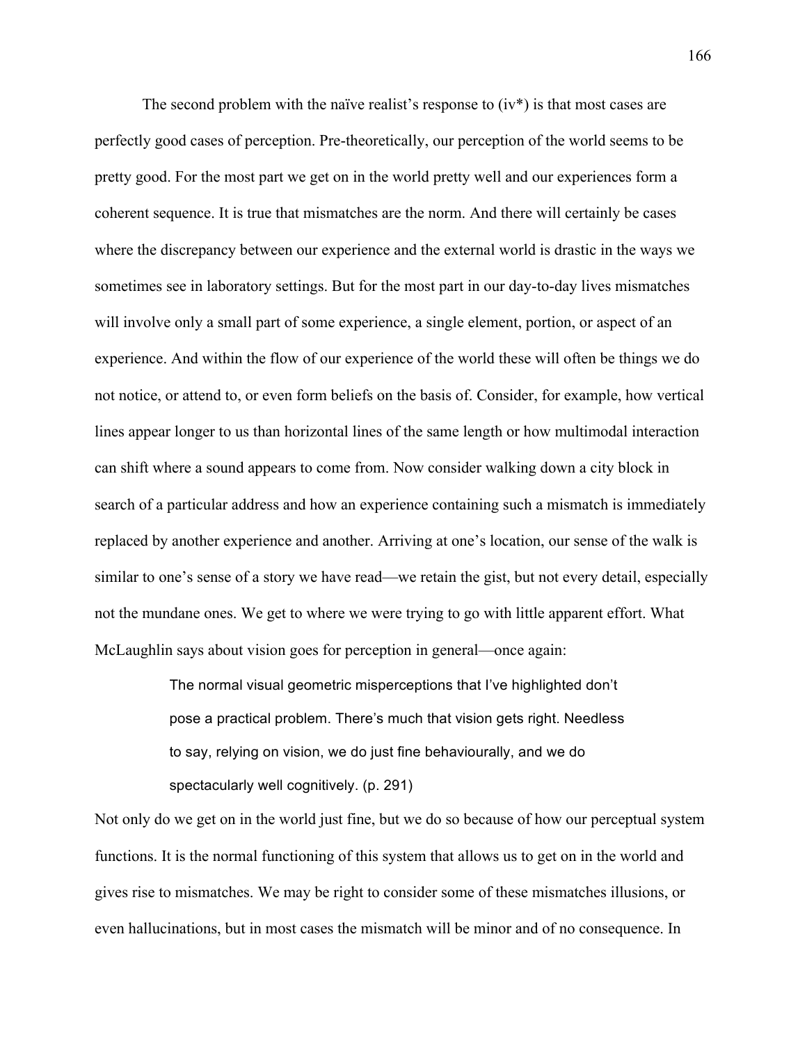The second problem with the naïve realist's response to (iv*) is that most cases are perfectly good cases of perception. Pre-theoretically, our perception of the world seems to be pretty good. For the most part we get on in the world pretty well and our experiences form a coherent sequence. It is true that mismatches are the norm. And there will certainly be cases where the discrepancy between our experience and the external world is drastic in the ways we sometimes see in laboratory settings. But for the most part in our day-to-day lives mismatches will involve only a small part of some experience, a single element, portion, or aspect of an experience. And within the flow of our experience of the world these will often be things we do not notice, or attend to, or even form beliefs on the basis of. Consider, for example, how vertical lines appear longer to us than horizontal lines of the same length or how multimodal interaction can shift where a sound appears to come from. Now consider walking down a city block in search of a particular address and how an experience containing such a mismatch is immediately replaced by another experience and another. Arriving at one's location, our sense of the walk is similar to one's sense of a story we have read—we retain the gist, but not every detail, especially not the mundane ones. We get to where we were trying to go with little apparent effort. What McLaughlin says about vision goes for perception in general—once again:

> The normal visual geometric misperceptions that I've highlighted don't pose a practical problem. There's much that vision gets right. Needless to say, relying on vision, we do just fine behaviourally, and we do spectacularly well cognitively. (p. 291)

Not only do we get on in the world just fine, but we do so because of how our perceptual system functions. It is the normal functioning of this system that allows us to get on in the world and gives rise to mismatches. We may be right to consider some of these mismatches illusions, or even hallucinations, but in most cases the mismatch will be minor and of no consequence. In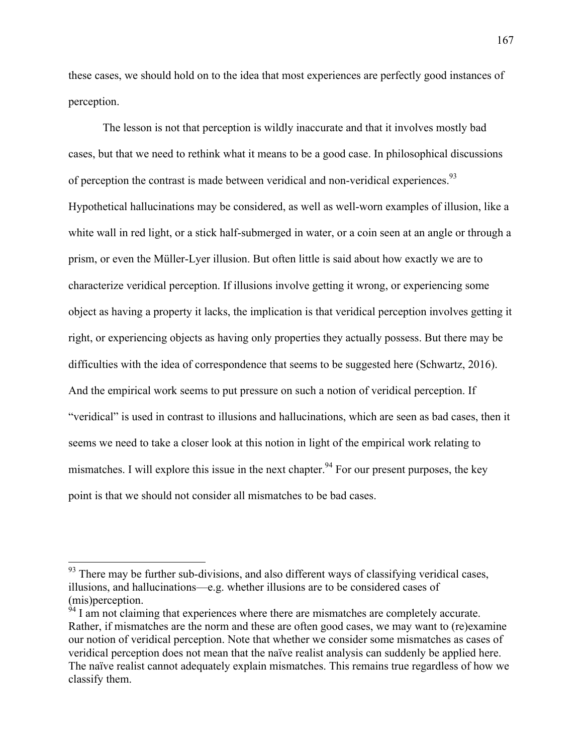these cases, we should hold on to the idea that most experiences are perfectly good instances of perception.

The lesson is not that perception is wildly inaccurate and that it involves mostly bad cases, but that we need to rethink what it means to be a good case. In philosophical discussions of perception the contrast is made between veridical and non-veridical experiences.[93] Hypothetical hallucinations may be considered, as well as well-worn examples of illusion, like a white wall in red light, or a stick half-submerged in water, or a coin seen at an angle or through a prism, or even the Müller-Lyer illusion. But often little is said about how exactly we are to characterize veridical perception. If illusions involve getting it wrong, or experiencing some object as having a property it lacks, the implication is that veridical perception involves getting it right, or experiencing objects as having only properties they actually possess. But there may be difficulties with the idea of correspondence that seems to be suggested here (Schwartz, 2016). And the empirical work seems to put pressure on such a notion of veridical perception. If "veridical" is used in contrast to illusions and hallucinations, which are seen as bad cases, then it seems we need to take a closer look at this notion in light of the empirical work relating to mismatches. I will explore this issue in the next chapter.[94] For our present purposes, the key point is that we should not consider all mismatches to be bad cases.

---

[93] There may be further sub-divisions, and also different ways of classifying veridical cases, illusions, and hallucinations—e.g. whether illusions are to be considered cases of (mis)perception.

[94] I am not claiming that experiences where there are mismatches are completely accurate. Rather, if mismatches are the norm and these are often good cases, we may want to (re)examine our notion of veridical perception. Note that whether we consider some mismatches as cases of veridical perception does not mean that the naïve realist analysis can suddenly be applied here. The naïve realist cannot adequately explain mismatches. This remains true regardless of how we classify them.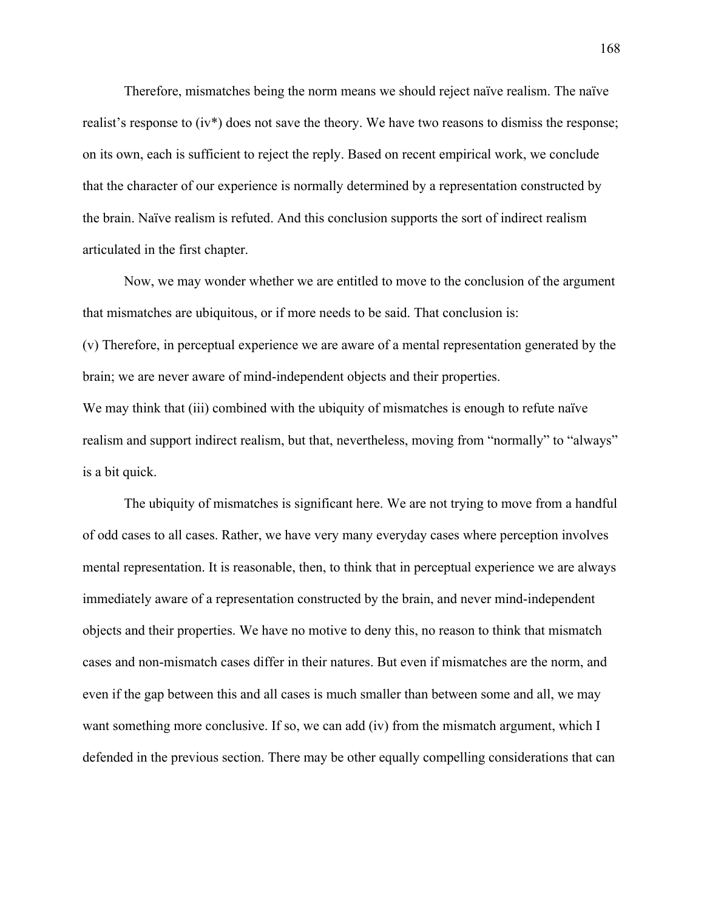Therefore, mismatches being the norm means we should reject naïve realism. The naïve realist's response to (iv*) does not save the theory. We have two reasons to dismiss the response; on its own, each is sufficient to reject the reply. Based on recent empirical work, we conclude that the character of our experience is normally determined by a representation constructed by the brain. Naïve realism is refuted. And this conclusion supports the sort of indirect realism articulated in the first chapter.

Now, we may wonder whether we are entitled to move to the conclusion of the argument that mismatches are ubiquitous, or if more needs to be said. That conclusion is:

(v) Therefore, in perceptual experience we are aware of a mental representation generated by the brain; we are never aware of mind-independent objects and their properties.

We may think that (iii) combined with the ubiquity of mismatches is enough to refute naïve realism and support indirect realism, but that, nevertheless, moving from "normally" to "always" is a bit quick.

The ubiquity of mismatches is significant here. We are not trying to move from a handful of odd cases to all cases. Rather, we have very many everyday cases where perception involves mental representation. It is reasonable, then, to think that in perceptual experience we are always immediately aware of a representation constructed by the brain, and never mind-independent objects and their properties. We have no motive to deny this, no reason to think that mismatch cases and non-mismatch cases differ in their natures. But even if mismatches are the norm, and even if the gap between this and all cases is much smaller than between some and all, we may want something more conclusive. If so, we can add (iv) from the mismatch argument, which I defended in the previous section. There may be other equally compelling considerations that can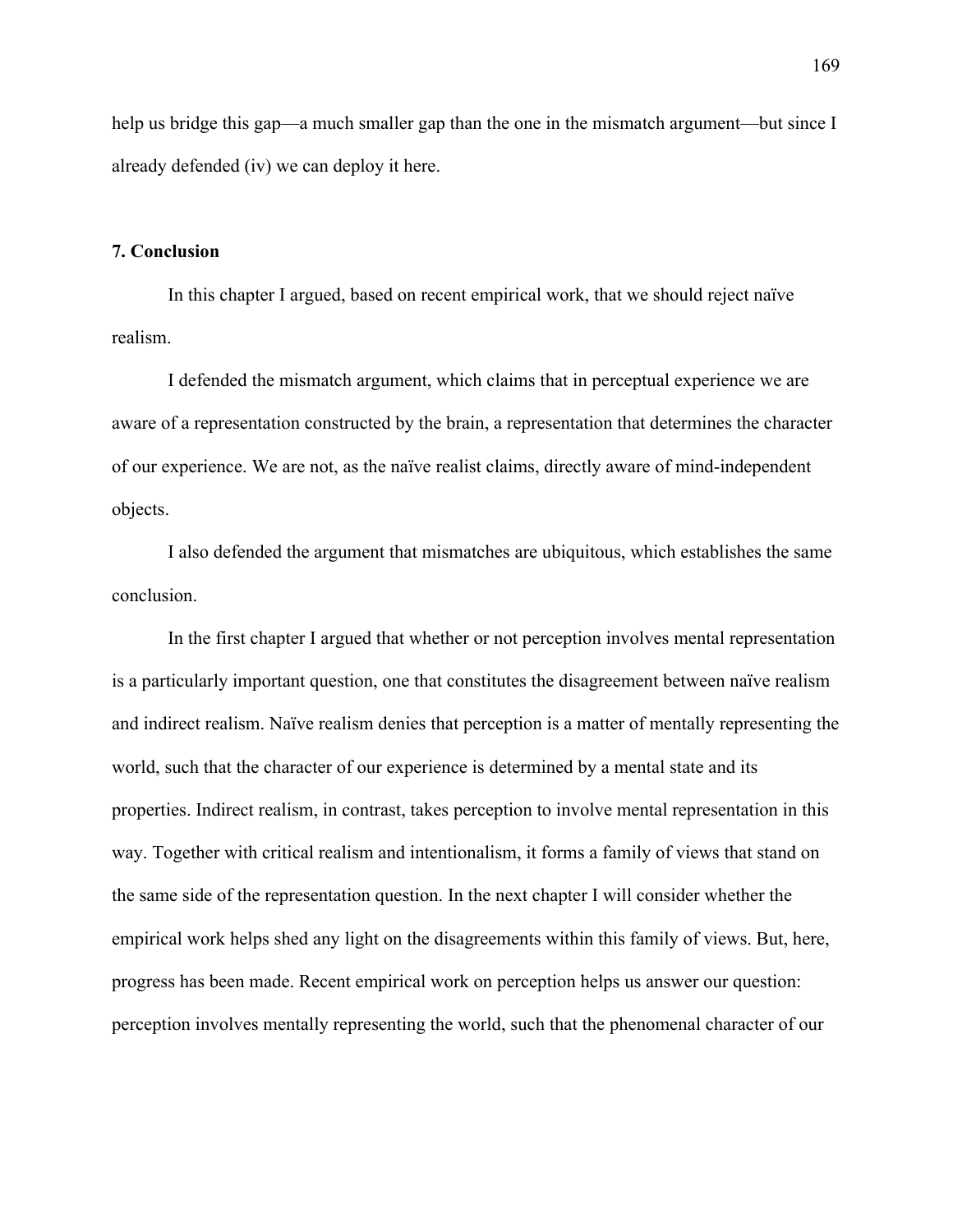help us bridge this gap—a much smaller gap than the one in the mismatch argument—but since I already defended (iv) we can deploy it here.

## 7. Conclusion

In this chapter I argued, based on recent empirical work, that we should reject naïve realism.

I defended the mismatch argument, which claims that in perceptual experience we are aware of a representation constructed by the brain, a representation that determines the character of our experience. We are not, as the naïve realist claims, directly aware of mind-independent objects.

I also defended the argument that mismatches are ubiquitous, which establishes the same conclusion.

In the first chapter I argued that whether or not perception involves mental representation is a particularly important question, one that constitutes the disagreement between naïve realism and indirect realism. Naïve realism denies that perception is a matter of mentally representing the world, such that the character of our experience is determined by a mental state and its properties. Indirect realism, in contrast, takes perception to involve mental representation in this way. Together with critical realism and intentionalism, it forms a family of views that stand on the same side of the representation question. In the next chapter I will consider whether the empirical work helps shed any light on the disagreements within this family of views. But, here, progress has been made. Recent empirical work on perception helps us answer our question: perception involves mentally representing the world, such that the phenomenal character of our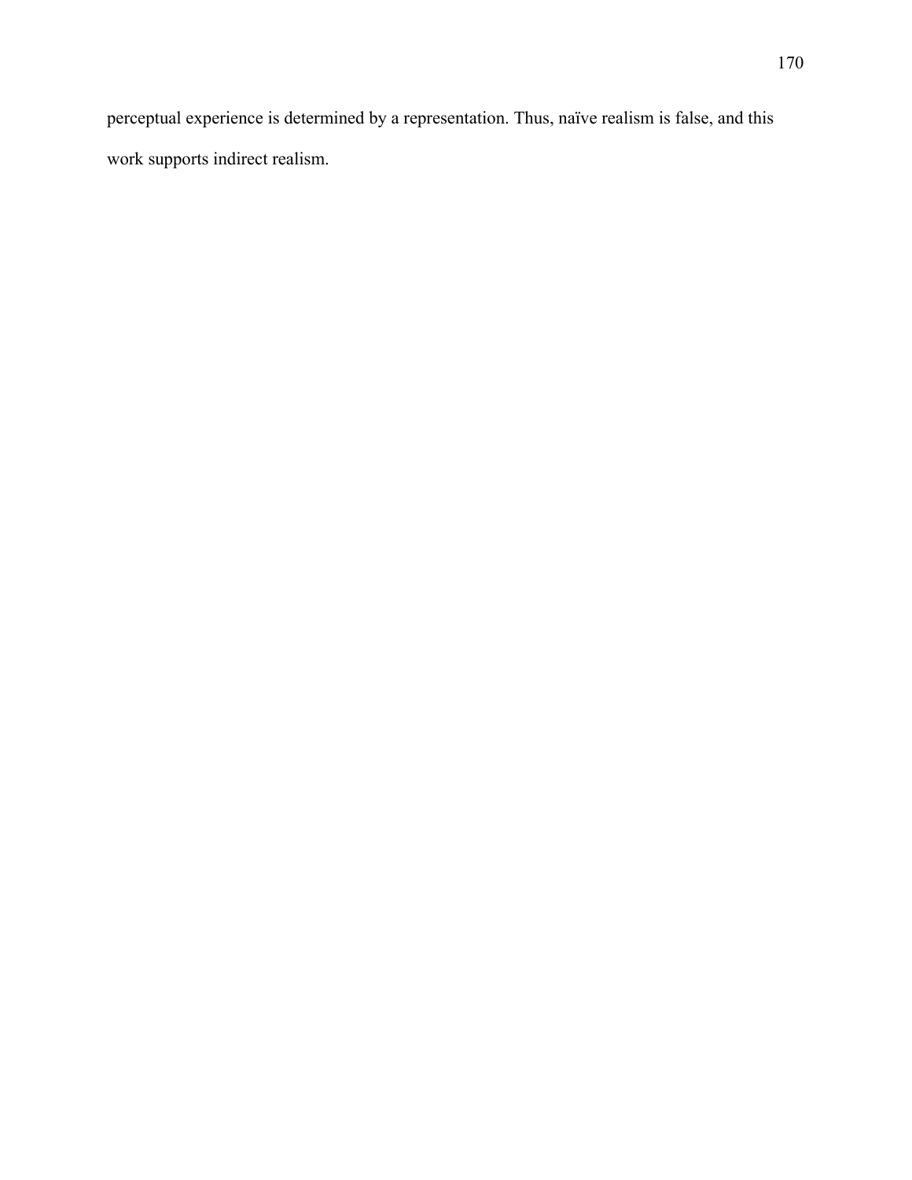perceptual experience is determined by a representation. Thus, naïve realism is false, and this work supports indirect realism.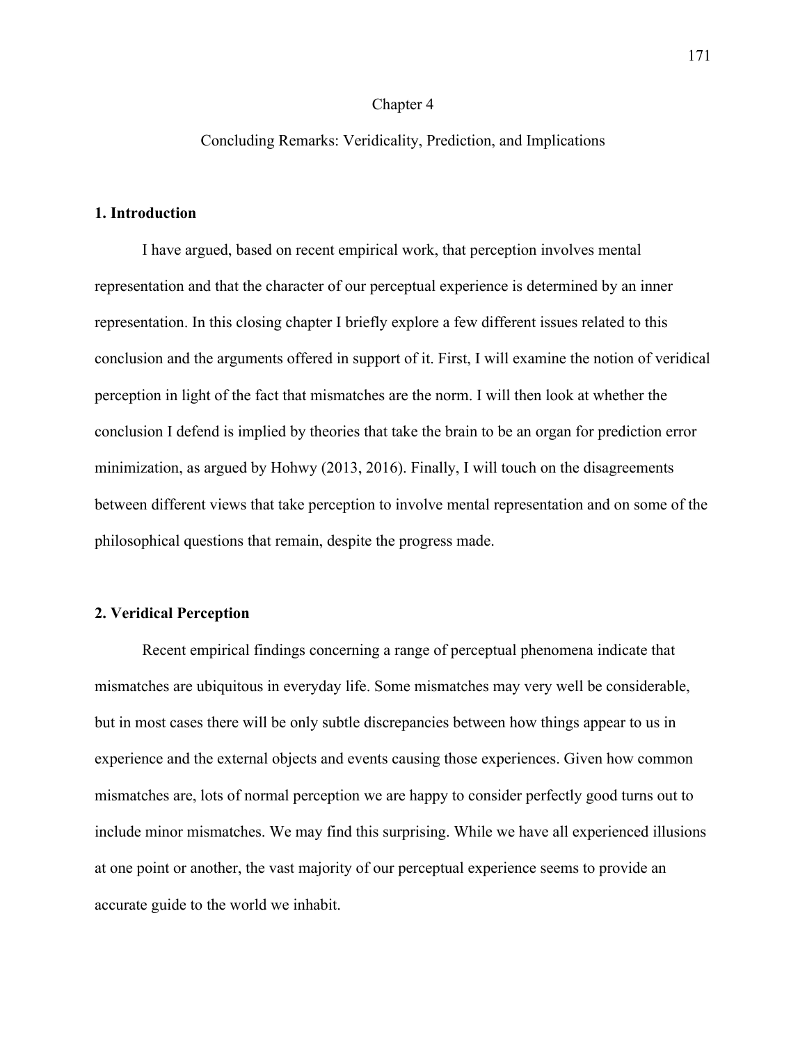# Chapter 4

## Concluding Remarks: Veridicality, Prediction, and Implications

### 1. Introduction

I have argued, based on recent empirical work, that perception involves mental representation and that the character of our perceptual experience is determined by an inner representation. In this closing chapter I briefly explore a few different issues related to this conclusion and the arguments offered in support of it. First, I will examine the notion of veridical perception in light of the fact that mismatches are the norm. I will then look at whether the conclusion I defend is implied by theories that take the brain to be an organ for prediction error minimization, as argued by Hohwy (2013, 2016). Finally, I will touch on the disagreements between different views that take perception to involve mental representation and on some of the philosophical questions that remain, despite the progress made.

### 2. Veridical Perception

Recent empirical findings concerning a range of perceptual phenomena indicate that mismatches are ubiquitous in everyday life. Some mismatches may very well be considerable, but in most cases there will be only subtle discrepancies between how things appear to us in experience and the external objects and events causing those experiences. Given how common mismatches are, lots of normal perception we are happy to consider perfectly good turns out to include minor mismatches. We may find this surprising. While we have all experienced illusions at one point or another, the vast majority of our perceptual experience seems to provide an accurate guide to the world we inhabit.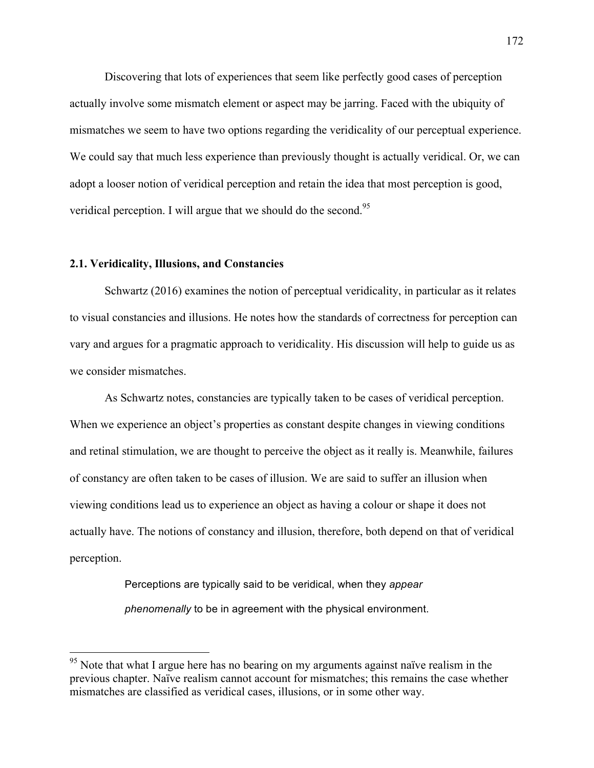Discovering that lots of experiences that seem like perfectly good cases of perception actually involve some mismatch element or aspect may be jarring. Faced with the ubiquity of mismatches we seem to have two options regarding the veridicality of our perceptual experience. We could say that much less experience than previously thought is actually veridical. Or, we can adopt a looser notion of veridical perception and retain the idea that most perception is good, veridical perception. I will argue that we should do the second.[95]

### 2.1. Veridicality, Illusions, and Constancies

Schwartz (2016) examines the notion of perceptual veridicality, in particular as it relates to visual constancies and illusions. He notes how the standards of correctness for perception can vary and argues for a pragmatic approach to veridicality. His discussion will help to guide us as we consider mismatches.

As Schwartz notes, constancies are typically taken to be cases of veridical perception. When we experience an object's properties as constant despite changes in viewing conditions and retinal stimulation, we are thought to perceive the object as it really is. Meanwhile, failures of constancy are often taken to be cases of illusion. We are said to suffer an illusion when viewing conditions lead us to experience an object as having a colour or shape it does not actually have. The notions of constancy and illusion, therefore, both depend on that of veridical perception.

> Perceptions are typically said to be veridical, when they *appear phenomenally* to be in agreement with the physical environment.

[95] Note that what I argue here has no bearing on my arguments against naïve realism in the previous chapter. Naïve realism cannot account for mismatches; this remains the case whether mismatches are classified as veridical cases, illusions, or in some other way.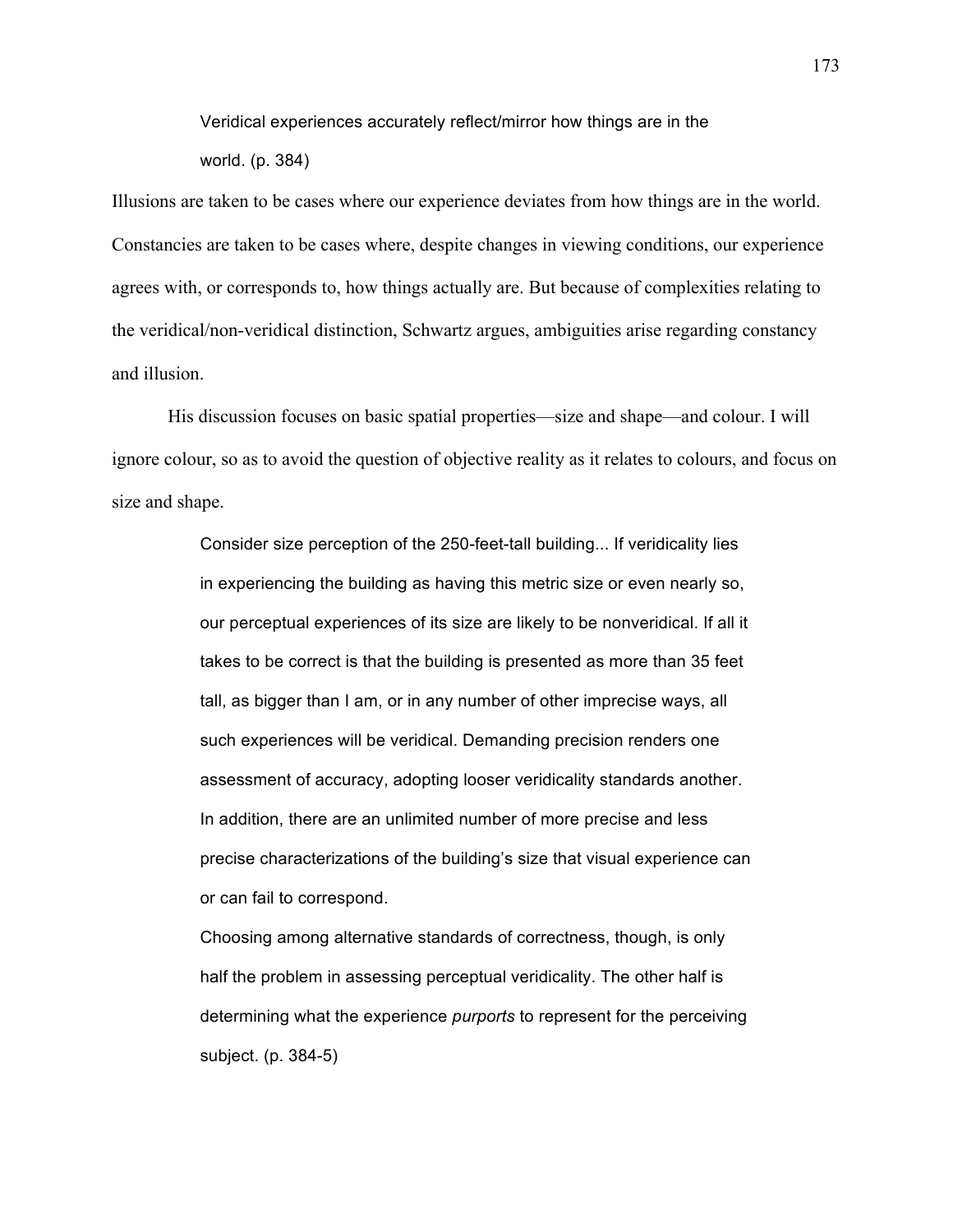> Veridical experiences accurately reflect/mirror how things are in the world. (p. 384)

Illusions are taken to be cases where our experience deviates from how things are in the world. Constancies are taken to be cases where, despite changes in viewing conditions, our experience agrees with, or corresponds to, how things actually are. But because of complexities relating to the veridical/non-veridical distinction, Schwartz argues, ambiguities arise regarding constancy and illusion.

His discussion focuses on basic spatial properties—size and shape—and colour. I will ignore colour, so as to avoid the question of objective reality as it relates to colours, and focus on size and shape.

> Consider size perception of the 250-feet-tall building... If veridicality lies in experiencing the building as having this metric size or even nearly so, our perceptual experiences of its size are likely to be nonveridical. If all it takes to be correct is that the building is presented as more than 35 feet tall, as bigger than I am, or in any number of other imprecise ways, all such experiences will be veridical. Demanding precision renders one assessment of accuracy, adopting looser veridicality standards another. In addition, there are an unlimited number of more precise and less precise characterizations of the building's size that visual experience can or can fail to correspond.
>
> Choosing among alternative standards of correctness, though, is only half the problem in assessing perceptual veridicality. The other half is determining what the experience *purports* to represent for the perceiving subject. (p. 384-5)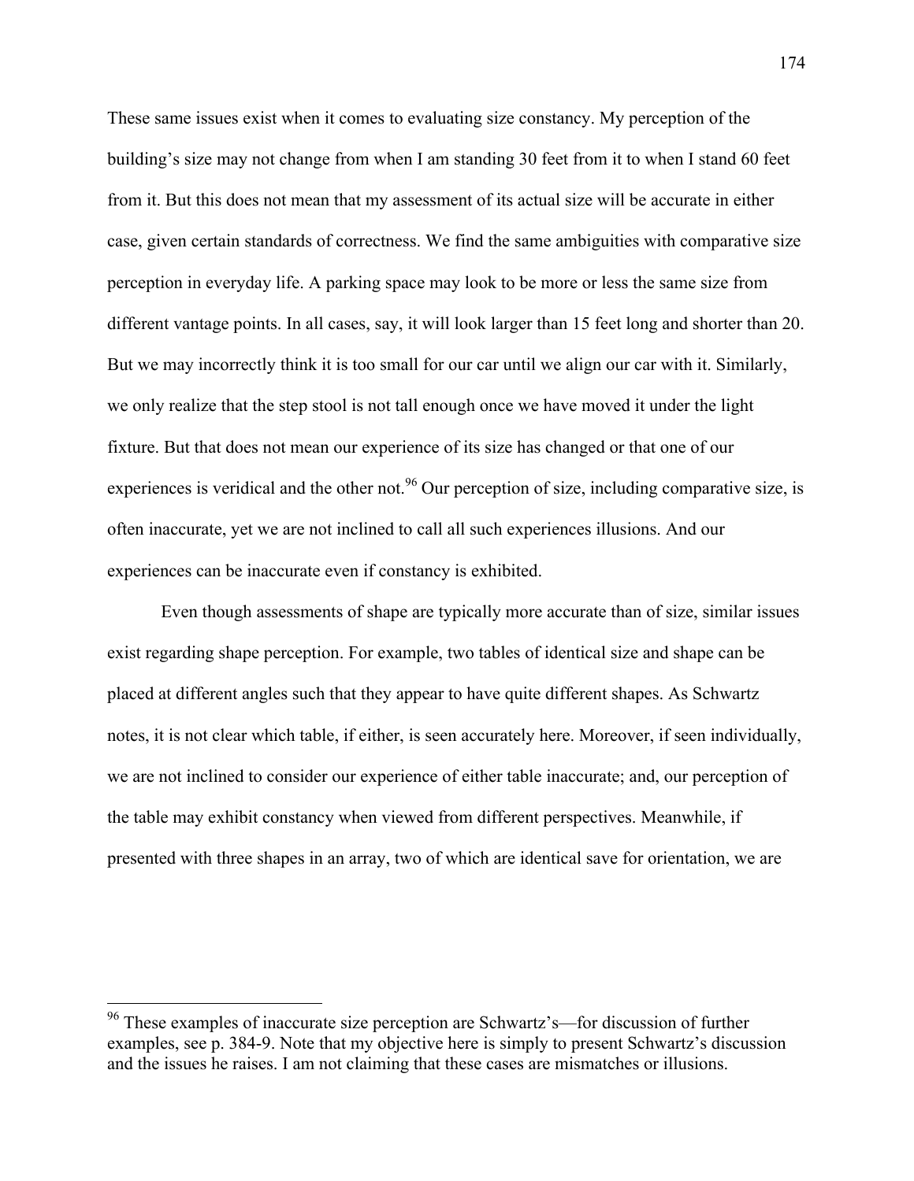These same issues exist when it comes to evaluating size constancy. My perception of the building's size may not change from when I am standing 30 feet from it to when I stand 60 feet from it. But this does not mean that my assessment of its actual size will be accurate in either case, given certain standards of correctness. We find the same ambiguities with comparative size perception in everyday life. A parking space may look to be more or less the same size from different vantage points. In all cases, say, it will look larger than 15 feet long and shorter than 20. But we may incorrectly think it is too small for our car until we align our car with it. Similarly, we only realize that the step stool is not tall enough once we have moved it under the light fixture. But that does not mean our experience of its size has changed or that one of our experiences is veridical and the other not.[96] Our perception of size, including comparative size, is often inaccurate, yet we are not inclined to call all such experiences illusions. And our experiences can be inaccurate even if constancy is exhibited.

Even though assessments of shape are typically more accurate than of size, similar issues exist regarding shape perception. For example, two tables of identical size and shape can be placed at different angles such that they appear to have quite different shapes. As Schwartz notes, it is not clear which table, if either, is seen accurately here. Moreover, if seen individually, we are not inclined to consider our experience of either table inaccurate; and, our perception of the table may exhibit constancy when viewed from different perspectives. Meanwhile, if presented with three shapes in an array, two of which are identical save for orientation, we are

---

[96] These examples of inaccurate size perception are Schwartz's—for discussion of further examples, see p. 384-9. Note that my objective here is simply to present Schwartz's discussion and the issues he raises. I am not claiming that these cases are mismatches or illusions.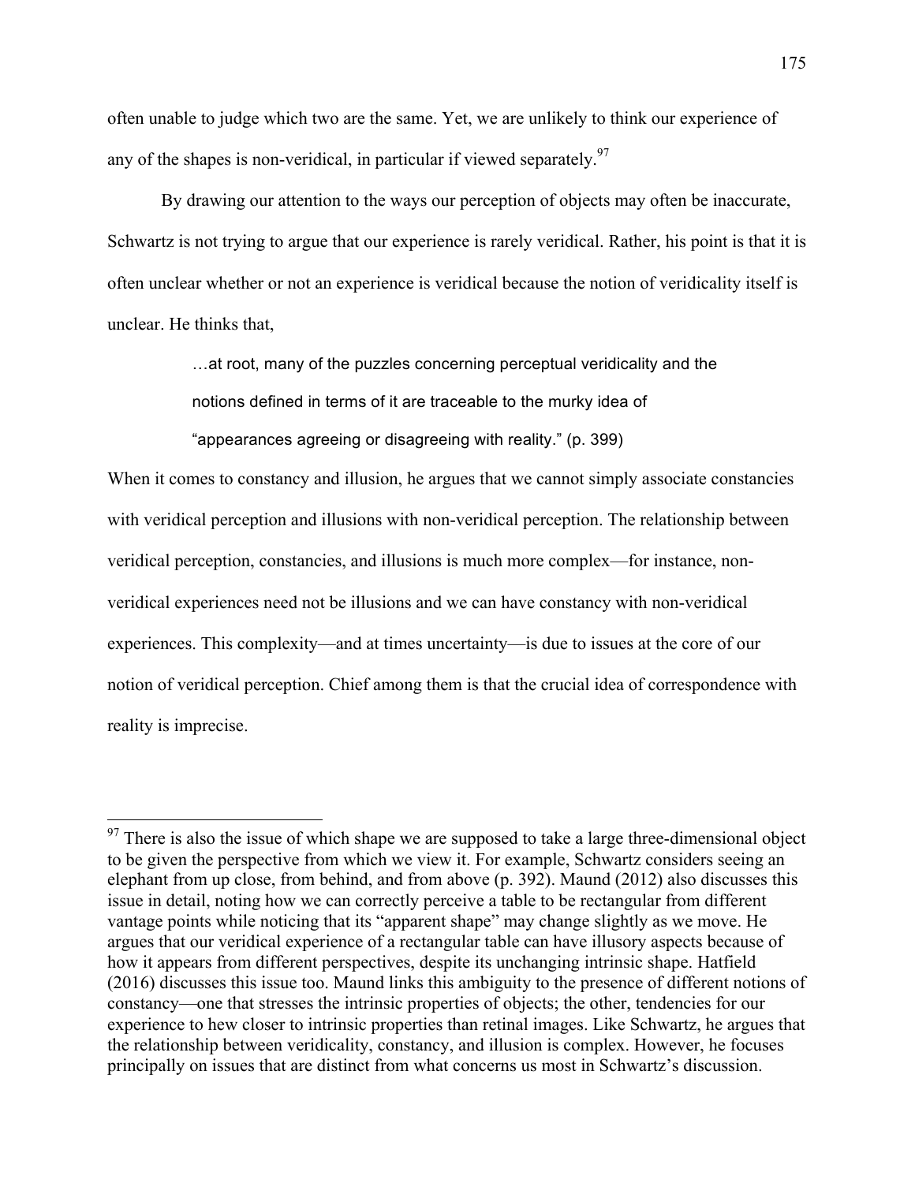often unable to judge which two are the same. Yet, we are unlikely to think our experience of any of the shapes is non-veridical, in particular if viewed separately.[97]

By drawing our attention to the ways our perception of objects may often be inaccurate, Schwartz is not trying to argue that our experience is rarely veridical. Rather, his point is that it is often unclear whether or not an experience is veridical because the notion of veridicality itself is unclear. He thinks that,

> …at root, many of the puzzles concerning perceptual veridicality and the notions defined in terms of it are traceable to the murky idea of "appearances agreeing or disagreeing with reality." (p. 399)

When it comes to constancy and illusion, he argues that we cannot simply associate constancies with veridical perception and illusions with non-veridical perception. The relationship between veridical perception, constancies, and illusions is much more complex—for instance, non-veridical experiences need not be illusions and we can have constancy with non-veridical experiences. This complexity—and at times uncertainty—is due to issues at the core of our notion of veridical perception. Chief among them is that the crucial idea of correspondence with reality is imprecise.

---

[97] There is also the issue of which shape we are supposed to take a large three-dimensional object to be given the perspective from which we view it. For example, Schwartz considers seeing an elephant from up close, from behind, and from above (p. 392). Maund (2012) also discusses this issue in detail, noting how we can correctly perceive a table to be rectangular from different vantage points while noticing that its "apparent shape" may change slightly as we move. He argues that our veridical experience of a rectangular table can have illusory aspects because of how it appears from different perspectives, despite its unchanging intrinsic shape. Hatfield (2016) discusses this issue too. Maund links this ambiguity to the presence of different notions of constancy—one that stresses the intrinsic properties of objects; the other, tendencies for our experience to hew closer to intrinsic properties than retinal images. Like Schwartz, he argues that the relationship between veridicality, constancy, and illusion is complex. However, he focuses principally on issues that are distinct from what concerns us most in Schwartz's discussion.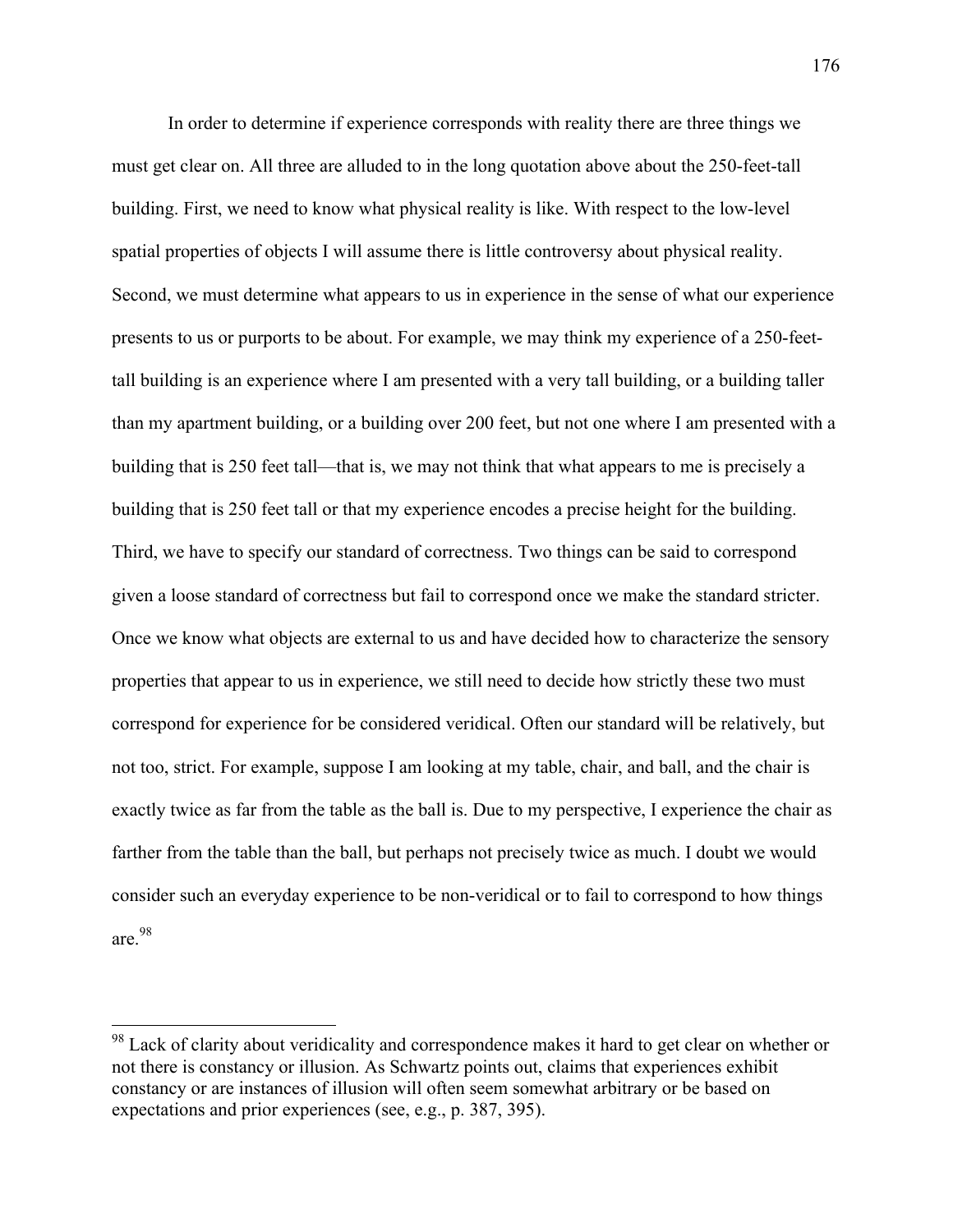In order to determine if experience corresponds with reality there are three things we must get clear on. All three are alluded to in the long quotation above about the 250-feet-tall building. First, we need to know what physical reality is like. With respect to the low-level spatial properties of objects I will assume there is little controversy about physical reality. Second, we must determine what appears to us in experience in the sense of what our experience presents to us or purports to be about. For example, we may think my experience of a 250-feet-tall building is an experience where I am presented with a very tall building, or a building taller than my apartment building, or a building over 200 feet, but not one where I am presented with a building that is 250 feet tall—that is, we may not think that what appears to me is precisely a building that is 250 feet tall or that my experience encodes a precise height for the building. Third, we have to specify our standard of correctness. Two things can be said to correspond given a loose standard of correctness but fail to correspond once we make the standard stricter. Once we know what objects are external to us and have decided how to characterize the sensory properties that appear to us in experience, we still need to decide how strictly these two must correspond for experience for be considered veridical. Often our standard will be relatively, but not too, strict. For example, suppose I am looking at my table, chair, and ball, and the chair is exactly twice as far from the table as the ball is. Due to my perspective, I experience the chair as farther from the table than the ball, but perhaps not precisely twice as much. I doubt we would consider such an everyday experience to be non-veridical or to fail to correspond to how things are.[98]

---

[98] Lack of clarity about veridicality and correspondence makes it hard to get clear on whether or not there is constancy or illusion. As Schwartz points out, claims that experiences exhibit constancy or are instances of illusion will often seem somewhat arbitrary or be based on expectations and prior experiences (see, e.g., p. 387, 395).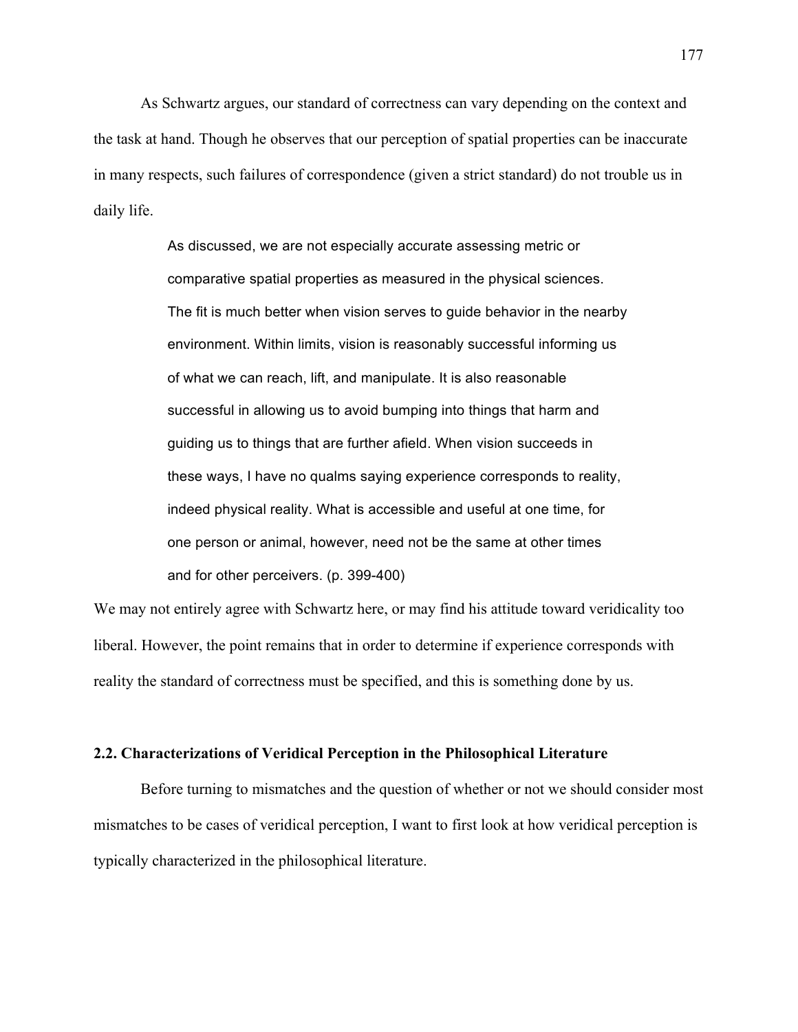As Schwartz argues, our standard of correctness can vary depending on the context and the task at hand. Though he observes that our perception of spatial properties can be inaccurate in many respects, such failures of correspondence (given a strict standard) do not trouble us in daily life.

> As discussed, we are not especially accurate assessing metric or comparative spatial properties as measured in the physical sciences. The fit is much better when vision serves to guide behavior in the nearby environment. Within limits, vision is reasonably successful informing us of what we can reach, lift, and manipulate. It is also reasonable successful in allowing us to avoid bumping into things that harm and guiding us to things that are further afield. When vision succeeds in these ways, I have no qualms saying experience corresponds to reality, indeed physical reality. What is accessible and useful at one time, for one person or animal, however, need not be the same at other times and for other perceivers. (p. 399-400)

We may not entirely agree with Schwartz here, or may find his attitude toward veridicality too liberal. However, the point remains that in order to determine if experience corresponds with reality the standard of correctness must be specified, and this is something done by us.

### 2.2. Characterizations of Veridical Perception in the Philosophical Literature

Before turning to mismatches and the question of whether or not we should consider most mismatches to be cases of veridical perception, I want to first look at how veridical perception is typically characterized in the philosophical literature.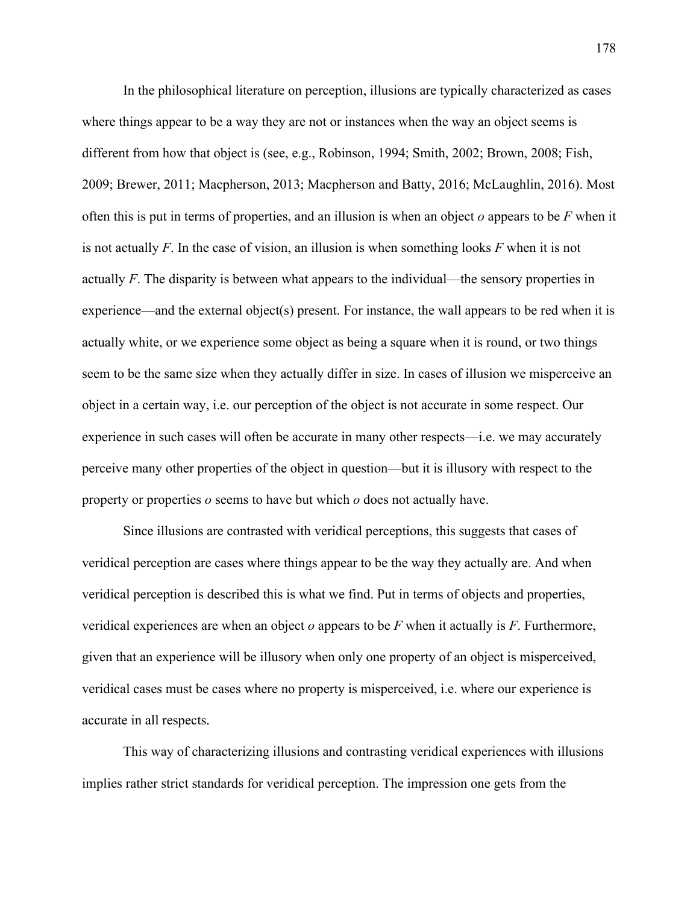In the philosophical literature on perception, illusions are typically characterized as cases where things appear to be a way they are not or instances when the way an object seems is different from how that object is (see, e.g., Robinson, 1994; Smith, 2002; Brown, 2008; Fish, 2009; Brewer, 2011; Macpherson, 2013; Macpherson and Batty, 2016; McLaughlin, 2016). Most often this is put in terms of properties, and an illusion is when an object *o* appears to be *F* when it is not actually *F*. In the case of vision, an illusion is when something looks *F* when it is not actually *F*. The disparity is between what appears to the individual—the sensory properties in experience—and the external object(s) present. For instance, the wall appears to be red when it is actually white, or we experience some object as being a square when it is round, or two things seem to be the same size when they actually differ in size. In cases of illusion we misperceive an object in a certain way, i.e. our perception of the object is not accurate in some respect. Our experience in such cases will often be accurate in many other respects—i.e. we may accurately perceive many other properties of the object in question—but it is illusory with respect to the property or properties *o* seems to have but which *o* does not actually have.

Since illusions are contrasted with veridical perceptions, this suggests that cases of veridical perception are cases where things appear to be the way they actually are. And when veridical perception is described this is what we find. Put in terms of objects and properties, veridical experiences are when an object *o* appears to be *F* when it actually is *F*. Furthermore, given that an experience will be illusory when only one property of an object is misperceived, veridical cases must be cases where no property is misperceived, i.e. where our experience is accurate in all respects.

This way of characterizing illusions and contrasting veridical experiences with illusions implies rather strict standards for veridical perception. The impression one gets from the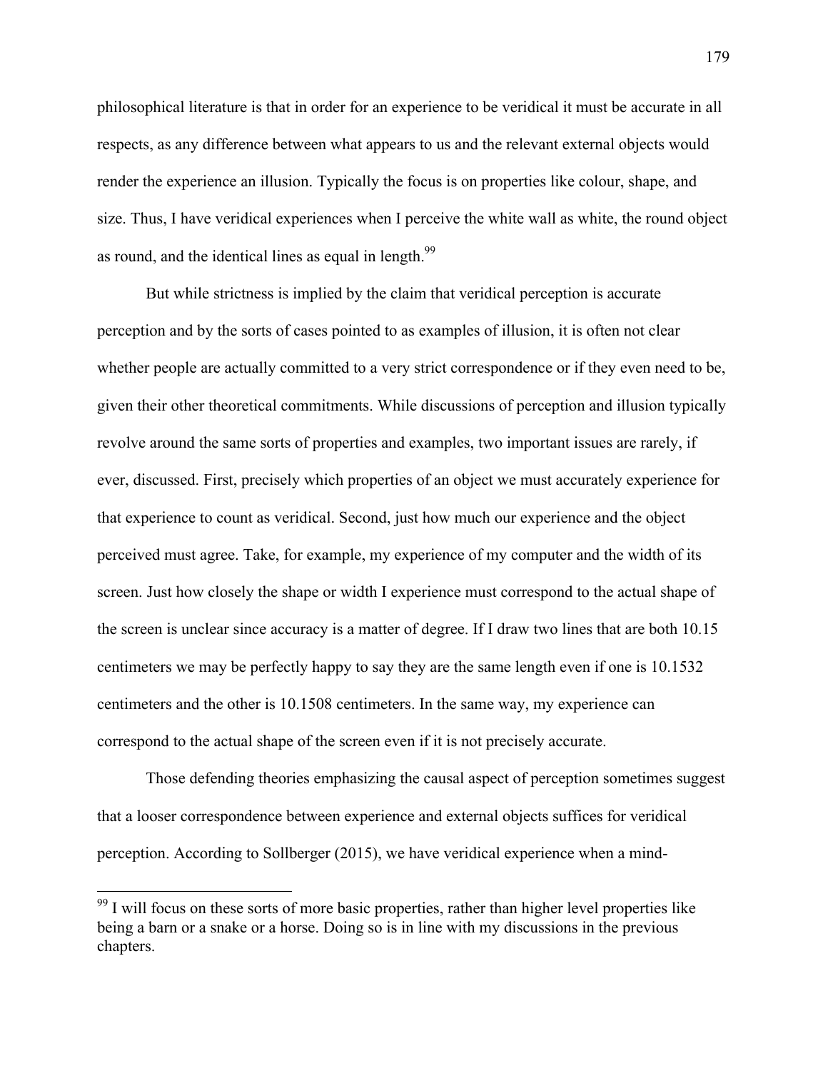philosophical literature is that in order for an experience to be veridical it must be accurate in all respects, as any difference between what appears to us and the relevant external objects would render the experience an illusion. Typically the focus is on properties like colour, shape, and size. Thus, I have veridical experiences when I perceive the white wall as white, the round object as round, and the identical lines as equal in length.[99]

But while strictness is implied by the claim that veridical perception is accurate perception and by the sorts of cases pointed to as examples of illusion, it is often not clear whether people are actually committed to a very strict correspondence or if they even need to be, given their other theoretical commitments. While discussions of perception and illusion typically revolve around the same sorts of properties and examples, two important issues are rarely, if ever, discussed. First, precisely which properties of an object we must accurately experience for that experience to count as veridical. Second, just how much our experience and the object perceived must agree. Take, for example, my experience of my computer and the width of its screen. Just how closely the shape or width I experience must correspond to the actual shape of the screen is unclear since accuracy is a matter of degree. If I draw two lines that are both 10.15 centimeters we may be perfectly happy to say they are the same length even if one is 10.1532 centimeters and the other is 10.1508 centimeters. In the same way, my experience can correspond to the actual shape of the screen even if it is not precisely accurate.

Those defending theories emphasizing the causal aspect of perception sometimes suggest that a looser correspondence between experience and external objects suffices for veridical perception. According to Sollberger (2015), we have veridical experience when a mind-

[99] I will focus on these sorts of more basic properties, rather than higher level properties like being a barn or a snake or a horse. Doing so is in line with my discussions in the previous chapters.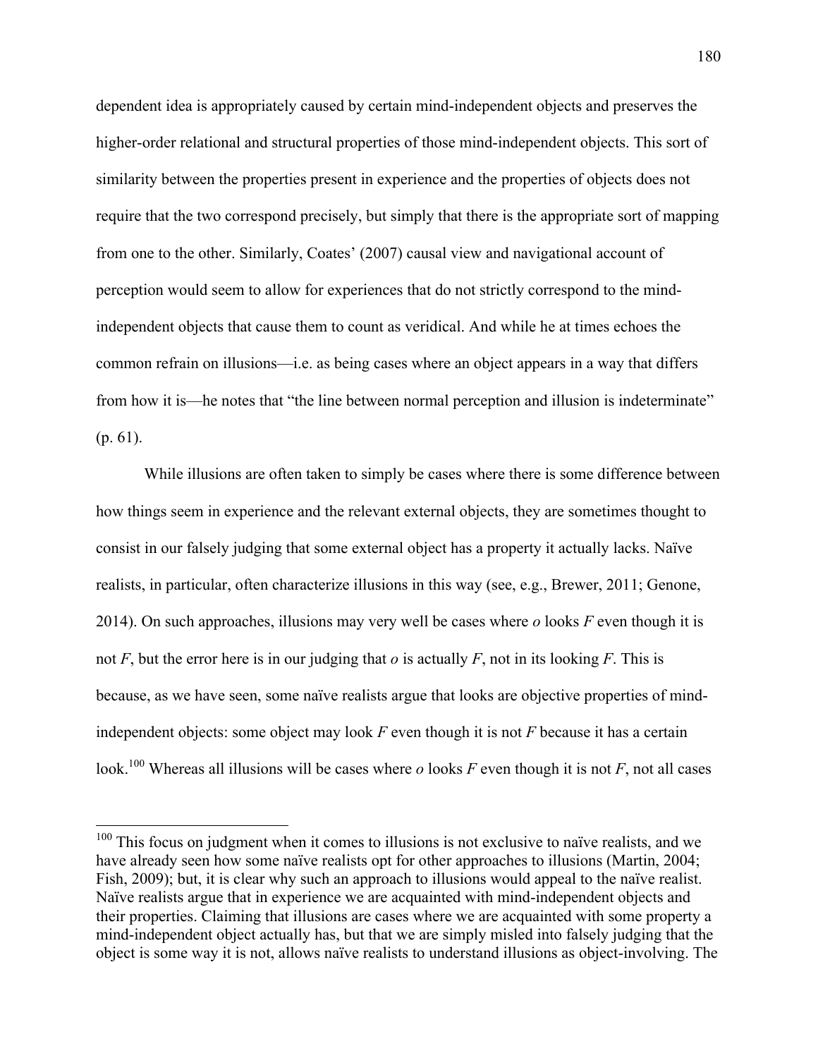dependent idea is appropriately caused by certain mind-independent objects and preserves the higher-order relational and structural properties of those mind-independent objects. This sort of similarity between the properties present in experience and the properties of objects does not require that the two correspond precisely, but simply that there is the appropriate sort of mapping from one to the other. Similarly, Coates' (2007) causal view and navigational account of perception would seem to allow for experiences that do not strictly correspond to the mind-independent objects that cause them to count as veridical. And while he at times echoes the common refrain on illusions—i.e. as being cases where an object appears in a way that differs from how it is—he notes that "the line between normal perception and illusion is indeterminate" (p. 61).

While illusions are often taken to simply be cases where there is some difference between how things seem in experience and the relevant external objects, they are sometimes thought to consist in our falsely judging that some external object has a property it actually lacks. Naïve realists, in particular, often characterize illusions in this way (see, e.g., Brewer, 2011; Genone, 2014). On such approaches, illusions may very well be cases where *o* looks *F* even though it is not *F*, but the error here is in our judging that *o* is actually *F*, not in its looking *F*. This is because, as we have seen, some naïve realists argue that looks are objective properties of mind-independent objects: some object may look *F* even though it is not *F* because it has a certain look.[100] Whereas all illusions will be cases where *o* looks *F* even though it is not *F*, not all cases

[100] This focus on judgment when it comes to illusions is not exclusive to naïve realists, and we have already seen how some naïve realists opt for other approaches to illusions (Martin, 2004; Fish, 2009); but, it is clear why such an approach to illusions would appeal to the naïve realist. Naïve realists argue that in experience we are acquainted with mind-independent objects and their properties. Claiming that illusions are cases where we are acquainted with some property a mind-independent object actually has, but that we are simply misled into falsely judging that the object is some way it is not, allows naïve realists to understand illusions as object-involving. The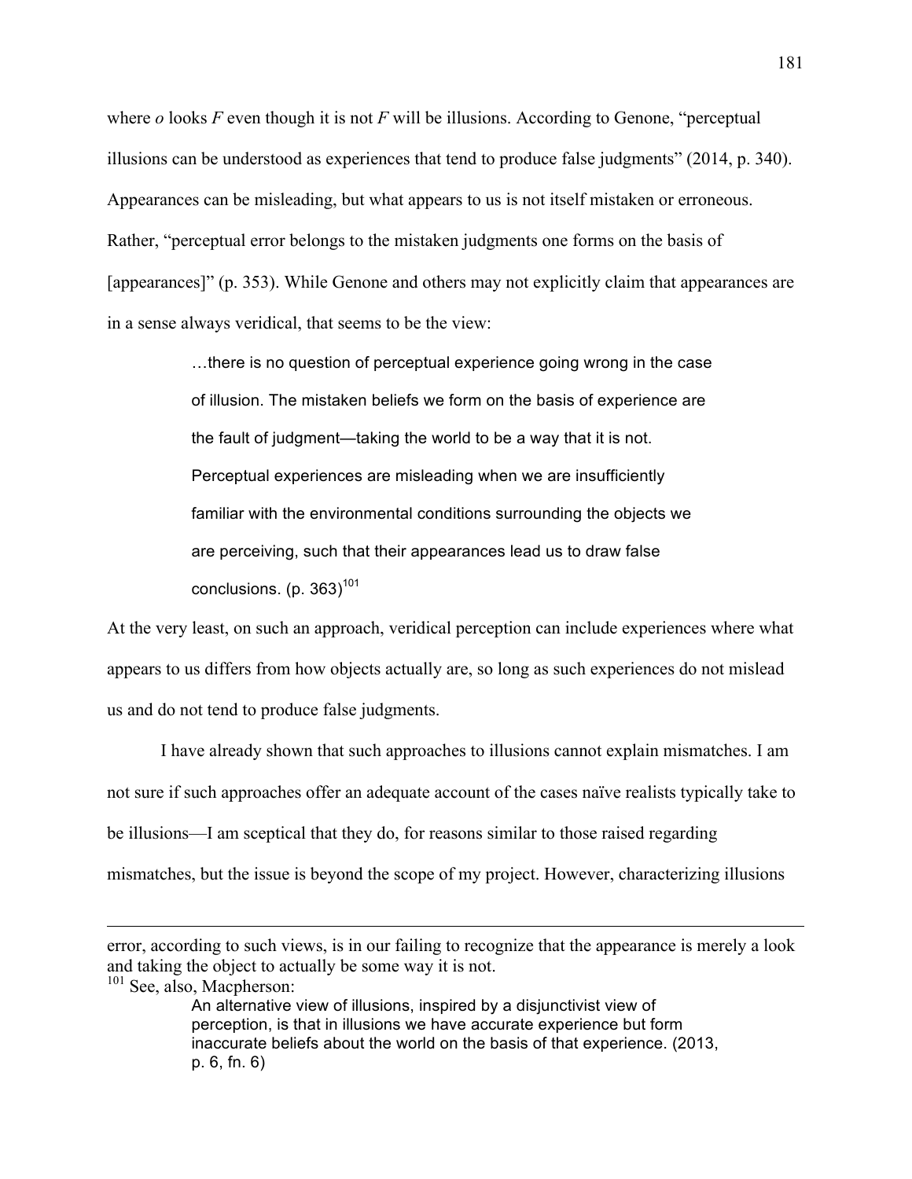where *o* looks *F* even though it is not *F* will be illusions. According to Genone, "perceptual illusions can be understood as experiences that tend to produce false judgments" (2014, p. 340). Appearances can be misleading, but what appears to us is not itself mistaken or erroneous. Rather, "perceptual error belongs to the mistaken judgments one forms on the basis of [appearances]" (p. 353). While Genone and others may not explicitly claim that appearances are in a sense always veridical, that seems to be the view:

> …there is no question of perceptual experience going wrong in the case of illusion. The mistaken beliefs we form on the basis of experience are the fault of judgment—taking the world to be a way that it is not. Perceptual experiences are misleading when we are insufficiently familiar with the environmental conditions surrounding the objects we are perceiving, such that their appearances lead us to draw false conclusions. (p. 363)[101]

At the very least, on such an approach, veridical perception can include experiences where what appears to us differs from how objects actually are, so long as such experiences do not mislead us and do not tend to produce false judgments.

I have already shown that such approaches to illusions cannot explain mismatches. I am not sure if such approaches offer an adequate account of the cases naïve realists typically take to be illusions—I am sceptical that they do, for reasons similar to those raised regarding mismatches, but the issue is beyond the scope of my project. However, characterizing illusions

---

error, according to such views, is in our failing to recognize that the appearance is merely a look and taking the object to actually be some way it is not.

[101] See, also, Macpherson:

> An alternative view of illusions, inspired by a disjunctivist view of perception, is that in illusions we have accurate experience but form inaccurate beliefs about the world on the basis of that experience. (2013, p. 6, fn. 6)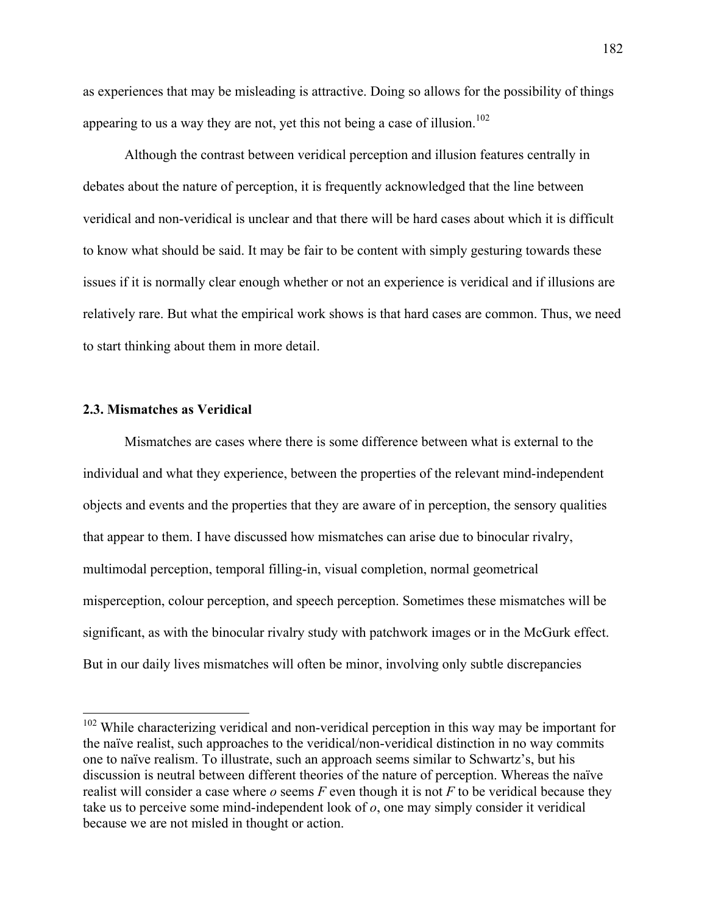as experiences that may be misleading is attractive. Doing so allows for the possibility of things appearing to us a way they are not, yet this not being a case of illusion.[102]

Although the contrast between veridical perception and illusion features centrally in debates about the nature of perception, it is frequently acknowledged that the line between veridical and non-veridical is unclear and that there will be hard cases about which it is difficult to know what should be said. It may be fair to be content with simply gesturing towards these issues if it is normally clear enough whether or not an experience is veridical and if illusions are relatively rare. But what the empirical work shows is that hard cases are common. Thus, we need to start thinking about them in more detail.

### 2.3. Mismatches as Veridical

Mismatches are cases where there is some difference between what is external to the individual and what they experience, between the properties of the relevant mind-independent objects and events and the properties that they are aware of in perception, the sensory qualities that appear to them. I have discussed how mismatches can arise due to binocular rivalry, multimodal perception, temporal filling-in, visual completion, normal geometrical misperception, colour perception, and speech perception. Sometimes these mismatches will be significant, as with the binocular rivalry study with patchwork images or in the McGurk effect. But in our daily lives mismatches will often be minor, involving only subtle discrepancies

[102] While characterizing veridical and non-veridical perception in this way may be important for the naïve realist, such approaches to the veridical/non-veridical distinction in no way commits one to naïve realism. To illustrate, such an approach seems similar to Schwartz's, but his discussion is neutral between different theories of the nature of perception. Whereas the naïve realist will consider a case where *o* seems *F* even though it is not *F* to be veridical because they take us to perceive some mind-independent look of *o*, one may simply consider it veridical because we are not misled in thought or action.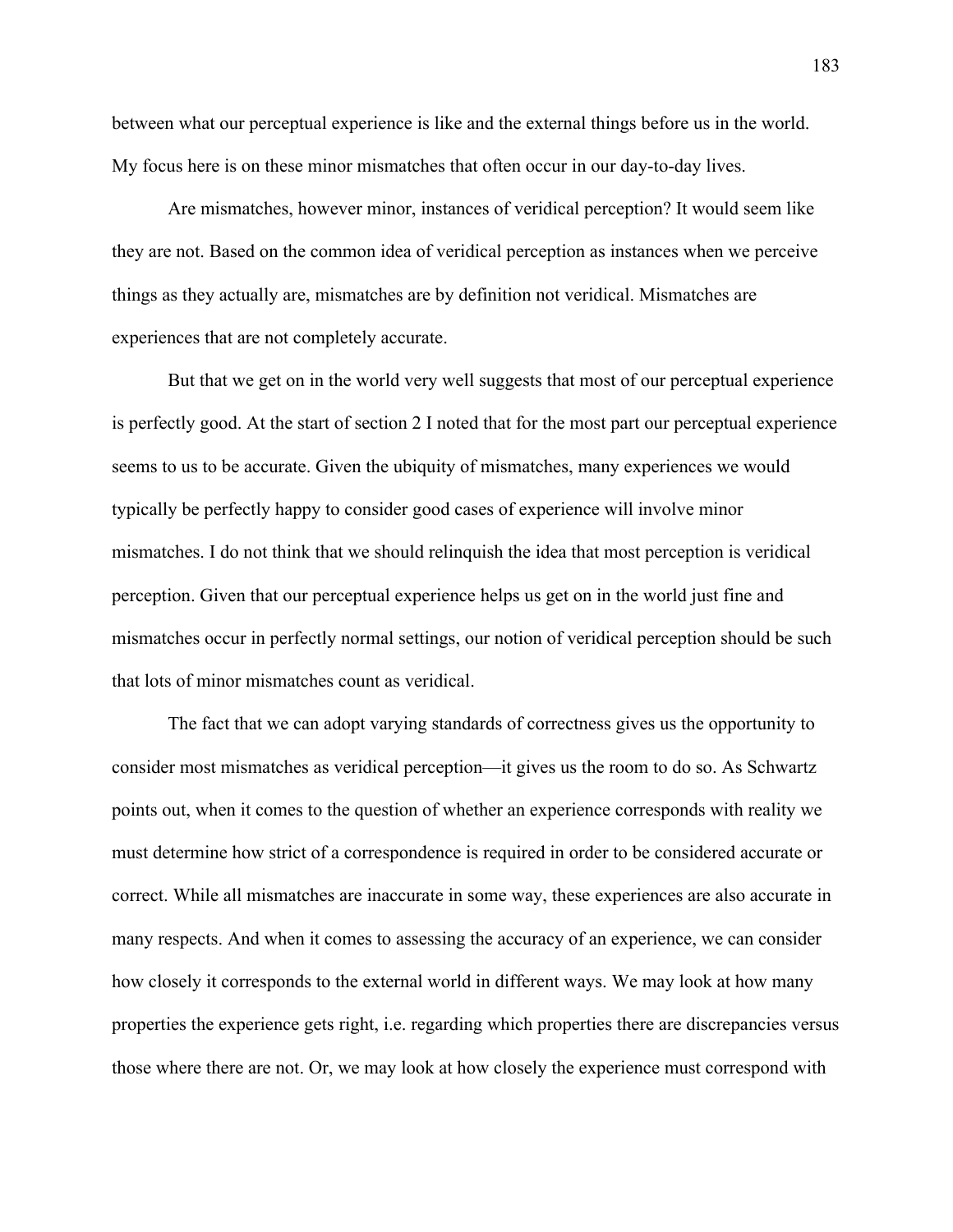between what our perceptual experience is like and the external things before us in the world. My focus here is on these minor mismatches that often occur in our day-to-day lives.

Are mismatches, however minor, instances of veridical perception? It would seem like they are not. Based on the common idea of veridical perception as instances when we perceive things as they actually are, mismatches are by definition not veridical. Mismatches are experiences that are not completely accurate.

But that we get on in the world very well suggests that most of our perceptual experience is perfectly good. At the start of section 2 I noted that for the most part our perceptual experience seems to us to be accurate. Given the ubiquity of mismatches, many experiences we would typically be perfectly happy to consider good cases of experience will involve minor mismatches. I do not think that we should relinquish the idea that most perception is veridical perception. Given that our perceptual experience helps us get on in the world just fine and mismatches occur in perfectly normal settings, our notion of veridical perception should be such that lots of minor mismatches count as veridical.

The fact that we can adopt varying standards of correctness gives us the opportunity to consider most mismatches as veridical perception—it gives us the room to do so. As Schwartz points out, when it comes to the question of whether an experience corresponds with reality we must determine how strict of a correspondence is required in order to be considered accurate or correct. While all mismatches are inaccurate in some way, these experiences are also accurate in many respects. And when it comes to assessing the accuracy of an experience, we can consider how closely it corresponds to the external world in different ways. We may look at how many properties the experience gets right, i.e. regarding which properties there are discrepancies versus those where there are not. Or, we may look at how closely the experience must correspond with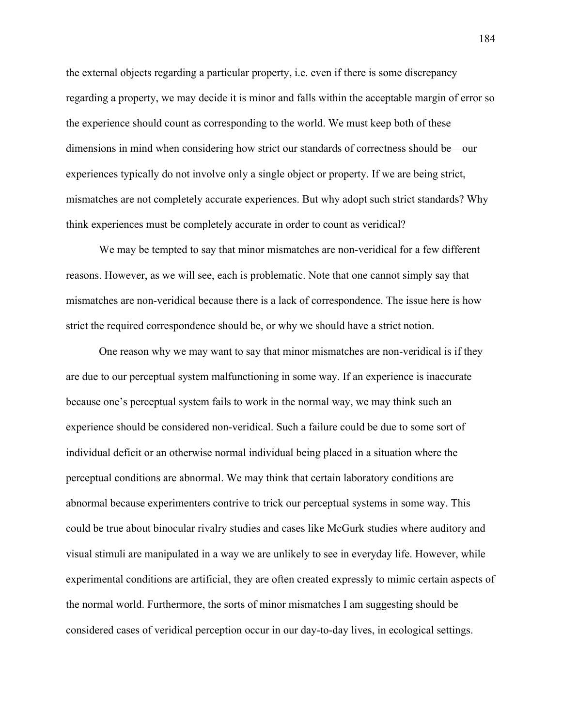the external objects regarding a particular property, i.e. even if there is some discrepancy regarding a property, we may decide it is minor and falls within the acceptable margin of error so the experience should count as corresponding to the world. We must keep both of these dimensions in mind when considering how strict our standards of correctness should be—our experiences typically do not involve only a single object or property. If we are being strict, mismatches are not completely accurate experiences. But why adopt such strict standards? Why think experiences must be completely accurate in order to count as veridical?

We may be tempted to say that minor mismatches are non-veridical for a few different reasons. However, as we will see, each is problematic. Note that one cannot simply say that mismatches are non-veridical because there is a lack of correspondence. The issue here is how strict the required correspondence should be, or why we should have a strict notion.

One reason why we may want to say that minor mismatches are non-veridical is if they are due to our perceptual system malfunctioning in some way. If an experience is inaccurate because one's perceptual system fails to work in the normal way, we may think such an experience should be considered non-veridical. Such a failure could be due to some sort of individual deficit or an otherwise normal individual being placed in a situation where the perceptual conditions are abnormal. We may think that certain laboratory conditions are abnormal because experimenters contrive to trick our perceptual systems in some way. This could be true about binocular rivalry studies and cases like McGurk studies where auditory and visual stimuli are manipulated in a way we are unlikely to see in everyday life. However, while experimental conditions are artificial, they are often created expressly to mimic certain aspects of the normal world. Furthermore, the sorts of minor mismatches I am suggesting should be considered cases of veridical perception occur in our day-to-day lives, in ecological settings.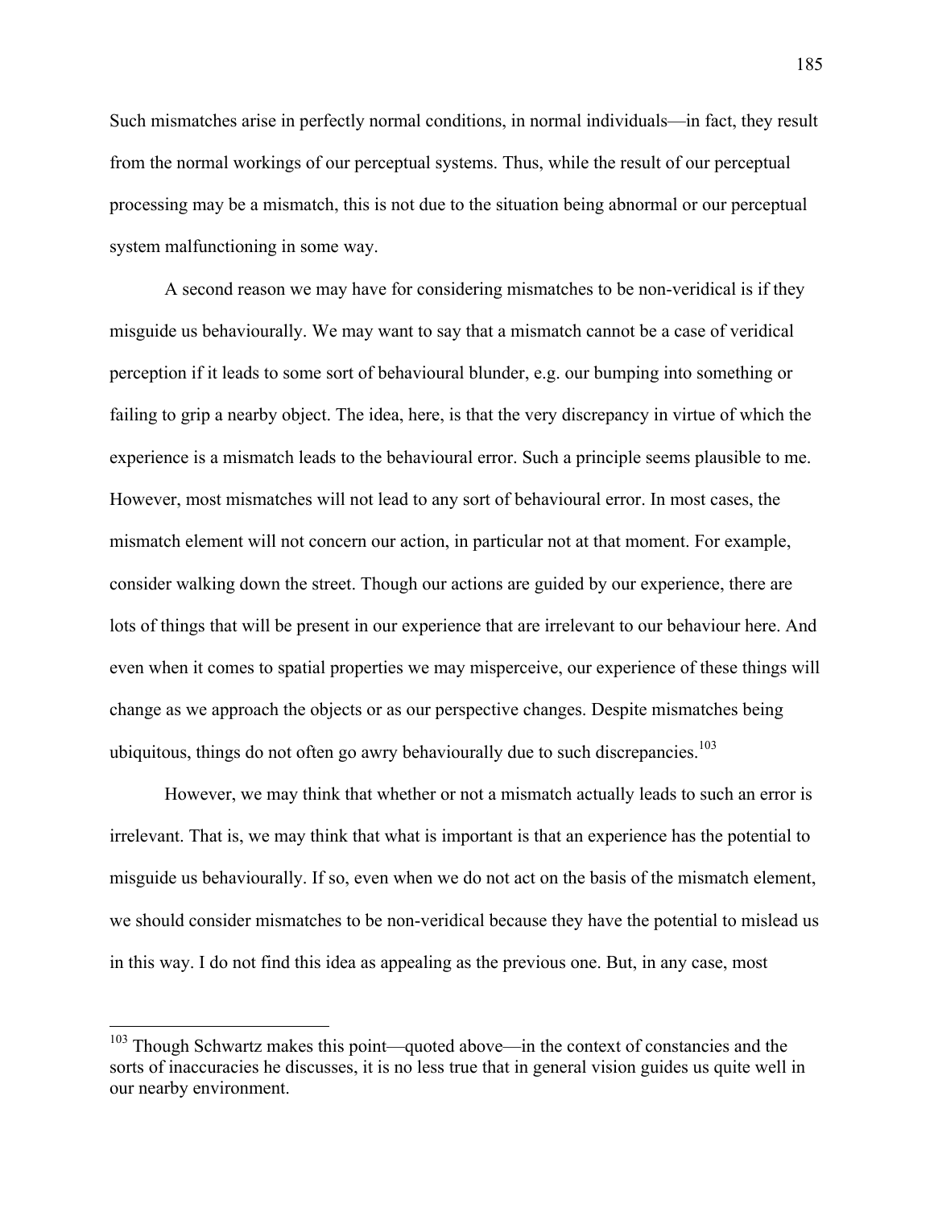Such mismatches arise in perfectly normal conditions, in normal individuals—in fact, they result from the normal workings of our perceptual systems. Thus, while the result of our perceptual processing may be a mismatch, this is not due to the situation being abnormal or our perceptual system malfunctioning in some way.

A second reason we may have for considering mismatches to be non-veridical is if they misguide us behaviourally. We may want to say that a mismatch cannot be a case of veridical perception if it leads to some sort of behavioural blunder, e.g. our bumping into something or failing to grip a nearby object. The idea, here, is that the very discrepancy in virtue of which the experience is a mismatch leads to the behavioural error. Such a principle seems plausible to me. However, most mismatches will not lead to any sort of behavioural error. In most cases, the mismatch element will not concern our action, in particular not at that moment. For example, consider walking down the street. Though our actions are guided by our experience, there are lots of things that will be present in our experience that are irrelevant to our behaviour here. And even when it comes to spatial properties we may misperceive, our experience of these things will change as we approach the objects or as our perspective changes. Despite mismatches being ubiquitous, things do not often go awry behaviourally due to such discrepancies.[103]

However, we may think that whether or not a mismatch actually leads to such an error is irrelevant. That is, we may think that what is important is that an experience has the potential to misguide us behaviourally. If so, even when we do not act on the basis of the mismatch element, we should consider mismatches to be non-veridical because they have the potential to mislead us in this way. I do not find this idea as appealing as the previous one. But, in any case, most

---

[103] Though Schwartz makes this point—quoted above—in the context of constancies and the sorts of inaccuracies he discusses, it is no less true that in general vision guides us quite well in our nearby environment.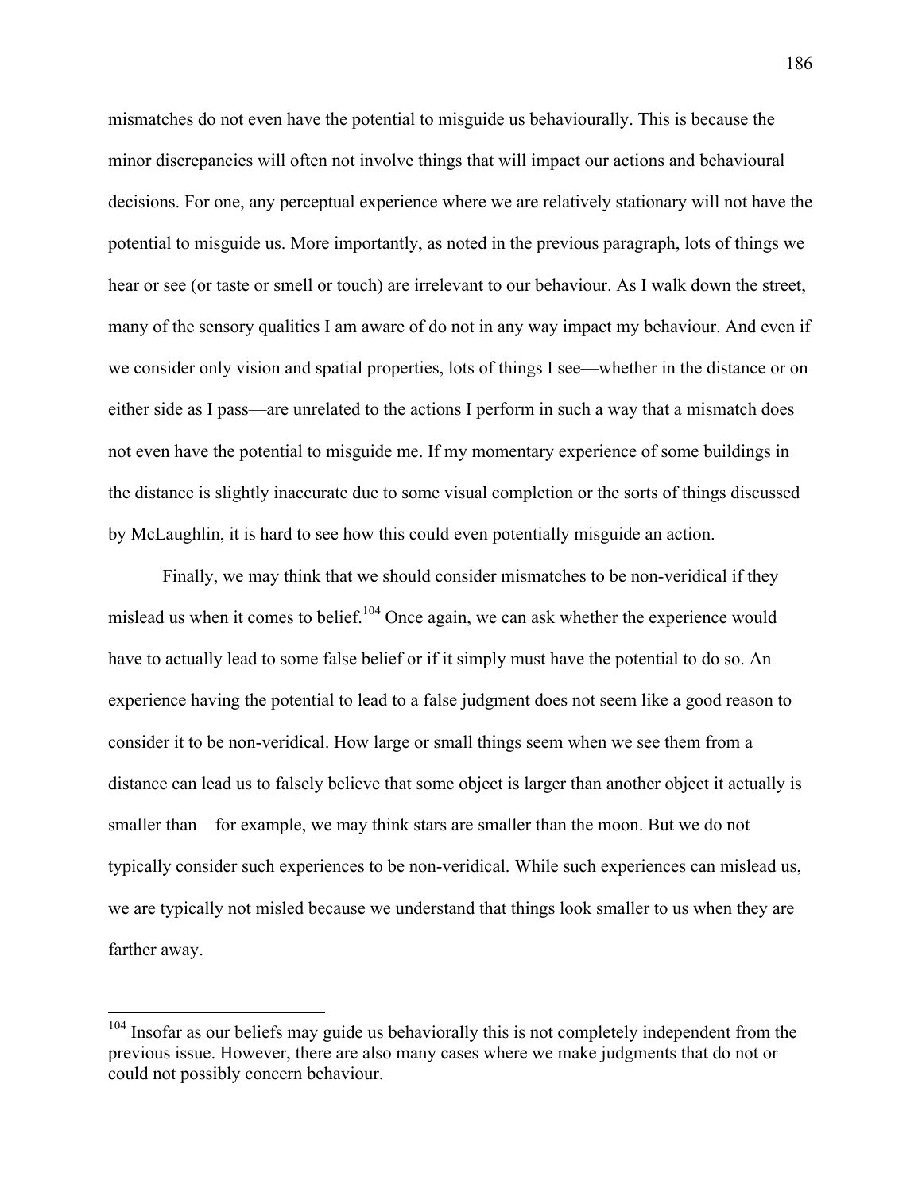mismatches do not even have the potential to misguide us behaviourally. This is because the minor discrepancies will often not involve things that will impact our actions and behavioural decisions. For one, any perceptual experience where we are relatively stationary will not have the potential to misguide us. More importantly, as noted in the previous paragraph, lots of things we hear or see (or taste or smell or touch) are irrelevant to our behaviour. As I walk down the street, many of the sensory qualities I am aware of do not in any way impact my behaviour. And even if we consider only vision and spatial properties, lots of things I see—whether in the distance or on either side as I pass—are unrelated to the actions I perform in such a way that a mismatch does not even have the potential to misguide me. If my momentary experience of some buildings in the distance is slightly inaccurate due to some visual completion or the sorts of things discussed by McLaughlin, it is hard to see how this could even potentially misguide an action.

Finally, we may think that we should consider mismatches to be non-veridical if they mislead us when it comes to belief.[104] Once again, we can ask whether the experience would have to actually lead to some false belief or if it simply must have the potential to do so. An experience having the potential to lead to a false judgment does not seem like a good reason to consider it to be non-veridical. How large or small things seem when we see them from a distance can lead us to falsely believe that some object is larger than another object it actually is smaller than—for example, we may think stars are smaller than the moon. But we do not typically consider such experiences to be non-veridical. While such experiences can mislead us, we are typically not misled because we understand that things look smaller to us when they are farther away.

[104] Insofar as our beliefs may guide us behaviorally this is not completely independent from the previous issue. However, there are also many cases where we make judgments that do not or could not possibly concern behaviour.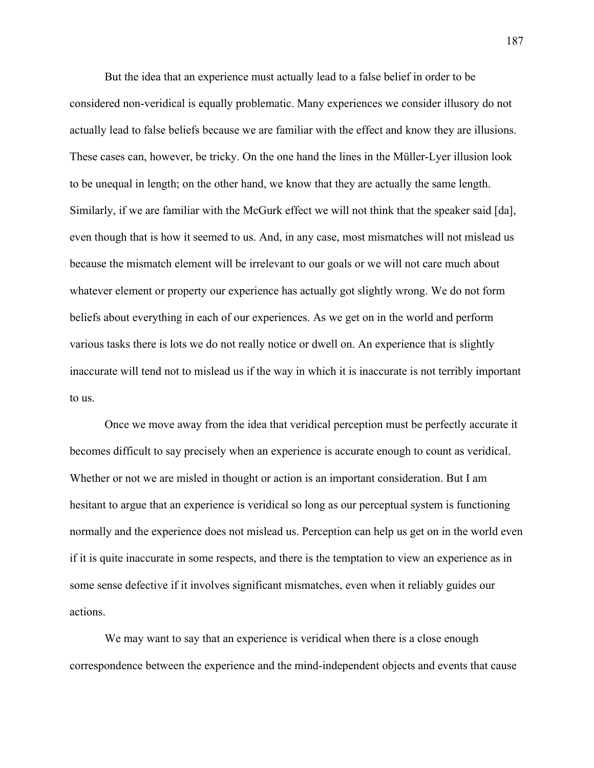But the idea that an experience must actually lead to a false belief in order to be considered non-veridical is equally problematic. Many experiences we consider illusory do not actually lead to false beliefs because we are familiar with the effect and know they are illusions. These cases can, however, be tricky. On the one hand the lines in the Müller-Lyer illusion look to be unequal in length; on the other hand, we know that they are actually the same length. Similarly, if we are familiar with the McGurk effect we will not think that the speaker said [da], even though that is how it seemed to us. And, in any case, most mismatches will not mislead us because the mismatch element will be irrelevant to our goals or we will not care much about whatever element or property our experience has actually got slightly wrong. We do not form beliefs about everything in each of our experiences. As we get on in the world and perform various tasks there is lots we do not really notice or dwell on. An experience that is slightly inaccurate will tend not to mislead us if the way in which it is inaccurate is not terribly important to us.

Once we move away from the idea that veridical perception must be perfectly accurate it becomes difficult to say precisely when an experience is accurate enough to count as veridical. Whether or not we are misled in thought or action is an important consideration. But I am hesitant to argue that an experience is veridical so long as our perceptual system is functioning normally and the experience does not mislead us. Perception can help us get on in the world even if it is quite inaccurate in some respects, and there is the temptation to view an experience as in some sense defective if it involves significant mismatches, even when it reliably guides our actions.

We may want to say that an experience is veridical when there is a close enough correspondence between the experience and the mind-independent objects and events that cause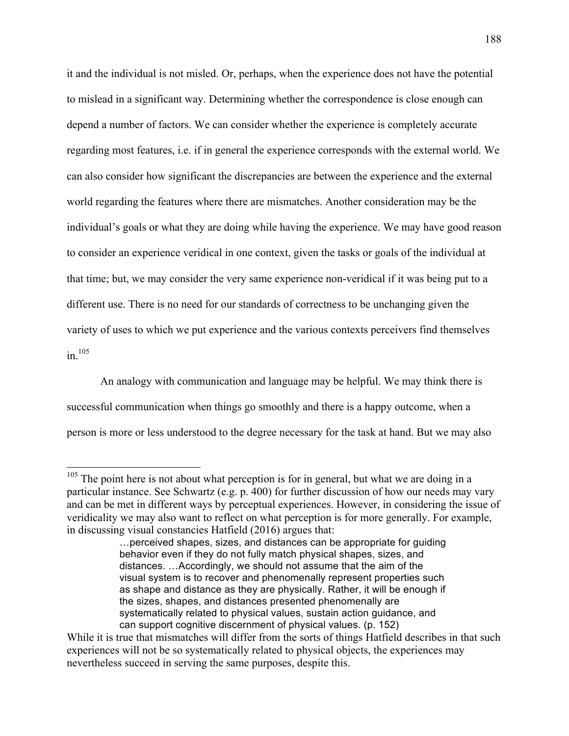it and the individual is not misled. Or, perhaps, when the experience does not have the potential to mislead in a significant way. Determining whether the correspondence is close enough can depend a number of factors. We can consider whether the experience is completely accurate regarding most features, i.e. if in general the experience corresponds with the external world. We can also consider how significant the discrepancies are between the experience and the external world regarding the features where there are mismatches. Another consideration may be the individual's goals or what they are doing while having the experience. We may have good reason to consider an experience veridical in one context, given the tasks or goals of the individual at that time; but, we may consider the very same experience non-veridical if it was being put to a different use. There is no need for our standards of correctness to be unchanging given the variety of uses to which we put experience and the various contexts perceivers find themselves in.[105]

An analogy with communication and language may be helpful. We may think there is successful communication when things go smoothly and there is a happy outcome, when a person is more or less understood to the degree necessary for the task at hand. But we may also

---

[105] The point here is not about what perception is for in general, but what we are doing in a particular instance. See Schwartz (e.g. p. 400) for further discussion of how our needs may vary and can be met in different ways by perceptual experiences. However, in considering the issue of veridicality we may also want to reflect on what perception is for more generally. For example, in discussing visual constancies Hatfield (2016) argues that:

> …perceived shapes, sizes, and distances can be appropriate for guiding behavior even if they do not fully match physical shapes, sizes, and distances. …Accordingly, we should not assume that the aim of the visual system is to recover and phenomenally represent properties such as shape and distance as they are physically. Rather, it will be enough if the sizes, shapes, and distances presented phenomenally are systematically related to physical values, sustain action guidance, and can support cognitive discernment of physical values. (p. 152)

While it is true that mismatches will differ from the sorts of things Hatfield describes in that such experiences will not be so systematically related to physical objects, the experiences may nevertheless succeed in serving the same purposes, despite this.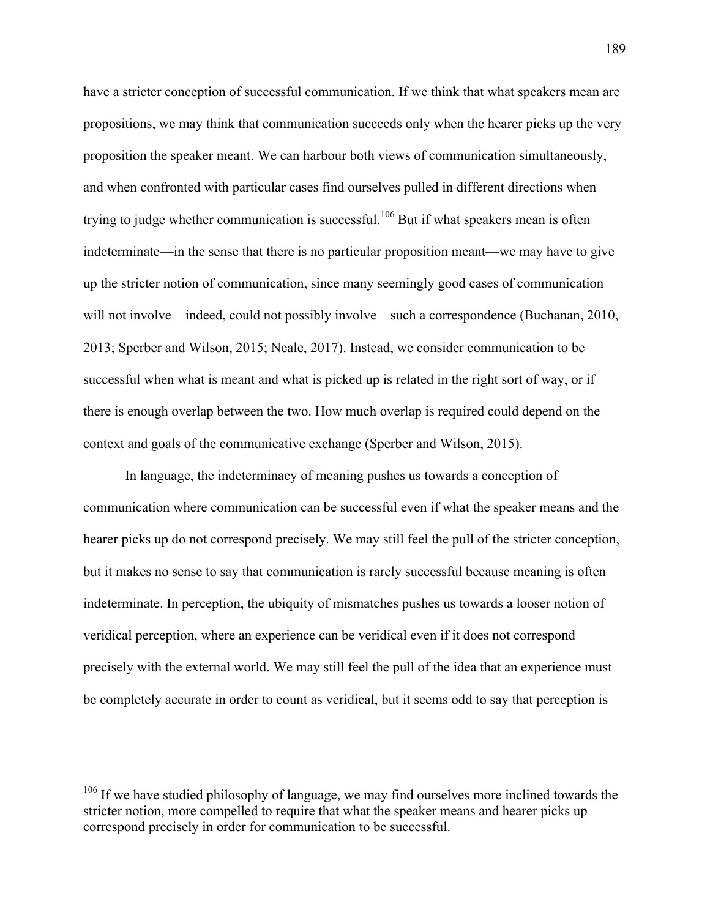have a stricter conception of successful communication. If we think that what speakers mean are propositions, we may think that communication succeeds only when the hearer picks up the very proposition the speaker meant. We can harbour both views of communication simultaneously, and when confronted with particular cases find ourselves pulled in different directions when trying to judge whether communication is successful.[106] But if what speakers mean is often indeterminate—in the sense that there is no particular proposition meant—we may have to give up the stricter notion of communication, since many seemingly good cases of communication will not involve—indeed, could not possibly involve—such a correspondence (Buchanan, 2010, 2013; Sperber and Wilson, 2015; Neale, 2017). Instead, we consider communication to be successful when what is meant and what is picked up is related in the right sort of way, or if there is enough overlap between the two. How much overlap is required could depend on the context and goals of the communicative exchange (Sperber and Wilson, 2015).

In language, the indeterminacy of meaning pushes us towards a conception of communication where communication can be successful even if what the speaker means and the hearer picks up do not correspond precisely. We may still feel the pull of the stricter conception, but it makes no sense to say that communication is rarely successful because meaning is often indeterminate. In perception, the ubiquity of mismatches pushes us towards a looser notion of veridical perception, where an experience can be veridical even if it does not correspond precisely with the external world. We may still feel the pull of the idea that an experience must be completely accurate in order to count as veridical, but it seems odd to say that perception is

[106] If we have studied philosophy of language, we may find ourselves more inclined towards the stricter notion, more compelled to require that what the speaker means and hearer picks up correspond precisely in order for communication to be successful.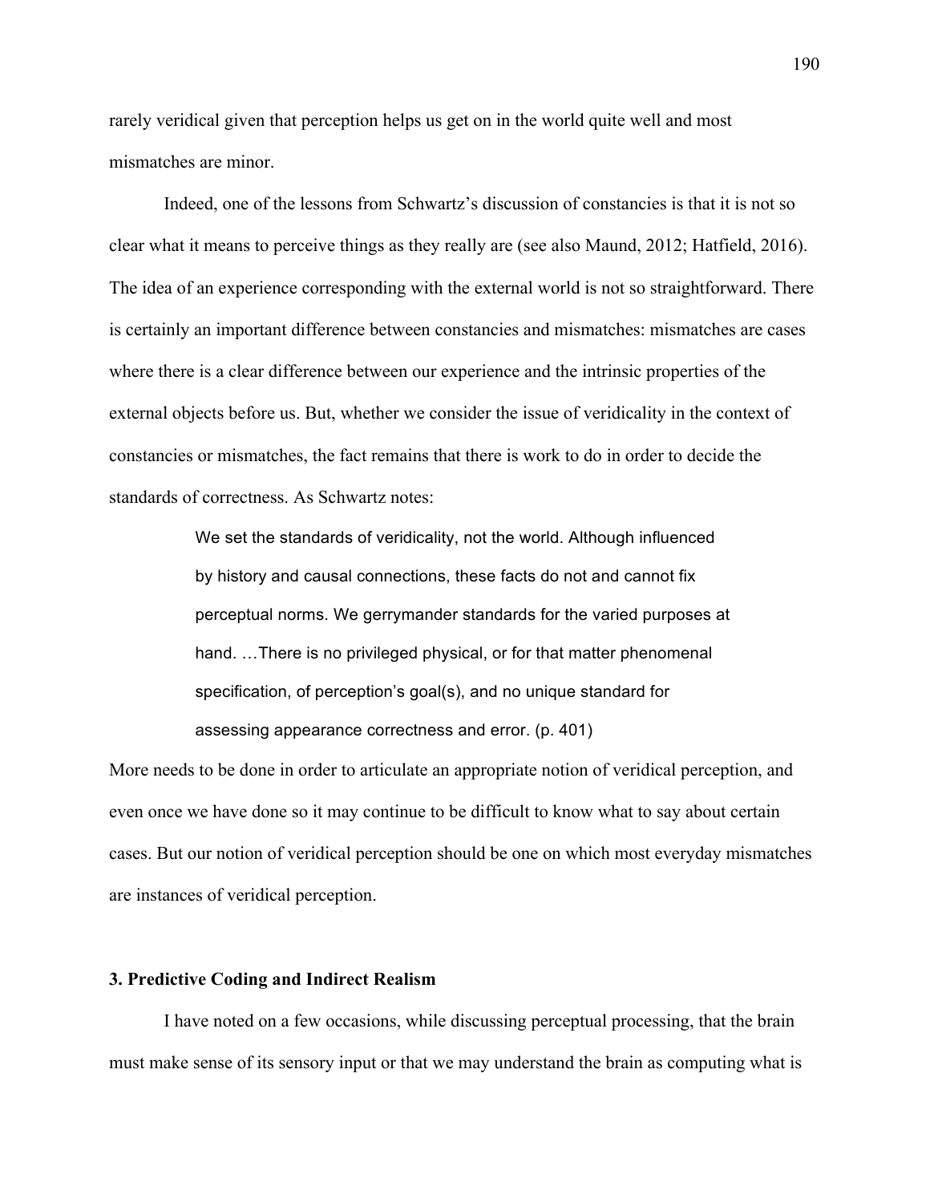rarely veridical given that perception helps us get on in the world quite well and most mismatches are minor.

Indeed, one of the lessons from Schwartz's discussion of constancies is that it is not so clear what it means to perceive things as they really are (see also Maund, 2012; Hatfield, 2016). The idea of an experience corresponding with the external world is not so straightforward. There is certainly an important difference between constancies and mismatches: mismatches are cases where there is a clear difference between our experience and the intrinsic properties of the external objects before us. But, whether we consider the issue of veridicality in the context of constancies or mismatches, the fact remains that there is work to do in order to decide the standards of correctness. As Schwartz notes:

> We set the standards of veridicality, not the world. Although influenced by history and causal connections, these facts do not and cannot fix perceptual norms. We gerrymander standards for the varied purposes at hand. …There is no privileged physical, or for that matter phenomenal specification, of perception's goal(s), and no unique standard for assessing appearance correctness and error. (p. 401)

More needs to be done in order to articulate an appropriate notion of veridical perception, and even once we have done so it may continue to be difficult to know what to say about certain cases. But our notion of veridical perception should be one on which most everyday mismatches are instances of veridical perception.

### 3. Predictive Coding and Indirect Realism

I have noted on a few occasions, while discussing perceptual processing, that the brain must make sense of its sensory input or that we may understand the brain as computing what is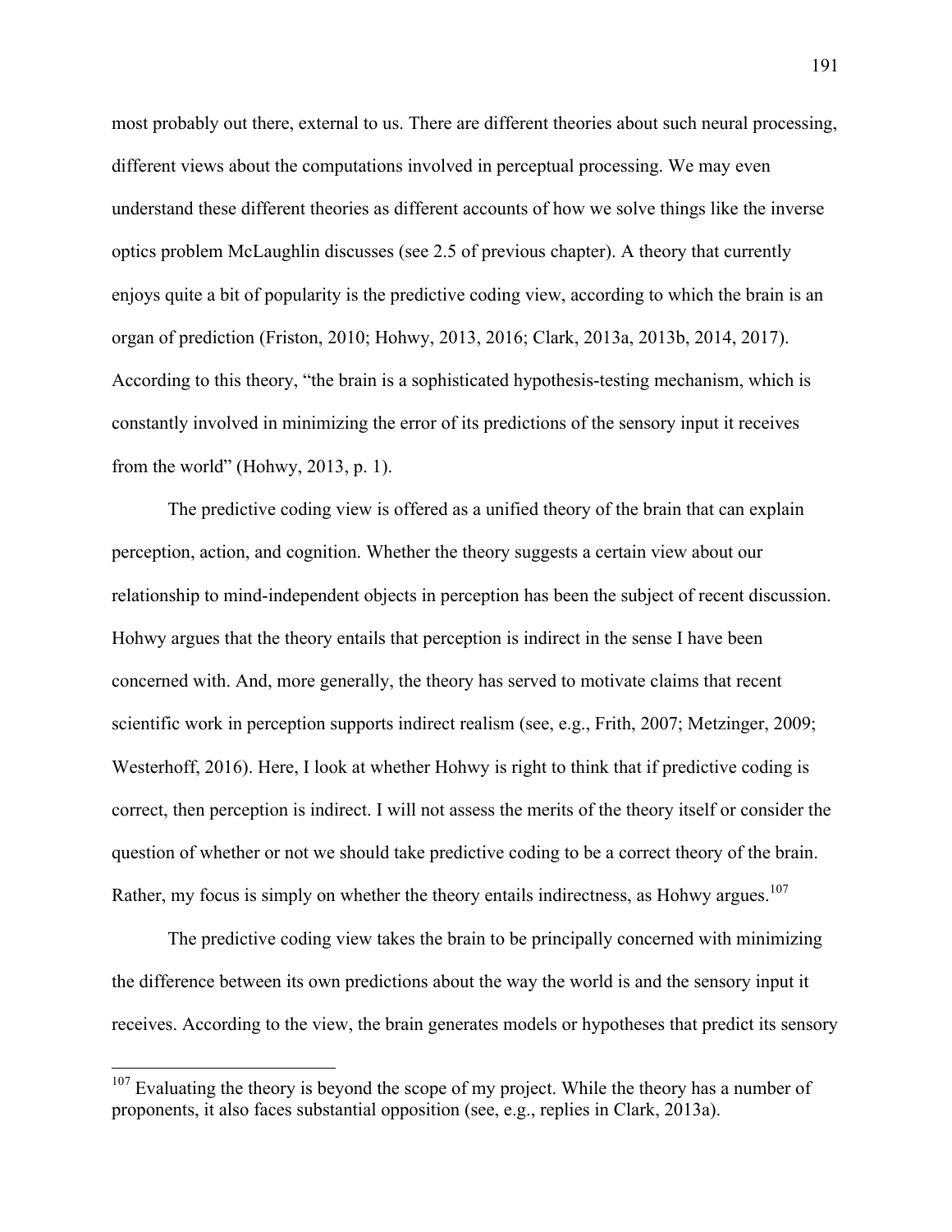most probably out there, external to us. There are different theories about such neural processing, different views about the computations involved in perceptual processing. We may even understand these different theories as different accounts of how we solve things like the inverse optics problem McLaughlin discusses (see 2.5 of previous chapter). A theory that currently enjoys quite a bit of popularity is the predictive coding view, according to which the brain is an organ of prediction (Friston, 2010; Hohwy, 2013, 2016; Clark, 2013a, 2013b, 2014, 2017). According to this theory, "the brain is a sophisticated hypothesis-testing mechanism, which is constantly involved in minimizing the error of its predictions of the sensory input it receives from the world" (Hohwy, 2013, p. 1).

The predictive coding view is offered as a unified theory of the brain that can explain perception, action, and cognition. Whether the theory suggests a certain view about our relationship to mind-independent objects in perception has been the subject of recent discussion. Hohwy argues that the theory entails that perception is indirect in the sense I have been concerned with. And, more generally, the theory has served to motivate claims that recent scientific work in perception supports indirect realism (see, e.g., Frith, 2007; Metzinger, 2009; Westerhoff, 2016). Here, I look at whether Hohwy is right to think that if predictive coding is correct, then perception is indirect. I will not assess the merits of the theory itself or consider the question of whether or not we should take predictive coding to be a correct theory of the brain. Rather, my focus is simply on whether the theory entails indirectness, as Hohwy argues.[107]

The predictive coding view takes the brain to be principally concerned with minimizing the difference between its own predictions about the way the world is and the sensory input it receives. According to the view, the brain generates models or hypotheses that predict its sensory

[107] Evaluating the theory is beyond the scope of my project. While the theory has a number of proponents, it also faces substantial opposition (see, e.g., replies in Clark, 2013a).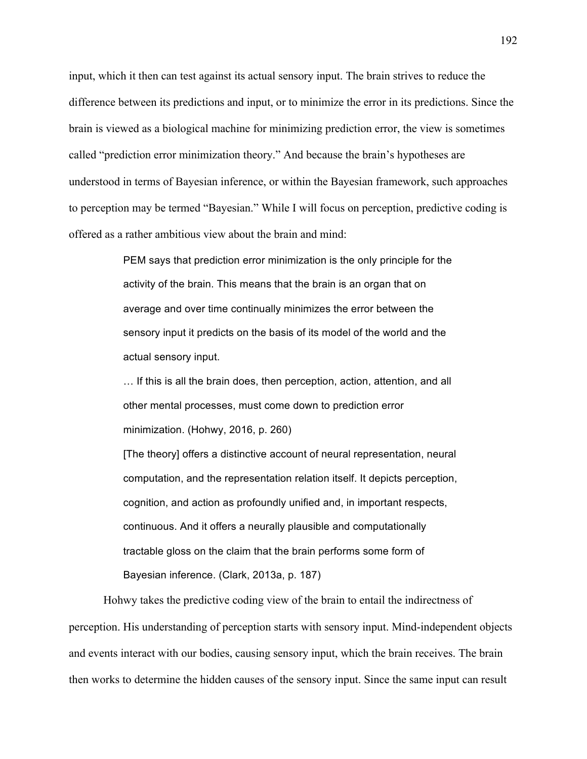input, which it then can test against its actual sensory input. The brain strives to reduce the difference between its predictions and input, or to minimize the error in its predictions. Since the brain is viewed as a biological machine for minimizing prediction error, the view is sometimes called "prediction error minimization theory." And because the brain's hypotheses are understood in terms of Bayesian inference, or within the Bayesian framework, such approaches to perception may be termed "Bayesian." While I will focus on perception, predictive coding is offered as a rather ambitious view about the brain and mind:

> PEM says that prediction error minimization is the only principle for the activity of the brain. This means that the brain is an organ that on average and over time continually minimizes the error between the sensory input it predicts on the basis of its model of the world and the actual sensory input.
>
> … If this is all the brain does, then perception, action, attention, and all other mental processes, must come down to prediction error minimization. (Hohwy, 2016, p. 260)
>
> [The theory] offers a distinctive account of neural representation, neural computation, and the representation relation itself. It depicts perception, cognition, and action as profoundly unified and, in important respects, continuous. And it offers a neurally plausible and computationally tractable gloss on the claim that the brain performs some form of Bayesian inference. (Clark, 2013a, p. 187)

Hohwy takes the predictive coding view of the brain to entail the indirectness of perception. His understanding of perception starts with sensory input. Mind-independent objects and events interact with our bodies, causing sensory input, which the brain receives. The brain then works to determine the hidden causes of the sensory input. Since the same input can result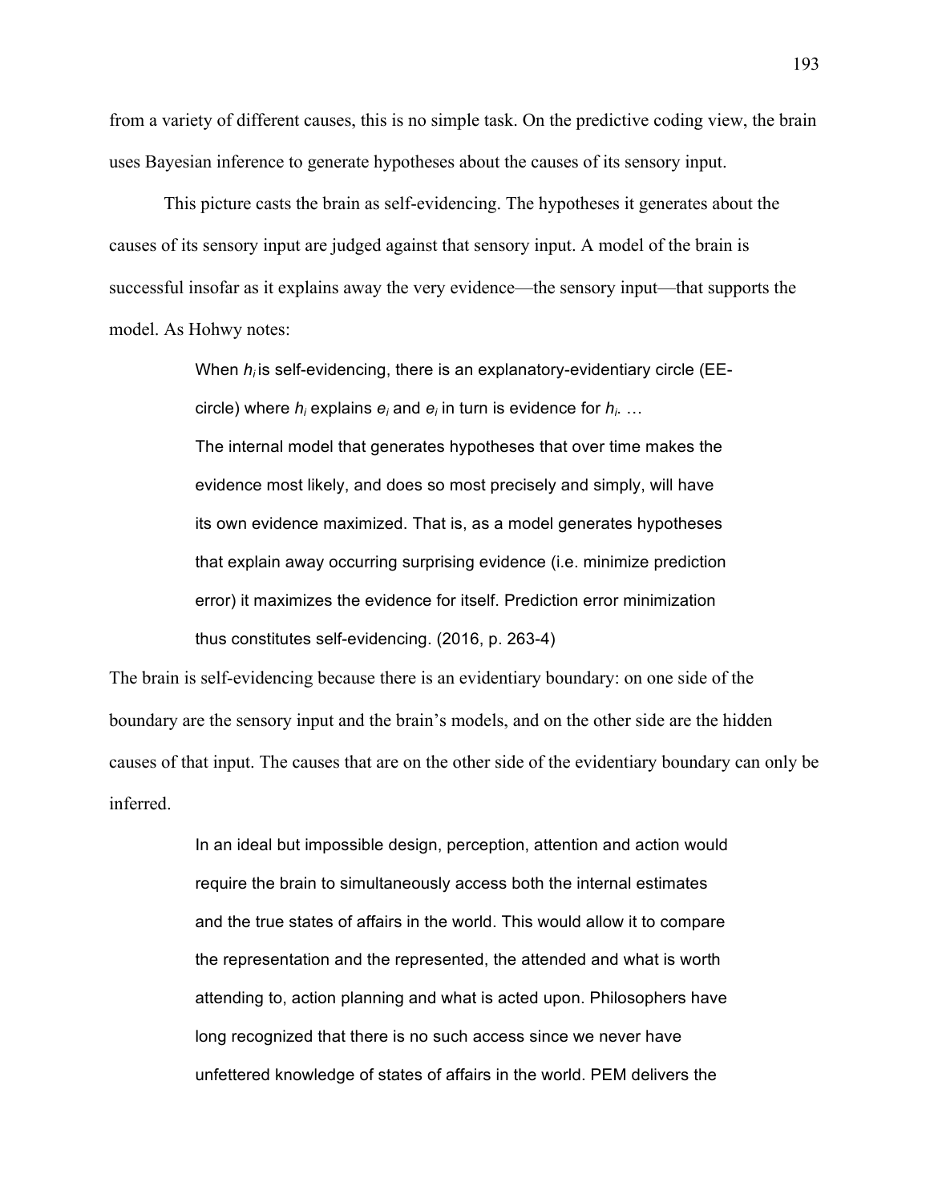from a variety of different causes, this is no simple task. On the predictive coding view, the brain uses Bayesian inference to generate hypotheses about the causes of its sensory input.

This picture casts the brain as self-evidencing. The hypotheses it generates about the causes of its sensory input are judged against that sensory input. A model of the brain is successful insofar as it explains away the very evidence—the sensory input—that supports the model. As Hohwy notes:

> When $h_i$ is self-evidencing, there is an explanatory-evidentiary circle (EE-circle) where $h_i$ explains $e_i$ and $e_i$ in turn is evidence for $h_i$. …
> The internal model that generates hypotheses that over time makes the evidence most likely, and does so most precisely and simply, will have its own evidence maximized. That is, as a model generates hypotheses that explain away occurring surprising evidence (i.e. minimize prediction error) it maximizes the evidence for itself. Prediction error minimization thus constitutes self-evidencing. (2016, p. 263-4)

The brain is self-evidencing because there is an evidentiary boundary: on one side of the boundary are the sensory input and the brain's models, and on the other side are the hidden causes of that input. The causes that are on the other side of the evidentiary boundary can only be inferred.

> In an ideal but impossible design, perception, attention and action would require the brain to simultaneously access both the internal estimates and the true states of affairs in the world. This would allow it to compare the representation and the represented, the attended and what is worth attending to, action planning and what is acted upon. Philosophers have long recognized that there is no such access since we never have unfettered knowledge of states of affairs in the world. PEM delivers the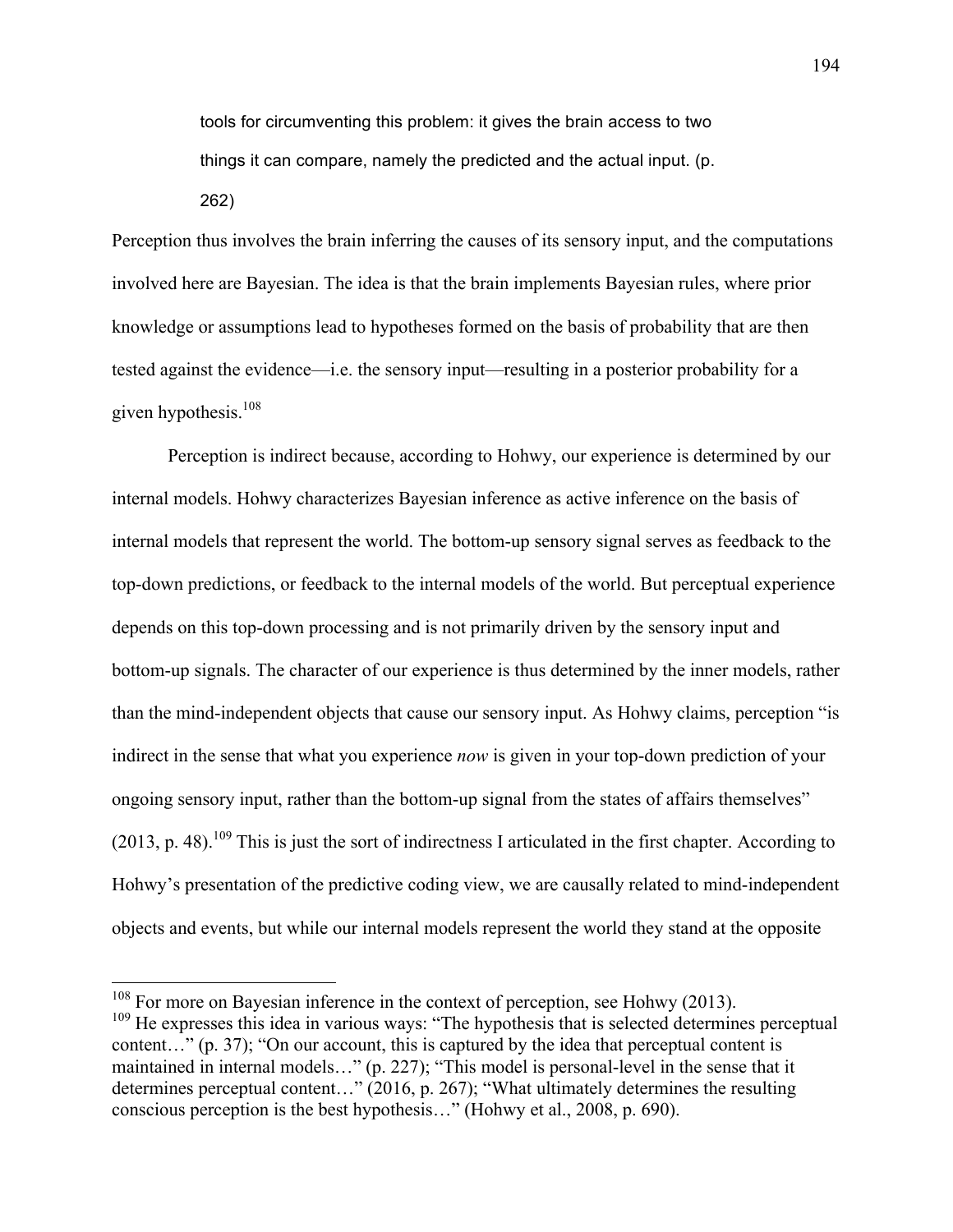> tools for circumventing this problem: it gives the brain access to two things it can compare, namely the predicted and the actual input. (p. 262)

Perception thus involves the brain inferring the causes of its sensory input, and the computations involved here are Bayesian. The idea is that the brain implements Bayesian rules, where prior knowledge or assumptions lead to hypotheses formed on the basis of probability that are then tested against the evidence—i.e. the sensory input—resulting in a posterior probability for a given hypothesis.[108]

Perception is indirect because, according to Hohwy, our experience is determined by our internal models. Hohwy characterizes Bayesian inference as active inference on the basis of internal models that represent the world. The bottom-up sensory signal serves as feedback to the top-down predictions, or feedback to the internal models of the world. But perceptual experience depends on this top-down processing and is not primarily driven by the sensory input and bottom-up signals. The character of our experience is thus determined by the inner models, rather than the mind-independent objects that cause our sensory input. As Hohwy claims, perception "is indirect in the sense that what you experience *now* is given in your top-down prediction of your ongoing sensory input, rather than the bottom-up signal from the states of affairs themselves" (2013, p. 48).[109] This is just the sort of indirectness I articulated in the first chapter. According to Hohwy's presentation of the predictive coding view, we are causally related to mind-independent objects and events, but while our internal models represent the world they stand at the opposite

---

[108] For more on Bayesian inference in the context of perception, see Hohwy (2013).

[109] He expresses this idea in various ways: "The hypothesis that is selected determines perceptual content…" (p. 37); "On our account, this is captured by the idea that perceptual content is maintained in internal models…" (p. 227); "This model is personal-level in the sense that it determines perceptual content…" (2016, p. 267); "What ultimately determines the resulting conscious perception is the best hypothesis…" (Hohwy et al., 2008, p. 690).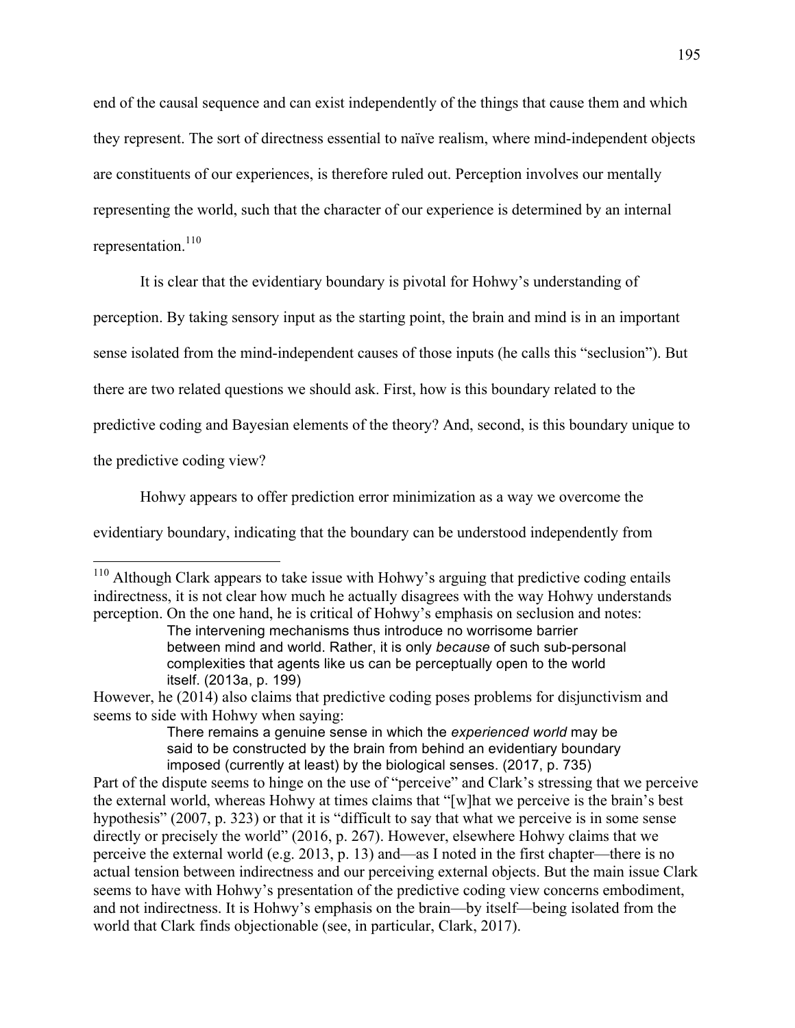end of the causal sequence and can exist independently of the things that cause them and which they represent. The sort of directness essential to naïve realism, where mind-independent objects are constituents of our experiences, is therefore ruled out. Perception involves our mentally representing the world, such that the character of our experience is determined by an internal representation.[110]

It is clear that the evidentiary boundary is pivotal for Hohwy's understanding of perception. By taking sensory input as the starting point, the brain and mind is in an important sense isolated from the mind-independent causes of those inputs (he calls this "seclusion"). But there are two related questions we should ask. First, how is this boundary related to the predictive coding and Bayesian elements of the theory? And, second, is this boundary unique to the predictive coding view?

Hohwy appears to offer prediction error minimization as a way we overcome the evidentiary boundary, indicating that the boundary can be understood independently from

---

[110] Although Clark appears to take issue with Hohwy's arguing that predictive coding entails indirectness, it is not clear how much he actually disagrees with the way Hohwy understands perception. On the one hand, he is critical of Hohwy's emphasis on seclusion and notes:

> The intervening mechanisms thus introduce no worrisome barrier between mind and world. Rather, it is only *because* of such sub-personal complexities that agents like us can be perceptually open to the world itself. (2013a, p. 199)

However, he (2014) also claims that predictive coding poses problems for disjunctivism and seems to side with Hohwy when saying:

> There remains a genuine sense in which the *experienced world* may be said to be constructed by the brain from behind an evidentiary boundary imposed (currently at least) by the biological senses. (2017, p. 735)

Part of the dispute seems to hinge on the use of "perceive" and Clark's stressing that we perceive the external world, whereas Hohwy at times claims that "[w]hat we perceive is the brain's best hypothesis" (2007, p. 323) or that it is "difficult to say that what we perceive is in some sense directly or precisely the world" (2016, p. 267). However, elsewhere Hohwy claims that we perceive the external world (e.g. 2013, p. 13) and—as I noted in the first chapter—there is no actual tension between indirectness and our perceiving external objects. But the main issue Clark seems to have with Hohwy's presentation of the predictive coding view concerns embodiment, and not indirectness. It is Hohwy's emphasis on the brain—by itself—being isolated from the world that Clark finds objectionable (see, in particular, Clark, 2017).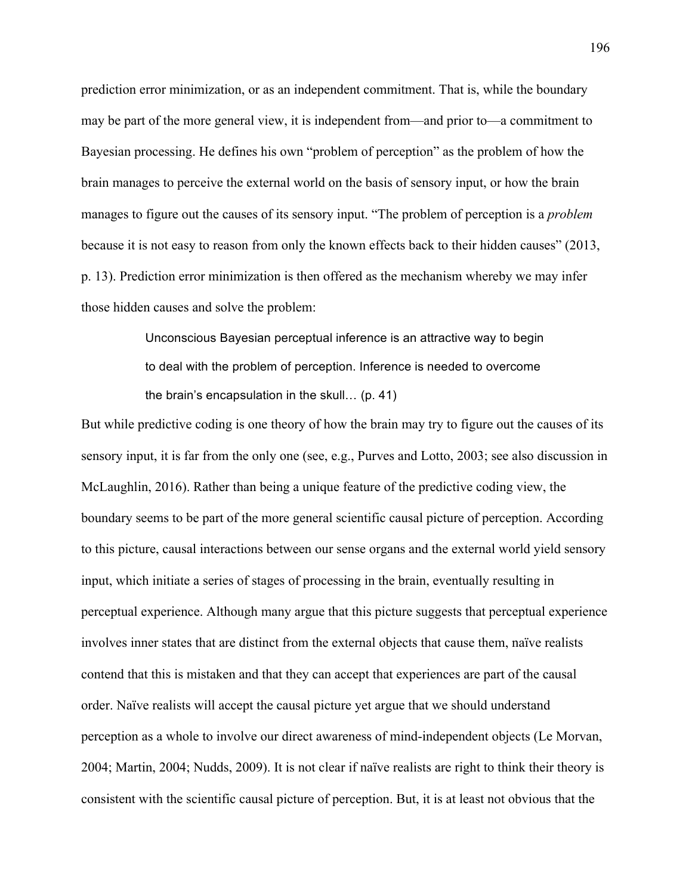prediction error minimization, or as an independent commitment. That is, while the boundary may be part of the more general view, it is independent from—and prior to—a commitment to Bayesian processing. He defines his own "problem of perception" as the problem of how the brain manages to perceive the external world on the basis of sensory input, or how the brain manages to figure out the causes of its sensory input. "The problem of perception is a *problem* because it is not easy to reason from only the known effects back to their hidden causes" (2013, p. 13). Prediction error minimization is then offered as the mechanism whereby we may infer those hidden causes and solve the problem:

> Unconscious Bayesian perceptual inference is an attractive way to begin to deal with the problem of perception. Inference is needed to overcome the brain's encapsulation in the skull… (p. 41)

But while predictive coding is one theory of how the brain may try to figure out the causes of its sensory input, it is far from the only one (see, e.g., Purves and Lotto, 2003; see also discussion in McLaughlin, 2016). Rather than being a unique feature of the predictive coding view, the boundary seems to be part of the more general scientific causal picture of perception. According to this picture, causal interactions between our sense organs and the external world yield sensory input, which initiate a series of stages of processing in the brain, eventually resulting in perceptual experience. Although many argue that this picture suggests that perceptual experience involves inner states that are distinct from the external objects that cause them, naïve realists contend that this is mistaken and that they can accept that experiences are part of the causal order. Naïve realists will accept the causal picture yet argue that we should understand perception as a whole to involve our direct awareness of mind-independent objects (Le Morvan, 2004; Martin, 2004; Nudds, 2009). It is not clear if naïve realists are right to think their theory is consistent with the scientific causal picture of perception. But, it is at least not obvious that the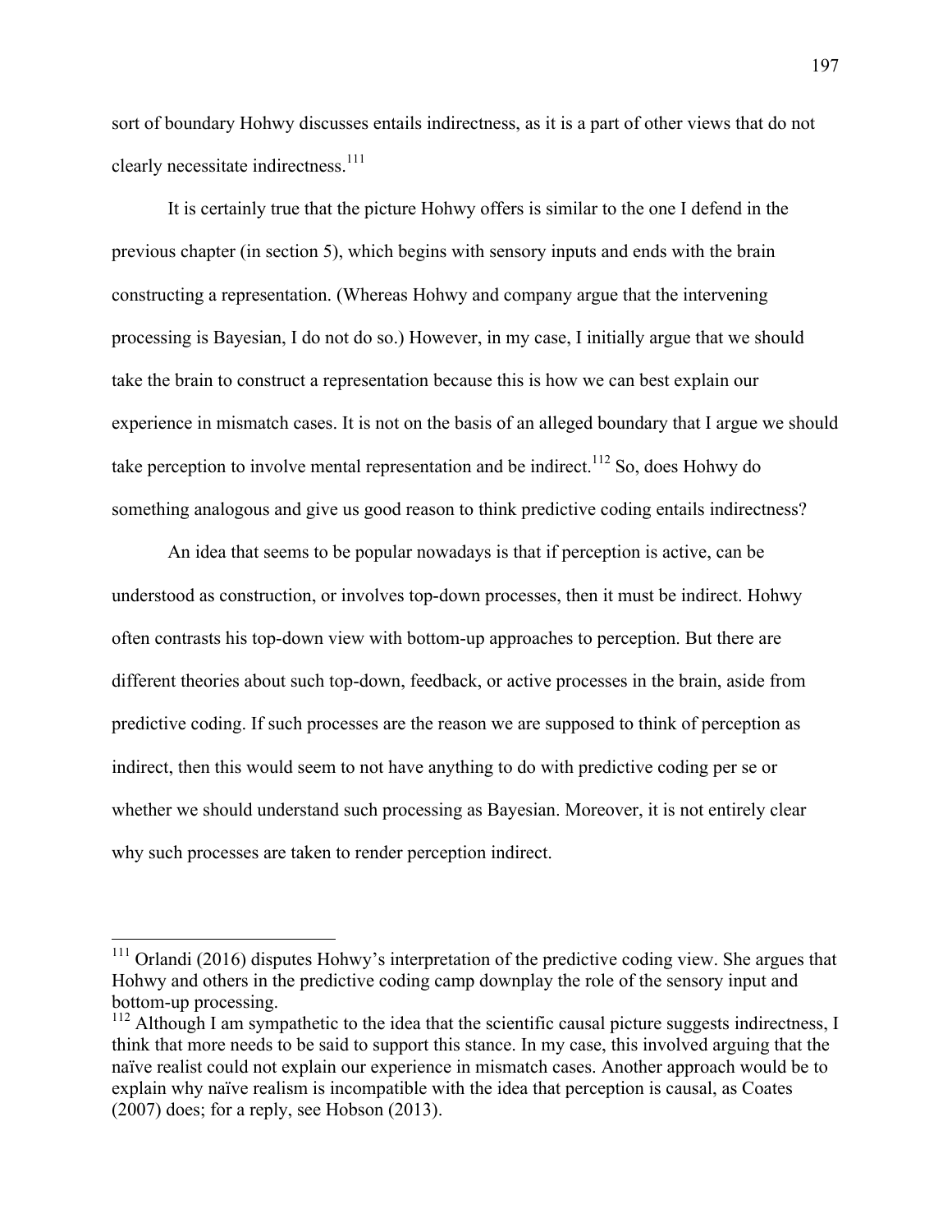sort of boundary Hohwy discusses entails indirectness, as it is a part of other views that do not clearly necessitate indirectness.[111]

It is certainly true that the picture Hohwy offers is similar to the one I defend in the previous chapter (in section 5), which begins with sensory inputs and ends with the brain constructing a representation. (Whereas Hohwy and company argue that the intervening processing is Bayesian, I do not do so.) However, in my case, I initially argue that we should take the brain to construct a representation because this is how we can best explain our experience in mismatch cases. It is not on the basis of an alleged boundary that I argue we should take perception to involve mental representation and be indirect.[112] So, does Hohwy do something analogous and give us good reason to think predictive coding entails indirectness?

An idea that seems to be popular nowadays is that if perception is active, can be understood as construction, or involves top-down processes, then it must be indirect. Hohwy often contrasts his top-down view with bottom-up approaches to perception. But there are different theories about such top-down, feedback, or active processes in the brain, aside from predictive coding. If such processes are the reason we are supposed to think of perception as indirect, then this would seem to not have anything to do with predictive coding per se or whether we should understand such processing as Bayesian. Moreover, it is not entirely clear why such processes are taken to render perception indirect.

---

[111] Orlandi (2016) disputes Hohwy's interpretation of the predictive coding view. She argues that Hohwy and others in the predictive coding camp downplay the role of the sensory input and bottom-up processing.

[112] Although I am sympathetic to the idea that the scientific causal picture suggests indirectness, I think that more needs to be said to support this stance. In my case, this involved arguing that the naïve realist could not explain our experience in mismatch cases. Another approach would be to explain why naïve realism is incompatible with the idea that perception is causal, as Coates (2007) does; for a reply, see Hobson (2013).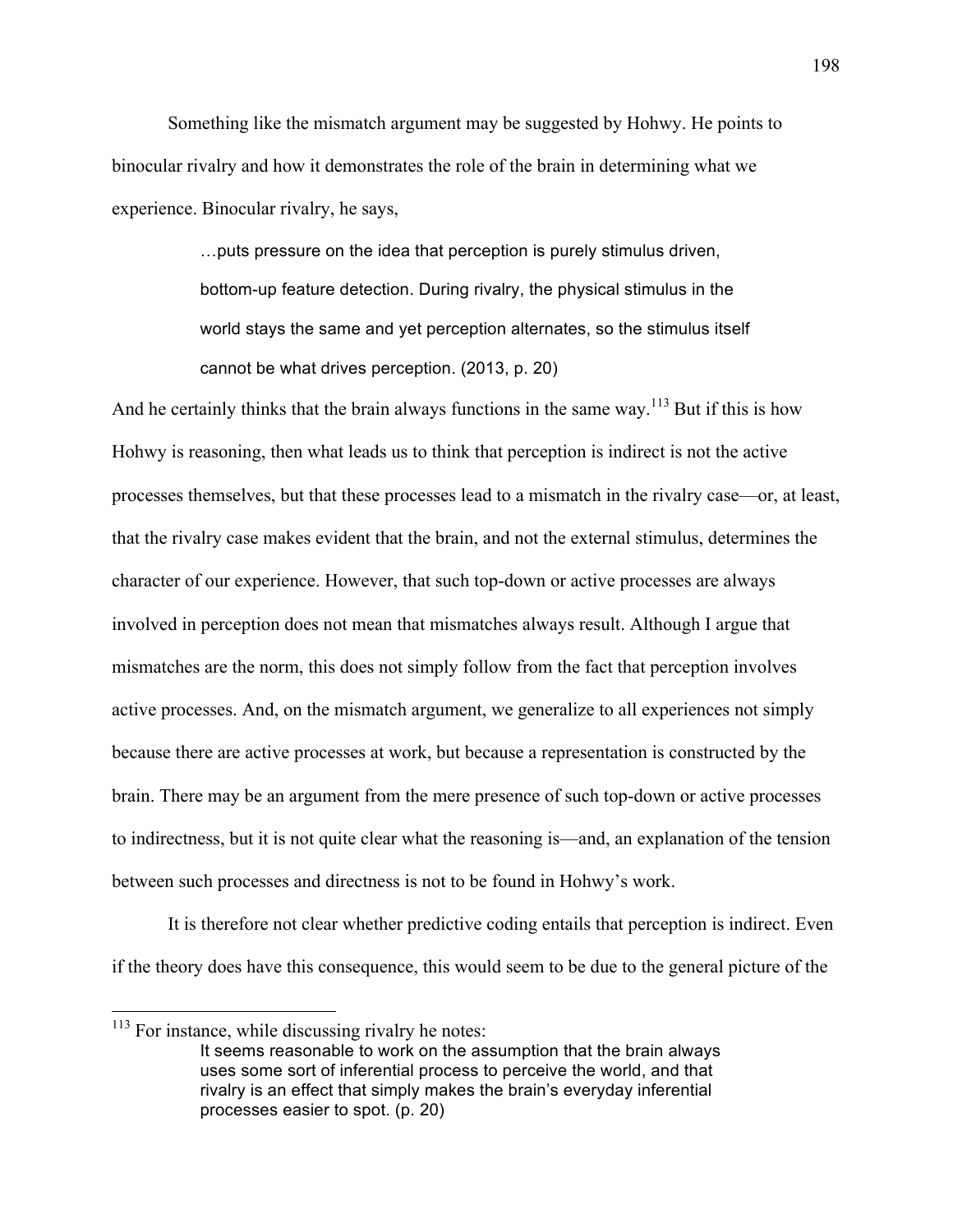Something like the mismatch argument may be suggested by Hohwy. He points to binocular rivalry and how it demonstrates the role of the brain in determining what we experience. Binocular rivalry, he says,

> …puts pressure on the idea that perception is purely stimulus driven, bottom-up feature detection. During rivalry, the physical stimulus in the world stays the same and yet perception alternates, so the stimulus itself cannot be what drives perception. (2013, p. 20)

And he certainly thinks that the brain always functions in the same way.[113] But if this is how Hohwy is reasoning, then what leads us to think that perception is indirect is not the active processes themselves, but that these processes lead to a mismatch in the rivalry case—or, at least, that the rivalry case makes evident that the brain, and not the external stimulus, determines the character of our experience. However, that such top-down or active processes are always involved in perception does not mean that mismatches always result. Although I argue that mismatches are the norm, this does not simply follow from the fact that perception involves active processes. And, on the mismatch argument, we generalize to all experiences not simply because there are active processes at work, but because a representation is constructed by the brain. There may be an argument from the mere presence of such top-down or active processes to indirectness, but it is not quite clear what the reasoning is—and, an explanation of the tension between such processes and directness is not to be found in Hohwy's work.

It is therefore not clear whether predictive coding entails that perception is indirect. Even if the theory does have this consequence, this would seem to be due to the general picture of the

---

[113] For instance, while discussing rivalry he notes:

> It seems reasonable to work on the assumption that the brain always uses some sort of inferential process to perceive the world, and that rivalry is an effect that simply makes the brain's everyday inferential processes easier to spot. (p. 20)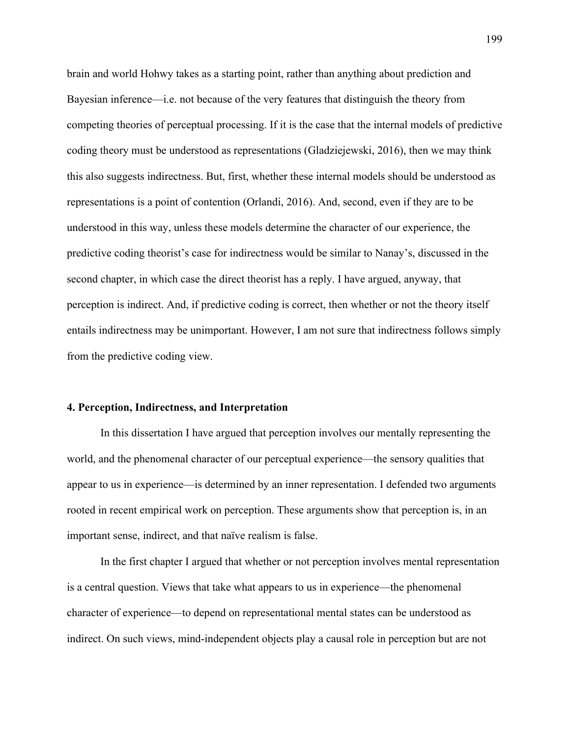brain and world Hohwy takes as a starting point, rather than anything about prediction and Bayesian inference—i.e. not because of the very features that distinguish the theory from competing theories of perceptual processing. If it is the case that the internal models of predictive coding theory must be understood as representations (Gladziejewski, 2016), then we may think this also suggests indirectness. But, first, whether these internal models should be understood as representations is a point of contention (Orlandi, 2016). And, second, even if they are to be understood in this way, unless these models determine the character of our experience, the predictive coding theorist's case for indirectness would be similar to Nanay's, discussed in the second chapter, in which case the direct theorist has a reply. I have argued, anyway, that perception is indirect. And, if predictive coding is correct, then whether or not the theory itself entails indirectness may be unimportant. However, I am not sure that indirectness follows simply from the predictive coding view.

#### 4. Perception, Indirectness, and Interpretation

In this dissertation I have argued that perception involves our mentally representing the world, and the phenomenal character of our perceptual experience—the sensory qualities that appear to us in experience—is determined by an inner representation. I defended two arguments rooted in recent empirical work on perception. These arguments show that perception is, in an important sense, indirect, and that naïve realism is false.

In the first chapter I argued that whether or not perception involves mental representation is a central question. Views that take what appears to us in experience—the phenomenal character of experience—to depend on representational mental states can be understood as indirect. On such views, mind-independent objects play a causal role in perception but are not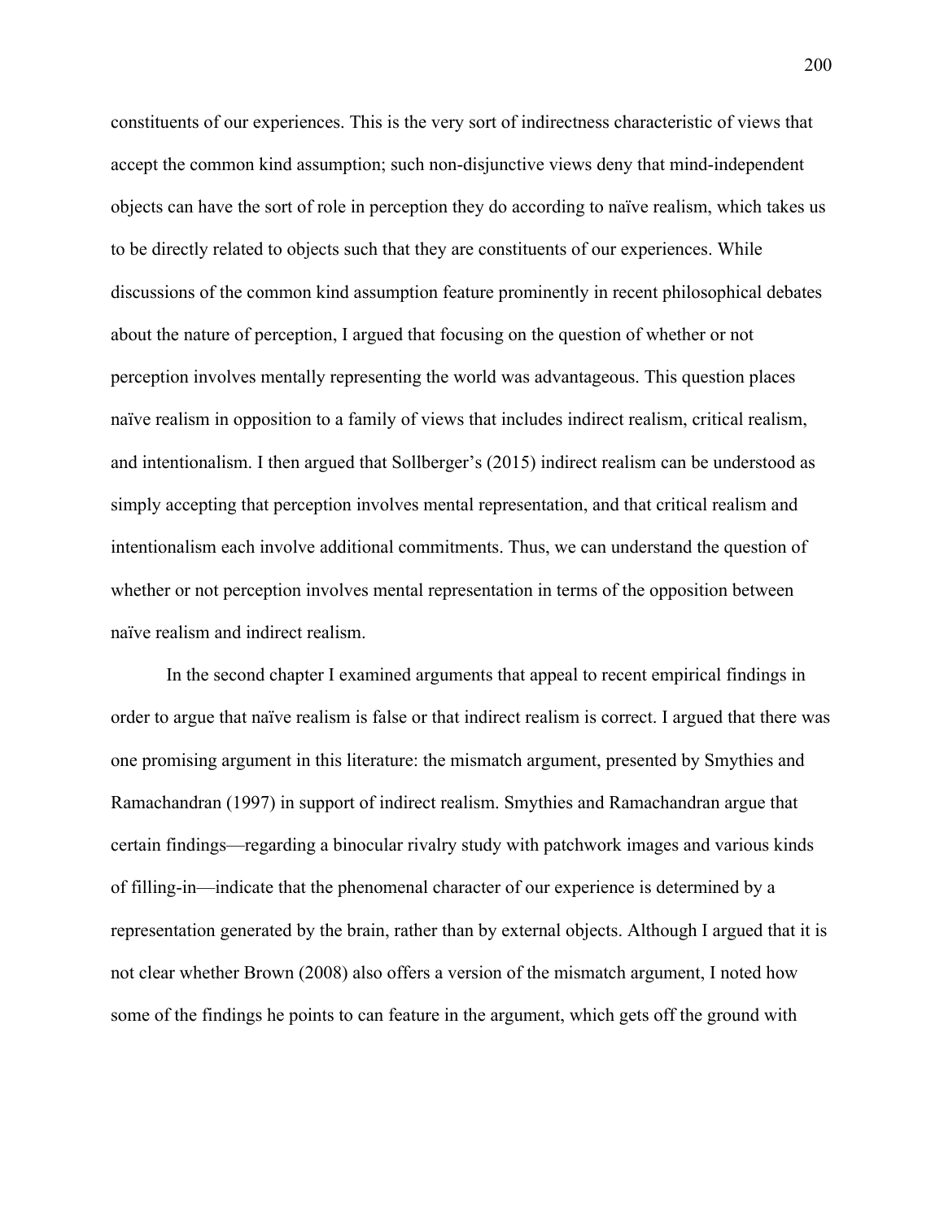constituents of our experiences. This is the very sort of indirectness characteristic of views that accept the common kind assumption; such non-disjunctive views deny that mind-independent objects can have the sort of role in perception they do according to naïve realism, which takes us to be directly related to objects such that they are constituents of our experiences. While discussions of the common kind assumption feature prominently in recent philosophical debates about the nature of perception, I argued that focusing on the question of whether or not perception involves mentally representing the world was advantageous. This question places naïve realism in opposition to a family of views that includes indirect realism, critical realism, and intentionalism. I then argued that Sollberger's (2015) indirect realism can be understood as simply accepting that perception involves mental representation, and that critical realism and intentionalism each involve additional commitments. Thus, we can understand the question of whether or not perception involves mental representation in terms of the opposition between naïve realism and indirect realism.

In the second chapter I examined arguments that appeal to recent empirical findings in order to argue that naïve realism is false or that indirect realism is correct. I argued that there was one promising argument in this literature: the mismatch argument, presented by Smythies and Ramachandran (1997) in support of indirect realism. Smythies and Ramachandran argue that certain findings—regarding a binocular rivalry study with patchwork images and various kinds of filling-in—indicate that the phenomenal character of our experience is determined by a representation generated by the brain, rather than by external objects. Although I argued that it is not clear whether Brown (2008) also offers a version of the mismatch argument, I noted how some of the findings he points to can feature in the argument, which gets off the ground with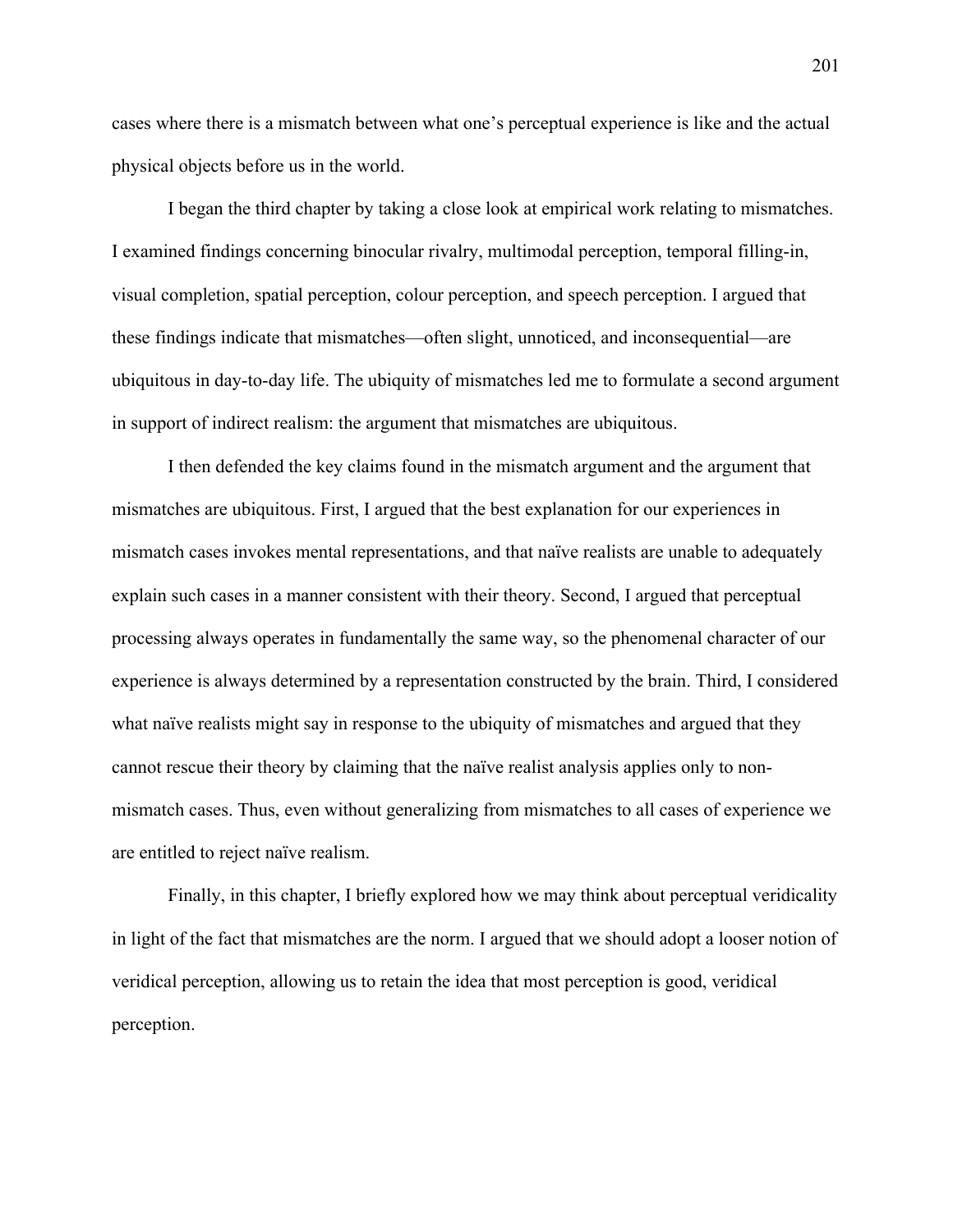cases where there is a mismatch between what one's perceptual experience is like and the actual physical objects before us in the world.

I began the third chapter by taking a close look at empirical work relating to mismatches. I examined findings concerning binocular rivalry, multimodal perception, temporal filling-in, visual completion, spatial perception, colour perception, and speech perception. I argued that these findings indicate that mismatches—often slight, unnoticed, and inconsequential—are ubiquitous in day-to-day life. The ubiquity of mismatches led me to formulate a second argument in support of indirect realism: the argument that mismatches are ubiquitous.

I then defended the key claims found in the mismatch argument and the argument that mismatches are ubiquitous. First, I argued that the best explanation for our experiences in mismatch cases invokes mental representations, and that naïve realists are unable to adequately explain such cases in a manner consistent with their theory. Second, I argued that perceptual processing always operates in fundamentally the same way, so the phenomenal character of our experience is always determined by a representation constructed by the brain. Third, I considered what naïve realists might say in response to the ubiquity of mismatches and argued that they cannot rescue their theory by claiming that the naïve realist analysis applies only to non-mismatch cases. Thus, even without generalizing from mismatches to all cases of experience we are entitled to reject naïve realism.

Finally, in this chapter, I briefly explored how we may think about perceptual veridicality in light of the fact that mismatches are the norm. I argued that we should adopt a looser notion of veridical perception, allowing us to retain the idea that most perception is good, veridical perception.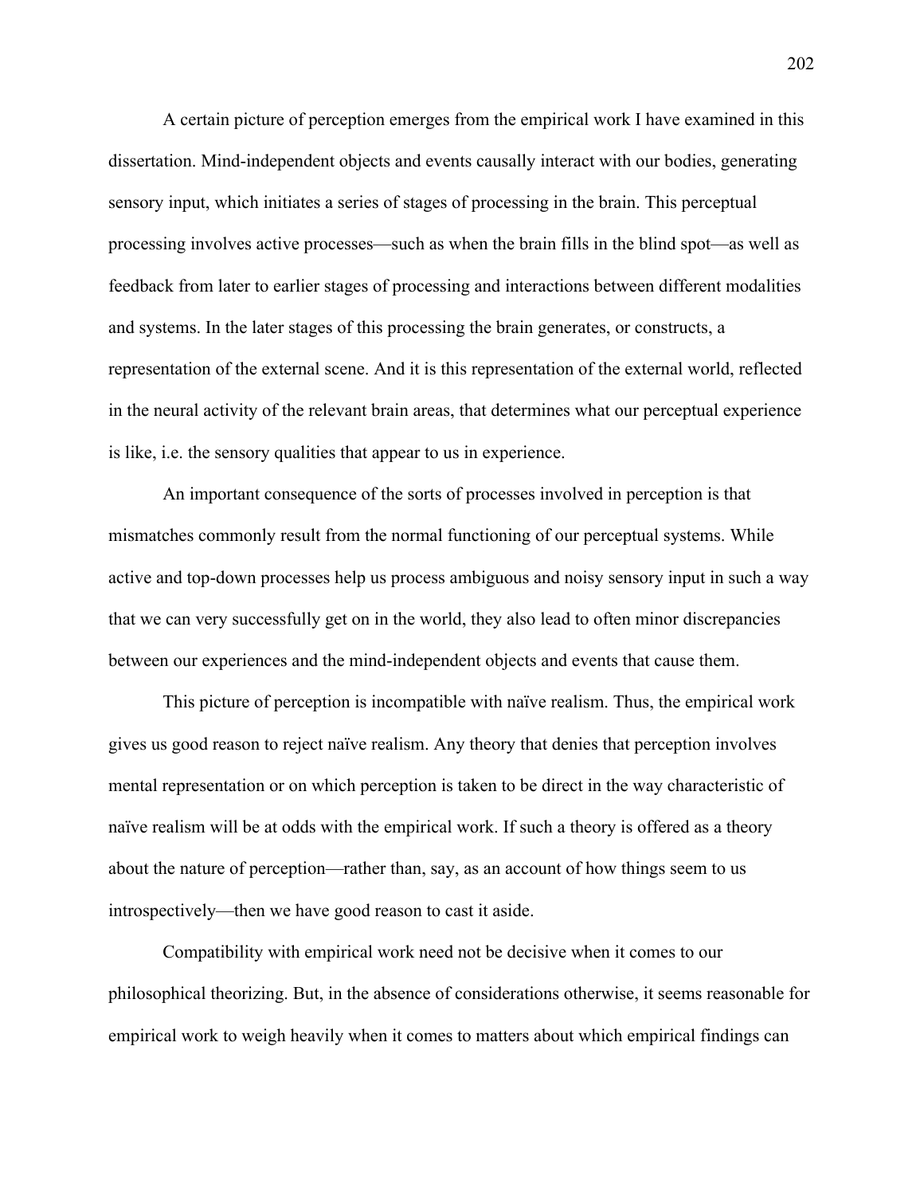A certain picture of perception emerges from the empirical work I have examined in this dissertation. Mind-independent objects and events causally interact with our bodies, generating sensory input, which initiates a series of stages of processing in the brain. This perceptual processing involves active processes—such as when the brain fills in the blind spot—as well as feedback from later to earlier stages of processing and interactions between different modalities and systems. In the later stages of this processing the brain generates, or constructs, a representation of the external scene. And it is this representation of the external world, reflected in the neural activity of the relevant brain areas, that determines what our perceptual experience is like, i.e. the sensory qualities that appear to us in experience.

An important consequence of the sorts of processes involved in perception is that mismatches commonly result from the normal functioning of our perceptual systems. While active and top-down processes help us process ambiguous and noisy sensory input in such a way that we can very successfully get on in the world, they also lead to often minor discrepancies between our experiences and the mind-independent objects and events that cause them.

This picture of perception is incompatible with naïve realism. Thus, the empirical work gives us good reason to reject naïve realism. Any theory that denies that perception involves mental representation or on which perception is taken to be direct in the way characteristic of naïve realism will be at odds with the empirical work. If such a theory is offered as a theory about the nature of perception—rather than, say, as an account of how things seem to us introspectively—then we have good reason to cast it aside.

Compatibility with empirical work need not be decisive when it comes to our philosophical theorizing. But, in the absence of considerations otherwise, it seems reasonable for empirical work to weigh heavily when it comes to matters about which empirical findings can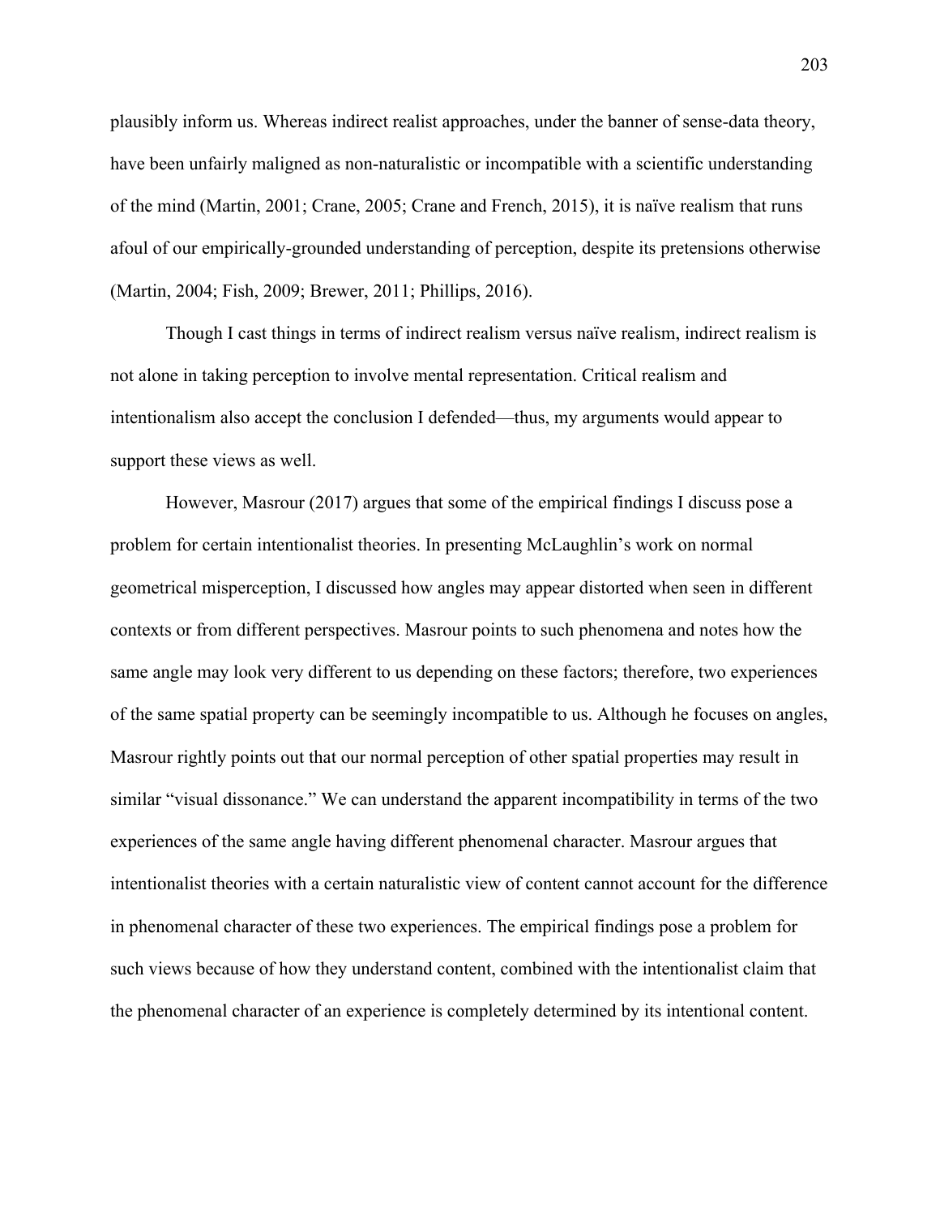plausibly inform us. Whereas indirect realist approaches, under the banner of sense-data theory, have been unfairly maligned as non-naturalistic or incompatible with a scientific understanding of the mind (Martin, 2001; Crane, 2005; Crane and French, 2015), it is naïve realism that runs afoul of our empirically-grounded understanding of perception, despite its pretensions otherwise (Martin, 2004; Fish, 2009; Brewer, 2011; Phillips, 2016).

Though I cast things in terms of indirect realism versus naïve realism, indirect realism is not alone in taking perception to involve mental representation. Critical realism and intentionalism also accept the conclusion I defended—thus, my arguments would appear to support these views as well.

However, Masrour (2017) argues that some of the empirical findings I discuss pose a problem for certain intentionalist theories. In presenting McLaughlin's work on normal geometrical misperception, I discussed how angles may appear distorted when seen in different contexts or from different perspectives. Masrour points to such phenomena and notes how the same angle may look very different to us depending on these factors; therefore, two experiences of the same spatial property can be seemingly incompatible to us. Although he focuses on angles, Masrour rightly points out that our normal perception of other spatial properties may result in similar "visual dissonance." We can understand the apparent incompatibility in terms of the two experiences of the same angle having different phenomenal character. Masrour argues that intentionalist theories with a certain naturalistic view of content cannot account for the difference in phenomenal character of these two experiences. The empirical findings pose a problem for such views because of how they understand content, combined with the intentionalist claim that the phenomenal character of an experience is completely determined by its intentional content.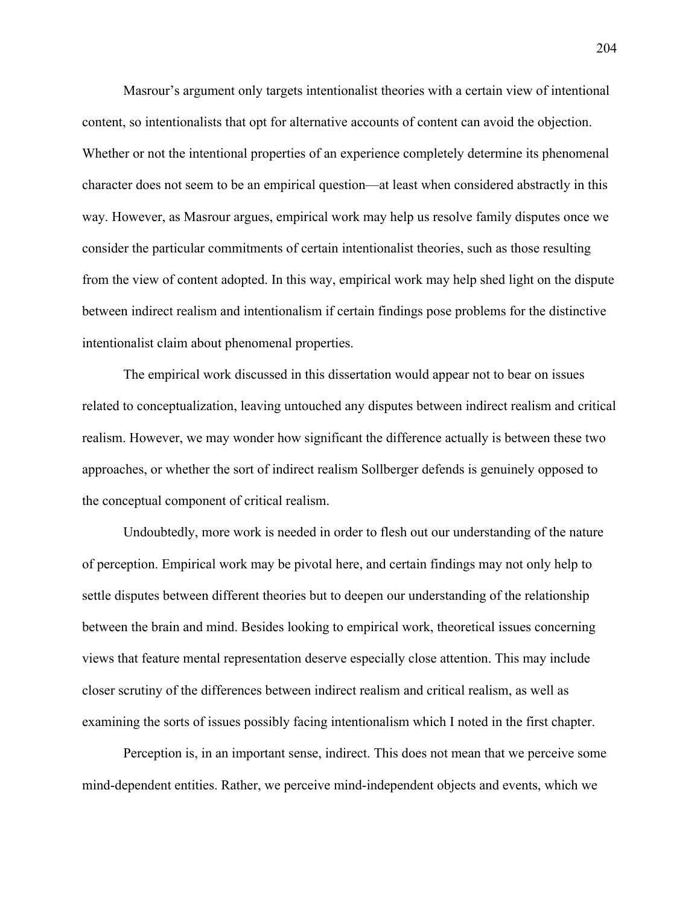Masrour's argument only targets intentionalist theories with a certain view of intentional content, so intentionalists that opt for alternative accounts of content can avoid the objection. Whether or not the intentional properties of an experience completely determine its phenomenal character does not seem to be an empirical question—at least when considered abstractly in this way. However, as Masrour argues, empirical work may help us resolve family disputes once we consider the particular commitments of certain intentionalist theories, such as those resulting from the view of content adopted. In this way, empirical work may help shed light on the dispute between indirect realism and intentionalism if certain findings pose problems for the distinctive intentionalist claim about phenomenal properties.

The empirical work discussed in this dissertation would appear not to bear on issues related to conceptualization, leaving untouched any disputes between indirect realism and critical realism. However, we may wonder how significant the difference actually is between these two approaches, or whether the sort of indirect realism Sollberger defends is genuinely opposed to the conceptual component of critical realism.

Undoubtedly, more work is needed in order to flesh out our understanding of the nature of perception. Empirical work may be pivotal here, and certain findings may not only help to settle disputes between different theories but to deepen our understanding of the relationship between the brain and mind. Besides looking to empirical work, theoretical issues concerning views that feature mental representation deserve especially close attention. This may include closer scrutiny of the differences between indirect realism and critical realism, as well as examining the sorts of issues possibly facing intentionalism which I noted in the first chapter.

Perception is, in an important sense, indirect. This does not mean that we perceive some mind-dependent entities. Rather, we perceive mind-independent objects and events, which we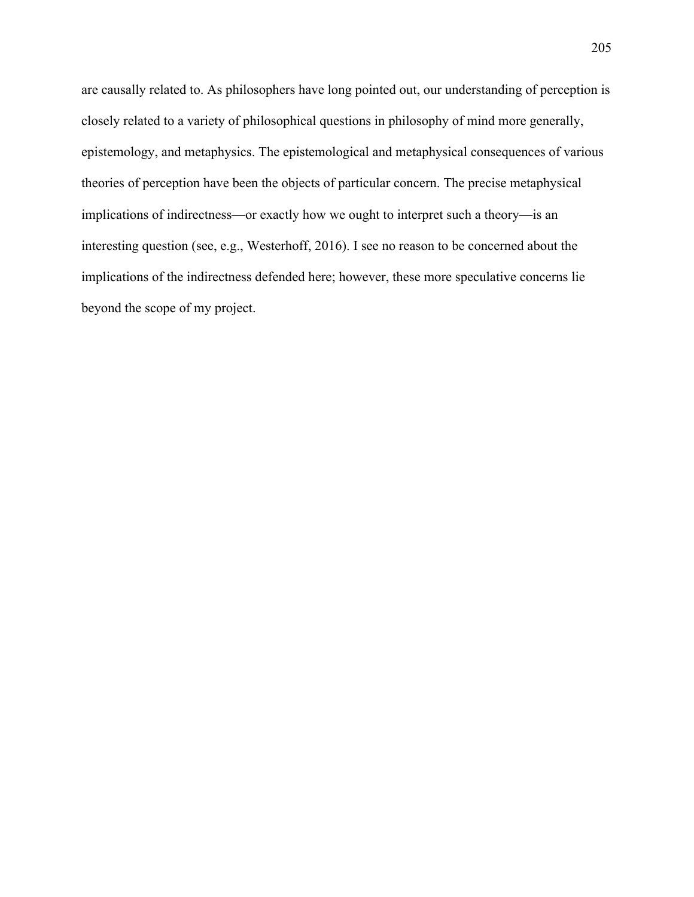are causally related to. As philosophers have long pointed out, our understanding of perception is closely related to a variety of philosophical questions in philosophy of mind more generally, epistemology, and metaphysics. The epistemological and metaphysical consequences of various theories of perception have been the objects of particular concern. The precise metaphysical implications of indirectness—or exactly how we ought to interpret such a theory—is an interesting question (see, e.g., Westerhoff, 2016). I see no reason to be concerned about the implications of the indirectness defended here; however, these more speculative concerns lie beyond the scope of my project.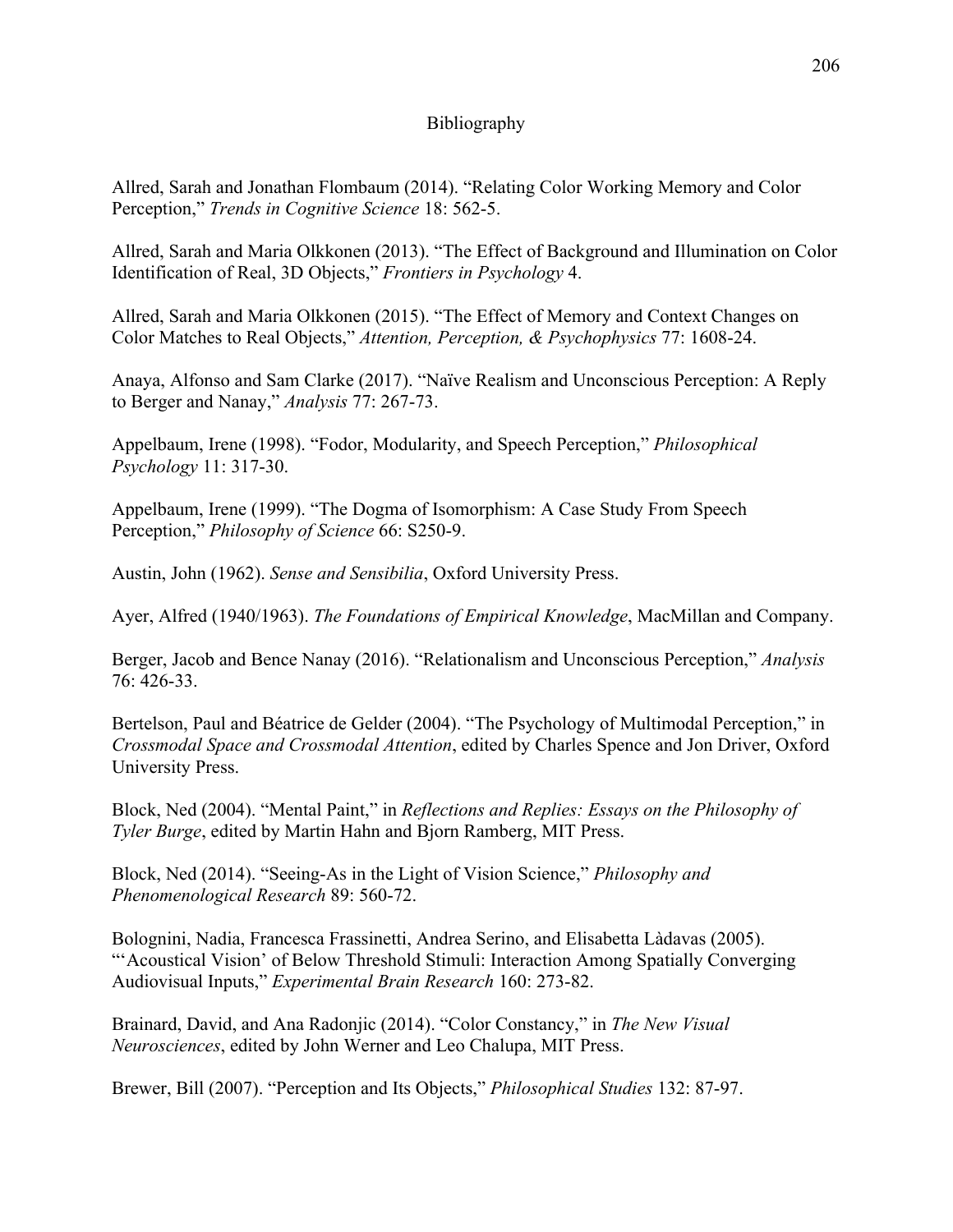# Bibliography

Allred, Sarah and Jonathan Flombaum (2014). “Relating Color Working Memory and Color Perception,” *Trends in Cognitive Science* 18: 562-5.

Allred, Sarah and Maria Olkkonen (2013). “The Effect of Background and Illumination on Color Identification of Real, 3D Objects,” *Frontiers in Psychology* 4.

Allred, Sarah and Maria Olkkonen (2015). “The Effect of Memory and Context Changes on Color Matches to Real Objects,” *Attention, Perception, & Psychophysics* 77: 1608-24.

Anaya, Alfonso and Sam Clarke (2017). “Naïve Realism and Unconscious Perception: A Reply to Berger and Nanay,” *Analysis* 77: 267-73.

Appelbaum, Irene (1998). “Fodor, Modularity, and Speech Perception,” *Philosophical Psychology* 11: 317-30.

Appelbaum, Irene (1999). “The Dogma of Isomorphism: A Case Study From Speech Perception,” *Philosophy of Science* 66: S250-9.

Austin, John (1962). *Sense and Sensibilia*, Oxford University Press.

Ayer, Alfred (1940/1963). *The Foundations of Empirical Knowledge*, MacMillan and Company.

Berger, Jacob and Bence Nanay (2016). “Relationalism and Unconscious Perception,” *Analysis* 76: 426-33.

Bertelson, Paul and Béatrice de Gelder (2004). “The Psychology of Multimodal Perception,” in *Crossmodal Space and Crossmodal Attention*, edited by Charles Spence and Jon Driver, Oxford University Press.

Block, Ned (2004). “Mental Paint,” in *Reflections and Replies: Essays on the Philosophy of Tyler Burge*, edited by Martin Hahn and Bjorn Ramberg, MIT Press.

Block, Ned (2014). “Seeing-As in the Light of Vision Science,” *Philosophy and Phenomenological Research* 89: 560-72.

Bolognini, Nadia, Francesca Frassinetti, Andrea Serino, and Elisabetta Làdavas (2005). “‘Acoustical Vision’ of Below Threshold Stimuli: Interaction Among Spatially Converging Audiovisual Inputs,” *Experimental Brain Research* 160: 273-82.

Brainard, David, and Ana Radonjic (2014). “Color Constancy,” in *The New Visual Neurosciences*, edited by John Werner and Leo Chalupa, MIT Press.

Brewer, Bill (2007). “Perception and Its Objects,” *Philosophical Studies* 132: 87-97.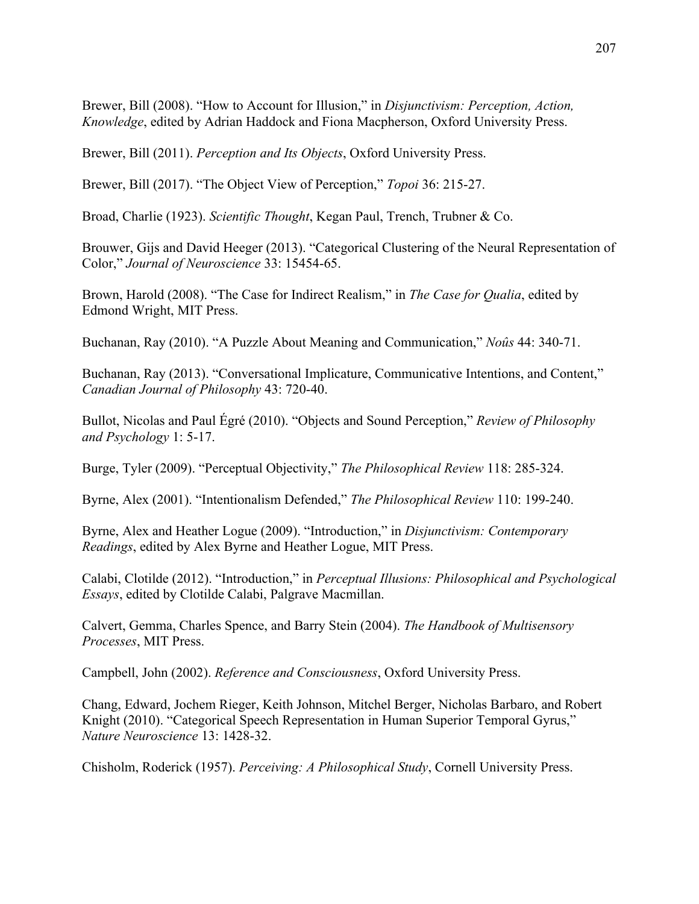Brewer, Bill (2008). "How to Account for Illusion," in *Disjunctivism: Perception, Action, Knowledge*, edited by Adrian Haddock and Fiona Macpherson, Oxford University Press.

Brewer, Bill (2011). *Perception and Its Objects*, Oxford University Press.

Brewer, Bill (2017). "The Object View of Perception," *Topoi* 36: 215-27.

Broad, Charlie (1923). *Scientific Thought*, Kegan Paul, Trench, Trubner & Co.

Brouwer, Gijs and David Heeger (2013). "Categorical Clustering of the Neural Representation of Color," *Journal of Neuroscience* 33: 15454-65.

Brown, Harold (2008). "The Case for Indirect Realism," in *The Case for Qualia*, edited by Edmond Wright, MIT Press.

Buchanan, Ray (2010). "A Puzzle About Meaning and Communication," *Noûs* 44: 340-71.

Buchanan, Ray (2013). "Conversational Implicature, Communicative Intentions, and Content," *Canadian Journal of Philosophy* 43: 720-40.

Bullot, Nicolas and Paul Égré (2010). "Objects and Sound Perception," *Review of Philosophy and Psychology* 1: 5-17.

Burge, Tyler (2009). "Perceptual Objectivity," *The Philosophical Review* 118: 285-324.

Byrne, Alex (2001). "Intentionalism Defended," *The Philosophical Review* 110: 199-240.

Byrne, Alex and Heather Logue (2009). "Introduction," in *Disjunctivism: Contemporary Readings*, edited by Alex Byrne and Heather Logue, MIT Press.

Calabi, Clotilde (2012). "Introduction," in *Perceptual Illusions: Philosophical and Psychological Essays*, edited by Clotilde Calabi, Palgrave Macmillan.

Calvert, Gemma, Charles Spence, and Barry Stein (2004). *The Handbook of Multisensory Processes*, MIT Press.

Campbell, John (2002). *Reference and Consciousness*, Oxford University Press.

Chang, Edward, Jochem Rieger, Keith Johnson, Mitchel Berger, Nicholas Barbaro, and Robert Knight (2010). "Categorical Speech Representation in Human Superior Temporal Gyrus," *Nature Neuroscience* 13: 1428-32.

Chisholm, Roderick (1957). *Perceiving: A Philosophical Study*, Cornell University Press.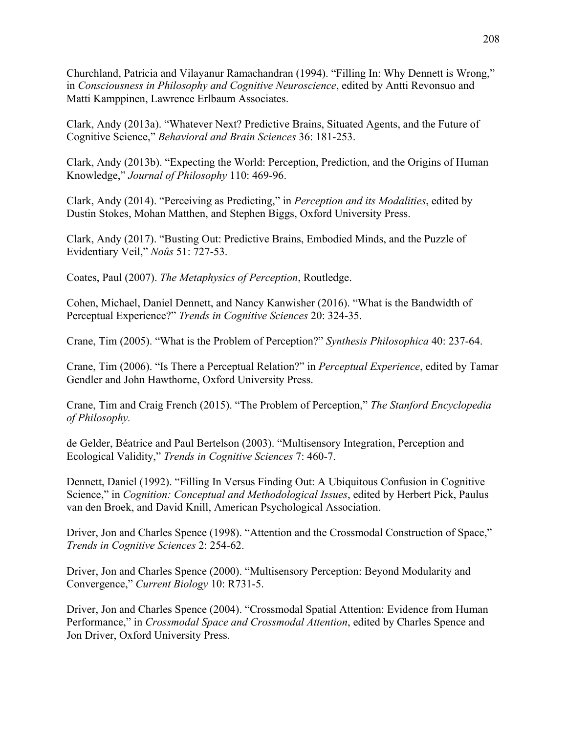Churchland, Patricia and Vilayanur Ramachandran (1994). "Filling In: Why Dennett is Wrong," in *Consciousness in Philosophy and Cognitive Neuroscience*, edited by Antti Revonsuo and Matti Kamppinen, Lawrence Erlbaum Associates.

Clark, Andy (2013a). "Whatever Next? Predictive Brains, Situated Agents, and the Future of Cognitive Science," *Behavioral and Brain Sciences* 36: 181-253.

Clark, Andy (2013b). "Expecting the World: Perception, Prediction, and the Origins of Human Knowledge," *Journal of Philosophy* 110: 469-96.

Clark, Andy (2014). "Perceiving as Predicting," in *Perception and its Modalities*, edited by Dustin Stokes, Mohan Matthen, and Stephen Biggs, Oxford University Press.

Clark, Andy (2017). "Busting Out: Predictive Brains, Embodied Minds, and the Puzzle of Evidentiary Veil," *Noûs* 51: 727-53.

Coates, Paul (2007). *The Metaphysics of Perception*, Routledge.

Cohen, Michael, Daniel Dennett, and Nancy Kanwisher (2016). "What is the Bandwidth of Perceptual Experience?" *Trends in Cognitive Sciences* 20: 324-35.

Crane, Tim (2005). "What is the Problem of Perception?" *Synthesis Philosophica* 40: 237-64.

Crane, Tim (2006). "Is There a Perceptual Relation?" in *Perceptual Experience*, edited by Tamar Gendler and John Hawthorne, Oxford University Press.

Crane, Tim and Craig French (2015). "The Problem of Perception," *The Stanford Encyclopedia of Philosophy.*

de Gelder, Béatrice and Paul Bertelson (2003). "Multisensory Integration, Perception and Ecological Validity," *Trends in Cognitive Sciences* 7: 460-7.

Dennett, Daniel (1992). "Filling In Versus Finding Out: A Ubiquitous Confusion in Cognitive Science," in *Cognition: Conceptual and Methodological Issues*, edited by Herbert Pick, Paulus van den Broek, and David Knill, American Psychological Association.

Driver, Jon and Charles Spence (1998). "Attention and the Crossmodal Construction of Space," *Trends in Cognitive Sciences* 2: 254-62.

Driver, Jon and Charles Spence (2000). "Multisensory Perception: Beyond Modularity and Convergence," *Current Biology* 10: R731-5.

Driver, Jon and Charles Spence (2004). "Crossmodal Spatial Attention: Evidence from Human Performance," in *Crossmodal Space and Crossmodal Attention*, edited by Charles Spence and Jon Driver, Oxford University Press.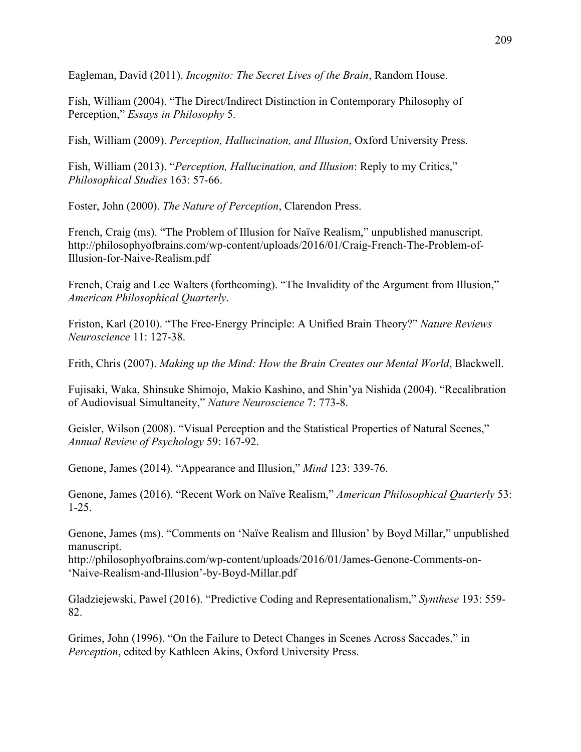Eagleman, David (2011). *Incognito: The Secret Lives of the Brain*, Random House.

Fish, William (2004). "The Direct/Indirect Distinction in Contemporary Philosophy of Perception," *Essays in Philosophy* 5.

Fish, William (2009). *Perception, Hallucination, and Illusion*, Oxford University Press.

Fish, William (2013). "*Perception, Hallucination, and Illusion*: Reply to my Critics," *Philosophical Studies* 163: 57-66.

Foster, John (2000). *The Nature of Perception*, Clarendon Press.

French, Craig (ms). "The Problem of Illusion for Naïve Realism," unpublished manuscript. http://philosophyofbrains.com/wp-content/uploads/2016/01/Craig-French-The-Problem-of-Illusion-for-Naive-Realism.pdf

French, Craig and Lee Walters (forthcoming). "The Invalidity of the Argument from Illusion," *American Philosophical Quarterly*.

Friston, Karl (2010). "The Free-Energy Principle: A Unified Brain Theory?" *Nature Reviews Neuroscience* 11: 127-38.

Frith, Chris (2007). *Making up the Mind: How the Brain Creates our Mental World*, Blackwell.

Fujisaki, Waka, Shinsuke Shimojo, Makio Kashino, and Shin'ya Nishida (2004). "Recalibration of Audiovisual Simultaneity," *Nature Neuroscience* 7: 773-8.

Geisler, Wilson (2008). "Visual Perception and the Statistical Properties of Natural Scenes," *Annual Review of Psychology* 59: 167-92.

Genone, James (2014). "Appearance and Illusion," *Mind* 123: 339-76.

Genone, James (2016). "Recent Work on Naïve Realism," *American Philosophical Quarterly* 53: 1-25.

Genone, James (ms). "Comments on 'Naïve Realism and Illusion' by Boyd Millar," unpublished manuscript. http://philosophyofbrains.com/wp-content/uploads/2016/01/James-Genone-Comments-on-'Naive-Realism-and-Illusion'-by-Boyd-Millar.pdf

Gladziejewski, Pawel (2016). "Predictive Coding and Representationalism," *Synthese* 193: 559-82.

Grimes, John (1996). "On the Failure to Detect Changes in Scenes Across Saccades," in *Perception*, edited by Kathleen Akins, Oxford University Press.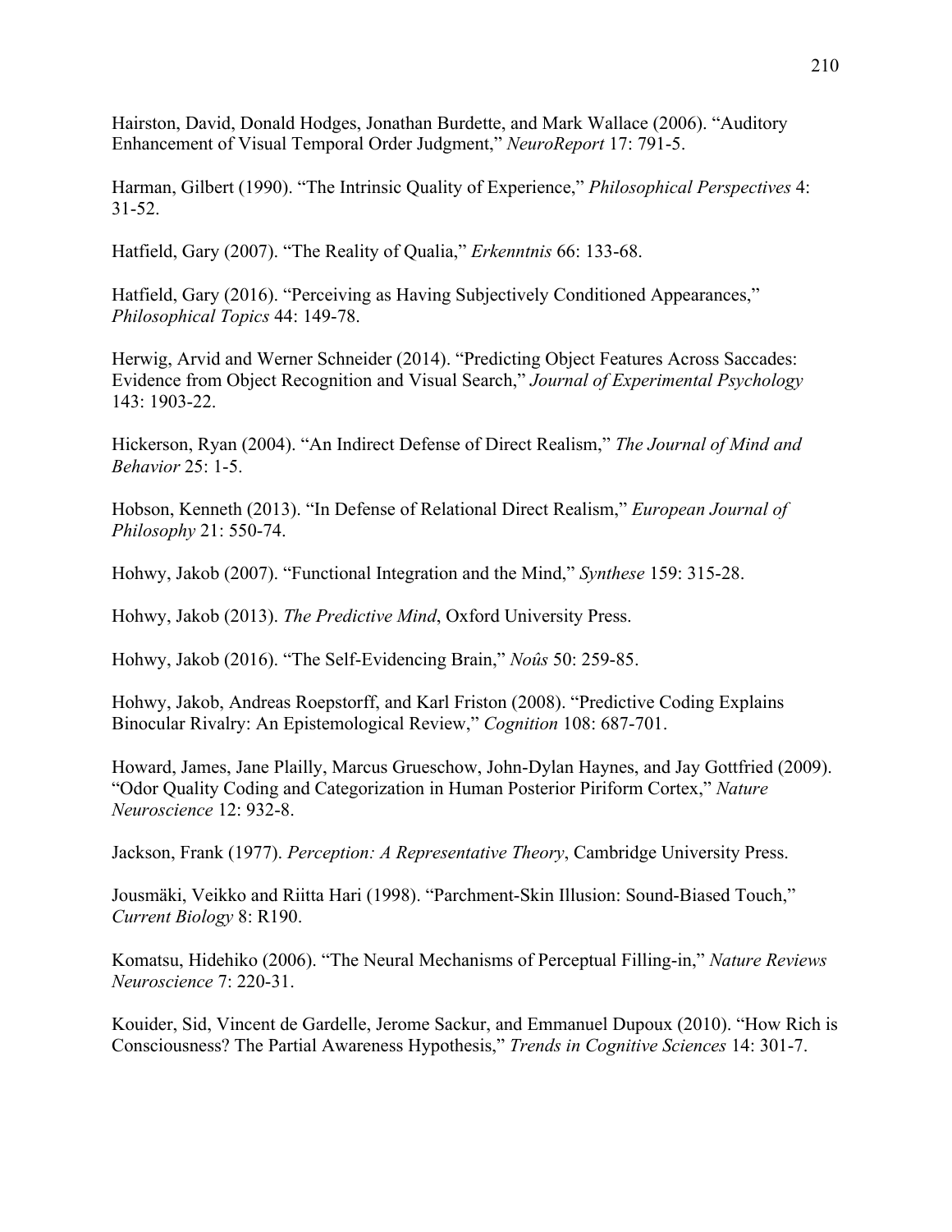Hairston, David, Donald Hodges, Jonathan Burdette, and Mark Wallace (2006). "Auditory Enhancement of Visual Temporal Order Judgment," *NeuroReport* 17: 791-5.

Harman, Gilbert (1990). "The Intrinsic Quality of Experience," *Philosophical Perspectives* 4: 31-52.

Hatfield, Gary (2007). "The Reality of Qualia," *Erkenntnis* 66: 133-68.

Hatfield, Gary (2016). "Perceiving as Having Subjectively Conditioned Appearances," *Philosophical Topics* 44: 149-78.

Herwig, Arvid and Werner Schneider (2014). "Predicting Object Features Across Saccades: Evidence from Object Recognition and Visual Search," *Journal of Experimental Psychology* 143: 1903-22.

Hickerson, Ryan (2004). "An Indirect Defense of Direct Realism," *The Journal of Mind and Behavior* 25: 1-5.

Hobson, Kenneth (2013). "In Defense of Relational Direct Realism," *European Journal of Philosophy* 21: 550-74.

Hohwy, Jakob (2007). "Functional Integration and the Mind," *Synthese* 159: 315-28.

Hohwy, Jakob (2013). *The Predictive Mind*, Oxford University Press.

Hohwy, Jakob (2016). "The Self-Evidencing Brain," *Noûs* 50: 259-85.

Hohwy, Jakob, Andreas Roepstorff, and Karl Friston (2008). "Predictive Coding Explains Binocular Rivalry: An Epistemological Review," *Cognition* 108: 687-701.

Howard, James, Jane Plailly, Marcus Grueschow, John-Dylan Haynes, and Jay Gottfried (2009). "Odor Quality Coding and Categorization in Human Posterior Piriform Cortex," *Nature Neuroscience* 12: 932-8.

Jackson, Frank (1977). *Perception: A Representative Theory*, Cambridge University Press.

Jousmäki, Veikko and Riitta Hari (1998). "Parchment-Skin Illusion: Sound-Biased Touch," *Current Biology* 8: R190.

Komatsu, Hidehiko (2006). "The Neural Mechanisms of Perceptual Filling-in," *Nature Reviews Neuroscience* 7: 220-31.

Kouider, Sid, Vincent de Gardelle, Jerome Sackur, and Emmanuel Dupoux (2010). "How Rich is Consciousness? The Partial Awareness Hypothesis," *Trends in Cognitive Sciences* 14: 301-7.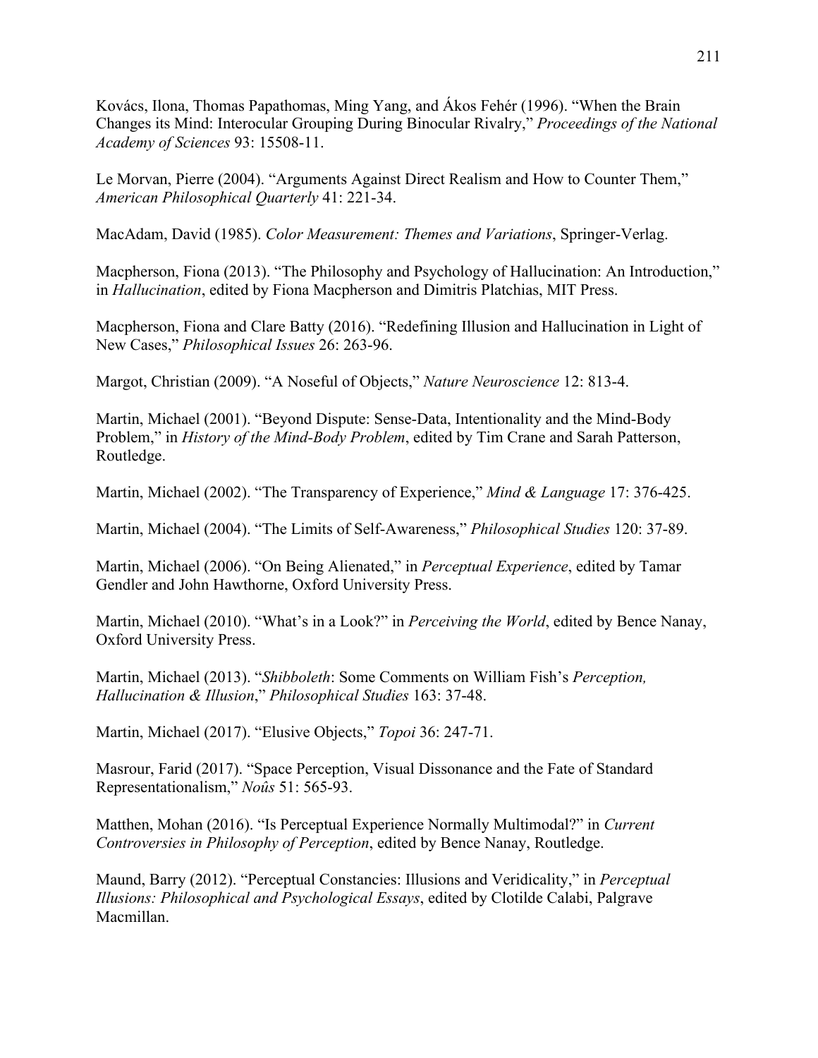Kovács, Ilona, Thomas Papathomas, Ming Yang, and Ákos Fehér (1996). "When the Brain Changes its Mind: Interocular Grouping During Binocular Rivalry," *Proceedings of the National Academy of Sciences* 93: 15508-11.

Le Morvan, Pierre (2004). "Arguments Against Direct Realism and How to Counter Them," *American Philosophical Quarterly* 41: 221-34.

MacAdam, David (1985). *Color Measurement: Themes and Variations*, Springer-Verlag.

Macpherson, Fiona (2013). "The Philosophy and Psychology of Hallucination: An Introduction," in *Hallucination*, edited by Fiona Macpherson and Dimitris Platchias, MIT Press.

Macpherson, Fiona and Clare Batty (2016). "Redefining Illusion and Hallucination in Light of New Cases," *Philosophical Issues* 26: 263-96.

Margot, Christian (2009). "A Noseful of Objects," *Nature Neuroscience* 12: 813-4.

Martin, Michael (2001). "Beyond Dispute: Sense-Data, Intentionality and the Mind-Body Problem," in *History of the Mind-Body Problem*, edited by Tim Crane and Sarah Patterson, Routledge.

Martin, Michael (2002). "The Transparency of Experience," *Mind & Language* 17: 376-425.

Martin, Michael (2004). "The Limits of Self-Awareness," *Philosophical Studies* 120: 37-89.

Martin, Michael (2006). "On Being Alienated," in *Perceptual Experience*, edited by Tamar Gendler and John Hawthorne, Oxford University Press.

Martin, Michael (2010). "What's in a Look?" in *Perceiving the World*, edited by Bence Nanay, Oxford University Press.

Martin, Michael (2013). "*Shibboleth*: Some Comments on William Fish's *Perception, Hallucination & Illusion*," *Philosophical Studies* 163: 37-48.

Martin, Michael (2017). "Elusive Objects," *Topoi* 36: 247-71.

Masrour, Farid (2017). "Space Perception, Visual Dissonance and the Fate of Standard Representationalism," *Noûs* 51: 565-93.

Matthen, Mohan (2016). "Is Perceptual Experience Normally Multimodal?" in *Current Controversies in Philosophy of Perception*, edited by Bence Nanay, Routledge.

Maund, Barry (2012). "Perceptual Constancies: Illusions and Veridicality," in *Perceptual Illusions: Philosophical and Psychological Essays*, edited by Clotilde Calabi, Palgrave Macmillan.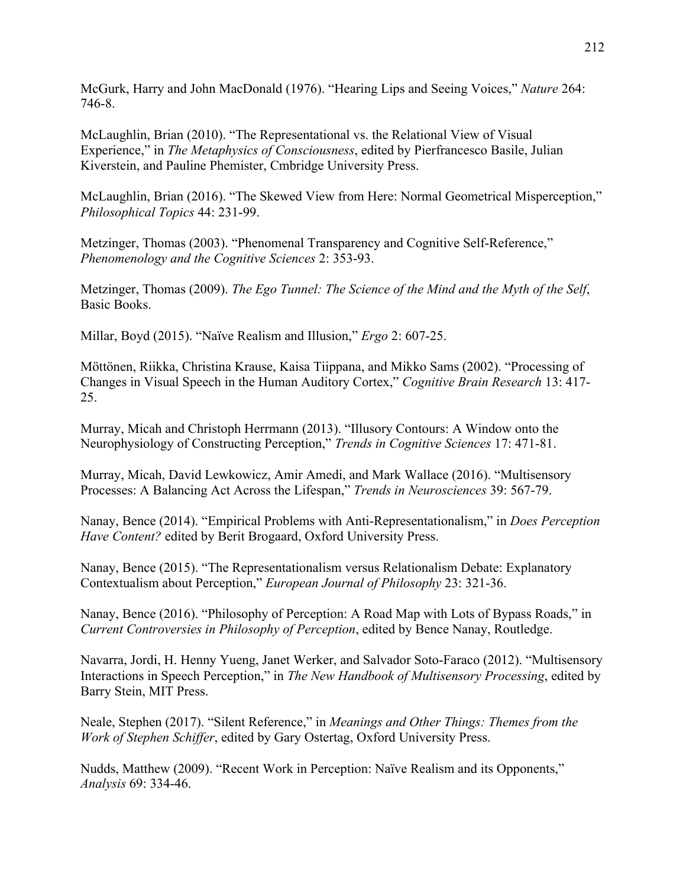McGurk, Harry and John MacDonald (1976). "Hearing Lips and Seeing Voices," *Nature* 264: 746-8.

McLaughlin, Brian (2010). "The Representational vs. the Relational View of Visual Experience," in *The Metaphysics of Consciousness*, edited by Pierfrancesco Basile, Julian Kiverstein, and Pauline Phemister, Cmbridge University Press.

McLaughlin, Brian (2016). "The Skewed View from Here: Normal Geometrical Misperception," *Philosophical Topics* 44: 231-99.

Metzinger, Thomas (2003). "Phenomenal Transparency and Cognitive Self-Reference," *Phenomenology and the Cognitive Sciences* 2: 353-93.

Metzinger, Thomas (2009). *The Ego Tunnel: The Science of the Mind and the Myth of the Self*, Basic Books.

Millar, Boyd (2015). "Naïve Realism and Illusion," *Ergo* 2: 607-25.

Möttönen, Riikka, Christina Krause, Kaisa Tiippana, and Mikko Sams (2002). "Processing of Changes in Visual Speech in the Human Auditory Cortex," *Cognitive Brain Research* 13: 417-25.

Murray, Micah and Christoph Herrmann (2013). "Illusory Contours: A Window onto the Neurophysiology of Constructing Perception," *Trends in Cognitive Sciences* 17: 471-81.

Murray, Micah, David Lewkowicz, Amir Amedi, and Mark Wallace (2016). "Multisensory Processes: A Balancing Act Across the Lifespan," *Trends in Neurosciences* 39: 567-79.

Nanay, Bence (2014). "Empirical Problems with Anti-Representationalism," in *Does Perception Have Content?* edited by Berit Brogaard, Oxford University Press.

Nanay, Bence (2015). "The Representationalism versus Relationalism Debate: Explanatory Contextualism about Perception," *European Journal of Philosophy* 23: 321-36.

Nanay, Bence (2016). "Philosophy of Perception: A Road Map with Lots of Bypass Roads," in *Current Controversies in Philosophy of Perception*, edited by Bence Nanay, Routledge.

Navarra, Jordi, H. Henny Yueng, Janet Werker, and Salvador Soto-Faraco (2012). "Multisensory Interactions in Speech Perception," in *The New Handbook of Multisensory Processing*, edited by Barry Stein, MIT Press.

Neale, Stephen (2017). "Silent Reference," in *Meanings and Other Things: Themes from the Work of Stephen Schiffer*, edited by Gary Ostertag, Oxford University Press.

Nudds, Matthew (2009). "Recent Work in Perception: Naïve Realism and its Opponents," *Analysis* 69: 334-46.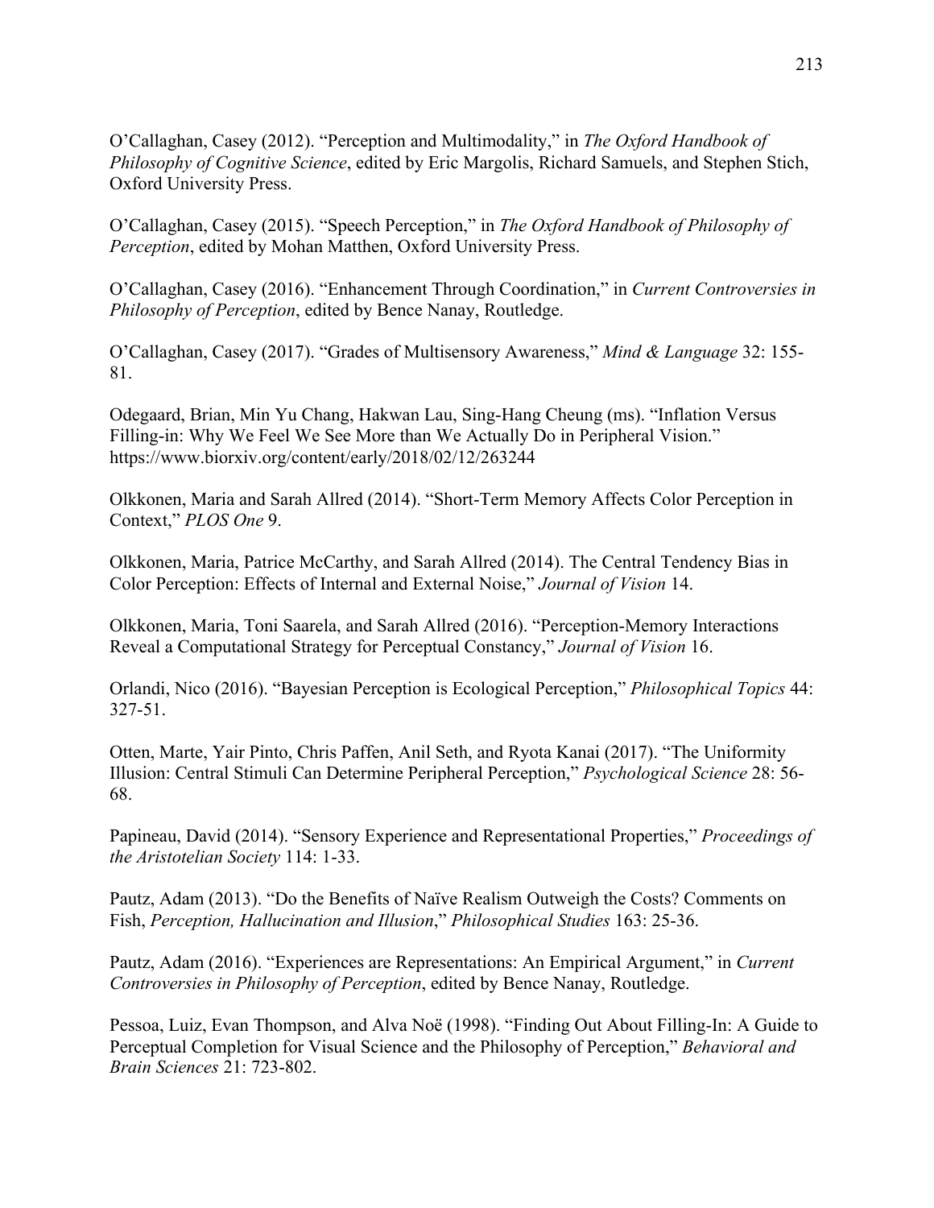O'Callaghan, Casey (2012). "Perception and Multimodality," in *The Oxford Handbook of Philosophy of Cognitive Science*, edited by Eric Margolis, Richard Samuels, and Stephen Stich, Oxford University Press.

O'Callaghan, Casey (2015). "Speech Perception," in *The Oxford Handbook of Philosophy of Perception*, edited by Mohan Matthen, Oxford University Press.

O'Callaghan, Casey (2016). "Enhancement Through Coordination," in *Current Controversies in Philosophy of Perception*, edited by Bence Nanay, Routledge.

O'Callaghan, Casey (2017). "Grades of Multisensory Awareness," *Mind & Language* 32: 155-81.

Odegaard, Brian, Min Yu Chang, Hakwan Lau, Sing-Hang Cheung (ms). "Inflation Versus Filling-in: Why We Feel We See More than We Actually Do in Peripheral Vision." https://www.biorxiv.org/content/early/2018/02/12/263244

Olkkonen, Maria and Sarah Allred (2014). "Short-Term Memory Affects Color Perception in Context," *PLOS One* 9.

Olkkonen, Maria, Patrice McCarthy, and Sarah Allred (2014). The Central Tendency Bias in Color Perception: Effects of Internal and External Noise," *Journal of Vision* 14.

Olkkonen, Maria, Toni Saarela, and Sarah Allred (2016). "Perception-Memory Interactions Reveal a Computational Strategy for Perceptual Constancy," *Journal of Vision* 16.

Orlandi, Nico (2016). "Bayesian Perception is Ecological Perception," *Philosophical Topics* 44: 327-51.

Otten, Marte, Yair Pinto, Chris Paffen, Anil Seth, and Ryota Kanai (2017). "The Uniformity Illusion: Central Stimuli Can Determine Peripheral Perception," *Psychological Science* 28: 56-68.

Papineau, David (2014). "Sensory Experience and Representational Properties," *Proceedings of the Aristotelian Society* 114: 1-33.

Pautz, Adam (2013). "Do the Benefits of Naïve Realism Outweigh the Costs? Comments on Fish, *Perception, Hallucination and Illusion*," *Philosophical Studies* 163: 25-36.

Pautz, Adam (2016). "Experiences are Representations: An Empirical Argument," in *Current Controversies in Philosophy of Perception*, edited by Bence Nanay, Routledge.

Pessoa, Luiz, Evan Thompson, and Alva Noë (1998). "Finding Out About Filling-In: A Guide to Perceptual Completion for Visual Science and the Philosophy of Perception," *Behavioral and Brain Sciences* 21: 723-802.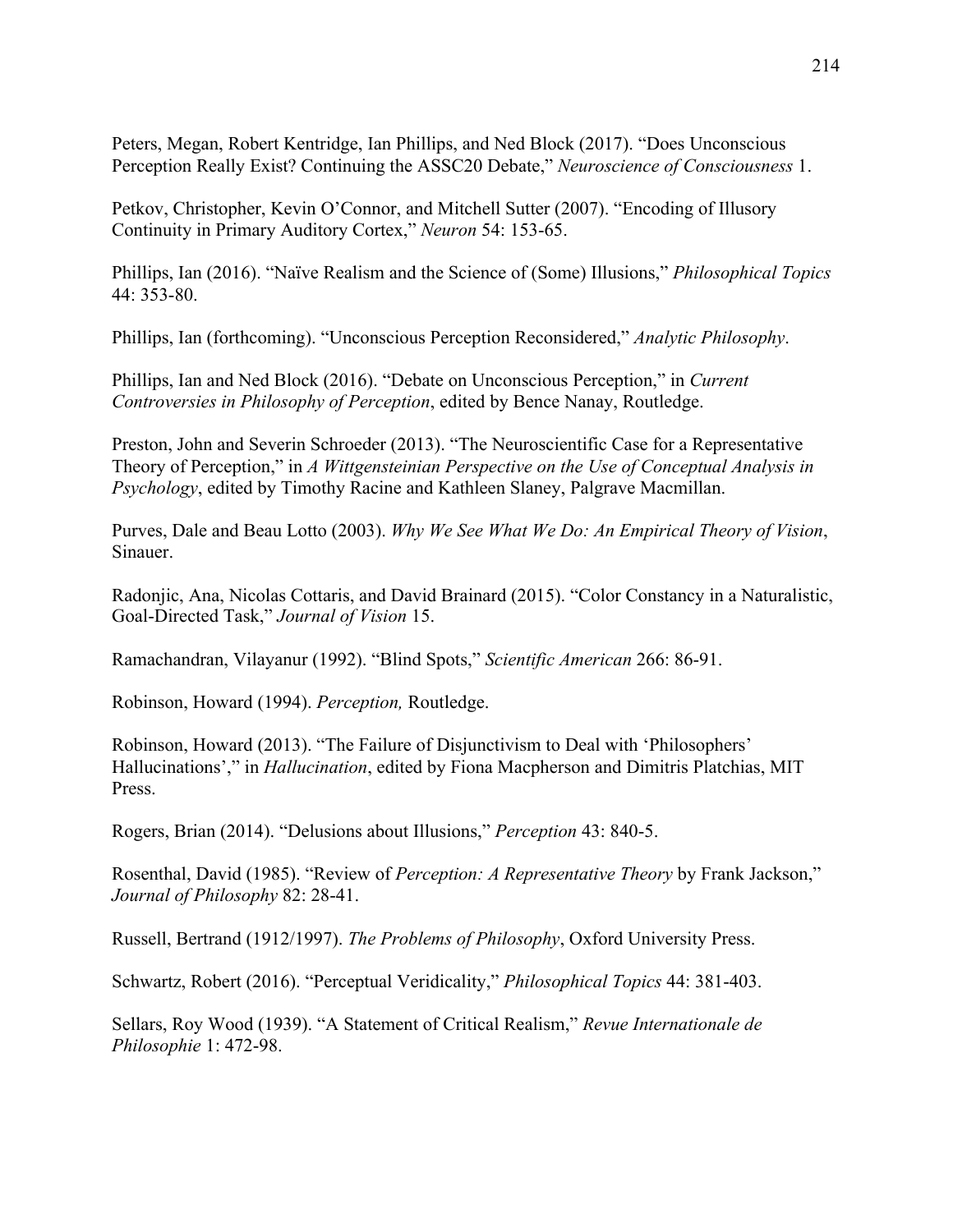Peters, Megan, Robert Kentridge, Ian Phillips, and Ned Block (2017). “Does Unconscious Perception Really Exist? Continuing the ASSC20 Debate,” *Neuroscience of Consciousness* 1.

Petkov, Christopher, Kevin O’Connor, and Mitchell Sutter (2007). “Encoding of Illusory Continuity in Primary Auditory Cortex,” *Neuron* 54: 153-65.

Phillips, Ian (2016). “Naïve Realism and the Science of (Some) Illusions,” *Philosophical Topics* 44: 353-80.

Phillips, Ian (forthcoming). “Unconscious Perception Reconsidered,” *Analytic Philosophy*.

Phillips, Ian and Ned Block (2016). “Debate on Unconscious Perception,” in *Current Controversies in Philosophy of Perception*, edited by Bence Nanay, Routledge.

Preston, John and Severin Schroeder (2013). “The Neuroscientific Case for a Representative Theory of Perception,” in *A Wittgensteinian Perspective on the Use of Conceptual Analysis in Psychology*, edited by Timothy Racine and Kathleen Slaney, Palgrave Macmillan.

Purves, Dale and Beau Lotto (2003). *Why We See What We Do: An Empirical Theory of Vision*, Sinauer.

Radonjic, Ana, Nicolas Cottaris, and David Brainard (2015). “Color Constancy in a Naturalistic, Goal-Directed Task,” *Journal of Vision* 15.

Ramachandran, Vilayanur (1992). “Blind Spots,” *Scientific American* 266: 86-91.

Robinson, Howard (1994). *Perception,* Routledge.

Robinson, Howard (2013). “The Failure of Disjunctivism to Deal with ‘Philosophers’ Hallucinations’,” in *Hallucination*, edited by Fiona Macpherson and Dimitris Platchias, MIT Press.

Rogers, Brian (2014). “Delusions about Illusions,” *Perception* 43: 840-5.

Rosenthal, David (1985). “Review of *Perception: A Representative Theory* by Frank Jackson,” *Journal of Philosophy* 82: 28-41.

Russell, Bertrand (1912/1997). *The Problems of Philosophy*, Oxford University Press.

Schwartz, Robert (2016). “Perceptual Veridicality,” *Philosophical Topics* 44: 381-403.

Sellars, Roy Wood (1939). “A Statement of Critical Realism,” *Revue Internationale de Philosophie* 1: 472-98.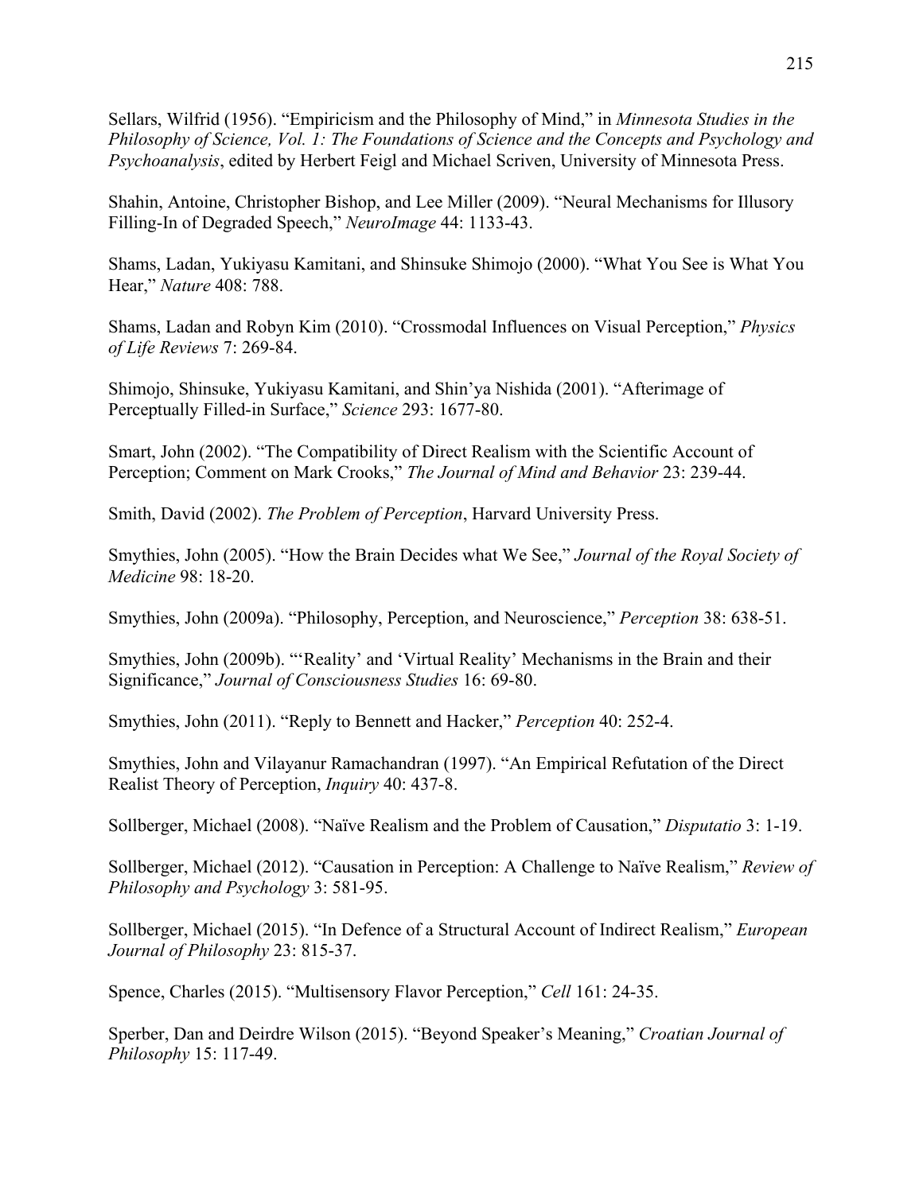Sellars, Wilfrid (1956). "Empiricism and the Philosophy of Mind," in *Minnesota Studies in the Philosophy of Science, Vol. 1: The Foundations of Science and the Concepts and Psychology and Psychoanalysis*, edited by Herbert Feigl and Michael Scriven, University of Minnesota Press.

Shahin, Antoine, Christopher Bishop, and Lee Miller (2009). "Neural Mechanisms for Illusory Filling-In of Degraded Speech," *NeuroImage* 44: 1133-43.

Shams, Ladan, Yukiyasu Kamitani, and Shinsuke Shimojo (2000). "What You See is What You Hear," *Nature* 408: 788.

Shams, Ladan and Robyn Kim (2010). "Crossmodal Influences on Visual Perception," *Physics of Life Reviews* 7: 269-84.

Shimojo, Shinsuke, Yukiyasu Kamitani, and Shin'ya Nishida (2001). "Afterimage of Perceptually Filled-in Surface," *Science* 293: 1677-80.

Smart, John (2002). "The Compatibility of Direct Realism with the Scientific Account of Perception; Comment on Mark Crooks," *The Journal of Mind and Behavior* 23: 239-44.

Smith, David (2002). *The Problem of Perception*, Harvard University Press.

Smythies, John (2005). "How the Brain Decides what We See," *Journal of the Royal Society of Medicine* 98: 18-20.

Smythies, John (2009a). "Philosophy, Perception, and Neuroscience," *Perception* 38: 638-51.

Smythies, John (2009b). "'Reality' and 'Virtual Reality' Mechanisms in the Brain and their Significance," *Journal of Consciousness Studies* 16: 69-80.

Smythies, John (2011). "Reply to Bennett and Hacker," *Perception* 40: 252-4.

Smythies, John and Vilayanur Ramachandran (1997). "An Empirical Refutation of the Direct Realist Theory of Perception, *Inquiry* 40: 437-8.

Sollberger, Michael (2008). "Naïve Realism and the Problem of Causation," *Disputatio* 3: 1-19.

Sollberger, Michael (2012). "Causation in Perception: A Challenge to Naïve Realism," *Review of Philosophy and Psychology* 3: 581-95.

Sollberger, Michael (2015). "In Defence of a Structural Account of Indirect Realism," *European Journal of Philosophy* 23: 815-37.

Spence, Charles (2015). "Multisensory Flavor Perception," *Cell* 161: 24-35.

Sperber, Dan and Deirdre Wilson (2015). "Beyond Speaker's Meaning," *Croatian Journal of Philosophy* 15: 117-49.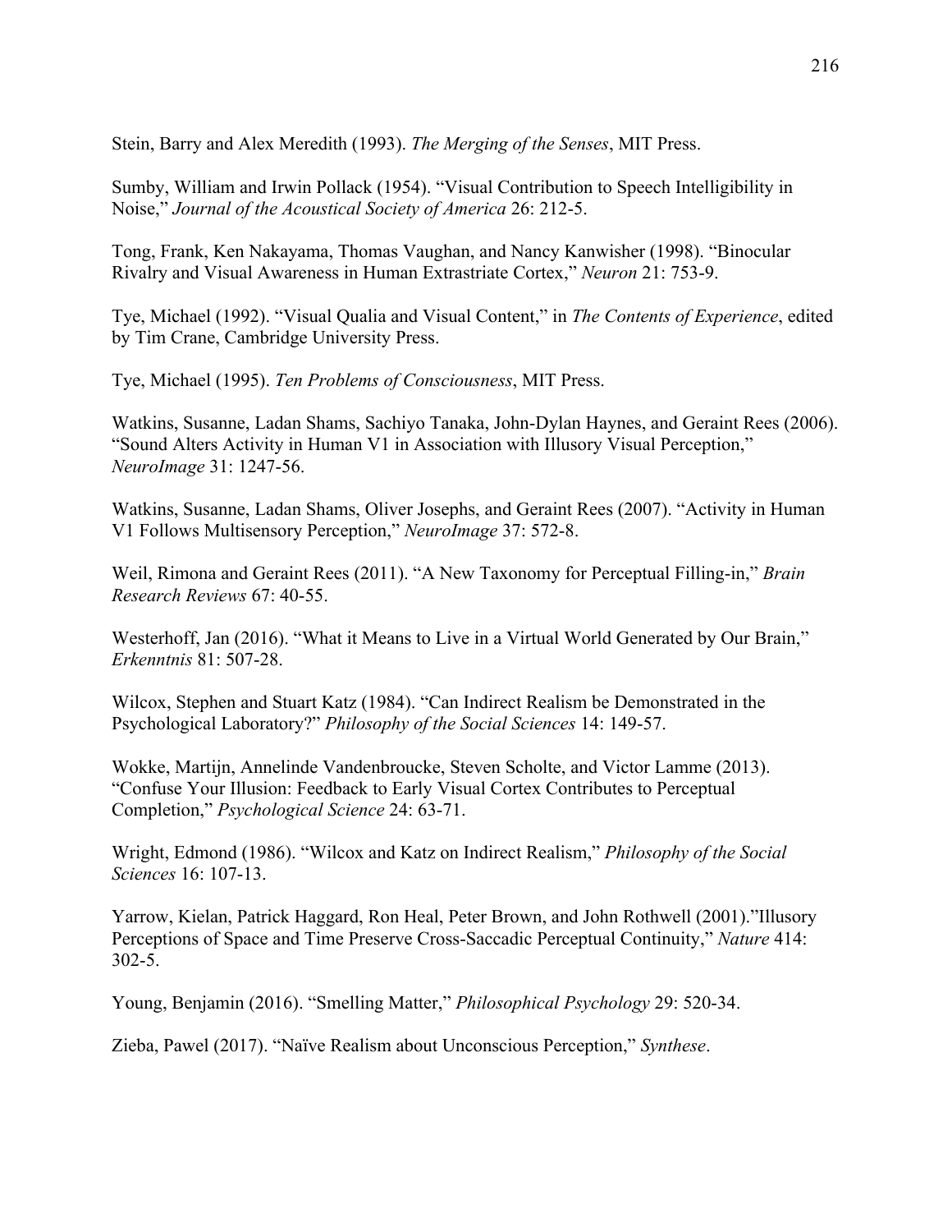Stein, Barry and Alex Meredith (1993). *The Merging of the Senses*, MIT Press.

Sumby, William and Irwin Pollack (1954). "Visual Contribution to Speech Intelligibility in Noise," *Journal of the Acoustical Society of America* 26: 212-5.

Tong, Frank, Ken Nakayama, Thomas Vaughan, and Nancy Kanwisher (1998). "Binocular Rivalry and Visual Awareness in Human Extrastriate Cortex," *Neuron* 21: 753-9.

Tye, Michael (1992). "Visual Qualia and Visual Content," in *The Contents of Experience*, edited by Tim Crane, Cambridge University Press.

Tye, Michael (1995). *Ten Problems of Consciousness*, MIT Press.

Watkins, Susanne, Ladan Shams, Sachiyo Tanaka, John-Dylan Haynes, and Geraint Rees (2006). "Sound Alters Activity in Human V1 in Association with Illusory Visual Perception," *NeuroImage* 31: 1247-56.

Watkins, Susanne, Ladan Shams, Oliver Josephs, and Geraint Rees (2007). "Activity in Human V1 Follows Multisensory Perception," *NeuroImage* 37: 572-8.

Weil, Rimona and Geraint Rees (2011). "A New Taxonomy for Perceptual Filling-in," *Brain Research Reviews* 67: 40-55.

Westerhoff, Jan (2016). "What it Means to Live in a Virtual World Generated by Our Brain," *Erkenntnis* 81: 507-28.

Wilcox, Stephen and Stuart Katz (1984). "Can Indirect Realism be Demonstrated in the Psychological Laboratory?" *Philosophy of the Social Sciences* 14: 149-57.

Wokke, Martijn, Annelinde Vandenbroucke, Steven Scholte, and Victor Lamme (2013). "Confuse Your Illusion: Feedback to Early Visual Cortex Contributes to Perceptual Completion," *Psychological Science* 24: 63-71.

Wright, Edmond (1986). "Wilcox and Katz on Indirect Realism," *Philosophy of the Social Sciences* 16: 107-13.

Yarrow, Kielan, Patrick Haggard, Ron Heal, Peter Brown, and John Rothwell (2001)."Illusory Perceptions of Space and Time Preserve Cross-Saccadic Perceptual Continuity," *Nature* 414: 302-5.

Young, Benjamin (2016). "Smelling Matter," *Philosophical Psychology* 29: 520-34.

Zieba, Pawel (2017). "Naïve Realism about Unconscious Perception," *Synthese*.